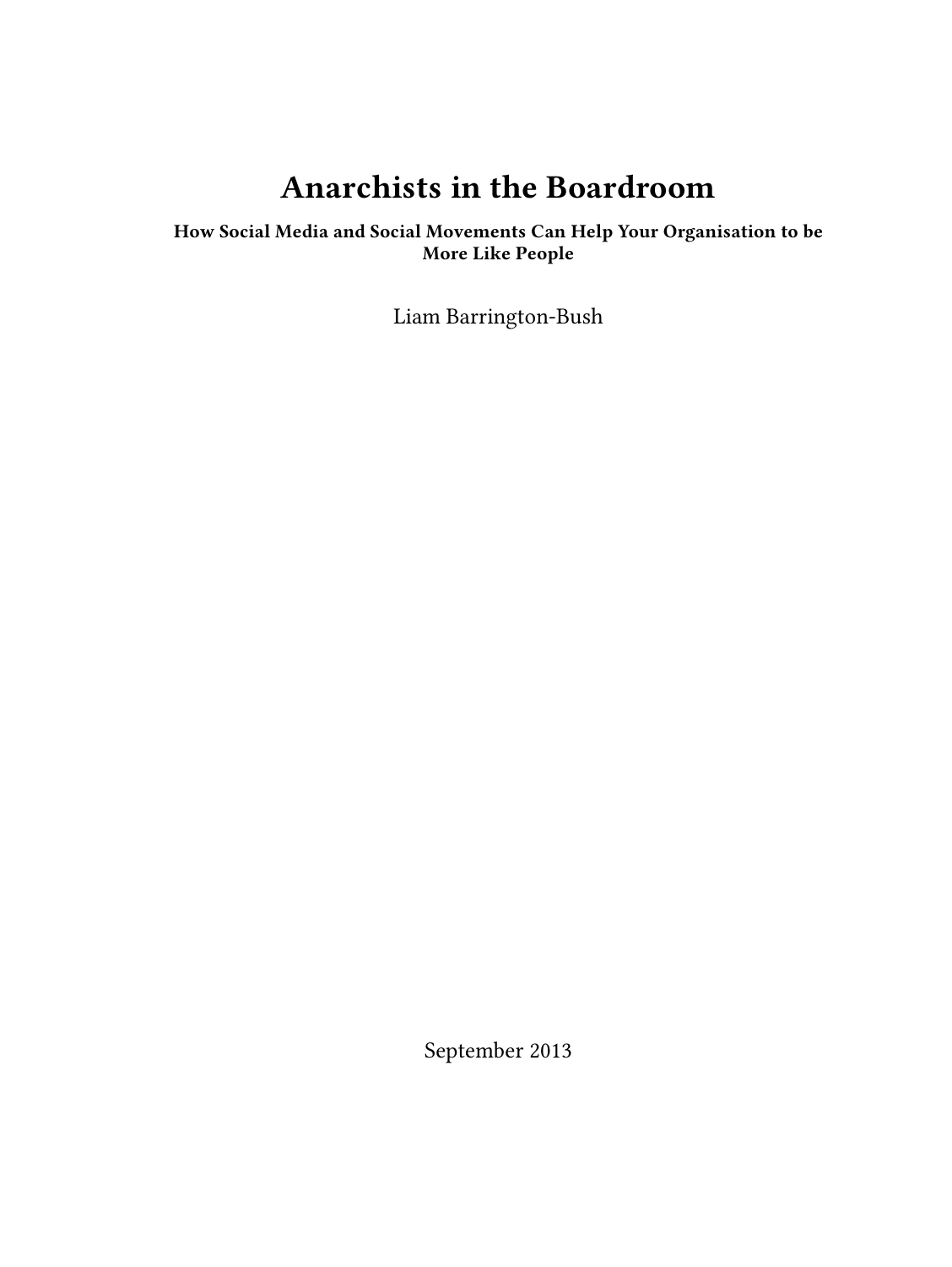# Anarchists in the Boardroom

**How Social Media and Social Movements Can Help Your Organisation to be More Like People**

Liam Barrington-Bush

September 2013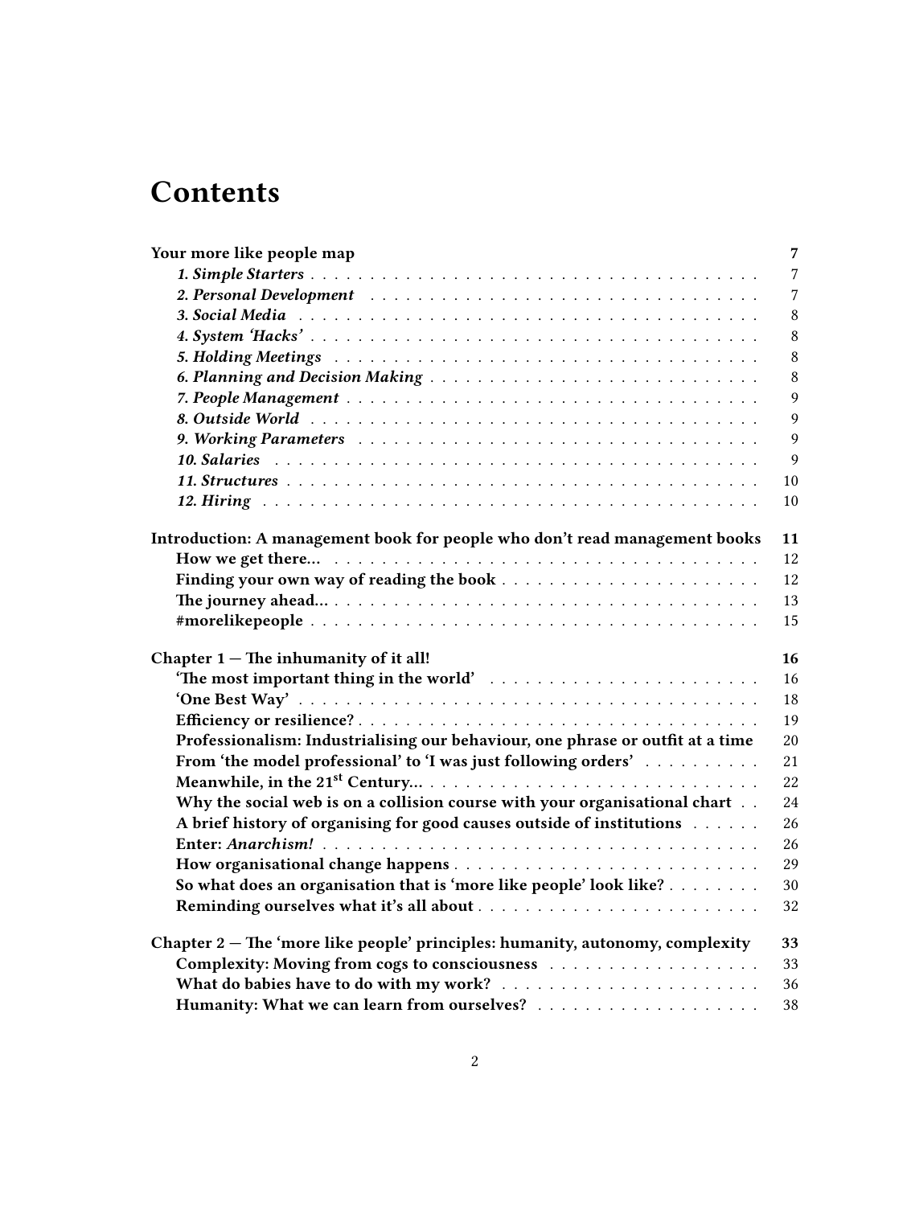# Contents

| | |
|---|---|
| **Your more like people map** | **7** |
| ***1. Simple Starters*** | 7 |
| ***2. Personal Development*** | 7 |
| ***3. Social Media*** | 8 |
| ***4. System 'Hacks'*** | 8 |
| ***5. Holding Meetings*** | 8 |
| ***6. Planning and Decision Making*** | 8 |
| ***7. People Management*** | 9 |
| ***8. Outside World*** | 9 |
| ***9. Working Parameters*** | 9 |
| ***10. Salaries*** | 9 |
| ***11. Structures*** | 10 |
| ***12. Hiring*** | 10 |
| **Introduction: A management book for people who don't read management books** | **11** |
| **How we get there…** | 12 |
| **Finding your own way of reading the book** | 12 |
| **The journey ahead…** | 13 |
| **#morelikepeople** | 15 |
| **Chapter 1 — The inhumanity of it all!** | **16** |
| **'The most important thing in the world'** | 16 |
| **'One Best Way'** | 18 |
| **Efficiency or resilience?** | 19 |
| **Professionalism: Industrialising our behaviour, one phrase or outfit at a time** | 20 |
| **From 'the model professional' to 'I was just following orders'** | 21 |
| **Meanwhile, in the 21st Century…** | 22 |
| **Why the social web is on a collision course with your organisational chart** | 24 |
| **A brief history of organising for good causes outside of institutions** | 26 |
| **Enter: *Anarchism!*** | 26 |
| **How organisational change happens** | 29 |
| **So what does an organisation that is 'more like people' look like?** | 30 |
| **Reminding ourselves what it's all about** | 32 |
| **Chapter 2 — The 'more like people' principles: humanity, autonomy, complexity** | **33** |
| **Complexity: Moving from cogs to consciousness** | 33 |
| **What do babies have to do with my work?** | 36 |
| **Humanity: What we can learn from ourselves?** | 38 |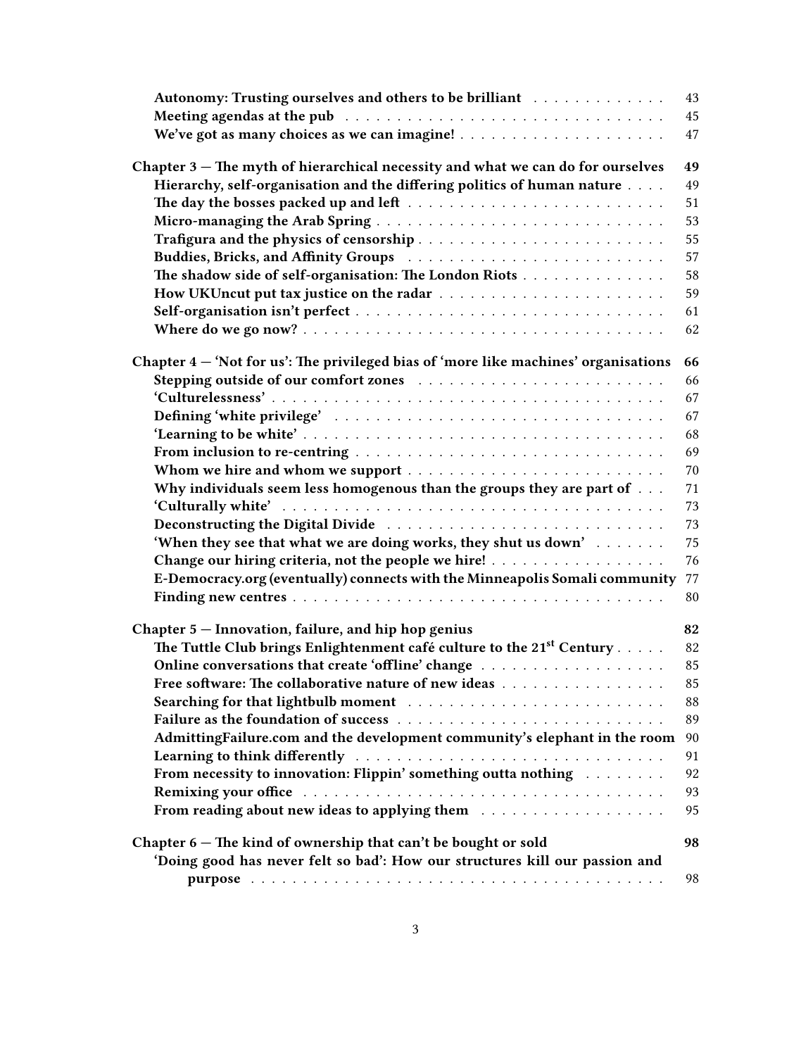- **Autonomy: Trusting ourselves and others to be brilliant** — 43
- **Meeting agendas at the pub** — 45
- **We've got as many choices as we can imagine!** — 47

**Chapter 3 — The myth of hierarchical necessity and what we can do for ourselves** — **49**

- **Hierarchy, self-organisation and the differing politics of human nature** — 49
- **The day the bosses packed up and left** — 51
- **Micro-managing the Arab Spring** — 53
- **Trafigura and the physics of censorship** — 55
- **Buddies, Bricks, and Affinity Groups** — 57
- **The shadow side of self-organisation: The London Riots** — 58
- **How UKUncut put tax justice on the radar** — 59
- **Self-organisation isn't perfect** — 61
- **Where do we go now?** — 62

**Chapter 4 — 'Not for us': The privileged bias of 'more like machines' organisations** — **66**

- **Stepping outside of our comfort zones** — 66
- **'Culturelessness'** — 67
- **Defining 'white privilege'** — 67
- **'Learning to be white'** — 68
- **From inclusion to re-centring** — 69
- **Whom we hire and whom we support** — 70
- **Why individuals seem less homogenous than the groups they are part of** — 71
- **'Culturally white'** — 73
- **Deconstructing the Digital Divide** — 73
- **'When they see that what we are doing works, they shut us down'** — 75
- **Change our hiring criteria, not the people we hire!** — 76
- **E-Democracy.org (eventually) connects with the Minneapolis Somali community** — 77
- **Finding new centres** — 80

**Chapter 5 — Innovation, failure, and hip hop genius** — **82**

- **The Tuttle Club brings Enlightenment café culture to the 21st Century** — 82
- **Online conversations that create 'offline' change** — 85
- **Free software: The collaborative nature of new ideas** — 85
- **Searching for that lightbulb moment** — 88
- **Failure as the foundation of success** — 89
- **AdmittingFailure.com and the development community's elephant in the room** — 90
- **Learning to think differently** — 91
- **From necessity to innovation: Flippin' something outta nothing** — 92
- **Remixing your office** — 93
- **From reading about new ideas to applying them** — 95

**Chapter 6 — The kind of ownership that can't be bought or sold** — **98**

- **'Doing good has never felt so bad': How our structures kill our passion and purpose** — 98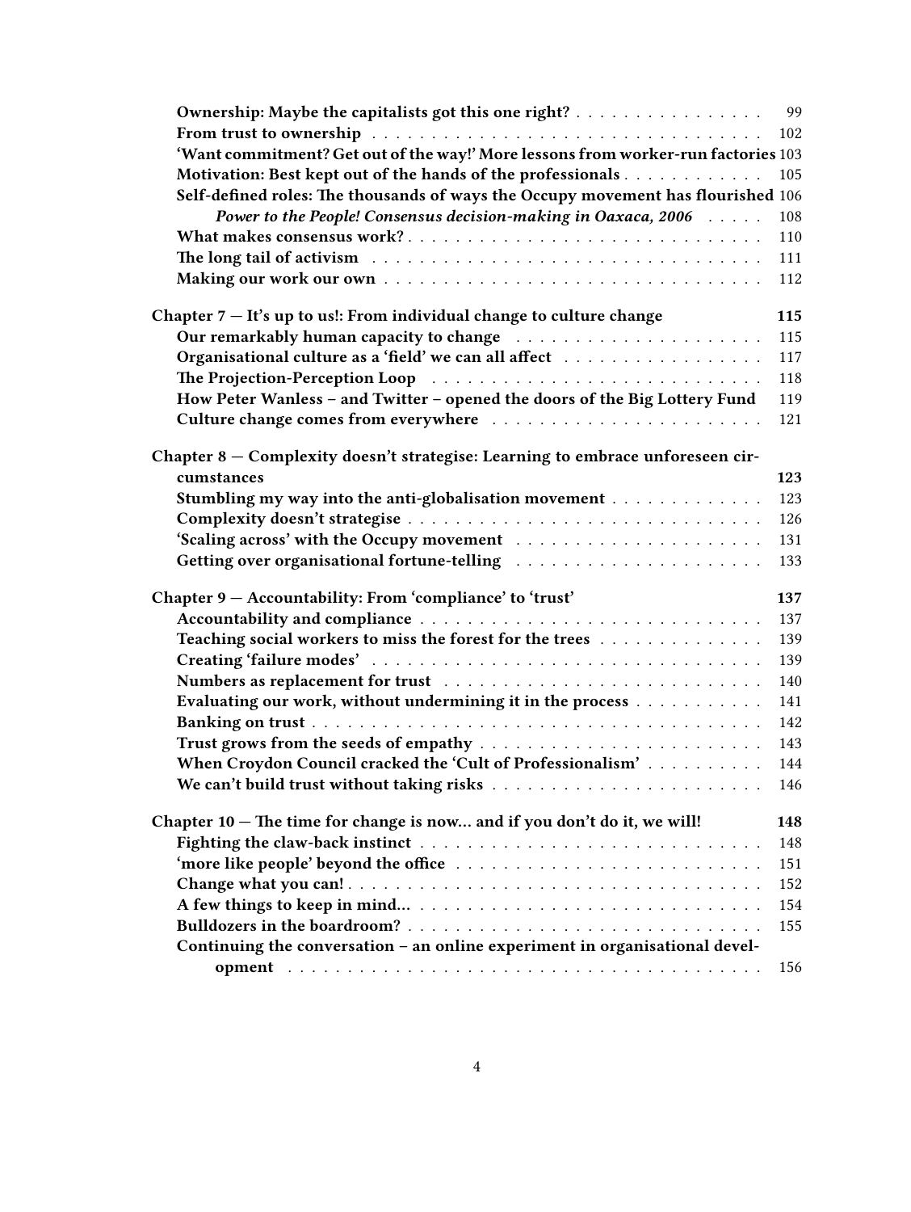- **Ownership: Maybe the capitalists got this one right?** 99
- **From trust to ownership** 102
- **'Want commitment? Get out of the way!' More lessons from worker-run factories** 103
- **Motivation: Best kept out of the hands of the professionals** 105
- **Self-defined roles: The thousands of ways the Occupy movement has flourished** 106
  - ***Power to the People! Consensus decision-making in Oaxaca, 2006*** 108
- **What makes consensus work?** 110
- **The long tail of activism** 111
- **Making our work our own** 112

**Chapter 7 — It's up to us!: From individual change to culture change** 115

- **Our remarkably human capacity to change** 115
- **Organisational culture as a 'field' we can all affect** 117
- **The Projection-Perception Loop** 118
- **How Peter Wanless – and Twitter – opened the doors of the Big Lottery Fund** 119
- **Culture change comes from everywhere** 121

**Chapter 8 — Complexity doesn't strategise: Learning to embrace unforeseen circumstances** 123

- **Stumbling my way into the anti-globalisation movement** 123
- **Complexity doesn't strategise** 126
- **'Scaling across' with the Occupy movement** 131
- **Getting over organisational fortune-telling** 133

**Chapter 9 — Accountability: From 'compliance' to 'trust'** 137

- **Accountability and compliance** 137
- **Teaching social workers to miss the forest for the trees** 139
- **Creating 'failure modes'** 139
- **Numbers as replacement for trust** 140
- **Evaluating our work, without undermining it in the process** 141
- **Banking on trust** 142
- **Trust grows from the seeds of empathy** 143
- **When Croydon Council cracked the 'Cult of Professionalism'** 144
- **We can't build trust without taking risks** 146

**Chapter 10 — The time for change is now... and if you don't do it, we will!** 148

- **Fighting the claw-back instinct** 148
- **'more like people' beyond the office** 151
- **Change what you can!** 152
- **A few things to keep in mind...** 154
- **Bulldozers in the boardroom?** 155
- **Continuing the conversation – an online experiment in organisational development** 156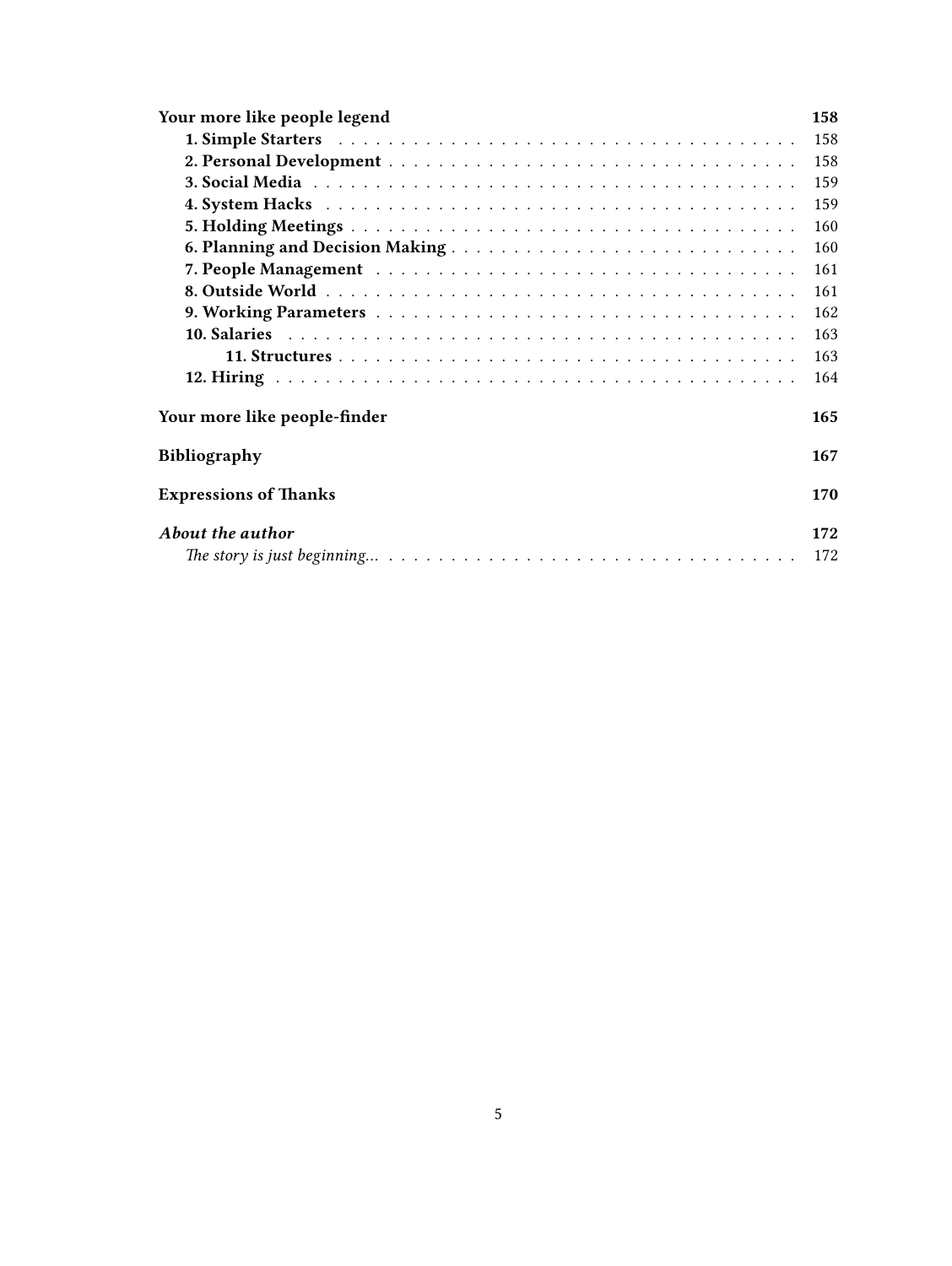**Your more like people legend** 158

- **1. Simple Starters** 158
- **2. Personal Development** 158
- **3. Social Media** 159
- **4. System Hacks** 159
- **5. Holding Meetings** 160
- **6. Planning and Decision Making** 160
- **7. People Management** 161
- **8. Outside World** 161
- **9. Working Parameters** 162
- **10. Salaries** 163
    - **11. Structures** 163
- **12. Hiring** 164

**Your more like people-finder** 165

**Bibliography** 167

**Expressions of Thanks** 170

***About the author*** 172

- *The story is just beginning…* 172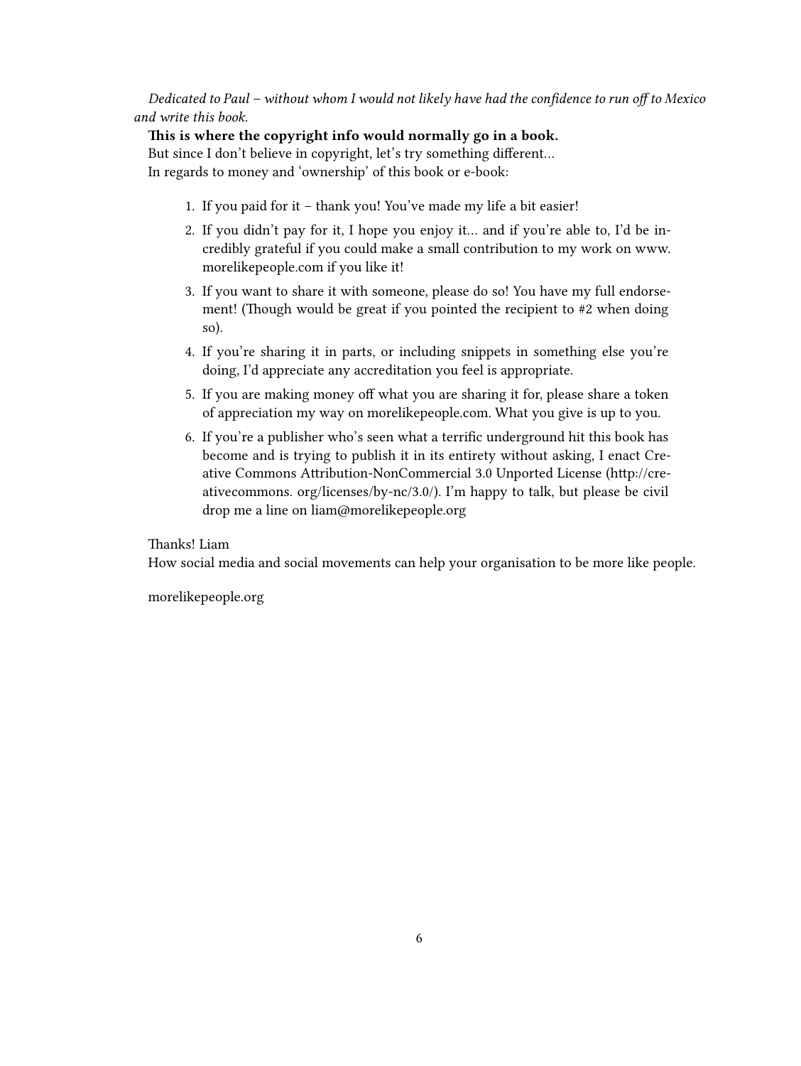*Dedicated to Paul – without whom I would not likely have had the confidence to run off to Mexico and write this book.*

**This is where the copyright info would normally go in a book.**

But since I don't believe in copyright, let's try something different…

In regards to money and 'ownership' of this book or e-book:

1. If you paid for it – thank you! You've made my life a bit easier!
2. If you didn't pay for it, I hope you enjoy it… and if you're able to, I'd be incredibly grateful if you could make a small contribution to my work on www.morelikepeople.com if you like it!
3. If you want to share it with someone, please do so! You have my full endorsement! (Though would be great if you pointed the recipient to #2 when doing so).
4. If you're sharing it in parts, or including snippets in something else you're doing, I'd appreciate any accreditation you feel is appropriate.
5. If you are making money off what you are sharing it for, please share a token of appreciation my way on morelikepeople.com. What you give is up to you.
6. If you're a publisher who's seen what a terrific underground hit this book has become and is trying to publish it in its entirety without asking, I enact Creative Commons Attribution-NonCommercial 3.0 Unported License (http://creativecommons. org/licenses/by-nc/3.0/). I'm happy to talk, but please be civil drop me a line on liam@morelikepeople.org

Thanks! Liam

How social media and social movements can help your organisation to be more like people.

morelikepeople.org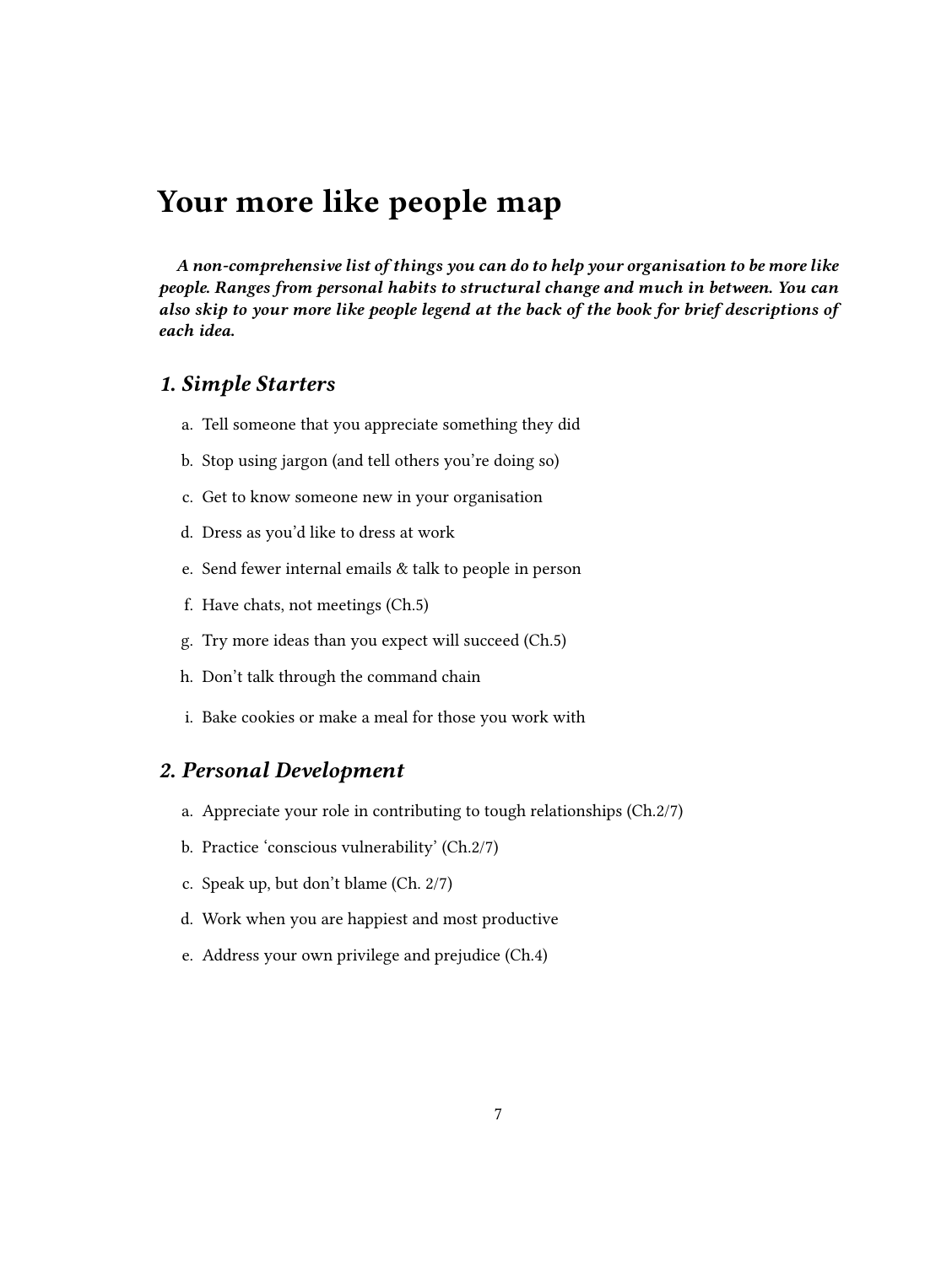# Your more like people map

***A non-comprehensive list of things you can do to help your organisation to be more like people. Ranges from personal habits to structural change and much in between. You can also skip to your more like people legend at the back of the book for brief descriptions of each idea.***

## *1. Simple Starters*

a. Tell someone that you appreciate something they did

b. Stop using jargon (and tell others you're doing so)

c. Get to know someone new in your organisation

d. Dress as you'd like to dress at work

e. Send fewer internal emails & talk to people in person

f. Have chats, not meetings (Ch.5)

g. Try more ideas than you expect will succeed (Ch.5)

h. Don't talk through the command chain

i. Bake cookies or make a meal for those you work with

## *2. Personal Development*

a. Appreciate your role in contributing to tough relationships (Ch.2/7)

b. Practice 'conscious vulnerability' (Ch.2/7)

c. Speak up, but don't blame (Ch. 2/7)

d. Work when you are happiest and most productive

e. Address your own privilege and prejudice (Ch.4)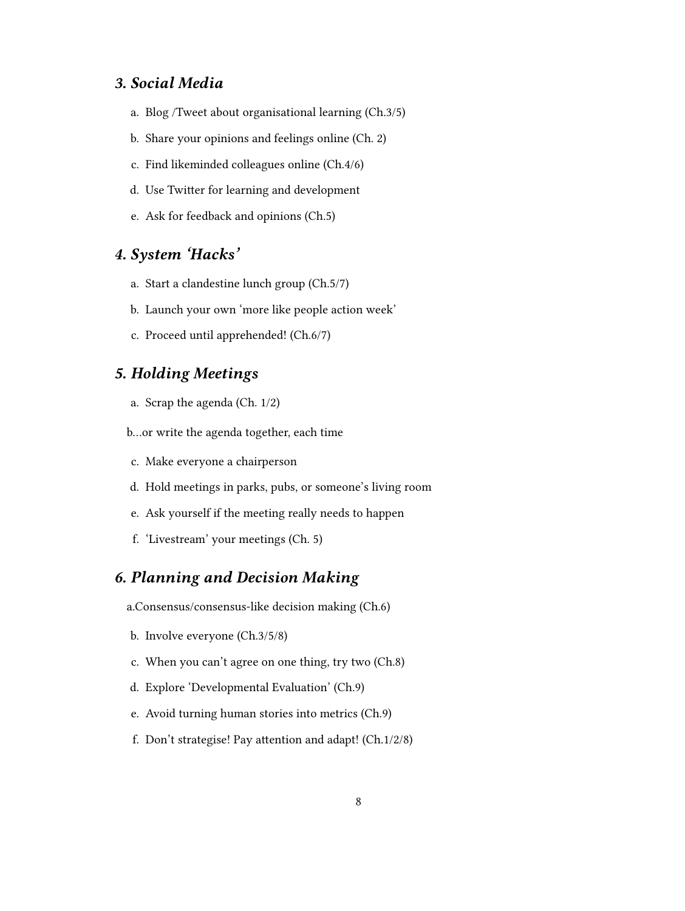### *3. Social Media*

a. Blog /Tweet about organisational learning (Ch.3/5)
b. Share your opinions and feelings online (Ch. 2)
c. Find likeminded colleagues online (Ch.4/6)
d. Use Twitter for learning and development
e. Ask for feedback and opinions (Ch.5)

### *4. System 'Hacks'*

a. Start a clandestine lunch group (Ch.5/7)
b. Launch your own 'more like people action week'
c. Proceed until apprehended! (Ch.6/7)

### *5. Holding Meetings*

a. Scrap the agenda (Ch. 1/2)

b…or write the agenda together, each time

c. Make everyone a chairperson
d. Hold meetings in parks, pubs, or someone's living room
e. Ask yourself if the meeting really needs to happen
f. 'Livestream' your meetings (Ch. 5)

### *6. Planning and Decision Making*

a.Consensus/consensus-like decision making (Ch.6)

b. Involve everyone (Ch.3/5/8)
c. When you can't agree on one thing, try two (Ch.8)
d. Explore 'Developmental Evaluation' (Ch.9)
e. Avoid turning human stories into metrics (Ch.9)
f. Don't strategise! Pay attention and adapt! (Ch.1/2/8)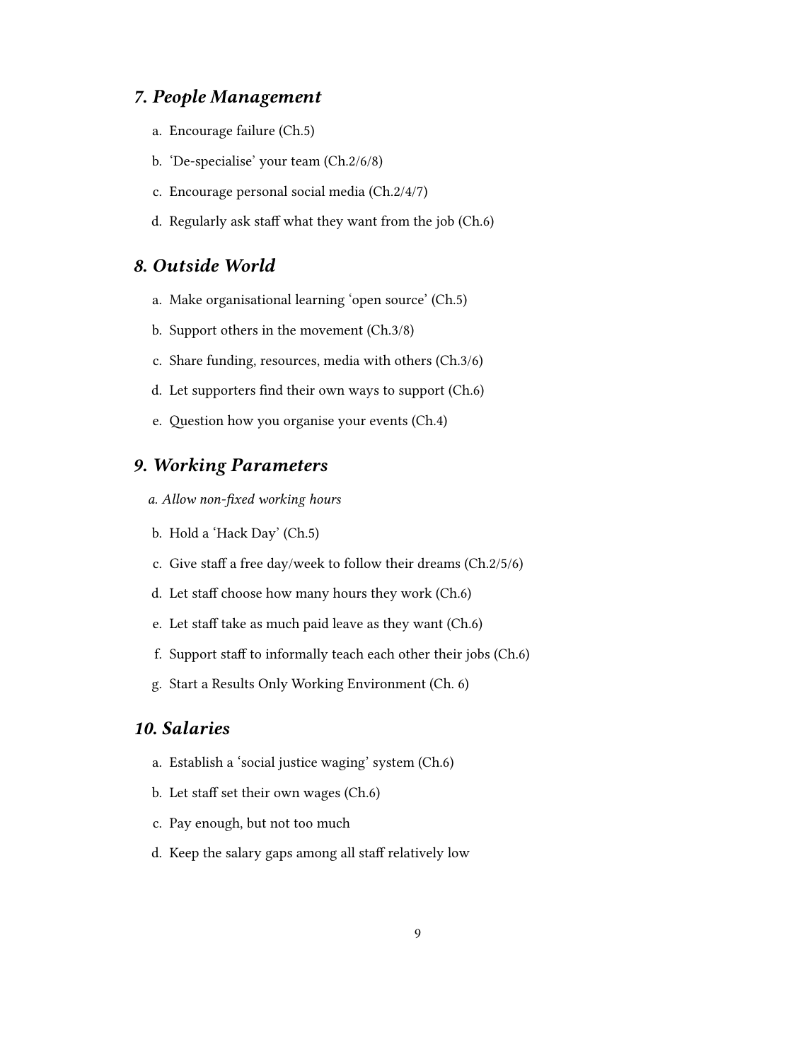## *7. People Management*

a. Encourage failure (Ch.5)

b. 'De-specialise' your team (Ch.2/6/8)

c. Encourage personal social media (Ch.2/4/7)

d. Regularly ask staff what they want from the job (Ch.6)

## *8. Outside World*

a. Make organisational learning 'open source' (Ch.5)

b. Support others in the movement (Ch.3/8)

c. Share funding, resources, media with others (Ch.3/6)

d. Let supporters find their own ways to support (Ch.6)

e. Question how you organise your events (Ch.4)

## *9. Working Parameters*

*a. Allow non-fixed working hours*

b. Hold a 'Hack Day' (Ch.5)

c. Give staff a free day/week to follow their dreams (Ch.2/5/6)

d. Let staff choose how many hours they work (Ch.6)

e. Let staff take as much paid leave as they want (Ch.6)

f. Support staff to informally teach each other their jobs (Ch.6)

g. Start a Results Only Working Environment (Ch. 6)

## *10. Salaries*

a. Establish a 'social justice waging' system (Ch.6)

b. Let staff set their own wages (Ch.6)

c. Pay enough, but not too much

d. Keep the salary gaps among all staff relatively low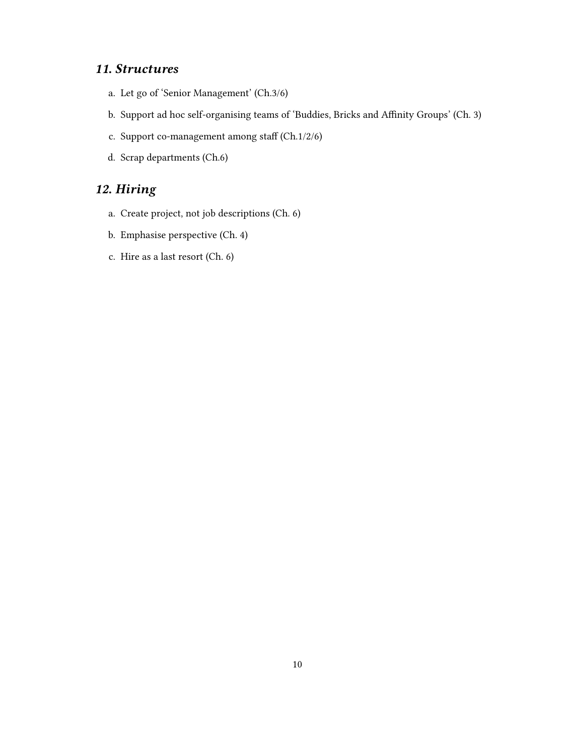### *11. Structures*

a. Let go of 'Senior Management' (Ch.3/6)

b. Support ad hoc self-organising teams of 'Buddies, Bricks and Affinity Groups' (Ch. 3)

c. Support co-management among staff (Ch.1/2/6)

d. Scrap departments (Ch.6)

### *12. Hiring*

a. Create project, not job descriptions (Ch. 6)

b. Emphasise perspective (Ch. 4)

c. Hire as a last resort (Ch. 6)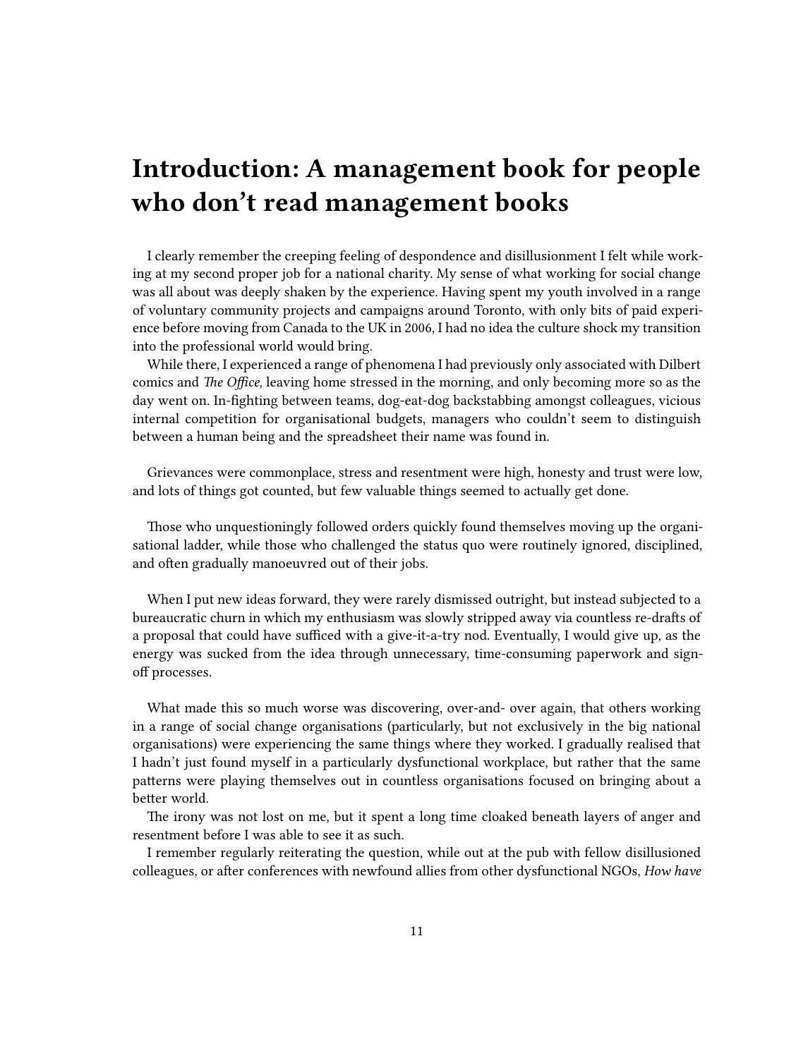# Introduction: A management book for people who don't read management books

I clearly remember the creeping feeling of despondence and disillusionment I felt while working at my second proper job for a national charity. My sense of what working for social change was all about was deeply shaken by the experience. Having spent my youth involved in a range of voluntary community projects and campaigns around Toronto, with only bits of paid experience before moving from Canada to the UK in 2006, I had no idea the culture shock my transition into the professional world would bring.

While there, I experienced a range of phenomena I had previously only associated with Dilbert comics and *The Office,* leaving home stressed in the morning, and only becoming more so as the day went on. In-fighting between teams, dog-eat-dog backstabbing amongst colleagues, vicious internal competition for organisational budgets, managers who couldn't seem to distinguish between a human being and the spreadsheet their name was found in.

Grievances were commonplace, stress and resentment were high, honesty and trust were low, and lots of things got counted, but few valuable things seemed to actually get done.

Those who unquestioningly followed orders quickly found themselves moving up the organisational ladder, while those who challenged the status quo were routinely ignored, disciplined, and often gradually manoeuvred out of their jobs.

When I put new ideas forward, they were rarely dismissed outright, but instead subjected to a bureaucratic churn in which my enthusiasm was slowly stripped away via countless re-drafts of a proposal that could have sufficed with a give-it-a-try nod. Eventually, I would give up, as the energy was sucked from the idea through unnecessary, time-consuming paperwork and sign-off processes.

What made this so much worse was discovering, over-and- over again, that others working in a range of social change organisations (particularly, but not exclusively in the big national organisations) were experiencing the same things where they worked. I gradually realised that I hadn't just found myself in a particularly dysfunctional workplace, but rather that the same patterns were playing themselves out in countless organisations focused on bringing about a better world.

The irony was not lost on me, but it spent a long time cloaked beneath layers of anger and resentment before I was able to see it as such.

I remember regularly reiterating the question, while out at the pub with fellow disillusioned colleagues, or after conferences with newfound allies from other dysfunctional NGOs, *How have*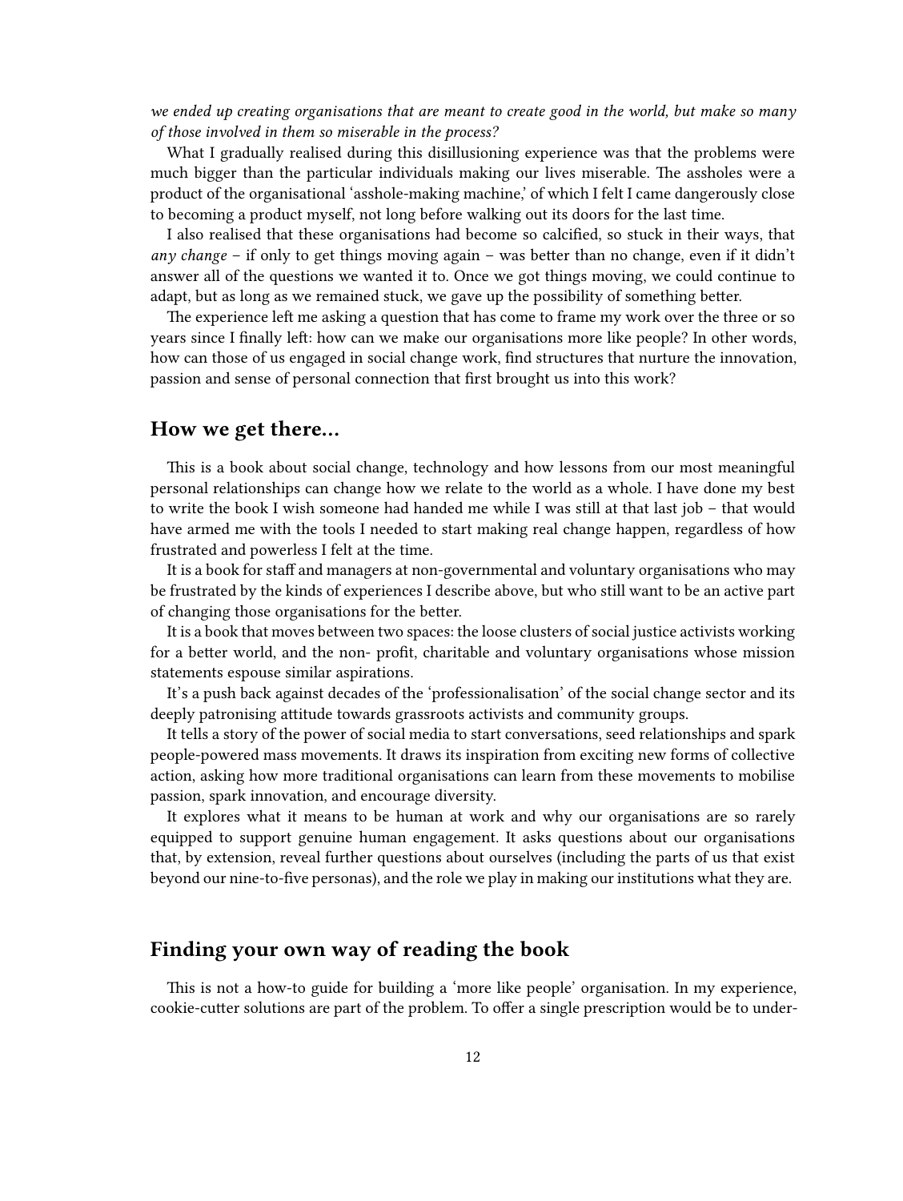*we ended up creating organisations that are meant to create good in the world, but make so many of those involved in them so miserable in the process?*

What I gradually realised during this disillusioning experience was that the problems were much bigger than the particular individuals making our lives miserable. The assholes were a product of the organisational 'asshole-making machine,' of which I felt I came dangerously close to becoming a product myself, not long before walking out its doors for the last time.

I also realised that these organisations had become so calcified, so stuck in their ways, that *any change* – if only to get things moving again – was better than no change, even if it didn't answer all of the questions we wanted it to. Once we got things moving, we could continue to adapt, but as long as we remained stuck, we gave up the possibility of something better.

The experience left me asking a question that has come to frame my work over the three or so years since I finally left: how can we make our organisations more like people? In other words, how can those of us engaged in social change work, find structures that nurture the innovation, passion and sense of personal connection that first brought us into this work?

## How we get there…

This is a book about social change, technology and how lessons from our most meaningful personal relationships can change how we relate to the world as a whole. I have done my best to write the book I wish someone had handed me while I was still at that last job – that would have armed me with the tools I needed to start making real change happen, regardless of how frustrated and powerless I felt at the time.

It is a book for staff and managers at non-governmental and voluntary organisations who may be frustrated by the kinds of experiences I describe above, but who still want to be an active part of changing those organisations for the better.

It is a book that moves between two spaces: the loose clusters of social justice activists working for a better world, and the non- profit, charitable and voluntary organisations whose mission statements espouse similar aspirations.

It's a push back against decades of the 'professionalisation' of the social change sector and its deeply patronising attitude towards grassroots activists and community groups.

It tells a story of the power of social media to start conversations, seed relationships and spark people-powered mass movements. It draws its inspiration from exciting new forms of collective action, asking how more traditional organisations can learn from these movements to mobilise passion, spark innovation, and encourage diversity.

It explores what it means to be human at work and why our organisations are so rarely equipped to support genuine human engagement. It asks questions about our organisations that, by extension, reveal further questions about ourselves (including the parts of us that exist beyond our nine-to-five personas), and the role we play in making our institutions what they are.

## Finding your own way of reading the book

This is not a how-to guide for building a 'more like people' organisation. In my experience, cookie-cutter solutions are part of the problem. To offer a single prescription would be to under-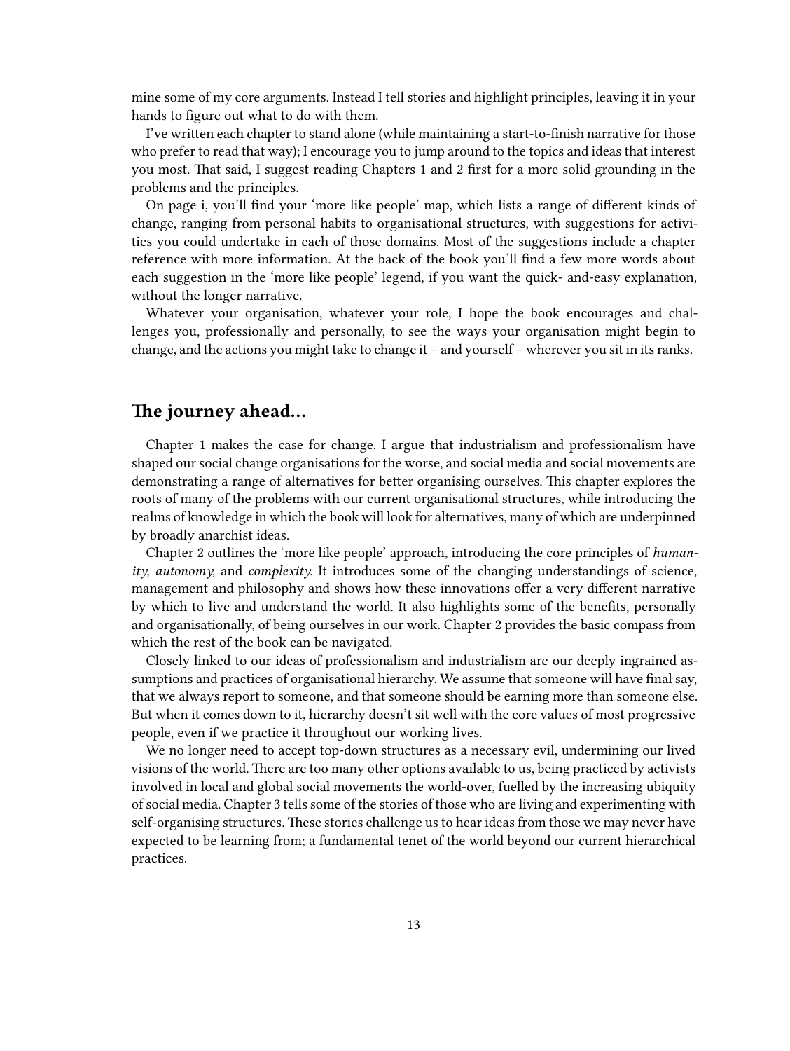mine some of my core arguments. Instead I tell stories and highlight principles, leaving it in your hands to figure out what to do with them.

I've written each chapter to stand alone (while maintaining a start-to-finish narrative for those who prefer to read that way); I encourage you to jump around to the topics and ideas that interest you most. That said, I suggest reading Chapters 1 and 2 first for a more solid grounding in the problems and the principles.

On page i, you'll find your 'more like people' map, which lists a range of different kinds of change, ranging from personal habits to organisational structures, with suggestions for activities you could undertake in each of those domains. Most of the suggestions include a chapter reference with more information. At the back of the book you'll find a few more words about each suggestion in the 'more like people' legend, if you want the quick- and-easy explanation, without the longer narrative.

Whatever your organisation, whatever your role, I hope the book encourages and challenges you, professionally and personally, to see the ways your organisation might begin to change, and the actions you might take to change it – and yourself – wherever you sit in its ranks.

## The journey ahead…

Chapter 1 makes the case for change. I argue that industrialism and professionalism have shaped our social change organisations for the worse, and social media and social movements are demonstrating a range of alternatives for better organising ourselves. This chapter explores the roots of many of the problems with our current organisational structures, while introducing the realms of knowledge in which the book will look for alternatives, many of which are underpinned by broadly anarchist ideas.

Chapter 2 outlines the 'more like people' approach, introducing the core principles of *humanity, autonomy,* and *complexity.* It introduces some of the changing understandings of science, management and philosophy and shows how these innovations offer a very different narrative by which to live and understand the world. It also highlights some of the benefits, personally and organisationally, of being ourselves in our work. Chapter 2 provides the basic compass from which the rest of the book can be navigated.

Closely linked to our ideas of professionalism and industrialism are our deeply ingrained assumptions and practices of organisational hierarchy. We assume that someone will have final say, that we always report to someone, and that someone should be earning more than someone else. But when it comes down to it, hierarchy doesn't sit well with the core values of most progressive people, even if we practice it throughout our working lives.

We no longer need to accept top-down structures as a necessary evil, undermining our lived visions of the world. There are too many other options available to us, being practiced by activists involved in local and global social movements the world-over, fuelled by the increasing ubiquity of social media. Chapter 3 tells some of the stories of those who are living and experimenting with self-organising structures. These stories challenge us to hear ideas from those we may never have expected to be learning from; a fundamental tenet of the world beyond our current hierarchical practices.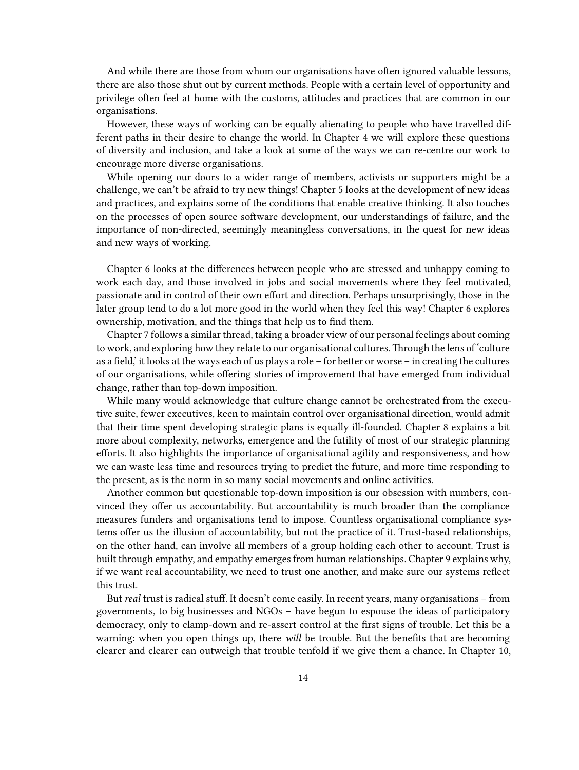And while there are those from whom our organisations have often ignored valuable lessons, there are also those shut out by current methods. People with a certain level of opportunity and privilege often feel at home with the customs, attitudes and practices that are common in our organisations.

However, these ways of working can be equally alienating to people who have travelled different paths in their desire to change the world. In Chapter 4 we will explore these questions of diversity and inclusion, and take a look at some of the ways we can re-centre our work to encourage more diverse organisations.

While opening our doors to a wider range of members, activists or supporters might be a challenge, we can't be afraid to try new things! Chapter 5 looks at the development of new ideas and practices, and explains some of the conditions that enable creative thinking. It also touches on the processes of open source software development, our understandings of failure, and the importance of non-directed, seemingly meaningless conversations, in the quest for new ideas and new ways of working.

Chapter 6 looks at the differences between people who are stressed and unhappy coming to work each day, and those involved in jobs and social movements where they feel motivated, passionate and in control of their own effort and direction. Perhaps unsurprisingly, those in the later group tend to do a lot more good in the world when they feel this way! Chapter 6 explores ownership, motivation, and the things that help us to find them.

Chapter 7 follows a similar thread, taking a broader view of our personal feelings about coming to work, and exploring how they relate to our organisational cultures. Through the lens of 'culture as a field,' it looks at the ways each of us plays a role – for better or worse – in creating the cultures of our organisations, while offering stories of improvement that have emerged from individual change, rather than top-down imposition.

While many would acknowledge that culture change cannot be orchestrated from the executive suite, fewer executives, keen to maintain control over organisational direction, would admit that their time spent developing strategic plans is equally ill-founded. Chapter 8 explains a bit more about complexity, networks, emergence and the futility of most of our strategic planning efforts. It also highlights the importance of organisational agility and responsiveness, and how we can waste less time and resources trying to predict the future, and more time responding to the present, as is the norm in so many social movements and online activities.

Another common but questionable top-down imposition is our obsession with numbers, convinced they offer us accountability. But accountability is much broader than the compliance measures funders and organisations tend to impose. Countless organisational compliance systems offer us the illusion of accountability, but not the practice of it. Trust-based relationships, on the other hand, can involve all members of a group holding each other to account. Trust is built through empathy, and empathy emerges from human relationships. Chapter 9 explains why, if we want real accountability, we need to trust one another, and make sure our systems reflect this trust.

But *real* trust is radical stuff. It doesn't come easily. In recent years, many organisations – from governments, to big businesses and NGOs – have begun to espouse the ideas of participatory democracy, only to clamp-down and re-assert control at the first signs of trouble. Let this be a warning: when you open things up, there *will* be trouble. But the benefits that are becoming clearer and clearer can outweigh that trouble tenfold if we give them a chance. In Chapter 10,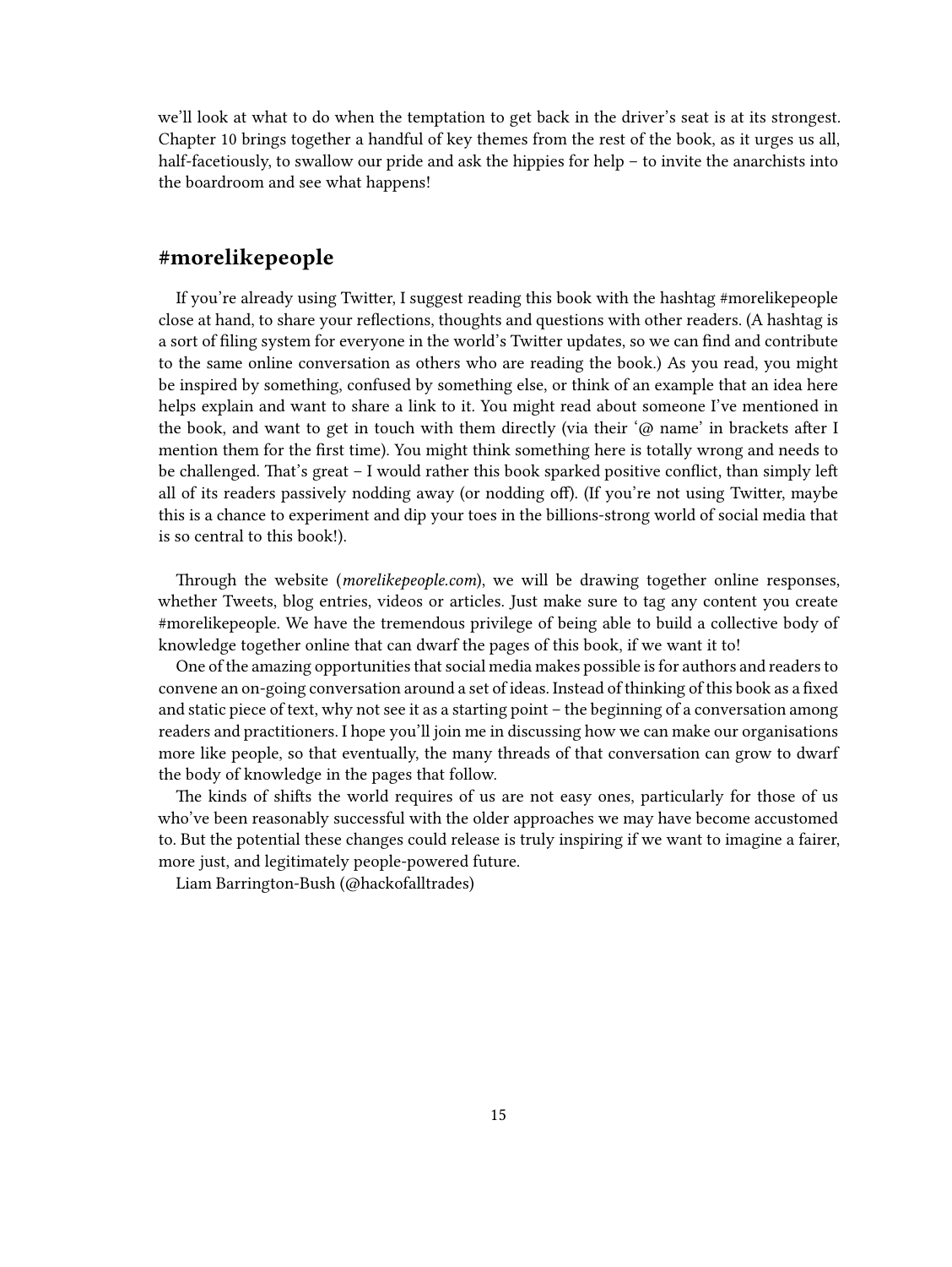we'll look at what to do when the temptation to get back in the driver's seat is at its strongest. Chapter 10 brings together a handful of key themes from the rest of the book, as it urges us all, half-facetiously, to swallow our pride and ask the hippies for help – to invite the anarchists into the boardroom and see what happens!

## #morelikepeople

If you're already using Twitter, I suggest reading this book with the hashtag #morelikepeople close at hand, to share your reflections, thoughts and questions with other readers. (A hashtag is a sort of filing system for everyone in the world's Twitter updates, so we can find and contribute to the same online conversation as others who are reading the book.) As you read, you might be inspired by something, confused by something else, or think of an example that an idea here helps explain and want to share a link to it. You might read about someone I've mentioned in the book, and want to get in touch with them directly (via their '@ name' in brackets after I mention them for the first time). You might think something here is totally wrong and needs to be challenged. That's great – I would rather this book sparked positive conflict, than simply left all of its readers passively nodding away (or nodding off). (If you're not using Twitter, maybe this is a chance to experiment and dip your toes in the billions-strong world of social media that is so central to this book!).

Through the website (*morelikepeople.com*), we will be drawing together online responses, whether Tweets, blog entries, videos or articles. Just make sure to tag any content you create #morelikepeople. We have the tremendous privilege of being able to build a collective body of knowledge together online that can dwarf the pages of this book, if we want it to!

One of the amazing opportunities that social media makes possible is for authors and readers to convene an on-going conversation around a set of ideas. Instead of thinking of this book as a fixed and static piece of text, why not see it as a starting point – the beginning of a conversation among readers and practitioners. I hope you'll join me in discussing how we can make our organisations more like people, so that eventually, the many threads of that conversation can grow to dwarf the body of knowledge in the pages that follow.

The kinds of shifts the world requires of us are not easy ones, particularly for those of us who've been reasonably successful with the older approaches we may have become accustomed to. But the potential these changes could release is truly inspiring if we want to imagine a fairer, more just, and legitimately people-powered future.

Liam Barrington-Bush (@hackofalltrades)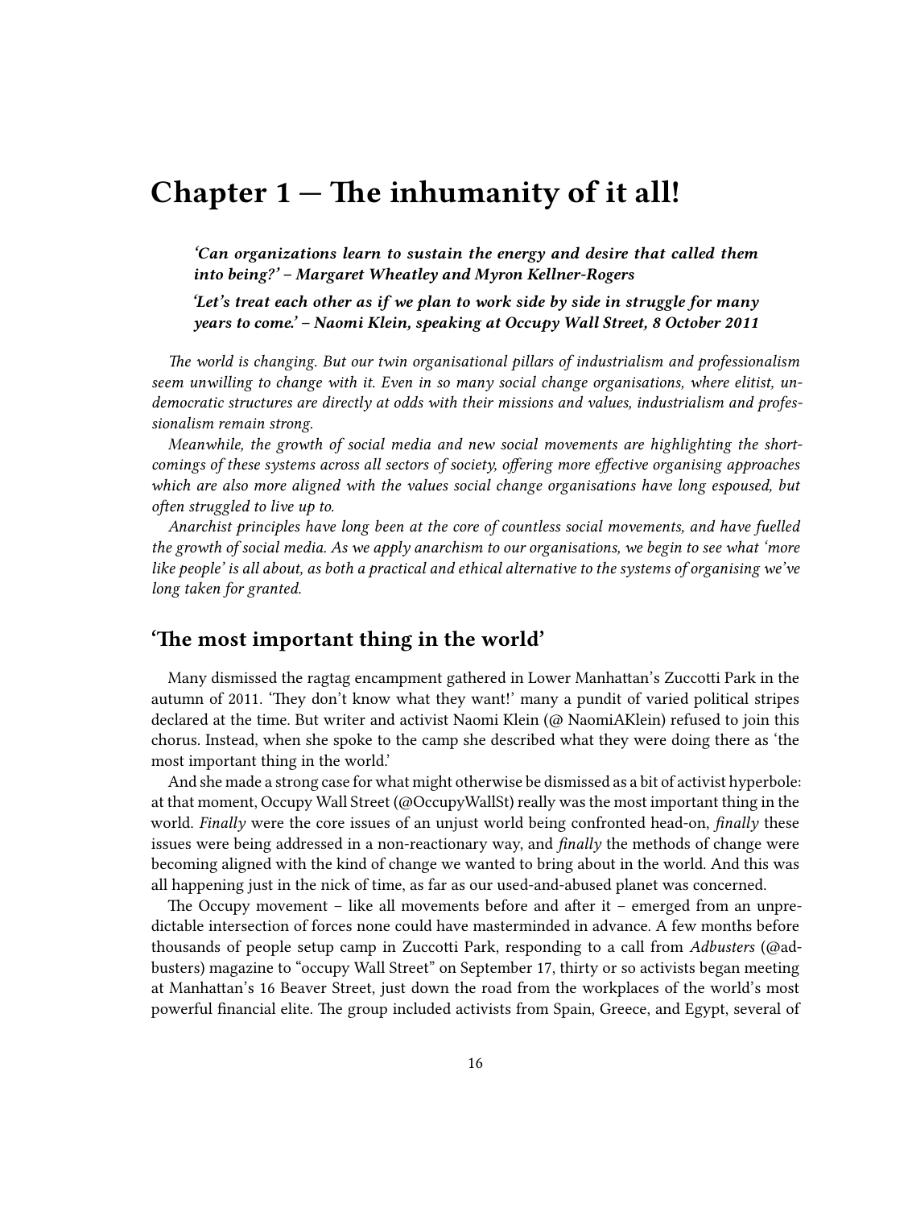# Chapter 1 — The inhumanity of it all!

> ***'Can organizations learn to sustain the energy and desire that called them into being?' – Margaret Wheatley and Myron Kellner-Rogers***
>
> ***'Let's treat each other as if we plan to work side by side in struggle for many years to come.' – Naomi Klein, speaking at Occupy Wall Street, 8 October 2011***

*The world is changing. But our twin organisational pillars of industrialism and professionalism seem unwilling to change with it. Even in so many social change organisations, where elitist, undemocratic structures are directly at odds with their missions and values, industrialism and professionalism remain strong.*

*Meanwhile, the growth of social media and new social movements are highlighting the shortcomings of these systems across all sectors of society, offering more effective organising approaches which are also more aligned with the values social change organisations have long espoused, but often struggled to live up to.*

*Anarchist principles have long been at the core of countless social movements, and have fuelled the growth of social media. As we apply anarchism to our organisations, we begin to see what 'more like people' is all about, as both a practical and ethical alternative to the systems of organising we've long taken for granted.*

## 'The most important thing in the world'

Many dismissed the ragtag encampment gathered in Lower Manhattan's Zuccotti Park in the autumn of 2011. 'They don't know what they want!' many a pundit of varied political stripes declared at the time. But writer and activist Naomi Klein (@ NaomiAKlein) refused to join this chorus. Instead, when she spoke to the camp she described what they were doing there as 'the most important thing in the world.'

And she made a strong case for what might otherwise be dismissed as a bit of activist hyperbole: at that moment, Occupy Wall Street (@OccupyWallSt) really was the most important thing in the world. *Finally* were the core issues of an unjust world being confronted head-on, *finally* these issues were being addressed in a non-reactionary way, and *finally* the methods of change were becoming aligned with the kind of change we wanted to bring about in the world. And this was all happening just in the nick of time, as far as our used-and-abused planet was concerned.

The Occupy movement – like all movements before and after it – emerged from an unpredictable intersection of forces none could have masterminded in advance. A few months before thousands of people setup camp in Zuccotti Park, responding to a call from *Adbusters* (@adbusters) magazine to "occupy Wall Street" on September 17, thirty or so activists began meeting at Manhattan's 16 Beaver Street, just down the road from the workplaces of the world's most powerful financial elite. The group included activists from Spain, Greece, and Egypt, several of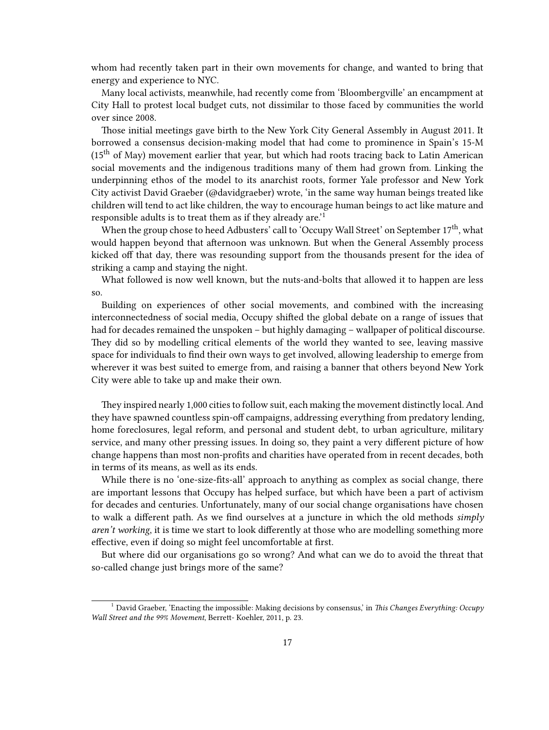whom had recently taken part in their own movements for change, and wanted to bring that energy and experience to NYC.

Many local activists, meanwhile, had recently come from 'Bloombergville' an encampment at City Hall to protest local budget cuts, not dissimilar to those faced by communities the world over since 2008.

Those initial meetings gave birth to the New York City General Assembly in August 2011. It borrowed a consensus decision-making model that had come to prominence in Spain's 15-M (15th of May) movement earlier that year, but which had roots tracing back to Latin American social movements and the indigenous traditions many of them had grown from. Linking the underpinning ethos of the model to its anarchist roots, former Yale professor and New York City activist David Graeber (@davidgraeber) wrote, 'in the same way human beings treated like children will tend to act like children, the way to encourage human beings to act like mature and responsible adults is to treat them as if they already are.'[1]

When the group chose to heed Adbusters' call to 'Occupy Wall Street' on September 17th, what would happen beyond that afternoon was unknown. But when the General Assembly process kicked off that day, there was resounding support from the thousands present for the idea of striking a camp and staying the night.

What followed is now well known, but the nuts-and-bolts that allowed it to happen are less so.

Building on experiences of other social movements, and combined with the increasing interconnectedness of social media, Occupy shifted the global debate on a range of issues that had for decades remained the unspoken – but highly damaging – wallpaper of political discourse. They did so by modelling critical elements of the world they wanted to see, leaving massive space for individuals to find their own ways to get involved, allowing leadership to emerge from wherever it was best suited to emerge from, and raising a banner that others beyond New York City were able to take up and make their own.

They inspired nearly 1,000 cities to follow suit, each making the movement distinctly local. And they have spawned countless spin-off campaigns, addressing everything from predatory lending, home foreclosures, legal reform, and personal and student debt, to urban agriculture, military service, and many other pressing issues. In doing so, they paint a very different picture of how change happens than most non-profits and charities have operated from in recent decades, both in terms of its means, as well as its ends.

While there is no 'one-size-fits-all' approach to anything as complex as social change, there are important lessons that Occupy has helped surface, but which have been a part of activism for decades and centuries. Unfortunately, many of our social change organisations have chosen to walk a different path. As we find ourselves at a juncture in which the old methods *simply aren't working*, it is time we start to look differently at those who are modelling something more effective, even if doing so might feel uncomfortable at first.

But where did our organisations go so wrong? And what can we do to avoid the threat that so-called change just brings more of the same?

[1] David Graeber, 'Enacting the impossible: Making decisions by consensus,' in *This Changes Everything: Occupy Wall Street and the 99% Movement*, Berrett- Koehler, 2011, p. 23.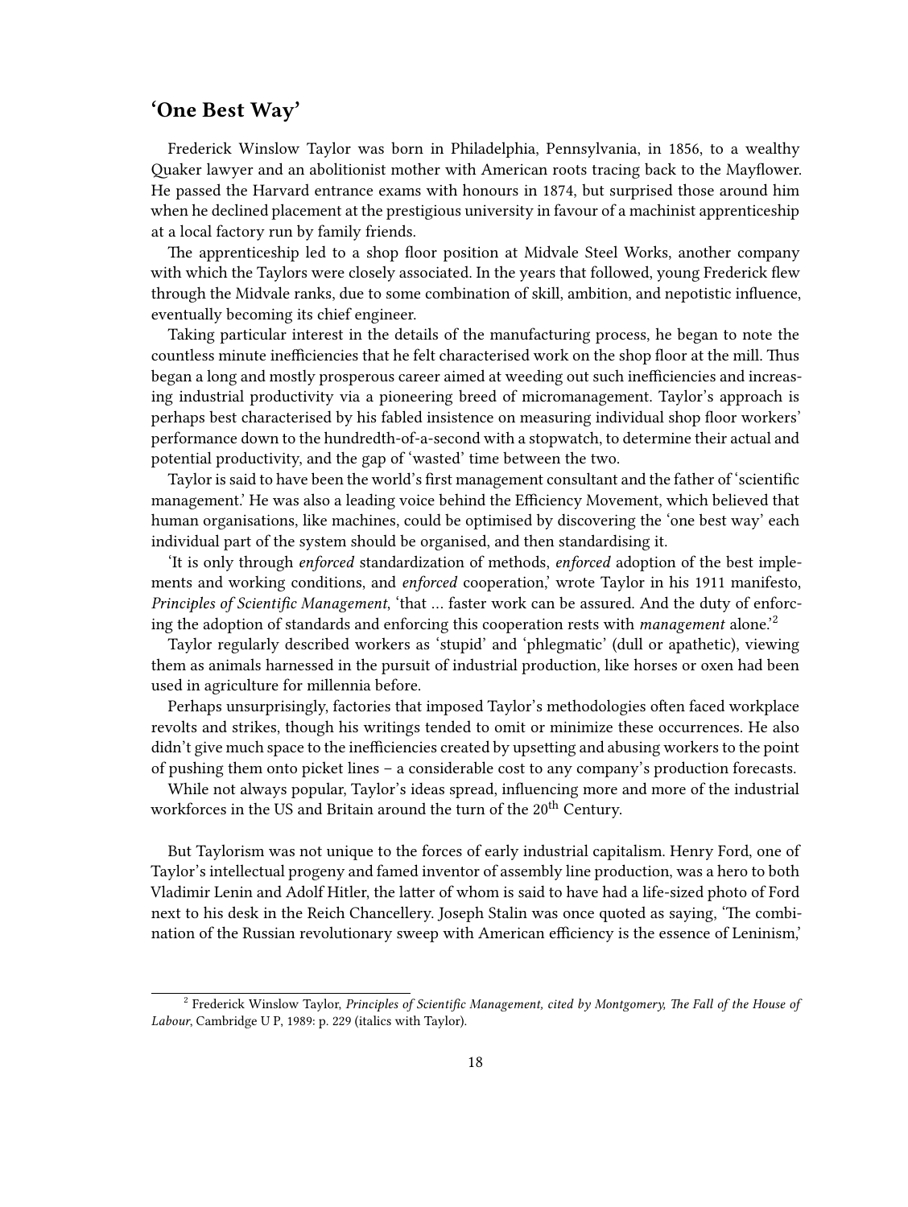## 'One Best Way'

Frederick Winslow Taylor was born in Philadelphia, Pennsylvania, in 1856, to a wealthy Quaker lawyer and an abolitionist mother with American roots tracing back to the Mayflower. He passed the Harvard entrance exams with honours in 1874, but surprised those around him when he declined placement at the prestigious university in favour of a machinist apprenticeship at a local factory run by family friends.

The apprenticeship led to a shop floor position at Midvale Steel Works, another company with which the Taylors were closely associated. In the years that followed, young Frederick flew through the Midvale ranks, due to some combination of skill, ambition, and nepotistic influence, eventually becoming its chief engineer.

Taking particular interest in the details of the manufacturing process, he began to note the countless minute inefficiencies that he felt characterised work on the shop floor at the mill. Thus began a long and mostly prosperous career aimed at weeding out such inefficiencies and increasing industrial productivity via a pioneering breed of micromanagement. Taylor's approach is perhaps best characterised by his fabled insistence on measuring individual shop floor workers' performance down to the hundredth-of-a-second with a stopwatch, to determine their actual and potential productivity, and the gap of 'wasted' time between the two.

Taylor is said to have been the world's first management consultant and the father of 'scientific management.' He was also a leading voice behind the Efficiency Movement, which believed that human organisations, like machines, could be optimised by discovering the 'one best way' each individual part of the system should be organised, and then standardising it.

'It is only through *enforced* standardization of methods, *enforced* adoption of the best implements and working conditions, and *enforced* cooperation,' wrote Taylor in his 1911 manifesto, *Principles of Scientific Management*, 'that … faster work can be assured. And the duty of enforcing the adoption of standards and enforcing this cooperation rests with *management* alone.'[2]

Taylor regularly described workers as 'stupid' and 'phlegmatic' (dull or apathetic), viewing them as animals harnessed in the pursuit of industrial production, like horses or oxen had been used in agriculture for millennia before.

Perhaps unsurprisingly, factories that imposed Taylor's methodologies often faced workplace revolts and strikes, though his writings tended to omit or minimize these occurrences. He also didn't give much space to the inefficiencies created by upsetting and abusing workers to the point of pushing them onto picket lines – a considerable cost to any company's production forecasts.

While not always popular, Taylor's ideas spread, influencing more and more of the industrial workforces in the US and Britain around the turn of the 20th Century.

But Taylorism was not unique to the forces of early industrial capitalism. Henry Ford, one of Taylor's intellectual progeny and famed inventor of assembly line production, was a hero to both Vladimir Lenin and Adolf Hitler, the latter of whom is said to have had a life-sized photo of Ford next to his desk in the Reich Chancellery. Joseph Stalin was once quoted as saying, 'The combination of the Russian revolutionary sweep with American efficiency is the essence of Leninism,'

---

[2] Frederick Winslow Taylor, *Principles of Scientific Management, cited by Montgomery, The Fall of the House of Labour*, Cambridge U P, 1989: p. 229 (italics with Taylor).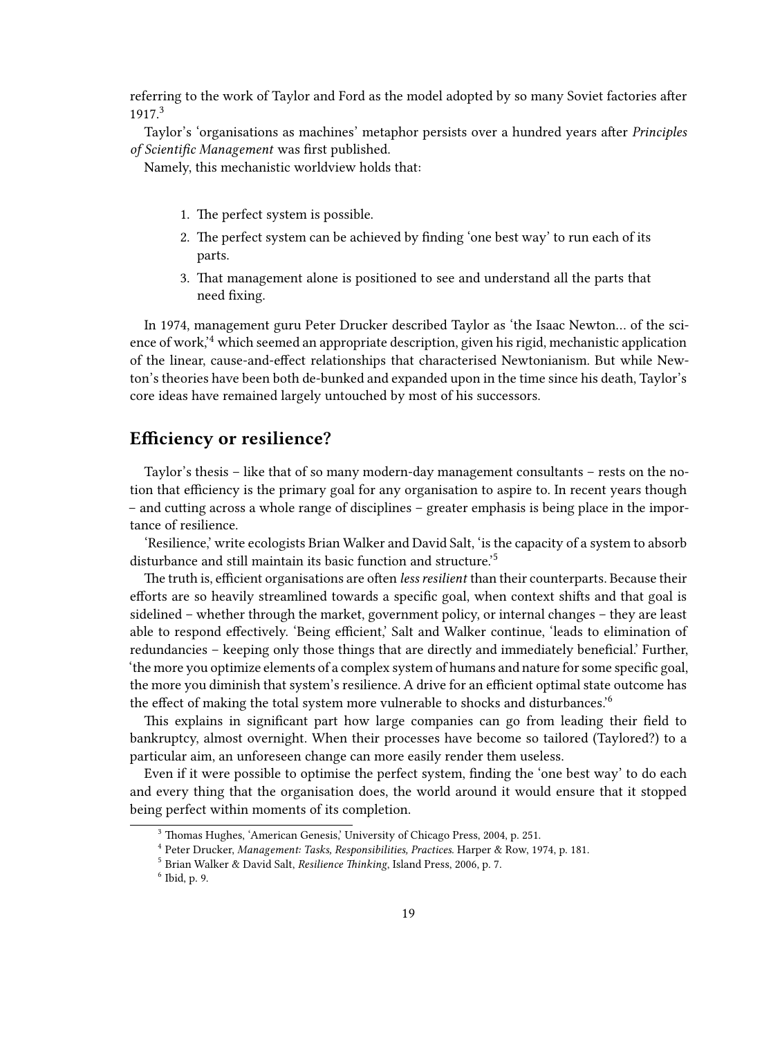referring to the work of Taylor and Ford as the model adopted by so many Soviet factories after 1917.[3]

Taylor's 'organisations as machines' metaphor persists over a hundred years after *Principles of Scientific Management* was first published.

Namely, this mechanistic worldview holds that:

1. The perfect system is possible.
2. The perfect system can be achieved by finding 'one best way' to run each of its parts.
3. That management alone is positioned to see and understand all the parts that need fixing.

In 1974, management guru Peter Drucker described Taylor as 'the Isaac Newton… of the science of work,'[4] which seemed an appropriate description, given his rigid, mechanistic application of the linear, cause-and-effect relationships that characterised Newtonianism. But while Newton's theories have been both de-bunked and expanded upon in the time since his death, Taylor's core ideas have remained largely untouched by most of his successors.

## Efficiency or resilience?

Taylor's thesis – like that of so many modern-day management consultants – rests on the notion that efficiency is the primary goal for any organisation to aspire to. In recent years though – and cutting across a whole range of disciplines – greater emphasis is being place in the importance of resilience.

'Resilience,' write ecologists Brian Walker and David Salt, 'is the capacity of a system to absorb disturbance and still maintain its basic function and structure.'[5]

The truth is, efficient organisations are often *less resilient* than their counterparts. Because their efforts are so heavily streamlined towards a specific goal, when context shifts and that goal is sidelined – whether through the market, government policy, or internal changes – they are least able to respond effectively. 'Being efficient,' Salt and Walker continue, 'leads to elimination of redundancies – keeping only those things that are directly and immediately beneficial.' Further, 'the more you optimize elements of a complex system of humans and nature for some specific goal, the more you diminish that system's resilience. A drive for an efficient optimal state outcome has the effect of making the total system more vulnerable to shocks and disturbances.'[6]

This explains in significant part how large companies can go from leading their field to bankruptcy, almost overnight. When their processes have become so tailored (Taylored?) to a particular aim, an unforeseen change can more easily render them useless.

Even if it were possible to optimise the perfect system, finding the 'one best way' to do each and every thing that the organisation does, the world around it would ensure that it stopped being perfect within moments of its completion.

[3] Thomas Hughes, 'American Genesis,' University of Chicago Press, 2004, p. 251.

[4] Peter Drucker, *Management: Tasks, Responsibilities, Practices*. Harper & Row, 1974, p. 181.

[5] Brian Walker & David Salt, *Resilience Thinking*, Island Press, 2006, p. 7.

[6] Ibid, p. 9.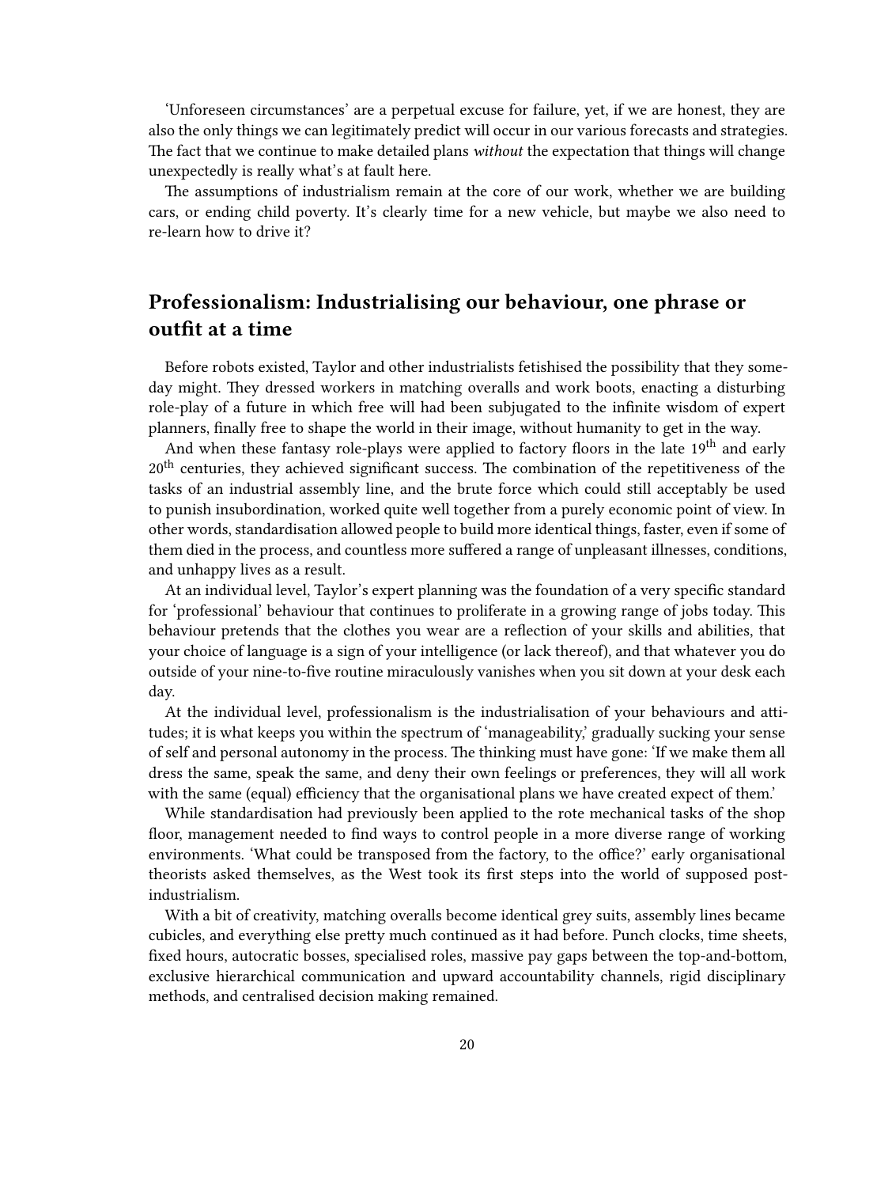'Unforeseen circumstances' are a perpetual excuse for failure, yet, if we are honest, they are also the only things we can legitimately predict will occur in our various forecasts and strategies. The fact that we continue to make detailed plans *without* the expectation that things will change unexpectedly is really what's at fault here.

The assumptions of industrialism remain at the core of our work, whether we are building cars, or ending child poverty. It's clearly time for a new vehicle, but maybe we also need to re-learn how to drive it?

## Professionalism: Industrialising our behaviour, one phrase or outfit at a time

Before robots existed, Taylor and other industrialists fetishised the possibility that they someday might. They dressed workers in matching overalls and work boots, enacting a disturbing role-play of a future in which free will had been subjugated to the infinite wisdom of expert planners, finally free to shape the world in their image, without humanity to get in the way.

And when these fantasy role-plays were applied to factory floors in the late 19th and early 20th centuries, they achieved significant success. The combination of the repetitiveness of the tasks of an industrial assembly line, and the brute force which could still acceptably be used to punish insubordination, worked quite well together from a purely economic point of view. In other words, standardisation allowed people to build more identical things, faster, even if some of them died in the process, and countless more suffered a range of unpleasant illnesses, conditions, and unhappy lives as a result.

At an individual level, Taylor's expert planning was the foundation of a very specific standard for 'professional' behaviour that continues to proliferate in a growing range of jobs today. This behaviour pretends that the clothes you wear are a reflection of your skills and abilities, that your choice of language is a sign of your intelligence (or lack thereof), and that whatever you do outside of your nine-to-five routine miraculously vanishes when you sit down at your desk each day.

At the individual level, professionalism is the industrialisation of your behaviours and attitudes; it is what keeps you within the spectrum of 'manageability,' gradually sucking your sense of self and personal autonomy in the process. The thinking must have gone: 'If we make them all dress the same, speak the same, and deny their own feelings or preferences, they will all work with the same (equal) efficiency that the organisational plans we have created expect of them.'

While standardisation had previously been applied to the rote mechanical tasks of the shop floor, management needed to find ways to control people in a more diverse range of working environments. 'What could be transposed from the factory, to the office?' early organisational theorists asked themselves, as the West took its first steps into the world of supposed post-industrialism.

With a bit of creativity, matching overalls become identical grey suits, assembly lines became cubicles, and everything else pretty much continued as it had before. Punch clocks, time sheets, fixed hours, autocratic bosses, specialised roles, massive pay gaps between the top-and-bottom, exclusive hierarchical communication and upward accountability channels, rigid disciplinary methods, and centralised decision making remained.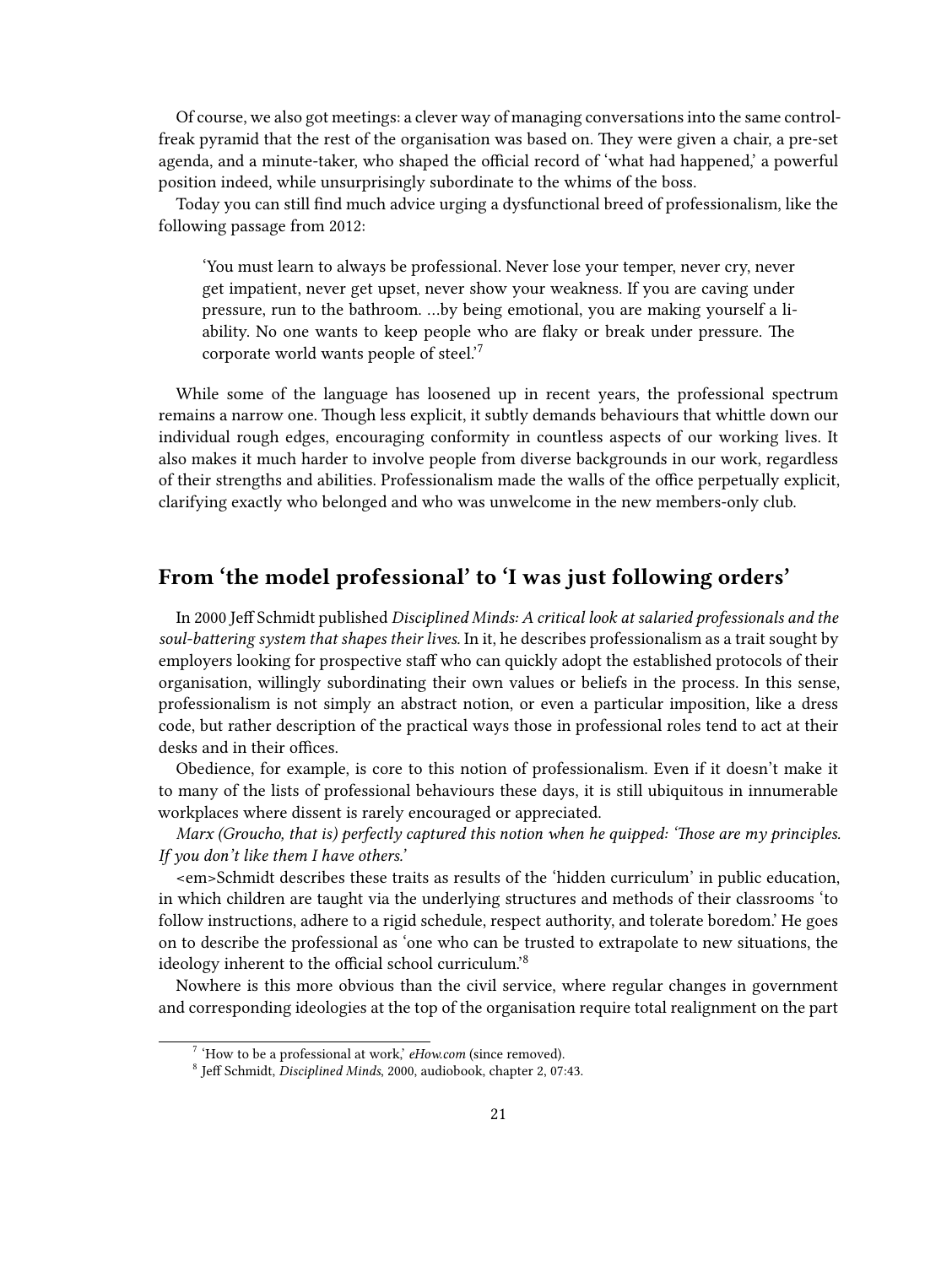Of course, we also got meetings: a clever way of managing conversations into the same control-freak pyramid that the rest of the organisation was based on. They were given a chair, a pre-set agenda, and a minute-taker, who shaped the official record of 'what had happened,' a powerful position indeed, while unsurprisingly subordinate to the whims of the boss.

Today you can still find much advice urging a dysfunctional breed of professionalism, like the following passage from 2012:

> 'You must learn to always be professional. Never lose your temper, never cry, never get impatient, never get upset, never show your weakness. If you are caving under pressure, run to the bathroom. …by being emotional, you are making yourself a liability. No one wants to keep people who are flaky or break under pressure. The corporate world wants people of steel.'[7]

While some of the language has loosened up in recent years, the professional spectrum remains a narrow one. Though less explicit, it subtly demands behaviours that whittle down our individual rough edges, encouraging conformity in countless aspects of our working lives. It also makes it much harder to involve people from diverse backgrounds in our work, regardless of their strengths and abilities. Professionalism made the walls of the office perpetually explicit, clarifying exactly who belonged and who was unwelcome in the new members-only club.

## From 'the model professional' to 'I was just following orders'

In 2000 Jeff Schmidt published *Disciplined Minds: A critical look at salaried professionals and the soul-battering system that shapes their lives.* In it, he describes professionalism as a trait sought by employers looking for prospective staff who can quickly adopt the established protocols of their organisation, willingly subordinating their own values or beliefs in the process. In this sense, professionalism is not simply an abstract notion, or even a particular imposition, like a dress code, but rather description of the practical ways those in professional roles tend to act at their desks and in their offices.

Obedience, for example, is core to this notion of professionalism. Even if it doesn't make it to many of the lists of professional behaviours these days, it is still ubiquitous in innumerable workplaces where dissent is rarely encouraged or appreciated.

*Marx (Groucho, that is) perfectly captured this notion when he quipped: 'Those are my principles. If you don't like them I have others.'*

<em>Schmidt describes these traits as results of the 'hidden curriculum' in public education, in which children are taught via the underlying structures and methods of their classrooms 'to follow instructions, adhere to a rigid schedule, respect authority, and tolerate boredom.' He goes on to describe the professional as 'one who can be trusted to extrapolate to new situations, the ideology inherent to the official school curriculum.'[8]

Nowhere is this more obvious than the civil service, where regular changes in government and corresponding ideologies at the top of the organisation require total realignment on the part

[7] 'How to be a professional at work,' *eHow.com* (since removed).

[8] Jeff Schmidt, *Disciplined Minds*, 2000, audiobook, chapter 2, 07:43.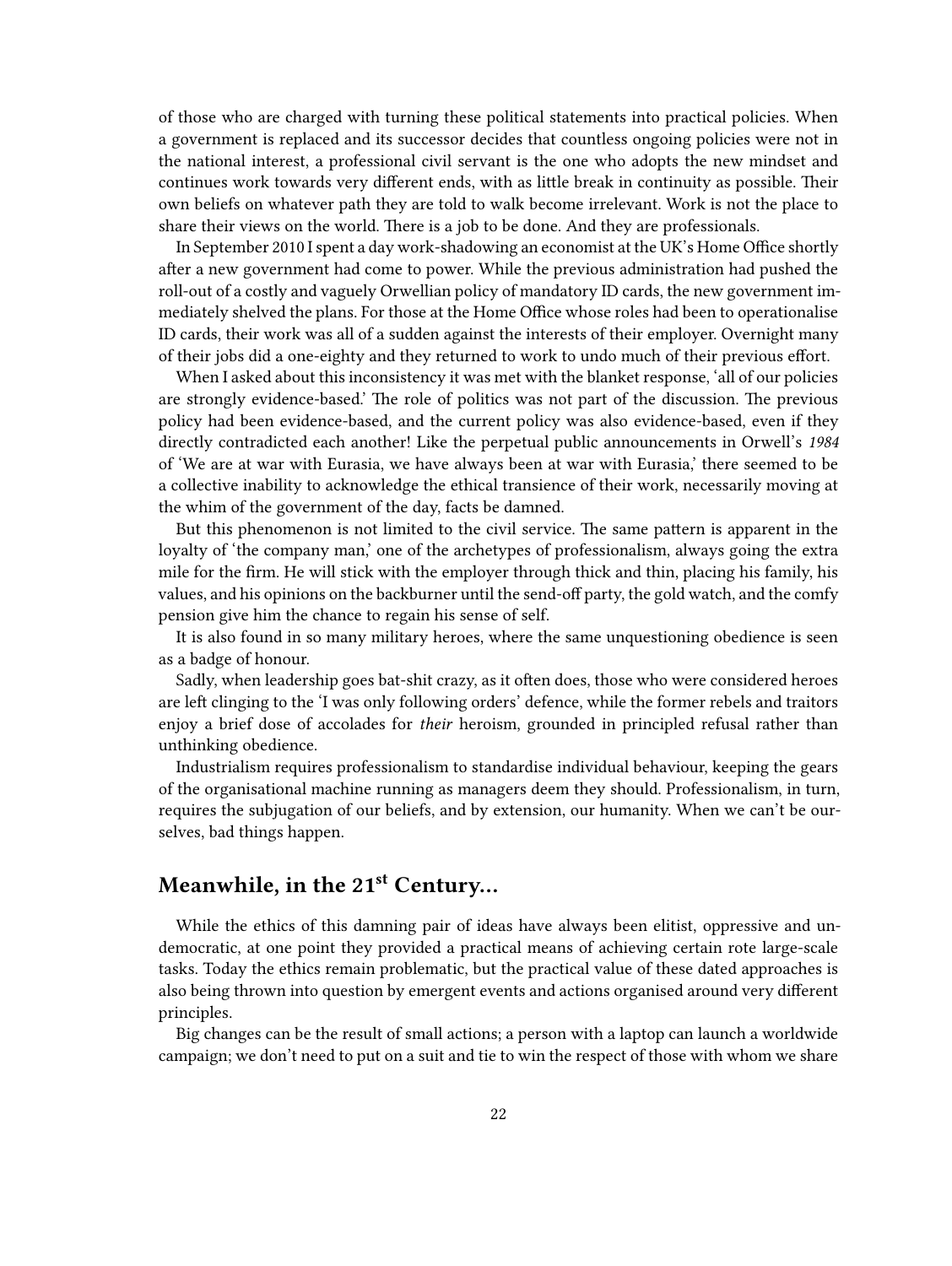of those who are charged with turning these political statements into practical policies. When a government is replaced and its successor decides that countless ongoing policies were not in the national interest, a professional civil servant is the one who adopts the new mindset and continues work towards very different ends, with as little break in continuity as possible. Their own beliefs on whatever path they are told to walk become irrelevant. Work is not the place to share their views on the world. There is a job to be done. And they are professionals.

In September 2010 I spent a day work-shadowing an economist at the UK's Home Office shortly after a new government had come to power. While the previous administration had pushed the roll-out of a costly and vaguely Orwellian policy of mandatory ID cards, the new government immediately shelved the plans. For those at the Home Office whose roles had been to operationalise ID cards, their work was all of a sudden against the interests of their employer. Overnight many of their jobs did a one-eighty and they returned to work to undo much of their previous effort.

When I asked about this inconsistency it was met with the blanket response, 'all of our policies are strongly evidence-based.' The role of politics was not part of the discussion. The previous policy had been evidence-based, and the current policy was also evidence-based, even if they directly contradicted each another! Like the perpetual public announcements in Orwell's *1984* of 'We are at war with Eurasia, we have always been at war with Eurasia,' there seemed to be a collective inability to acknowledge the ethical transience of their work, necessarily moving at the whim of the government of the day, facts be damned.

But this phenomenon is not limited to the civil service. The same pattern is apparent in the loyalty of 'the company man,' one of the archetypes of professionalism, always going the extra mile for the firm. He will stick with the employer through thick and thin, placing his family, his values, and his opinions on the backburner until the send-off party, the gold watch, and the comfy pension give him the chance to regain his sense of self.

It is also found in so many military heroes, where the same unquestioning obedience is seen as a badge of honour.

Sadly, when leadership goes bat-shit crazy, as it often does, those who were considered heroes are left clinging to the 'I was only following orders' defence, while the former rebels and traitors enjoy a brief dose of accolades for *their* heroism, grounded in principled refusal rather than unthinking obedience.

Industrialism requires professionalism to standardise individual behaviour, keeping the gears of the organisational machine running as managers deem they should. Professionalism, in turn, requires the subjugation of our beliefs, and by extension, our humanity. When we can't be ourselves, bad things happen.

## Meanwhile, in the 21st Century...

While the ethics of this damning pair of ideas have always been elitist, oppressive and undemocratic, at one point they provided a practical means of achieving certain rote large-scale tasks. Today the ethics remain problematic, but the practical value of these dated approaches is also being thrown into question by emergent events and actions organised around very different principles.

Big changes can be the result of small actions; a person with a laptop can launch a worldwide campaign; we don't need to put on a suit and tie to win the respect of those with whom we share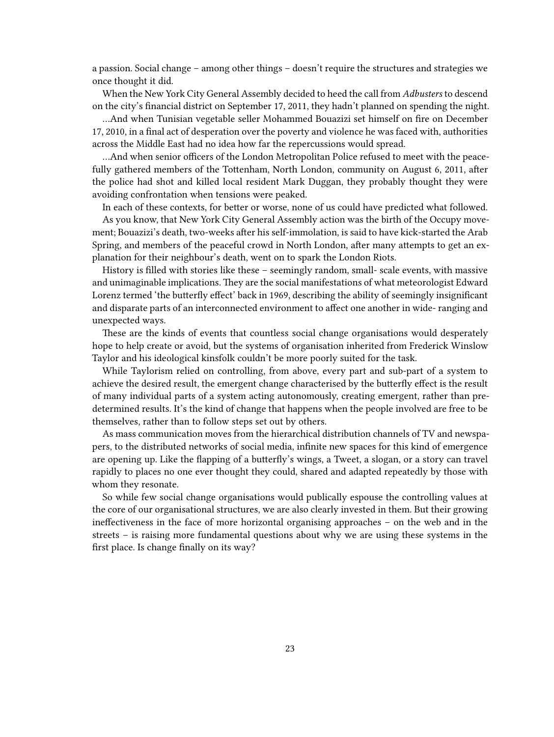a passion. Social change – among other things – doesn't require the structures and strategies we once thought it did.

When the New York City General Assembly decided to heed the call from *Adbusters* to descend on the city's financial district on September 17, 2011, they hadn't planned on spending the night.

…And when Tunisian vegetable seller Mohammed Bouazizi set himself on fire on December 17, 2010, in a final act of desperation over the poverty and violence he was faced with, authorities across the Middle East had no idea how far the repercussions would spread.

…And when senior officers of the London Metropolitan Police refused to meet with the peacefully gathered members of the Tottenham, North London, community on August 6, 2011, after the police had shot and killed local resident Mark Duggan, they probably thought they were avoiding confrontation when tensions were peaked.

In each of these contexts, for better or worse, none of us could have predicted what followed.

As you know, that New York City General Assembly action was the birth of the Occupy movement; Bouazizi's death, two-weeks after his self-immolation, is said to have kick-started the Arab Spring, and members of the peaceful crowd in North London, after many attempts to get an explanation for their neighbour's death, went on to spark the London Riots.

History is filled with stories like these – seemingly random, small- scale events, with massive and unimaginable implications. They are the social manifestations of what meteorologist Edward Lorenz termed 'the butterfly effect' back in 1969, describing the ability of seemingly insignificant and disparate parts of an interconnected environment to affect one another in wide- ranging and unexpected ways.

These are the kinds of events that countless social change organisations would desperately hope to help create or avoid, but the systems of organisation inherited from Frederick Winslow Taylor and his ideological kinsfolk couldn't be more poorly suited for the task.

While Taylorism relied on controlling, from above, every part and sub-part of a system to achieve the desired result, the emergent change characterised by the butterfly effect is the result of many individual parts of a system acting autonomously, creating emergent, rather than predetermined results. It's the kind of change that happens when the people involved are free to be themselves, rather than to follow steps set out by others.

As mass communication moves from the hierarchical distribution channels of TV and newspapers, to the distributed networks of social media, infinite new spaces for this kind of emergence are opening up. Like the flapping of a butterfly's wings, a Tweet, a slogan, or a story can travel rapidly to places no one ever thought they could, shared and adapted repeatedly by those with whom they resonate.

So while few social change organisations would publically espouse the controlling values at the core of our organisational structures, we are also clearly invested in them. But their growing ineffectiveness in the face of more horizontal organising approaches – on the web and in the streets – is raising more fundamental questions about why we are using these systems in the first place. Is change finally on its way?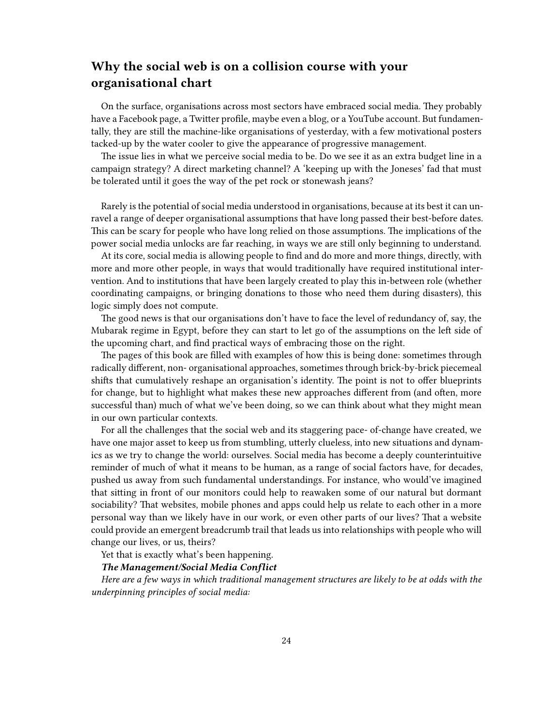## Why the social web is on a collision course with your organisational chart

On the surface, organisations across most sectors have embraced social media. They probably have a Facebook page, a Twitter profile, maybe even a blog, or a YouTube account. But fundamentally, they are still the machine-like organisations of yesterday, with a few motivational posters tacked-up by the water cooler to give the appearance of progressive management.

The issue lies in what we perceive social media to be. Do we see it as an extra budget line in a campaign strategy? A direct marketing channel? A 'keeping up with the Joneses' fad that must be tolerated until it goes the way of the pet rock or stonewash jeans?

Rarely is the potential of social media understood in organisations, because at its best it can unravel a range of deeper organisational assumptions that have long passed their best-before dates. This can be scary for people who have long relied on those assumptions. The implications of the power social media unlocks are far reaching, in ways we are still only beginning to understand.

At its core, social media is allowing people to find and do more and more things, directly, with more and more other people, in ways that would traditionally have required institutional intervention. And to institutions that have been largely created to play this in-between role (whether coordinating campaigns, or bringing donations to those who need them during disasters), this logic simply does not compute.

The good news is that our organisations don't have to face the level of redundancy of, say, the Mubarak regime in Egypt, before they can start to let go of the assumptions on the left side of the upcoming chart, and find practical ways of embracing those on the right.

The pages of this book are filled with examples of how this is being done: sometimes through radically different, non- organisational approaches, sometimes through brick-by-brick piecemeal shifts that cumulatively reshape an organisation's identity. The point is not to offer blueprints for change, but to highlight what makes these new approaches different from (and often, more successful than) much of what we've been doing, so we can think about what they might mean in our own particular contexts.

For all the challenges that the social web and its staggering pace- of-change have created, we have one major asset to keep us from stumbling, utterly clueless, into new situations and dynamics as we try to change the world: ourselves. Social media has become a deeply counterintuitive reminder of much of what it means to be human, as a range of social factors have, for decades, pushed us away from such fundamental understandings. For instance, who would've imagined that sitting in front of our monitors could help to reawaken some of our natural but dormant sociability? That websites, mobile phones and apps could help us relate to each other in a more personal way than we likely have in our work, or even other parts of our lives? That a website could provide an emergent breadcrumb trail that leads us into relationships with people who will change our lives, or us, theirs?

Yet that is exactly what's been happening.

***The Management/Social Media Conflict***

*Here are a few ways in which traditional management structures are likely to be at odds with the underpinning principles of social media:*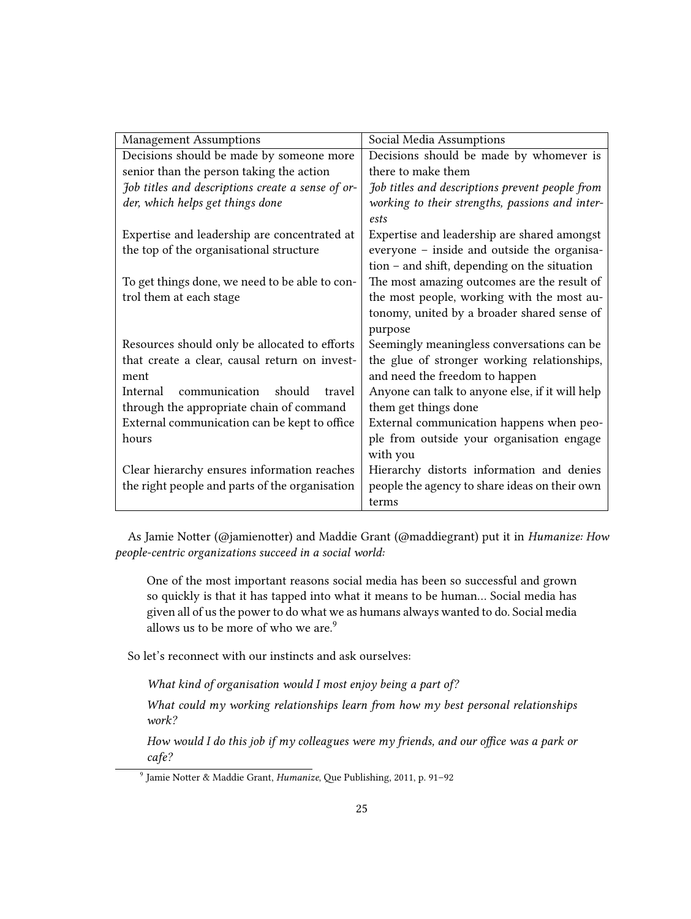| Management Assumptions | Social Media Assumptions |
|---|---|
| Decisions should be made by someone more senior than the person taking the action | Decisions should be made by whomever is there to make them |
| *Job titles and descriptions create a sense of order, which helps get things done* | *Job titles and descriptions prevent people from working to their strengths, passions and interests* |
| Expertise and leadership are concentrated at the top of the organisational structure | Expertise and leadership are shared amongst everyone – inside and outside the organisation – and shift, depending on the situation |
| To get things done, we need to be able to control them at each stage | The most amazing outcomes are the result of the most people, working with the most autonomy, united by a broader shared sense of purpose |
| Resources should only be allocated to efforts that create a clear, causal return on investment | Seemingly meaningless conversations can be the glue of stronger working relationships, and need the freedom to happen |
| Internal communication should travel through the appropriate chain of command | Anyone can talk to anyone else, if it will help them get things done |
| External communication can be kept to office hours | External communication happens when people from outside your organisation engage with you |
| Clear hierarchy ensures information reaches the right people and parts of the organisation | Hierarchy distorts information and denies people the agency to share ideas on their own terms |

As Jamie Notter (@jamienotter) and Maddie Grant (@maddiegrant) put it in *Humanize: How people-centric organizations succeed in a social world:*

> One of the most important reasons social media has been so successful and grown so quickly is that it has tapped into what it means to be human... Social media has given all of us the power to do what we as humans always wanted to do. Social media allows us to be more of who we are.[9]

So let's reconnect with our instincts and ask ourselves:

> *What kind of organisation would I most enjoy being a part of?*
>
> *What could my working relationships learn from how my best personal relationships work?*
>
> *How would I do this job if my colleagues were my friends, and our office was a park or cafe?*

[9] Jamie Notter & Maddie Grant, *Humanize*, Que Publishing, 2011, p. 91–92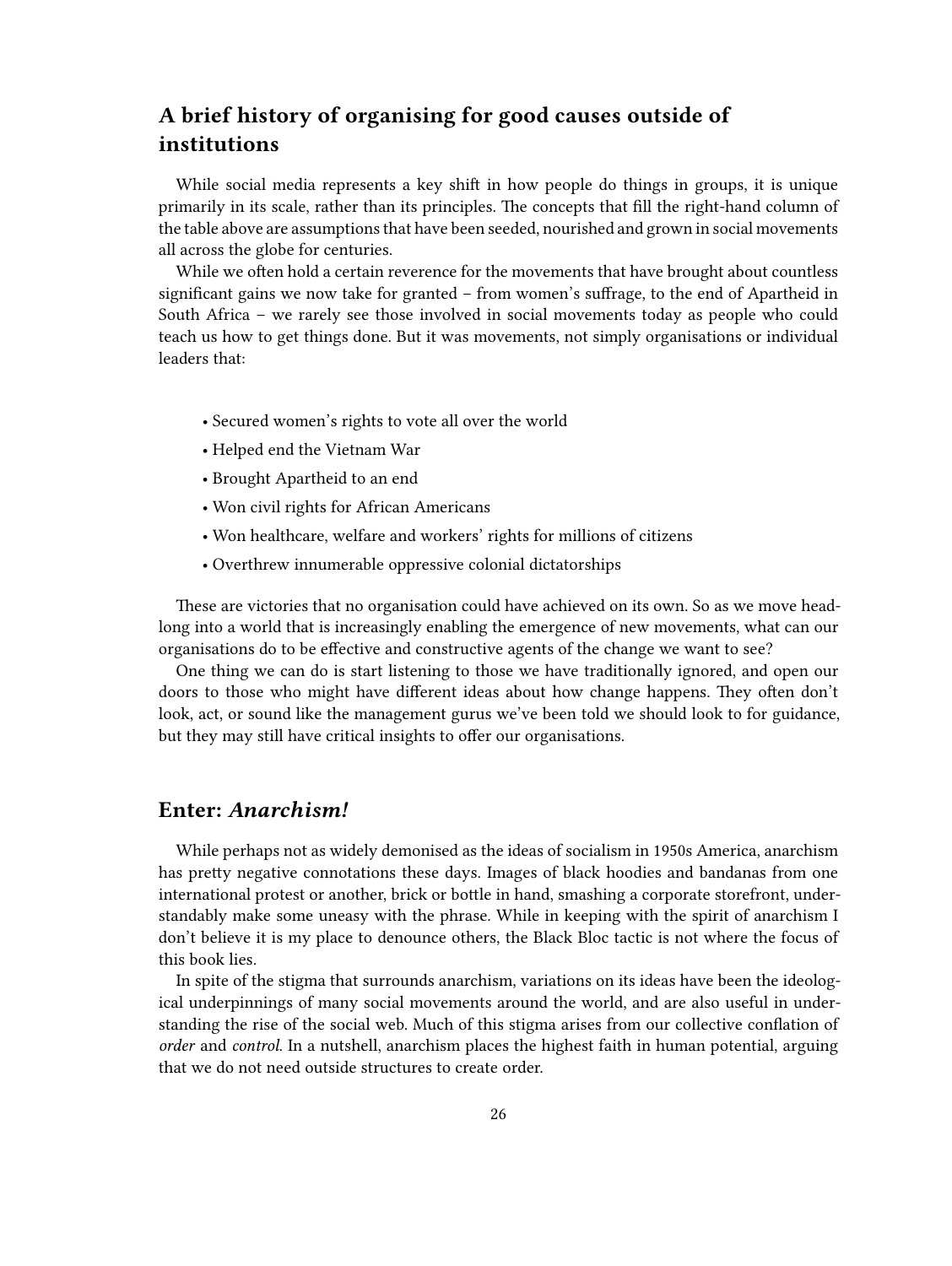## A brief history of organising for good causes outside of institutions

While social media represents a key shift in how people do things in groups, it is unique primarily in its scale, rather than its principles. The concepts that fill the right-hand column of the table above are assumptions that have been seeded, nourished and grown in social movements all across the globe for centuries.

While we often hold a certain reverence for the movements that have brought about countless significant gains we now take for granted – from women's suffrage, to the end of Apartheid in South Africa – we rarely see those involved in social movements today as people who could teach us how to get things done. But it was movements, not simply organisations or individual leaders that:

- Secured women's rights to vote all over the world
- Helped end the Vietnam War
- Brought Apartheid to an end
- Won civil rights for African Americans
- Won healthcare, welfare and workers' rights for millions of citizens
- Overthrew innumerable oppressive colonial dictatorships

These are victories that no organisation could have achieved on its own. So as we move headlong into a world that is increasingly enabling the emergence of new movements, what can our organisations do to be effective and constructive agents of the change we want to see?

One thing we can do is start listening to those we have traditionally ignored, and open our doors to those who might have different ideas about how change happens. They often don't look, act, or sound like the management gurus we've been told we should look to for guidance, but they may still have critical insights to offer our organisations.

## Enter: *Anarchism!*

While perhaps not as widely demonised as the ideas of socialism in 1950s America, anarchism has pretty negative connotations these days. Images of black hoodies and bandanas from one international protest or another, brick or bottle in hand, smashing a corporate storefront, understandably make some uneasy with the phrase. While in keeping with the spirit of anarchism I don't believe it is my place to denounce others, the Black Bloc tactic is not where the focus of this book lies.

In spite of the stigma that surrounds anarchism, variations on its ideas have been the ideological underpinnings of many social movements around the world, and are also useful in understanding the rise of the social web. Much of this stigma arises from our collective conflation of *order* and *control*. In a nutshell, anarchism places the highest faith in human potential, arguing that we do not need outside structures to create order.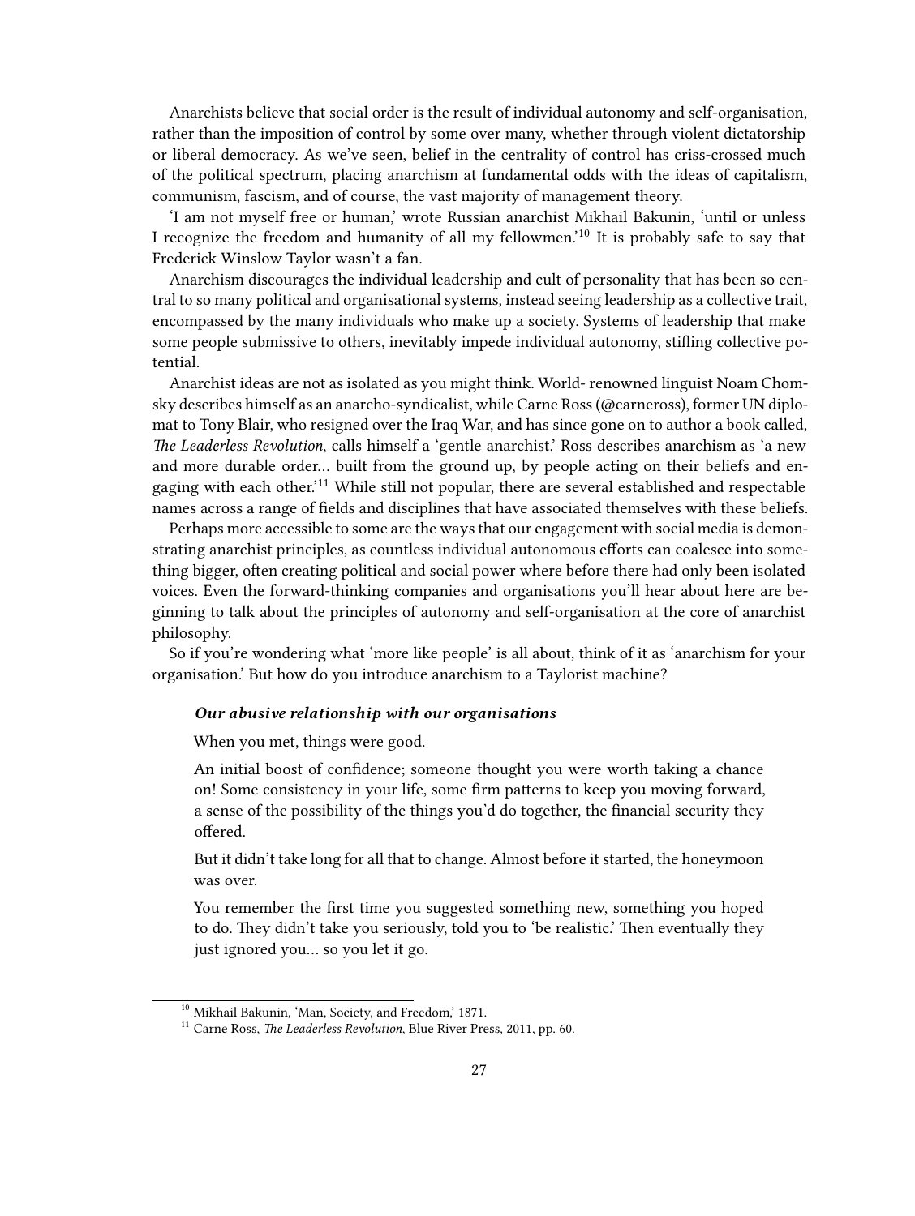Anarchists believe that social order is the result of individual autonomy and self-organisation, rather than the imposition of control by some over many, whether through violent dictatorship or liberal democracy. As we've seen, belief in the centrality of control has criss-crossed much of the political spectrum, placing anarchism at fundamental odds with the ideas of capitalism, communism, fascism, and of course, the vast majority of management theory.

'I am not myself free or human,' wrote Russian anarchist Mikhail Bakunin, 'until or unless I recognize the freedom and humanity of all my fellowmen.'[10] It is probably safe to say that Frederick Winslow Taylor wasn't a fan.

Anarchism discourages the individual leadership and cult of personality that has been so central to so many political and organisational systems, instead seeing leadership as a collective trait, encompassed by the many individuals who make up a society. Systems of leadership that make some people submissive to others, inevitably impede individual autonomy, stifling collective potential.

Anarchist ideas are not as isolated as you might think. World- renowned linguist Noam Chomsky describes himself as an anarcho-syndicalist, while Carne Ross (@carneross), former UN diplomat to Tony Blair, who resigned over the Iraq War, and has since gone on to author a book called, *The Leaderless Revolution*, calls himself a 'gentle anarchist.' Ross describes anarchism as 'a new and more durable order… built from the ground up, by people acting on their beliefs and engaging with each other.'[11] While still not popular, there are several established and respectable names across a range of fields and disciplines that have associated themselves with these beliefs.

Perhaps more accessible to some are the ways that our engagement with social media is demonstrating anarchist principles, as countless individual autonomous efforts can coalesce into something bigger, often creating political and social power where before there had only been isolated voices. Even the forward-thinking companies and organisations you'll hear about here are beginning to talk about the principles of autonomy and self-organisation at the core of anarchist philosophy.

So if you're wondering what 'more like people' is all about, think of it as 'anarchism for your organisation.' But how do you introduce anarchism to a Taylorist machine?

> ***Our abusive relationship with our organisations***
>
> When you met, things were good.
>
> An initial boost of confidence; someone thought you were worth taking a chance on! Some consistency in your life, some firm patterns to keep you moving forward, a sense of the possibility of the things you'd do together, the financial security they offered.
>
> But it didn't take long for all that to change. Almost before it started, the honeymoon was over.
>
> You remember the first time you suggested something new, something you hoped to do. They didn't take you seriously, told you to 'be realistic.' Then eventually they just ignored you… so you let it go.

[10] Mikhail Bakunin, 'Man, Society, and Freedom,' 1871.

[11] Carne Ross, *The Leaderless Revolution*, Blue River Press, 2011, pp. 60.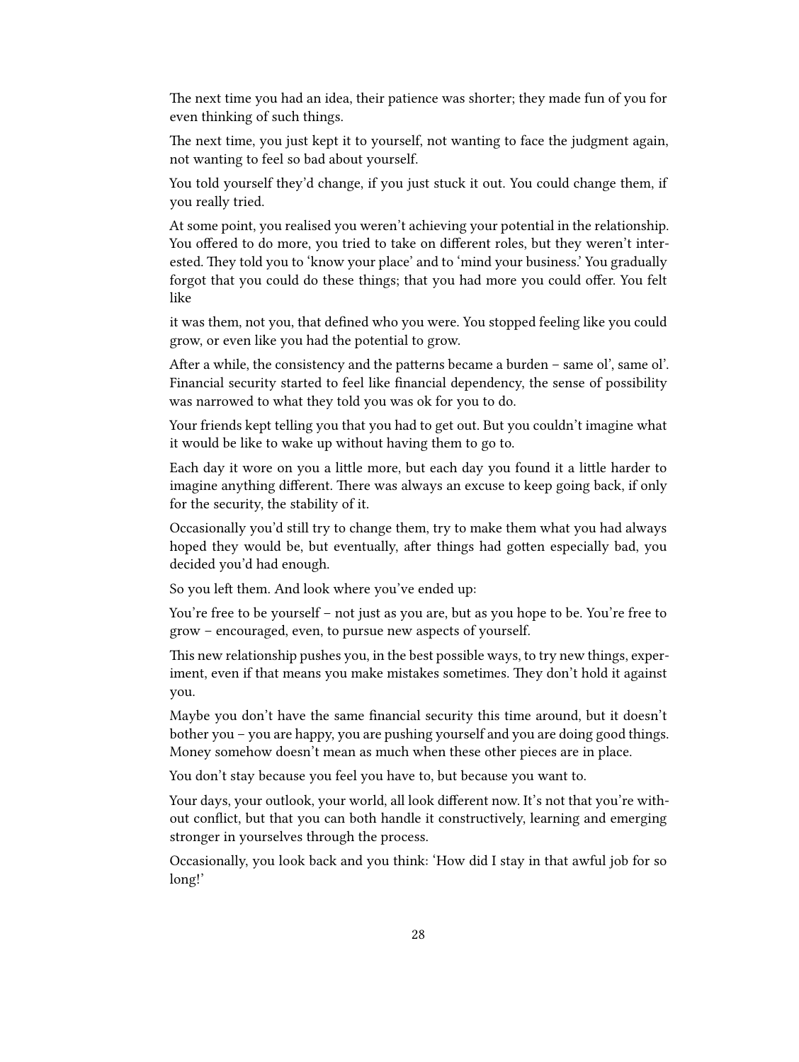The next time you had an idea, their patience was shorter; they made fun of you for even thinking of such things.

The next time, you just kept it to yourself, not wanting to face the judgment again, not wanting to feel so bad about yourself.

You told yourself they'd change, if you just stuck it out. You could change them, if you really tried.

At some point, you realised you weren't achieving your potential in the relationship. You offered to do more, you tried to take on different roles, but they weren't interested. They told you to 'know your place' and to 'mind your business.' You gradually forgot that you could do these things; that you had more you could offer. You felt like

it was them, not you, that defined who you were. You stopped feeling like you could grow, or even like you had the potential to grow.

After a while, the consistency and the patterns became a burden – same ol', same ol'. Financial security started to feel like financial dependency, the sense of possibility was narrowed to what they told you was ok for you to do.

Your friends kept telling you that you had to get out. But you couldn't imagine what it would be like to wake up without having them to go to.

Each day it wore on you a little more, but each day you found it a little harder to imagine anything different. There was always an excuse to keep going back, if only for the security, the stability of it.

Occasionally you'd still try to change them, try to make them what you had always hoped they would be, but eventually, after things had gotten especially bad, you decided you'd had enough.

So you left them. And look where you've ended up:

You're free to be yourself – not just as you are, but as you hope to be. You're free to grow – encouraged, even, to pursue new aspects of yourself.

This new relationship pushes you, in the best possible ways, to try new things, experiment, even if that means you make mistakes sometimes. They don't hold it against you.

Maybe you don't have the same financial security this time around, but it doesn't bother you – you are happy, you are pushing yourself and you are doing good things. Money somehow doesn't mean as much when these other pieces are in place.

You don't stay because you feel you have to, but because you want to.

Your days, your outlook, your world, all look different now. It's not that you're without conflict, but that you can both handle it constructively, learning and emerging stronger in yourselves through the process.

Occasionally, you look back and you think: 'How did I stay in that awful job for so long!'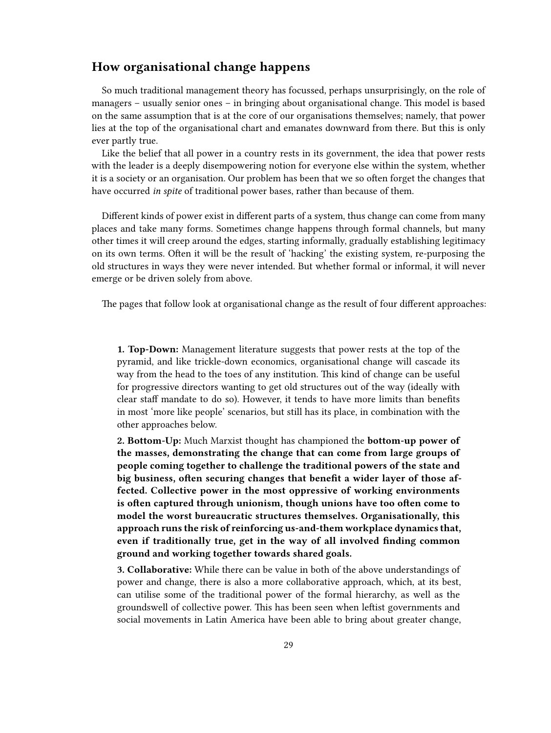## How organisational change happens

So much traditional management theory has focussed, perhaps unsurprisingly, on the role of managers – usually senior ones – in bringing about organisational change. This model is based on the same assumption that is at the core of our organisations themselves; namely, that power lies at the top of the organisational chart and emanates downward from there. But this is only ever partly true.

Like the belief that all power in a country rests in its government, the idea that power rests with the leader is a deeply disempowering notion for everyone else within the system, whether it is a society or an organisation. Our problem has been that we so often forget the changes that have occurred *in spite* of traditional power bases, rather than because of them.

Different kinds of power exist in different parts of a system, thus change can come from many places and take many forms. Sometimes change happens through formal channels, but many other times it will creep around the edges, starting informally, gradually establishing legitimacy on its own terms. Often it will be the result of 'hacking' the existing system, re-purposing the old structures in ways they were never intended. But whether formal or informal, it will never emerge or be driven solely from above.

The pages that follow look at organisational change as the result of four different approaches:

> **1. Top-Down:** Management literature suggests that power rests at the top of the pyramid, and like trickle-down economics, organisational change will cascade its way from the head to the toes of any institution. This kind of change can be useful for progressive directors wanting to get old structures out of the way (ideally with clear staff mandate to do so). However, it tends to have more limits than benefits in most 'more like people' scenarios, but still has its place, in combination with the other approaches below.
>
> **2. Bottom-Up:** Much Marxist thought has championed the **bottom-up power of the masses, demonstrating the change that can come from large groups of people coming together to challenge the traditional powers of the state and big business, often securing changes that benefit a wider layer of those affected. Collective power in the most oppressive of working environments is often captured through unionism, though unions have too often come to model the worst bureaucratic structures themselves. Organisationally, this approach runs the risk of reinforcing us-and-them workplace dynamics that, even if traditionally true, get in the way of all involved finding common ground and working together towards shared goals.**
>
> **3. Collaborative:** While there can be value in both of the above understandings of power and change, there is also a more collaborative approach, which, at its best, can utilise some of the traditional power of the formal hierarchy, as well as the groundswell of collective power. This has been seen when leftist governments and social movements in Latin America have been able to bring about greater change,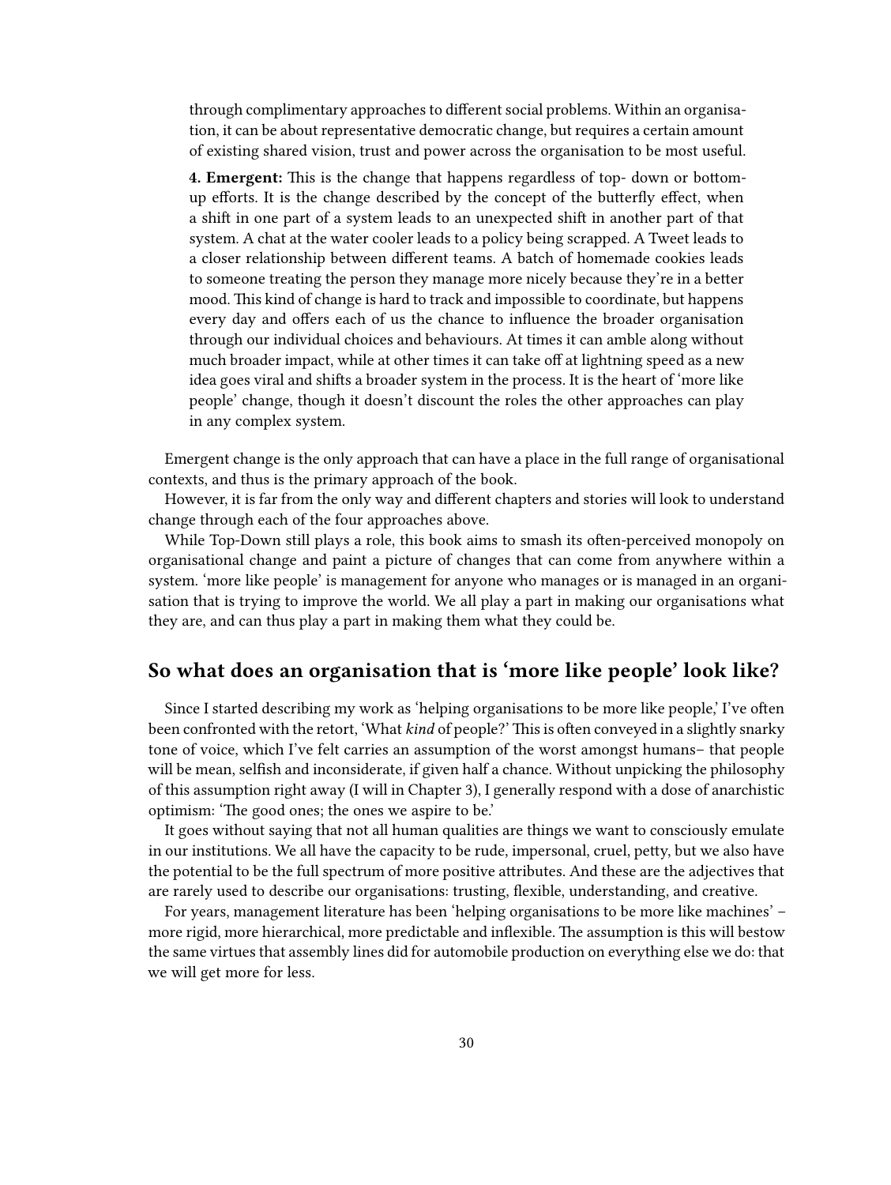through complimentary approaches to different social problems. Within an organisation, it can be about representative democratic change, but requires a certain amount of existing shared vision, trust and power across the organisation to be most useful.

**4. Emergent:** This is the change that happens regardless of top- down or bottom-up efforts. It is the change described by the concept of the butterfly effect, when a shift in one part of a system leads to an unexpected shift in another part of that system. A chat at the water cooler leads to a policy being scrapped. A Tweet leads to a closer relationship between different teams. A batch of homemade cookies leads to someone treating the person they manage more nicely because they're in a better mood. This kind of change is hard to track and impossible to coordinate, but happens every day and offers each of us the chance to influence the broader organisation through our individual choices and behaviours. At times it can amble along without much broader impact, while at other times it can take off at lightning speed as a new idea goes viral and shifts a broader system in the process. It is the heart of 'more like people' change, though it doesn't discount the roles the other approaches can play in any complex system.

Emergent change is the only approach that can have a place in the full range of organisational contexts, and thus is the primary approach of the book.

However, it is far from the only way and different chapters and stories will look to understand change through each of the four approaches above.

While Top-Down still plays a role, this book aims to smash its often-perceived monopoly on organisational change and paint a picture of changes that can come from anywhere within a system. 'more like people' is management for anyone who manages or is managed in an organisation that is trying to improve the world. We all play a part in making our organisations what they are, and can thus play a part in making them what they could be.

## So what does an organisation that is 'more like people' look like?

Since I started describing my work as 'helping organisations to be more like people,' I've often been confronted with the retort, 'What *kind* of people?' This is often conveyed in a slightly snarky tone of voice, which I've felt carries an assumption of the worst amongst humans– that people will be mean, selfish and inconsiderate, if given half a chance. Without unpicking the philosophy of this assumption right away (I will in Chapter 3), I generally respond with a dose of anarchistic optimism: 'The good ones; the ones we aspire to be.'

It goes without saying that not all human qualities are things we want to consciously emulate in our institutions. We all have the capacity to be rude, impersonal, cruel, petty, but we also have the potential to be the full spectrum of more positive attributes. And these are the adjectives that are rarely used to describe our organisations: trusting, flexible, understanding, and creative.

For years, management literature has been 'helping organisations to be more like machines' – more rigid, more hierarchical, more predictable and inflexible. The assumption is this will bestow the same virtues that assembly lines did for automobile production on everything else we do: that we will get more for less.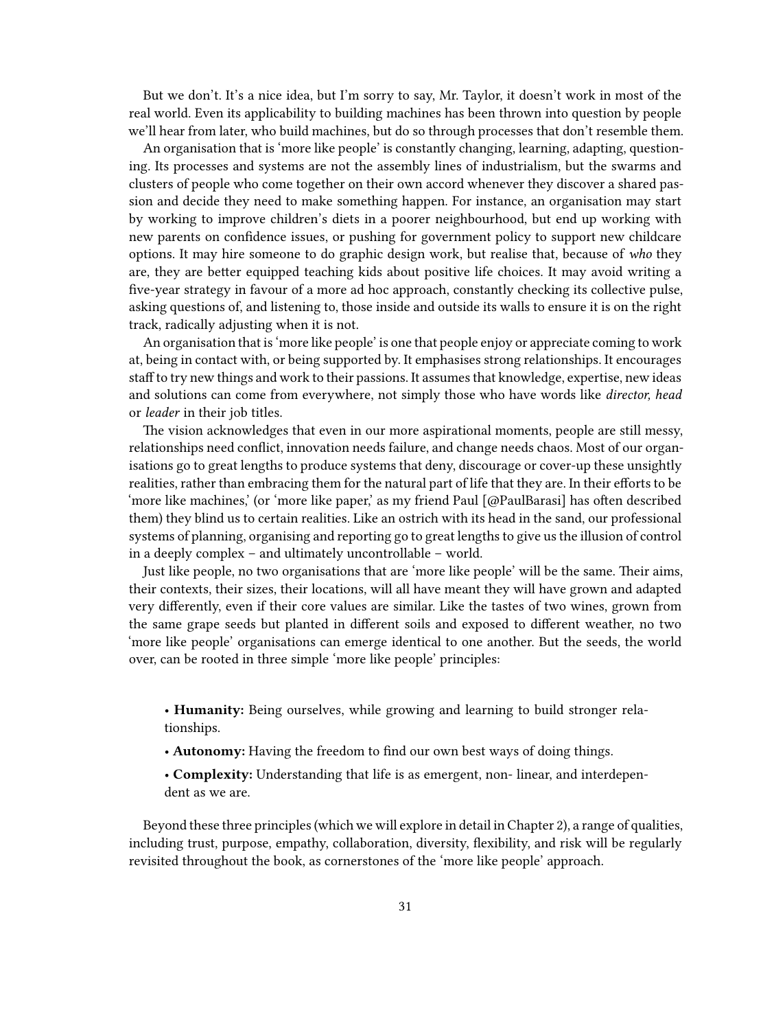But we don't. It's a nice idea, but I'm sorry to say, Mr. Taylor, it doesn't work in most of the real world. Even its applicability to building machines has been thrown into question by people we'll hear from later, who build machines, but do so through processes that don't resemble them.

An organisation that is 'more like people' is constantly changing, learning, adapting, questioning. Its processes and systems are not the assembly lines of industrialism, but the swarms and clusters of people who come together on their own accord whenever they discover a shared passion and decide they need to make something happen. For instance, an organisation may start by working to improve children's diets in a poorer neighbourhood, but end up working with new parents on confidence issues, or pushing for government policy to support new childcare options. It may hire someone to do graphic design work, but realise that, because of *who* they are, they are better equipped teaching kids about positive life choices. It may avoid writing a five-year strategy in favour of a more ad hoc approach, constantly checking its collective pulse, asking questions of, and listening to, those inside and outside its walls to ensure it is on the right track, radically adjusting when it is not.

An organisation that is 'more like people' is one that people enjoy or appreciate coming to work at, being in contact with, or being supported by. It emphasises strong relationships. It encourages staff to try new things and work to their passions. It assumes that knowledge, expertise, new ideas and solutions can come from everywhere, not simply those who have words like *director, head* or *leader* in their job titles.

The vision acknowledges that even in our more aspirational moments, people are still messy, relationships need conflict, innovation needs failure, and change needs chaos. Most of our organisations go to great lengths to produce systems that deny, discourage or cover-up these unsightly realities, rather than embracing them for the natural part of life that they are. In their efforts to be 'more like machines,' (or 'more like paper,' as my friend Paul [@PaulBarasi] has often described them) they blind us to certain realities. Like an ostrich with its head in the sand, our professional systems of planning, organising and reporting go to great lengths to give us the illusion of control in a deeply complex – and ultimately uncontrollable – world.

Just like people, no two organisations that are 'more like people' will be the same. Their aims, their contexts, their sizes, their locations, will all have meant they will have grown and adapted very differently, even if their core values are similar. Like the tastes of two wines, grown from the same grape seeds but planted in different soils and exposed to different weather, no two 'more like people' organisations can emerge identical to one another. But the seeds, the world over, can be rooted in three simple 'more like people' principles:

- **Humanity:** Being ourselves, while growing and learning to build stronger relationships.
- **Autonomy:** Having the freedom to find our own best ways of doing things.
- **Complexity:** Understanding that life is as emergent, non- linear, and interdependent as we are.

Beyond these three principles (which we will explore in detail in Chapter 2), a range of qualities, including trust, purpose, empathy, collaboration, diversity, flexibility, and risk will be regularly revisited throughout the book, as cornerstones of the 'more like people' approach.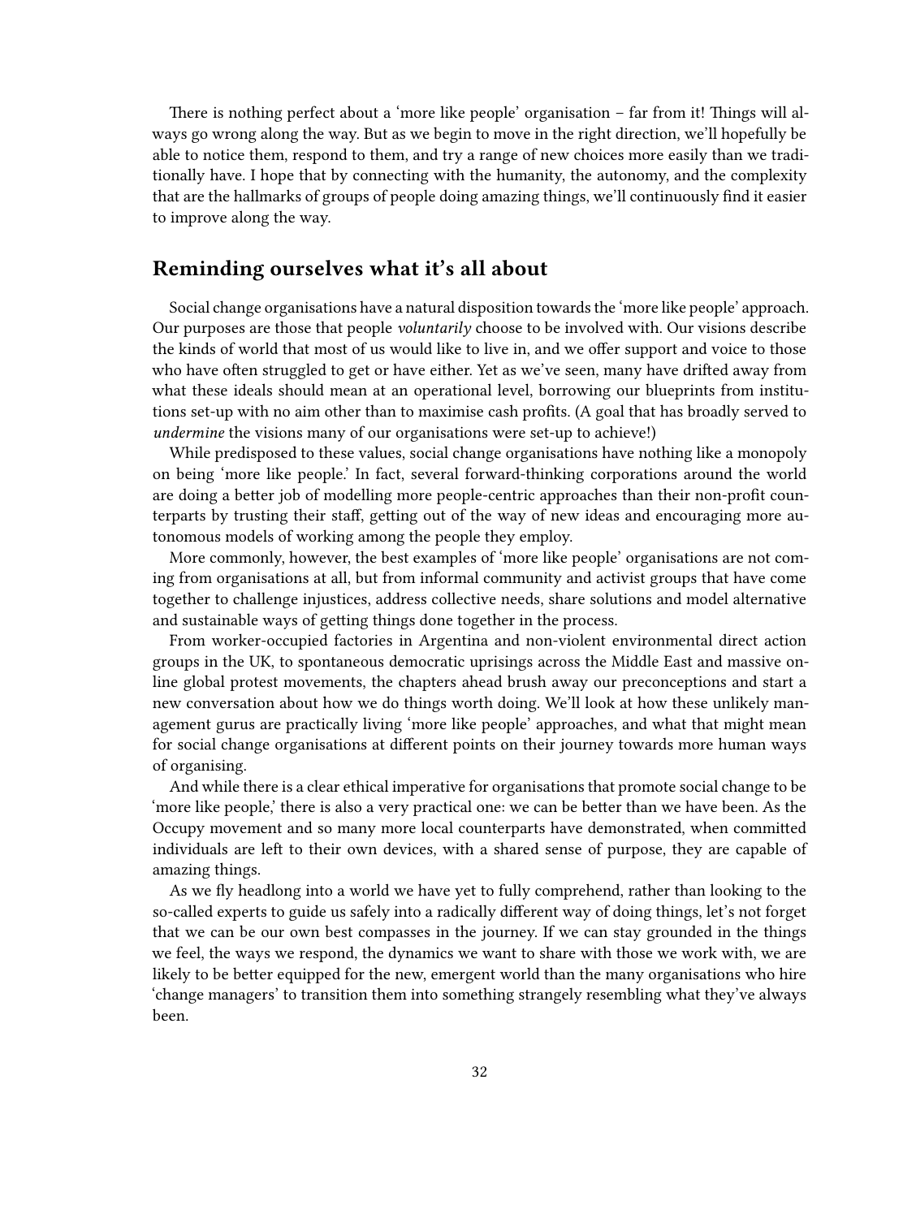There is nothing perfect about a 'more like people' organisation – far from it! Things will always go wrong along the way. But as we begin to move in the right direction, we'll hopefully be able to notice them, respond to them, and try a range of new choices more easily than we traditionally have. I hope that by connecting with the humanity, the autonomy, and the complexity that are the hallmarks of groups of people doing amazing things, we'll continuously find it easier to improve along the way.

## Reminding ourselves what it's all about

Social change organisations have a natural disposition towards the 'more like people' approach. Our purposes are those that people *voluntarily* choose to be involved with. Our visions describe the kinds of world that most of us would like to live in, and we offer support and voice to those who have often struggled to get or have either. Yet as we've seen, many have drifted away from what these ideals should mean at an operational level, borrowing our blueprints from institutions set-up with no aim other than to maximise cash profits. (A goal that has broadly served to *undermine* the visions many of our organisations were set-up to achieve!)

While predisposed to these values, social change organisations have nothing like a monopoly on being 'more like people.' In fact, several forward-thinking corporations around the world are doing a better job of modelling more people-centric approaches than their non-profit counterparts by trusting their staff, getting out of the way of new ideas and encouraging more autonomous models of working among the people they employ.

More commonly, however, the best examples of 'more like people' organisations are not coming from organisations at all, but from informal community and activist groups that have come together to challenge injustices, address collective needs, share solutions and model alternative and sustainable ways of getting things done together in the process.

From worker-occupied factories in Argentina and non-violent environmental direct action groups in the UK, to spontaneous democratic uprisings across the Middle East and massive online global protest movements, the chapters ahead brush away our preconceptions and start a new conversation about how we do things worth doing. We'll look at how these unlikely management gurus are practically living 'more like people' approaches, and what that might mean for social change organisations at different points on their journey towards more human ways of organising.

And while there is a clear ethical imperative for organisations that promote social change to be 'more like people,' there is also a very practical one: we can be better than we have been. As the Occupy movement and so many more local counterparts have demonstrated, when committed individuals are left to their own devices, with a shared sense of purpose, they are capable of amazing things.

As we fly headlong into a world we have yet to fully comprehend, rather than looking to the so-called experts to guide us safely into a radically different way of doing things, let's not forget that we can be our own best compasses in the journey. If we can stay grounded in the things we feel, the ways we respond, the dynamics we want to share with those we work with, we are likely to be better equipped for the new, emergent world than the many organisations who hire 'change managers' to transition them into something strangely resembling what they've always been.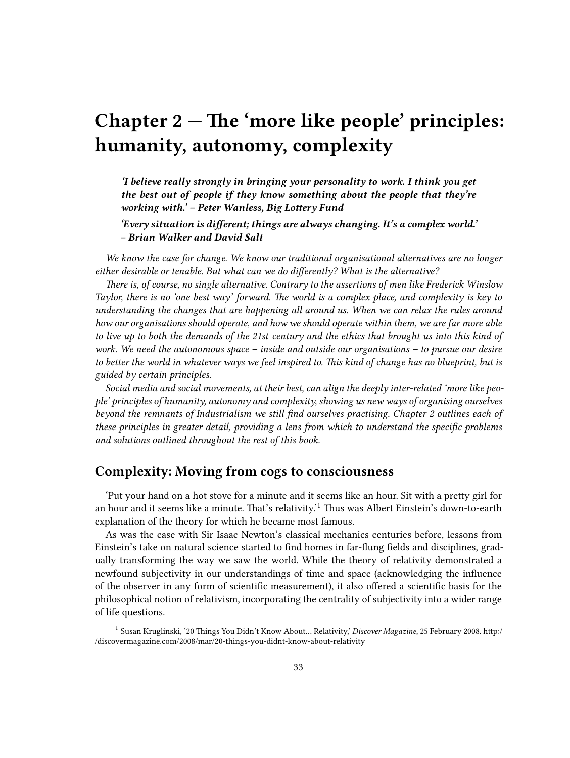# Chapter 2 — The 'more like people' principles: humanity, autonomy, complexity

> ***'I believe really strongly in bringing your personality to work. I think you get the best out of people if they know something about the people that they're working with.' – Peter Wanless, Big Lottery Fund***
>
> ***'Every situation is different; things are always changing. It's a complex world.' – Brian Walker and David Salt***

*We know the case for change. We know our traditional organisational alternatives are no longer either desirable or tenable. But what can we do differently? What is the alternative?*

*There is, of course, no single alternative. Contrary to the assertions of men like Frederick Winslow Taylor, there is no 'one best way' forward. The world is a complex place, and complexity is key to understanding the changes that are happening all around us. When we can relax the rules around how our organisations should operate, and how we should operate within them, we are far more able to live up to both the demands of the 21st century and the ethics that brought us into this kind of work. We need the autonomous space – inside and outside our organisations – to pursue our desire to better the world in whatever ways we feel inspired to. This kind of change has no blueprint, but is guided by certain principles.*

*Social media and social movements, at their best, can align the deeply inter-related 'more like people' principles of humanity, autonomy and complexity, showing us new ways of organising ourselves beyond the remnants of Industrialism we still find ourselves practising. Chapter 2 outlines each of these principles in greater detail, providing a lens from which to understand the specific problems and solutions outlined throughout the rest of this book.*

## Complexity: Moving from cogs to consciousness

'Put your hand on a hot stove for a minute and it seems like an hour. Sit with a pretty girl for an hour and it seems like a minute. That's relativity.'[1] Thus was Albert Einstein's down-to-earth explanation of the theory for which he became most famous.

As was the case with Sir Isaac Newton's classical mechanics centuries before, lessons from Einstein's take on natural science started to find homes in far-flung fields and disciplines, gradually transforming the way we saw the world. While the theory of relativity demonstrated a newfound subjectivity in our understandings of time and space (acknowledging the influence of the observer in any form of scientific measurement), it also offered a scientific basis for the philosophical notion of relativism, incorporating the centrality of subjectivity into a wider range of life questions.

---

[1] Susan Kruglinski, '20 Things You Didn't Know About… Relativity,' *Discover Magazine*, 25 February 2008. http://discovermagazine.com/2008/mar/20-things-you-didnt-know-about-relativity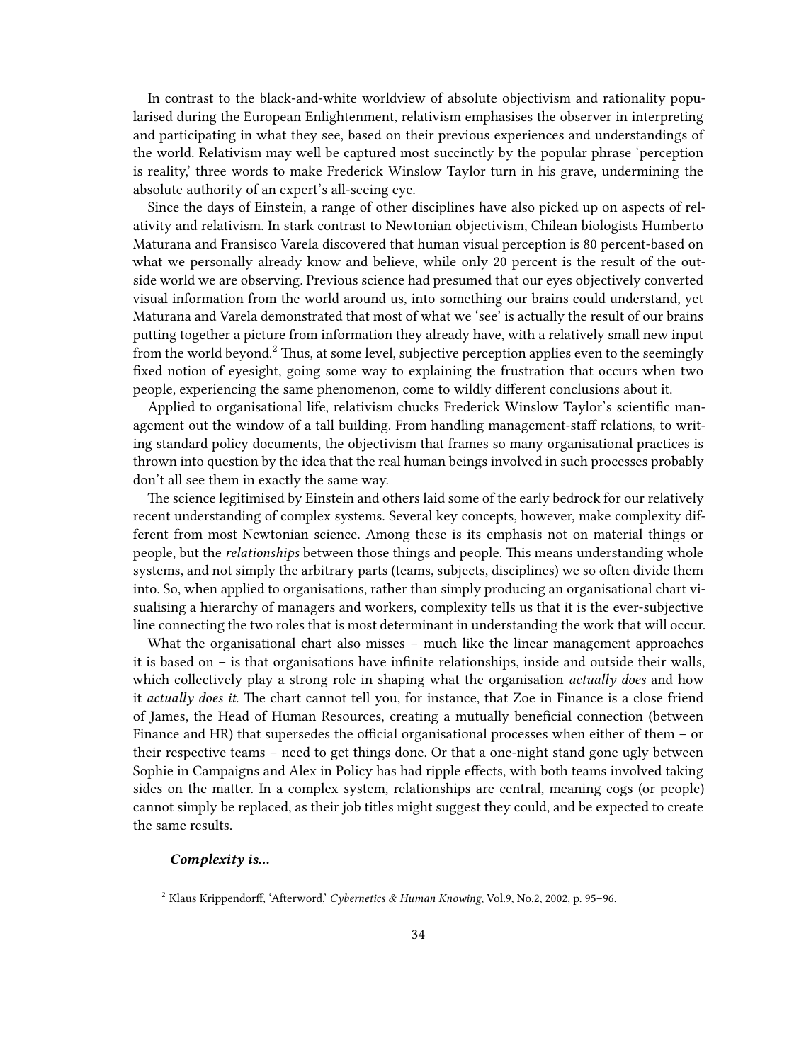In contrast to the black-and-white worldview of absolute objectivism and rationality popularised during the European Enlightenment, relativism emphasises the observer in interpreting and participating in what they see, based on their previous experiences and understandings of the world. Relativism may well be captured most succinctly by the popular phrase 'perception is reality,' three words to make Frederick Winslow Taylor turn in his grave, undermining the absolute authority of an expert's all-seeing eye.

Since the days of Einstein, a range of other disciplines have also picked up on aspects of relativity and relativism. In stark contrast to Newtonian objectivism, Chilean biologists Humberto Maturana and Fransisco Varela discovered that human visual perception is 80 percent-based on what we personally already know and believe, while only 20 percent is the result of the outside world we are observing. Previous science had presumed that our eyes objectively converted visual information from the world around us, into something our brains could understand, yet Maturana and Varela demonstrated that most of what we 'see' is actually the result of our brains putting together a picture from information they already have, with a relatively small new input from the world beyond.[2] Thus, at some level, subjective perception applies even to the seemingly fixed notion of eyesight, going some way to explaining the frustration that occurs when two people, experiencing the same phenomenon, come to wildly different conclusions about it.

Applied to organisational life, relativism chucks Frederick Winslow Taylor's scientific management out the window of a tall building. From handling management-staff relations, to writing standard policy documents, the objectivism that frames so many organisational practices is thrown into question by the idea that the real human beings involved in such processes probably don't all see them in exactly the same way.

The science legitimised by Einstein and others laid some of the early bedrock for our relatively recent understanding of complex systems. Several key concepts, however, make complexity different from most Newtonian science. Among these is its emphasis not on material things or people, but the *relationships* between those things and people. This means understanding whole systems, and not simply the arbitrary parts (teams, subjects, disciplines) we so often divide them into. So, when applied to organisations, rather than simply producing an organisational chart visualising a hierarchy of managers and workers, complexity tells us that it is the ever-subjective line connecting the two roles that is most determinant in understanding the work that will occur.

What the organisational chart also misses – much like the linear management approaches it is based on – is that organisations have infinite relationships, inside and outside their walls, which collectively play a strong role in shaping what the organisation *actually does* and how it *actually does it*. The chart cannot tell you, for instance, that Zoe in Finance is a close friend of James, the Head of Human Resources, creating a mutually beneficial connection (between Finance and HR) that supersedes the official organisational processes when either of them – or their respective teams – need to get things done. Or that a one-night stand gone ugly between Sophie in Campaigns and Alex in Policy has had ripple effects, with both teams involved taking sides on the matter. In a complex system, relationships are central, meaning cogs (or people) cannot simply be replaced, as their job titles might suggest they could, and be expected to create the same results.

***Complexity is...***

[2] Klaus Krippendorff, 'Afterword,' *Cybernetics & Human Knowing*, Vol.9, No.2, 2002, p. 95–96.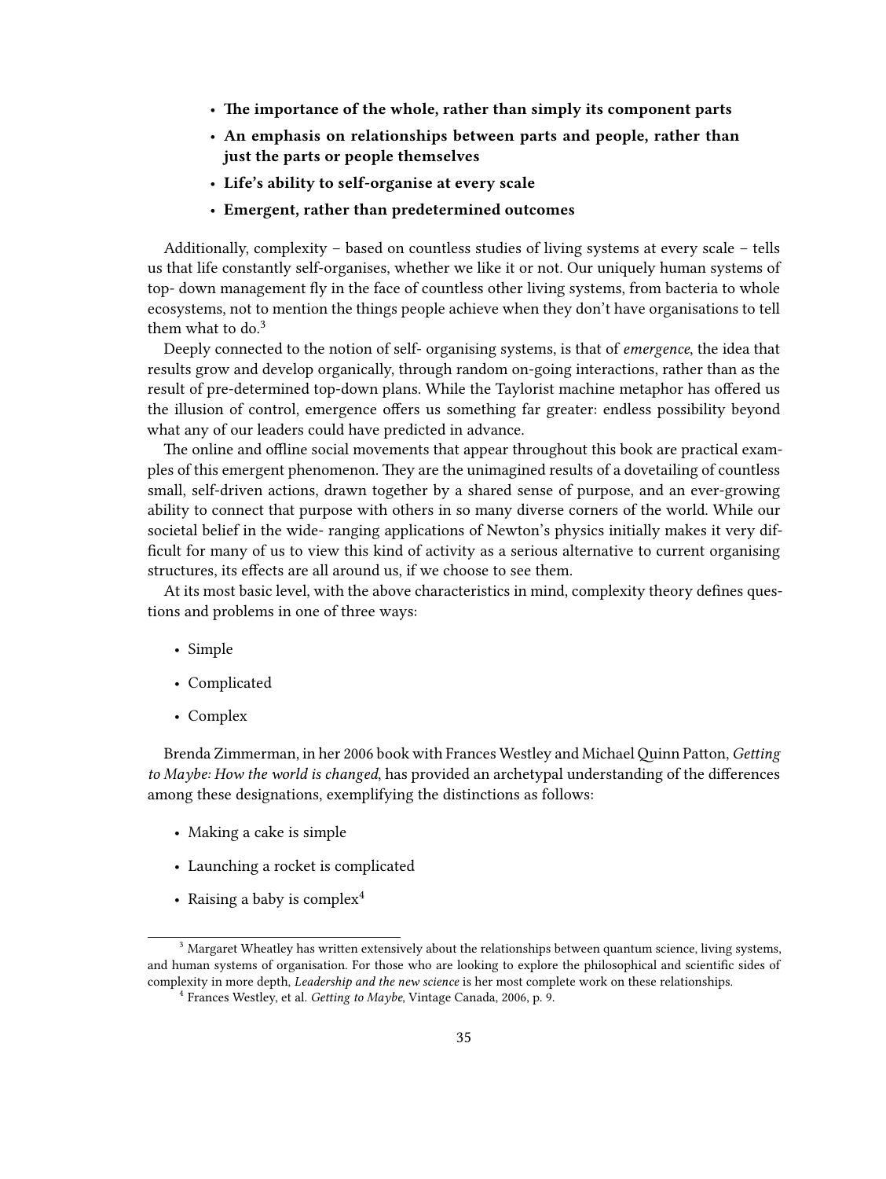- **The importance of the whole, rather than simply its component parts**
- **An emphasis on relationships between parts and people, rather than just the parts or people themselves**
- **Life's ability to self-organise at every scale**
- **Emergent, rather than predetermined outcomes**

Additionally, complexity – based on countless studies of living systems at every scale – tells us that life constantly self-organises, whether we like it or not. Our uniquely human systems of top- down management fly in the face of countless other living systems, from bacteria to whole ecosystems, not to mention the things people achieve when they don't have organisations to tell them what to do.[3]

Deeply connected to the notion of self- organising systems, is that of *emergence*, the idea that results grow and develop organically, through random on-going interactions, rather than as the result of pre-determined top-down plans. While the Taylorist machine metaphor has offered us the illusion of control, emergence offers us something far greater: endless possibility beyond what any of our leaders could have predicted in advance.

The online and offline social movements that appear throughout this book are practical examples of this emergent phenomenon. They are the unimagined results of a dovetailing of countless small, self-driven actions, drawn together by a shared sense of purpose, and an ever-growing ability to connect that purpose with others in so many diverse corners of the world. While our societal belief in the wide- ranging applications of Newton's physics initially makes it very difficult for many of us to view this kind of activity as a serious alternative to current organising structures, its effects are all around us, if we choose to see them.

At its most basic level, with the above characteristics in mind, complexity theory defines questions and problems in one of three ways:

- Simple
- Complicated
- Complex

Brenda Zimmerman, in her 2006 book with Frances Westley and Michael Quinn Patton, *Getting to Maybe: How the world is changed*, has provided an archetypal understanding of the differences among these designations, exemplifying the distinctions as follows:

- Making a cake is simple
- Launching a rocket is complicated
- Raising a baby is complex[4]

---

[3] Margaret Wheatley has written extensively about the relationships between quantum science, living systems, and human systems of organisation. For those who are looking to explore the philosophical and scientific sides of complexity in more depth, *Leadership and the new science* is her most complete work on these relationships.

[4] Frances Westley, et al. *Getting to Maybe*, Vintage Canada, 2006, p. 9.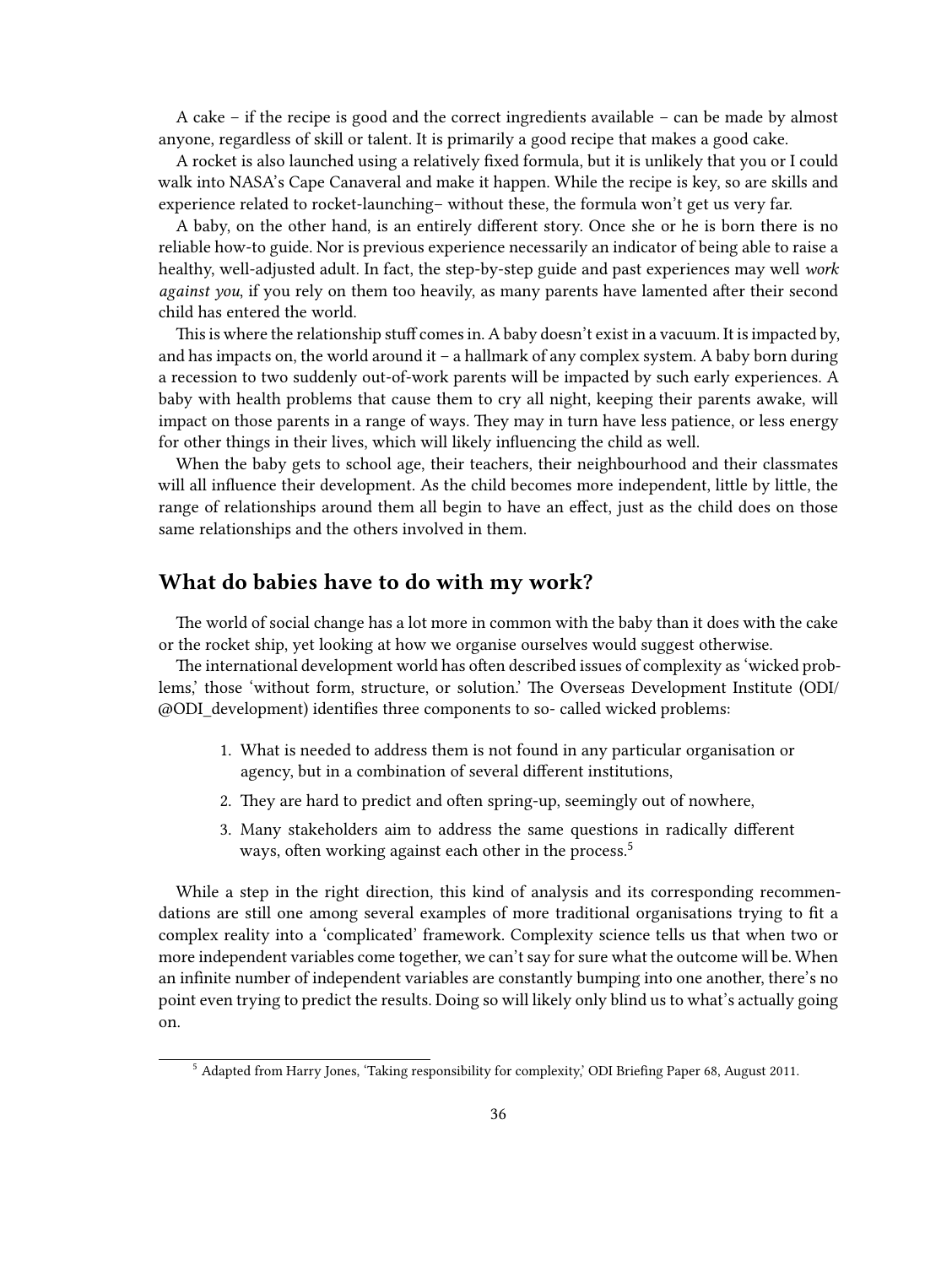A cake – if the recipe is good and the correct ingredients available – can be made by almost anyone, regardless of skill or talent. It is primarily a good recipe that makes a good cake.

A rocket is also launched using a relatively fixed formula, but it is unlikely that you or I could walk into NASA's Cape Canaveral and make it happen. While the recipe is key, so are skills and experience related to rocket-launching– without these, the formula won't get us very far.

A baby, on the other hand, is an entirely different story. Once she or he is born there is no reliable how-to guide. Nor is previous experience necessarily an indicator of being able to raise a healthy, well-adjusted adult. In fact, the step-by-step guide and past experiences may well *work against you*, if you rely on them too heavily, as many parents have lamented after their second child has entered the world.

This is where the relationship stuff comes in. A baby doesn't exist in a vacuum. It is impacted by, and has impacts on, the world around it – a hallmark of any complex system. A baby born during a recession to two suddenly out-of-work parents will be impacted by such early experiences. A baby with health problems that cause them to cry all night, keeping their parents awake, will impact on those parents in a range of ways. They may in turn have less patience, or less energy for other things in their lives, which will likely influencing the child as well.

When the baby gets to school age, their teachers, their neighbourhood and their classmates will all influence their development. As the child becomes more independent, little by little, the range of relationships around them all begin to have an effect, just as the child does on those same relationships and the others involved in them.

## What do babies have to do with my work?

The world of social change has a lot more in common with the baby than it does with the cake or the rocket ship, yet looking at how we organise ourselves would suggest otherwise.

The international development world has often described issues of complexity as 'wicked problems,' those 'without form, structure, or solution.' The Overseas Development Institute (ODI/ @ODI_development) identifies three components to so- called wicked problems:

1. What is needed to address them is not found in any particular organisation or agency, but in a combination of several different institutions,
2. They are hard to predict and often spring-up, seemingly out of nowhere,
3. Many stakeholders aim to address the same questions in radically different ways, often working against each other in the process.[5]

While a step in the right direction, this kind of analysis and its corresponding recommendations are still one among several examples of more traditional organisations trying to fit a complex reality into a 'complicated' framework. Complexity science tells us that when two or more independent variables come together, we can't say for sure what the outcome will be. When an infinite number of independent variables are constantly bumping into one another, there's no point even trying to predict the results. Doing so will likely only blind us to what's actually going on.

[5] Adapted from Harry Jones, 'Taking responsibility for complexity,' ODI Briefing Paper 68, August 2011.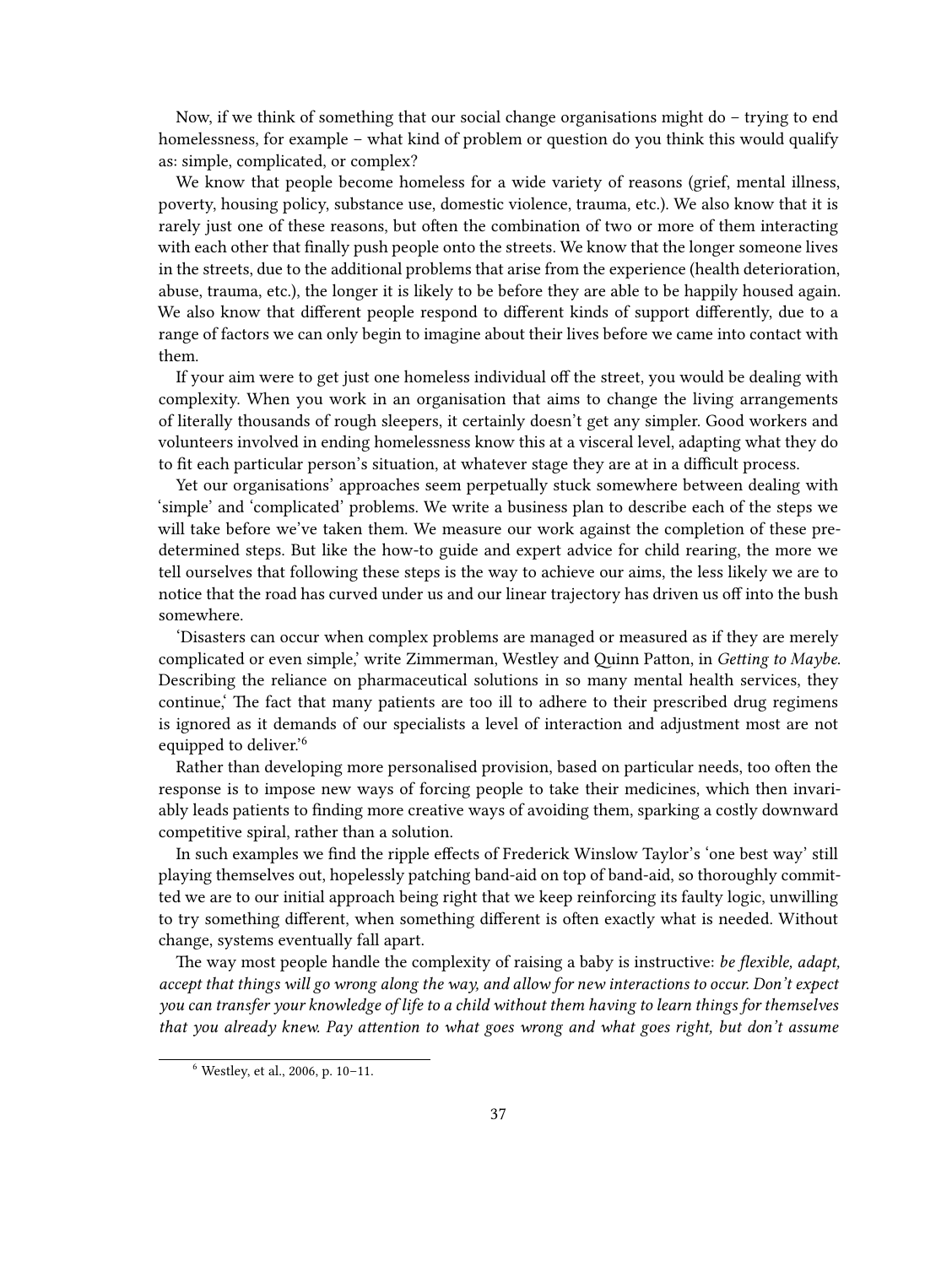Now, if we think of something that our social change organisations might do – trying to end homelessness, for example – what kind of problem or question do you think this would qualify as: simple, complicated, or complex?

We know that people become homeless for a wide variety of reasons (grief, mental illness, poverty, housing policy, substance use, domestic violence, trauma, etc.). We also know that it is rarely just one of these reasons, but often the combination of two or more of them interacting with each other that finally push people onto the streets. We know that the longer someone lives in the streets, due to the additional problems that arise from the experience (health deterioration, abuse, trauma, etc.), the longer it is likely to be before they are able to be happily housed again. We also know that different people respond to different kinds of support differently, due to a range of factors we can only begin to imagine about their lives before we came into contact with them.

If your aim were to get just one homeless individual off the street, you would be dealing with complexity. When you work in an organisation that aims to change the living arrangements of literally thousands of rough sleepers, it certainly doesn't get any simpler. Good workers and volunteers involved in ending homelessness know this at a visceral level, adapting what they do to fit each particular person's situation, at whatever stage they are at in a difficult process.

Yet our organisations' approaches seem perpetually stuck somewhere between dealing with 'simple' and 'complicated' problems. We write a business plan to describe each of the steps we will take before we've taken them. We measure our work against the completion of these pre-determined steps. But like the how-to guide and expert advice for child rearing, the more we tell ourselves that following these steps is the way to achieve our aims, the less likely we are to notice that the road has curved under us and our linear trajectory has driven us off into the bush somewhere.

'Disasters can occur when complex problems are managed or measured as if they are merely complicated or even simple,' write Zimmerman, Westley and Quinn Patton, in *Getting to Maybe*. Describing the reliance on pharmaceutical solutions in so many mental health services, they continue,' The fact that many patients are too ill to adhere to their prescribed drug regimens is ignored as it demands of our specialists a level of interaction and adjustment most are not equipped to deliver.'[6]

Rather than developing more personalised provision, based on particular needs, too often the response is to impose new ways of forcing people to take their medicines, which then invariably leads patients to finding more creative ways of avoiding them, sparking a costly downward competitive spiral, rather than a solution.

In such examples we find the ripple effects of Frederick Winslow Taylor's 'one best way' still playing themselves out, hopelessly patching band-aid on top of band-aid, so thoroughly committed we are to our initial approach being right that we keep reinforcing its faulty logic, unwilling to try something different, when something different is often exactly what is needed. Without change, systems eventually fall apart.

The way most people handle the complexity of raising a baby is instructive: *be flexible, adapt, accept that things will go wrong along the way, and allow for new interactions to occur. Don't expect you can transfer your knowledge of life to a child without them having to learn things for themselves that you already knew. Pay attention to what goes wrong and what goes right, but don't assume*

[6] Westley, et al., 2006, p. 10–11.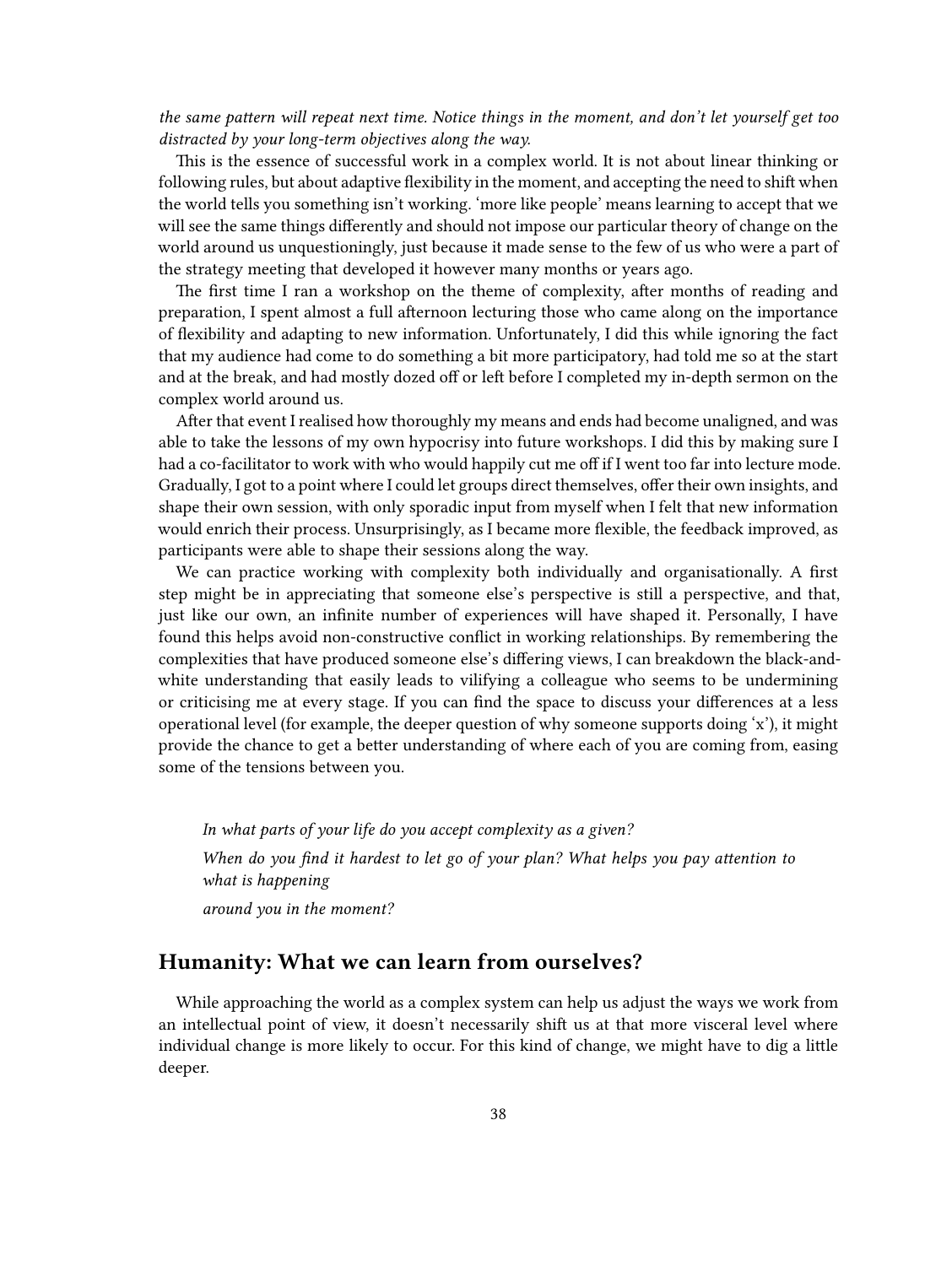*the same pattern will repeat next time. Notice things in the moment, and don't let yourself get too distracted by your long-term objectives along the way.*

This is the essence of successful work in a complex world. It is not about linear thinking or following rules, but about adaptive flexibility in the moment, and accepting the need to shift when the world tells you something isn't working. 'more like people' means learning to accept that we will see the same things differently and should not impose our particular theory of change on the world around us unquestioningly, just because it made sense to the few of us who were a part of the strategy meeting that developed it however many months or years ago.

The first time I ran a workshop on the theme of complexity, after months of reading and preparation, I spent almost a full afternoon lecturing those who came along on the importance of flexibility and adapting to new information. Unfortunately, I did this while ignoring the fact that my audience had come to do something a bit more participatory, had told me so at the start and at the break, and had mostly dozed off or left before I completed my in-depth sermon on the complex world around us.

After that event I realised how thoroughly my means and ends had become unaligned, and was able to take the lessons of my own hypocrisy into future workshops. I did this by making sure I had a co-facilitator to work with who would happily cut me off if I went too far into lecture mode. Gradually, I got to a point where I could let groups direct themselves, offer their own insights, and shape their own session, with only sporadic input from myself when I felt that new information would enrich their process. Unsurprisingly, as I became more flexible, the feedback improved, as participants were able to shape their sessions along the way.

We can practice working with complexity both individually and organisationally. A first step might be in appreciating that someone else's perspective is still a perspective, and that, just like our own, an infinite number of experiences will have shaped it. Personally, I have found this helps avoid non-constructive conflict in working relationships. By remembering the complexities that have produced someone else's differing views, I can breakdown the black-and-white understanding that easily leads to vilifying a colleague who seems to be undermining or criticising me at every stage. If you can find the space to discuss your differences at a less operational level (for example, the deeper question of why someone supports doing 'x'), it might provide the chance to get a better understanding of where each of you are coming from, easing some of the tensions between you.

> *In what parts of your life do you accept complexity as a given?*
>
> *When do you find it hardest to let go of your plan? What helps you pay attention to what is happening*
>
> *around you in the moment?*

## Humanity: What we can learn from ourselves?

While approaching the world as a complex system can help us adjust the ways we work from an intellectual point of view, it doesn't necessarily shift us at that more visceral level where individual change is more likely to occur. For this kind of change, we might have to dig a little deeper.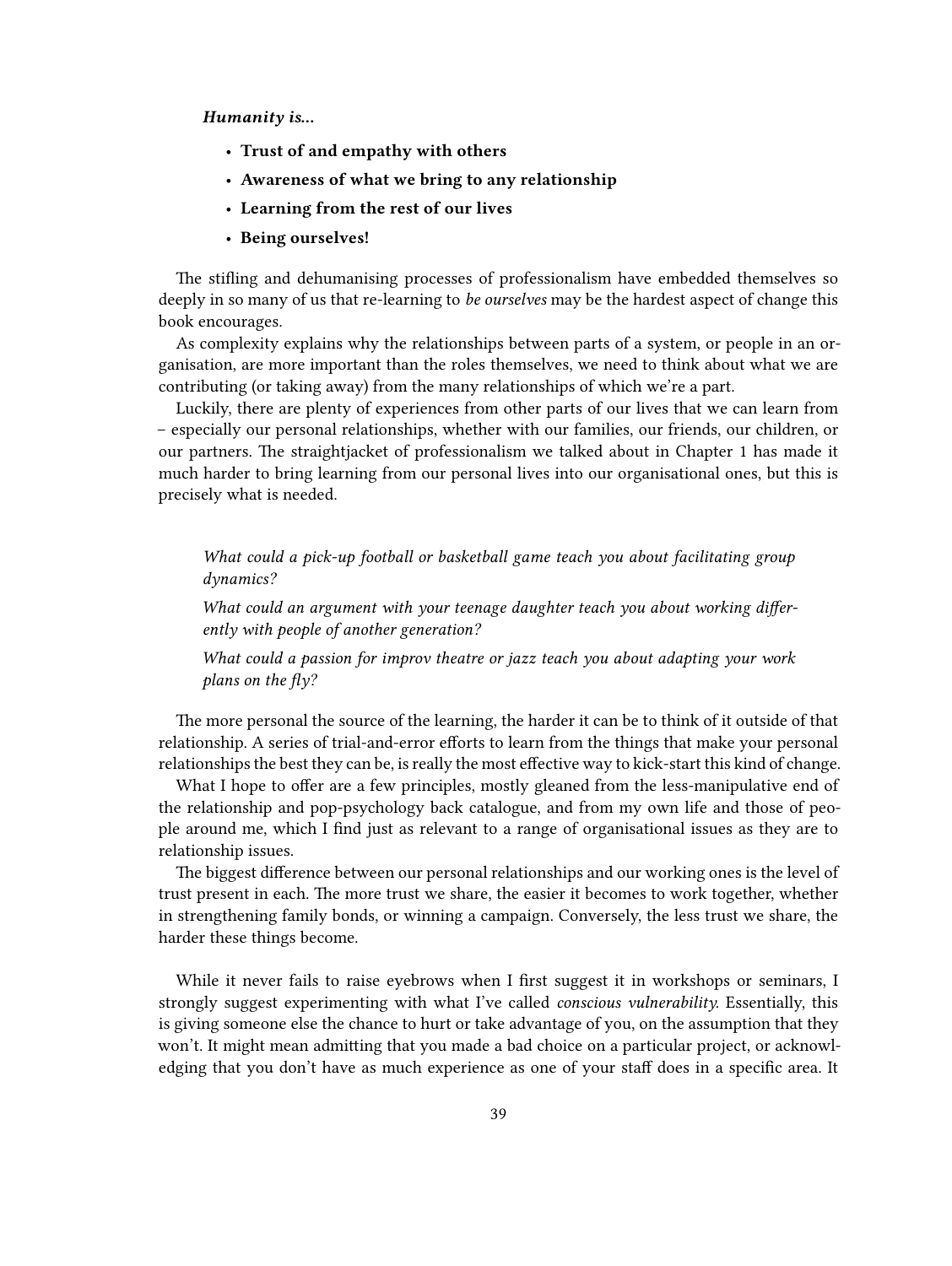***Humanity is...***

- **Trust of and empathy with others**
- **Awareness of what we bring to any relationship**
- **Learning from the rest of our lives**
- **Being ourselves!**

The stifling and dehumanising processes of professionalism have embedded themselves so deeply in so many of us that re-learning to *be ourselves* may be the hardest aspect of change this book encourages.

As complexity explains why the relationships between parts of a system, or people in an organisation, are more important than the roles themselves, we need to think about what we are contributing (or taking away) from the many relationships of which we're a part.

Luckily, there are plenty of experiences from other parts of our lives that we can learn from – especially our personal relationships, whether with our families, our friends, our children, or our partners. The straightjacket of professionalism we talked about in Chapter 1 has made it much harder to bring learning from our personal lives into our organisational ones, but this is precisely what is needed.

> *What could a pick-up football or basketball game teach you about facilitating group dynamics?*
>
> *What could an argument with your teenage daughter teach you about working differently with people of another generation?*
>
> *What could a passion for improv theatre or jazz teach you about adapting your work plans on the fly?*

The more personal the source of the learning, the harder it can be to think of it outside of that relationship. A series of trial-and-error efforts to learn from the things that make your personal relationships the best they can be, is really the most effective way to kick-start this kind of change.

What I hope to offer are a few principles, mostly gleaned from the less-manipulative end of the relationship and pop-psychology back catalogue, and from my own life and those of people around me, which I find just as relevant to a range of organisational issues as they are to relationship issues.

The biggest difference between our personal relationships and our working ones is the level of trust present in each. The more trust we share, the easier it becomes to work together, whether in strengthening family bonds, or winning a campaign. Conversely, the less trust we share, the harder these things become.

While it never fails to raise eyebrows when I first suggest it in workshops or seminars, I strongly suggest experimenting with what I've called *conscious vulnerability*. Essentially, this is giving someone else the chance to hurt or take advantage of you, on the assumption that they won't. It might mean admitting that you made a bad choice on a particular project, or acknowledging that you don't have as much experience as one of your staff does in a specific area. It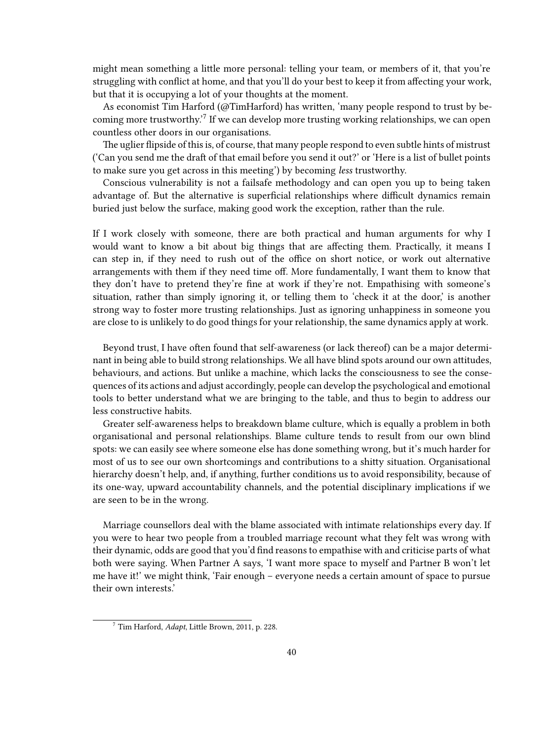might mean something a little more personal: telling your team, or members of it, that you're struggling with conflict at home, and that you'll do your best to keep it from affecting your work, but that it is occupying a lot of your thoughts at the moment.

As economist Tim Harford (@TimHarford) has written, 'many people respond to trust by becoming more trustworthy.'[7] If we can develop more trusting working relationships, we can open countless other doors in our organisations.

The uglier flipside of this is, of course, that many people respond to even subtle hints of mistrust ('Can you send me the draft of that email before you send it out?' or 'Here is a list of bullet points to make sure you get across in this meeting') by becoming *less* trustworthy.

Conscious vulnerability is not a failsafe methodology and can open you up to being taken advantage of. But the alternative is superficial relationships where difficult dynamics remain buried just below the surface, making good work the exception, rather than the rule.

If I work closely with someone, there are both practical and human arguments for why I would want to know a bit about big things that are affecting them. Practically, it means I can step in, if they need to rush out of the office on short notice, or work out alternative arrangements with them if they need time off. More fundamentally, I want them to know that they don't have to pretend they're fine at work if they're not. Empathising with someone's situation, rather than simply ignoring it, or telling them to 'check it at the door,' is another strong way to foster more trusting relationships. Just as ignoring unhappiness in someone you are close to is unlikely to do good things for your relationship, the same dynamics apply at work.

Beyond trust, I have often found that self-awareness (or lack thereof) can be a major determinant in being able to build strong relationships. We all have blind spots around our own attitudes, behaviours, and actions. But unlike a machine, which lacks the consciousness to see the consequences of its actions and adjust accordingly, people can develop the psychological and emotional tools to better understand what we are bringing to the table, and thus to begin to address our less constructive habits.

Greater self-awareness helps to breakdown blame culture, which is equally a problem in both organisational and personal relationships. Blame culture tends to result from our own blind spots: we can easily see where someone else has done something wrong, but it's much harder for most of us to see our own shortcomings and contributions to a shitty situation. Organisational hierarchy doesn't help, and, if anything, further conditions us to avoid responsibility, because of its one-way, upward accountability channels, and the potential disciplinary implications if we are seen to be in the wrong.

Marriage counsellors deal with the blame associated with intimate relationships every day. If you were to hear two people from a troubled marriage recount what they felt was wrong with their dynamic, odds are good that you'd find reasons to empathise with and criticise parts of what both were saying. When Partner A says, 'I want more space to myself and Partner B won't let me have it!' we might think, 'Fair enough – everyone needs a certain amount of space to pursue their own interests.'

[7] Tim Harford, *Adapt*, Little Brown, 2011, p. 228.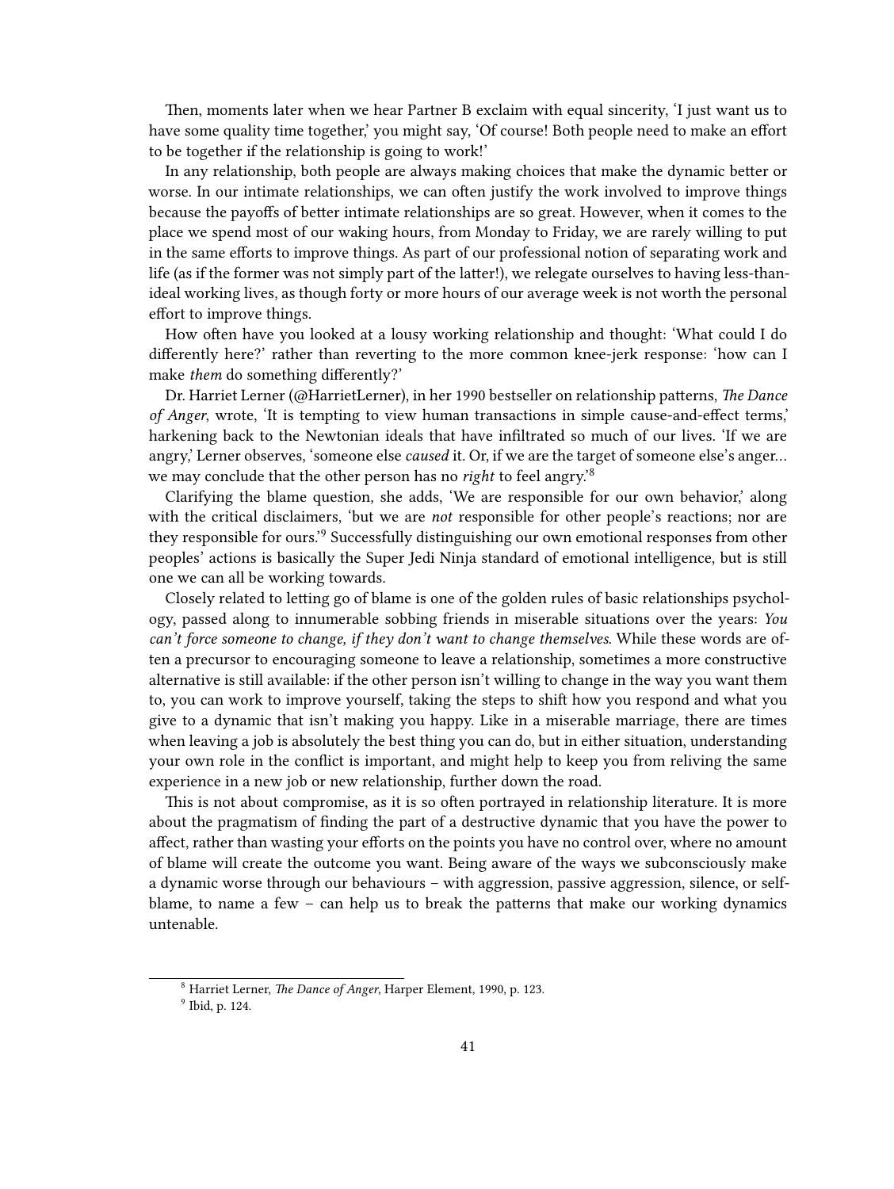Then, moments later when we hear Partner B exclaim with equal sincerity, 'I just want us to have some quality time together,' you might say, 'Of course! Both people need to make an effort to be together if the relationship is going to work!'

In any relationship, both people are always making choices that make the dynamic better or worse. In our intimate relationships, we can often justify the work involved to improve things because the payoffs of better intimate relationships are so great. However, when it comes to the place we spend most of our waking hours, from Monday to Friday, we are rarely willing to put in the same efforts to improve things. As part of our professional notion of separating work and life (as if the former was not simply part of the latter!), we relegate ourselves to having less-than-ideal working lives, as though forty or more hours of our average week is not worth the personal effort to improve things.

How often have you looked at a lousy working relationship and thought: 'What could I do differently here?' rather than reverting to the more common knee-jerk response: 'how can I make *them* do something differently?'

Dr. Harriet Lerner (@HarrietLerner), in her 1990 bestseller on relationship patterns, *The Dance of Anger*, wrote, 'It is tempting to view human transactions in simple cause-and-effect terms,' harkening back to the Newtonian ideals that have infiltrated so much of our lives. 'If we are angry,' Lerner observes, 'someone else *caused* it. Or, if we are the target of someone else's anger… we may conclude that the other person has no *right* to feel angry.'[8]

Clarifying the blame question, she adds, 'We are responsible for our own behavior,' along with the critical disclaimers, 'but we are *not* responsible for other people's reactions; nor are they responsible for ours.'[9] Successfully distinguishing our own emotional responses from other peoples' actions is basically the Super Jedi Ninja standard of emotional intelligence, but is still one we can all be working towards.

Closely related to letting go of blame is one of the golden rules of basic relationships psychology, passed along to innumerable sobbing friends in miserable situations over the years: *You can't force someone to change, if they don't want to change themselves.* While these words are often a precursor to encouraging someone to leave a relationship, sometimes a more constructive alternative is still available: if the other person isn't willing to change in the way you want them to, you can work to improve yourself, taking the steps to shift how you respond and what you give to a dynamic that isn't making you happy. Like in a miserable marriage, there are times when leaving a job is absolutely the best thing you can do, but in either situation, understanding your own role in the conflict is important, and might help to keep you from reliving the same experience in a new job or new relationship, further down the road.

This is not about compromise, as it is so often portrayed in relationship literature. It is more about the pragmatism of finding the part of a destructive dynamic that you have the power to affect, rather than wasting your efforts on the points you have no control over, where no amount of blame will create the outcome you want. Being aware of the ways we subconsciously make a dynamic worse through our behaviours – with aggression, passive aggression, silence, or self-blame, to name a few – can help us to break the patterns that make our working dynamics untenable.

---

[8] Harriet Lerner, *The Dance of Anger*, Harper Element, 1990, p. 123.

[9] Ibid, p. 124.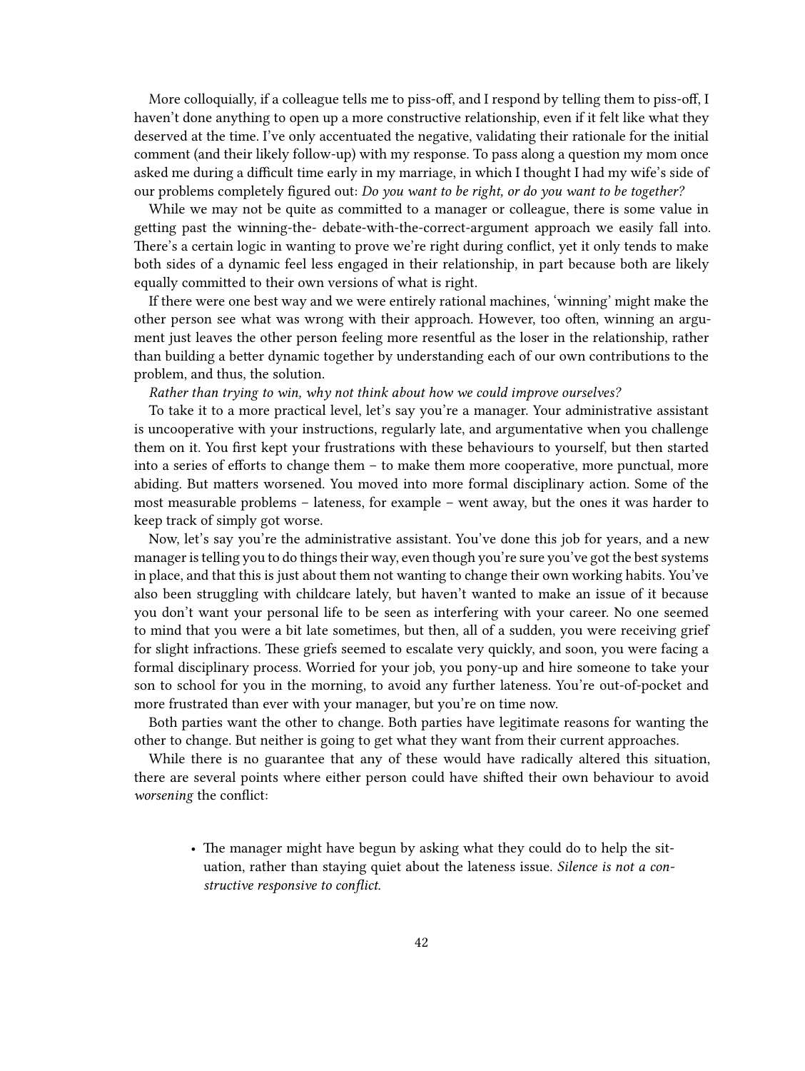More colloquially, if a colleague tells me to piss-off, and I respond by telling them to piss-off, I haven't done anything to open up a more constructive relationship, even if it felt like what they deserved at the time. I've only accentuated the negative, validating their rationale for the initial comment (and their likely follow-up) with my response. To pass along a question my mom once asked me during a difficult time early in my marriage, in which I thought I had my wife's side of our problems completely figured out: *Do you want to be right, or do you want to be together?*

While we may not be quite as committed to a manager or colleague, there is some value in getting past the winning-the- debate-with-the-correct-argument approach we easily fall into. There's a certain logic in wanting to prove we're right during conflict, yet it only tends to make both sides of a dynamic feel less engaged in their relationship, in part because both are likely equally committed to their own versions of what is right.

If there were one best way and we were entirely rational machines, 'winning' might make the other person see what was wrong with their approach. However, too often, winning an argument just leaves the other person feeling more resentful as the loser in the relationship, rather than building a better dynamic together by understanding each of our own contributions to the problem, and thus, the solution.

*Rather than trying to win, why not think about how we could improve ourselves?*

To take it to a more practical level, let's say you're a manager. Your administrative assistant is uncooperative with your instructions, regularly late, and argumentative when you challenge them on it. You first kept your frustrations with these behaviours to yourself, but then started into a series of efforts to change them – to make them more cooperative, more punctual, more abiding. But matters worsened. You moved into more formal disciplinary action. Some of the most measurable problems – lateness, for example – went away, but the ones it was harder to keep track of simply got worse.

Now, let's say you're the administrative assistant. You've done this job for years, and a new manager is telling you to do things their way, even though you're sure you've got the best systems in place, and that this is just about them not wanting to change their own working habits. You've also been struggling with childcare lately, but haven't wanted to make an issue of it because you don't want your personal life to be seen as interfering with your career. No one seemed to mind that you were a bit late sometimes, but then, all of a sudden, you were receiving grief for slight infractions. These griefs seemed to escalate very quickly, and soon, you were facing a formal disciplinary process. Worried for your job, you pony-up and hire someone to take your son to school for you in the morning, to avoid any further lateness. You're out-of-pocket and more frustrated than ever with your manager, but you're on time now.

Both parties want the other to change. Both parties have legitimate reasons for wanting the other to change. But neither is going to get what they want from their current approaches.

While there is no guarantee that any of these would have radically altered this situation, there are several points where either person could have shifted their own behaviour to avoid *worsening* the conflict:

- The manager might have begun by asking what they could do to help the situation, rather than staying quiet about the lateness issue. *Silence is not a constructive responsive to conflict.*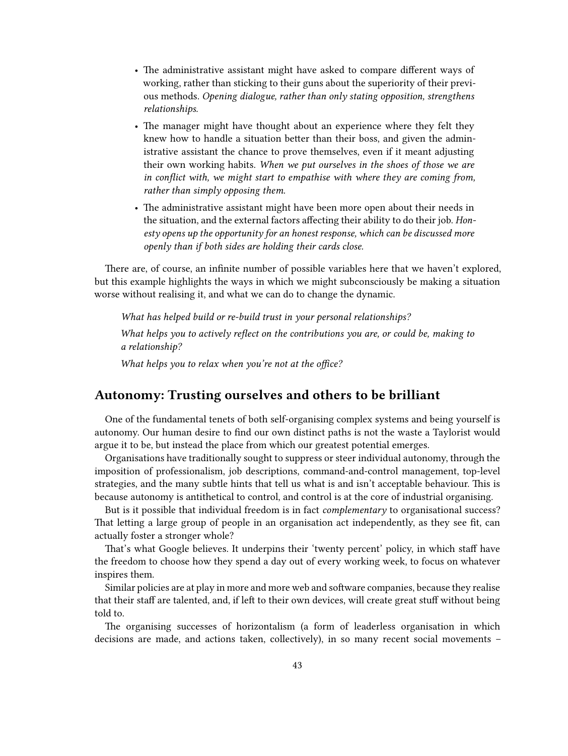- The administrative assistant might have asked to compare different ways of working, rather than sticking to their guns about the superiority of their previous methods. *Opening dialogue, rather than only stating opposition, strengthens relationships.*
- The manager might have thought about an experience where they felt they knew how to handle a situation better than their boss, and given the administrative assistant the chance to prove themselves, even if it meant adjusting their own working habits. *When we put ourselves in the shoes of those we are in conflict with, we might start to empathise with where they are coming from, rather than simply opposing them.*
- The administrative assistant might have been more open about their needs in the situation, and the external factors affecting their ability to do their job. *Honesty opens up the opportunity for an honest response, which can be discussed more openly than if both sides are holding their cards close.*

There are, of course, an infinite number of possible variables here that we haven't explored, but this example highlights the ways in which we might subconsciously be making a situation worse without realising it, and what we can do to change the dynamic.

> *What has helped build or re-build trust in your personal relationships?*
>
> *What helps you to actively reflect on the contributions you are, or could be, making to a relationship?*
>
> *What helps you to relax when you're not at the office?*

## Autonomy: Trusting ourselves and others to be brilliant

One of the fundamental tenets of both self-organising complex systems and being yourself is autonomy. Our human desire to find our own distinct paths is not the waste a Taylorist would argue it to be, but instead the place from which our greatest potential emerges.

Organisations have traditionally sought to suppress or steer individual autonomy, through the imposition of professionalism, job descriptions, command-and-control management, top-level strategies, and the many subtle hints that tell us what is and isn't acceptable behaviour. This is because autonomy is antithetical to control, and control is at the core of industrial organising.

But is it possible that individual freedom is in fact *complementary* to organisational success? That letting a large group of people in an organisation act independently, as they see fit, can actually foster a stronger whole?

That's what Google believes. It underpins their 'twenty percent' policy, in which staff have the freedom to choose how they spend a day out of every working week, to focus on whatever inspires them.

Similar policies are at play in more and more web and software companies, because they realise that their staff are talented, and, if left to their own devices, will create great stuff without being told to.

The organising successes of horizontalism (a form of leaderless organisation in which decisions are made, and actions taken, collectively), in so many recent social movements –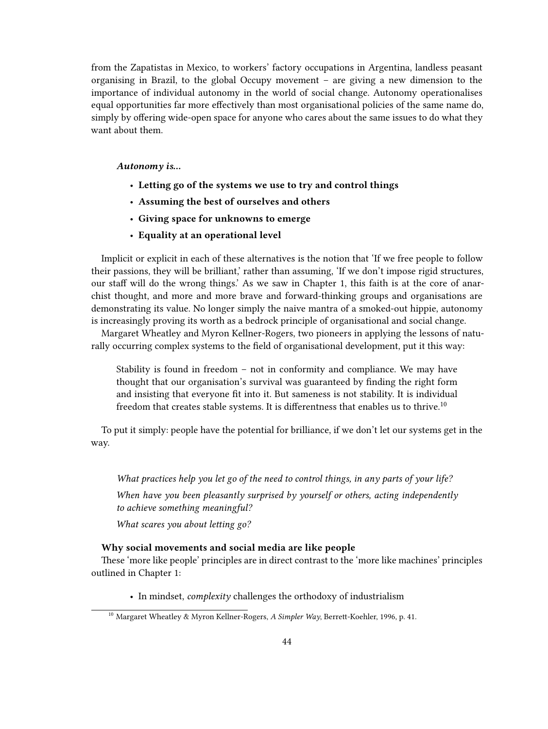from the Zapatistas in Mexico, to workers' factory occupations in Argentina, landless peasant organising in Brazil, to the global Occupy movement – are giving a new dimension to the importance of individual autonomy in the world of social change. Autonomy operationalises equal opportunities far more effectively than most organisational policies of the same name do, simply by offering wide-open space for anyone who cares about the same issues to do what they want about them.

> ***Autonomy is…***
>
> - **Letting go of the systems we use to try and control things**
> - **Assuming the best of ourselves and others**
> - **Giving space for unknowns to emerge**
> - **Equality at an operational level**

Implicit or explicit in each of these alternatives is the notion that 'If we free people to follow their passions, they will be brilliant,' rather than assuming, 'If we don't impose rigid structures, our staff will do the wrong things.' As we saw in Chapter 1, this faith is at the core of anarchist thought, and more and more brave and forward-thinking groups and organisations are demonstrating its value. No longer simply the naive mantra of a smoked-out hippie, autonomy is increasingly proving its worth as a bedrock principle of organisational and social change.

Margaret Wheatley and Myron Kellner-Rogers, two pioneers in applying the lessons of naturally occurring complex systems to the field of organisational development, put it this way:

> Stability is found in freedom – not in conformity and compliance. We may have thought that our organisation's survival was guaranteed by finding the right form and insisting that everyone fit into it. But sameness is not stability. It is individual freedom that creates stable systems. It is differentness that enables us to thrive.[10]

To put it simply: people have the potential for brilliance, if we don't let our systems get in the way.

> *What practices help you let go of the need to control things, in any parts of your life?*
>
> *When have you been pleasantly surprised by yourself or others, acting independently to achieve something meaningful?*
>
> *What scares you about letting go?*

**Why social movements and social media are like people**

These 'more like people' principles are in direct contrast to the 'more like machines' principles outlined in Chapter 1:

- In mindset, *complexity* challenges the orthodoxy of industrialism

[10] Margaret Wheatley & Myron Kellner-Rogers, *A Simpler Way*, Berrett-Koehler, 1996, p. 41.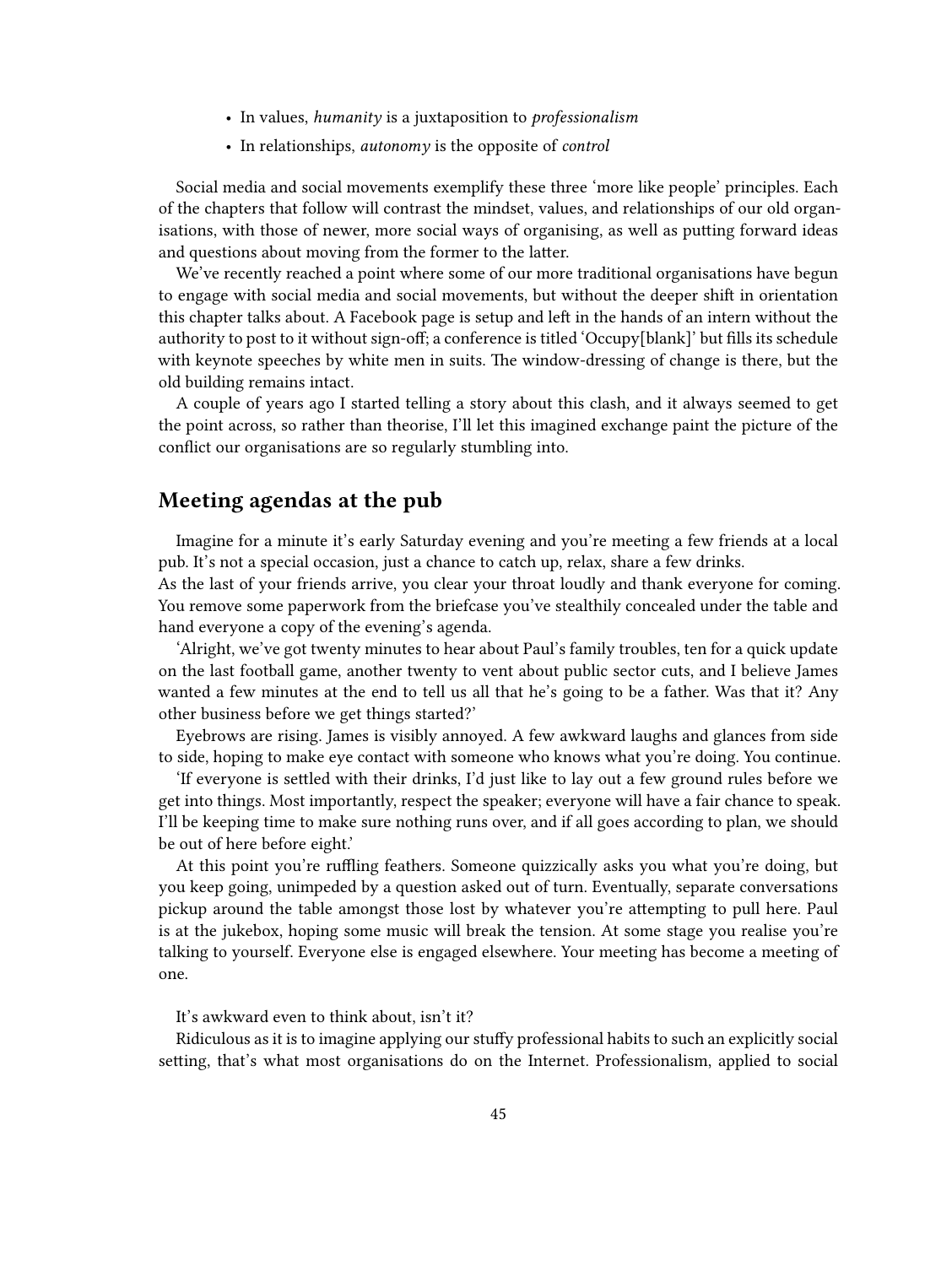- In values, *humanity* is a juxtaposition to *professionalism*
- In relationships, *autonomy* is the opposite of *control*

Social media and social movements exemplify these three 'more like people' principles. Each of the chapters that follow will contrast the mindset, values, and relationships of our old organisations, with those of newer, more social ways of organising, as well as putting forward ideas and questions about moving from the former to the latter.

We've recently reached a point where some of our more traditional organisations have begun to engage with social media and social movements, but without the deeper shift in orientation this chapter talks about. A Facebook page is setup and left in the hands of an intern without the authority to post to it without sign-off; a conference is titled 'Occupy[blank]' but fills its schedule with keynote speeches by white men in suits. The window-dressing of change is there, but the old building remains intact.

A couple of years ago I started telling a story about this clash, and it always seemed to get the point across, so rather than theorise, I'll let this imagined exchange paint the picture of the conflict our organisations are so regularly stumbling into.

## Meeting agendas at the pub

Imagine for a minute it's early Saturday evening and you're meeting a few friends at a local pub. It's not a special occasion, just a chance to catch up, relax, share a few drinks.

As the last of your friends arrive, you clear your throat loudly and thank everyone for coming. You remove some paperwork from the briefcase you've stealthily concealed under the table and hand everyone a copy of the evening's agenda.

'Alright, we've got twenty minutes to hear about Paul's family troubles, ten for a quick update on the last football game, another twenty to vent about public sector cuts, and I believe James wanted a few minutes at the end to tell us all that he's going to be a father. Was that it? Any other business before we get things started?'

Eyebrows are rising. James is visibly annoyed. A few awkward laughs and glances from side to side, hoping to make eye contact with someone who knows what you're doing. You continue.

'If everyone is settled with their drinks, I'd just like to lay out a few ground rules before we get into things. Most importantly, respect the speaker; everyone will have a fair chance to speak. I'll be keeping time to make sure nothing runs over, and if all goes according to plan, we should be out of here before eight.'

At this point you're ruffling feathers. Someone quizzically asks you what you're doing, but you keep going, unimpeded by a question asked out of turn. Eventually, separate conversations pickup around the table amongst those lost by whatever you're attempting to pull here. Paul is at the jukebox, hoping some music will break the tension. At some stage you realise you're talking to yourself. Everyone else is engaged elsewhere. Your meeting has become a meeting of one.

It's awkward even to think about, isn't it?

Ridiculous as it is to imagine applying our stuffy professional habits to such an explicitly social setting, that's what most organisations do on the Internet. Professionalism, applied to social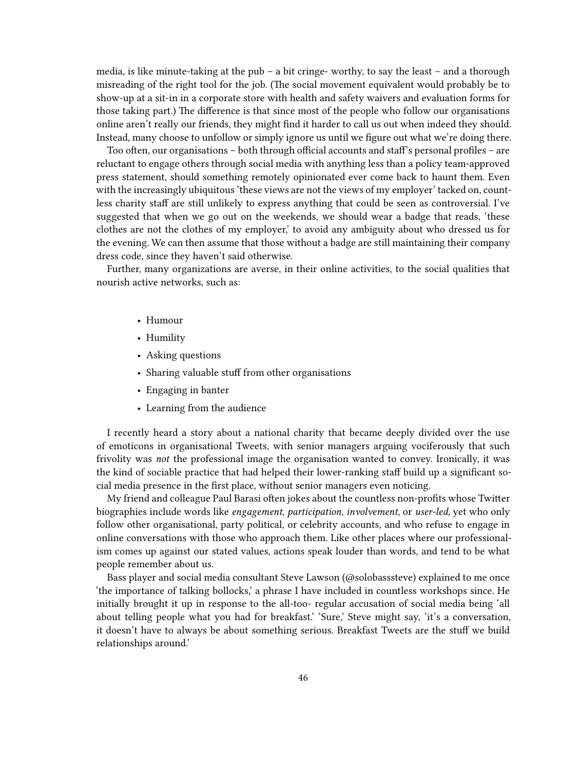media, is like minute-taking at the pub – a bit cringe- worthy, to say the least – and a thorough misreading of the right tool for the job. (The social movement equivalent would probably be to show-up at a sit-in in a corporate store with health and safety waivers and evaluation forms for those taking part.) The difference is that since most of the people who follow our organisations online aren't really our friends, they might find it harder to call us out when indeed they should. Instead, many choose to unfollow or simply ignore us until we figure out what we're doing there.

Too often, our organisations – both through official accounts and staff's personal profiles – are reluctant to engage others through social media with anything less than a policy team-approved press statement, should something remotely opinionated ever come back to haunt them. Even with the increasingly ubiquitous 'these views are not the views of my employer' tacked on, countless charity staff are still unlikely to express anything that could be seen as controversial. I've suggested that when we go out on the weekends, we should wear a badge that reads, 'these clothes are not the clothes of my employer,' to avoid any ambiguity about who dressed us for the evening. We can then assume that those without a badge are still maintaining their company dress code, since they haven't said otherwise.

Further, many organizations are averse, in their online activities, to the social qualities that nourish active networks, such as:

- Humour
- Humility
- Asking questions
- Sharing valuable stuff from other organisations
- Engaging in banter
- Learning from the audience

I recently heard a story about a national charity that became deeply divided over the use of emoticons in organisational Tweets, with senior managers arguing vociferously that such frivolity was *not* the professional image the organisation wanted to convey. Ironically, it was the kind of sociable practice that had helped their lower-ranking staff build up a significant social media presence in the first place, without senior managers even noticing.

My friend and colleague Paul Barasi often jokes about the countless non-profits whose Twitter biographies include words like *engagement*, *participation*, *involvement*, or *user-led,* yet who only follow other organisational, party political, or celebrity accounts, and who refuse to engage in online conversations with those who approach them. Like other places where our professionalism comes up against our stated values, actions speak louder than words, and tend to be what people remember about us.

Bass player and social media consultant Steve Lawson (@solobasssteve) explained to me once 'the importance of talking bollocks,' a phrase I have included in countless workshops since. He initially brought it up in response to the all-too- regular accusation of social media being 'all about telling people what you had for breakfast.' 'Sure,' Steve might say, 'it's a conversation, it doesn't have to always be about something serious. Breakfast Tweets are the stuff we build relationships around.'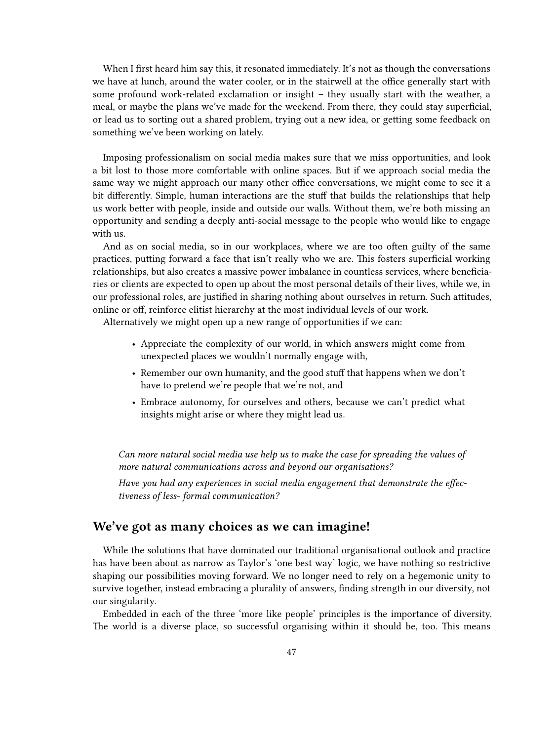When I first heard him say this, it resonated immediately. It's not as though the conversations we have at lunch, around the water cooler, or in the stairwell at the office generally start with some profound work-related exclamation or insight – they usually start with the weather, a meal, or maybe the plans we've made for the weekend. From there, they could stay superficial, or lead us to sorting out a shared problem, trying out a new idea, or getting some feedback on something we've been working on lately.

Imposing professionalism on social media makes sure that we miss opportunities, and look a bit lost to those more comfortable with online spaces. But if we approach social media the same way we might approach our many other office conversations, we might come to see it a bit differently. Simple, human interactions are the stuff that builds the relationships that help us work better with people, inside and outside our walls. Without them, we're both missing an opportunity and sending a deeply anti-social message to the people who would like to engage with us.

And as on social media, so in our workplaces, where we are too often guilty of the same practices, putting forward a face that isn't really who we are. This fosters superficial working relationships, but also creates a massive power imbalance in countless services, where beneficiaries or clients are expected to open up about the most personal details of their lives, while we, in our professional roles, are justified in sharing nothing about ourselves in return. Such attitudes, online or off, reinforce elitist hierarchy at the most individual levels of our work.

Alternatively we might open up a new range of opportunities if we can:

- Appreciate the complexity of our world, in which answers might come from unexpected places we wouldn't normally engage with,
- Remember our own humanity, and the good stuff that happens when we don't have to pretend we're people that we're not, and
- Embrace autonomy, for ourselves and others, because we can't predict what insights might arise or where they might lead us.

> *Can more natural social media use help us to make the case for spreading the values of more natural communications across and beyond our organisations?*
>
> *Have you had any experiences in social media engagement that demonstrate the effectiveness of less- formal communication?*

## We've got as many choices as we can imagine!

While the solutions that have dominated our traditional organisational outlook and practice has have been about as narrow as Taylor's 'one best way' logic, we have nothing so restrictive shaping our possibilities moving forward. We no longer need to rely on a hegemonic unity to survive together, instead embracing a plurality of answers, finding strength in our diversity, not our singularity.

Embedded in each of the three 'more like people' principles is the importance of diversity. The world is a diverse place, so successful organising within it should be, too. This means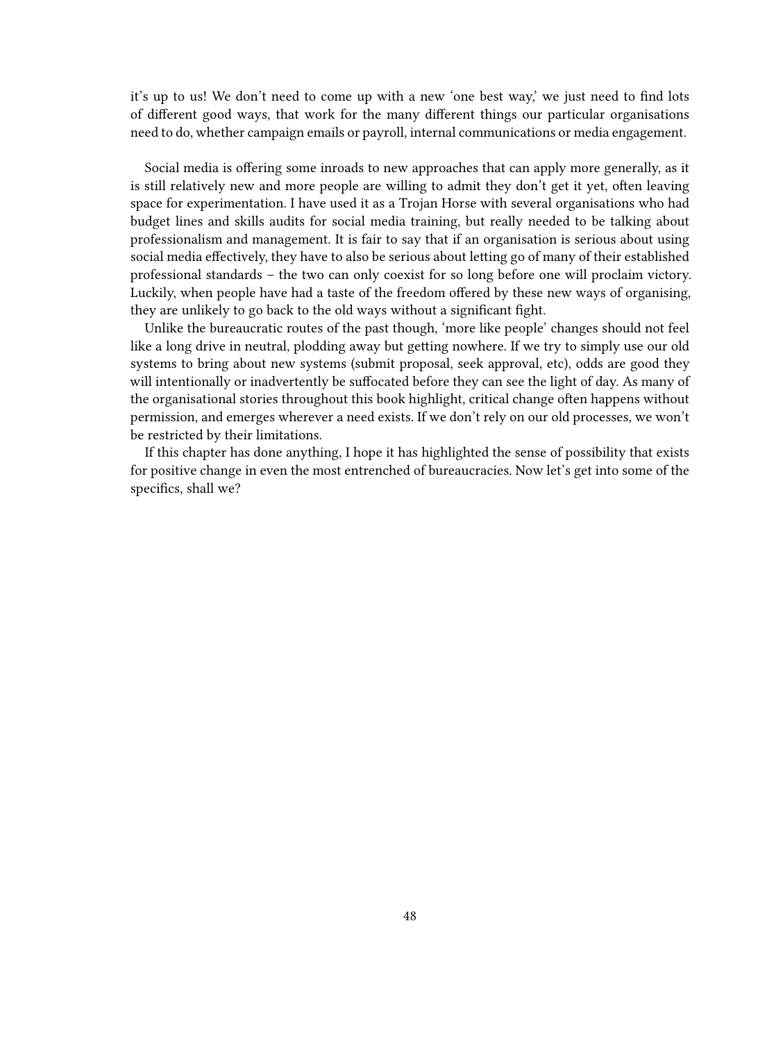it's up to us! We don't need to come up with a new 'one best way,' we just need to find lots of different good ways, that work for the many different things our particular organisations need to do, whether campaign emails or payroll, internal communications or media engagement.

Social media is offering some inroads to new approaches that can apply more generally, as it is still relatively new and more people are willing to admit they don't get it yet, often leaving space for experimentation. I have used it as a Trojan Horse with several organisations who had budget lines and skills audits for social media training, but really needed to be talking about professionalism and management. It is fair to say that if an organisation is serious about using social media effectively, they have to also be serious about letting go of many of their established professional standards – the two can only coexist for so long before one will proclaim victory. Luckily, when people have had a taste of the freedom offered by these new ways of organising, they are unlikely to go back to the old ways without a significant fight.

Unlike the bureaucratic routes of the past though, 'more like people' changes should not feel like a long drive in neutral, plodding away but getting nowhere. If we try to simply use our old systems to bring about new systems (submit proposal, seek approval, etc), odds are good they will intentionally or inadvertently be suffocated before they can see the light of day. As many of the organisational stories throughout this book highlight, critical change often happens without permission, and emerges wherever a need exists. If we don't rely on our old processes, we won't be restricted by their limitations.

If this chapter has done anything, I hope it has highlighted the sense of possibility that exists for positive change in even the most entrenched of bureaucracies. Now let's get into some of the specifics, shall we?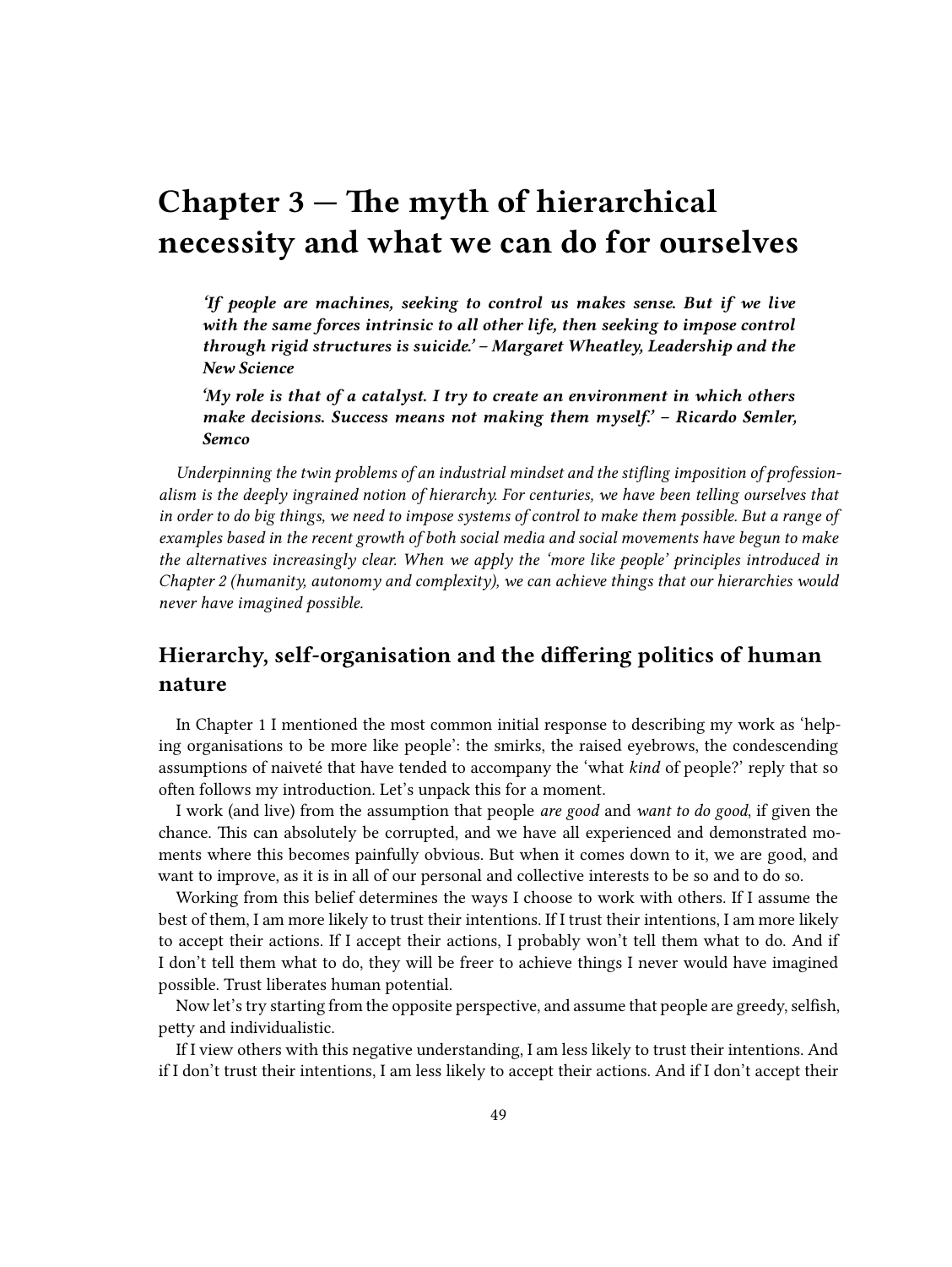# Chapter 3 — The myth of hierarchical necessity and what we can do for ourselves

> ***'If people are machines, seeking to control us makes sense. But if we live with the same forces intrinsic to all other life, then seeking to impose control through rigid structures is suicide.' – Margaret Wheatley, Leadership and the New Science***
>
> ***'My role is that of a catalyst. I try to create an environment in which others make decisions. Success means not making them myself.' – Ricardo Semler, Semco***

*Underpinning the twin problems of an industrial mindset and the stifling imposition of professionalism is the deeply ingrained notion of hierarchy. For centuries, we have been telling ourselves that in order to do big things, we need to impose systems of control to make them possible. But a range of examples based in the recent growth of both social media and social movements have begun to make the alternatives increasingly clear. When we apply the 'more like people' principles introduced in Chapter 2 (humanity, autonomy and complexity), we can achieve things that our hierarchies would never have imagined possible.*

## Hierarchy, self-organisation and the differing politics of human nature

In Chapter 1 I mentioned the most common initial response to describing my work as 'helping organisations to be more like people': the smirks, the raised eyebrows, the condescending assumptions of naiveté that have tended to accompany the 'what *kind* of people?' reply that so often follows my introduction. Let's unpack this for a moment.

I work (and live) from the assumption that people *are good* and *want to do good*, if given the chance. This can absolutely be corrupted, and we have all experienced and demonstrated moments where this becomes painfully obvious. But when it comes down to it, we are good, and want to improve, as it is in all of our personal and collective interests to be so and to do so.

Working from this belief determines the ways I choose to work with others. If I assume the best of them, I am more likely to trust their intentions. If I trust their intentions, I am more likely to accept their actions. If I accept their actions, I probably won't tell them what to do. And if I don't tell them what to do, they will be freer to achieve things I never would have imagined possible. Trust liberates human potential.

Now let's try starting from the opposite perspective, and assume that people are greedy, selfish, petty and individualistic.

If I view others with this negative understanding, I am less likely to trust their intentions. And if I don't trust their intentions, I am less likely to accept their actions. And if I don't accept their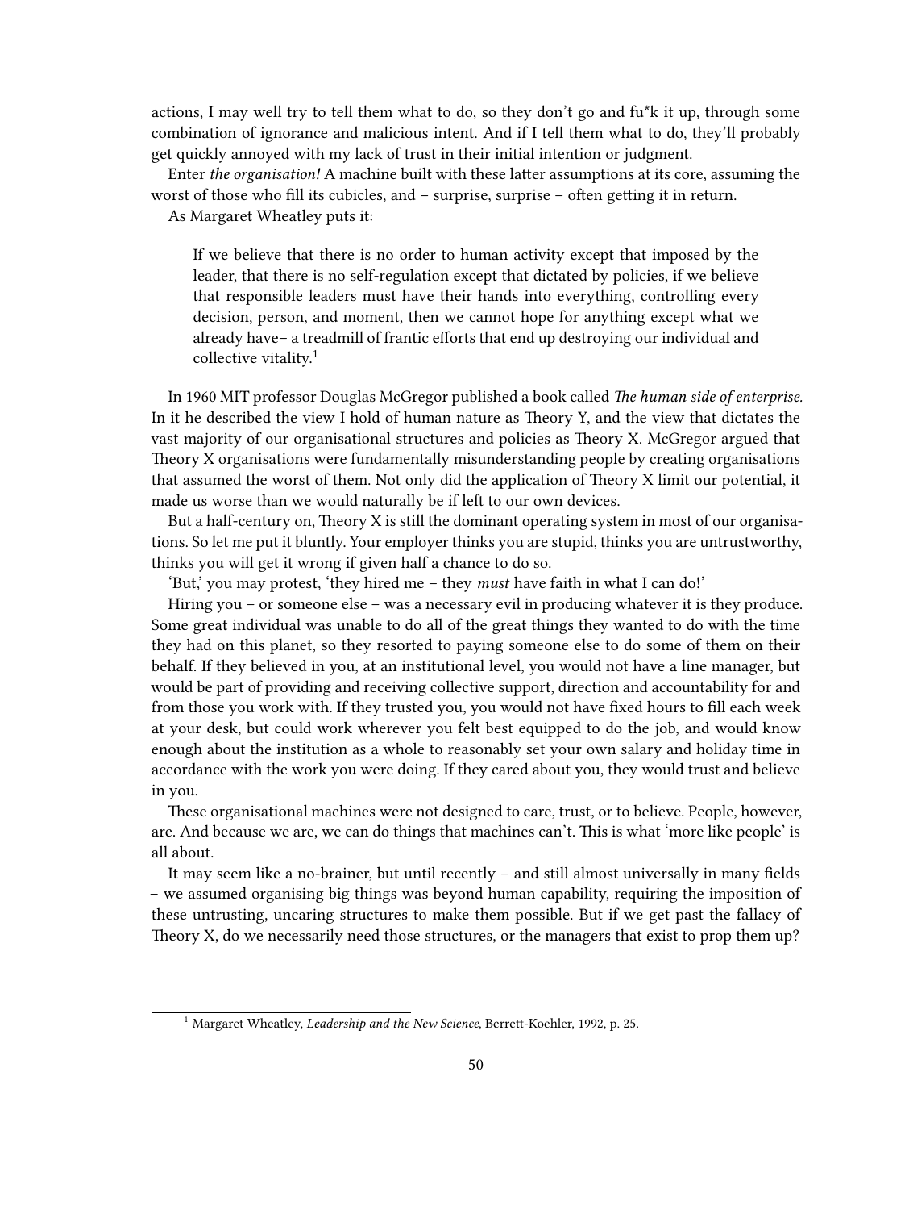actions, I may well try to tell them what to do, so they don't go and fu*k it up, through some combination of ignorance and malicious intent. And if I tell them what to do, they'll probably get quickly annoyed with my lack of trust in their initial intention or judgment.

Enter *the organisation!* A machine built with these latter assumptions at its core, assuming the worst of those who fill its cubicles, and – surprise, surprise – often getting it in return.

As Margaret Wheatley puts it:

> If we believe that there is no order to human activity except that imposed by the leader, that there is no self-regulation except that dictated by policies, if we believe that responsible leaders must have their hands into everything, controlling every decision, person, and moment, then we cannot hope for anything except what we already have– a treadmill of frantic efforts that end up destroying our individual and collective vitality.[1]

In 1960 MIT professor Douglas McGregor published a book called *The human side of enterprise.* In it he described the view I hold of human nature as Theory Y, and the view that dictates the vast majority of our organisational structures and policies as Theory X. McGregor argued that Theory X organisations were fundamentally misunderstanding people by creating organisations that assumed the worst of them. Not only did the application of Theory X limit our potential, it made us worse than we would naturally be if left to our own devices.

But a half-century on, Theory X is still the dominant operating system in most of our organisations. So let me put it bluntly. Your employer thinks you are stupid, thinks you are untrustworthy, thinks you will get it wrong if given half a chance to do so.

'But,' you may protest, 'they hired me – they *must* have faith in what I can do!'

Hiring you – or someone else – was a necessary evil in producing whatever it is they produce. Some great individual was unable to do all of the great things they wanted to do with the time they had on this planet, so they resorted to paying someone else to do some of them on their behalf. If they believed in you, at an institutional level, you would not have a line manager, but would be part of providing and receiving collective support, direction and accountability for and from those you work with. If they trusted you, you would not have fixed hours to fill each week at your desk, but could work wherever you felt best equipped to do the job, and would know enough about the institution as a whole to reasonably set your own salary and holiday time in accordance with the work you were doing. If they cared about you, they would trust and believe in you.

These organisational machines were not designed to care, trust, or to believe. People, however, are. And because we are, we can do things that machines can't. This is what 'more like people' is all about.

It may seem like a no-brainer, but until recently – and still almost universally in many fields – we assumed organising big things was beyond human capability, requiring the imposition of these untrusting, uncaring structures to make them possible. But if we get past the fallacy of Theory X, do we necessarily need those structures, or the managers that exist to prop them up?

[1] Margaret Wheatley, *Leadership and the New Science*, Berrett-Koehler, 1992, p. 25.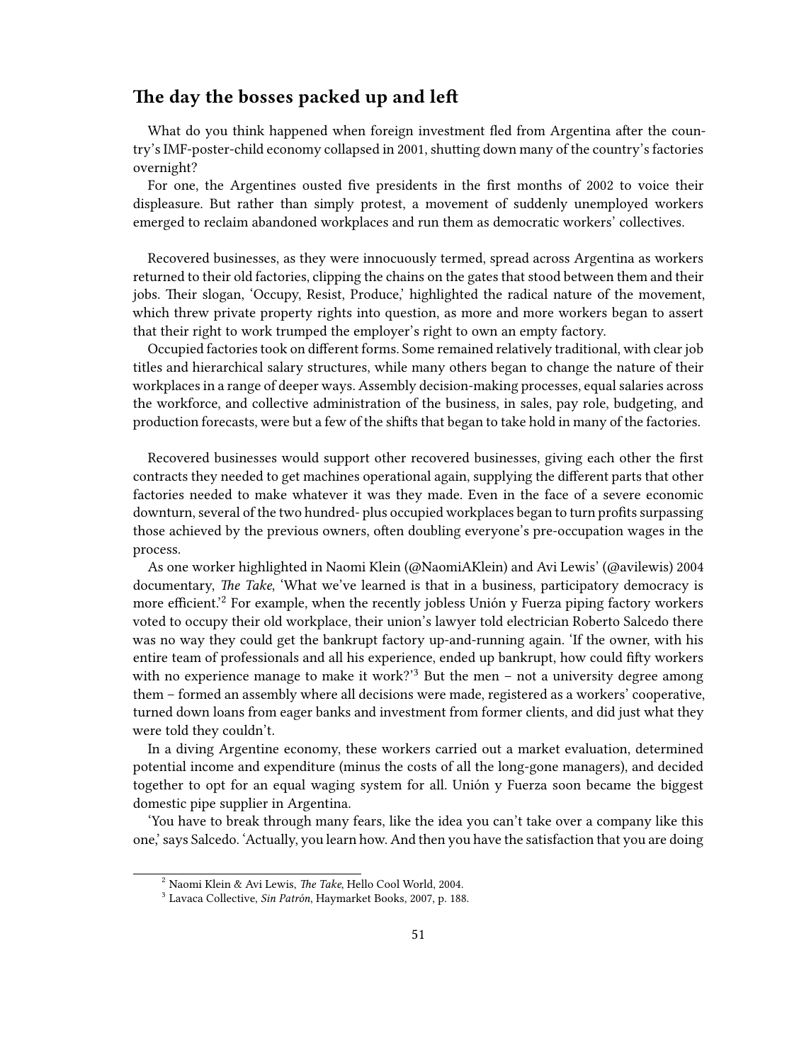## The day the bosses packed up and left

What do you think happened when foreign investment fled from Argentina after the country's IMF-poster-child economy collapsed in 2001, shutting down many of the country's factories overnight?

For one, the Argentines ousted five presidents in the first months of 2002 to voice their displeasure. But rather than simply protest, a movement of suddenly unemployed workers emerged to reclaim abandoned workplaces and run them as democratic workers' collectives.

Recovered businesses, as they were innocuously termed, spread across Argentina as workers returned to their old factories, clipping the chains on the gates that stood between them and their jobs. Their slogan, 'Occupy, Resist, Produce,' highlighted the radical nature of the movement, which threw private property rights into question, as more and more workers began to assert that their right to work trumped the employer's right to own an empty factory.

Occupied factories took on different forms. Some remained relatively traditional, with clear job titles and hierarchical salary structures, while many others began to change the nature of their workplaces in a range of deeper ways. Assembly decision-making processes, equal salaries across the workforce, and collective administration of the business, in sales, pay role, budgeting, and production forecasts, were but a few of the shifts that began to take hold in many of the factories.

Recovered businesses would support other recovered businesses, giving each other the first contracts they needed to get machines operational again, supplying the different parts that other factories needed to make whatever it was they made. Even in the face of a severe economic downturn, several of the two hundred- plus occupied workplaces began to turn profits surpassing those achieved by the previous owners, often doubling everyone's pre-occupation wages in the process.

As one worker highlighted in Naomi Klein (@NaomiAKlein) and Avi Lewis' (@avilewis) 2004 documentary, *The Take*, 'What we've learned is that in a business, participatory democracy is more efficient.'[2] For example, when the recently jobless Unión y Fuerza piping factory workers voted to occupy their old workplace, their union's lawyer told electrician Roberto Salcedo there was no way they could get the bankrupt factory up-and-running again. 'If the owner, with his entire team of professionals and all his experience, ended up bankrupt, how could fifty workers with no experience manage to make it work?'[3] But the men – not a university degree among them – formed an assembly where all decisions were made, registered as a workers' cooperative, turned down loans from eager banks and investment from former clients, and did just what they were told they couldn't.

In a diving Argentine economy, these workers carried out a market evaluation, determined potential income and expenditure (minus the costs of all the long-gone managers), and decided together to opt for an equal waging system for all. Unión y Fuerza soon became the biggest domestic pipe supplier in Argentina.

'You have to break through many fears, like the idea you can't take over a company like this one,' says Salcedo. 'Actually, you learn how. And then you have the satisfaction that you are doing

---

[2] Naomi Klein & Avi Lewis, *The Take*, Hello Cool World, 2004.

[3] Lavaca Collective, *Sin Patrón*, Haymarket Books, 2007, p. 188.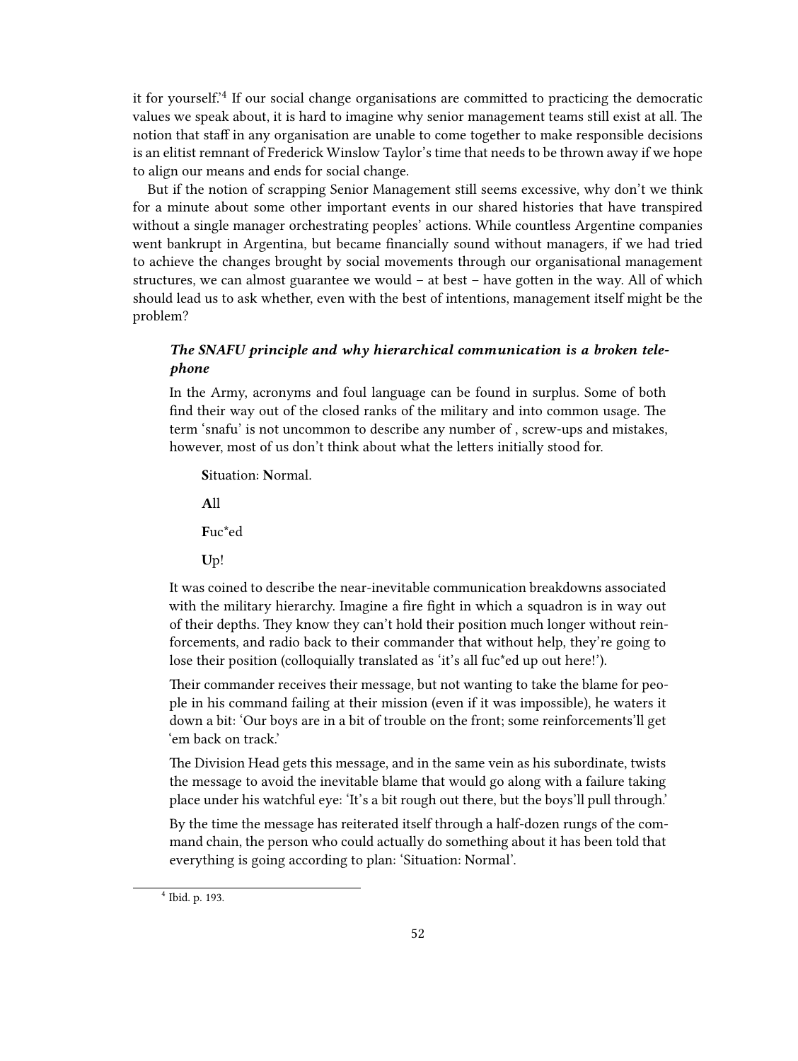it for yourself.'[4] If our social change organisations are committed to practicing the democratic values we speak about, it is hard to imagine why senior management teams still exist at all. The notion that staff in any organisation are unable to come together to make responsible decisions is an elitist remnant of Frederick Winslow Taylor's time that needs to be thrown away if we hope to align our means and ends for social change.

But if the notion of scrapping Senior Management still seems excessive, why don't we think for a minute about some other important events in our shared histories that have transpired without a single manager orchestrating peoples' actions. While countless Argentine companies went bankrupt in Argentina, but became financially sound without managers, if we had tried to achieve the changes brought by social movements through our organisational management structures, we can almost guarantee we would – at best – have gotten in the way. All of which should lead us to ask whether, even with the best of intentions, management itself might be the problem?

> ***The SNAFU principle and why hierarchical communication is a broken telephone***
>
> In the Army, acronyms and foul language can be found in surplus. Some of both find their way out of the closed ranks of the military and into common usage. The term 'snafu' is not uncommon to describe any number of , screw-ups and mistakes, however, most of us don't think about what the letters initially stood for.
>
> > **S**ituation: **N**ormal.
> >
> > **A**ll
> >
> > **F**uc*ed
> >
> > **U**p!
>
> It was coined to describe the near-inevitable communication breakdowns associated with the military hierarchy. Imagine a fire fight in which a squadron is in way out of their depths. They know they can't hold their position much longer without reinforcements, and radio back to their commander that without help, they're going to lose their position (colloquially translated as 'it's all fuc*ed up out here!').
>
> Their commander receives their message, but not wanting to take the blame for people in his command failing at their mission (even if it was impossible), he waters it down a bit: 'Our boys are in a bit of trouble on the front; some reinforcements'll get 'em back on track.'
>
> The Division Head gets this message, and in the same vein as his subordinate, twists the message to avoid the inevitable blame that would go along with a failure taking place under his watchful eye: 'It's a bit rough out there, but the boys'll pull through.'
>
> By the time the message has reiterated itself through a half-dozen rungs of the command chain, the person who could actually do something about it has been told that everything is going according to plan: 'Situation: Normal'.

[4] Ibid. p. 193.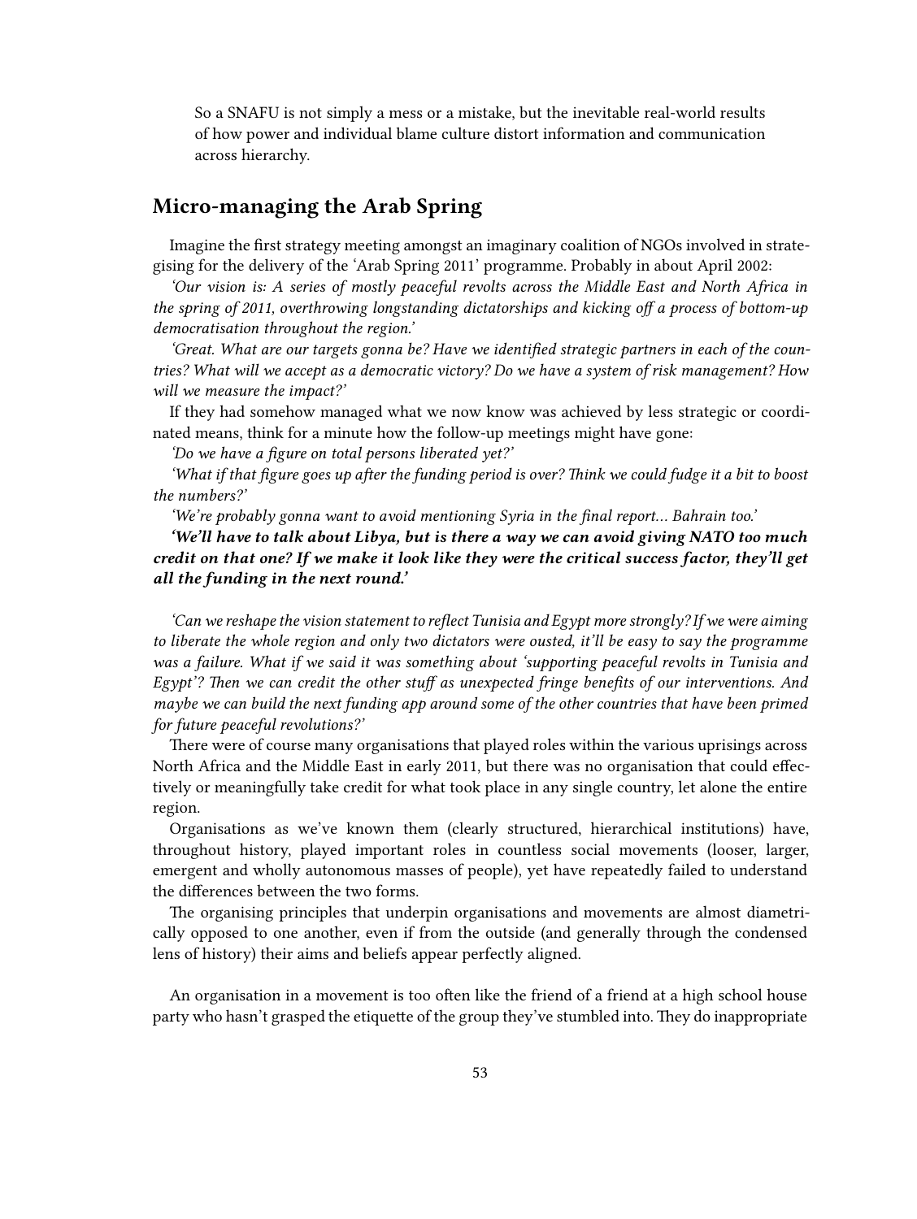So a SNAFU is not simply a mess or a mistake, but the inevitable real-world results of how power and individual blame culture distort information and communication across hierarchy.

## Micro-managing the Arab Spring

Imagine the first strategy meeting amongst an imaginary coalition of NGOs involved in strategising for the delivery of the 'Arab Spring 2011' programme. Probably in about April 2002:

*'Our vision is: A series of mostly peaceful revolts across the Middle East and North Africa in the spring of 2011, overthrowing longstanding dictatorships and kicking off a process of bottom-up democratisation throughout the region.'*

*'Great. What are our targets gonna be? Have we identified strategic partners in each of the countries? What will we accept as a democratic victory? Do we have a system of risk management? How will we measure the impact?'*

If they had somehow managed what we now know was achieved by less strategic or coordinated means, think for a minute how the follow-up meetings might have gone:

*'Do we have a figure on total persons liberated yet?'*

*'What if that figure goes up after the funding period is over? Think we could fudge it a bit to boost the numbers?'*

*'We're probably gonna want to avoid mentioning Syria in the final report… Bahrain too.'*

***'We'll have to talk about Libya, but is there a way we can avoid giving NATO too much credit on that one? If we make it look like they were the critical success factor, they'll get all the funding in the next round.'***

*'Can we reshape the vision statement to reflect Tunisia and Egypt more strongly? If we were aiming to liberate the whole region and only two dictators were ousted, it'll be easy to say the programme was a failure. What if we said it was something about 'supporting peaceful revolts in Tunisia and Egypt'? Then we can credit the other stuff as unexpected fringe benefits of our interventions. And maybe we can build the next funding app around some of the other countries that have been primed for future peaceful revolutions?'*

There were of course many organisations that played roles within the various uprisings across North Africa and the Middle East in early 2011, but there was no organisation that could effectively or meaningfully take credit for what took place in any single country, let alone the entire region.

Organisations as we've known them (clearly structured, hierarchical institutions) have, throughout history, played important roles in countless social movements (looser, larger, emergent and wholly autonomous masses of people), yet have repeatedly failed to understand the differences between the two forms.

The organising principles that underpin organisations and movements are almost diametrically opposed to one another, even if from the outside (and generally through the condensed lens of history) their aims and beliefs appear perfectly aligned.

An organisation in a movement is too often like the friend of a friend at a high school house party who hasn't grasped the etiquette of the group they've stumbled into. They do inappropriate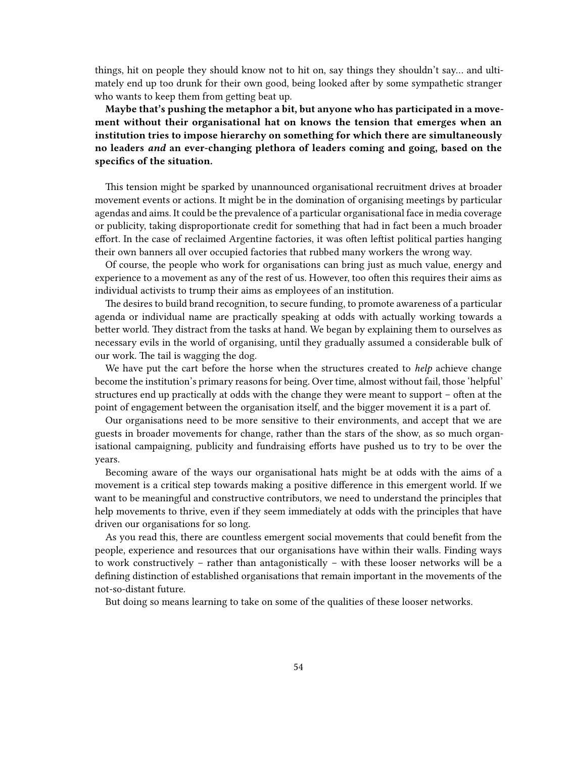things, hit on people they should know not to hit on, say things they shouldn't say… and ultimately end up too drunk for their own good, being looked after by some sympathetic stranger who wants to keep them from getting beat up.

**Maybe that's pushing the metaphor a bit, but anyone who has participated in a movement without their organisational hat on knows the tension that emerges when an institution tries to impose hierarchy on something for which there are simultaneously no leaders *and* an ever-changing plethora of leaders coming and going, based on the specifics of the situation.**

This tension might be sparked by unannounced organisational recruitment drives at broader movement events or actions. It might be in the domination of organising meetings by particular agendas and aims. It could be the prevalence of a particular organisational face in media coverage or publicity, taking disproportionate credit for something that had in fact been a much broader effort. In the case of reclaimed Argentine factories, it was often leftist political parties hanging their own banners all over occupied factories that rubbed many workers the wrong way.

Of course, the people who work for organisations can bring just as much value, energy and experience to a movement as any of the rest of us. However, too often this requires their aims as individual activists to trump their aims as employees of an institution.

The desires to build brand recognition, to secure funding, to promote awareness of a particular agenda or individual name are practically speaking at odds with actually working towards a better world. They distract from the tasks at hand. We began by explaining them to ourselves as necessary evils in the world of organising, until they gradually assumed a considerable bulk of our work. The tail is wagging the dog.

We have put the cart before the horse when the structures created to *help* achieve change become the institution's primary reasons for being. Over time, almost without fail, those 'helpful' structures end up practically at odds with the change they were meant to support – often at the point of engagement between the organisation itself, and the bigger movement it is a part of.

Our organisations need to be more sensitive to their environments, and accept that we are guests in broader movements for change, rather than the stars of the show, as so much organisational campaigning, publicity and fundraising efforts have pushed us to try to be over the years.

Becoming aware of the ways our organisational hats might be at odds with the aims of a movement is a critical step towards making a positive difference in this emergent world. If we want to be meaningful and constructive contributors, we need to understand the principles that help movements to thrive, even if they seem immediately at odds with the principles that have driven our organisations for so long.

As you read this, there are countless emergent social movements that could benefit from the people, experience and resources that our organisations have within their walls. Finding ways to work constructively – rather than antagonistically – with these looser networks will be a defining distinction of established organisations that remain important in the movements of the not-so-distant future.

But doing so means learning to take on some of the qualities of these looser networks.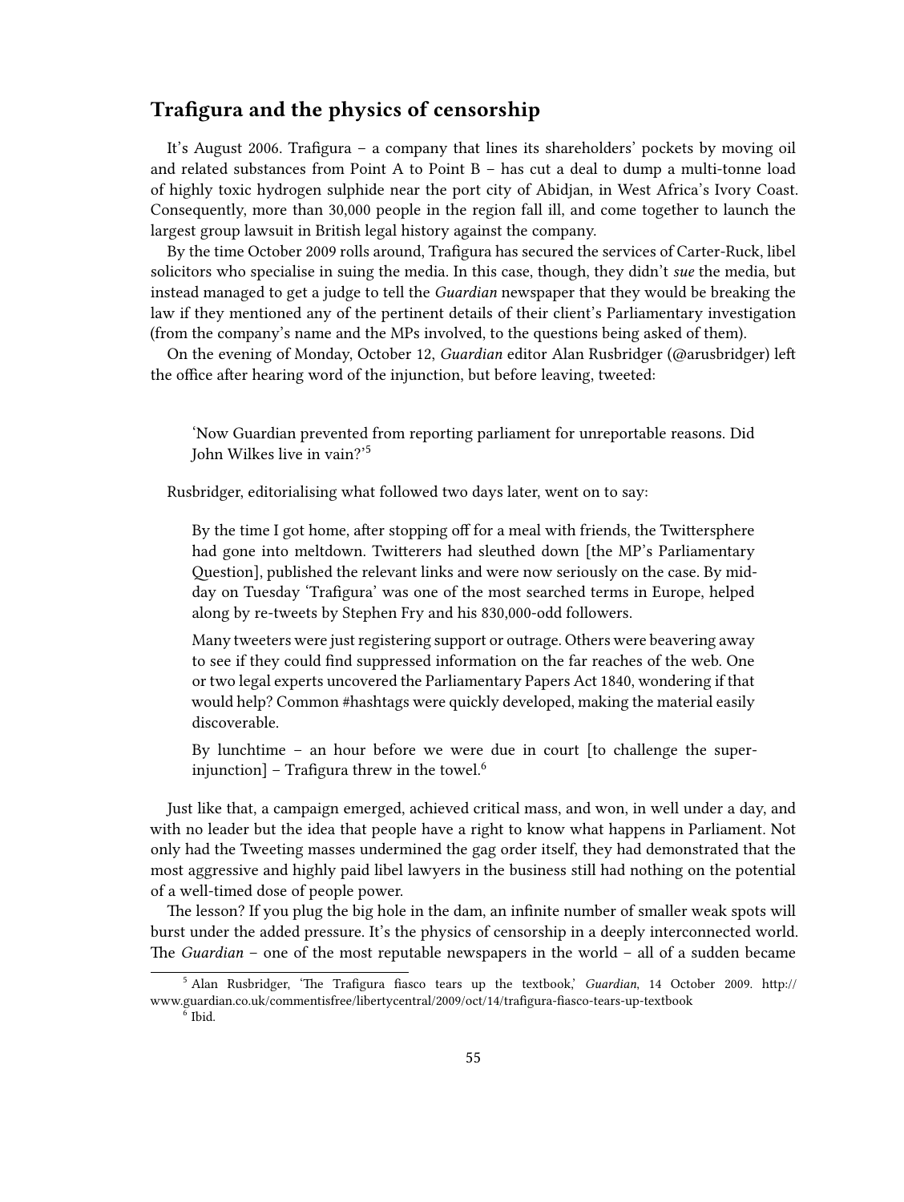## Trafigura and the physics of censorship

It's August 2006. Trafigura – a company that lines its shareholders' pockets by moving oil and related substances from Point A to Point B – has cut a deal to dump a multi-tonne load of highly toxic hydrogen sulphide near the port city of Abidjan, in West Africa's Ivory Coast. Consequently, more than 30,000 people in the region fall ill, and come together to launch the largest group lawsuit in British legal history against the company.

By the time October 2009 rolls around, Trafigura has secured the services of Carter-Ruck, libel solicitors who specialise in suing the media. In this case, though, they didn't *sue* the media, but instead managed to get a judge to tell the *Guardian* newspaper that they would be breaking the law if they mentioned any of the pertinent details of their client's Parliamentary investigation (from the company's name and the MPs involved, to the questions being asked of them).

On the evening of Monday, October 12, *Guardian* editor Alan Rusbridger (@arusbridger) left the office after hearing word of the injunction, but before leaving, tweeted:

> 'Now Guardian prevented from reporting parliament for unreportable reasons. Did John Wilkes live in vain?'[5]

Rusbridger, editorialising what followed two days later, went on to say:

> By the time I got home, after stopping off for a meal with friends, the Twittersphere had gone into meltdown. Twitterers had sleuthed down [the MP's Parliamentary Question], published the relevant links and were now seriously on the case. By mid-day on Tuesday 'Trafigura' was one of the most searched terms in Europe, helped along by re-tweets by Stephen Fry and his 830,000-odd followers.
>
> Many tweeters were just registering support or outrage. Others were beavering away to see if they could find suppressed information on the far reaches of the web. One or two legal experts uncovered the Parliamentary Papers Act 1840, wondering if that would help? Common #hashtags were quickly developed, making the material easily discoverable.
>
> By lunchtime – an hour before we were due in court [to challenge the super-injunction] – Trafigura threw in the towel.[6]

Just like that, a campaign emerged, achieved critical mass, and won, in well under a day, and with no leader but the idea that people have a right to know what happens in Parliament. Not only had the Tweeting masses undermined the gag order itself, they had demonstrated that the most aggressive and highly paid libel lawyers in the business still had nothing on the potential of a well-timed dose of people power.

The lesson? If you plug the big hole in the dam, an infinite number of smaller weak spots will burst under the added pressure. It's the physics of censorship in a deeply interconnected world. The *Guardian* – one of the most reputable newspapers in the world – all of a sudden became

---

[5] Alan Rusbridger, 'The Trafigura fiasco tears up the textbook,' *Guardian*, 14 October 2009. http://www.guardian.co.uk/commentisfree/libertycentral/2009/oct/14/trafigura-fiasco-tears-up-textbook

[6] Ibid.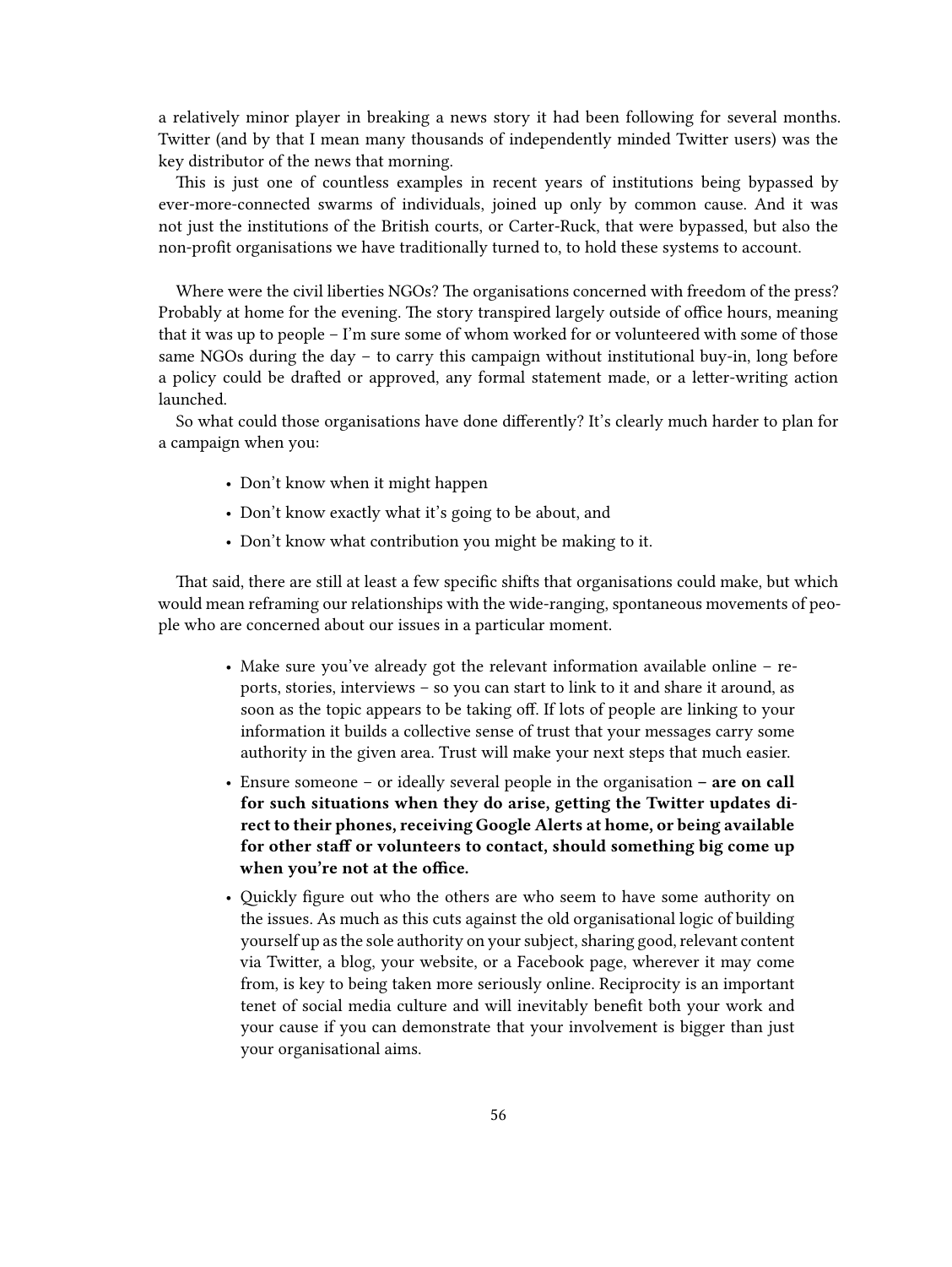a relatively minor player in breaking a news story it had been following for several months. Twitter (and by that I mean many thousands of independently minded Twitter users) was the key distributor of the news that morning.

This is just one of countless examples in recent years of institutions being bypassed by ever-more-connected swarms of individuals, joined up only by common cause. And it was not just the institutions of the British courts, or Carter-Ruck, that were bypassed, but also the non-profit organisations we have traditionally turned to, to hold these systems to account.

Where were the civil liberties NGOs? The organisations concerned with freedom of the press? Probably at home for the evening. The story transpired largely outside of office hours, meaning that it was up to people – I'm sure some of whom worked for or volunteered with some of those same NGOs during the day – to carry this campaign without institutional buy-in, long before a policy could be drafted or approved, any formal statement made, or a letter-writing action launched.

So what could those organisations have done differently? It's clearly much harder to plan for a campaign when you:

- Don't know when it might happen
- Don't know exactly what it's going to be about, and
- Don't know what contribution you might be making to it.

That said, there are still at least a few specific shifts that organisations could make, but which would mean reframing our relationships with the wide-ranging, spontaneous movements of people who are concerned about our issues in a particular moment.

- Make sure you've already got the relevant information available online – reports, stories, interviews – so you can start to link to it and share it around, as soon as the topic appears to be taking off. If lots of people are linking to your information it builds a collective sense of trust that your messages carry some authority in the given area. Trust will make your next steps that much easier.
- Ensure someone – or ideally several people in the organisation **– are on call for such situations when they do arise, getting the Twitter updates direct to their phones, receiving Google Alerts at home, or being available for other staff or volunteers to contact, should something big come up when you're not at the office.**
- Quickly figure out who the others are who seem to have some authority on the issues. As much as this cuts against the old organisational logic of building yourself up as the sole authority on your subject, sharing good, relevant content via Twitter, a blog, your website, or a Facebook page, wherever it may come from, is key to being taken more seriously online. Reciprocity is an important tenet of social media culture and will inevitably benefit both your work and your cause if you can demonstrate that your involvement is bigger than just your organisational aims.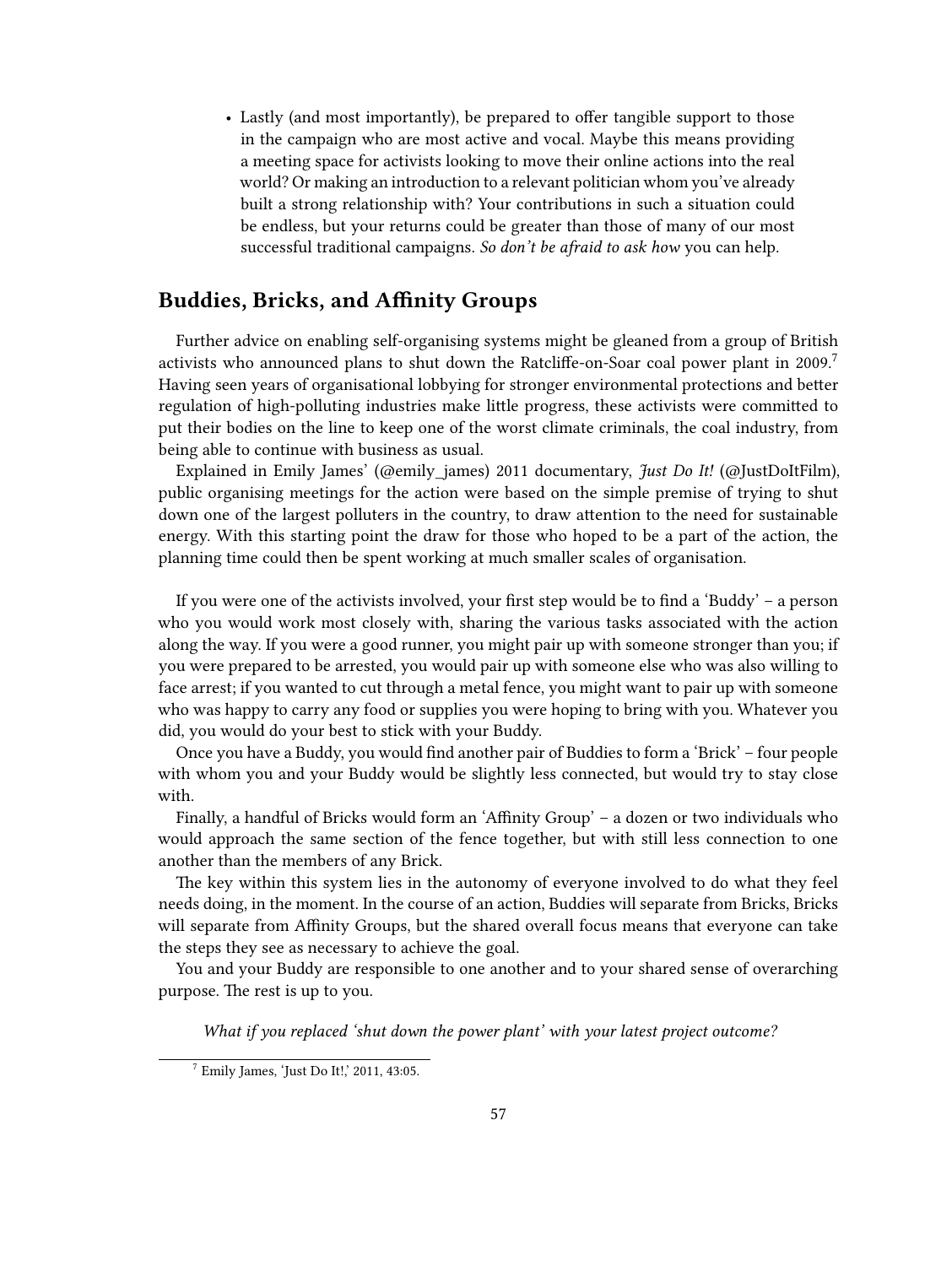- Lastly (and most importantly), be prepared to offer tangible support to those in the campaign who are most active and vocal. Maybe this means providing a meeting space for activists looking to move their online actions into the real world? Or making an introduction to a relevant politician whom you've already built a strong relationship with? Your contributions in such a situation could be endless, but your returns could be greater than those of many of our most successful traditional campaigns. *So don't be afraid to ask how* you can help.

## Buddies, Bricks, and Affinity Groups

Further advice on enabling self-organising systems might be gleaned from a group of British activists who announced plans to shut down the Ratcliffe-on-Soar coal power plant in 2009.[7] Having seen years of organisational lobbying for stronger environmental protections and better regulation of high-polluting industries make little progress, these activists were committed to put their bodies on the line to keep one of the worst climate criminals, the coal industry, from being able to continue with business as usual.

Explained in Emily James' (@emily_james) 2011 documentary, *Just Do It!* (@JustDoItFilm), public organising meetings for the action were based on the simple premise of trying to shut down one of the largest polluters in the country, to draw attention to the need for sustainable energy. With this starting point the draw for those who hoped to be a part of the action, the planning time could then be spent working at much smaller scales of organisation.

If you were one of the activists involved, your first step would be to find a 'Buddy' – a person who you would work most closely with, sharing the various tasks associated with the action along the way. If you were a good runner, you might pair up with someone stronger than you; if you were prepared to be arrested, you would pair up with someone else who was also willing to face arrest; if you wanted to cut through a metal fence, you might want to pair up with someone who was happy to carry any food or supplies you were hoping to bring with you. Whatever you did, you would do your best to stick with your Buddy.

Once you have a Buddy, you would find another pair of Buddies to form a 'Brick' – four people with whom you and your Buddy would be slightly less connected, but would try to stay close with.

Finally, a handful of Bricks would form an 'Affinity Group' – a dozen or two individuals who would approach the same section of the fence together, but with still less connection to one another than the members of any Brick.

The key within this system lies in the autonomy of everyone involved to do what they feel needs doing, in the moment. In the course of an action, Buddies will separate from Bricks, Bricks will separate from Affinity Groups, but the shared overall focus means that everyone can take the steps they see as necessary to achieve the goal.

You and your Buddy are responsible to one another and to your shared sense of overarching purpose. The rest is up to you.

*What if you replaced 'shut down the power plant' with your latest project outcome?*

[7] Emily James, 'Just Do It!,' 2011, 43:05.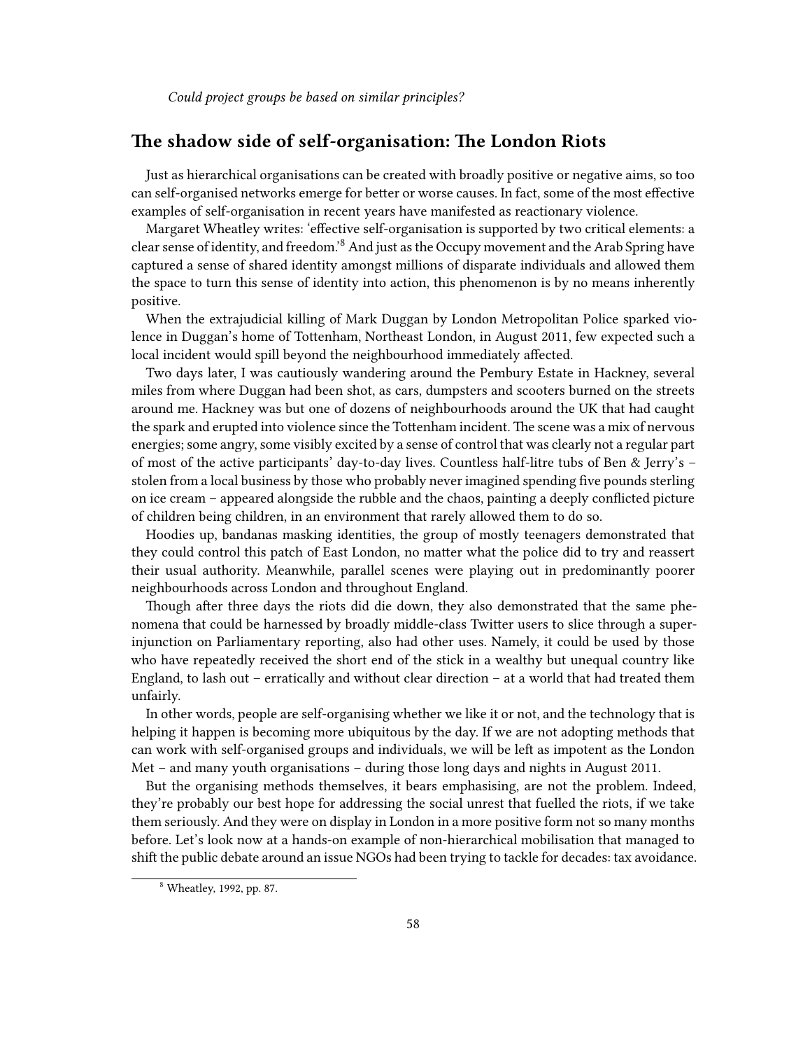*Could project groups be based on similar principles?*

## The shadow side of self-organisation: The London Riots

Just as hierarchical organisations can be created with broadly positive or negative aims, so too can self-organised networks emerge for better or worse causes. In fact, some of the most effective examples of self-organisation in recent years have manifested as reactionary violence.

Margaret Wheatley writes: 'effective self-organisation is supported by two critical elements: a clear sense of identity, and freedom.'[8] And just as the Occupy movement and the Arab Spring have captured a sense of shared identity amongst millions of disparate individuals and allowed them the space to turn this sense of identity into action, this phenomenon is by no means inherently positive.

When the extrajudicial killing of Mark Duggan by London Metropolitan Police sparked violence in Duggan's home of Tottenham, Northeast London, in August 2011, few expected such a local incident would spill beyond the neighbourhood immediately affected.

Two days later, I was cautiously wandering around the Pembury Estate in Hackney, several miles from where Duggan had been shot, as cars, dumpsters and scooters burned on the streets around me. Hackney was but one of dozens of neighbourhoods around the UK that had caught the spark and erupted into violence since the Tottenham incident. The scene was a mix of nervous energies; some angry, some visibly excited by a sense of control that was clearly not a regular part of most of the active participants' day-to-day lives. Countless half-litre tubs of Ben & Jerry's – stolen from a local business by those who probably never imagined spending five pounds sterling on ice cream – appeared alongside the rubble and the chaos, painting a deeply conflicted picture of children being children, in an environment that rarely allowed them to do so.

Hoodies up, bandanas masking identities, the group of mostly teenagers demonstrated that they could control this patch of East London, no matter what the police did to try and reassert their usual authority. Meanwhile, parallel scenes were playing out in predominantly poorer neighbourhoods across London and throughout England.

Though after three days the riots did die down, they also demonstrated that the same phenomena that could be harnessed by broadly middle-class Twitter users to slice through a super-injunction on Parliamentary reporting, also had other uses. Namely, it could be used by those who have repeatedly received the short end of the stick in a wealthy but unequal country like England, to lash out – erratically and without clear direction – at a world that had treated them unfairly.

In other words, people are self-organising whether we like it or not, and the technology that is helping it happen is becoming more ubiquitous by the day. If we are not adopting methods that can work with self-organised groups and individuals, we will be left as impotent as the London Met – and many youth organisations – during those long days and nights in August 2011.

But the organising methods themselves, it bears emphasising, are not the problem. Indeed, they're probably our best hope for addressing the social unrest that fuelled the riots, if we take them seriously. And they were on display in London in a more positive form not so many months before. Let's look now at a hands-on example of non-hierarchical mobilisation that managed to shift the public debate around an issue NGOs had been trying to tackle for decades: tax avoidance.

[8] Wheatley, 1992, pp. 87.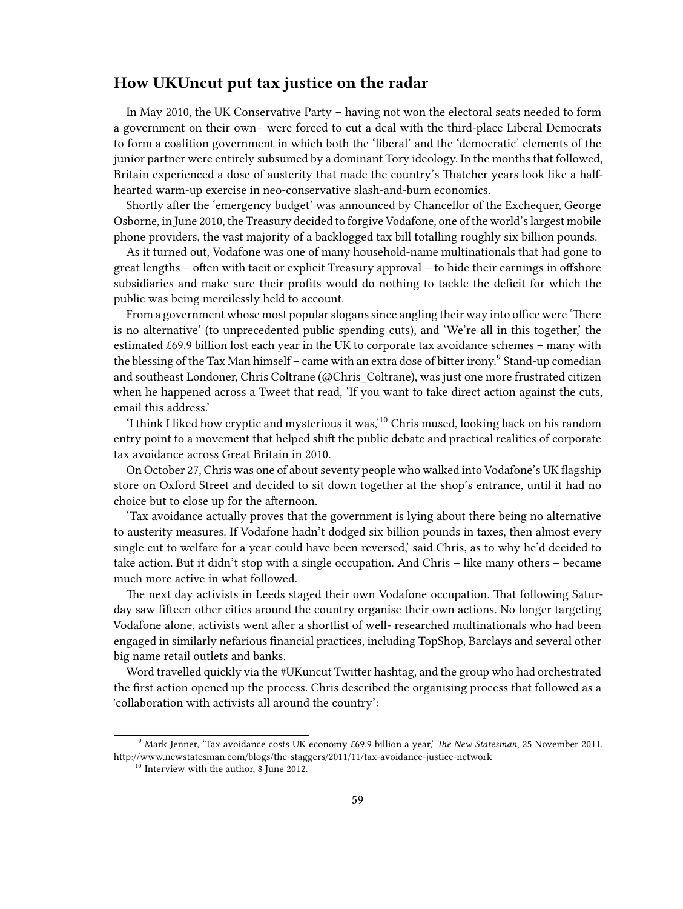## How UKUncut put tax justice on the radar

In May 2010, the UK Conservative Party – having not won the electoral seats needed to form a government on their own– were forced to cut a deal with the third-place Liberal Democrats to form a coalition government in which both the 'liberal' and the 'democratic' elements of the junior partner were entirely subsumed by a dominant Tory ideology. In the months that followed, Britain experienced a dose of austerity that made the country's Thatcher years look like a half-hearted warm-up exercise in neo-conservative slash-and-burn economics.

Shortly after the 'emergency budget' was announced by Chancellor of the Exchequer, George Osborne, in June 2010, the Treasury decided to forgive Vodafone, one of the world's largest mobile phone providers, the vast majority of a backlogged tax bill totalling roughly six billion pounds.

As it turned out, Vodafone was one of many household-name multinationals that had gone to great lengths – often with tacit or explicit Treasury approval – to hide their earnings in offshore subsidiaries and make sure their profits would do nothing to tackle the deficit for which the public was being mercilessly held to account.

From a government whose most popular slogans since angling their way into office were 'There is no alternative' (to unprecedented public spending cuts), and 'We're all in this together,' the estimated £69.9 billion lost each year in the UK to corporate tax avoidance schemes – many with the blessing of the Tax Man himself – came with an extra dose of bitter irony.[9] Stand-up comedian and southeast Londoner, Chris Coltrane (@Chris_Coltrane), was just one more frustrated citizen when he happened across a Tweet that read, 'If you want to take direct action against the cuts, email this address.'

'I think I liked how cryptic and mysterious it was,'[10] Chris mused, looking back on his random entry point to a movement that helped shift the public debate and practical realities of corporate tax avoidance across Great Britain in 2010.

On October 27, Chris was one of about seventy people who walked into Vodafone's UK flagship store on Oxford Street and decided to sit down together at the shop's entrance, until it had no choice but to close up for the afternoon.

'Tax avoidance actually proves that the government is lying about there being no alternative to austerity measures. If Vodafone hadn't dodged six billion pounds in taxes, then almost every single cut to welfare for a year could have been reversed,' said Chris, as to why he'd decided to take action. But it didn't stop with a single occupation. And Chris – like many others – became much more active in what followed.

The next day activists in Leeds staged their own Vodafone occupation. That following Saturday saw fifteen other cities around the country organise their own actions. No longer targeting Vodafone alone, activists went after a shortlist of well- researched multinationals who had been engaged in similarly nefarious financial practices, including TopShop, Barclays and several other big name retail outlets and banks.

Word travelled quickly via the #UKuncut Twitter hashtag, and the group who had orchestrated the first action opened up the process. Chris described the organising process that followed as a 'collaboration with activists all around the country':

---

[9] Mark Jenner, 'Tax avoidance costs UK economy £69.9 billion a year,' *The New Statesman*, 25 November 2011. http://www.newstatesman.com/blogs/the-staggers/2011/11/tax-avoidance-justice-network

[10] Interview with the author, 8 June 2012.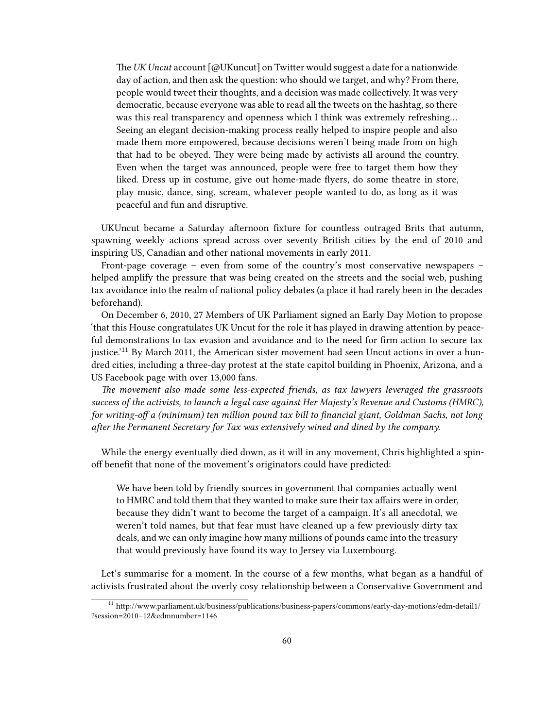> The *UK Uncut* account [@UKuncut] on Twitter would suggest a date for a nationwide day of action, and then ask the question: who should we target, and why? From there, people would tweet their thoughts, and a decision was made collectively. It was very democratic, because everyone was able to read all the tweets on the hashtag, so there was this real transparency and openness which I think was extremely refreshing… Seeing an elegant decision-making process really helped to inspire people and also made them more empowered, because decisions weren't being made from on high that had to be obeyed. They were being made by activists all around the country. Even when the target was announced, people were free to target them how they liked. Dress up in costume, give out home-made flyers, do some theatre in store, play music, dance, sing, scream, whatever people wanted to do, as long as it was peaceful and fun and disruptive.

UKUncut became a Saturday afternoon fixture for countless outraged Brits that autumn, spawning weekly actions spread across over seventy British cities by the end of 2010 and inspiring US, Canadian and other national movements in early 2011.

Front-page coverage – even from some of the country's most conservative newspapers – helped amplify the pressure that was being created on the streets and the social web, pushing tax avoidance into the realm of national policy debates (a place it had rarely been in the decades beforehand).

On December 6, 2010, 27 Members of UK Parliament signed an Early Day Motion to propose 'that this House congratulates UK Uncut for the role it has played in drawing attention by peaceful demonstrations to tax evasion and avoidance and to the need for firm action to secure tax justice.'[11] By March 2011, the American sister movement had seen Uncut actions in over a hundred cities, including a three-day protest at the state capitol building in Phoenix, Arizona, and a US Facebook page with over 13,000 fans.

*The movement also made some less-expected friends, as tax lawyers leveraged the grassroots success of the activists, to launch a legal case against Her Majesty's Revenue and Customs (HMRC), for writing-off a (minimum) ten million pound tax bill to financial giant, Goldman Sachs, not long after the Permanent Secretary for Tax was extensively wined and dined by the company.*

While the energy eventually died down, as it will in any movement, Chris highlighted a spin-off benefit that none of the movement's originators could have predicted:

> We have been told by friendly sources in government that companies actually went to HMRC and told them that they wanted to make sure their tax affairs were in order, because they didn't want to become the target of a campaign. It's all anecdotal, we weren't told names, but that fear must have cleaned up a few previously dirty tax deals, and we can only imagine how many millions of pounds came into the treasury that would previously have found its way to Jersey via Luxembourg.

Let's summarise for a moment. In the course of a few months, what began as a handful of activists frustrated about the overly cosy relationship between a Conservative Government and

[11] http://www.parliament.uk/business/publications/business-papers/commons/early-day-motions/edm-detail1/?session=2010–12&edmnumber=1146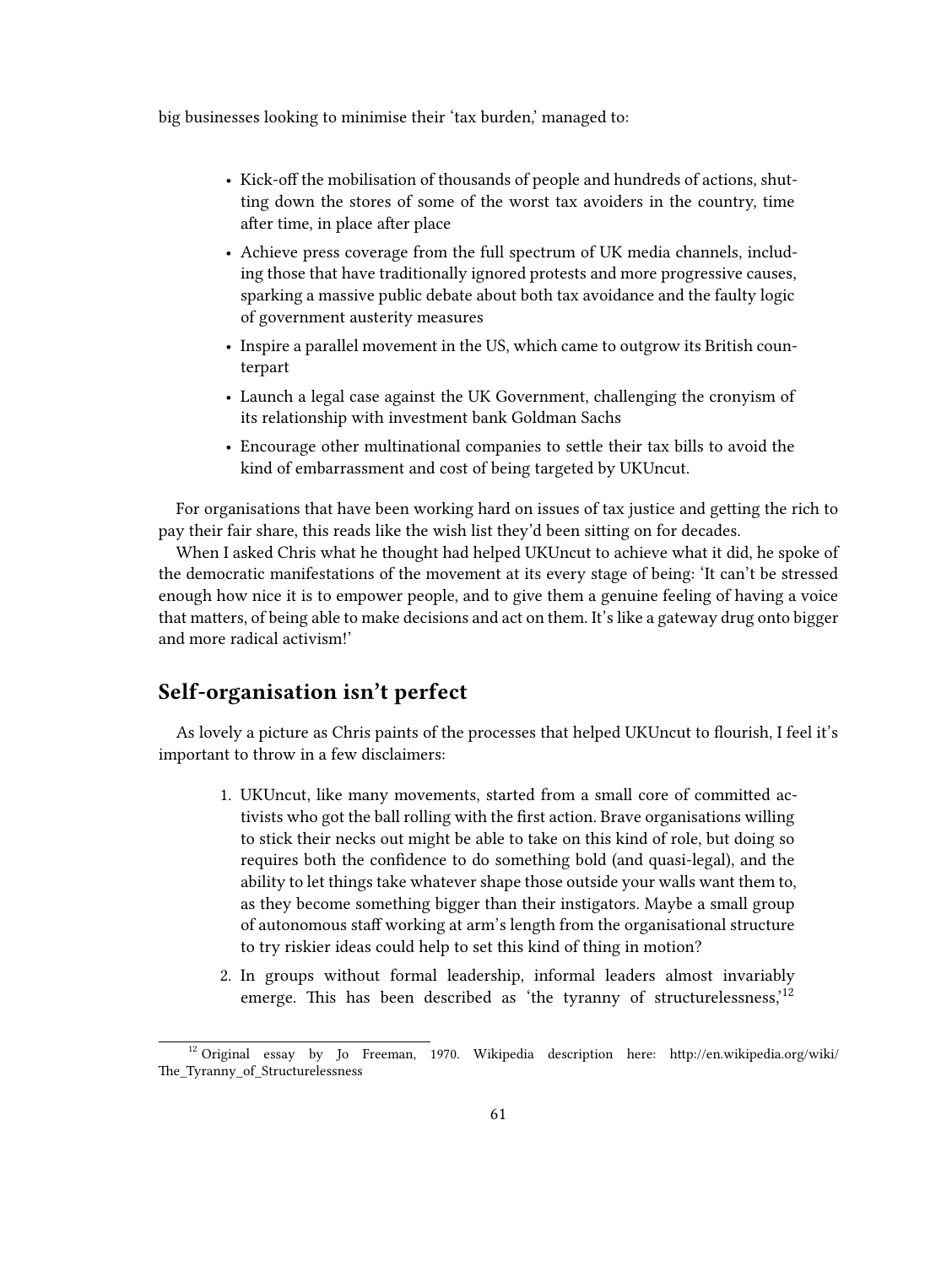big businesses looking to minimise their 'tax burden,' managed to:

- Kick-off the mobilisation of thousands of people and hundreds of actions, shutting down the stores of some of the worst tax avoiders in the country, time after time, in place after place
- Achieve press coverage from the full spectrum of UK media channels, including those that have traditionally ignored protests and more progressive causes, sparking a massive public debate about both tax avoidance and the faulty logic of government austerity measures
- Inspire a parallel movement in the US, which came to outgrow its British counterpart
- Launch a legal case against the UK Government, challenging the cronyism of its relationship with investment bank Goldman Sachs
- Encourage other multinational companies to settle their tax bills to avoid the kind of embarrassment and cost of being targeted by UKUncut.

For organisations that have been working hard on issues of tax justice and getting the rich to pay their fair share, this reads like the wish list they'd been sitting on for decades.

When I asked Chris what he thought had helped UKUncut to achieve what it did, he spoke of the democratic manifestations of the movement at its every stage of being: 'It can't be stressed enough how nice it is to empower people, and to give them a genuine feeling of having a voice that matters, of being able to make decisions and act on them. It's like a gateway drug onto bigger and more radical activism!'

## Self-organisation isn't perfect

As lovely a picture as Chris paints of the processes that helped UKUncut to flourish, I feel it's important to throw in a few disclaimers:

1. UKUncut, like many movements, started from a small core of committed activists who got the ball rolling with the first action. Brave organisations willing to stick their necks out might be able to take on this kind of role, but doing so requires both the confidence to do something bold (and quasi-legal), and the ability to let things take whatever shape those outside your walls want them to, as they become something bigger than their instigators. Maybe a small group of autonomous staff working at arm's length from the organisational structure to try riskier ideas could help to set this kind of thing in motion?
2. In groups without formal leadership, informal leaders almost invariably emerge. This has been described as 'the tyranny of structurelessness,'[12]

[12] Original essay by Jo Freeman, 1970. Wikipedia description here: http://en.wikipedia.org/wiki/The_Tyranny_of_Structurelessness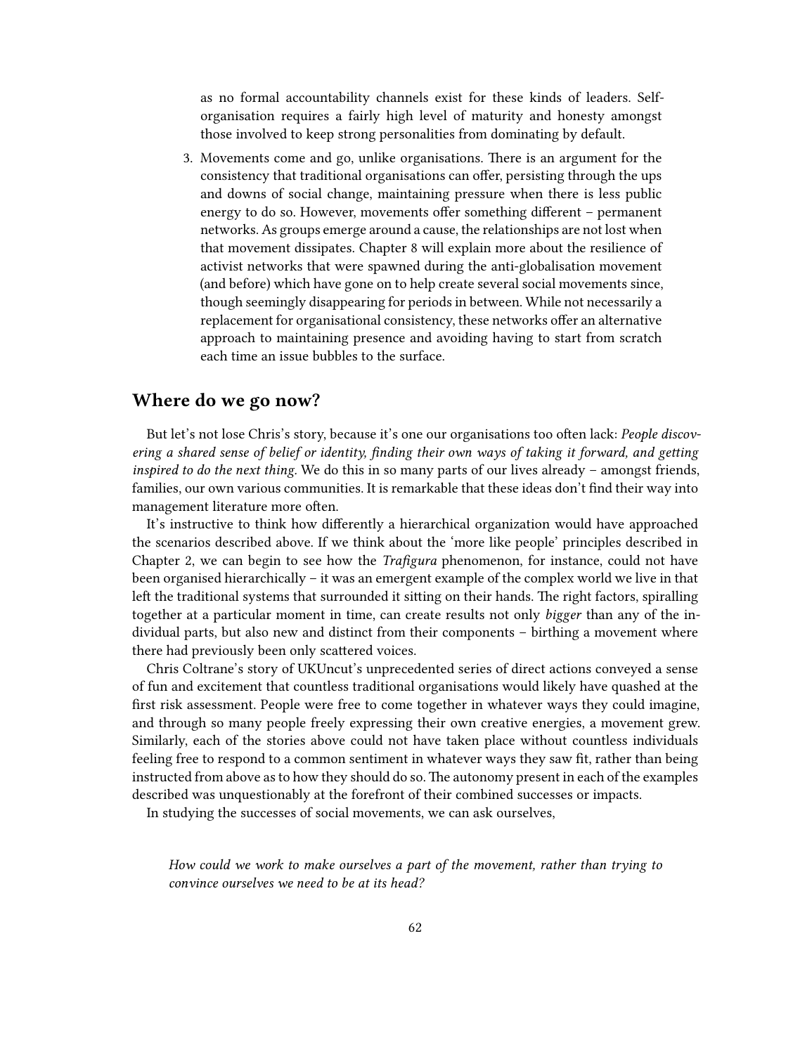as no formal accountability channels exist for these kinds of leaders. Self-organisation requires a fairly high level of maturity and honesty amongst those involved to keep strong personalities from dominating by default.

3. Movements come and go, unlike organisations. There is an argument for the consistency that traditional organisations can offer, persisting through the ups and downs of social change, maintaining pressure when there is less public energy to do so. However, movements offer something different – permanent networks. As groups emerge around a cause, the relationships are not lost when that movement dissipates. Chapter 8 will explain more about the resilience of activist networks that were spawned during the anti-globalisation movement (and before) which have gone on to help create several social movements since, though seemingly disappearing for periods in between. While not necessarily a replacement for organisational consistency, these networks offer an alternative approach to maintaining presence and avoiding having to start from scratch each time an issue bubbles to the surface.

## Where do we go now?

But let's not lose Chris's story, because it's one our organisations too often lack: *People discovering a shared sense of belief or identity, finding their own ways of taking it forward, and getting inspired to do the next thing.* We do this in so many parts of our lives already – amongst friends, families, our own various communities. It is remarkable that these ideas don't find their way into management literature more often.

It's instructive to think how differently a hierarchical organization would have approached the scenarios described above. If we think about the 'more like people' principles described in Chapter 2, we can begin to see how the *Trafigura* phenomenon, for instance, could not have been organised hierarchically – it was an emergent example of the complex world we live in that left the traditional systems that surrounded it sitting on their hands. The right factors, spiralling together at a particular moment in time, can create results not only *bigger* than any of the individual parts, but also new and distinct from their components – birthing a movement where there had previously been only scattered voices.

Chris Coltrane's story of UKUncut's unprecedented series of direct actions conveyed a sense of fun and excitement that countless traditional organisations would likely have quashed at the first risk assessment. People were free to come together in whatever ways they could imagine, and through so many people freely expressing their own creative energies, a movement grew. Similarly, each of the stories above could not have taken place without countless individuals feeling free to respond to a common sentiment in whatever ways they saw fit, rather than being instructed from above as to how they should do so. The autonomy present in each of the examples described was unquestionably at the forefront of their combined successes or impacts.

In studying the successes of social movements, we can ask ourselves,

> *How could we work to make ourselves a part of the movement, rather than trying to convince ourselves we need to be at its head?*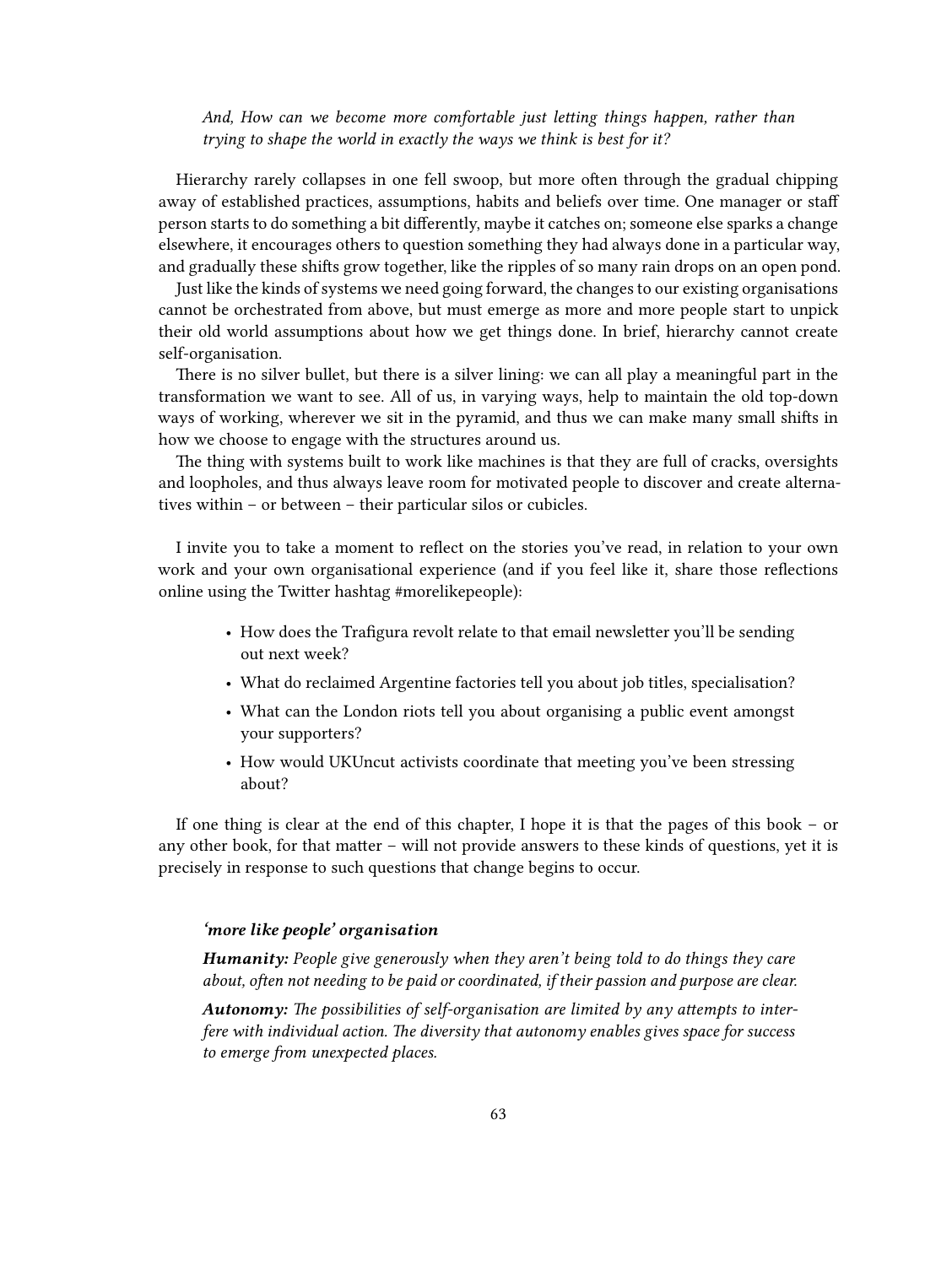*And, How can we become more comfortable just letting things happen, rather than trying to shape the world in exactly the ways we think is best for it?*

Hierarchy rarely collapses in one fell swoop, but more often through the gradual chipping away of established practices, assumptions, habits and beliefs over time. One manager or staff person starts to do something a bit differently, maybe it catches on; someone else sparks a change elsewhere, it encourages others to question something they had always done in a particular way, and gradually these shifts grow together, like the ripples of so many rain drops on an open pond.

Just like the kinds of systems we need going forward, the changes to our existing organisations cannot be orchestrated from above, but must emerge as more and more people start to unpick their old world assumptions about how we get things done. In brief, hierarchy cannot create self-organisation.

There is no silver bullet, but there is a silver lining: we can all play a meaningful part in the transformation we want to see. All of us, in varying ways, help to maintain the old top-down ways of working, wherever we sit in the pyramid, and thus we can make many small shifts in how we choose to engage with the structures around us.

The thing with systems built to work like machines is that they are full of cracks, oversights and loopholes, and thus always leave room for motivated people to discover and create alternatives within – or between – their particular silos or cubicles.

I invite you to take a moment to reflect on the stories you've read, in relation to your own work and your own organisational experience (and if you feel like it, share those reflections online using the Twitter hashtag #morelikepeople):

- How does the Trafigura revolt relate to that email newsletter you'll be sending out next week?
- What do reclaimed Argentine factories tell you about job titles, specialisation?
- What can the London riots tell you about organising a public event amongst your supporters?
- How would UKUncut activists coordinate that meeting you've been stressing about?

If one thing is clear at the end of this chapter, I hope it is that the pages of this book – or any other book, for that matter – will not provide answers to these kinds of questions, yet it is precisely in response to such questions that change begins to occur.

***'more like people' organisation***

***Humanity:*** *People give generously when they aren't being told to do things they care about, often not needing to be paid or coordinated, if their passion and purpose are clear.*

***Autonomy:*** *The possibilities of self-organisation are limited by any attempts to interfere with individual action. The diversity that autonomy enables gives space for success to emerge from unexpected places.*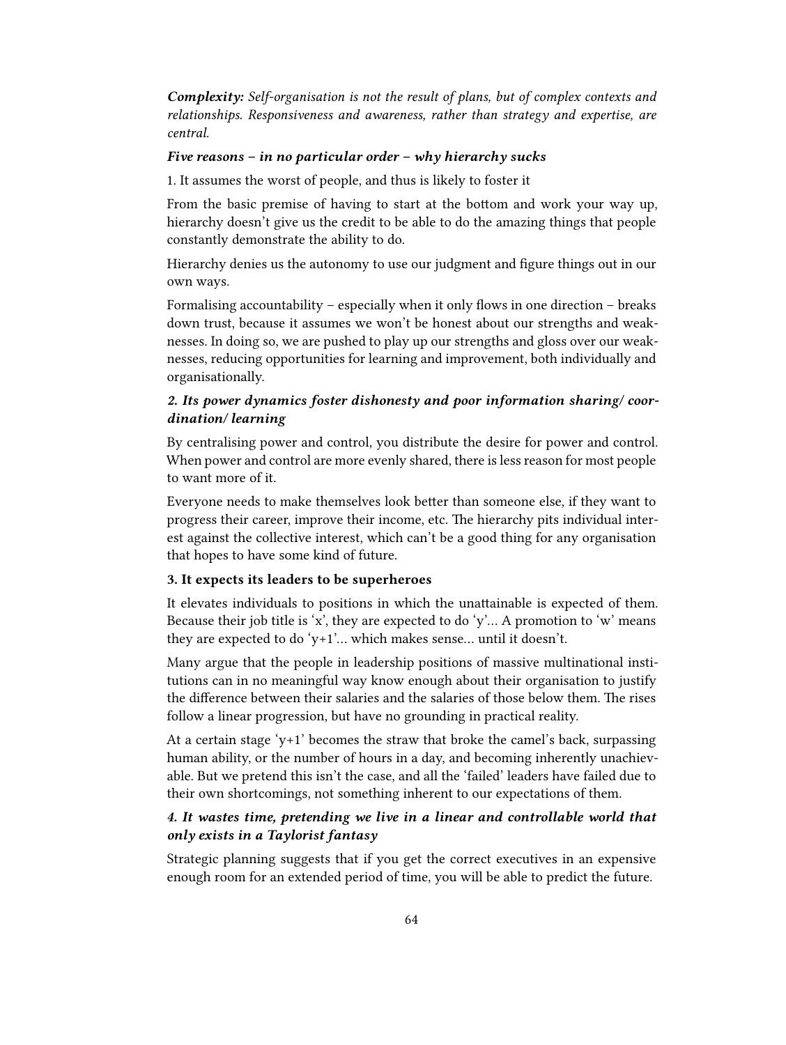***Complexity:*** *Self-organisation is not the result of plans, but of complex contexts and relationships. Responsiveness and awareness, rather than strategy and expertise, are central.*

***Five reasons – in no particular order – why hierarchy sucks***

1. It assumes the worst of people, and thus is likely to foster it

From the basic premise of having to start at the bottom and work your way up, hierarchy doesn't give us the credit to be able to do the amazing things that people constantly demonstrate the ability to do.

Hierarchy denies us the autonomy to use our judgment and figure things out in our own ways.

Formalising accountability – especially when it only flows in one direction – breaks down trust, because it assumes we won't be honest about our strengths and weaknesses. In doing so, we are pushed to play up our strengths and gloss over our weaknesses, reducing opportunities for learning and improvement, both individually and organisationally.

***2. Its power dynamics foster dishonesty and poor information sharing/ coordination/ learning***

By centralising power and control, you distribute the desire for power and control. When power and control are more evenly shared, there is less reason for most people to want more of it.

Everyone needs to make themselves look better than someone else, if they want to progress their career, improve their income, etc. The hierarchy pits individual interest against the collective interest, which can't be a good thing for any organisation that hopes to have some kind of future.

**3. It expects its leaders to be superheroes**

It elevates individuals to positions in which the unattainable is expected of them. Because their job title is 'x', they are expected to do 'y'… A promotion to 'w' means they are expected to do 'y+1'… which makes sense… until it doesn't.

Many argue that the people in leadership positions of massive multinational institutions can in no meaningful way know enough about their organisation to justify the difference between their salaries and the salaries of those below them. The rises follow a linear progression, but have no grounding in practical reality.

At a certain stage 'y+1' becomes the straw that broke the camel's back, surpassing human ability, or the number of hours in a day, and becoming inherently unachievable. But we pretend this isn't the case, and all the 'failed' leaders have failed due to their own shortcomings, not something inherent to our expectations of them.

***4. It wastes time, pretending we live in a linear and controllable world that only exists in a Taylorist fantasy***

Strategic planning suggests that if you get the correct executives in an expensive enough room for an extended period of time, you will be able to predict the future.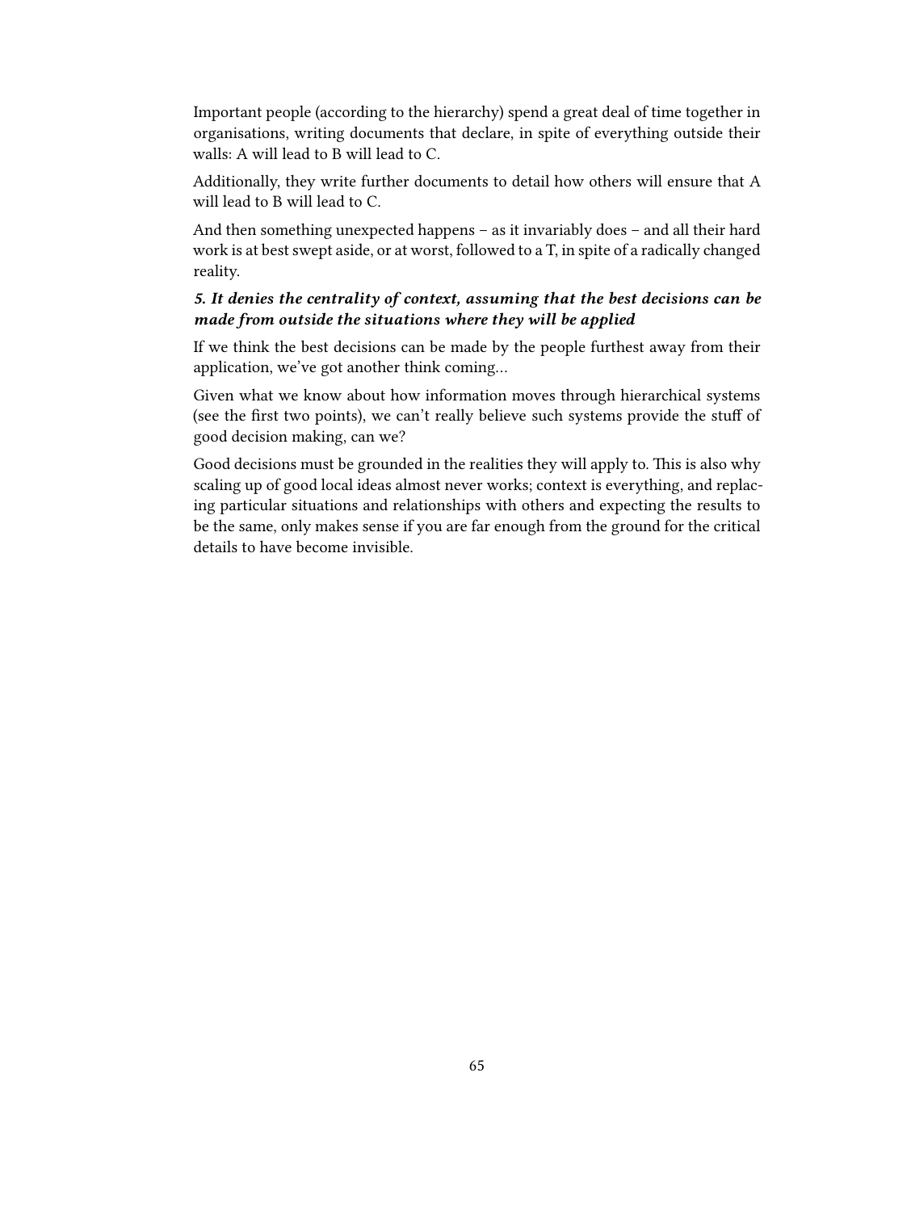Important people (according to the hierarchy) spend a great deal of time together in organisations, writing documents that declare, in spite of everything outside their walls: A will lead to B will lead to C.

Additionally, they write further documents to detail how others will ensure that A will lead to B will lead to C.

And then something unexpected happens – as it invariably does – and all their hard work is at best swept aside, or at worst, followed to a T, in spite of a radically changed reality.

***5. It denies the centrality of context, assuming that the best decisions can be made from outside the situations where they will be applied***

If we think the best decisions can be made by the people furthest away from their application, we've got another think coming…

Given what we know about how information moves through hierarchical systems (see the first two points), we can't really believe such systems provide the stuff of good decision making, can we?

Good decisions must be grounded in the realities they will apply to. This is also why scaling up of good local ideas almost never works; context is everything, and replacing particular situations and relationships with others and expecting the results to be the same, only makes sense if you are far enough from the ground for the critical details to have become invisible.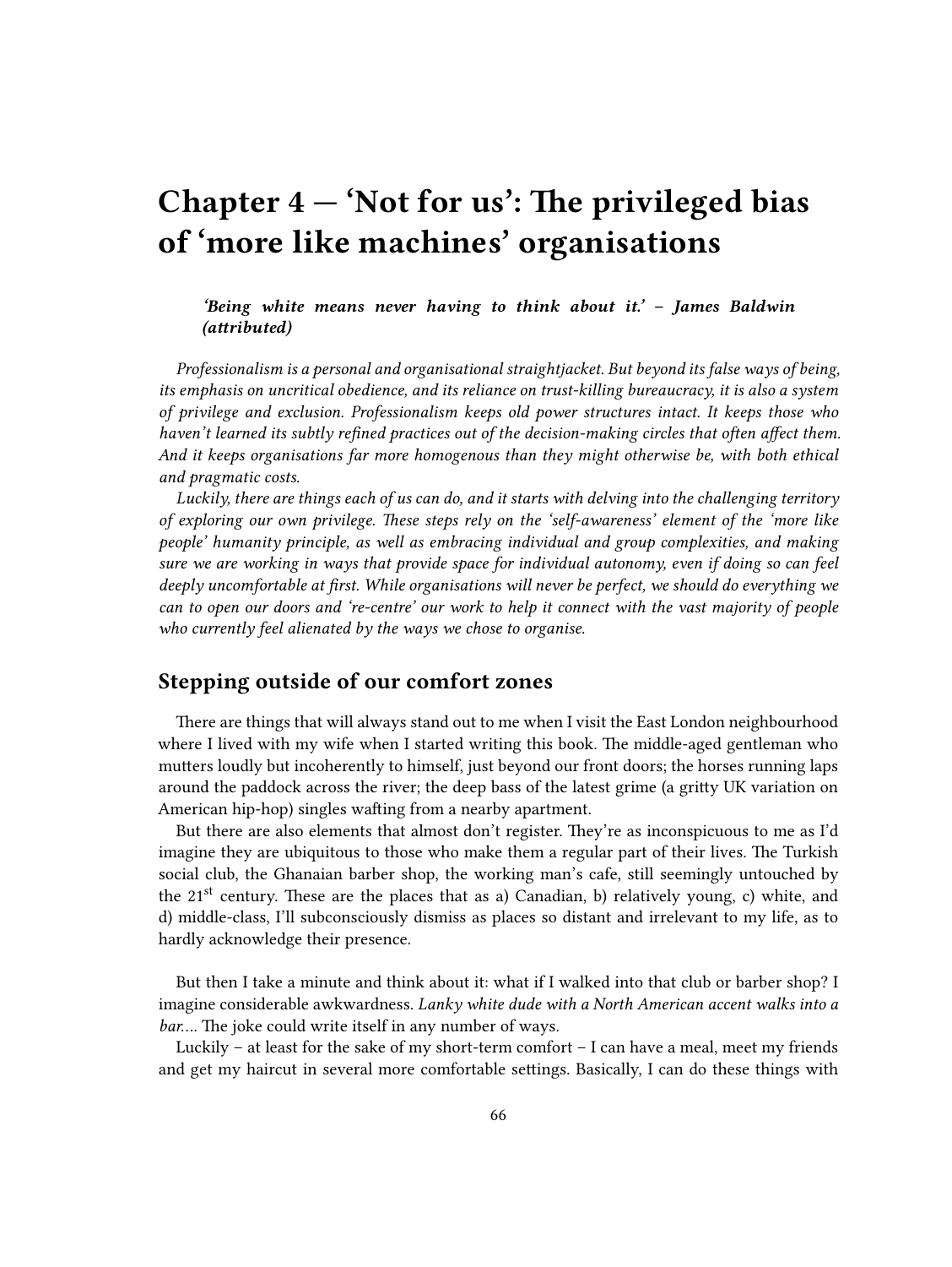# Chapter 4 — 'Not for us': The privileged bias of 'more like machines' organisations

> ***'Being white means never having to think about it.' – James Baldwin (attributed)***

*Professionalism is a personal and organisational straightjacket. But beyond its false ways of being, its emphasis on uncritical obedience, and its reliance on trust-killing bureaucracy, it is also a system of privilege and exclusion. Professionalism keeps old power structures intact. It keeps those who haven't learned its subtly refined practices out of the decision-making circles that often affect them. And it keeps organisations far more homogenous than they might otherwise be, with both ethical and pragmatic costs.*

*Luckily, there are things each of us can do, and it starts with delving into the challenging territory of exploring our own privilege. These steps rely on the 'self-awareness' element of the 'more like people' humanity principle, as well as embracing individual and group complexities, and making sure we are working in ways that provide space for individual autonomy, even if doing so can feel deeply uncomfortable at first. While organisations will never be perfect, we should do everything we can to open our doors and 're-centre' our work to help it connect with the vast majority of people who currently feel alienated by the ways we chose to organise.*

## Stepping outside of our comfort zones

There are things that will always stand out to me when I visit the East London neighbourhood where I lived with my wife when I started writing this book. The middle-aged gentleman who mutters loudly but incoherently to himself, just beyond our front doors; the horses running laps around the paddock across the river; the deep bass of the latest grime (a gritty UK variation on American hip-hop) singles wafting from a nearby apartment.

But there are also elements that almost don't register. They're as inconspicuous to me as I'd imagine they are ubiquitous to those who make them a regular part of their lives. The Turkish social club, the Ghanaian barber shop, the working man's cafe, still seemingly untouched by the 21st century. These are the places that as a) Canadian, b) relatively young, c) white, and d) middle-class, I'll subconsciously dismiss as places so distant and irrelevant to my life, as to hardly acknowledge their presence.

But then I take a minute and think about it: what if I walked into that club or barber shop? I imagine considerable awkwardness. *Lanky white dude with a North American accent walks into a bar….* The joke could write itself in any number of ways.

Luckily – at least for the sake of my short-term comfort – I can have a meal, meet my friends and get my haircut in several more comfortable settings. Basically, I can do these things with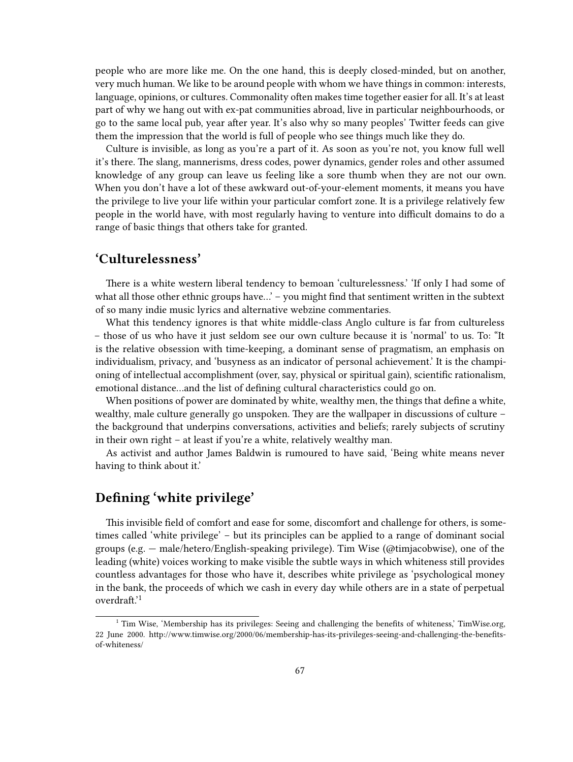people who are more like me. On the one hand, this is deeply closed-minded, but on another, very much human. We like to be around people with whom we have things in common: interests, language, opinions, or cultures. Commonality often makes time together easier for all. It's at least part of why we hang out with ex-pat communities abroad, live in particular neighbourhoods, or go to the same local pub, year after year. It's also why so many peoples' Twitter feeds can give them the impression that the world is full of people who see things much like they do.

Culture is invisible, as long as you're a part of it. As soon as you're not, you know full well it's there. The slang, mannerisms, dress codes, power dynamics, gender roles and other assumed knowledge of any group can leave us feeling like a sore thumb when they are not our own. When you don't have a lot of these awkward out-of-your-element moments, it means you have the privilege to live your life within your particular comfort zone. It is a privilege relatively few people in the world have, with most regularly having to venture into difficult domains to do a range of basic things that others take for granted.

## 'Culturelessness'

There is a white western liberal tendency to bemoan 'culturelessness.' 'If only I had some of what all those other ethnic groups have…' – you might find that sentiment written in the subtext of so many indie music lyrics and alternative webzine commentaries.

What this tendency ignores is that white middle-class Anglo culture is far from cultureless – those of us who have it just seldom see our own culture because it is 'normal' to us. To: "It is the relative obsession with time-keeping, a dominant sense of pragmatism, an emphasis on individualism, privacy, and 'busyness as an indicator of personal achievement.' It is the championing of intellectual accomplishment (over, say, physical or spiritual gain), scientific rationalism, emotional distance…and the list of defining cultural characteristics could go on.

When positions of power are dominated by white, wealthy men, the things that define a white, wealthy, male culture generally go unspoken. They are the wallpaper in discussions of culture – the background that underpins conversations, activities and beliefs; rarely subjects of scrutiny in their own right – at least if you're a white, relatively wealthy man.

As activist and author James Baldwin is rumoured to have said, 'Being white means never having to think about it.'

## Defining 'white privilege'

This invisible field of comfort and ease for some, discomfort and challenge for others, is sometimes called 'white privilege' – but its principles can be applied to a range of dominant social groups (e.g. — male/hetero/English-speaking privilege). Tim Wise (@timjacobwise), one of the leading (white) voices working to make visible the subtle ways in which whiteness still provides countless advantages for those who have it, describes white privilege as 'psychological money in the bank, the proceeds of which we cash in every day while others are in a state of perpetual overdraft.'[1]

[1] Tim Wise, 'Membership has its privileges: Seeing and challenging the benefits of whiteness,' TimWise.org, 22 June 2000. http://www.timwise.org/2000/06/membership-has-its-privileges-seeing-and-challenging-the-benefits-of-whiteness/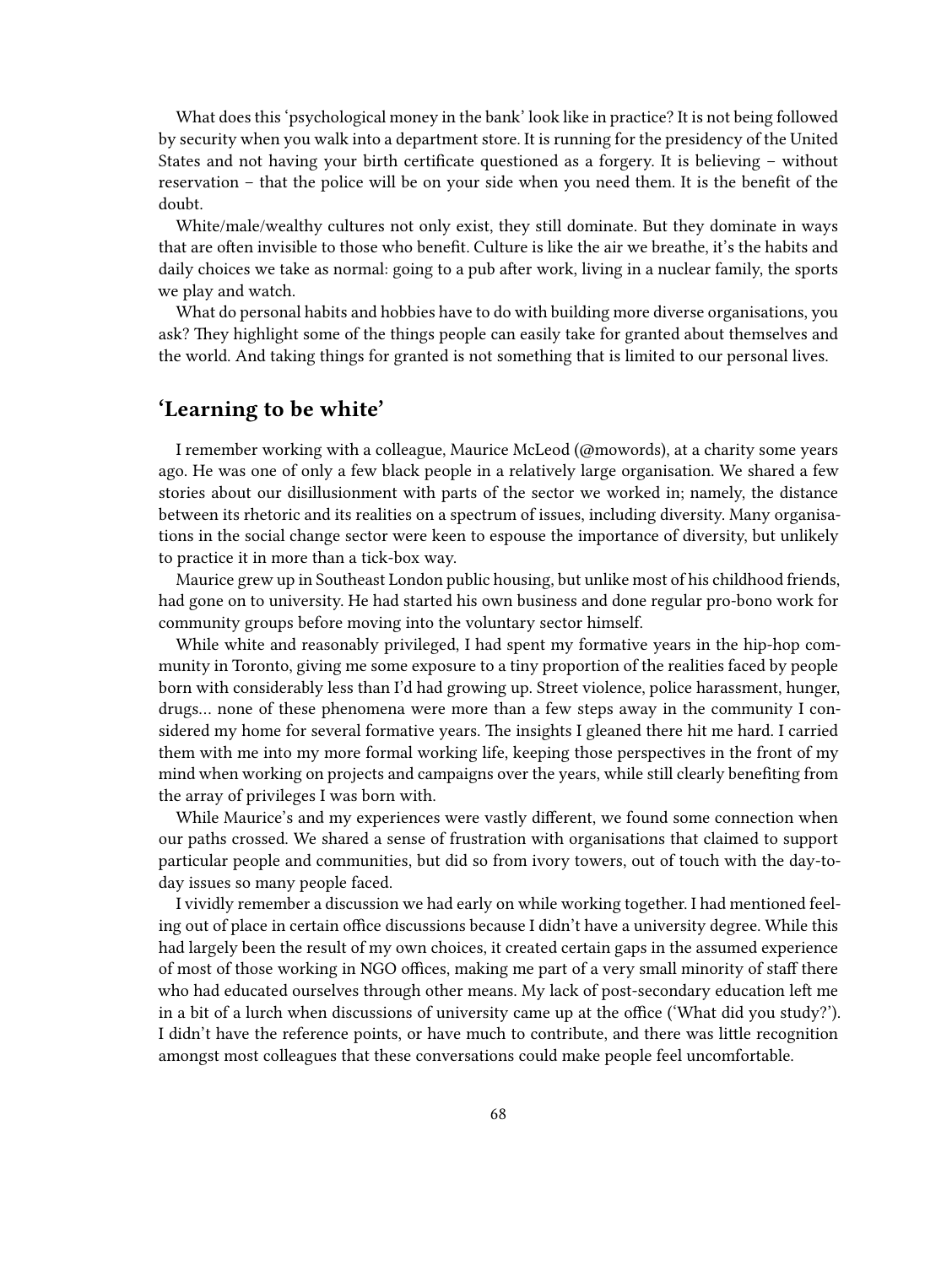What does this 'psychological money in the bank' look like in practice? It is not being followed by security when you walk into a department store. It is running for the presidency of the United States and not having your birth certificate questioned as a forgery. It is believing – without reservation – that the police will be on your side when you need them. It is the benefit of the doubt.

White/male/wealthy cultures not only exist, they still dominate. But they dominate in ways that are often invisible to those who benefit. Culture is like the air we breathe, it's the habits and daily choices we take as normal: going to a pub after work, living in a nuclear family, the sports we play and watch.

What do personal habits and hobbies have to do with building more diverse organisations, you ask? They highlight some of the things people can easily take for granted about themselves and the world. And taking things for granted is not something that is limited to our personal lives.

## 'Learning to be white'

I remember working with a colleague, Maurice McLeod (@mowords), at a charity some years ago. He was one of only a few black people in a relatively large organisation. We shared a few stories about our disillusionment with parts of the sector we worked in; namely, the distance between its rhetoric and its realities on a spectrum of issues, including diversity. Many organisations in the social change sector were keen to espouse the importance of diversity, but unlikely to practice it in more than a tick-box way.

Maurice grew up in Southeast London public housing, but unlike most of his childhood friends, had gone on to university. He had started his own business and done regular pro-bono work for community groups before moving into the voluntary sector himself.

While white and reasonably privileged, I had spent my formative years in the hip-hop community in Toronto, giving me some exposure to a tiny proportion of the realities faced by people born with considerably less than I'd had growing up. Street violence, police harassment, hunger, drugs… none of these phenomena were more than a few steps away in the community I considered my home for several formative years. The insights I gleaned there hit me hard. I carried them with me into my more formal working life, keeping those perspectives in the front of my mind when working on projects and campaigns over the years, while still clearly benefiting from the array of privileges I was born with.

While Maurice's and my experiences were vastly different, we found some connection when our paths crossed. We shared a sense of frustration with organisations that claimed to support particular people and communities, but did so from ivory towers, out of touch with the day-to-day issues so many people faced.

I vividly remember a discussion we had early on while working together. I had mentioned feeling out of place in certain office discussions because I didn't have a university degree. While this had largely been the result of my own choices, it created certain gaps in the assumed experience of most of those working in NGO offices, making me part of a very small minority of staff there who had educated ourselves through other means. My lack of post-secondary education left me in a bit of a lurch when discussions of university came up at the office ('What did you study?'). I didn't have the reference points, or have much to contribute, and there was little recognition amongst most colleagues that these conversations could make people feel uncomfortable.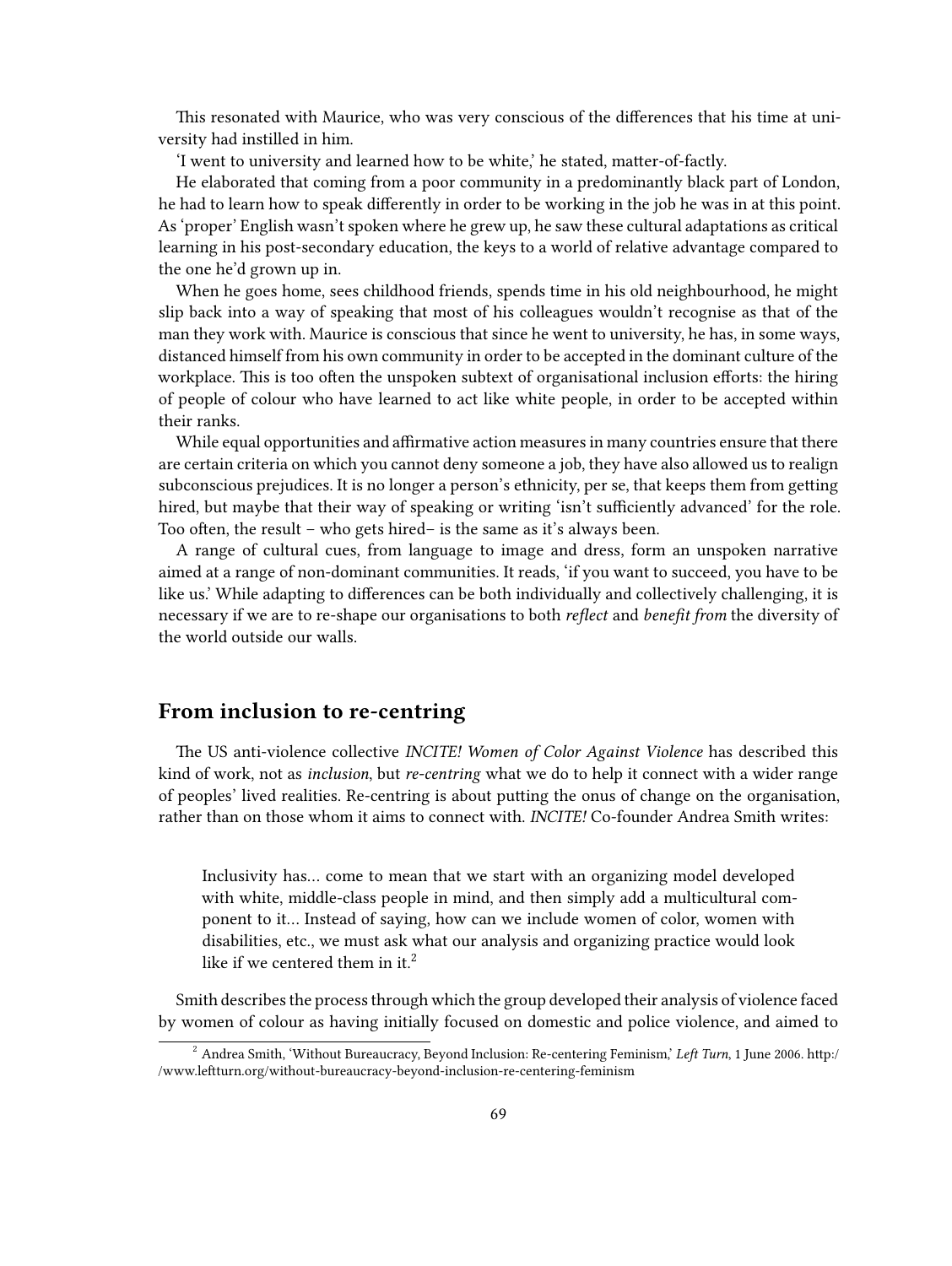This resonated with Maurice, who was very conscious of the differences that his time at university had instilled in him.

'I went to university and learned how to be white,' he stated, matter-of-factly.

He elaborated that coming from a poor community in a predominantly black part of London, he had to learn how to speak differently in order to be working in the job he was in at this point. As 'proper' English wasn't spoken where he grew up, he saw these cultural adaptations as critical learning in his post-secondary education, the keys to a world of relative advantage compared to the one he'd grown up in.

When he goes home, sees childhood friends, spends time in his old neighbourhood, he might slip back into a way of speaking that most of his colleagues wouldn't recognise as that of the man they work with. Maurice is conscious that since he went to university, he has, in some ways, distanced himself from his own community in order to be accepted in the dominant culture of the workplace. This is too often the unspoken subtext of organisational inclusion efforts: the hiring of people of colour who have learned to act like white people, in order to be accepted within their ranks.

While equal opportunities and affirmative action measures in many countries ensure that there are certain criteria on which you cannot deny someone a job, they have also allowed us to realign subconscious prejudices. It is no longer a person's ethnicity, per se, that keeps them from getting hired, but maybe that their way of speaking or writing 'isn't sufficiently advanced' for the role. Too often, the result – who gets hired– is the same as it's always been.

A range of cultural cues, from language to image and dress, form an unspoken narrative aimed at a range of non-dominant communities. It reads, 'if you want to succeed, you have to be like us.' While adapting to differences can be both individually and collectively challenging, it is necessary if we are to re-shape our organisations to both *reflect* and *benefit from* the diversity of the world outside our walls.

## From inclusion to re-centring

The US anti-violence collective *INCITE! Women of Color Against Violence* has described this kind of work, not as *inclusion*, but *re-centring* what we do to help it connect with a wider range of peoples' lived realities. Re-centring is about putting the onus of change on the organisation, rather than on those whom it aims to connect with. *INCITE!* Co-founder Andrea Smith writes:

> Inclusivity has… come to mean that we start with an organizing model developed with white, middle-class people in mind, and then simply add a multicultural component to it… Instead of saying, how can we include women of color, women with disabilities, etc., we must ask what our analysis and organizing practice would look like if we centered them in it.[2]

Smith describes the process through which the group developed their analysis of violence faced by women of colour as having initially focused on domestic and police violence, and aimed to

[2] Andrea Smith, 'Without Bureaucracy, Beyond Inclusion: Re-centering Feminism,' *Left Turn*, 1 June 2006. http://www.leftturn.org/without-bureaucracy-beyond-inclusion-re-centering-feminism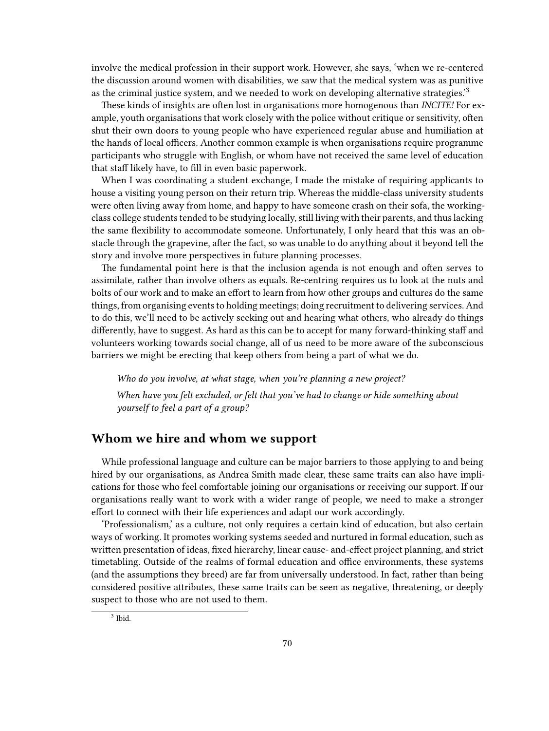involve the medical profession in their support work. However, she says, 'when we re-centered the discussion around women with disabilities, we saw that the medical system was as punitive as the criminal justice system, and we needed to work on developing alternative strategies.'[3]

These kinds of insights are often lost in organisations more homogenous than *INCITE!* For example, youth organisations that work closely with the police without critique or sensitivity, often shut their own doors to young people who have experienced regular abuse and humiliation at the hands of local officers. Another common example is when organisations require programme participants who struggle with English, or whom have not received the same level of education that staff likely have, to fill in even basic paperwork.

When I was coordinating a student exchange, I made the mistake of requiring applicants to house a visiting young person on their return trip. Whereas the middle-class university students were often living away from home, and happy to have someone crash on their sofa, the working-class college students tended to be studying locally, still living with their parents, and thus lacking the same flexibility to accommodate someone. Unfortunately, I only heard that this was an obstacle through the grapevine, after the fact, so was unable to do anything about it beyond tell the story and involve more perspectives in future planning processes.

The fundamental point here is that the inclusion agenda is not enough and often serves to assimilate, rather than involve others as equals. Re-centring requires us to look at the nuts and bolts of our work and to make an effort to learn from how other groups and cultures do the same things, from organising events to holding meetings; doing recruitment to delivering services. And to do this, we'll need to be actively seeking out and hearing what others, who already do things differently, have to suggest. As hard as this can be to accept for many forward-thinking staff and volunteers working towards social change, all of us need to be more aware of the subconscious barriers we might be erecting that keep others from being a part of what we do.

> *Who do you involve, at what stage, when you're planning a new project?*
>
> *When have you felt excluded, or felt that you've had to change or hide something about yourself to feel a part of a group?*

## Whom we hire and whom we support

While professional language and culture can be major barriers to those applying to and being hired by our organisations, as Andrea Smith made clear, these same traits can also have implications for those who feel comfortable joining our organisations or receiving our support. If our organisations really want to work with a wider range of people, we need to make a stronger effort to connect with their life experiences and adapt our work accordingly.

'Professionalism,' as a culture, not only requires a certain kind of education, but also certain ways of working. It promotes working systems seeded and nurtured in formal education, such as written presentation of ideas, fixed hierarchy, linear cause- and-effect project planning, and strict timetabling. Outside of the realms of formal education and office environments, these systems (and the assumptions they breed) are far from universally understood. In fact, rather than being considered positive attributes, these same traits can be seen as negative, threatening, or deeply suspect to those who are not used to them.

[3] Ibid.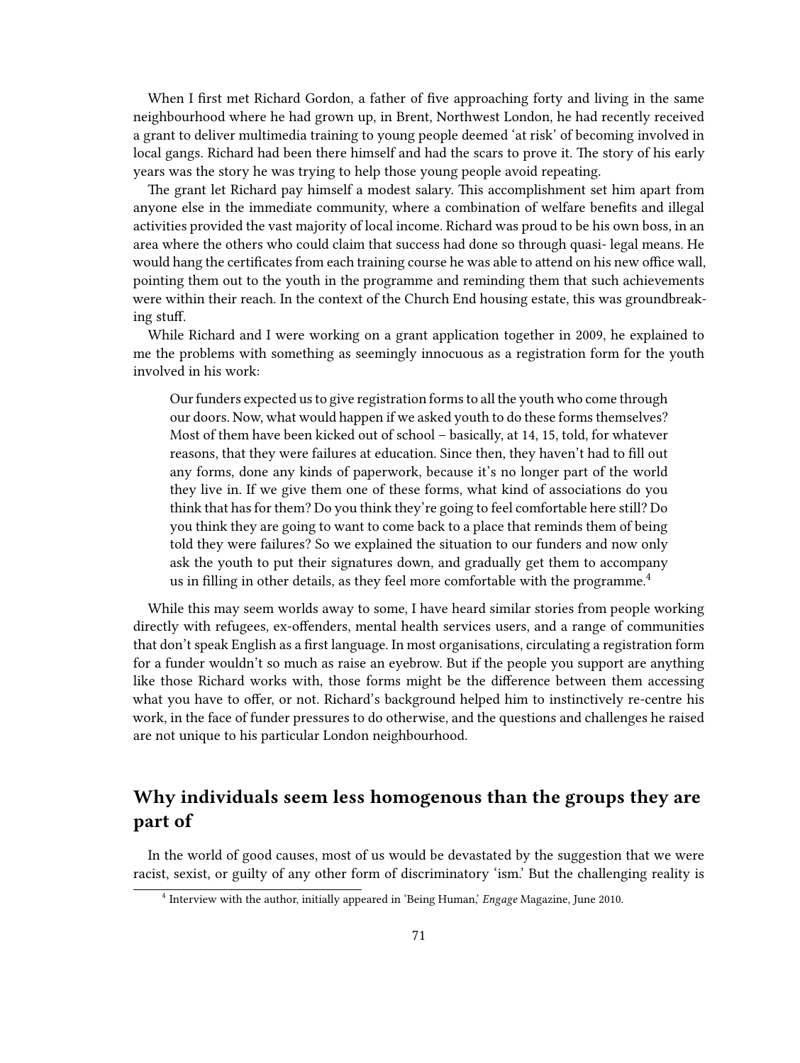When I first met Richard Gordon, a father of five approaching forty and living in the same neighbourhood where he had grown up, in Brent, Northwest London, he had recently received a grant to deliver multimedia training to young people deemed 'at risk' of becoming involved in local gangs. Richard had been there himself and had the scars to prove it. The story of his early years was the story he was trying to help those young people avoid repeating.

The grant let Richard pay himself a modest salary. This accomplishment set him apart from anyone else in the immediate community, where a combination of welfare benefits and illegal activities provided the vast majority of local income. Richard was proud to be his own boss, in an area where the others who could claim that success had done so through quasi- legal means. He would hang the certificates from each training course he was able to attend on his new office wall, pointing them out to the youth in the programme and reminding them that such achievements were within their reach. In the context of the Church End housing estate, this was groundbreaking stuff.

While Richard and I were working on a grant application together in 2009, he explained to me the problems with something as seemingly innocuous as a registration form for the youth involved in his work:

> Our funders expected us to give registration forms to all the youth who come through our doors. Now, what would happen if we asked youth to do these forms themselves? Most of them have been kicked out of school – basically, at 14, 15, told, for whatever reasons, that they were failures at education. Since then, they haven't had to fill out any forms, done any kinds of paperwork, because it's no longer part of the world they live in. If we give them one of these forms, what kind of associations do you think that has for them? Do you think they're going to feel comfortable here still? Do you think they are going to want to come back to a place that reminds them of being told they were failures? So we explained the situation to our funders and now only ask the youth to put their signatures down, and gradually get them to accompany us in filling in other details, as they feel more comfortable with the programme.[4]

While this may seem worlds away to some, I have heard similar stories from people working directly with refugees, ex-offenders, mental health services users, and a range of communities that don't speak English as a first language. In most organisations, circulating a registration form for a funder wouldn't so much as raise an eyebrow. But if the people you support are anything like those Richard works with, those forms might be the difference between them accessing what you have to offer, or not. Richard's background helped him to instinctively re-centre his work, in the face of funder pressures to do otherwise, and the questions and challenges he raised are not unique to his particular London neighbourhood.

## Why individuals seem less homogenous than the groups they are part of

In the world of good causes, most of us would be devastated by the suggestion that we were racist, sexist, or guilty of any other form of discriminatory 'ism.' But the challenging reality is

[4] Interview with the author, initially appeared in 'Being Human,' *Engage* Magazine, June 2010.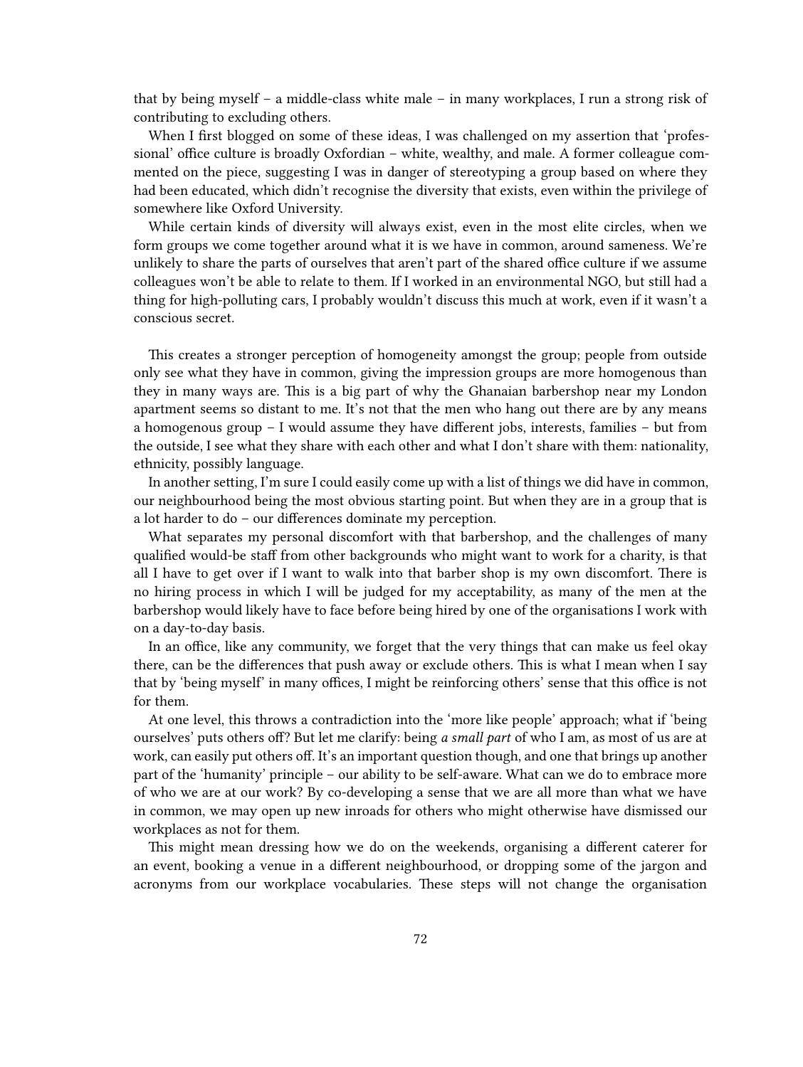that by being myself – a middle-class white male – in many workplaces, I run a strong risk of contributing to excluding others.

When I first blogged on some of these ideas, I was challenged on my assertion that 'professional' office culture is broadly Oxfordian – white, wealthy, and male. A former colleague commented on the piece, suggesting I was in danger of stereotyping a group based on where they had been educated, which didn't recognise the diversity that exists, even within the privilege of somewhere like Oxford University.

While certain kinds of diversity will always exist, even in the most elite circles, when we form groups we come together around what it is we have in common, around sameness. We're unlikely to share the parts of ourselves that aren't part of the shared office culture if we assume colleagues won't be able to relate to them. If I worked in an environmental NGO, but still had a thing for high-polluting cars, I probably wouldn't discuss this much at work, even if it wasn't a conscious secret.

This creates a stronger perception of homogeneity amongst the group; people from outside only see what they have in common, giving the impression groups are more homogenous than they in many ways are. This is a big part of why the Ghanaian barbershop near my London apartment seems so distant to me. It's not that the men who hang out there are by any means a homogenous group – I would assume they have different jobs, interests, families – but from the outside, I see what they share with each other and what I don't share with them: nationality, ethnicity, possibly language.

In another setting, I'm sure I could easily come up with a list of things we did have in common, our neighbourhood being the most obvious starting point. But when they are in a group that is a lot harder to do – our differences dominate my perception.

What separates my personal discomfort with that barbershop, and the challenges of many qualified would-be staff from other backgrounds who might want to work for a charity, is that all I have to get over if I want to walk into that barber shop is my own discomfort. There is no hiring process in which I will be judged for my acceptability, as many of the men at the barbershop would likely have to face before being hired by one of the organisations I work with on a day-to-day basis.

In an office, like any community, we forget that the very things that can make us feel okay there, can be the differences that push away or exclude others. This is what I mean when I say that by 'being myself' in many offices, I might be reinforcing others' sense that this office is not for them.

At one level, this throws a contradiction into the 'more like people' approach; what if 'being ourselves' puts others off? But let me clarify: being *a small part* of who I am, as most of us are at work, can easily put others off. It's an important question though, and one that brings up another part of the 'humanity' principle – our ability to be self-aware. What can we do to embrace more of who we are at our work? By co-developing a sense that we are all more than what we have in common, we may open up new inroads for others who might otherwise have dismissed our workplaces as not for them.

This might mean dressing how we do on the weekends, organising a different caterer for an event, booking a venue in a different neighbourhood, or dropping some of the jargon and acronyms from our workplace vocabularies. These steps will not change the organisation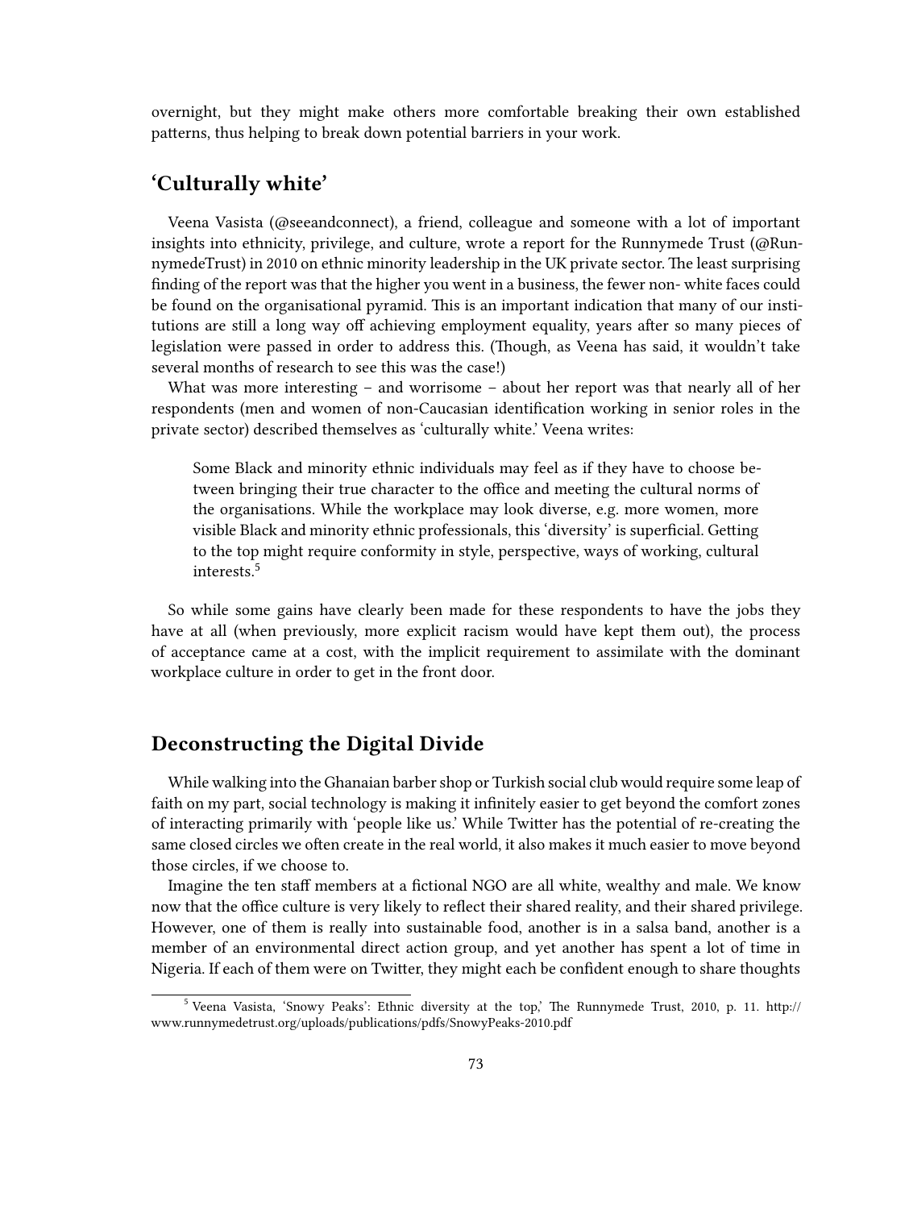overnight, but they might make others more comfortable breaking their own established patterns, thus helping to break down potential barriers in your work.

## 'Culturally white'

Veena Vasista (@seeandconnect), a friend, colleague and someone with a lot of important insights into ethnicity, privilege, and culture, wrote a report for the Runnymede Trust (@RunnymedeTrust) in 2010 on ethnic minority leadership in the UK private sector. The least surprising finding of the report was that the higher you went in a business, the fewer non- white faces could be found on the organisational pyramid. This is an important indication that many of our institutions are still a long way off achieving employment equality, years after so many pieces of legislation were passed in order to address this. (Though, as Veena has said, it wouldn't take several months of research to see this was the case!)

What was more interesting – and worrisome – about her report was that nearly all of her respondents (men and women of non-Caucasian identification working in senior roles in the private sector) described themselves as 'culturally white.' Veena writes:

> Some Black and minority ethnic individuals may feel as if they have to choose between bringing their true character to the office and meeting the cultural norms of the organisations. While the workplace may look diverse, e.g. more women, more visible Black and minority ethnic professionals, this 'diversity' is superficial. Getting to the top might require conformity in style, perspective, ways of working, cultural interests.[5]

So while some gains have clearly been made for these respondents to have the jobs they have at all (when previously, more explicit racism would have kept them out), the process of acceptance came at a cost, with the implicit requirement to assimilate with the dominant workplace culture in order to get in the front door.

## Deconstructing the Digital Divide

While walking into the Ghanaian barber shop or Turkish social club would require some leap of faith on my part, social technology is making it infinitely easier to get beyond the comfort zones of interacting primarily with 'people like us.' While Twitter has the potential of re-creating the same closed circles we often create in the real world, it also makes it much easier to move beyond those circles, if we choose to.

Imagine the ten staff members at a fictional NGO are all white, wealthy and male. We know now that the office culture is very likely to reflect their shared reality, and their shared privilege. However, one of them is really into sustainable food, another is in a salsa band, another is a member of an environmental direct action group, and yet another has spent a lot of time in Nigeria. If each of them were on Twitter, they might each be confident enough to share thoughts

[5] Veena Vasista, 'Snowy Peaks': Ethnic diversity at the top,' The Runnymede Trust, 2010, p. 11. http://www.runnymedetrust.org/uploads/publications/pdfs/SnowyPeaks-2010.pdf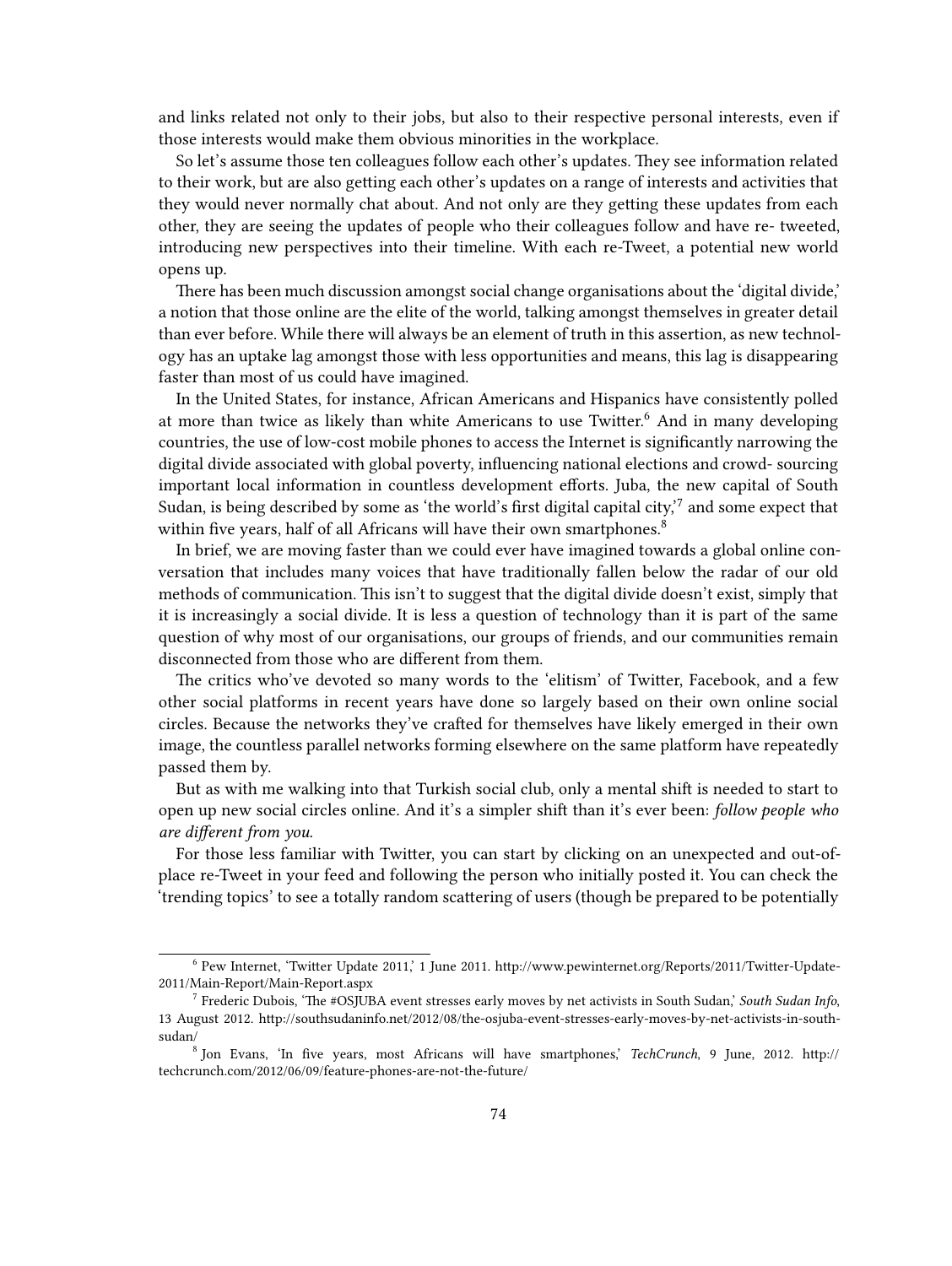and links related not only to their jobs, but also to their respective personal interests, even if those interests would make them obvious minorities in the workplace.

So let's assume those ten colleagues follow each other's updates. They see information related to their work, but are also getting each other's updates on a range of interests and activities that they would never normally chat about. And not only are they getting these updates from each other, they are seeing the updates of people who their colleagues follow and have re- tweeted, introducing new perspectives into their timeline. With each re-Tweet, a potential new world opens up.

There has been much discussion amongst social change organisations about the 'digital divide,' a notion that those online are the elite of the world, talking amongst themselves in greater detail than ever before. While there will always be an element of truth in this assertion, as new technology has an uptake lag amongst those with less opportunities and means, this lag is disappearing faster than most of us could have imagined.

In the United States, for instance, African Americans and Hispanics have consistently polled at more than twice as likely than white Americans to use Twitter.[6] And in many developing countries, the use of low-cost mobile phones to access the Internet is significantly narrowing the digital divide associated with global poverty, influencing national elections and crowd- sourcing important local information in countless development efforts. Juba, the new capital of South Sudan, is being described by some as 'the world's first digital capital city,'[7] and some expect that within five years, half of all Africans will have their own smartphones.[8]

In brief, we are moving faster than we could ever have imagined towards a global online conversation that includes many voices that have traditionally fallen below the radar of our old methods of communication. This isn't to suggest that the digital divide doesn't exist, simply that it is increasingly a social divide. It is less a question of technology than it is part of the same question of why most of our organisations, our groups of friends, and our communities remain disconnected from those who are different from them.

The critics who've devoted so many words to the 'elitism' of Twitter, Facebook, and a few other social platforms in recent years have done so largely based on their own online social circles. Because the networks they've crafted for themselves have likely emerged in their own image, the countless parallel networks forming elsewhere on the same platform have repeatedly passed them by.

But as with me walking into that Turkish social club, only a mental shift is needed to start to open up new social circles online. And it's a simpler shift than it's ever been: *follow people who are different from you.*

For those less familiar with Twitter, you can start by clicking on an unexpected and out-of-place re-Tweet in your feed and following the person who initially posted it. You can check the 'trending topics' to see a totally random scattering of users (though be prepared to be potentially

---

[6] Pew Internet, 'Twitter Update 2011,' 1 June 2011. http://www.pewinternet.org/Reports/2011/Twitter-Update-2011/Main-Report/Main-Report.aspx

[7] Frederic Dubois, 'The #OSJUBA event stresses early moves by net activists in South Sudan,' *South Sudan Info*, 13 August 2012. http://southsudaninfo.net/2012/08/the-osjuba-event-stresses-early-moves-by-net-activists-in-south-sudan/

[8] Jon Evans, 'In five years, most Africans will have smartphones,' *TechCrunch*, 9 June, 2012. http://techcrunch.com/2012/06/09/feature-phones-are-not-the-future/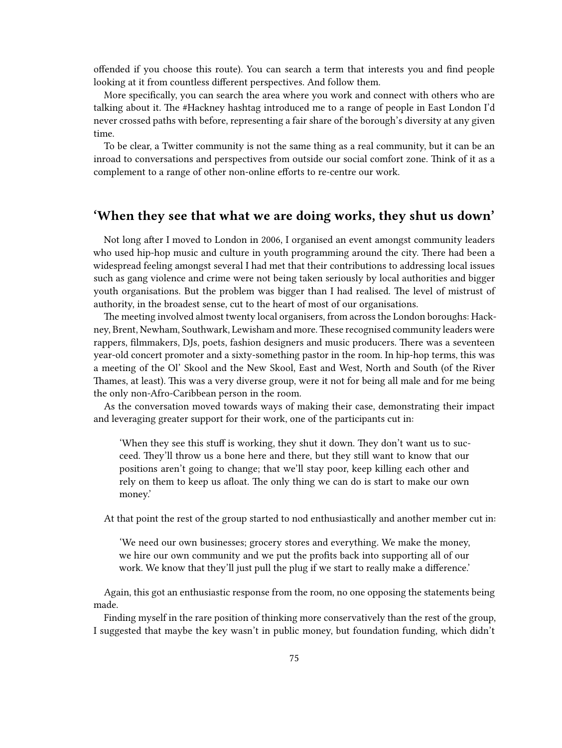offended if you choose this route). You can search a term that interests you and find people looking at it from countless different perspectives. And follow them.

More specifically, you can search the area where you work and connect with others who are talking about it. The #Hackney hashtag introduced me to a range of people in East London I'd never crossed paths with before, representing a fair share of the borough's diversity at any given time.

To be clear, a Twitter community is not the same thing as a real community, but it can be an inroad to conversations and perspectives from outside our social comfort zone. Think of it as a complement to a range of other non-online efforts to re-centre our work.

## 'When they see that what we are doing works, they shut us down'

Not long after I moved to London in 2006, I organised an event amongst community leaders who used hip-hop music and culture in youth programming around the city. There had been a widespread feeling amongst several I had met that their contributions to addressing local issues such as gang violence and crime were not being taken seriously by local authorities and bigger youth organisations. But the problem was bigger than I had realised. The level of mistrust of authority, in the broadest sense, cut to the heart of most of our organisations.

The meeting involved almost twenty local organisers, from across the London boroughs: Hackney, Brent, Newham, Southwark, Lewisham and more. These recognised community leaders were rappers, filmmakers, DJs, poets, fashion designers and music producers. There was a seventeen year-old concert promoter and a sixty-something pastor in the room. In hip-hop terms, this was a meeting of the Ol' Skool and the New Skool, East and West, North and South (of the River Thames, at least). This was a very diverse group, were it not for being all male and for me being the only non-Afro-Caribbean person in the room.

As the conversation moved towards ways of making their case, demonstrating their impact and leveraging greater support for their work, one of the participants cut in:

> 'When they see this stuff is working, they shut it down. They don't want us to succeed. They'll throw us a bone here and there, but they still want to know that our positions aren't going to change; that we'll stay poor, keep killing each other and rely on them to keep us afloat. The only thing we can do is start to make our own money.'

At that point the rest of the group started to nod enthusiastically and another member cut in:

> 'We need our own businesses; grocery stores and everything. We make the money, we hire our own community and we put the profits back into supporting all of our work. We know that they'll just pull the plug if we start to really make a difference.'

Again, this got an enthusiastic response from the room, no one opposing the statements being made.

Finding myself in the rare position of thinking more conservatively than the rest of the group, I suggested that maybe the key wasn't in public money, but foundation funding, which didn't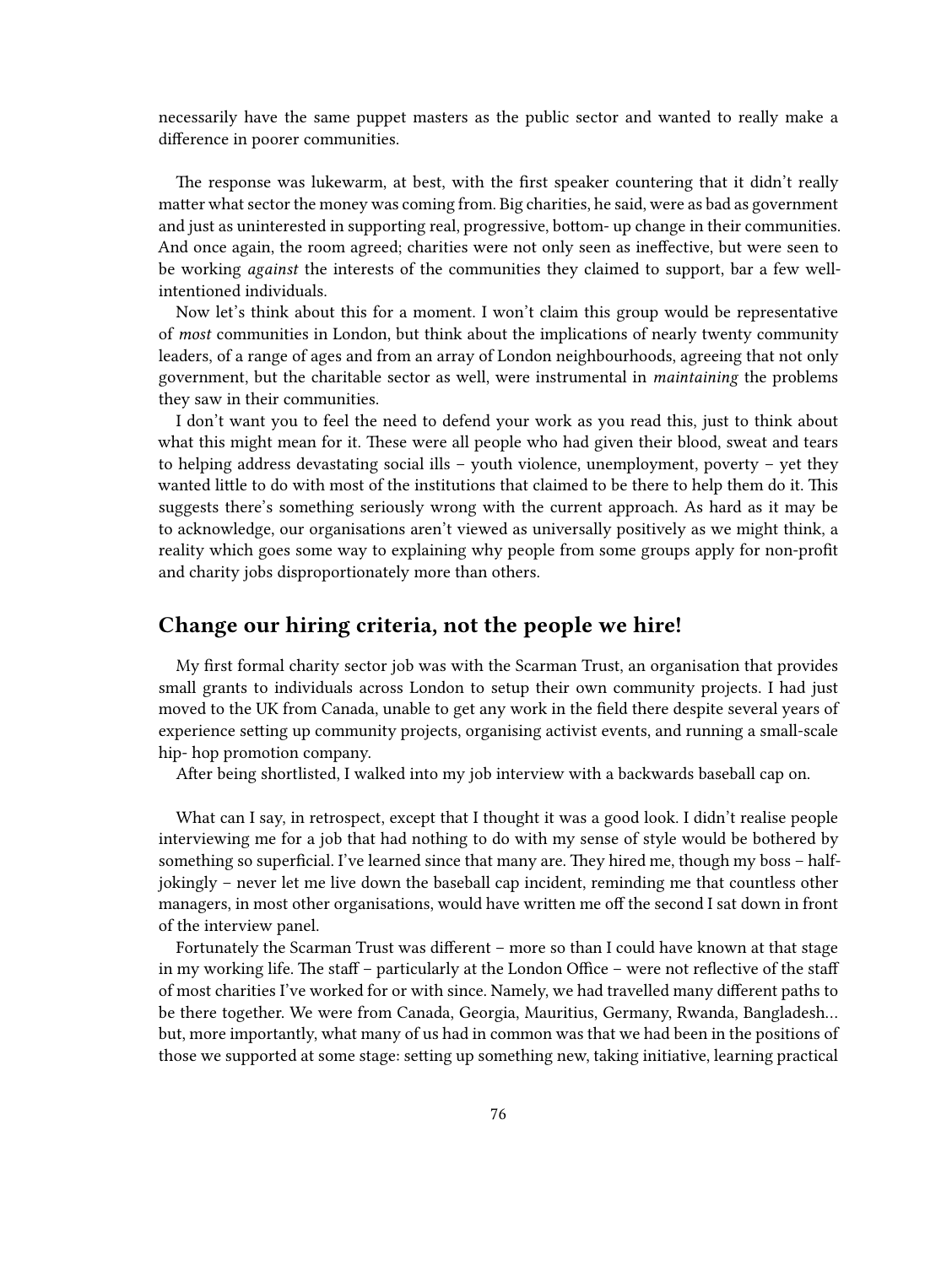necessarily have the same puppet masters as the public sector and wanted to really make a difference in poorer communities.

The response was lukewarm, at best, with the first speaker countering that it didn't really matter what sector the money was coming from. Big charities, he said, were as bad as government and just as uninterested in supporting real, progressive, bottom- up change in their communities. And once again, the room agreed; charities were not only seen as ineffective, but were seen to be working *against* the interests of the communities they claimed to support, bar a few well-intentioned individuals.

Now let's think about this for a moment. I won't claim this group would be representative of *most* communities in London, but think about the implications of nearly twenty community leaders, of a range of ages and from an array of London neighbourhoods, agreeing that not only government, but the charitable sector as well, were instrumental in *maintaining* the problems they saw in their communities.

I don't want you to feel the need to defend your work as you read this, just to think about what this might mean for it. These were all people who had given their blood, sweat and tears to helping address devastating social ills – youth violence, unemployment, poverty – yet they wanted little to do with most of the institutions that claimed to be there to help them do it. This suggests there's something seriously wrong with the current approach. As hard as it may be to acknowledge, our organisations aren't viewed as universally positively as we might think, a reality which goes some way to explaining why people from some groups apply for non-profit and charity jobs disproportionately more than others.

## Change our hiring criteria, not the people we hire!

My first formal charity sector job was with the Scarman Trust, an organisation that provides small grants to individuals across London to setup their own community projects. I had just moved to the UK from Canada, unable to get any work in the field there despite several years of experience setting up community projects, organising activist events, and running a small-scale hip- hop promotion company.

After being shortlisted, I walked into my job interview with a backwards baseball cap on.

What can I say, in retrospect, except that I thought it was a good look. I didn't realise people interviewing me for a job that had nothing to do with my sense of style would be bothered by something so superficial. I've learned since that many are. They hired me, though my boss – half-jokingly – never let me live down the baseball cap incident, reminding me that countless other managers, in most other organisations, would have written me off the second I sat down in front of the interview panel.

Fortunately the Scarman Trust was different – more so than I could have known at that stage in my working life. The staff – particularly at the London Office – were not reflective of the staff of most charities I've worked for or with since. Namely, we had travelled many different paths to be there together. We were from Canada, Georgia, Mauritius, Germany, Rwanda, Bangladesh… but, more importantly, what many of us had in common was that we had been in the positions of those we supported at some stage: setting up something new, taking initiative, learning practical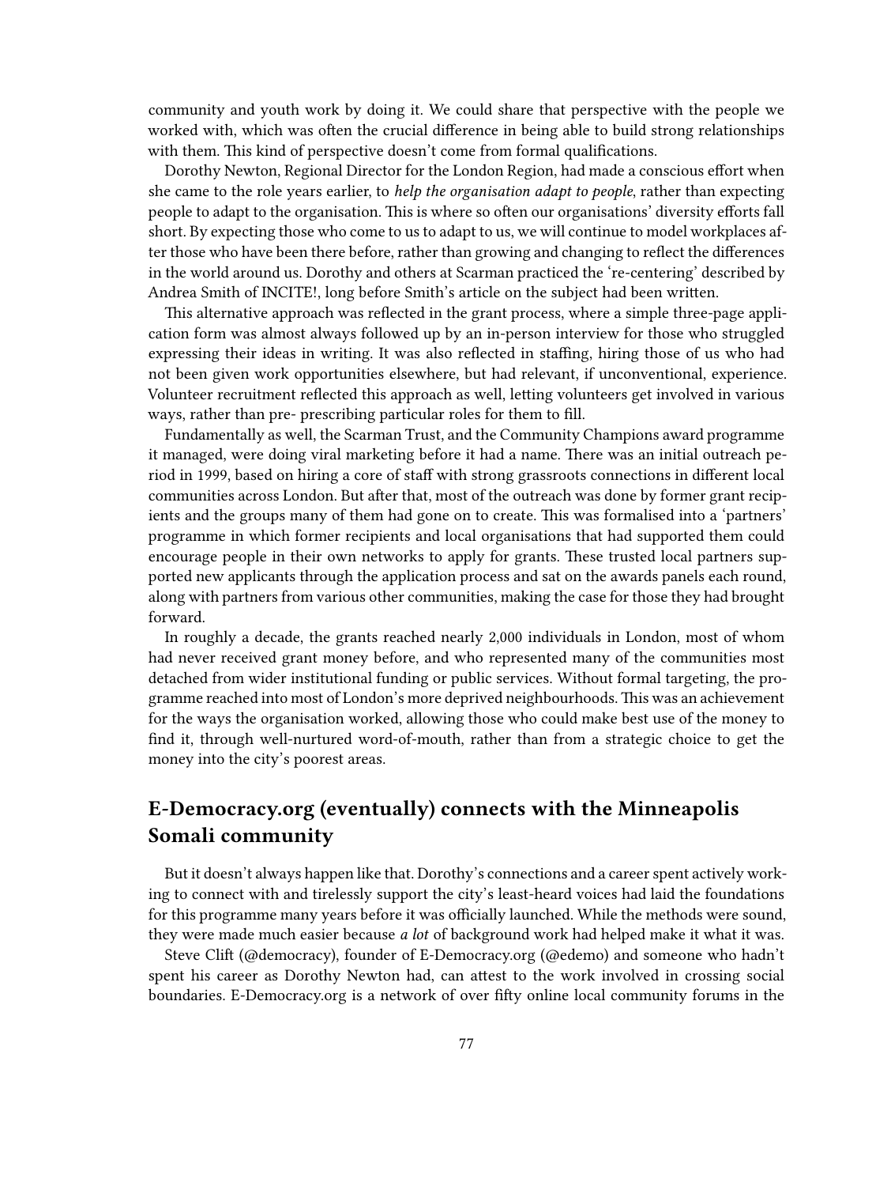community and youth work by doing it. We could share that perspective with the people we worked with, which was often the crucial difference in being able to build strong relationships with them. This kind of perspective doesn't come from formal qualifications.

Dorothy Newton, Regional Director for the London Region, had made a conscious effort when she came to the role years earlier, to *help the organisation adapt to people*, rather than expecting people to adapt to the organisation. This is where so often our organisations' diversity efforts fall short. By expecting those who come to us to adapt to us, we will continue to model workplaces after those who have been there before, rather than growing and changing to reflect the differences in the world around us. Dorothy and others at Scarman practiced the 're-centering' described by Andrea Smith of INCITE!, long before Smith's article on the subject had been written.

This alternative approach was reflected in the grant process, where a simple three-page application form was almost always followed up by an in-person interview for those who struggled expressing their ideas in writing. It was also reflected in staffing, hiring those of us who had not been given work opportunities elsewhere, but had relevant, if unconventional, experience. Volunteer recruitment reflected this approach as well, letting volunteers get involved in various ways, rather than pre- prescribing particular roles for them to fill.

Fundamentally as well, the Scarman Trust, and the Community Champions award programme it managed, were doing viral marketing before it had a name. There was an initial outreach period in 1999, based on hiring a core of staff with strong grassroots connections in different local communities across London. But after that, most of the outreach was done by former grant recipients and the groups many of them had gone on to create. This was formalised into a 'partners' programme in which former recipients and local organisations that had supported them could encourage people in their own networks to apply for grants. These trusted local partners supported new applicants through the application process and sat on the awards panels each round, along with partners from various other communities, making the case for those they had brought forward.

In roughly a decade, the grants reached nearly 2,000 individuals in London, most of whom had never received grant money before, and who represented many of the communities most detached from wider institutional funding or public services. Without formal targeting, the programme reached into most of London's more deprived neighbourhoods. This was an achievement for the ways the organisation worked, allowing those who could make best use of the money to find it, through well-nurtured word-of-mouth, rather than from a strategic choice to get the money into the city's poorest areas.

## E-Democracy.org (eventually) connects with the Minneapolis Somali community

But it doesn't always happen like that. Dorothy's connections and a career spent actively working to connect with and tirelessly support the city's least-heard voices had laid the foundations for this programme many years before it was officially launched. While the methods were sound, they were made much easier because *a lot* of background work had helped make it what it was.

Steve Clift (@democracy), founder of E-Democracy.org (@edemo) and someone who hadn't spent his career as Dorothy Newton had, can attest to the work involved in crossing social boundaries. E-Democracy.org is a network of over fifty online local community forums in the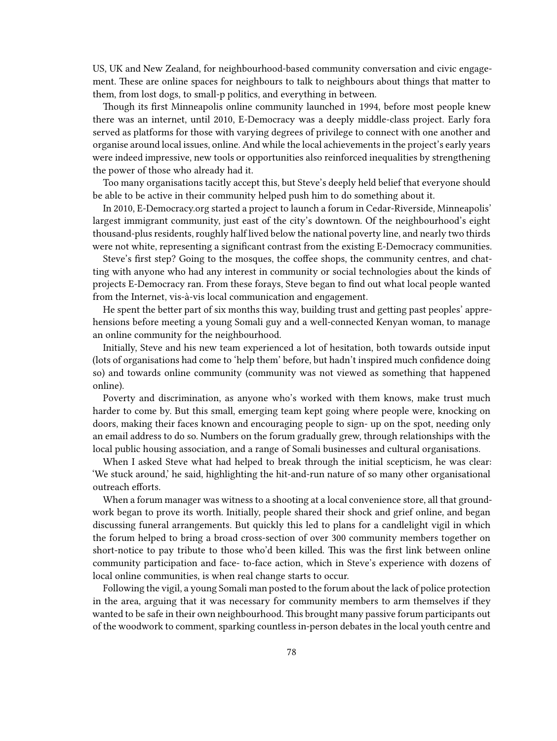US, UK and New Zealand, for neighbourhood-based community conversation and civic engagement. These are online spaces for neighbours to talk to neighbours about things that matter to them, from lost dogs, to small-p politics, and everything in between.

Though its first Minneapolis online community launched in 1994, before most people knew there was an internet, until 2010, E-Democracy was a deeply middle-class project. Early fora served as platforms for those with varying degrees of privilege to connect with one another and organise around local issues, online. And while the local achievements in the project's early years were indeed impressive, new tools or opportunities also reinforced inequalities by strengthening the power of those who already had it.

Too many organisations tacitly accept this, but Steve's deeply held belief that everyone should be able to be active in their community helped push him to do something about it.

In 2010, E-Democracy.org started a project to launch a forum in Cedar-Riverside, Minneapolis' largest immigrant community, just east of the city's downtown. Of the neighbourhood's eight thousand-plus residents, roughly half lived below the national poverty line, and nearly two thirds were not white, representing a significant contrast from the existing E-Democracy communities.

Steve's first step? Going to the mosques, the coffee shops, the community centres, and chatting with anyone who had any interest in community or social technologies about the kinds of projects E-Democracy ran. From these forays, Steve began to find out what local people wanted from the Internet, vis-à-vis local communication and engagement.

He spent the better part of six months this way, building trust and getting past peoples' apprehensions before meeting a young Somali guy and a well-connected Kenyan woman, to manage an online community for the neighbourhood.

Initially, Steve and his new team experienced a lot of hesitation, both towards outside input (lots of organisations had come to 'help them' before, but hadn't inspired much confidence doing so) and towards online community (community was not viewed as something that happened online).

Poverty and discrimination, as anyone who's worked with them knows, make trust much harder to come by. But this small, emerging team kept going where people were, knocking on doors, making their faces known and encouraging people to sign- up on the spot, needing only an email address to do so. Numbers on the forum gradually grew, through relationships with the local public housing association, and a range of Somali businesses and cultural organisations.

When I asked Steve what had helped to break through the initial scepticism, he was clear: 'We stuck around,' he said, highlighting the hit-and-run nature of so many other organisational outreach efforts.

When a forum manager was witness to a shooting at a local convenience store, all that groundwork began to prove its worth. Initially, people shared their shock and grief online, and began discussing funeral arrangements. But quickly this led to plans for a candlelight vigil in which the forum helped to bring a broad cross-section of over 300 community members together on short-notice to pay tribute to those who'd been killed. This was the first link between online community participation and face- to-face action, which in Steve's experience with dozens of local online communities, is when real change starts to occur.

Following the vigil, a young Somali man posted to the forum about the lack of police protection in the area, arguing that it was necessary for community members to arm themselves if they wanted to be safe in their own neighbourhood. This brought many passive forum participants out of the woodwork to comment, sparking countless in-person debates in the local youth centre and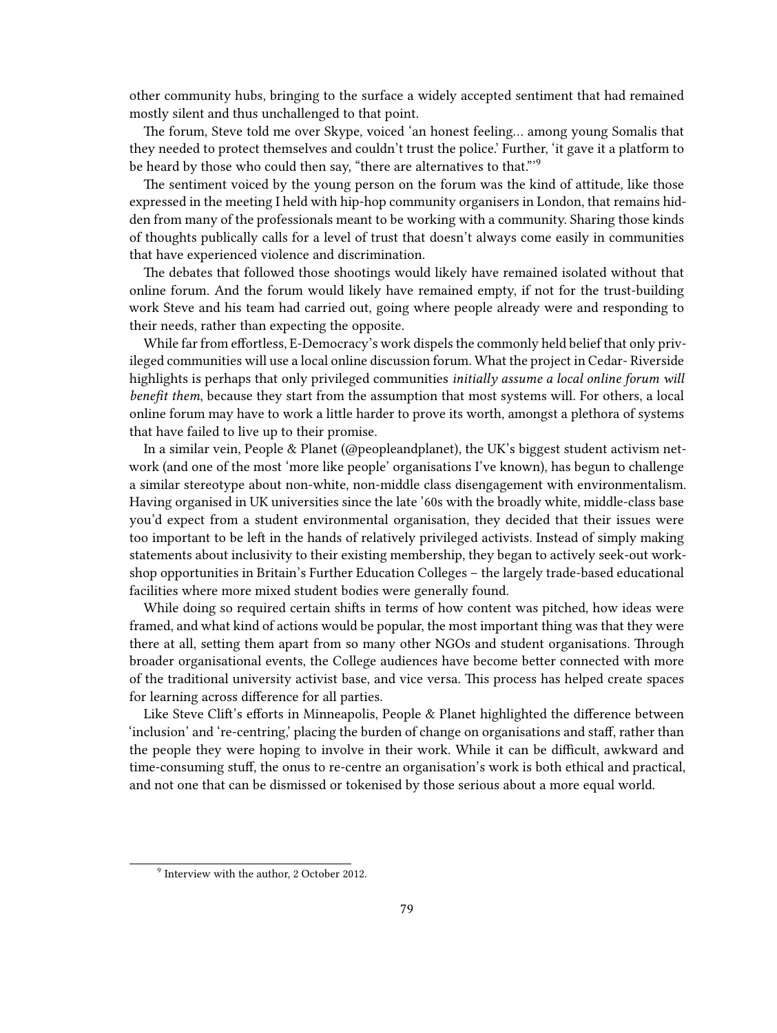other community hubs, bringing to the surface a widely accepted sentiment that had remained mostly silent and thus unchallenged to that point.

The forum, Steve told me over Skype, voiced 'an honest feeling… among young Somalis that they needed to protect themselves and couldn't trust the police.' Further, 'it gave it a platform to be heard by those who could then say, "there are alternatives to that."'[9]

The sentiment voiced by the young person on the forum was the kind of attitude, like those expressed in the meeting I held with hip-hop community organisers in London, that remains hidden from many of the professionals meant to be working with a community. Sharing those kinds of thoughts publically calls for a level of trust that doesn't always come easily in communities that have experienced violence and discrimination.

The debates that followed those shootings would likely have remained isolated without that online forum. And the forum would likely have remained empty, if not for the trust-building work Steve and his team had carried out, going where people already were and responding to their needs, rather than expecting the opposite.

While far from effortless, E-Democracy's work dispels the commonly held belief that only privileged communities will use a local online discussion forum. What the project in Cedar- Riverside highlights is perhaps that only privileged communities *initially assume a local online forum will benefit them*, because they start from the assumption that most systems will. For others, a local online forum may have to work a little harder to prove its worth, amongst a plethora of systems that have failed to live up to their promise.

In a similar vein, People & Planet (@peopleandplanet), the UK's biggest student activism network (and one of the most 'more like people' organisations I've known), has begun to challenge a similar stereotype about non-white, non-middle class disengagement with environmentalism. Having organised in UK universities since the late '60s with the broadly white, middle-class base you'd expect from a student environmental organisation, they decided that their issues were too important to be left in the hands of relatively privileged activists. Instead of simply making statements about inclusivity to their existing membership, they began to actively seek-out workshop opportunities in Britain's Further Education Colleges – the largely trade-based educational facilities where more mixed student bodies were generally found.

While doing so required certain shifts in terms of how content was pitched, how ideas were framed, and what kind of actions would be popular, the most important thing was that they were there at all, setting them apart from so many other NGOs and student organisations. Through broader organisational events, the College audiences have become better connected with more of the traditional university activist base, and vice versa. This process has helped create spaces for learning across difference for all parties.

Like Steve Clift's efforts in Minneapolis, People & Planet highlighted the difference between 'inclusion' and 're-centring,' placing the burden of change on organisations and staff, rather than the people they were hoping to involve in their work. While it can be difficult, awkward and time-consuming stuff, the onus to re-centre an organisation's work is both ethical and practical, and not one that can be dismissed or tokenised by those serious about a more equal world.

[9] Interview with the author, 2 October 2012.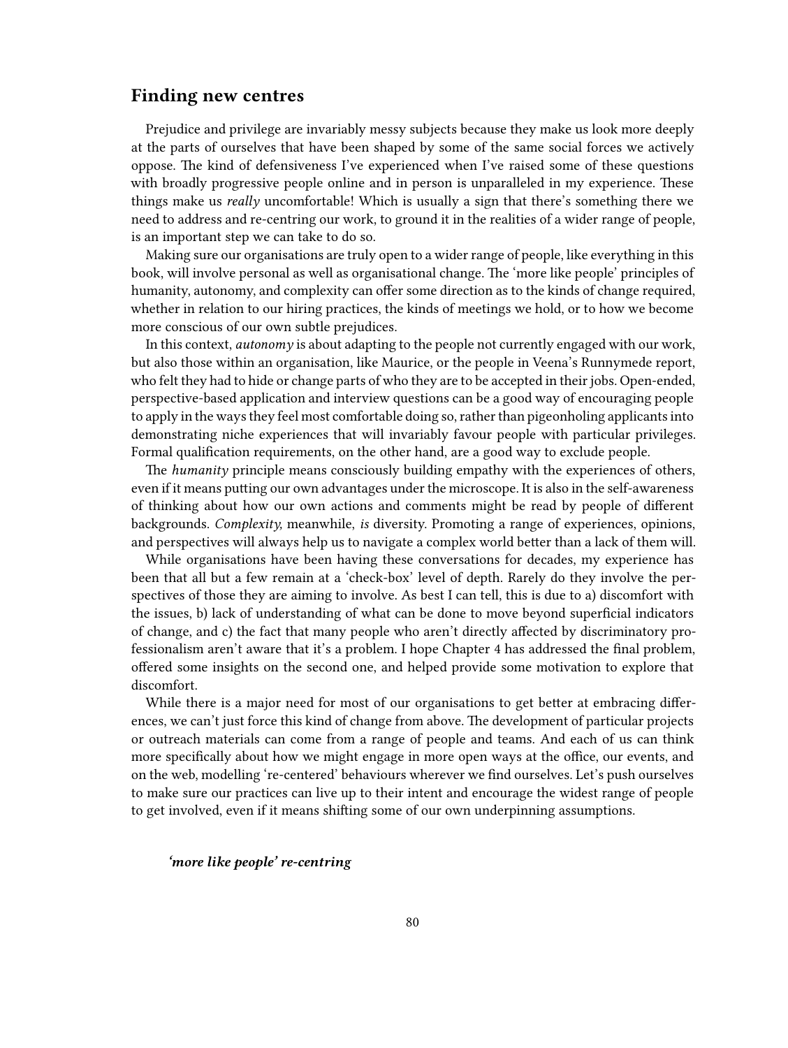## Finding new centres

Prejudice and privilege are invariably messy subjects because they make us look more deeply at the parts of ourselves that have been shaped by some of the same social forces we actively oppose. The kind of defensiveness I've experienced when I've raised some of these questions with broadly progressive people online and in person is unparalleled in my experience. These things make us *really* uncomfortable! Which is usually a sign that there's something there we need to address and re-centring our work, to ground it in the realities of a wider range of people, is an important step we can take to do so.

Making sure our organisations are truly open to a wider range of people, like everything in this book, will involve personal as well as organisational change. The 'more like people' principles of humanity, autonomy, and complexity can offer some direction as to the kinds of change required, whether in relation to our hiring practices, the kinds of meetings we hold, or to how we become more conscious of our own subtle prejudices.

In this context, *autonomy* is about adapting to the people not currently engaged with our work, but also those within an organisation, like Maurice, or the people in Veena's Runnymede report, who felt they had to hide or change parts of who they are to be accepted in their jobs. Open-ended, perspective-based application and interview questions can be a good way of encouraging people to apply in the ways they feel most comfortable doing so, rather than pigeonholing applicants into demonstrating niche experiences that will invariably favour people with particular privileges. Formal qualification requirements, on the other hand, are a good way to exclude people.

The *humanity* principle means consciously building empathy with the experiences of others, even if it means putting our own advantages under the microscope. It is also in the self-awareness of thinking about how our own actions and comments might be read by people of different backgrounds. *Complexity,* meanwhile, *is* diversity. Promoting a range of experiences, opinions, and perspectives will always help us to navigate a complex world better than a lack of them will.

While organisations have been having these conversations for decades, my experience has been that all but a few remain at a 'check-box' level of depth. Rarely do they involve the perspectives of those they are aiming to involve. As best I can tell, this is due to a) discomfort with the issues, b) lack of understanding of what can be done to move beyond superficial indicators of change, and c) the fact that many people who aren't directly affected by discriminatory professionalism aren't aware that it's a problem. I hope Chapter 4 has addressed the final problem, offered some insights on the second one, and helped provide some motivation to explore that discomfort.

While there is a major need for most of our organisations to get better at embracing differences, we can't just force this kind of change from above. The development of particular projects or outreach materials can come from a range of people and teams. And each of us can think more specifically about how we might engage in more open ways at the office, our events, and on the web, modelling 're-centered' behaviours wherever we find ourselves. Let's push ourselves to make sure our practices can live up to their intent and encourage the widest range of people to get involved, even if it means shifting some of our own underpinning assumptions.

***'more like people' re-centring***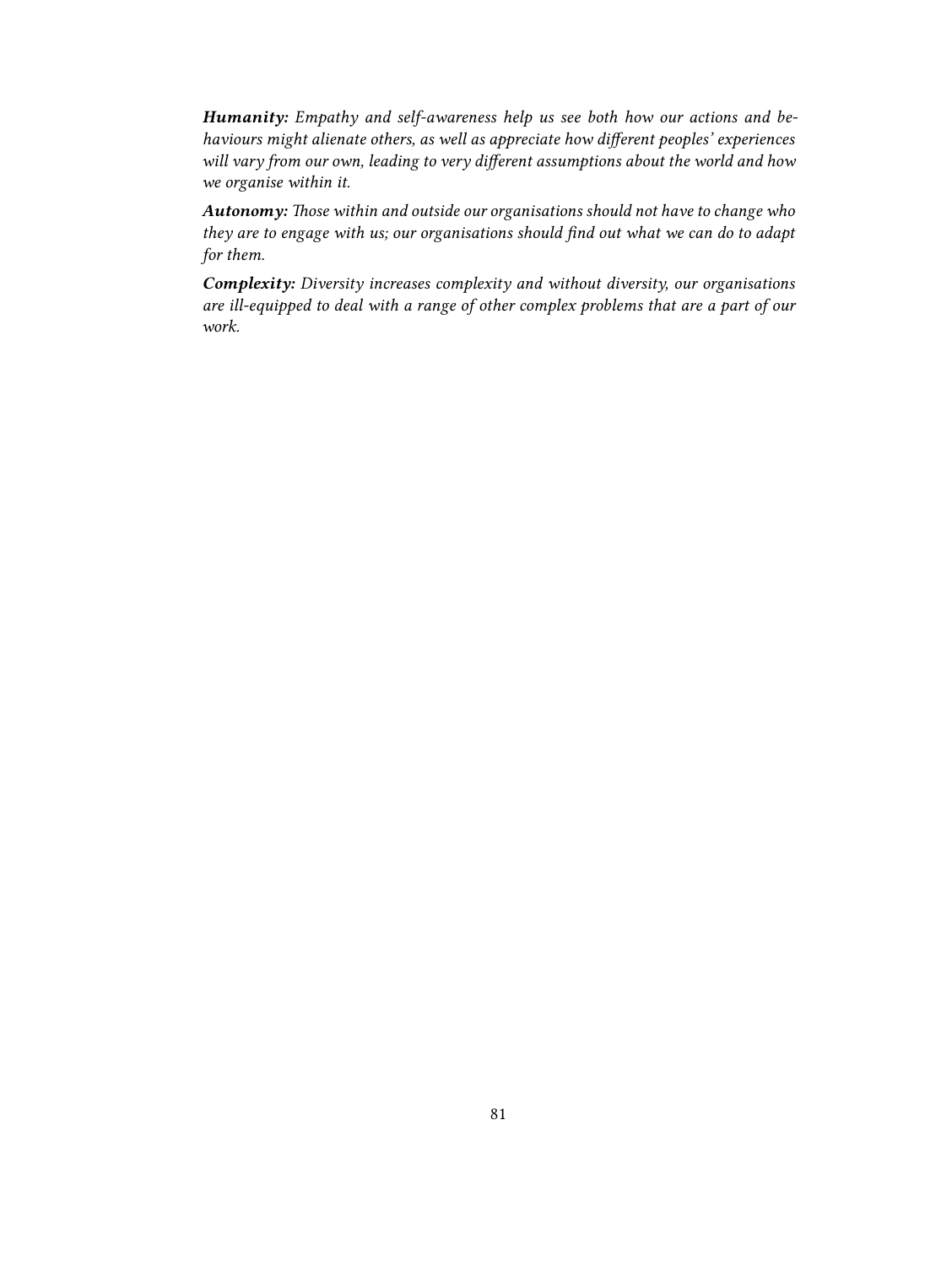***Humanity:*** *Empathy and self-awareness help us see both how our actions and behaviours might alienate others, as well as appreciate how different peoples' experiences will vary from our own, leading to very different assumptions about the world and how we organise within it.*

***Autonomy:*** *Those within and outside our organisations should not have to change who they are to engage with us; our organisations should find out what we can do to adapt for them.*

***Complexity:*** *Diversity increases complexity and without diversity, our organisations are ill-equipped to deal with a range of other complex problems that are a part of our work.*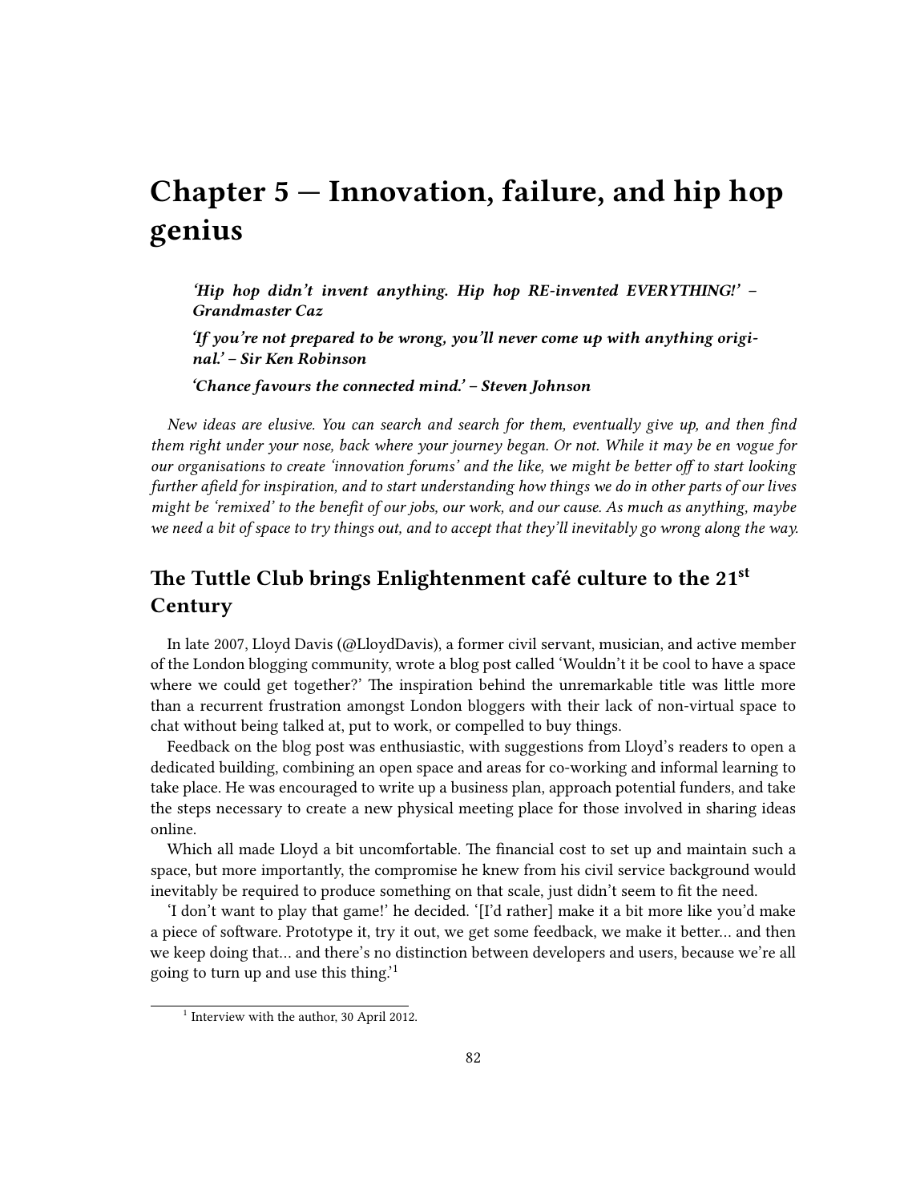# Chapter 5 — Innovation, failure, and hip hop genius

> ***'Hip hop didn't invent anything. Hip hop RE-invented EVERYTHING!' – Grandmaster Caz***
>
> ***'If you're not prepared to be wrong, you'll never come up with anything original.' – Sir Ken Robinson***
>
> ***'Chance favours the connected mind.' – Steven Johnson***

*New ideas are elusive. You can search and search for them, eventually give up, and then find them right under your nose, back where your journey began. Or not. While it may be en vogue for our organisations to create 'innovation forums' and the like, we might be better off to start looking further afield for inspiration, and to start understanding how things we do in other parts of our lives might be 'remixed' to the benefit of our jobs, our work, and our cause. As much as anything, maybe we need a bit of space to try things out, and to accept that they'll inevitably go wrong along the way.*

## The Tuttle Club brings Enlightenment café culture to the 21st Century

In late 2007, Lloyd Davis (@LloydDavis), a former civil servant, musician, and active member of the London blogging community, wrote a blog post called 'Wouldn't it be cool to have a space where we could get together?' The inspiration behind the unremarkable title was little more than a recurrent frustration amongst London bloggers with their lack of non-virtual space to chat without being talked at, put to work, or compelled to buy things.

Feedback on the blog post was enthusiastic, with suggestions from Lloyd's readers to open a dedicated building, combining an open space and areas for co-working and informal learning to take place. He was encouraged to write up a business plan, approach potential funders, and take the steps necessary to create a new physical meeting place for those involved in sharing ideas online.

Which all made Lloyd a bit uncomfortable. The financial cost to set up and maintain such a space, but more importantly, the compromise he knew from his civil service background would inevitably be required to produce something on that scale, just didn't seem to fit the need.

'I don't want to play that game!' he decided. '[I'd rather] make it a bit more like you'd make a piece of software. Prototype it, try it out, we get some feedback, we make it better… and then we keep doing that… and there's no distinction between developers and users, because we're all going to turn up and use this thing.'[1]

[1] Interview with the author, 30 April 2012.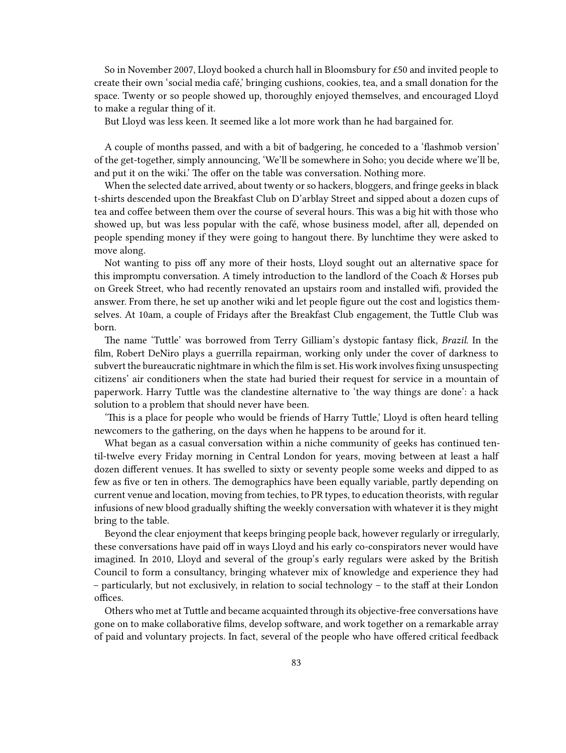So in November 2007, Lloyd booked a church hall in Bloomsbury for £50 and invited people to create their own 'social media café,' bringing cushions, cookies, tea, and a small donation for the space. Twenty or so people showed up, thoroughly enjoyed themselves, and encouraged Lloyd to make a regular thing of it.

But Lloyd was less keen. It seemed like a lot more work than he had bargained for.

A couple of months passed, and with a bit of badgering, he conceded to a 'flashmob version' of the get-together, simply announcing, 'We'll be somewhere in Soho; you decide where we'll be, and put it on the wiki.' The offer on the table was conversation. Nothing more.

When the selected date arrived, about twenty or so hackers, bloggers, and fringe geeks in black t-shirts descended upon the Breakfast Club on D'arblay Street and sipped about a dozen cups of tea and coffee between them over the course of several hours. This was a big hit with those who showed up, but was less popular with the café, whose business model, after all, depended on people spending money if they were going to hangout there. By lunchtime they were asked to move along.

Not wanting to piss off any more of their hosts, Lloyd sought out an alternative space for this impromptu conversation. A timely introduction to the landlord of the Coach & Horses pub on Greek Street, who had recently renovated an upstairs room and installed wifi, provided the answer. From there, he set up another wiki and let people figure out the cost and logistics themselves. At 10am, a couple of Fridays after the Breakfast Club engagement, the Tuttle Club was born.

The name 'Tuttle' was borrowed from Terry Gilliam's dystopic fantasy flick, *Brazil*. In the film, Robert DeNiro plays a guerrilla repairman, working only under the cover of darkness to subvert the bureaucratic nightmare in which the film is set. His work involves fixing unsuspecting citizens' air conditioners when the state had buried their request for service in a mountain of paperwork. Harry Tuttle was the clandestine alternative to 'the way things are done': a hack solution to a problem that should never have been.

'This is a place for people who would be friends of Harry Tuttle,' Lloyd is often heard telling newcomers to the gathering, on the days when he happens to be around for it.

What began as a casual conversation within a niche community of geeks has continued ten-til-twelve every Friday morning in Central London for years, moving between at least a half dozen different venues. It has swelled to sixty or seventy people some weeks and dipped to as few as five or ten in others. The demographics have been equally variable, partly depending on current venue and location, moving from techies, to PR types, to education theorists, with regular infusions of new blood gradually shifting the weekly conversation with whatever it is they might bring to the table.

Beyond the clear enjoyment that keeps bringing people back, however regularly or irregularly, these conversations have paid off in ways Lloyd and his early co-conspirators never would have imagined. In 2010, Lloyd and several of the group's early regulars were asked by the British Council to form a consultancy, bringing whatever mix of knowledge and experience they had – particularly, but not exclusively, in relation to social technology – to the staff at their London offices.

Others who met at Tuttle and became acquainted through its objective-free conversations have gone on to make collaborative films, develop software, and work together on a remarkable array of paid and voluntary projects. In fact, several of the people who have offered critical feedback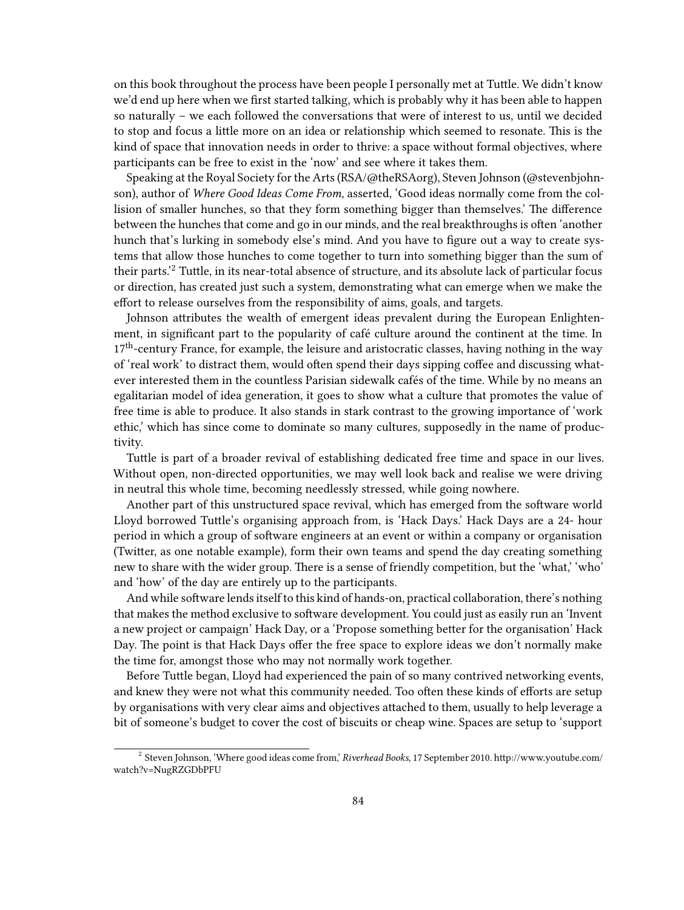on this book throughout the process have been people I personally met at Tuttle. We didn't know we'd end up here when we first started talking, which is probably why it has been able to happen so naturally – we each followed the conversations that were of interest to us, until we decided to stop and focus a little more on an idea or relationship which seemed to resonate. This is the kind of space that innovation needs in order to thrive: a space without formal objectives, where participants can be free to exist in the 'now' and see where it takes them.

Speaking at the Royal Society for the Arts (RSA/@theRSAorg), Steven Johnson (@stevenbjohnson), author of *Where Good Ideas Come From,* asserted, 'Good ideas normally come from the collision of smaller hunches, so that they form something bigger than themselves.' The difference between the hunches that come and go in our minds, and the real breakthroughs is often 'another hunch that's lurking in somebody else's mind. And you have to figure out a way to create systems that allow those hunches to come together to turn into something bigger than the sum of their parts.'[2] Tuttle, in its near-total absence of structure, and its absolute lack of particular focus or direction, has created just such a system, demonstrating what can emerge when we make the effort to release ourselves from the responsibility of aims, goals, and targets.

Johnson attributes the wealth of emergent ideas prevalent during the European Enlightenment, in significant part to the popularity of café culture around the continent at the time. In 17$^{th}$-century France, for example, the leisure and aristocratic classes, having nothing in the way of 'real work' to distract them, would often spend their days sipping coffee and discussing whatever interested them in the countless Parisian sidewalk cafés of the time. While by no means an egalitarian model of idea generation, it goes to show what a culture that promotes the value of free time is able to produce. It also stands in stark contrast to the growing importance of 'work ethic,' which has since come to dominate so many cultures, supposedly in the name of productivity.

Tuttle is part of a broader revival of establishing dedicated free time and space in our lives. Without open, non-directed opportunities, we may well look back and realise we were driving in neutral this whole time, becoming needlessly stressed, while going nowhere.

Another part of this unstructured space revival, which has emerged from the software world Lloyd borrowed Tuttle's organising approach from, is 'Hack Days.' Hack Days are a 24- hour period in which a group of software engineers at an event or within a company or organisation (Twitter, as one notable example), form their own teams and spend the day creating something new to share with the wider group. There is a sense of friendly competition, but the 'what,' 'who' and 'how' of the day are entirely up to the participants.

And while software lends itself to this kind of hands-on, practical collaboration, there's nothing that makes the method exclusive to software development. You could just as easily run an 'Invent a new project or campaign' Hack Day, or a 'Propose something better for the organisation' Hack Day. The point is that Hack Days offer the free space to explore ideas we don't normally make the time for, amongst those who may not normally work together.

Before Tuttle began, Lloyd had experienced the pain of so many contrived networking events, and knew they were not what this community needed. Too often these kinds of efforts are setup by organisations with very clear aims and objectives attached to them, usually to help leverage a bit of someone's budget to cover the cost of biscuits or cheap wine. Spaces are setup to 'support

[2] Steven Johnson, 'Where good ideas come from,' *Riverhead Books*, 17 September 2010. http://www.youtube.com/watch?v=NugRZGDbPFU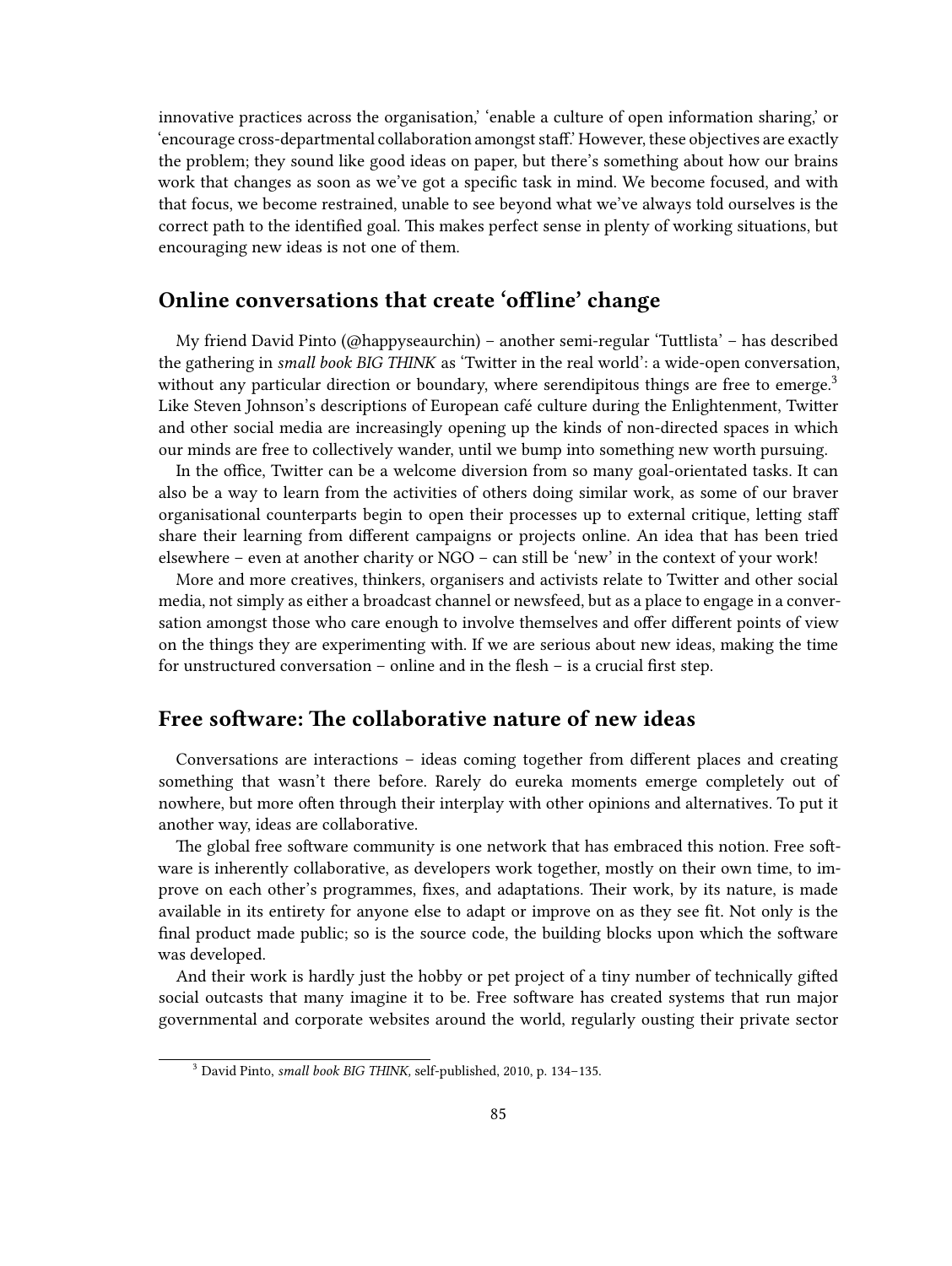innovative practices across the organisation,' 'enable a culture of open information sharing,' or 'encourage cross-departmental collaboration amongst staff.' However, these objectives are exactly the problem; they sound like good ideas on paper, but there's something about how our brains work that changes as soon as we've got a specific task in mind. We become focused, and with that focus, we become restrained, unable to see beyond what we've always told ourselves is the correct path to the identified goal. This makes perfect sense in plenty of working situations, but encouraging new ideas is not one of them.

## Online conversations that create 'offline' change

My friend David Pinto (@happyseaurchin) – another semi-regular 'Tuttlista' – has described the gathering in *small book BIG THINK* as 'Twitter in the real world': a wide-open conversation, without any particular direction or boundary, where serendipitous things are free to emerge.[3] Like Steven Johnson's descriptions of European café culture during the Enlightenment, Twitter and other social media are increasingly opening up the kinds of non-directed spaces in which our minds are free to collectively wander, until we bump into something new worth pursuing.

In the office, Twitter can be a welcome diversion from so many goal-orientated tasks. It can also be a way to learn from the activities of others doing similar work, as some of our braver organisational counterparts begin to open their processes up to external critique, letting staff share their learning from different campaigns or projects online. An idea that has been tried elsewhere – even at another charity or NGO – can still be 'new' in the context of your work!

More and more creatives, thinkers, organisers and activists relate to Twitter and other social media, not simply as either a broadcast channel or newsfeed, but as a place to engage in a conversation amongst those who care enough to involve themselves and offer different points of view on the things they are experimenting with. If we are serious about new ideas, making the time for unstructured conversation – online and in the flesh – is a crucial first step.

## Free software: The collaborative nature of new ideas

Conversations are interactions – ideas coming together from different places and creating something that wasn't there before. Rarely do eureka moments emerge completely out of nowhere, but more often through their interplay with other opinions and alternatives. To put it another way, ideas are collaborative.

The global free software community is one network that has embraced this notion. Free software is inherently collaborative, as developers work together, mostly on their own time, to improve on each other's programmes, fixes, and adaptations. Their work, by its nature, is made available in its entirety for anyone else to adapt or improve on as they see fit. Not only is the final product made public; so is the source code, the building blocks upon which the software was developed.

And their work is hardly just the hobby or pet project of a tiny number of technically gifted social outcasts that many imagine it to be. Free software has created systems that run major governmental and corporate websites around the world, regularly ousting their private sector

[3] David Pinto, *small book BIG THINK*, self-published, 2010, p. 134–135.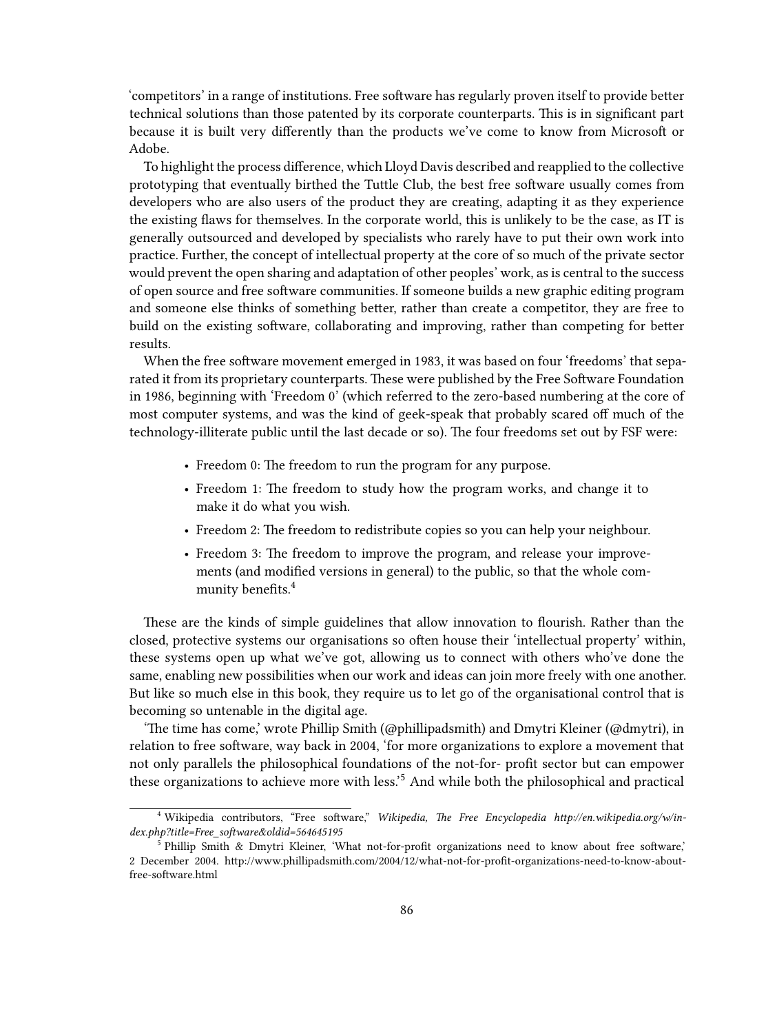'competitors' in a range of institutions. Free software has regularly proven itself to provide better technical solutions than those patented by its corporate counterparts. This is in significant part because it is built very differently than the products we've come to know from Microsoft or Adobe.

To highlight the process difference, which Lloyd Davis described and reapplied to the collective prototyping that eventually birthed the Tuttle Club, the best free software usually comes from developers who are also users of the product they are creating, adapting it as they experience the existing flaws for themselves. In the corporate world, this is unlikely to be the case, as IT is generally outsourced and developed by specialists who rarely have to put their own work into practice. Further, the concept of intellectual property at the core of so much of the private sector would prevent the open sharing and adaptation of other peoples' work, as is central to the success of open source and free software communities. If someone builds a new graphic editing program and someone else thinks of something better, rather than create a competitor, they are free to build on the existing software, collaborating and improving, rather than competing for better results.

When the free software movement emerged in 1983, it was based on four 'freedoms' that separated it from its proprietary counterparts. These were published by the Free Software Foundation in 1986, beginning with 'Freedom 0' (which referred to the zero-based numbering at the core of most computer systems, and was the kind of geek-speak that probably scared off much of the technology-illiterate public until the last decade or so). The four freedoms set out by FSF were:

- Freedom 0: The freedom to run the program for any purpose.
- Freedom 1: The freedom to study how the program works, and change it to make it do what you wish.
- Freedom 2: The freedom to redistribute copies so you can help your neighbour.
- Freedom 3: The freedom to improve the program, and release your improvements (and modified versions in general) to the public, so that the whole community benefits.[4]

These are the kinds of simple guidelines that allow innovation to flourish. Rather than the closed, protective systems our organisations so often house their 'intellectual property' within, these systems open up what we've got, allowing us to connect with others who've done the same, enabling new possibilities when our work and ideas can join more freely with one another. But like so much else in this book, they require us to let go of the organisational control that is becoming so untenable in the digital age.

'The time has come,' wrote Phillip Smith (@phillipadsmith) and Dmytri Kleiner (@dmytri), in relation to free software, way back in 2004, 'for more organizations to explore a movement that not only parallels the philosophical foundations of the not-for- profit sector but can empower these organizations to achieve more with less.'[5] And while both the philosophical and practical

---

[4] Wikipedia contributors, "Free software," *Wikipedia, The Free Encyclopedia http://en.wikipedia.org/w/index.php?title=Free_software&oldid=564645195*

[5] Phillip Smith & Dmytri Kleiner, 'What not-for-profit organizations need to know about free software,' 2 December 2004. http://www.phillipadsmith.com/2004/12/what-not-for-profit-organizations-need-to-know-about-free-software.html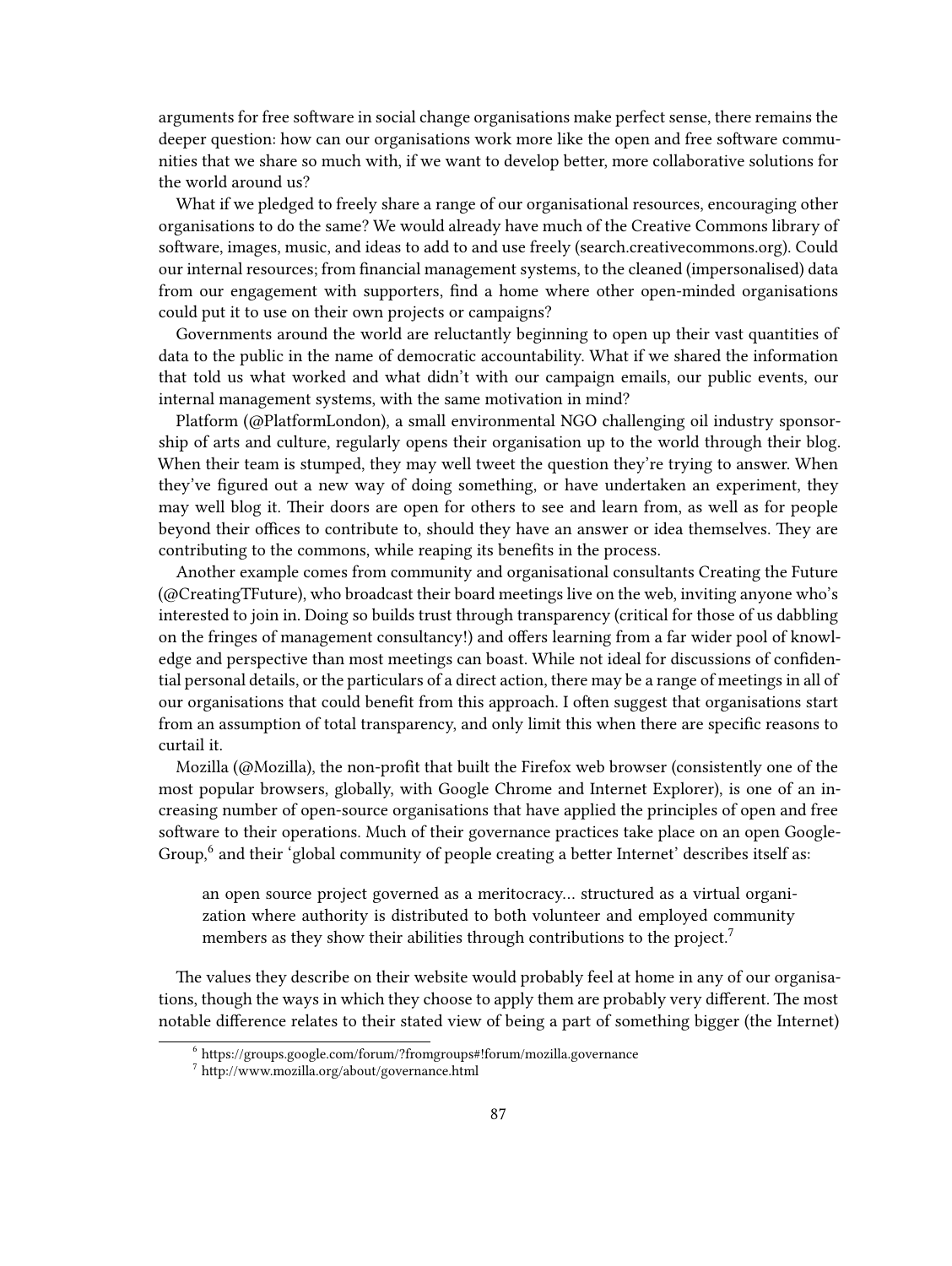arguments for free software in social change organisations make perfect sense, there remains the deeper question: how can our organisations work more like the open and free software communities that we share so much with, if we want to develop better, more collaborative solutions for the world around us?

What if we pledged to freely share a range of our organisational resources, encouraging other organisations to do the same? We would already have much of the Creative Commons library of software, images, music, and ideas to add to and use freely (search.creativecommons.org). Could our internal resources; from financial management systems, to the cleaned (impersonalised) data from our engagement with supporters, find a home where other open-minded organisations could put it to use on their own projects or campaigns?

Governments around the world are reluctantly beginning to open up their vast quantities of data to the public in the name of democratic accountability. What if we shared the information that told us what worked and what didn't with our campaign emails, our public events, our internal management systems, with the same motivation in mind?

Platform (@PlatformLondon), a small environmental NGO challenging oil industry sponsorship of arts and culture, regularly opens their organisation up to the world through their blog. When their team is stumped, they may well tweet the question they're trying to answer. When they've figured out a new way of doing something, or have undertaken an experiment, they may well blog it. Their doors are open for others to see and learn from, as well as for people beyond their offices to contribute to, should they have an answer or idea themselves. They are contributing to the commons, while reaping its benefits in the process.

Another example comes from community and organisational consultants Creating the Future (@CreatingTFuture), who broadcast their board meetings live on the web, inviting anyone who's interested to join in. Doing so builds trust through transparency (critical for those of us dabbling on the fringes of management consultancy!) and offers learning from a far wider pool of knowledge and perspective than most meetings can boast. While not ideal for discussions of confidential personal details, or the particulars of a direct action, there may be a range of meetings in all of our organisations that could benefit from this approach. I often suggest that organisations start from an assumption of total transparency, and only limit this when there are specific reasons to curtail it.

Mozilla (@Mozilla), the non-profit that built the Firefox web browser (consistently one of the most popular browsers, globally, with Google Chrome and Internet Explorer), is one of an increasing number of open-source organisations that have applied the principles of open and free software to their operations. Much of their governance practices take place on an open GoogleGroup,[6] and their 'global community of people creating a better Internet' describes itself as:

> an open source project governed as a meritocracy… structured as a virtual organization where authority is distributed to both volunteer and employed community members as they show their abilities through contributions to the project.[7]

The values they describe on their website would probably feel at home in any of our organisations, though the ways in which they choose to apply them are probably very different. The most notable difference relates to their stated view of being a part of something bigger (the Internet)

[6] https://groups.google.com/forum/?fromgroups#!forum/mozilla.governance

[7] http://www.mozilla.org/about/governance.html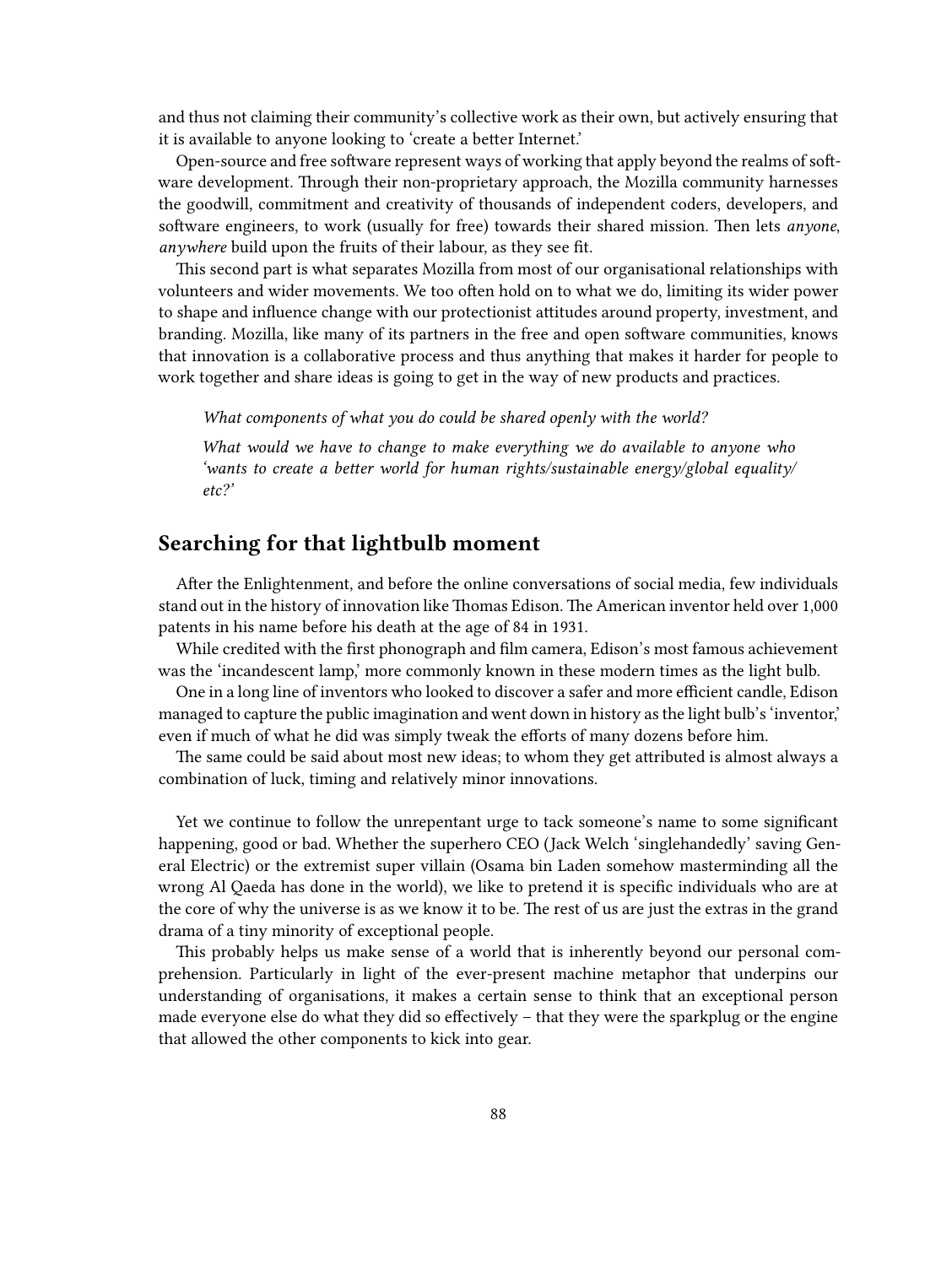and thus not claiming their community's collective work as their own, but actively ensuring that it is available to anyone looking to 'create a better Internet.'

Open-source and free software represent ways of working that apply beyond the realms of software development. Through their non-proprietary approach, the Mozilla community harnesses the goodwill, commitment and creativity of thousands of independent coders, developers, and software engineers, to work (usually for free) towards their shared mission. Then lets *anyone*, *anywhere* build upon the fruits of their labour, as they see fit.

This second part is what separates Mozilla from most of our organisational relationships with volunteers and wider movements. We too often hold on to what we do, limiting its wider power to shape and influence change with our protectionist attitudes around property, investment, and branding. Mozilla, like many of its partners in the free and open software communities, knows that innovation is a collaborative process and thus anything that makes it harder for people to work together and share ideas is going to get in the way of new products and practices.

> *What components of what you do could be shared openly with the world?*
>
> *What would we have to change to make everything we do available to anyone who 'wants to create a better world for human rights/sustainable energy/global equality/ etc?'*

## Searching for that lightbulb moment

After the Enlightenment, and before the online conversations of social media, few individuals stand out in the history of innovation like Thomas Edison. The American inventor held over 1,000 patents in his name before his death at the age of 84 in 1931.

While credited with the first phonograph and film camera, Edison's most famous achievement was the 'incandescent lamp,' more commonly known in these modern times as the light bulb.

One in a long line of inventors who looked to discover a safer and more efficient candle, Edison managed to capture the public imagination and went down in history as the light bulb's 'inventor,' even if much of what he did was simply tweak the efforts of many dozens before him.

The same could be said about most new ideas; to whom they get attributed is almost always a combination of luck, timing and relatively minor innovations.

Yet we continue to follow the unrepentant urge to tack someone's name to some significant happening, good or bad. Whether the superhero CEO (Jack Welch 'singlehandedly' saving General Electric) or the extremist super villain (Osama bin Laden somehow masterminding all the wrong Al Qaeda has done in the world), we like to pretend it is specific individuals who are at the core of why the universe is as we know it to be. The rest of us are just the extras in the grand drama of a tiny minority of exceptional people.

This probably helps us make sense of a world that is inherently beyond our personal comprehension. Particularly in light of the ever-present machine metaphor that underpins our understanding of organisations, it makes a certain sense to think that an exceptional person made everyone else do what they did so effectively – that they were the sparkplug or the engine that allowed the other components to kick into gear.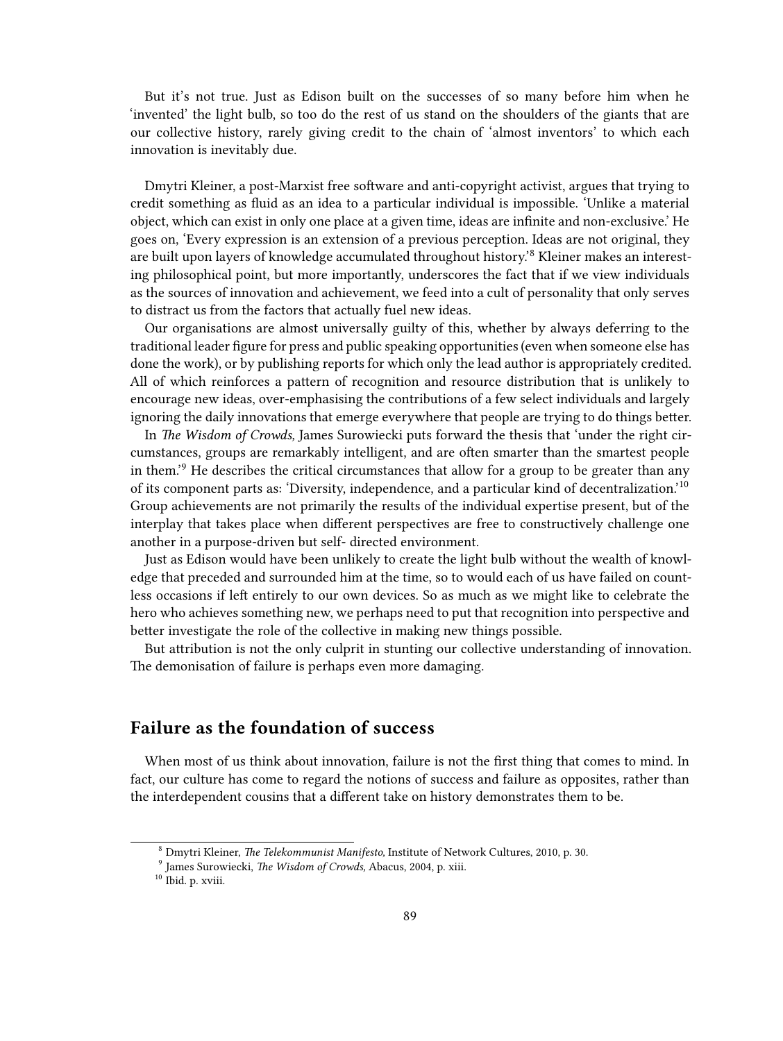But it's not true. Just as Edison built on the successes of so many before him when he 'invented' the light bulb, so too do the rest of us stand on the shoulders of the giants that are our collective history, rarely giving credit to the chain of 'almost inventors' to which each innovation is inevitably due.

Dmytri Kleiner, a post-Marxist free software and anti-copyright activist, argues that trying to credit something as fluid as an idea to a particular individual is impossible. 'Unlike a material object, which can exist in only one place at a given time, ideas are infinite and non-exclusive.' He goes on, 'Every expression is an extension of a previous perception. Ideas are not original, they are built upon layers of knowledge accumulated throughout history.'[8] Kleiner makes an interesting philosophical point, but more importantly, underscores the fact that if we view individuals as the sources of innovation and achievement, we feed into a cult of personality that only serves to distract us from the factors that actually fuel new ideas.

Our organisations are almost universally guilty of this, whether by always deferring to the traditional leader figure for press and public speaking opportunities (even when someone else has done the work), or by publishing reports for which only the lead author is appropriately credited. All of which reinforces a pattern of recognition and resource distribution that is unlikely to encourage new ideas, over-emphasising the contributions of a few select individuals and largely ignoring the daily innovations that emerge everywhere that people are trying to do things better.

In *The Wisdom of Crowds,* James Surowiecki puts forward the thesis that 'under the right circumstances, groups are remarkably intelligent, and are often smarter than the smartest people in them.'[9] He describes the critical circumstances that allow for a group to be greater than any of its component parts as: 'Diversity, independence, and a particular kind of decentralization.'[10] Group achievements are not primarily the results of the individual expertise present, but of the interplay that takes place when different perspectives are free to constructively challenge one another in a purpose-driven but self- directed environment.

Just as Edison would have been unlikely to create the light bulb without the wealth of knowledge that preceded and surrounded him at the time, so to would each of us have failed on countless occasions if left entirely to our own devices. So as much as we might like to celebrate the hero who achieves something new, we perhaps need to put that recognition into perspective and better investigate the role of the collective in making new things possible.

But attribution is not the only culprit in stunting our collective understanding of innovation. The demonisation of failure is perhaps even more damaging.

## Failure as the foundation of success

When most of us think about innovation, failure is not the first thing that comes to mind. In fact, our culture has come to regard the notions of success and failure as opposites, rather than the interdependent cousins that a different take on history demonstrates them to be.

---

[8] Dmytri Kleiner, *The Telekommunist Manifesto,* Institute of Network Cultures, 2010, p. 30.

[9] James Surowiecki, *The Wisdom of Crowds,* Abacus, 2004, p. xiii.

[10] Ibid. p. xviii.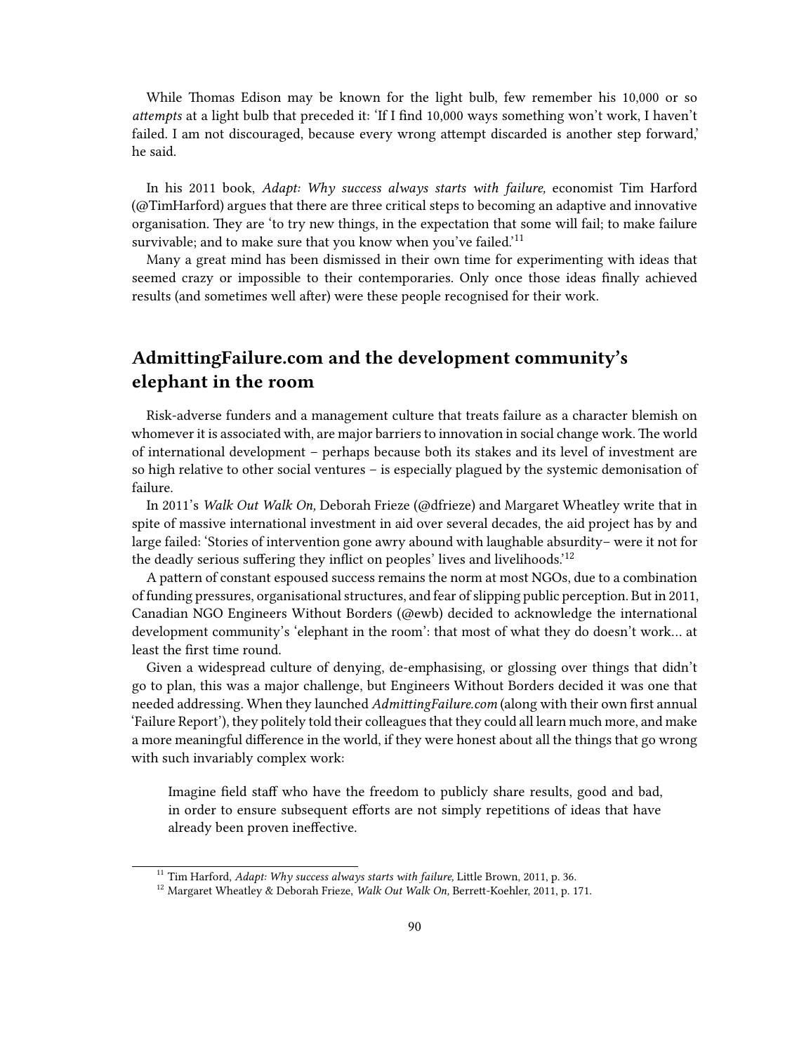While Thomas Edison may be known for the light bulb, few remember his 10,000 or so *attempts* at a light bulb that preceded it: 'If I find 10,000 ways something won't work, I haven't failed. I am not discouraged, because every wrong attempt discarded is another step forward,' he said.

In his 2011 book, *Adapt: Why success always starts with failure,* economist Tim Harford (@TimHarford) argues that there are three critical steps to becoming an adaptive and innovative organisation. They are 'to try new things, in the expectation that some will fail; to make failure survivable; and to make sure that you know when you've failed.'[11]

Many a great mind has been dismissed in their own time for experimenting with ideas that seemed crazy or impossible to their contemporaries. Only once those ideas finally achieved results (and sometimes well after) were these people recognised for their work.

## AdmittingFailure.com and the development community's elephant in the room

Risk-adverse funders and a management culture that treats failure as a character blemish on whomever it is associated with, are major barriers to innovation in social change work. The world of international development – perhaps because both its stakes and its level of investment are so high relative to other social ventures – is especially plagued by the systemic demonisation of failure.

In 2011's *Walk Out Walk On,* Deborah Frieze (@dfrieze) and Margaret Wheatley write that in spite of massive international investment in aid over several decades, the aid project has by and large failed: 'Stories of intervention gone awry abound with laughable absurdity– were it not for the deadly serious suffering they inflict on peoples' lives and livelihoods.'[12]

A pattern of constant espoused success remains the norm at most NGOs, due to a combination of funding pressures, organisational structures, and fear of slipping public perception. But in 2011, Canadian NGO Engineers Without Borders (@ewb) decided to acknowledge the international development community's 'elephant in the room': that most of what they do doesn't work… at least the first time round.

Given a widespread culture of denying, de-emphasising, or glossing over things that didn't go to plan, this was a major challenge, but Engineers Without Borders decided it was one that needed addressing. When they launched *AdmittingFailure.com* (along with their own first annual 'Failure Report'), they politely told their colleagues that they could all learn much more, and make a more meaningful difference in the world, if they were honest about all the things that go wrong with such invariably complex work:

> Imagine field staff who have the freedom to publicly share results, good and bad, in order to ensure subsequent efforts are not simply repetitions of ideas that have already been proven ineffective.

[11] Tim Harford, *Adapt: Why success always starts with failure,* Little Brown, 2011, p. 36.

[12] Margaret Wheatley & Deborah Frieze, *Walk Out Walk On,* Berrett-Koehler, 2011, p. 171.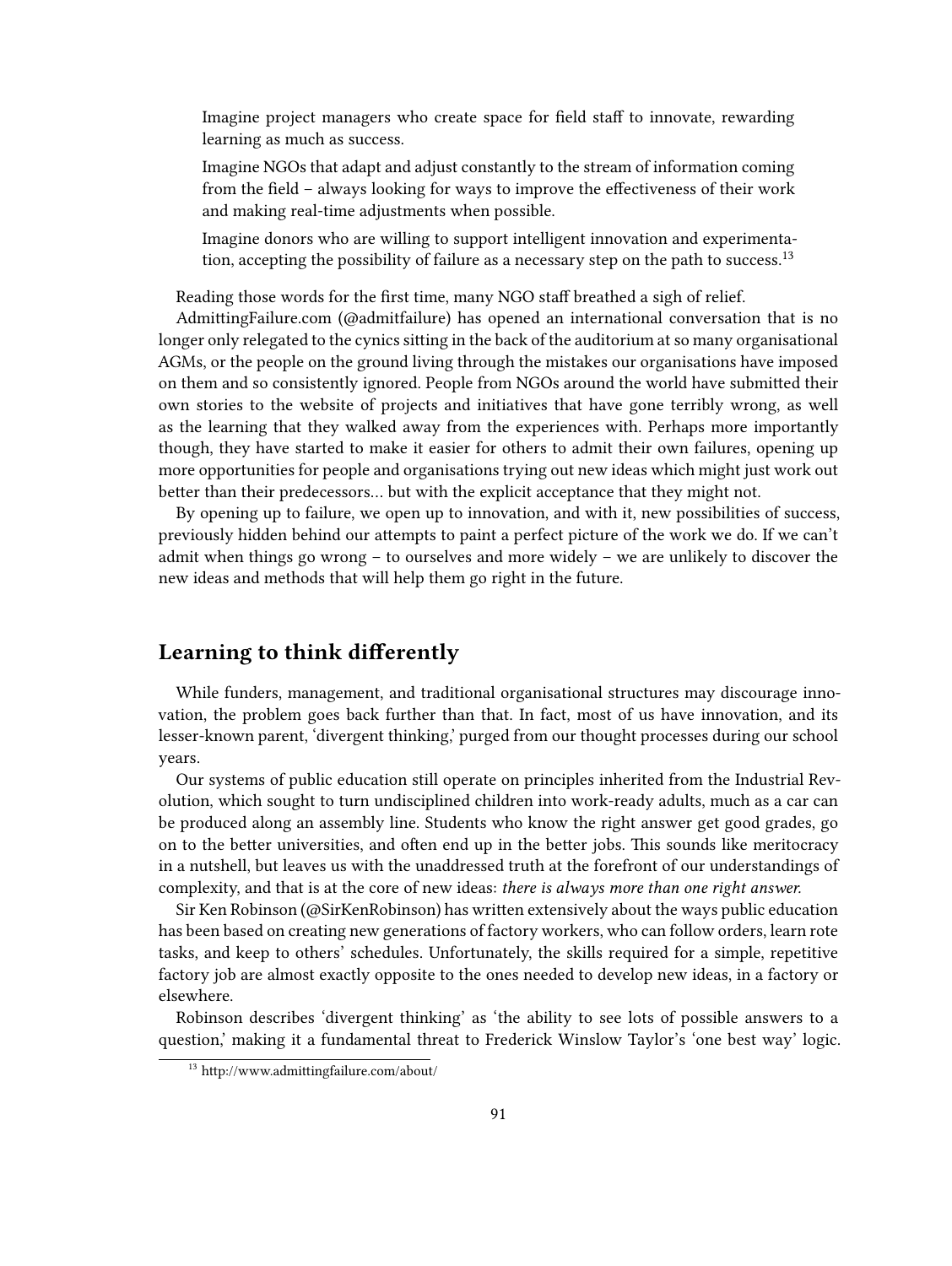> Imagine project managers who create space for field staff to innovate, rewarding learning as much as success.
>
> Imagine NGOs that adapt and adjust constantly to the stream of information coming from the field – always looking for ways to improve the effectiveness of their work and making real-time adjustments when possible.
>
> Imagine donors who are willing to support intelligent innovation and experimentation, accepting the possibility of failure as a necessary step on the path to success.[13]

Reading those words for the first time, many NGO staff breathed a sigh of relief.

AdmittingFailure.com (@admitfailure) has opened an international conversation that is no longer only relegated to the cynics sitting in the back of the auditorium at so many organisational AGMs, or the people on the ground living through the mistakes our organisations have imposed on them and so consistently ignored. People from NGOs around the world have submitted their own stories to the website of projects and initiatives that have gone terribly wrong, as well as the learning that they walked away from the experiences with. Perhaps more importantly though, they have started to make it easier for others to admit their own failures, opening up more opportunities for people and organisations trying out new ideas which might just work out better than their predecessors… but with the explicit acceptance that they might not.

By opening up to failure, we open up to innovation, and with it, new possibilities of success, previously hidden behind our attempts to paint a perfect picture of the work we do. If we can't admit when things go wrong – to ourselves and more widely – we are unlikely to discover the new ideas and methods that will help them go right in the future.

## Learning to think differently

While funders, management, and traditional organisational structures may discourage innovation, the problem goes back further than that. In fact, most of us have innovation, and its lesser-known parent, 'divergent thinking,' purged from our thought processes during our school years.

Our systems of public education still operate on principles inherited from the Industrial Revolution, which sought to turn undisciplined children into work-ready adults, much as a car can be produced along an assembly line. Students who know the right answer get good grades, go on to the better universities, and often end up in the better jobs. This sounds like meritocracy in a nutshell, but leaves us with the unaddressed truth at the forefront of our understandings of complexity, and that is at the core of new ideas: *there is always more than one right answer.*

Sir Ken Robinson (@SirKenRobinson) has written extensively about the ways public education has been based on creating new generations of factory workers, who can follow orders, learn rote tasks, and keep to others' schedules. Unfortunately, the skills required for a simple, repetitive factory job are almost exactly opposite to the ones needed to develop new ideas, in a factory or elsewhere.

Robinson describes 'divergent thinking' as 'the ability to see lots of possible answers to a question,' making it a fundamental threat to Frederick Winslow Taylor's 'one best way' logic.

[13] http://www.admittingfailure.com/about/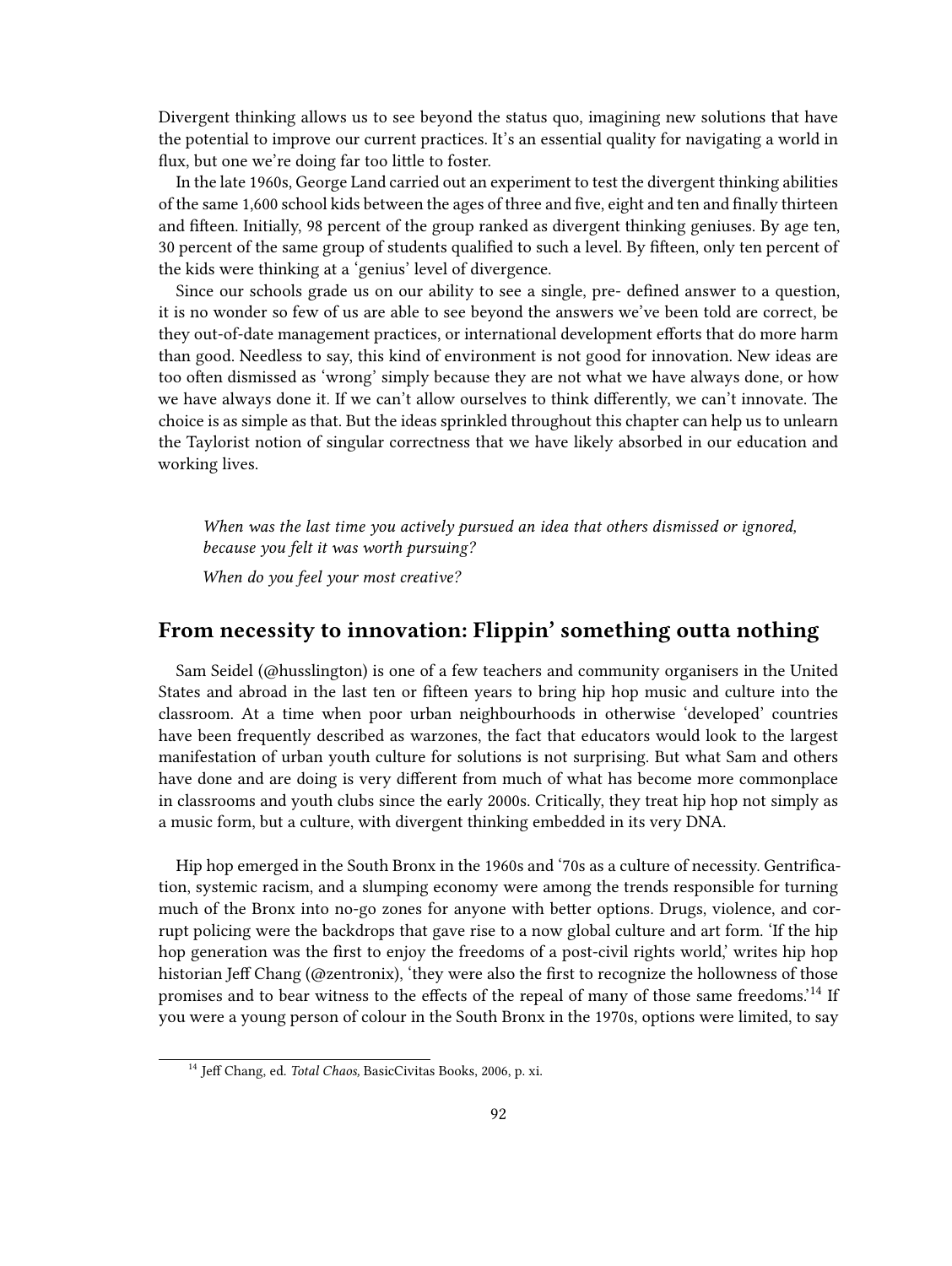Divergent thinking allows us to see beyond the status quo, imagining new solutions that have the potential to improve our current practices. It's an essential quality for navigating a world in flux, but one we're doing far too little to foster.

In the late 1960s, George Land carried out an experiment to test the divergent thinking abilities of the same 1,600 school kids between the ages of three and five, eight and ten and finally thirteen and fifteen. Initially, 98 percent of the group ranked as divergent thinking geniuses. By age ten, 30 percent of the same group of students qualified to such a level. By fifteen, only ten percent of the kids were thinking at a 'genius' level of divergence.

Since our schools grade us on our ability to see a single, pre- defined answer to a question, it is no wonder so few of us are able to see beyond the answers we've been told are correct, be they out-of-date management practices, or international development efforts that do more harm than good. Needless to say, this kind of environment is not good for innovation. New ideas are too often dismissed as 'wrong' simply because they are not what we have always done, or how we have always done it. If we can't allow ourselves to think differently, we can't innovate. The choice is as simple as that. But the ideas sprinkled throughout this chapter can help us to unlearn the Taylorist notion of singular correctness that we have likely absorbed in our education and working lives.

> *When was the last time you actively pursued an idea that others dismissed or ignored, because you felt it was worth pursuing?*
>
> *When do you feel your most creative?*

## From necessity to innovation: Flippin' something outta nothing

Sam Seidel (@husslington) is one of a few teachers and community organisers in the United States and abroad in the last ten or fifteen years to bring hip hop music and culture into the classroom. At a time when poor urban neighbourhoods in otherwise 'developed' countries have been frequently described as warzones, the fact that educators would look to the largest manifestation of urban youth culture for solutions is not surprising. But what Sam and others have done and are doing is very different from much of what has become more commonplace in classrooms and youth clubs since the early 2000s. Critically, they treat hip hop not simply as a music form, but a culture, with divergent thinking embedded in its very DNA.

Hip hop emerged in the South Bronx in the 1960s and '70s as a culture of necessity. Gentrification, systemic racism, and a slumping economy were among the trends responsible for turning much of the Bronx into no-go zones for anyone with better options. Drugs, violence, and corrupt policing were the backdrops that gave rise to a now global culture and art form. 'If the hip hop generation was the first to enjoy the freedoms of a post-civil rights world,' writes hip hop historian Jeff Chang (@zentronix), 'they were also the first to recognize the hollowness of those promises and to bear witness to the effects of the repeal of many of those same freedoms.'[14] If you were a young person of colour in the South Bronx in the 1970s, options were limited, to say

[14] Jeff Chang, ed. *Total Chaos*, BasicCivitas Books, 2006, p. xi.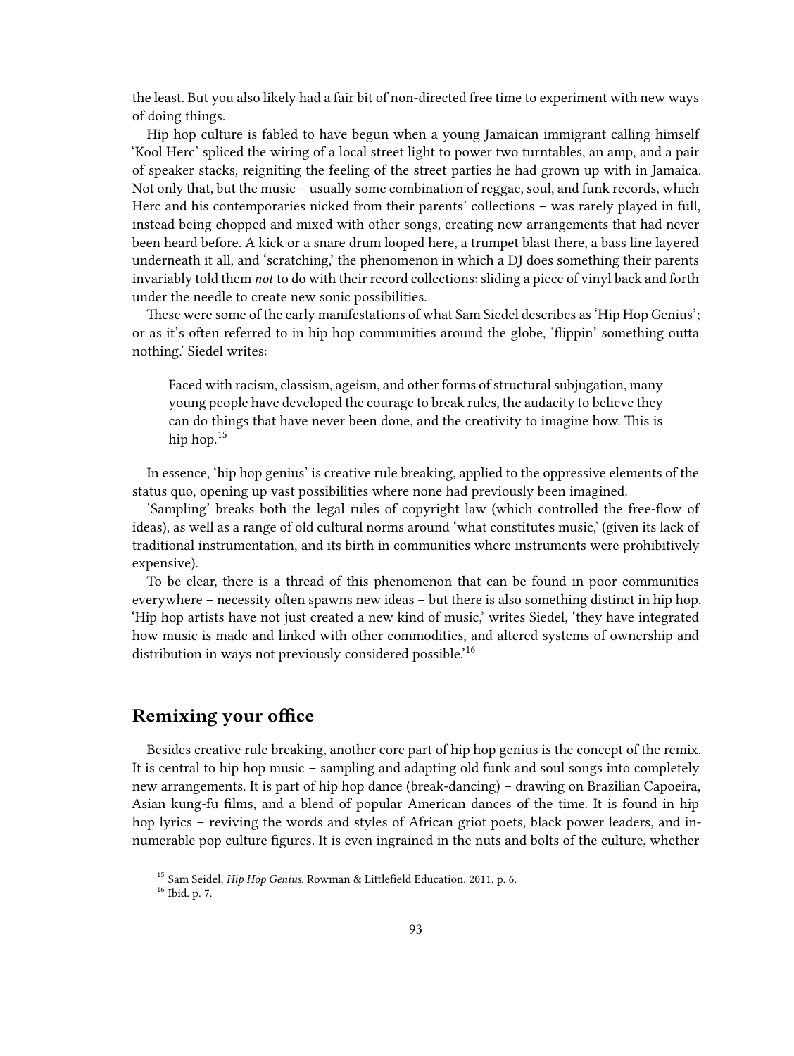the least. But you also likely had a fair bit of non-directed free time to experiment with new ways of doing things.

Hip hop culture is fabled to have begun when a young Jamaican immigrant calling himself 'Kool Herc' spliced the wiring of a local street light to power two turntables, an amp, and a pair of speaker stacks, reigniting the feeling of the street parties he had grown up with in Jamaica. Not only that, but the music – usually some combination of reggae, soul, and funk records, which Herc and his contemporaries nicked from their parents' collections – was rarely played in full, instead being chopped and mixed with other songs, creating new arrangements that had never been heard before. A kick or a snare drum looped here, a trumpet blast there, a bass line layered underneath it all, and 'scratching,' the phenomenon in which a DJ does something their parents invariably told them *not* to do with their record collections: sliding a piece of vinyl back and forth under the needle to create new sonic possibilities.

These were some of the early manifestations of what Sam Siedel describes as 'Hip Hop Genius'; or as it's often referred to in hip hop communities around the globe, 'flippin' something outta nothing.' Siedel writes:

> Faced with racism, classism, ageism, and other forms of structural subjugation, many young people have developed the courage to break rules, the audacity to believe they can do things that have never been done, and the creativity to imagine how. This is hip hop.[15]

In essence, 'hip hop genius' is creative rule breaking, applied to the oppressive elements of the status quo, opening up vast possibilities where none had previously been imagined.

'Sampling' breaks both the legal rules of copyright law (which controlled the free-flow of ideas), as well as a range of old cultural norms around 'what constitutes music,' (given its lack of traditional instrumentation, and its birth in communities where instruments were prohibitively expensive).

To be clear, there is a thread of this phenomenon that can be found in poor communities everywhere – necessity often spawns new ideas – but there is also something distinct in hip hop. 'Hip hop artists have not just created a new kind of music,' writes Siedel, 'they have integrated how music is made and linked with other commodities, and altered systems of ownership and distribution in ways not previously considered possible.'[16]

## Remixing your office

Besides creative rule breaking, another core part of hip hop genius is the concept of the remix. It is central to hip hop music – sampling and adapting old funk and soul songs into completely new arrangements. It is part of hip hop dance (break-dancing) – drawing on Brazilian Capoeira, Asian kung-fu films, and a blend of popular American dances of the time. It is found in hip hop lyrics – reviving the words and styles of African griot poets, black power leaders, and innumerable pop culture figures. It is even ingrained in the nuts and bolts of the culture, whether

[15] Sam Seidel, *Hip Hop Genius*, Rowman & Littlefield Education, 2011, p. 6.

[16] Ibid. p. 7.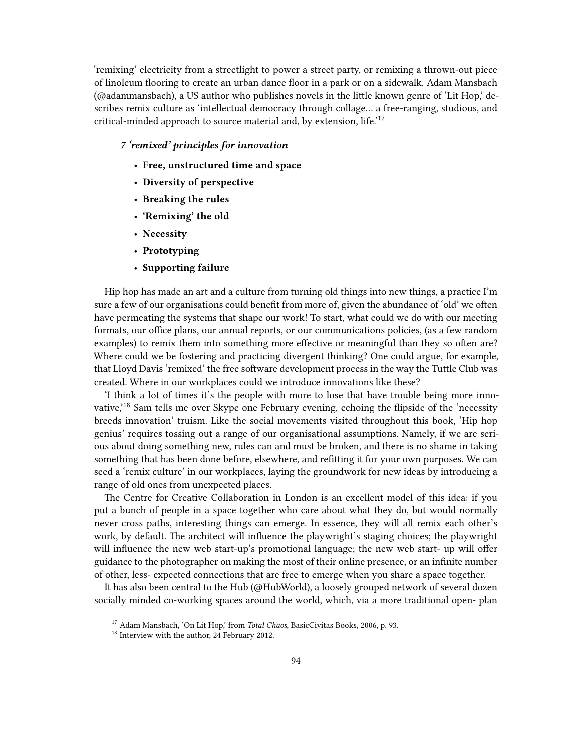'remixing' electricity from a streetlight to power a street party, or remixing a thrown-out piece of linoleum flooring to create an urban dance floor in a park or on a sidewalk. Adam Mansbach (@adammansbach), a US author who publishes novels in the little known genre of 'Lit Hop,' describes remix culture as 'intellectual democracy through collage… a free-ranging, studious, and critical-minded approach to source material and, by extension, life.'[17]

***7 'remixed' principles for innovation***

- **Free, unstructured time and space**
- **Diversity of perspective**
- **Breaking the rules**
- **'Remixing' the old**
- **Necessity**
- **Prototyping**
- **Supporting failure**

Hip hop has made an art and a culture from turning old things into new things, a practice I'm sure a few of our organisations could benefit from more of, given the abundance of 'old' we often have permeating the systems that shape our work! To start, what could we do with our meeting formats, our office plans, our annual reports, or our communications policies, (as a few random examples) to remix them into something more effective or meaningful than they so often are? Where could we be fostering and practicing divergent thinking? One could argue, for example, that Lloyd Davis 'remixed' the free software development process in the way the Tuttle Club was created. Where in our workplaces could we introduce innovations like these?

'I think a lot of times it's the people with more to lose that have trouble being more innovative,'[18] Sam tells me over Skype one February evening, echoing the flipside of the 'necessity breeds innovation' truism. Like the social movements visited throughout this book, 'Hip hop genius' requires tossing out a range of our organisational assumptions. Namely, if we are serious about doing something new, rules can and must be broken, and there is no shame in taking something that has been done before, elsewhere, and refitting it for your own purposes. We can seed a 'remix culture' in our workplaces, laying the groundwork for new ideas by introducing a range of old ones from unexpected places.

The Centre for Creative Collaboration in London is an excellent model of this idea: if you put a bunch of people in a space together who care about what they do, but would normally never cross paths, interesting things can emerge. In essence, they will all remix each other's work, by default. The architect will influence the playwright's staging choices; the playwright will influence the new web start-up's promotional language; the new web start- up will offer guidance to the photographer on making the most of their online presence, or an infinite number of other, less- expected connections that are free to emerge when you share a space together.

It has also been central to the Hub (@HubWorld), a loosely grouped network of several dozen socially minded co-working spaces around the world, which, via a more traditional open- plan

[17] Adam Mansbach, 'On Lit Hop,' from *Total Chaos*, BasicCivitas Books, 2006, p. 93.

[18] Interview with the author, 24 February 2012.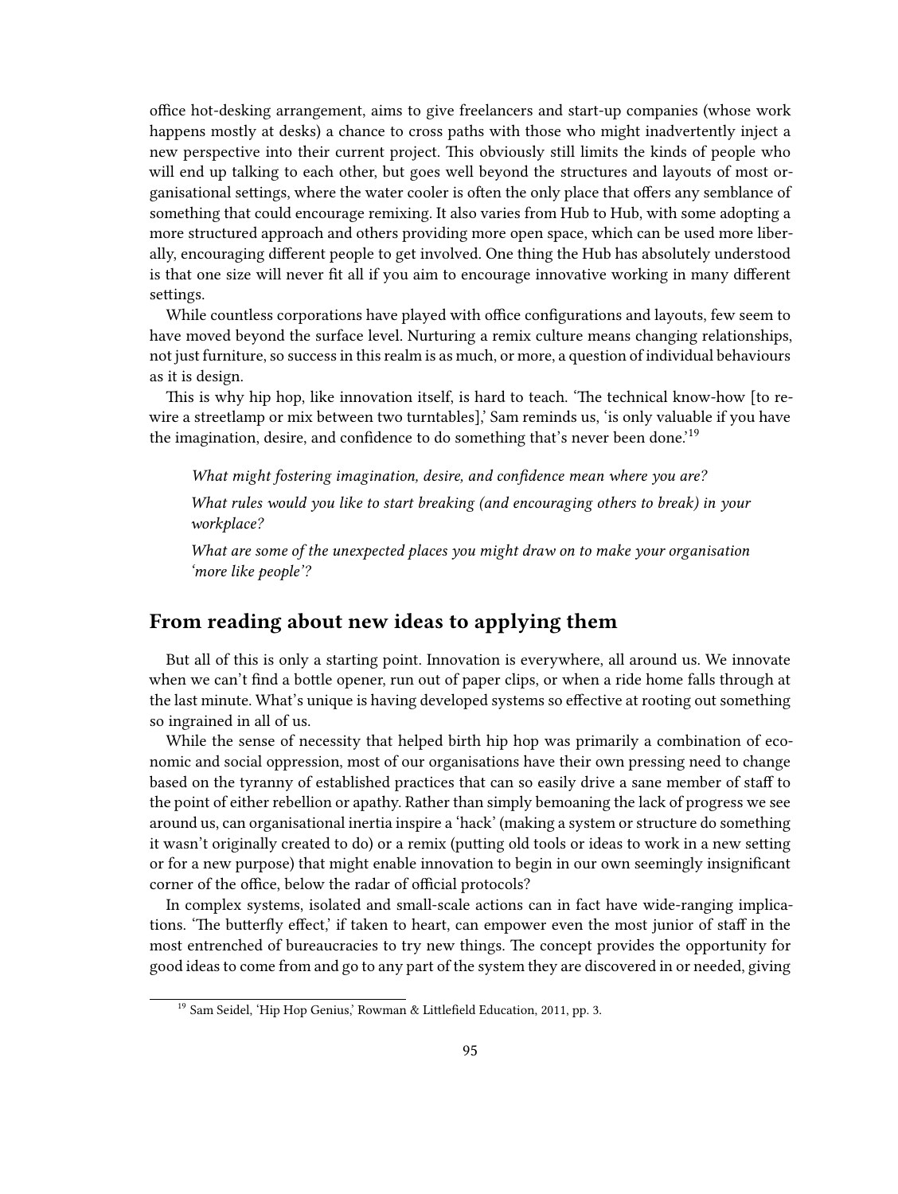office hot-desking arrangement, aims to give freelancers and start-up companies (whose work happens mostly at desks) a chance to cross paths with those who might inadvertently inject a new perspective into their current project. This obviously still limits the kinds of people who will end up talking to each other, but goes well beyond the structures and layouts of most organisational settings, where the water cooler is often the only place that offers any semblance of something that could encourage remixing. It also varies from Hub to Hub, with some adopting a more structured approach and others providing more open space, which can be used more liberally, encouraging different people to get involved. One thing the Hub has absolutely understood is that one size will never fit all if you aim to encourage innovative working in many different settings.

While countless corporations have played with office configurations and layouts, few seem to have moved beyond the surface level. Nurturing a remix culture means changing relationships, not just furniture, so success in this realm is as much, or more, a question of individual behaviours as it is design.

This is why hip hop, like innovation itself, is hard to teach. 'The technical know-how [to rewire a streetlamp or mix between two turntables],' Sam reminds us, 'is only valuable if you have the imagination, desire, and confidence to do something that's never been done.'[19]

> *What might fostering imagination, desire, and confidence mean where you are?*
>
> *What rules would you like to start breaking (and encouraging others to break) in your workplace?*
>
> *What are some of the unexpected places you might draw on to make your organisation 'more like people'?*

## From reading about new ideas to applying them

But all of this is only a starting point. Innovation is everywhere, all around us. We innovate when we can't find a bottle opener, run out of paper clips, or when a ride home falls through at the last minute. What's unique is having developed systems so effective at rooting out something so ingrained in all of us.

While the sense of necessity that helped birth hip hop was primarily a combination of economic and social oppression, most of our organisations have their own pressing need to change based on the tyranny of established practices that can so easily drive a sane member of staff to the point of either rebellion or apathy. Rather than simply bemoaning the lack of progress we see around us, can organisational inertia inspire a 'hack' (making a system or structure do something it wasn't originally created to do) or a remix (putting old tools or ideas to work in a new setting or for a new purpose) that might enable innovation to begin in our own seemingly insignificant corner of the office, below the radar of official protocols?

In complex systems, isolated and small-scale actions can in fact have wide-ranging implications. 'The butterfly effect,' if taken to heart, can empower even the most junior of staff in the most entrenched of bureaucracies to try new things. The concept provides the opportunity for good ideas to come from and go to any part of the system they are discovered in or needed, giving

[19] Sam Seidel, 'Hip Hop Genius,' Rowman & Littlefield Education, 2011, pp. 3.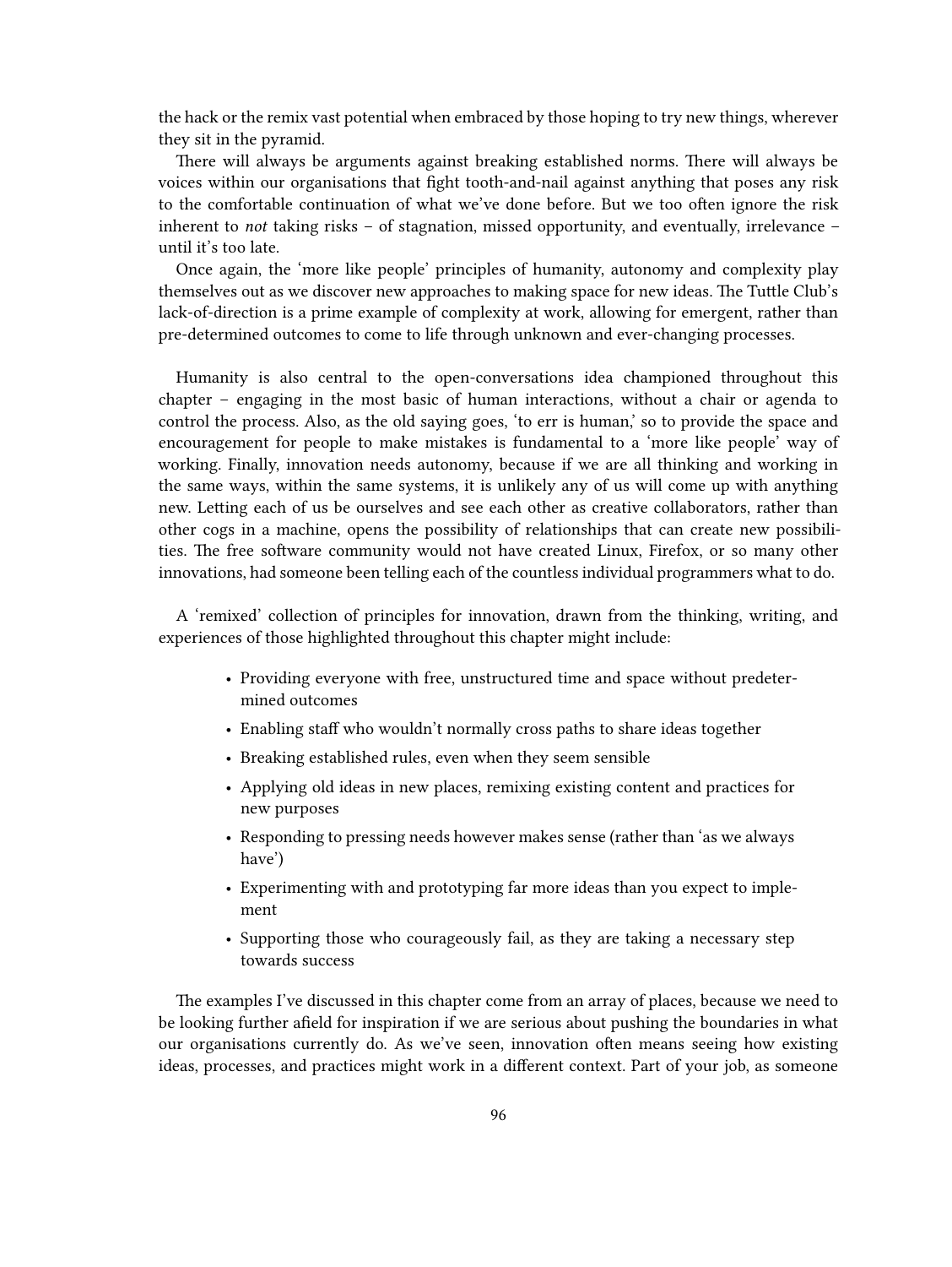the hack or the remix vast potential when embraced by those hoping to try new things, wherever they sit in the pyramid.

There will always be arguments against breaking established norms. There will always be voices within our organisations that fight tooth-and-nail against anything that poses any risk to the comfortable continuation of what we've done before. But we too often ignore the risk inherent to *not* taking risks – of stagnation, missed opportunity, and eventually, irrelevance – until it's too late.

Once again, the 'more like people' principles of humanity, autonomy and complexity play themselves out as we discover new approaches to making space for new ideas. The Tuttle Club's lack-of-direction is a prime example of complexity at work, allowing for emergent, rather than pre-determined outcomes to come to life through unknown and ever-changing processes.

Humanity is also central to the open-conversations idea championed throughout this chapter – engaging in the most basic of human interactions, without a chair or agenda to control the process. Also, as the old saying goes, 'to err is human,' so to provide the space and encouragement for people to make mistakes is fundamental to a 'more like people' way of working. Finally, innovation needs autonomy, because if we are all thinking and working in the same ways, within the same systems, it is unlikely any of us will come up with anything new. Letting each of us be ourselves and see each other as creative collaborators, rather than other cogs in a machine, opens the possibility of relationships that can create new possibilities. The free software community would not have created Linux, Firefox, or so many other innovations, had someone been telling each of the countless individual programmers what to do.

A 'remixed' collection of principles for innovation, drawn from the thinking, writing, and experiences of those highlighted throughout this chapter might include:

- Providing everyone with free, unstructured time and space without predetermined outcomes
- Enabling staff who wouldn't normally cross paths to share ideas together
- Breaking established rules, even when they seem sensible
- Applying old ideas in new places, remixing existing content and practices for new purposes
- Responding to pressing needs however makes sense (rather than 'as we always have')
- Experimenting with and prototyping far more ideas than you expect to implement
- Supporting those who courageously fail, as they are taking a necessary step towards success

The examples I've discussed in this chapter come from an array of places, because we need to be looking further afield for inspiration if we are serious about pushing the boundaries in what our organisations currently do. As we've seen, innovation often means seeing how existing ideas, processes, and practices might work in a different context. Part of your job, as someone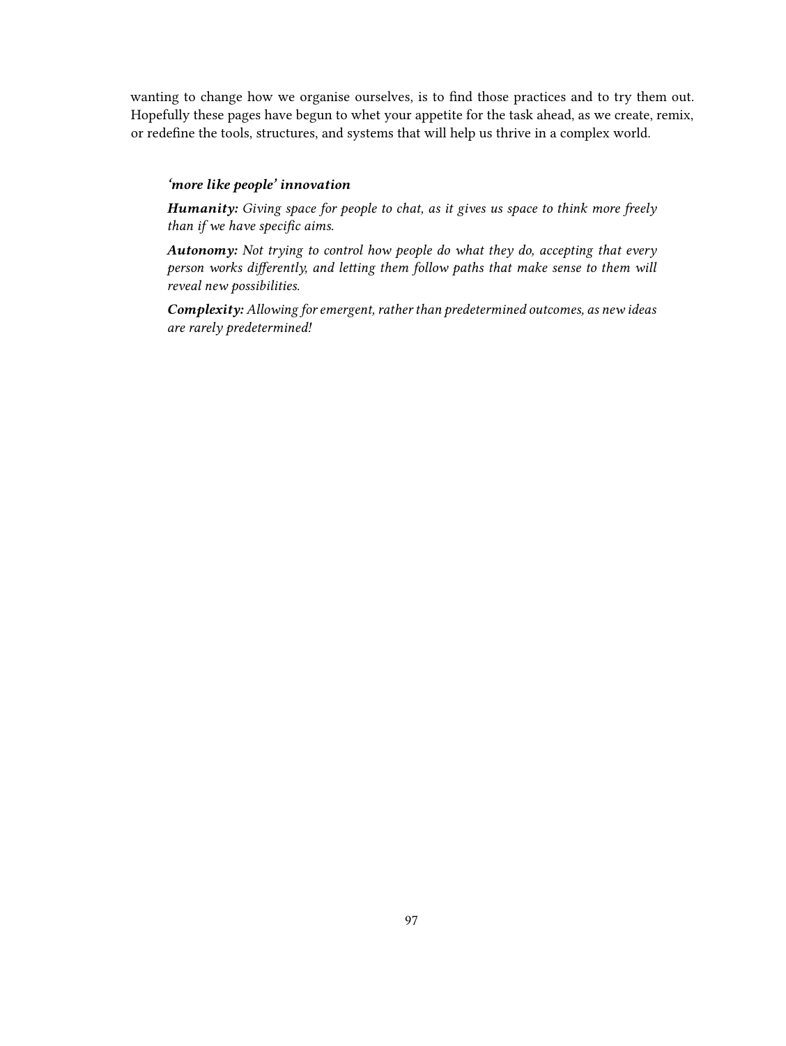wanting to change how we organise ourselves, is to find those practices and to try them out. Hopefully these pages have begun to whet your appetite for the task ahead, as we create, remix, or redefine the tools, structures, and systems that will help us thrive in a complex world.

> ***'more like people' innovation***
>
> ***Humanity:*** *Giving space for people to chat, as it gives us space to think more freely than if we have specific aims.*
>
> ***Autonomy:*** *Not trying to control how people do what they do, accepting that every person works differently, and letting them follow paths that make sense to them will reveal new possibilities.*
>
> ***Complexity:*** *Allowing for emergent, rather than predetermined outcomes, as new ideas are rarely predetermined!*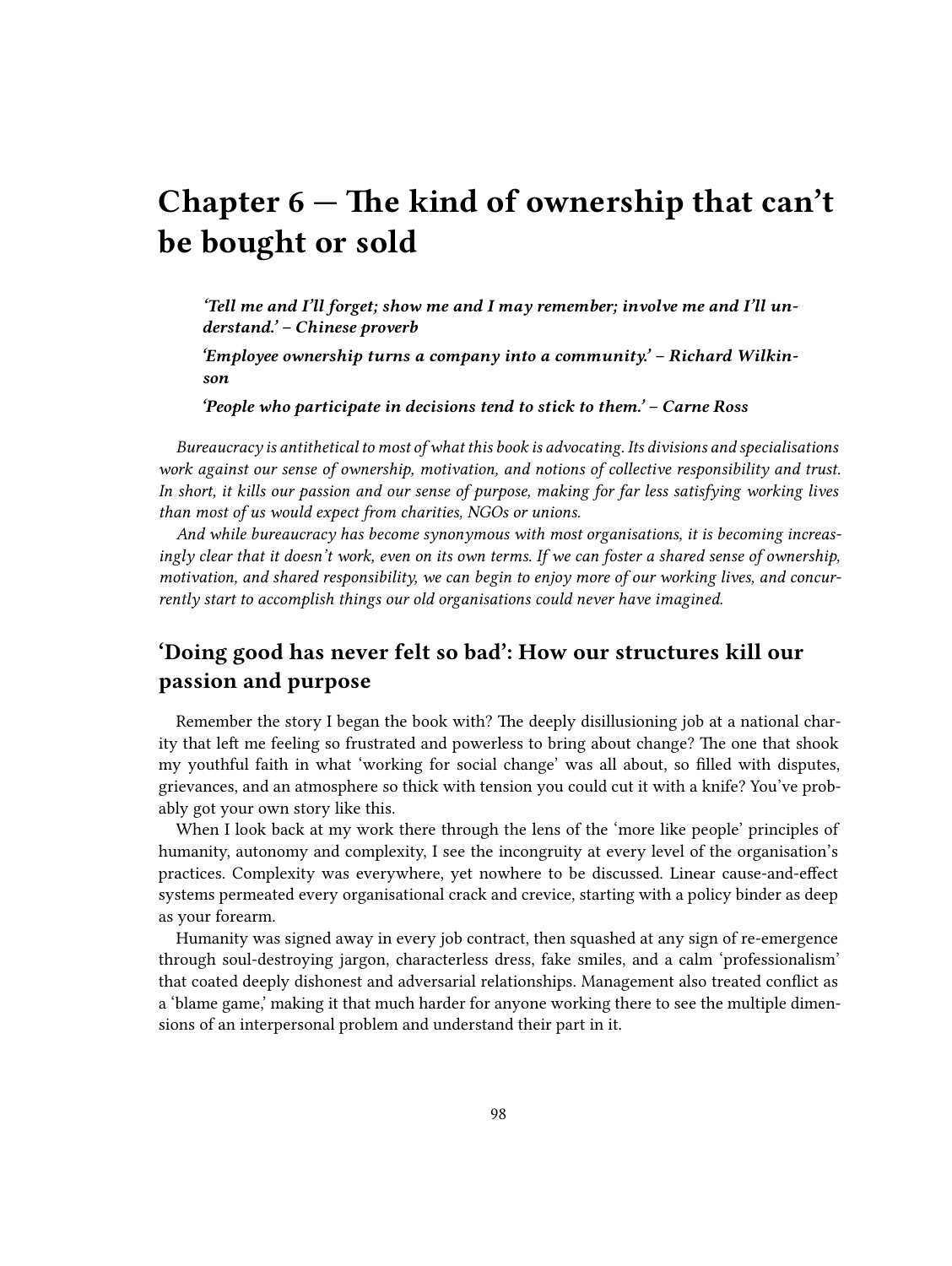# Chapter 6 — The kind of ownership that can't be bought or sold

> ***'Tell me and I'll forget; show me and I may remember; involve me and I'll understand.' – Chinese proverb***
>
> ***'Employee ownership turns a company into a community.' – Richard Wilkinson***
>
> ***'People who participate in decisions tend to stick to them.' – Carne Ross***

*Bureaucracy is antithetical to most of what this book is advocating. Its divisions and specialisations work against our sense of ownership, motivation, and notions of collective responsibility and trust. In short, it kills our passion and our sense of purpose, making for far less satisfying working lives than most of us would expect from charities, NGOs or unions.*

*And while bureaucracy has become synonymous with most organisations, it is becoming increasingly clear that it doesn't work, even on its own terms. If we can foster a shared sense of ownership, motivation, and shared responsibility, we can begin to enjoy more of our working lives, and concurrently start to accomplish things our old organisations could never have imagined.*

## 'Doing good has never felt so bad': How our structures kill our passion and purpose

Remember the story I began the book with? The deeply disillusioning job at a national charity that left me feeling so frustrated and powerless to bring about change? The one that shook my youthful faith in what 'working for social change' was all about, so filled with disputes, grievances, and an atmosphere so thick with tension you could cut it with a knife? You've probably got your own story like this.

When I look back at my work there through the lens of the 'more like people' principles of humanity, autonomy and complexity, I see the incongruity at every level of the organisation's practices. Complexity was everywhere, yet nowhere to be discussed. Linear cause-and-effect systems permeated every organisational crack and crevice, starting with a policy binder as deep as your forearm.

Humanity was signed away in every job contract, then squashed at any sign of re-emergence through soul-destroying jargon, characterless dress, fake smiles, and a calm 'professionalism' that coated deeply dishonest and adversarial relationships. Management also treated conflict as a 'blame game,' making it that much harder for anyone working there to see the multiple dimensions of an interpersonal problem and understand their part in it.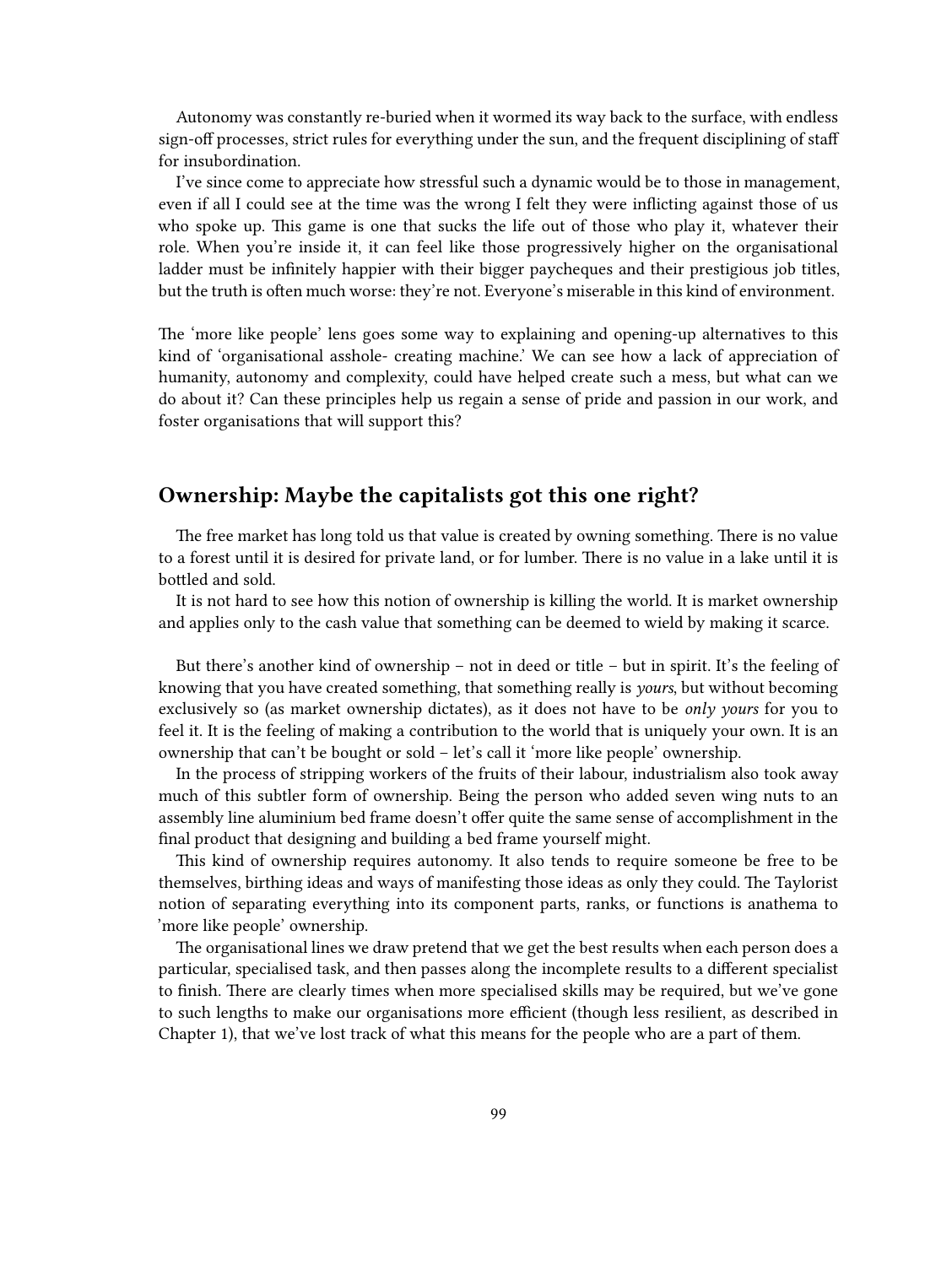Autonomy was constantly re-buried when it wormed its way back to the surface, with endless sign-off processes, strict rules for everything under the sun, and the frequent disciplining of staff for insubordination.

I've since come to appreciate how stressful such a dynamic would be to those in management, even if all I could see at the time was the wrong I felt they were inflicting against those of us who spoke up. This game is one that sucks the life out of those who play it, whatever their role. When you're inside it, it can feel like those progressively higher on the organisational ladder must be infinitely happier with their bigger paycheques and their prestigious job titles, but the truth is often much worse: they're not. Everyone's miserable in this kind of environment.

The 'more like people' lens goes some way to explaining and opening-up alternatives to this kind of 'organisational asshole- creating machine.' We can see how a lack of appreciation of humanity, autonomy and complexity, could have helped create such a mess, but what can we do about it? Can these principles help us regain a sense of pride and passion in our work, and foster organisations that will support this?

## Ownership: Maybe the capitalists got this one right?

The free market has long told us that value is created by owning something. There is no value to a forest until it is desired for private land, or for lumber. There is no value in a lake until it is bottled and sold.

It is not hard to see how this notion of ownership is killing the world. It is market ownership and applies only to the cash value that something can be deemed to wield by making it scarce.

But there's another kind of ownership – not in deed or title – but in spirit. It's the feeling of knowing that you have created something, that something really is *yours*, but without becoming exclusively so (as market ownership dictates), as it does not have to be *only yours* for you to feel it. It is the feeling of making a contribution to the world that is uniquely your own. It is an ownership that can't be bought or sold – let's call it 'more like people' ownership.

In the process of stripping workers of the fruits of their labour, industrialism also took away much of this subtler form of ownership. Being the person who added seven wing nuts to an assembly line aluminium bed frame doesn't offer quite the same sense of accomplishment in the final product that designing and building a bed frame yourself might.

This kind of ownership requires autonomy. It also tends to require someone be free to be themselves, birthing ideas and ways of manifesting those ideas as only they could. The Taylorist notion of separating everything into its component parts, ranks, or functions is anathema to 'more like people' ownership.

The organisational lines we draw pretend that we get the best results when each person does a particular, specialised task, and then passes along the incomplete results to a different specialist to finish. There are clearly times when more specialised skills may be required, but we've gone to such lengths to make our organisations more efficient (though less resilient, as described in Chapter 1), that we've lost track of what this means for the people who are a part of them.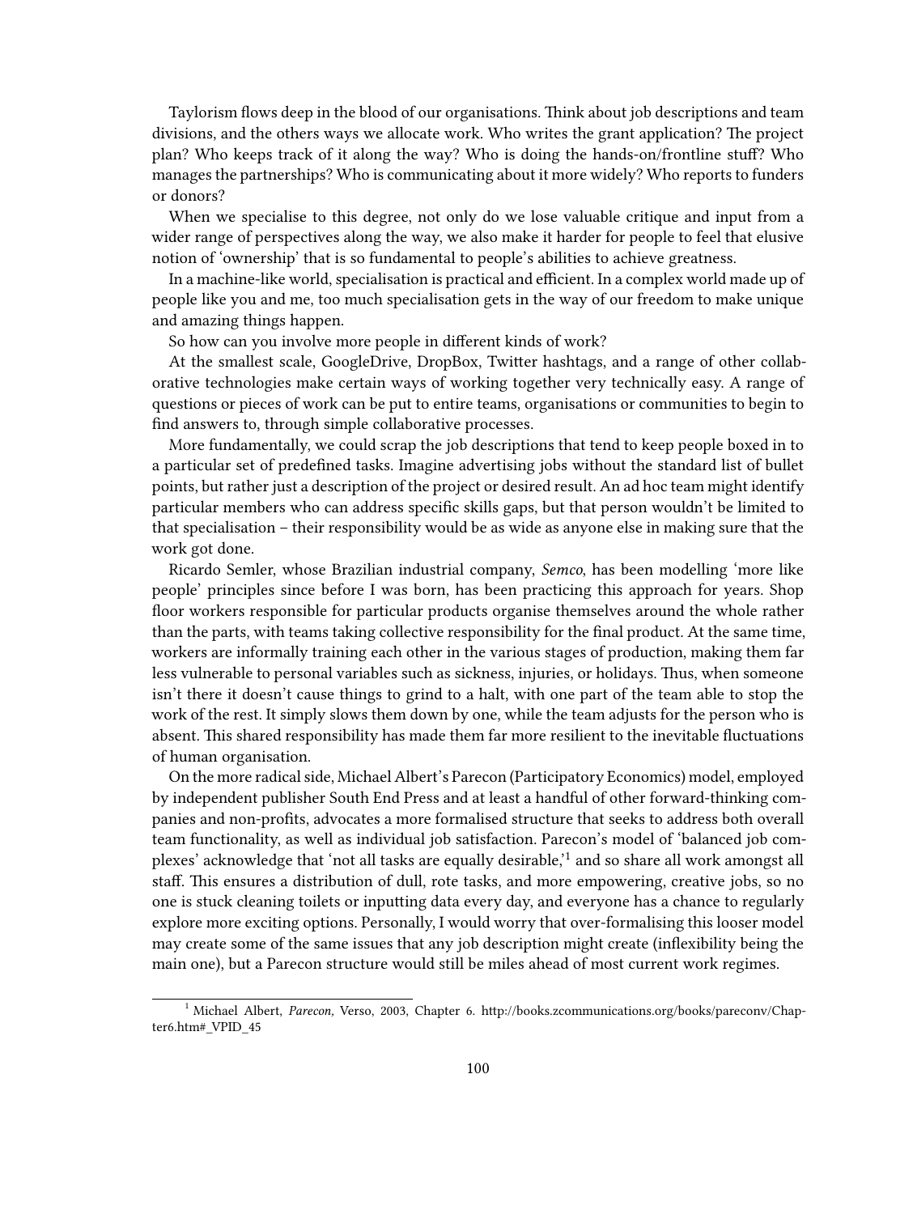Taylorism flows deep in the blood of our organisations. Think about job descriptions and team divisions, and the others ways we allocate work. Who writes the grant application? The project plan? Who keeps track of it along the way? Who is doing the hands-on/frontline stuff? Who manages the partnerships? Who is communicating about it more widely? Who reports to funders or donors?

When we specialise to this degree, not only do we lose valuable critique and input from a wider range of perspectives along the way, we also make it harder for people to feel that elusive notion of 'ownership' that is so fundamental to people's abilities to achieve greatness.

In a machine-like world, specialisation is practical and efficient. In a complex world made up of people like you and me, too much specialisation gets in the way of our freedom to make unique and amazing things happen.

So how can you involve more people in different kinds of work?

At the smallest scale, GoogleDrive, DropBox, Twitter hashtags, and a range of other collaborative technologies make certain ways of working together very technically easy. A range of questions or pieces of work can be put to entire teams, organisations or communities to begin to find answers to, through simple collaborative processes.

More fundamentally, we could scrap the job descriptions that tend to keep people boxed in to a particular set of predefined tasks. Imagine advertising jobs without the standard list of bullet points, but rather just a description of the project or desired result. An ad hoc team might identify particular members who can address specific skills gaps, but that person wouldn't be limited to that specialisation – their responsibility would be as wide as anyone else in making sure that the work got done.

Ricardo Semler, whose Brazilian industrial company, *Semco*, has been modelling 'more like people' principles since before I was born, has been practicing this approach for years. Shop floor workers responsible for particular products organise themselves around the whole rather than the parts, with teams taking collective responsibility for the final product. At the same time, workers are informally training each other in the various stages of production, making them far less vulnerable to personal variables such as sickness, injuries, or holidays. Thus, when someone isn't there it doesn't cause things to grind to a halt, with one part of the team able to stop the work of the rest. It simply slows them down by one, while the team adjusts for the person who is absent. This shared responsibility has made them far more resilient to the inevitable fluctuations of human organisation.

On the more radical side, Michael Albert's Parecon (Participatory Economics) model, employed by independent publisher South End Press and at least a handful of other forward-thinking companies and non-profits, advocates a more formalised structure that seeks to address both overall team functionality, as well as individual job satisfaction. Parecon's model of 'balanced job complexes' acknowledge that 'not all tasks are equally desirable,'[1] and so share all work amongst all staff. This ensures a distribution of dull, rote tasks, and more empowering, creative jobs, so no one is stuck cleaning toilets or inputting data every day, and everyone has a chance to regularly explore more exciting options. Personally, I would worry that over-formalising this looser model may create some of the same issues that any job description might create (inflexibility being the main one), but a Parecon structure would still be miles ahead of most current work regimes.

[1] Michael Albert, *Parecon*, Verso, 2003, Chapter 6. http://books.zcommunications.org/books/pareconv/Chapter6.htm#_VPID_45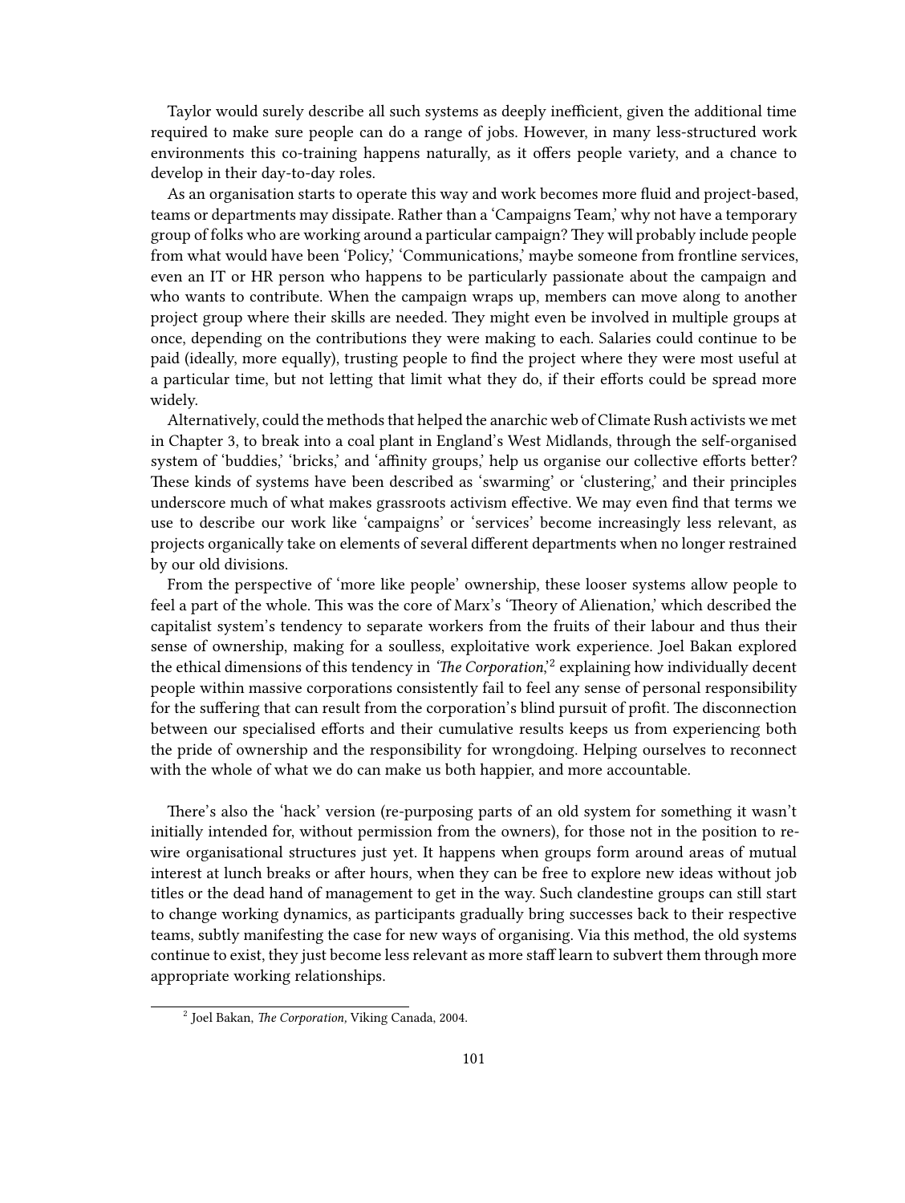Taylor would surely describe all such systems as deeply inefficient, given the additional time required to make sure people can do a range of jobs. However, in many less-structured work environments this co-training happens naturally, as it offers people variety, and a chance to develop in their day-to-day roles.

As an organisation starts to operate this way and work becomes more fluid and project-based, teams or departments may dissipate. Rather than a 'Campaigns Team,' why not have a temporary group of folks who are working around a particular campaign? They will probably include people from what would have been 'Policy,' 'Communications,' maybe someone from frontline services, even an IT or HR person who happens to be particularly passionate about the campaign and who wants to contribute. When the campaign wraps up, members can move along to another project group where their skills are needed. They might even be involved in multiple groups at once, depending on the contributions they were making to each. Salaries could continue to be paid (ideally, more equally), trusting people to find the project where they were most useful at a particular time, but not letting that limit what they do, if their efforts could be spread more widely.

Alternatively, could the methods that helped the anarchic web of Climate Rush activists we met in Chapter 3, to break into a coal plant in England's West Midlands, through the self-organised system of 'buddies,' 'bricks,' and 'affinity groups,' help us organise our collective efforts better? These kinds of systems have been described as 'swarming' or 'clustering,' and their principles underscore much of what makes grassroots activism effective. We may even find that terms we use to describe our work like 'campaigns' or 'services' become increasingly less relevant, as projects organically take on elements of several different departments when no longer restrained by our old divisions.

From the perspective of 'more like people' ownership, these looser systems allow people to feel a part of the whole. This was the core of Marx's 'Theory of Alienation,' which described the capitalist system's tendency to separate workers from the fruits of their labour and thus their sense of ownership, making for a soulless, exploitative work experience. Joel Bakan explored the ethical dimensions of this tendency in *'The Corporation,'*[2] explaining how individually decent people within massive corporations consistently fail to feel any sense of personal responsibility for the suffering that can result from the corporation's blind pursuit of profit. The disconnection between our specialised efforts and their cumulative results keeps us from experiencing both the pride of ownership and the responsibility for wrongdoing. Helping ourselves to reconnect with the whole of what we do can make us both happier, and more accountable.

There's also the 'hack' version (re-purposing parts of an old system for something it wasn't initially intended for, without permission from the owners), for those not in the position to re-wire organisational structures just yet. It happens when groups form around areas of mutual interest at lunch breaks or after hours, when they can be free to explore new ideas without job titles or the dead hand of management to get in the way. Such clandestine groups can still start to change working dynamics, as participants gradually bring successes back to their respective teams, subtly manifesting the case for new ways of organising. Via this method, the old systems continue to exist, they just become less relevant as more staff learn to subvert them through more appropriate working relationships.

[2] Joel Bakan, *The Corporation,* Viking Canada, 2004.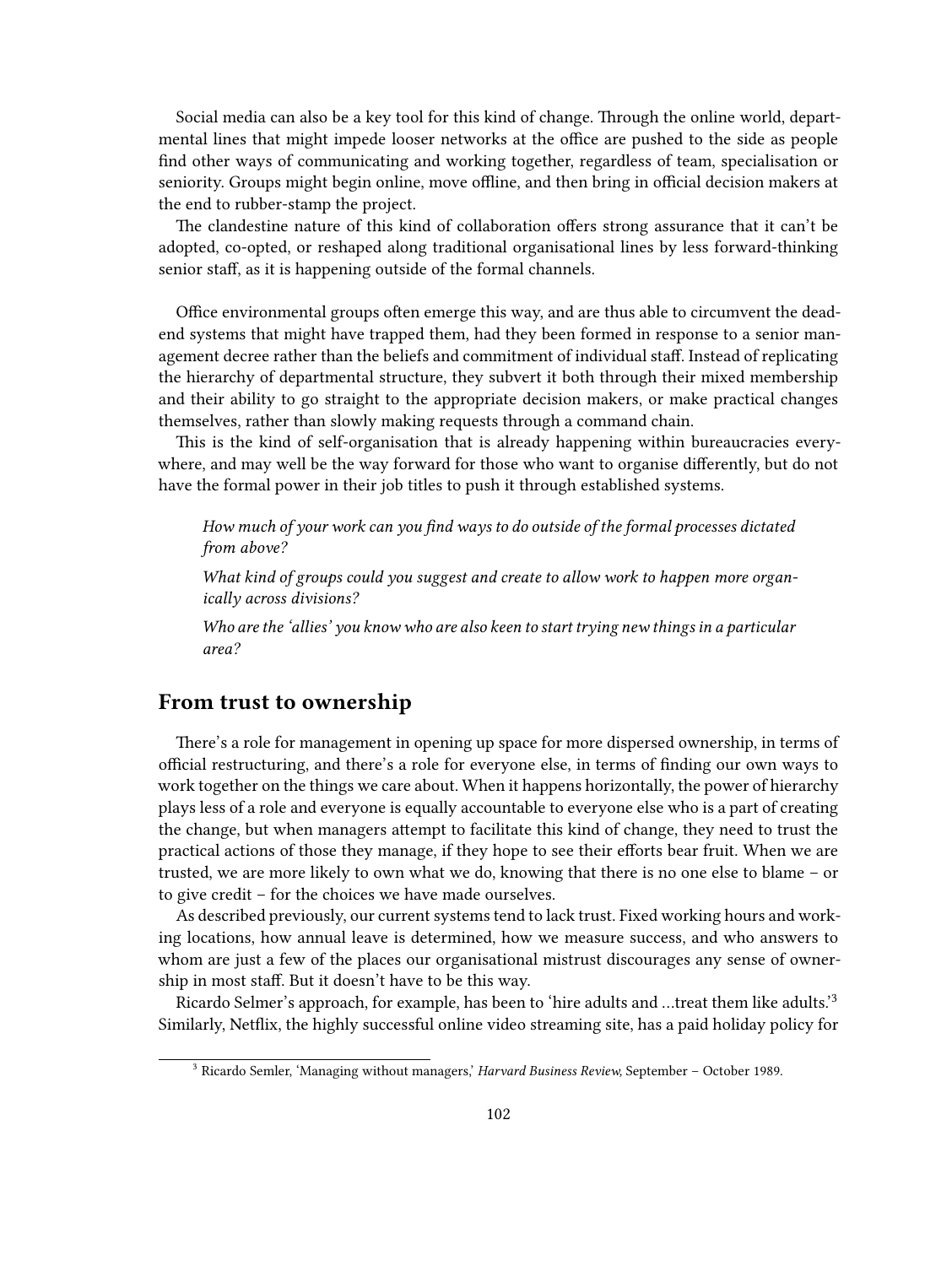Social media can also be a key tool for this kind of change. Through the online world, departmental lines that might impede looser networks at the office are pushed to the side as people find other ways of communicating and working together, regardless of team, specialisation or seniority. Groups might begin online, move offline, and then bring in official decision makers at the end to rubber-stamp the project.

The clandestine nature of this kind of collaboration offers strong assurance that it can't be adopted, co-opted, or reshaped along traditional organisational lines by less forward-thinking senior staff, as it is happening outside of the formal channels.

Office environmental groups often emerge this way, and are thus able to circumvent the dead-end systems that might have trapped them, had they been formed in response to a senior management decree rather than the beliefs and commitment of individual staff. Instead of replicating the hierarchy of departmental structure, they subvert it both through their mixed membership and their ability to go straight to the appropriate decision makers, or make practical changes themselves, rather than slowly making requests through a command chain.

This is the kind of self-organisation that is already happening within bureaucracies everywhere, and may well be the way forward for those who want to organise differently, but do not have the formal power in their job titles to push it through established systems.

> *How much of your work can you find ways to do outside of the formal processes dictated from above?*
>
> *What kind of groups could you suggest and create to allow work to happen more organically across divisions?*
>
> *Who are the 'allies' you know who are also keen to start trying new things in a particular area?*

## From trust to ownership

There's a role for management in opening up space for more dispersed ownership, in terms of official restructuring, and there's a role for everyone else, in terms of finding our own ways to work together on the things we care about. When it happens horizontally, the power of hierarchy plays less of a role and everyone is equally accountable to everyone else who is a part of creating the change, but when managers attempt to facilitate this kind of change, they need to trust the practical actions of those they manage, if they hope to see their efforts bear fruit. When we are trusted, we are more likely to own what we do, knowing that there is no one else to blame – or to give credit – for the choices we have made ourselves.

As described previously, our current systems tend to lack trust. Fixed working hours and working locations, how annual leave is determined, how we measure success, and who answers to whom are just a few of the places our organisational mistrust discourages any sense of ownership in most staff. But it doesn't have to be this way.

Ricardo Selmer's approach, for example, has been to 'hire adults and …treat them like adults.'[3] Similarly, Netflix, the highly successful online video streaming site, has a paid holiday policy for

[3] Ricardo Semler, 'Managing without managers,' *Harvard Business Review,* September – October 1989.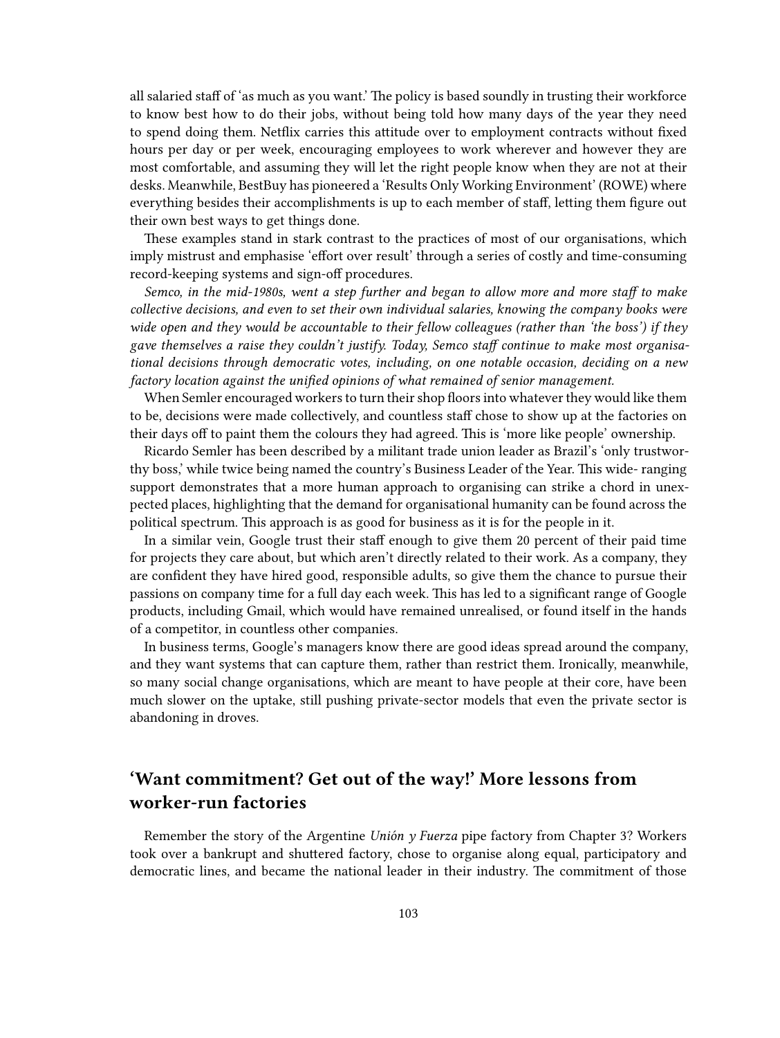all salaried staff of 'as much as you want.' The policy is based soundly in trusting their workforce to know best how to do their jobs, without being told how many days of the year they need to spend doing them. Netflix carries this attitude over to employment contracts without fixed hours per day or per week, encouraging employees to work wherever and however they are most comfortable, and assuming they will let the right people know when they are not at their desks. Meanwhile, BestBuy has pioneered a 'Results Only Working Environment' (ROWE) where everything besides their accomplishments is up to each member of staff, letting them figure out their own best ways to get things done.

These examples stand in stark contrast to the practices of most of our organisations, which imply mistrust and emphasise 'effort over result' through a series of costly and time-consuming record-keeping systems and sign-off procedures.

*Semco, in the mid-1980s, went a step further and began to allow more and more staff to make collective decisions, and even to set their own individual salaries, knowing the company books were wide open and they would be accountable to their fellow colleagues (rather than 'the boss') if they gave themselves a raise they couldn't justify. Today, Semco staff continue to make most organisational decisions through democratic votes, including, on one notable occasion, deciding on a new factory location against the unified opinions of what remained of senior management.*

When Semler encouraged workers to turn their shop floors into whatever they would like them to be, decisions were made collectively, and countless staff chose to show up at the factories on their days off to paint them the colours they had agreed. This is 'more like people' ownership.

Ricardo Semler has been described by a militant trade union leader as Brazil's 'only trustworthy boss,' while twice being named the country's Business Leader of the Year. This wide- ranging support demonstrates that a more human approach to organising can strike a chord in unexpected places, highlighting that the demand for organisational humanity can be found across the political spectrum. This approach is as good for business as it is for the people in it.

In a similar vein, Google trust their staff enough to give them 20 percent of their paid time for projects they care about, but which aren't directly related to their work. As a company, they are confident they have hired good, responsible adults, so give them the chance to pursue their passions on company time for a full day each week. This has led to a significant range of Google products, including Gmail, which would have remained unrealised, or found itself in the hands of a competitor, in countless other companies.

In business terms, Google's managers know there are good ideas spread around the company, and they want systems that can capture them, rather than restrict them. Ironically, meanwhile, so many social change organisations, which are meant to have people at their core, have been much slower on the uptake, still pushing private-sector models that even the private sector is abandoning in droves.

## 'Want commitment? Get out of the way!' More lessons from worker-run factories

Remember the story of the Argentine *Unión y Fuerza* pipe factory from Chapter 3? Workers took over a bankrupt and shuttered factory, chose to organise along equal, participatory and democratic lines, and became the national leader in their industry. The commitment of those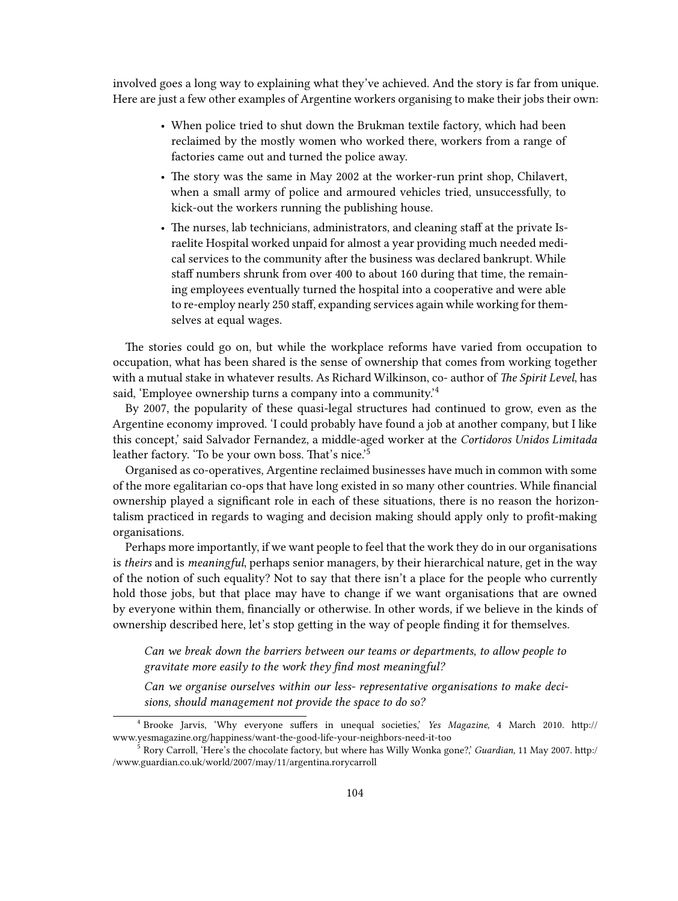involved goes a long way to explaining what they've achieved. And the story is far from unique. Here are just a few other examples of Argentine workers organising to make their jobs their own:

- When police tried to shut down the Brukman textile factory, which had been reclaimed by the mostly women who worked there, workers from a range of factories came out and turned the police away.
- The story was the same in May 2002 at the worker-run print shop, Chilavert, when a small army of police and armoured vehicles tried, unsuccessfully, to kick-out the workers running the publishing house.
- The nurses, lab technicians, administrators, and cleaning staff at the private Israelite Hospital worked unpaid for almost a year providing much needed medical services to the community after the business was declared bankrupt. While staff numbers shrunk from over 400 to about 160 during that time, the remaining employees eventually turned the hospital into a cooperative and were able to re-employ nearly 250 staff, expanding services again while working for themselves at equal wages.

The stories could go on, but while the workplace reforms have varied from occupation to occupation, what has been shared is the sense of ownership that comes from working together with a mutual stake in whatever results. As Richard Wilkinson, co- author of *The Spirit Level*, has said, 'Employee ownership turns a company into a community.'[4]

By 2007, the popularity of these quasi-legal structures had continued to grow, even as the Argentine economy improved. 'I could probably have found a job at another company, but I like this concept,' said Salvador Fernandez, a middle-aged worker at the *Cortidoros Unidos Limitada* leather factory. 'To be your own boss. That's nice.'[5]

Organised as co-operatives, Argentine reclaimed businesses have much in common with some of the more egalitarian co-ops that have long existed in so many other countries. While financial ownership played a significant role in each of these situations, there is no reason the horizontalism practiced in regards to waging and decision making should apply only to profit-making organisations.

Perhaps more importantly, if we want people to feel that the work they do in our organisations is *theirs* and is *meaningful*, perhaps senior managers, by their hierarchical nature, get in the way of the notion of such equality? Not to say that there isn't a place for the people who currently hold those jobs, but that place may have to change if we want organisations that are owned by everyone within them, financially or otherwise. In other words, if we believe in the kinds of ownership described here, let's stop getting in the way of people finding it for themselves.

*Can we break down the barriers between our teams or departments, to allow people to gravitate more easily to the work they find most meaningful?*

*Can we organise ourselves within our less- representative organisations to make decisions, should management not provide the space to do so?*

[4] Brooke Jarvis, 'Why everyone suffers in unequal societies,' *Yes Magazine,* 4 March 2010. http://www.yesmagazine.org/happiness/want-the-good-life-your-neighbors-need-it-too

[5] Rory Carroll, 'Here's the chocolate factory, but where has Willy Wonka gone?,' *Guardian,* 11 May 2007. http://www.guardian.co.uk/world/2007/may/11/argentina.rorycarroll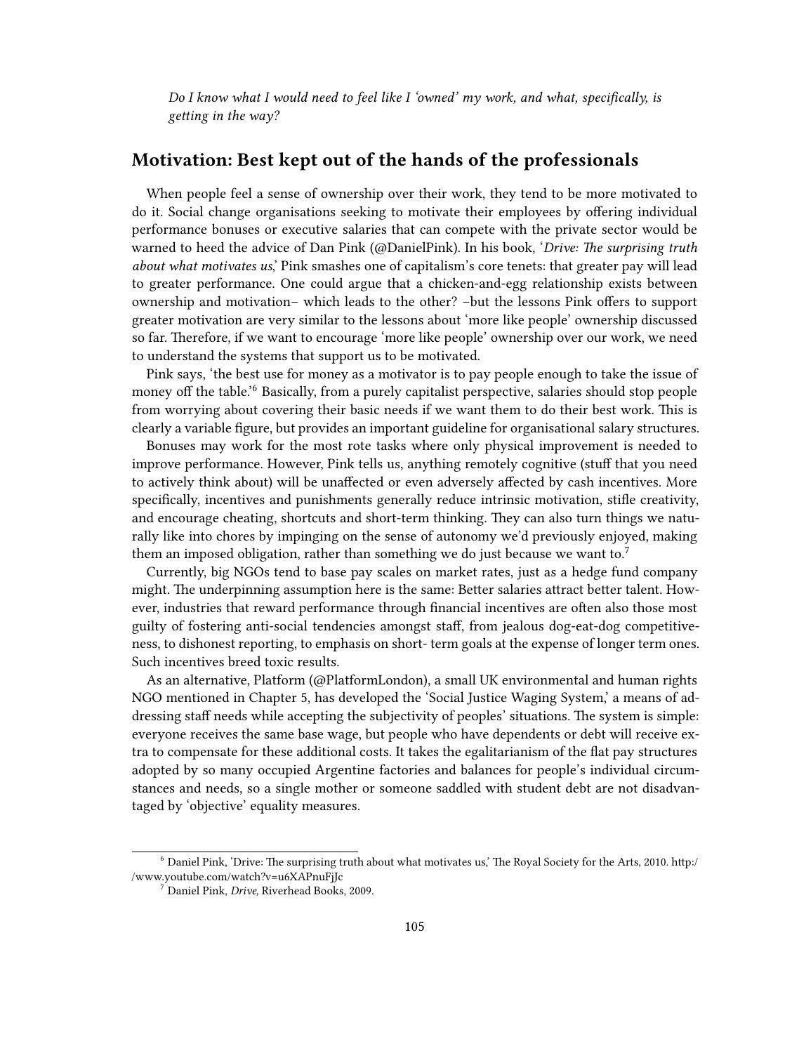*Do I know what I would need to feel like I 'owned' my work, and what, specifically, is getting in the way?*

## Motivation: Best kept out of the hands of the professionals

When people feel a sense of ownership over their work, they tend to be more motivated to do it. Social change organisations seeking to motivate their employees by offering individual performance bonuses or executive salaries that can compete with the private sector would be warned to heed the advice of Dan Pink (@DanielPink). In his book, '*Drive: The surprising truth about what motivates us*,' Pink smashes one of capitalism's core tenets: that greater pay will lead to greater performance. One could argue that a chicken-and-egg relationship exists between ownership and motivation– which leads to the other? –but the lessons Pink offers to support greater motivation are very similar to the lessons about 'more like people' ownership discussed so far. Therefore, if we want to encourage 'more like people' ownership over our work, we need to understand the systems that support us to be motivated.

Pink says, 'the best use for money as a motivator is to pay people enough to take the issue of money off the table.'[6] Basically, from a purely capitalist perspective, salaries should stop people from worrying about covering their basic needs if we want them to do their best work. This is clearly a variable figure, but provides an important guideline for organisational salary structures.

Bonuses may work for the most rote tasks where only physical improvement is needed to improve performance. However, Pink tells us, anything remotely cognitive (stuff that you need to actively think about) will be unaffected or even adversely affected by cash incentives. More specifically, incentives and punishments generally reduce intrinsic motivation, stifle creativity, and encourage cheating, shortcuts and short-term thinking. They can also turn things we naturally like into chores by impinging on the sense of autonomy we'd previously enjoyed, making them an imposed obligation, rather than something we do just because we want to.[7]

Currently, big NGOs tend to base pay scales on market rates, just as a hedge fund company might. The underpinning assumption here is the same: Better salaries attract better talent. However, industries that reward performance through financial incentives are often also those most guilty of fostering anti-social tendencies amongst staff, from jealous dog-eat-dog competitiveness, to dishonest reporting, to emphasis on short- term goals at the expense of longer term ones. Such incentives breed toxic results.

As an alternative, Platform (@PlatformLondon), a small UK environmental and human rights NGO mentioned in Chapter 5, has developed the 'Social Justice Waging System,' a means of addressing staff needs while accepting the subjectivity of peoples' situations. The system is simple: everyone receives the same base wage, but people who have dependents or debt will receive extra to compensate for these additional costs. It takes the egalitarianism of the flat pay structures adopted by so many occupied Argentine factories and balances for people's individual circumstances and needs, so a single mother or someone saddled with student debt are not disadvantaged by 'objective' equality measures.

---

[6] Daniel Pink, 'Drive: The surprising truth about what motivates us,' The Royal Society for the Arts, 2010. http://www.youtube.com/watch?v=u6XAPnuFjJc

[7] Daniel Pink, *Drive*, Riverhead Books, 2009.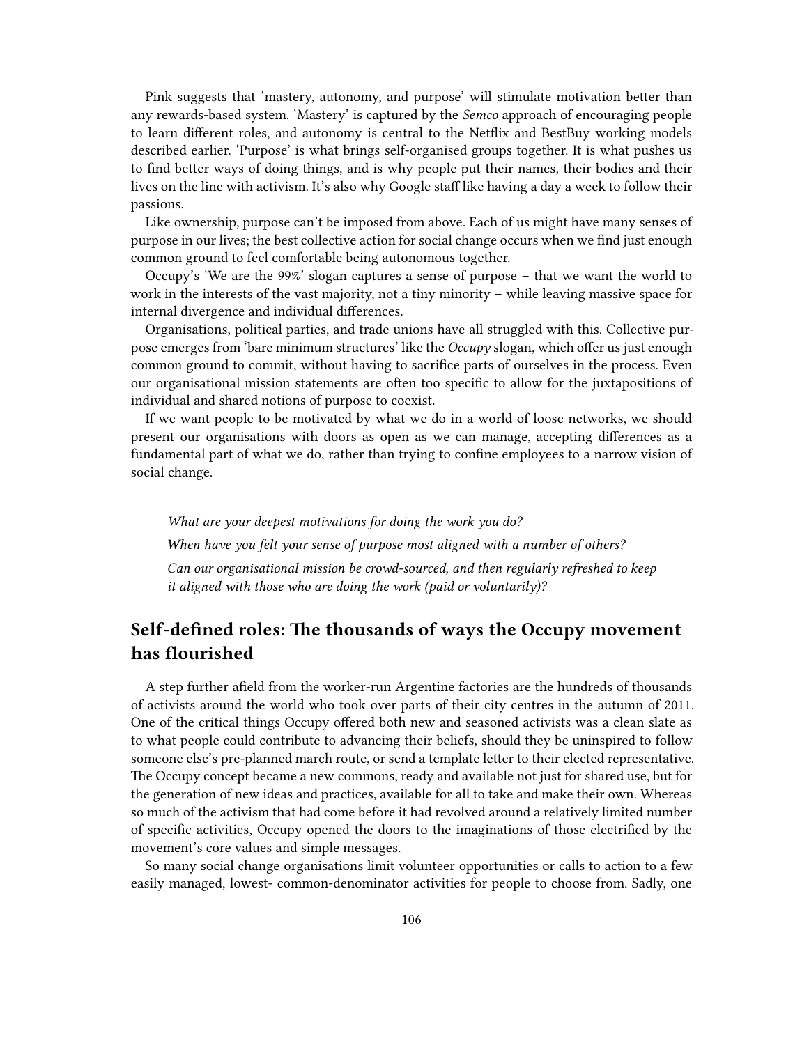Pink suggests that 'mastery, autonomy, and purpose' will stimulate motivation better than any rewards-based system. 'Mastery' is captured by the *Semco* approach of encouraging people to learn different roles, and autonomy is central to the Netflix and BestBuy working models described earlier. 'Purpose' is what brings self-organised groups together. It is what pushes us to find better ways of doing things, and is why people put their names, their bodies and their lives on the line with activism. It's also why Google staff like having a day a week to follow their passions.

Like ownership, purpose can't be imposed from above. Each of us might have many senses of purpose in our lives; the best collective action for social change occurs when we find just enough common ground to feel comfortable being autonomous together.

Occupy's 'We are the 99%' slogan captures a sense of purpose – that we want the world to work in the interests of the vast majority, not a tiny minority – while leaving massive space for internal divergence and individual differences.

Organisations, political parties, and trade unions have all struggled with this. Collective purpose emerges from 'bare minimum structures' like the *Occupy* slogan, which offer us just enough common ground to commit, without having to sacrifice parts of ourselves in the process. Even our organisational mission statements are often too specific to allow for the juxtapositions of individual and shared notions of purpose to coexist.

If we want people to be motivated by what we do in a world of loose networks, we should present our organisations with doors as open as we can manage, accepting differences as a fundamental part of what we do, rather than trying to confine employees to a narrow vision of social change.

> *What are your deepest motivations for doing the work you do?*
>
> *When have you felt your sense of purpose most aligned with a number of others?*
>
> *Can our organisational mission be crowd-sourced, and then regularly refreshed to keep it aligned with those who are doing the work (paid or voluntarily)?*

## Self-defined roles: The thousands of ways the Occupy movement has flourished

A step further afield from the worker-run Argentine factories are the hundreds of thousands of activists around the world who took over parts of their city centres in the autumn of 2011. One of the critical things Occupy offered both new and seasoned activists was a clean slate as to what people could contribute to advancing their beliefs, should they be uninspired to follow someone else's pre-planned march route, or send a template letter to their elected representative. The Occupy concept became a new commons, ready and available not just for shared use, but for the generation of new ideas and practices, available for all to take and make their own. Whereas so much of the activism that had come before it had revolved around a relatively limited number of specific activities, Occupy opened the doors to the imaginations of those electrified by the movement's core values and simple messages.

So many social change organisations limit volunteer opportunities or calls to action to a few easily managed, lowest- common-denominator activities for people to choose from. Sadly, one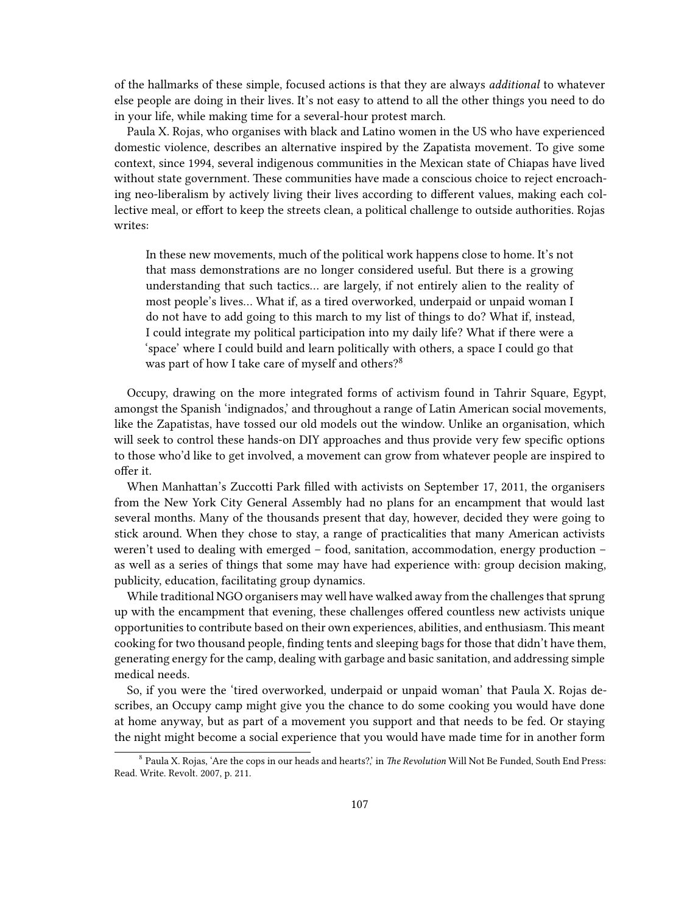of the hallmarks of these simple, focused actions is that they are always *additional* to whatever else people are doing in their lives. It's not easy to attend to all the other things you need to do in your life, while making time for a several-hour protest march.

Paula X. Rojas, who organises with black and Latino women in the US who have experienced domestic violence, describes an alternative inspired by the Zapatista movement. To give some context, since 1994, several indigenous communities in the Mexican state of Chiapas have lived without state government. These communities have made a conscious choice to reject encroaching neo-liberalism by actively living their lives according to different values, making each collective meal, or effort to keep the streets clean, a political challenge to outside authorities. Rojas writes:

> In these new movements, much of the political work happens close to home. It's not that mass demonstrations are no longer considered useful. But there is a growing understanding that such tactics… are largely, if not entirely alien to the reality of most people's lives… What if, as a tired overworked, underpaid or unpaid woman I do not have to add going to this march to my list of things to do? What if, instead, I could integrate my political participation into my daily life? What if there were a 'space' where I could build and learn politically with others, a space I could go that was part of how I take care of myself and others?[8]

Occupy, drawing on the more integrated forms of activism found in Tahrir Square, Egypt, amongst the Spanish 'indignados,' and throughout a range of Latin American social movements, like the Zapatistas, have tossed our old models out the window. Unlike an organisation, which will seek to control these hands-on DIY approaches and thus provide very few specific options to those who'd like to get involved, a movement can grow from whatever people are inspired to offer it.

When Manhattan's Zuccotti Park filled with activists on September 17, 2011, the organisers from the New York City General Assembly had no plans for an encampment that would last several months. Many of the thousands present that day, however, decided they were going to stick around. When they chose to stay, a range of practicalities that many American activists weren't used to dealing with emerged – food, sanitation, accommodation, energy production – as well as a series of things that some may have had experience with: group decision making, publicity, education, facilitating group dynamics.

While traditional NGO organisers may well have walked away from the challenges that sprung up with the encampment that evening, these challenges offered countless new activists unique opportunities to contribute based on their own experiences, abilities, and enthusiasm. This meant cooking for two thousand people, finding tents and sleeping bags for those that didn't have them, generating energy for the camp, dealing with garbage and basic sanitation, and addressing simple medical needs.

So, if you were the 'tired overworked, underpaid or unpaid woman' that Paula X. Rojas describes, an Occupy camp might give you the chance to do some cooking you would have done at home anyway, but as part of a movement you support and that needs to be fed. Or staying the night might become a social experience that you would have made time for in another form

[8] Paula X. Rojas, 'Are the cops in our heads and hearts?,' in *The Revolution* Will Not Be Funded, South End Press: Read. Write. Revolt. 2007, p. 211.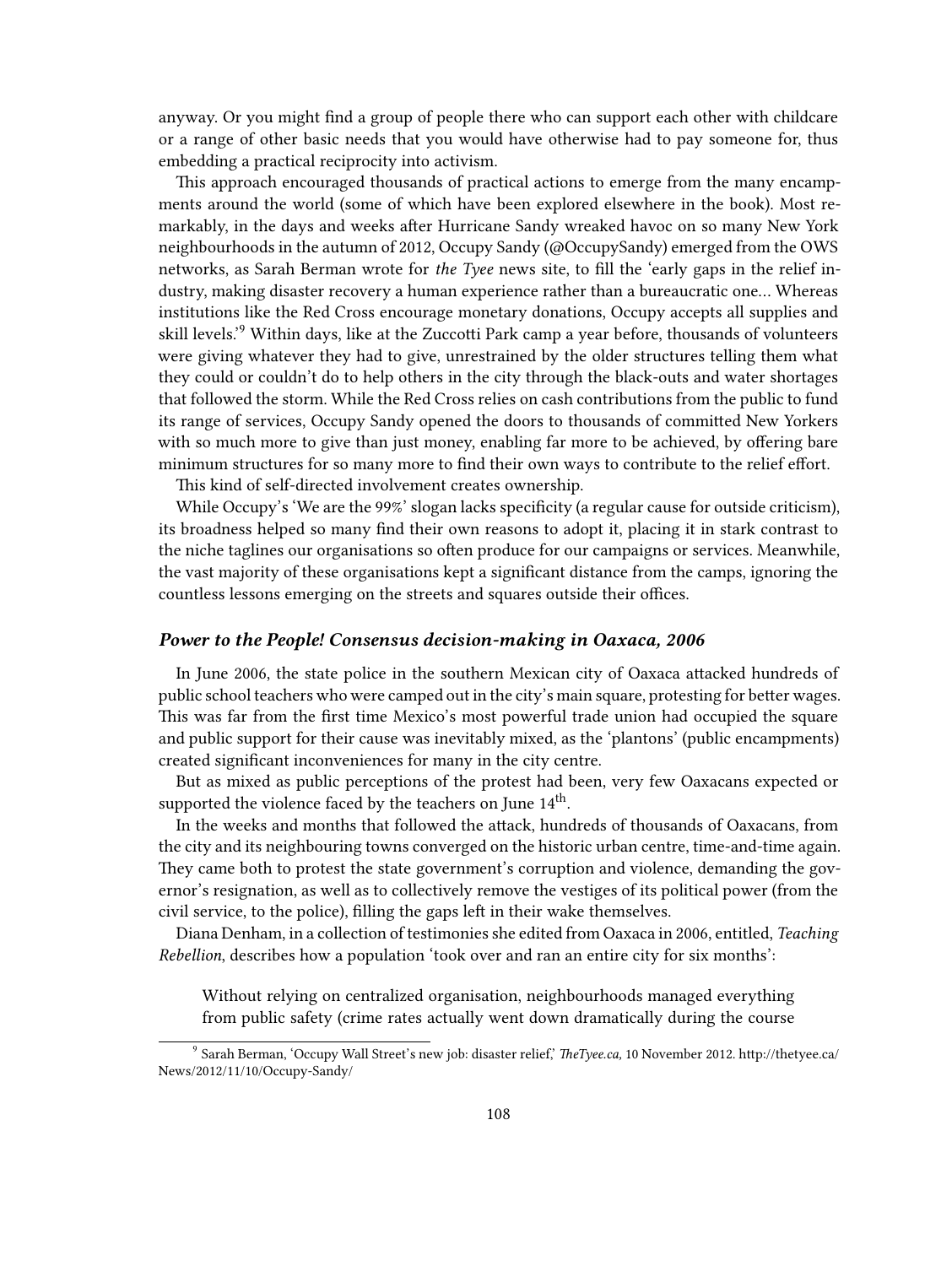anyway. Or you might find a group of people there who can support each other with childcare or a range of other basic needs that you would have otherwise had to pay someone for, thus embedding a practical reciprocity into activism.

This approach encouraged thousands of practical actions to emerge from the many encampments around the world (some of which have been explored elsewhere in the book). Most remarkably, in the days and weeks after Hurricane Sandy wreaked havoc on so many New York neighbourhoods in the autumn of 2012, Occupy Sandy (@OccupySandy) emerged from the OWS networks, as Sarah Berman wrote for *the Tyee* news site, to fill the 'early gaps in the relief industry, making disaster recovery a human experience rather than a bureaucratic one… Whereas institutions like the Red Cross encourage monetary donations, Occupy accepts all supplies and skill levels.'[9] Within days, like at the Zuccotti Park camp a year before, thousands of volunteers were giving whatever they had to give, unrestrained by the older structures telling them what they could or couldn't do to help others in the city through the black-outs and water shortages that followed the storm. While the Red Cross relies on cash contributions from the public to fund its range of services, Occupy Sandy opened the doors to thousands of committed New Yorkers with so much more to give than just money, enabling far more to be achieved, by offering bare minimum structures for so many more to find their own ways to contribute to the relief effort.

This kind of self-directed involvement creates ownership.

While Occupy's 'We are the 99%' slogan lacks specificity (a regular cause for outside criticism), its broadness helped so many find their own reasons to adopt it, placing it in stark contrast to the niche taglines our organisations so often produce for our campaigns or services. Meanwhile, the vast majority of these organisations kept a significant distance from the camps, ignoring the countless lessons emerging on the streets and squares outside their offices.

### *Power to the People! Consensus decision-making in Oaxaca, 2006*

In June 2006, the state police in the southern Mexican city of Oaxaca attacked hundreds of public school teachers who were camped out in the city's main square, protesting for better wages. This was far from the first time Mexico's most powerful trade union had occupied the square and public support for their cause was inevitably mixed, as the 'plantons' (public encampments) created significant inconveniences for many in the city centre.

But as mixed as public perceptions of the protest had been, very few Oaxacans expected or supported the violence faced by the teachers on June 14th.

In the weeks and months that followed the attack, hundreds of thousands of Oaxacans, from the city and its neighbouring towns converged on the historic urban centre, time-and-time again. They came both to protest the state government's corruption and violence, demanding the governor's resignation, as well as to collectively remove the vestiges of its political power (from the civil service, to the police), filling the gaps left in their wake themselves.

Diana Denham, in a collection of testimonies she edited from Oaxaca in 2006, entitled, *Teaching Rebellion*, describes how a population 'took over and ran an entire city for six months':

> Without relying on centralized organisation, neighbourhoods managed everything from public safety (crime rates actually went down dramatically during the course

[9] Sarah Berman, 'Occupy Wall Street's new job: disaster relief,' *TheTyee.ca,* 10 November 2012. http://thetyee.ca/News/2012/11/10/Occupy-Sandy/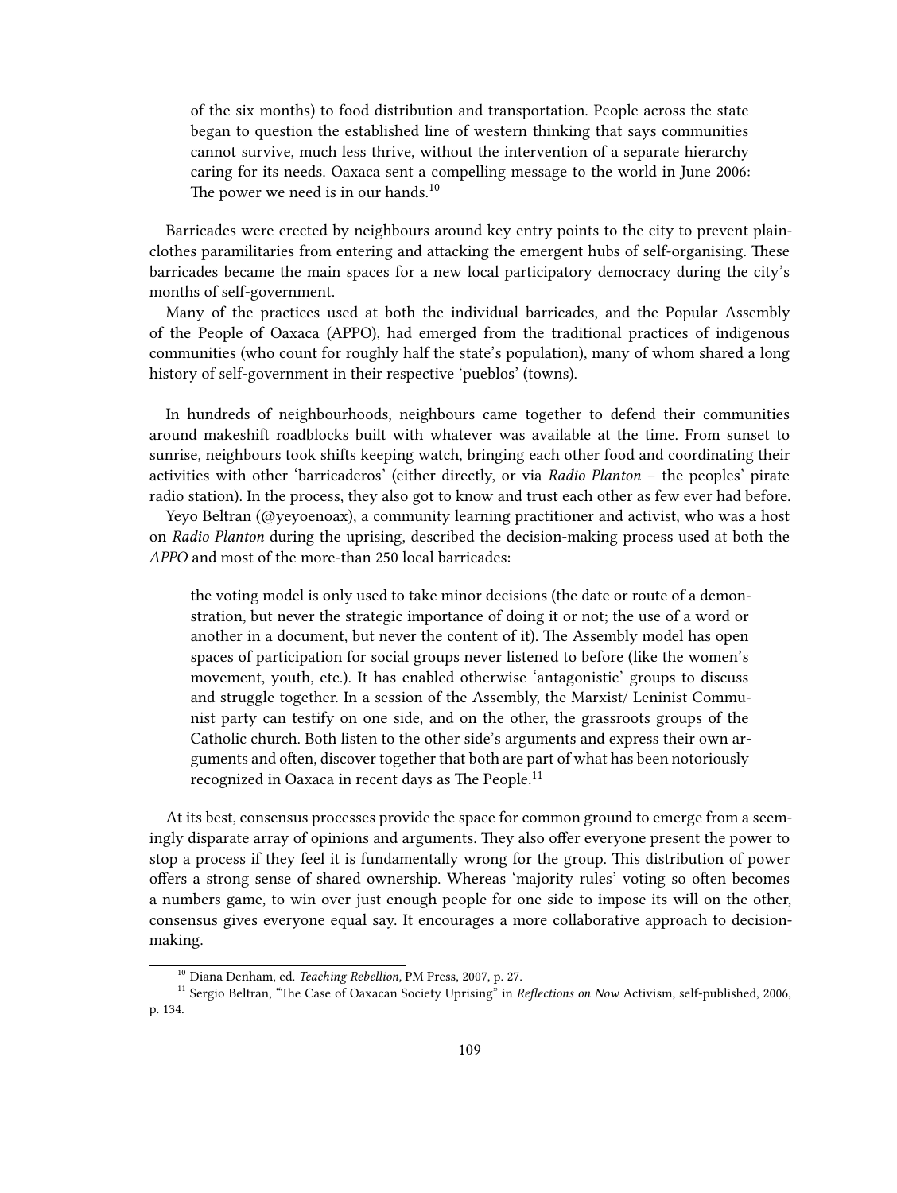> of the six months) to food distribution and transportation. People across the state began to question the established line of western thinking that says communities cannot survive, much less thrive, without the intervention of a separate hierarchy caring for its needs. Oaxaca sent a compelling message to the world in June 2006: The power we need is in our hands.[10]

Barricades were erected by neighbours around key entry points to the city to prevent plain-clothes paramilitaries from entering and attacking the emergent hubs of self-organising. These barricades became the main spaces for a new local participatory democracy during the city's months of self-government.

Many of the practices used at both the individual barricades, and the Popular Assembly of the People of Oaxaca (APPO), had emerged from the traditional practices of indigenous communities (who count for roughly half the state's population), many of whom shared a long history of self-government in their respective 'pueblos' (towns).

In hundreds of neighbourhoods, neighbours came together to defend their communities around makeshift roadblocks built with whatever was available at the time. From sunset to sunrise, neighbours took shifts keeping watch, bringing each other food and coordinating their activities with other 'barricaderos' (either directly, or via *Radio Planton* – the peoples' pirate radio station). In the process, they also got to know and trust each other as few ever had before.

Yeyo Beltran (@yeyoenoax), a community learning practitioner and activist, who was a host on *Radio Planton* during the uprising, described the decision-making process used at both the *APPO* and most of the more-than 250 local barricades:

> the voting model is only used to take minor decisions (the date or route of a demonstration, but never the strategic importance of doing it or not; the use of a word or another in a document, but never the content of it). The Assembly model has open spaces of participation for social groups never listened to before (like the women's movement, youth, etc.). It has enabled otherwise 'antagonistic' groups to discuss and struggle together. In a session of the Assembly, the Marxist/ Leninist Communist party can testify on one side, and on the other, the grassroots groups of the Catholic church. Both listen to the other side's arguments and express their own arguments and often, discover together that both are part of what has been notoriously recognized in Oaxaca in recent days as The People.[11]

At its best, consensus processes provide the space for common ground to emerge from a seemingly disparate array of opinions and arguments. They also offer everyone present the power to stop a process if they feel it is fundamentally wrong for the group. This distribution of power offers a strong sense of shared ownership. Whereas 'majority rules' voting so often becomes a numbers game, to win over just enough people for one side to impose its will on the other, consensus gives everyone equal say. It encourages a more collaborative approach to decision-making.

[10] Diana Denham, ed. *Teaching Rebellion,* PM Press, 2007, p. 27.

[11] Sergio Beltran, "The Case of Oaxacan Society Uprising" in *Reflections on Now* Activism, self-published, 2006, p. 134.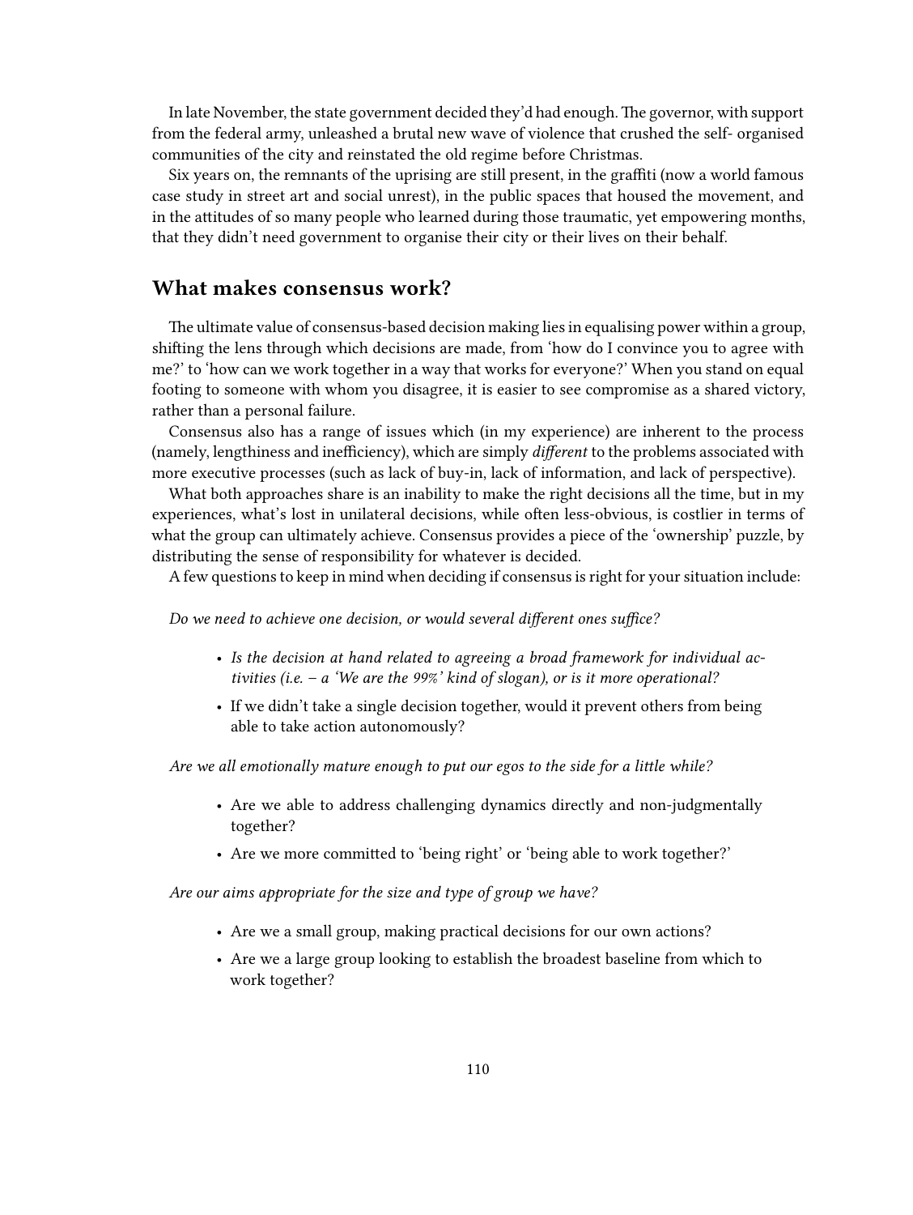In late November, the state government decided they'd had enough. The governor, with support from the federal army, unleashed a brutal new wave of violence that crushed the self- organised communities of the city and reinstated the old regime before Christmas.

Six years on, the remnants of the uprising are still present, in the graffiti (now a world famous case study in street art and social unrest), in the public spaces that housed the movement, and in the attitudes of so many people who learned during those traumatic, yet empowering months, that they didn't need government to organise their city or their lives on their behalf.

## What makes consensus work?

The ultimate value of consensus-based decision making lies in equalising power within a group, shifting the lens through which decisions are made, from 'how do I convince you to agree with me?' to 'how can we work together in a way that works for everyone?' When you stand on equal footing to someone with whom you disagree, it is easier to see compromise as a shared victory, rather than a personal failure.

Consensus also has a range of issues which (in my experience) are inherent to the process (namely, lengthiness and inefficiency), which are simply *different* to the problems associated with more executive processes (such as lack of buy-in, lack of information, and lack of perspective).

What both approaches share is an inability to make the right decisions all the time, but in my experiences, what's lost in unilateral decisions, while often less-obvious, is costlier in terms of what the group can ultimately achieve. Consensus provides a piece of the 'ownership' puzzle, by distributing the sense of responsibility for whatever is decided.

A few questions to keep in mind when deciding if consensus is right for your situation include:

*Do we need to achieve one decision, or would several different ones suffice?*

- *Is the decision at hand related to agreeing a broad framework for individual activities (i.e. – a 'We are the 99%' kind of slogan), or is it more operational?*
- If we didn't take a single decision together, would it prevent others from being able to take action autonomously?

*Are we all emotionally mature enough to put our egos to the side for a little while?*

- Are we able to address challenging dynamics directly and non-judgmentally together?
- Are we more committed to 'being right' or 'being able to work together?'

*Are our aims appropriate for the size and type of group we have?*

- Are we a small group, making practical decisions for our own actions?
- Are we a large group looking to establish the broadest baseline from which to work together?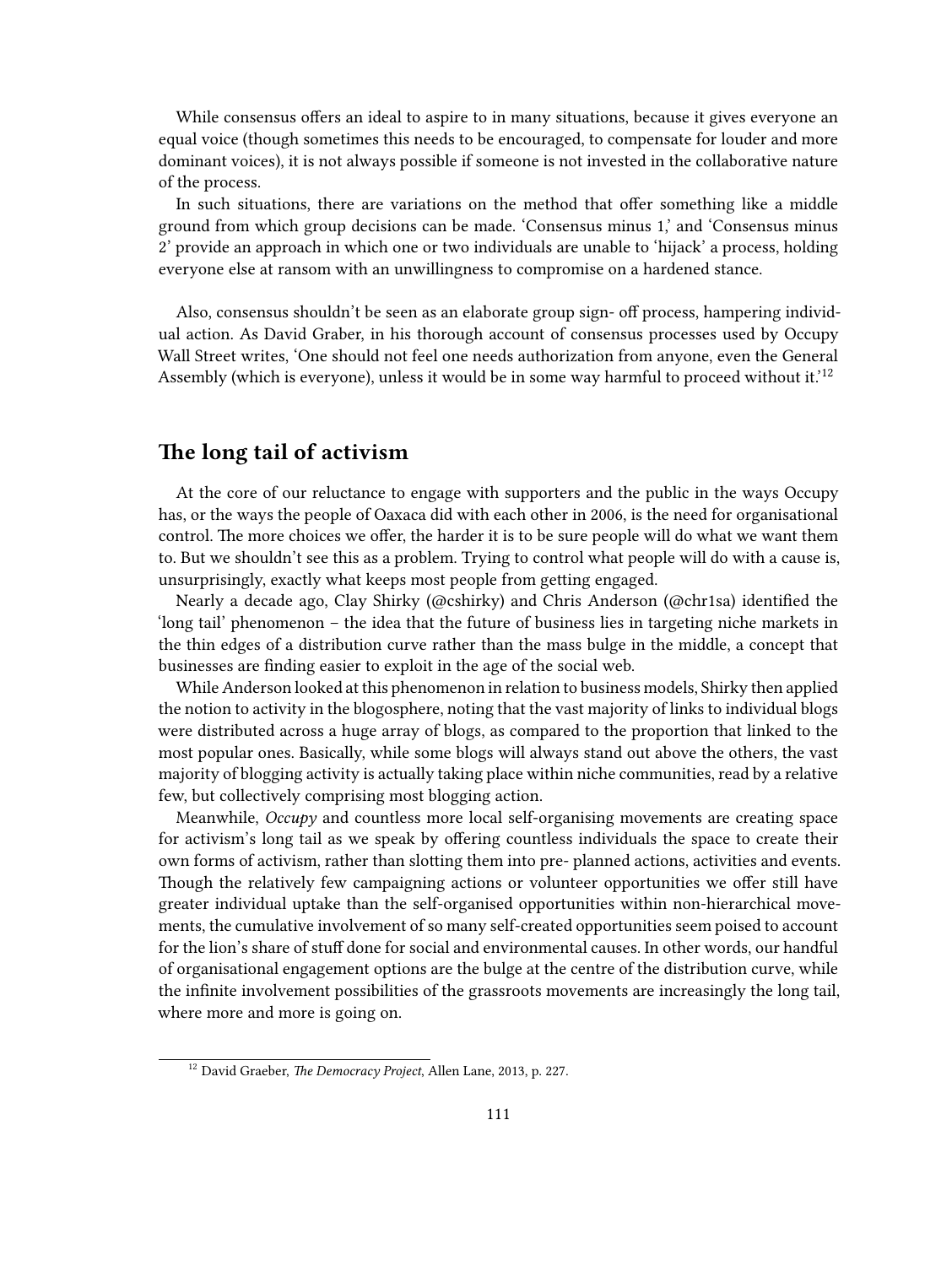While consensus offers an ideal to aspire to in many situations, because it gives everyone an equal voice (though sometimes this needs to be encouraged, to compensate for louder and more dominant voices), it is not always possible if someone is not invested in the collaborative nature of the process.

In such situations, there are variations on the method that offer something like a middle ground from which group decisions can be made. 'Consensus minus 1,' and 'Consensus minus 2' provide an approach in which one or two individuals are unable to 'hijack' a process, holding everyone else at ransom with an unwillingness to compromise on a hardened stance.

Also, consensus shouldn't be seen as an elaborate group sign- off process, hampering individual action. As David Graber, in his thorough account of consensus processes used by Occupy Wall Street writes, 'One should not feel one needs authorization from anyone, even the General Assembly (which is everyone), unless it would be in some way harmful to proceed without it.'[12]

## The long tail of activism

At the core of our reluctance to engage with supporters and the public in the ways Occupy has, or the ways the people of Oaxaca did with each other in 2006, is the need for organisational control. The more choices we offer, the harder it is to be sure people will do what we want them to. But we shouldn't see this as a problem. Trying to control what people will do with a cause is, unsurprisingly, exactly what keeps most people from getting engaged.

Nearly a decade ago, Clay Shirky (@cshirky) and Chris Anderson (@chr1sa) identified the 'long tail' phenomenon – the idea that the future of business lies in targeting niche markets in the thin edges of a distribution curve rather than the mass bulge in the middle, a concept that businesses are finding easier to exploit in the age of the social web.

While Anderson looked at this phenomenon in relation to business models, Shirky then applied the notion to activity in the blogosphere, noting that the vast majority of links to individual blogs were distributed across a huge array of blogs, as compared to the proportion that linked to the most popular ones. Basically, while some blogs will always stand out above the others, the vast majority of blogging activity is actually taking place within niche communities, read by a relative few, but collectively comprising most blogging action.

Meanwhile, *Occupy* and countless more local self-organising movements are creating space for activism's long tail as we speak by offering countless individuals the space to create their own forms of activism, rather than slotting them into pre- planned actions, activities and events. Though the relatively few campaigning actions or volunteer opportunities we offer still have greater individual uptake than the self-organised opportunities within non-hierarchical movements, the cumulative involvement of so many self-created opportunities seem poised to account for the lion's share of stuff done for social and environmental causes. In other words, our handful of organisational engagement options are the bulge at the centre of the distribution curve, while the infinite involvement possibilities of the grassroots movements are increasingly the long tail, where more and more is going on.

[12] David Graeber, *The Democracy Project*, Allen Lane, 2013, p. 227.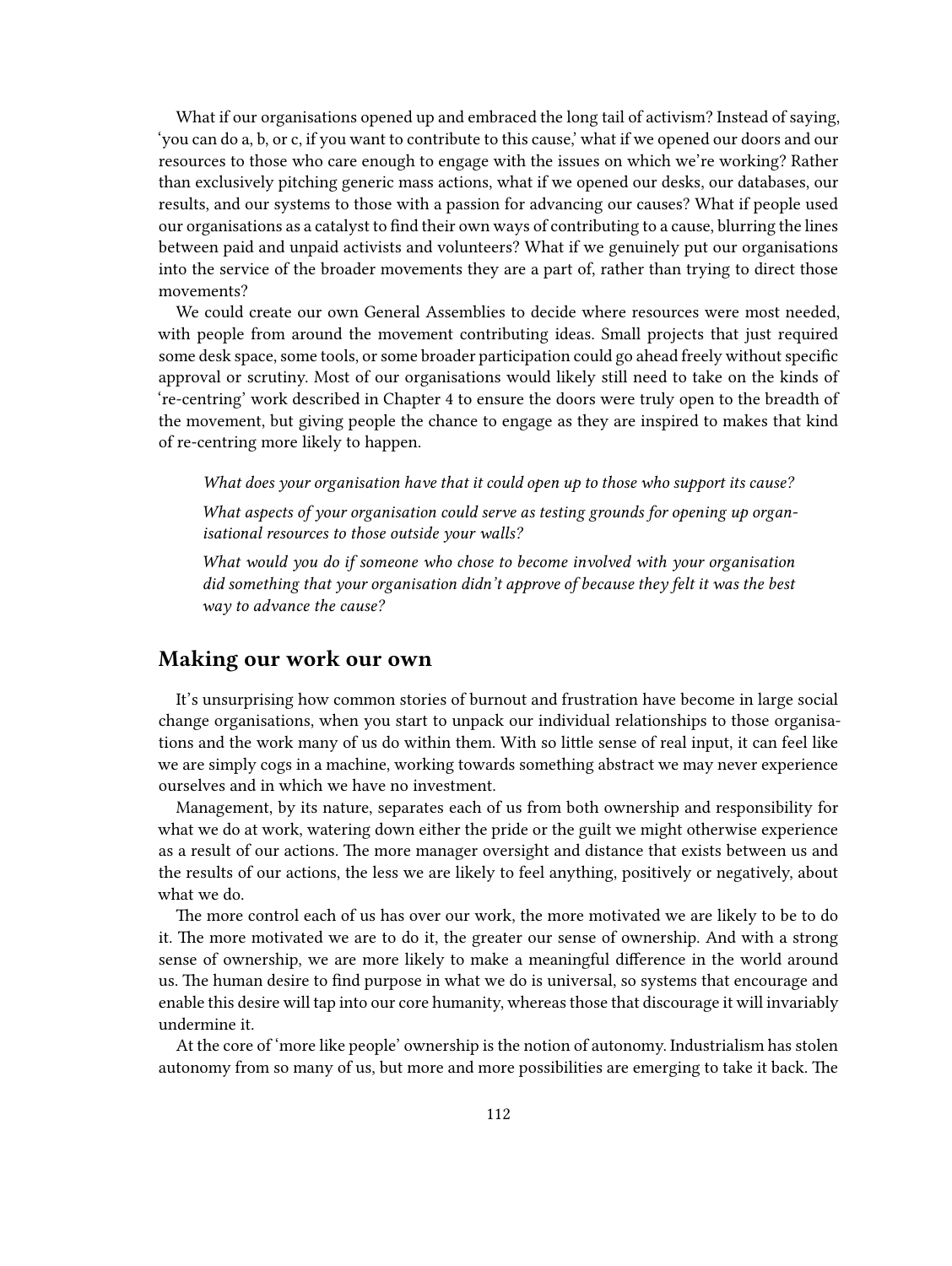What if our organisations opened up and embraced the long tail of activism? Instead of saying, 'you can do a, b, or c, if you want to contribute to this cause,' what if we opened our doors and our resources to those who care enough to engage with the issues on which we're working? Rather than exclusively pitching generic mass actions, what if we opened our desks, our databases, our results, and our systems to those with a passion for advancing our causes? What if people used our organisations as a catalyst to find their own ways of contributing to a cause, blurring the lines between paid and unpaid activists and volunteers? What if we genuinely put our organisations into the service of the broader movements they are a part of, rather than trying to direct those movements?

We could create our own General Assemblies to decide where resources were most needed, with people from around the movement contributing ideas. Small projects that just required some desk space, some tools, or some broader participation could go ahead freely without specific approval or scrutiny. Most of our organisations would likely still need to take on the kinds of 're-centring' work described in Chapter 4 to ensure the doors were truly open to the breadth of the movement, but giving people the chance to engage as they are inspired to makes that kind of re-centring more likely to happen.

> *What does your organisation have that it could open up to those who support its cause?*
>
> *What aspects of your organisation could serve as testing grounds for opening up organisational resources to those outside your walls?*
>
> *What would you do if someone who chose to become involved with your organisation did something that your organisation didn't approve of because they felt it was the best way to advance the cause?*

## Making our work our own

It's unsurprising how common stories of burnout and frustration have become in large social change organisations, when you start to unpack our individual relationships to those organisations and the work many of us do within them. With so little sense of real input, it can feel like we are simply cogs in a machine, working towards something abstract we may never experience ourselves and in which we have no investment.

Management, by its nature, separates each of us from both ownership and responsibility for what we do at work, watering down either the pride or the guilt we might otherwise experience as a result of our actions. The more manager oversight and distance that exists between us and the results of our actions, the less we are likely to feel anything, positively or negatively, about what we do.

The more control each of us has over our work, the more motivated we are likely to be to do it. The more motivated we are to do it, the greater our sense of ownership. And with a strong sense of ownership, we are more likely to make a meaningful difference in the world around us. The human desire to find purpose in what we do is universal, so systems that encourage and enable this desire will tap into our core humanity, whereas those that discourage it will invariably undermine it.

At the core of 'more like people' ownership is the notion of autonomy. Industrialism has stolen autonomy from so many of us, but more and more possibilities are emerging to take it back. The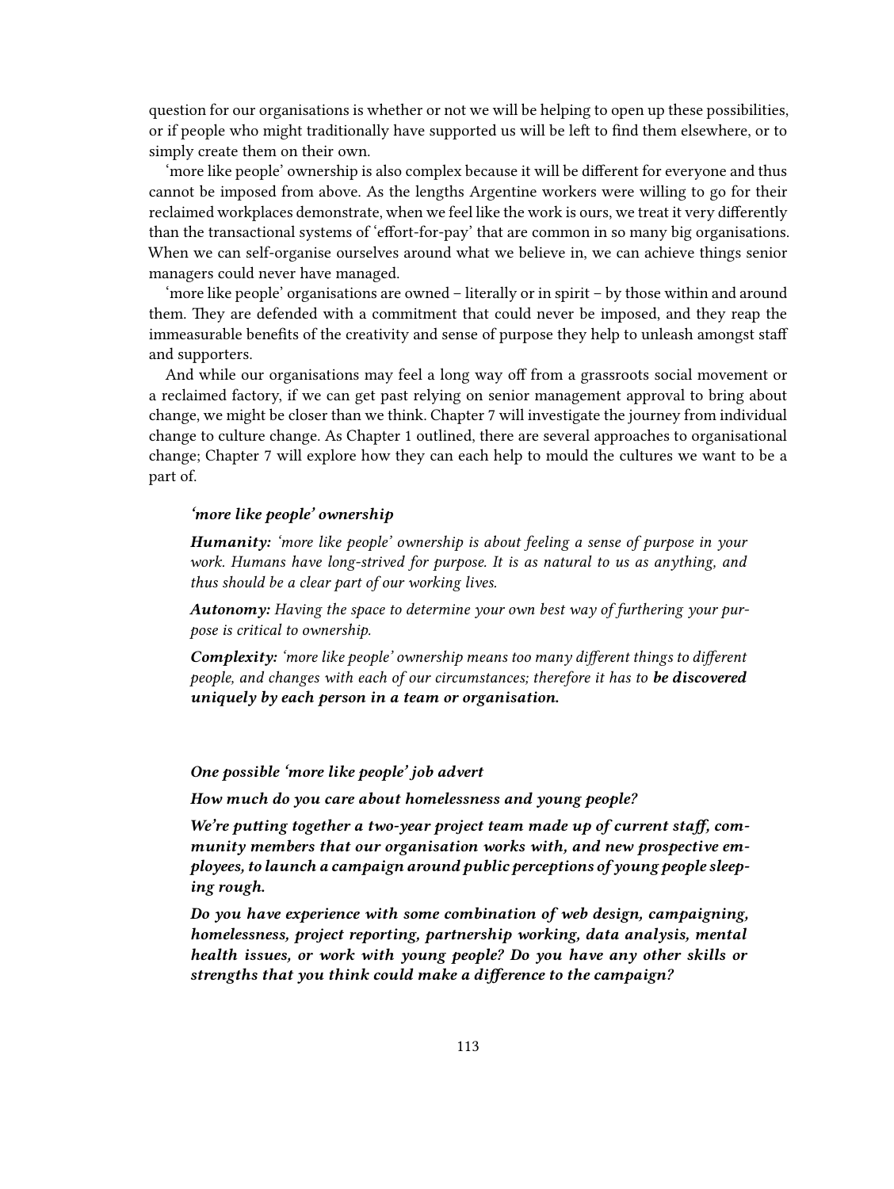question for our organisations is whether or not we will be helping to open up these possibilities, or if people who might traditionally have supported us will be left to find them elsewhere, or to simply create them on their own.

'more like people' ownership is also complex because it will be different for everyone and thus cannot be imposed from above. As the lengths Argentine workers were willing to go for their reclaimed workplaces demonstrate, when we feel like the work is ours, we treat it very differently than the transactional systems of 'effort-for-pay' that are common in so many big organisations. When we can self-organise ourselves around what we believe in, we can achieve things senior managers could never have managed.

'more like people' organisations are owned – literally or in spirit – by those within and around them. They are defended with a commitment that could never be imposed, and they reap the immeasurable benefits of the creativity and sense of purpose they help to unleash amongst staff and supporters.

And while our organisations may feel a long way off from a grassroots social movement or a reclaimed factory, if we can get past relying on senior management approval to bring about change, we might be closer than we think. Chapter 7 will investigate the journey from individual change to culture change. As Chapter 1 outlined, there are several approaches to organisational change; Chapter 7 will explore how they can each help to mould the cultures we want to be a part of.

> ***'more like people' ownership***
>
> ***Humanity:*** *'more like people' ownership is about feeling a sense of purpose in your work. Humans have long-strived for purpose. It is as natural to us as anything, and thus should be a clear part of our working lives.*
>
> ***Autonomy:*** *Having the space to determine your own best way of furthering your purpose is critical to ownership.*
>
> ***Complexity:*** *'more like people' ownership means too many different things to different people, and changes with each of our circumstances; therefore it has to* ***be discovered uniquely by each person in a team or organisation.***

> ***One possible 'more like people' job advert***
>
> ***How much do you care about homelessness and young people?***
>
> ***We're putting together a two-year project team made up of current staff, community members that our organisation works with, and new prospective employees, to launch a campaign around public perceptions of young people sleeping rough.***
>
> ***Do you have experience with some combination of web design, campaigning, homelessness, project reporting, partnership working, data analysis, mental health issues, or work with young people? Do you have any other skills or strengths that you think could make a difference to the campaign?***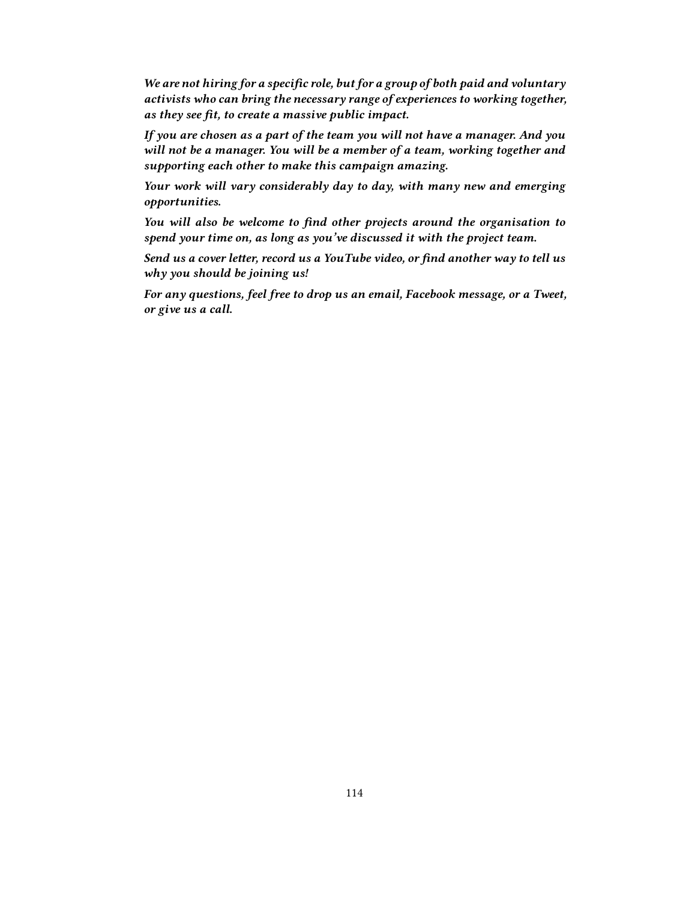***We are not hiring for a specific role, but for a group of both paid and voluntary activists who can bring the necessary range of experiences to working together, as they see fit, to create a massive public impact.***

***If you are chosen as a part of the team you will not have a manager. And you will not be a manager. You will be a member of a team, working together and supporting each other to make this campaign amazing.***

***Your work will vary considerably day to day, with many new and emerging opportunities.***

***You will also be welcome to find other projects around the organisation to spend your time on, as long as you've discussed it with the project team.***

***Send us a cover letter, record us a YouTube video, or find another way to tell us why you should be joining us!***

***For any questions, feel free to drop us an email, Facebook message, or a Tweet, or give us a call.***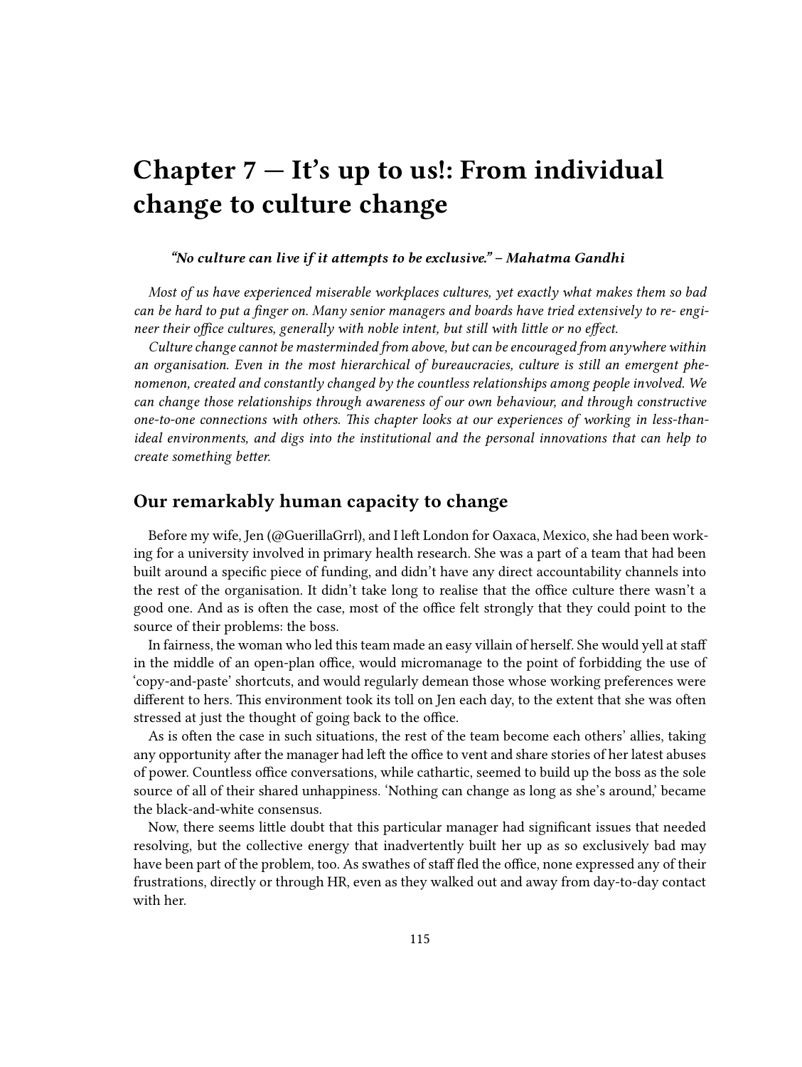# Chapter 7 — It's up to us!: From individual change to culture change

***"No culture can live if it attempts to be exclusive." – Mahatma Gandhi***

*Most of us have experienced miserable workplaces cultures, yet exactly what makes them so bad can be hard to put a finger on. Many senior managers and boards have tried extensively to re- engineer their office cultures, generally with noble intent, but still with little or no effect.*

*Culture change cannot be masterminded from above, but can be encouraged from anywhere within an organisation. Even in the most hierarchical of bureaucracies, culture is still an emergent phenomenon, created and constantly changed by the countless relationships among people involved. We can change those relationships through awareness of our own behaviour, and through constructive one-to-one connections with others. This chapter looks at our experiences of working in less-than-ideal environments, and digs into the institutional and the personal innovations that can help to create something better.*

## Our remarkably human capacity to change

Before my wife, Jen (@GuerillaGrrl), and I left London for Oaxaca, Mexico, she had been working for a university involved in primary health research. She was a part of a team that had been built around a specific piece of funding, and didn't have any direct accountability channels into the rest of the organisation. It didn't take long to realise that the office culture there wasn't a good one. And as is often the case, most of the office felt strongly that they could point to the source of their problems: the boss.

In fairness, the woman who led this team made an easy villain of herself. She would yell at staff in the middle of an open-plan office, would micromanage to the point of forbidding the use of 'copy-and-paste' shortcuts, and would regularly demean those whose working preferences were different to hers. This environment took its toll on Jen each day, to the extent that she was often stressed at just the thought of going back to the office.

As is often the case in such situations, the rest of the team become each others' allies, taking any opportunity after the manager had left the office to vent and share stories of her latest abuses of power. Countless office conversations, while cathartic, seemed to build up the boss as the sole source of all of their shared unhappiness. 'Nothing can change as long as she's around,' became the black-and-white consensus.

Now, there seems little doubt that this particular manager had significant issues that needed resolving, but the collective energy that inadvertently built her up as so exclusively bad may have been part of the problem, too. As swathes of staff fled the office, none expressed any of their frustrations, directly or through HR, even as they walked out and away from day-to-day contact with her.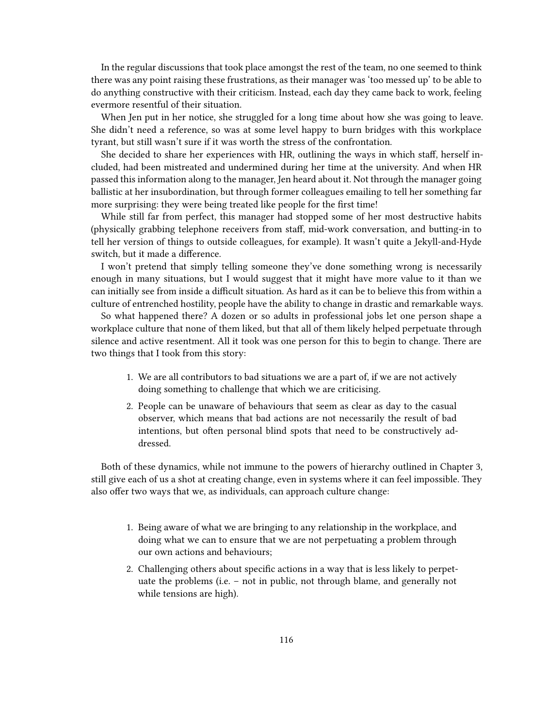In the regular discussions that took place amongst the rest of the team, no one seemed to think there was any point raising these frustrations, as their manager was 'too messed up' to be able to do anything constructive with their criticism. Instead, each day they came back to work, feeling evermore resentful of their situation.

When Jen put in her notice, she struggled for a long time about how she was going to leave. She didn't need a reference, so was at some level happy to burn bridges with this workplace tyrant, but still wasn't sure if it was worth the stress of the confrontation.

She decided to share her experiences with HR, outlining the ways in which staff, herself included, had been mistreated and undermined during her time at the university. And when HR passed this information along to the manager, Jen heard about it. Not through the manager going ballistic at her insubordination, but through former colleagues emailing to tell her something far more surprising: they were being treated like people for the first time!

While still far from perfect, this manager had stopped some of her most destructive habits (physically grabbing telephone receivers from staff, mid-work conversation, and butting-in to tell her version of things to outside colleagues, for example). It wasn't quite a Jekyll-and-Hyde switch, but it made a difference.

I won't pretend that simply telling someone they've done something wrong is necessarily enough in many situations, but I would suggest that it might have more value to it than we can initially see from inside a difficult situation. As hard as it can be to believe this from within a culture of entrenched hostility, people have the ability to change in drastic and remarkable ways.

So what happened there? A dozen or so adults in professional jobs let one person shape a workplace culture that none of them liked, but that all of them likely helped perpetuate through silence and active resentment. All it took was one person for this to begin to change. There are two things that I took from this story:

1. We are all contributors to bad situations we are a part of, if we are not actively doing something to challenge that which we are criticising.
2. People can be unaware of behaviours that seem as clear as day to the casual observer, which means that bad actions are not necessarily the result of bad intentions, but often personal blind spots that need to be constructively addressed.

Both of these dynamics, while not immune to the powers of hierarchy outlined in Chapter 3, still give each of us a shot at creating change, even in systems where it can feel impossible. They also offer two ways that we, as individuals, can approach culture change:

1. Being aware of what we are bringing to any relationship in the workplace, and doing what we can to ensure that we are not perpetuating a problem through our own actions and behaviours;
2. Challenging others about specific actions in a way that is less likely to perpetuate the problems (i.e. – not in public, not through blame, and generally not while tensions are high).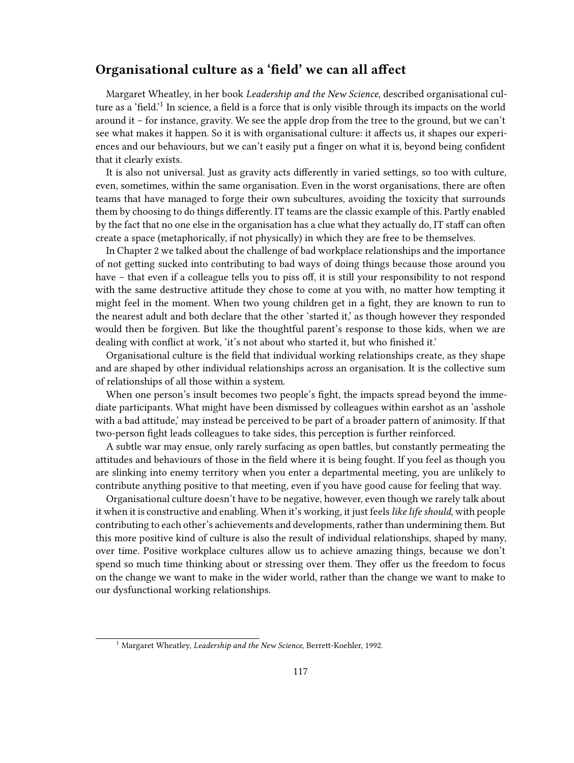## Organisational culture as a 'field' we can all affect

Margaret Wheatley, in her book *Leadership and the New Science*, described organisational culture as a 'field.'[1] In science, a field is a force that is only visible through its impacts on the world around it – for instance, gravity. We see the apple drop from the tree to the ground, but we can't see what makes it happen. So it is with organisational culture: it affects us, it shapes our experiences and our behaviours, but we can't easily put a finger on what it is, beyond being confident that it clearly exists.

It is also not universal. Just as gravity acts differently in varied settings, so too with culture, even, sometimes, within the same organisation. Even in the worst organisations, there are often teams that have managed to forge their own subcultures, avoiding the toxicity that surrounds them by choosing to do things differently. IT teams are the classic example of this. Partly enabled by the fact that no one else in the organisation has a clue what they actually do, IT staff can often create a space (metaphorically, if not physically) in which they are free to be themselves.

In Chapter 2 we talked about the challenge of bad workplace relationships and the importance of not getting sucked into contributing to bad ways of doing things because those around you have – that even if a colleague tells you to piss off, it is still your responsibility to not respond with the same destructive attitude they chose to come at you with, no matter how tempting it might feel in the moment. When two young children get in a fight, they are known to run to the nearest adult and both declare that the other 'started it,' as though however they responded would then be forgiven. But like the thoughtful parent's response to those kids, when we are dealing with conflict at work, 'it's not about who started it, but who finished it.'

Organisational culture is the field that individual working relationships create, as they shape and are shaped by other individual relationships across an organisation. It is the collective sum of relationships of all those within a system.

When one person's insult becomes two people's fight, the impacts spread beyond the immediate participants. What might have been dismissed by colleagues within earshot as an 'asshole with a bad attitude,' may instead be perceived to be part of a broader pattern of animosity. If that two-person fight leads colleagues to take sides, this perception is further reinforced.

A subtle war may ensue, only rarely surfacing as open battles, but constantly permeating the attitudes and behaviours of those in the field where it is being fought. If you feel as though you are slinking into enemy territory when you enter a departmental meeting, you are unlikely to contribute anything positive to that meeting, even if you have good cause for feeling that way.

Organisational culture doesn't have to be negative, however, even though we rarely talk about it when it is constructive and enabling. When it's working, it just feels *like life should*, with people contributing to each other's achievements and developments, rather than undermining them. But this more positive kind of culture is also the result of individual relationships, shaped by many, over time. Positive workplace cultures allow us to achieve amazing things, because we don't spend so much time thinking about or stressing over them. They offer us the freedom to focus on the change we want to make in the wider world, rather than the change we want to make to our dysfunctional working relationships.

[1] Margaret Wheatley, *Leadership and the New Science*, Berrett-Koehler, 1992.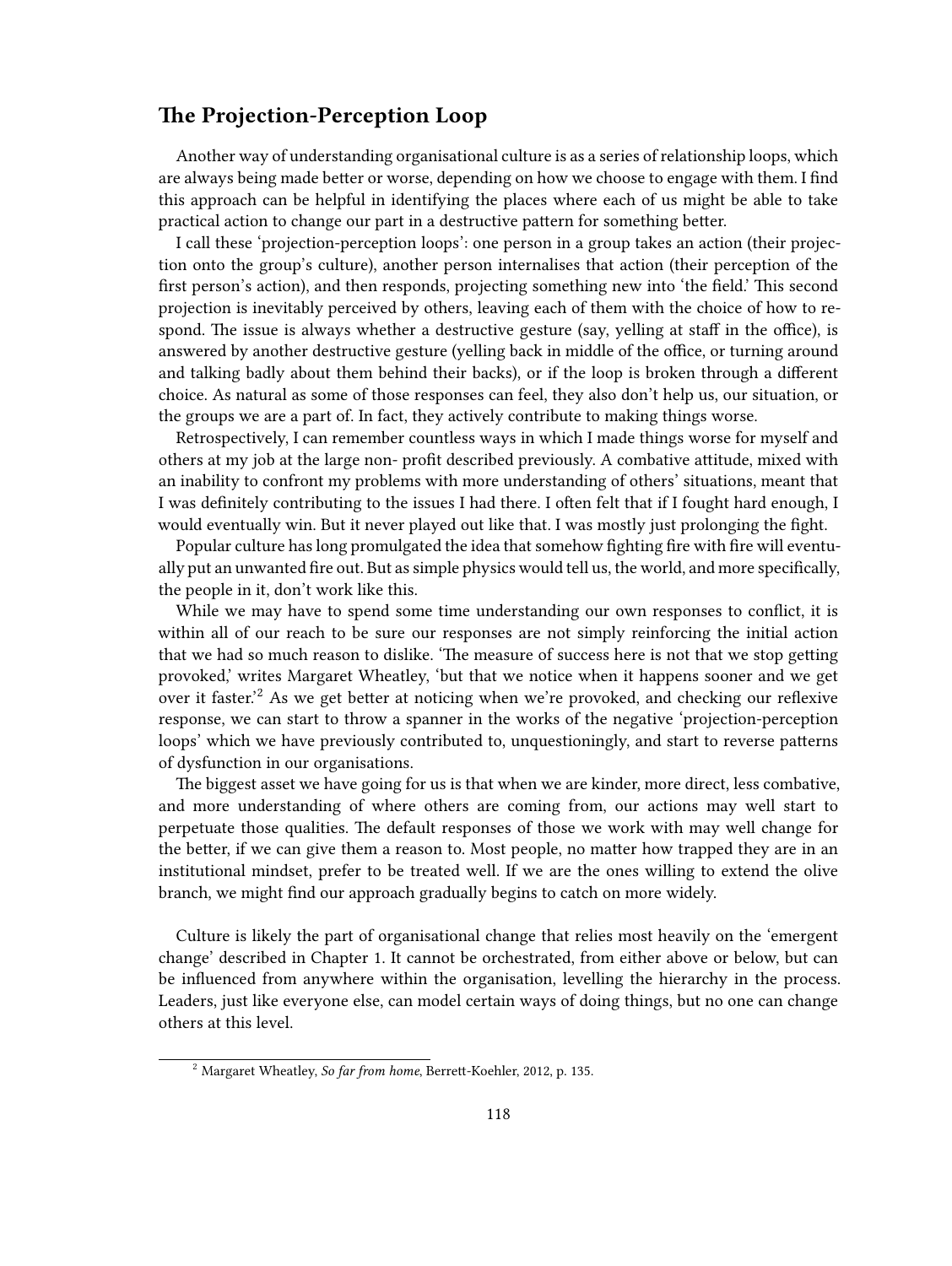## The Projection-Perception Loop

Another way of understanding organisational culture is as a series of relationship loops, which are always being made better or worse, depending on how we choose to engage with them. I find this approach can be helpful in identifying the places where each of us might be able to take practical action to change our part in a destructive pattern for something better.

I call these 'projection-perception loops': one person in a group takes an action (their projection onto the group's culture), another person internalises that action (their perception of the first person's action), and then responds, projecting something new into 'the field.' This second projection is inevitably perceived by others, leaving each of them with the choice of how to respond. The issue is always whether a destructive gesture (say, yelling at staff in the office), is answered by another destructive gesture (yelling back in middle of the office, or turning around and talking badly about them behind their backs), or if the loop is broken through a different choice. As natural as some of those responses can feel, they also don't help us, our situation, or the groups we are a part of. In fact, they actively contribute to making things worse.

Retrospectively, I can remember countless ways in which I made things worse for myself and others at my job at the large non- profit described previously. A combative attitude, mixed with an inability to confront my problems with more understanding of others' situations, meant that I was definitely contributing to the issues I had there. I often felt that if I fought hard enough, I would eventually win. But it never played out like that. I was mostly just prolonging the fight.

Popular culture has long promulgated the idea that somehow fighting fire with fire will eventually put an unwanted fire out. But as simple physics would tell us, the world, and more specifically, the people in it, don't work like this.

While we may have to spend some time understanding our own responses to conflict, it is within all of our reach to be sure our responses are not simply reinforcing the initial action that we had so much reason to dislike. 'The measure of success here is not that we stop getting provoked,' writes Margaret Wheatley, 'but that we notice when it happens sooner and we get over it faster.'[2] As we get better at noticing when we're provoked, and checking our reflexive response, we can start to throw a spanner in the works of the negative 'projection-perception loops' which we have previously contributed to, unquestioningly, and start to reverse patterns of dysfunction in our organisations.

The biggest asset we have going for us is that when we are kinder, more direct, less combative, and more understanding of where others are coming from, our actions may well start to perpetuate those qualities. The default responses of those we work with may well change for the better, if we can give them a reason to. Most people, no matter how trapped they are in an institutional mindset, prefer to be treated well. If we are the ones willing to extend the olive branch, we might find our approach gradually begins to catch on more widely.

Culture is likely the part of organisational change that relies most heavily on the 'emergent change' described in Chapter 1. It cannot be orchestrated, from either above or below, but can be influenced from anywhere within the organisation, levelling the hierarchy in the process. Leaders, just like everyone else, can model certain ways of doing things, but no one can change others at this level.

---

[2] Margaret Wheatley, *So far from home*, Berrett-Koehler, 2012, p. 135.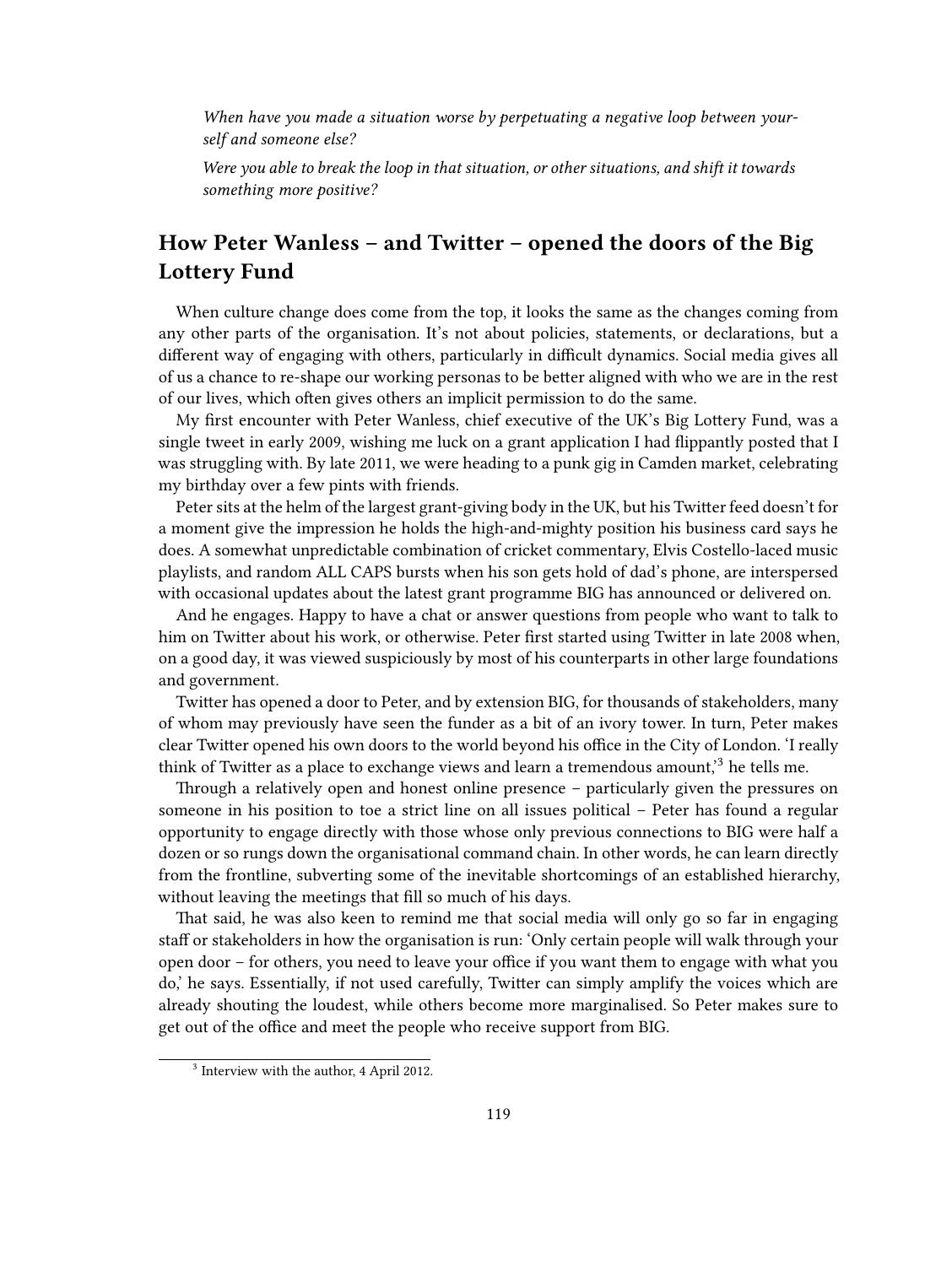*When have you made a situation worse by perpetuating a negative loop between yourself and someone else?*

*Were you able to break the loop in that situation, or other situations, and shift it towards something more positive?*

## How Peter Wanless – and Twitter – opened the doors of the Big Lottery Fund

When culture change does come from the top, it looks the same as the changes coming from any other parts of the organisation. It's not about policies, statements, or declarations, but a different way of engaging with others, particularly in difficult dynamics. Social media gives all of us a chance to re-shape our working personas to be better aligned with who we are in the rest of our lives, which often gives others an implicit permission to do the same.

My first encounter with Peter Wanless, chief executive of the UK's Big Lottery Fund, was a single tweet in early 2009, wishing me luck on a grant application I had flippantly posted that I was struggling with. By late 2011, we were heading to a punk gig in Camden market, celebrating my birthday over a few pints with friends.

Peter sits at the helm of the largest grant-giving body in the UK, but his Twitter feed doesn't for a moment give the impression he holds the high-and-mighty position his business card says he does. A somewhat unpredictable combination of cricket commentary, Elvis Costello-laced music playlists, and random ALL CAPS bursts when his son gets hold of dad's phone, are interspersed with occasional updates about the latest grant programme BIG has announced or delivered on.

And he engages. Happy to have a chat or answer questions from people who want to talk to him on Twitter about his work, or otherwise. Peter first started using Twitter in late 2008 when, on a good day, it was viewed suspiciously by most of his counterparts in other large foundations and government.

Twitter has opened a door to Peter, and by extension BIG, for thousands of stakeholders, many of whom may previously have seen the funder as a bit of an ivory tower. In turn, Peter makes clear Twitter opened his own doors to the world beyond his office in the City of London. 'I really think of Twitter as a place to exchange views and learn a tremendous amount,'[3] he tells me.

Through a relatively open and honest online presence – particularly given the pressures on someone in his position to toe a strict line on all issues political – Peter has found a regular opportunity to engage directly with those whose only previous connections to BIG were half a dozen or so rungs down the organisational command chain. In other words, he can learn directly from the frontline, subverting some of the inevitable shortcomings of an established hierarchy, without leaving the meetings that fill so much of his days.

That said, he was also keen to remind me that social media will only go so far in engaging staff or stakeholders in how the organisation is run: 'Only certain people will walk through your open door – for others, you need to leave your office if you want them to engage with what you do,' he says. Essentially, if not used carefully, Twitter can simply amplify the voices which are already shouting the loudest, while others become more marginalised. So Peter makes sure to get out of the office and meet the people who receive support from BIG.

[3] Interview with the author, 4 April 2012.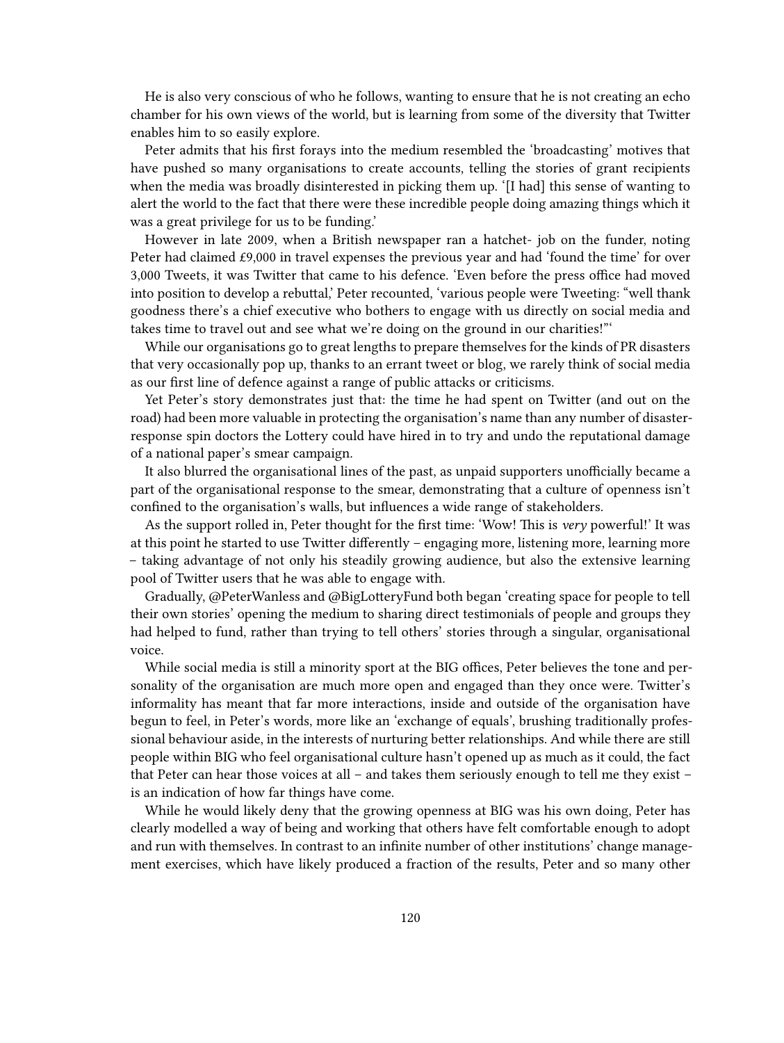He is also very conscious of who he follows, wanting to ensure that he is not creating an echo chamber for his own views of the world, but is learning from some of the diversity that Twitter enables him to so easily explore.

Peter admits that his first forays into the medium resembled the 'broadcasting' motives that have pushed so many organisations to create accounts, telling the stories of grant recipients when the media was broadly disinterested in picking them up. '[I had] this sense of wanting to alert the world to the fact that there were these incredible people doing amazing things which it was a great privilege for us to be funding.'

However in late 2009, when a British newspaper ran a hatchet- job on the funder, noting Peter had claimed £9,000 in travel expenses the previous year and had 'found the time' for over 3,000 Tweets, it was Twitter that came to his defence. 'Even before the press office had moved into position to develop a rebuttal,' Peter recounted, 'various people were Tweeting: "well thank goodness there's a chief executive who bothers to engage with us directly on social media and takes time to travel out and see what we're doing on the ground in our charities!"'

While our organisations go to great lengths to prepare themselves for the kinds of PR disasters that very occasionally pop up, thanks to an errant tweet or blog, we rarely think of social media as our first line of defence against a range of public attacks or criticisms.

Yet Peter's story demonstrates just that: the time he had spent on Twitter (and out on the road) had been more valuable in protecting the organisation's name than any number of disaster-response spin doctors the Lottery could have hired in to try and undo the reputational damage of a national paper's smear campaign.

It also blurred the organisational lines of the past, as unpaid supporters unofficially became a part of the organisational response to the smear, demonstrating that a culture of openness isn't confined to the organisation's walls, but influences a wide range of stakeholders.

As the support rolled in, Peter thought for the first time: 'Wow! This is *very* powerful!' It was at this point he started to use Twitter differently – engaging more, listening more, learning more – taking advantage of not only his steadily growing audience, but also the extensive learning pool of Twitter users that he was able to engage with.

Gradually, @PeterWanless and @BigLotteryFund both began 'creating space for people to tell their own stories' opening the medium to sharing direct testimonials of people and groups they had helped to fund, rather than trying to tell others' stories through a singular, organisational voice.

While social media is still a minority sport at the BIG offices, Peter believes the tone and personality of the organisation are much more open and engaged than they once were. Twitter's informality has meant that far more interactions, inside and outside of the organisation have begun to feel, in Peter's words, more like an 'exchange of equals', brushing traditionally professional behaviour aside, in the interests of nurturing better relationships. And while there are still people within BIG who feel organisational culture hasn't opened up as much as it could, the fact that Peter can hear those voices at all – and takes them seriously enough to tell me they exist – is an indication of how far things have come.

While he would likely deny that the growing openness at BIG was his own doing, Peter has clearly modelled a way of being and working that others have felt comfortable enough to adopt and run with themselves. In contrast to an infinite number of other institutions' change management exercises, which have likely produced a fraction of the results, Peter and so many other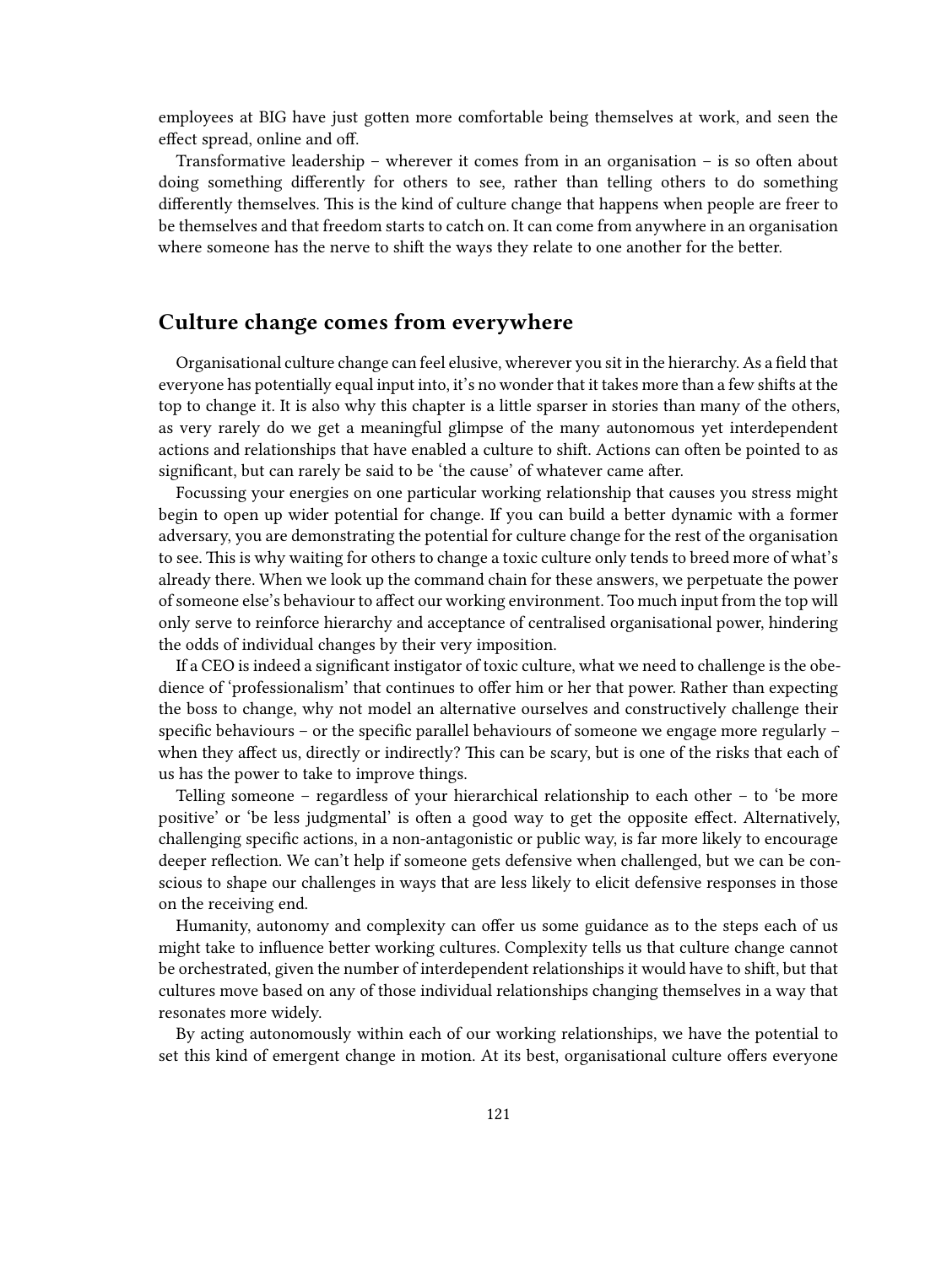employees at BIG have just gotten more comfortable being themselves at work, and seen the effect spread, online and off.

Transformative leadership – wherever it comes from in an organisation – is so often about doing something differently for others to see, rather than telling others to do something differently themselves. This is the kind of culture change that happens when people are freer to be themselves and that freedom starts to catch on. It can come from anywhere in an organisation where someone has the nerve to shift the ways they relate to one another for the better.

## Culture change comes from everywhere

Organisational culture change can feel elusive, wherever you sit in the hierarchy. As a field that everyone has potentially equal input into, it's no wonder that it takes more than a few shifts at the top to change it. It is also why this chapter is a little sparser in stories than many of the others, as very rarely do we get a meaningful glimpse of the many autonomous yet interdependent actions and relationships that have enabled a culture to shift. Actions can often be pointed to as significant, but can rarely be said to be 'the cause' of whatever came after.

Focussing your energies on one particular working relationship that causes you stress might begin to open up wider potential for change. If you can build a better dynamic with a former adversary, you are demonstrating the potential for culture change for the rest of the organisation to see. This is why waiting for others to change a toxic culture only tends to breed more of what's already there. When we look up the command chain for these answers, we perpetuate the power of someone else's behaviour to affect our working environment. Too much input from the top will only serve to reinforce hierarchy and acceptance of centralised organisational power, hindering the odds of individual changes by their very imposition.

If a CEO is indeed a significant instigator of toxic culture, what we need to challenge is the obedience of 'professionalism' that continues to offer him or her that power. Rather than expecting the boss to change, why not model an alternative ourselves and constructively challenge their specific behaviours – or the specific parallel behaviours of someone we engage more regularly – when they affect us, directly or indirectly? This can be scary, but is one of the risks that each of us has the power to take to improve things.

Telling someone – regardless of your hierarchical relationship to each other – to 'be more positive' or 'be less judgmental' is often a good way to get the opposite effect. Alternatively, challenging specific actions, in a non-antagonistic or public way, is far more likely to encourage deeper reflection. We can't help if someone gets defensive when challenged, but we can be conscious to shape our challenges in ways that are less likely to elicit defensive responses in those on the receiving end.

Humanity, autonomy and complexity can offer us some guidance as to the steps each of us might take to influence better working cultures. Complexity tells us that culture change cannot be orchestrated, given the number of interdependent relationships it would have to shift, but that cultures move based on any of those individual relationships changing themselves in a way that resonates more widely.

By acting autonomously within each of our working relationships, we have the potential to set this kind of emergent change in motion. At its best, organisational culture offers everyone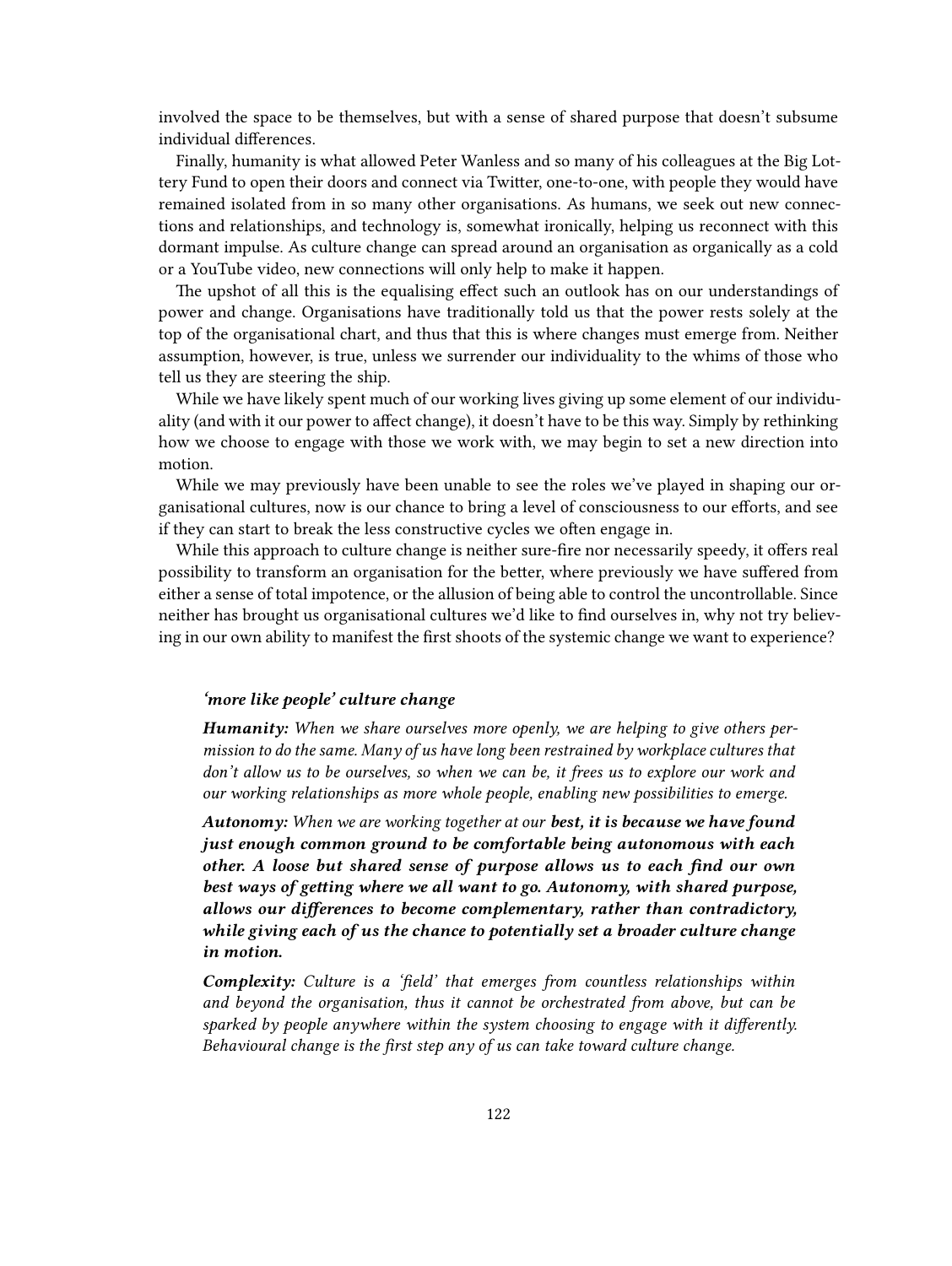involved the space to be themselves, but with a sense of shared purpose that doesn't subsume individual differences.

Finally, humanity is what allowed Peter Wanless and so many of his colleagues at the Big Lottery Fund to open their doors and connect via Twitter, one-to-one, with people they would have remained isolated from in so many other organisations. As humans, we seek out new connections and relationships, and technology is, somewhat ironically, helping us reconnect with this dormant impulse. As culture change can spread around an organisation as organically as a cold or a YouTube video, new connections will only help to make it happen.

The upshot of all this is the equalising effect such an outlook has on our understandings of power and change. Organisations have traditionally told us that the power rests solely at the top of the organisational chart, and thus that this is where changes must emerge from. Neither assumption, however, is true, unless we surrender our individuality to the whims of those who tell us they are steering the ship.

While we have likely spent much of our working lives giving up some element of our individuality (and with it our power to affect change), it doesn't have to be this way. Simply by rethinking how we choose to engage with those we work with, we may begin to set a new direction into motion.

While we may previously have been unable to see the roles we've played in shaping our organisational cultures, now is our chance to bring a level of consciousness to our efforts, and see if they can start to break the less constructive cycles we often engage in.

While this approach to culture change is neither sure-fire nor necessarily speedy, it offers real possibility to transform an organisation for the better, where previously we have suffered from either a sense of total impotence, or the allusion of being able to control the uncontrollable. Since neither has brought us organisational cultures we'd like to find ourselves in, why not try believing in our own ability to manifest the first shoots of the systemic change we want to experience?

> ***'more like people' culture change***
>
> ***Humanity:*** *When we share ourselves more openly, we are helping to give others permission to do the same. Many of us have long been restrained by workplace cultures that don't allow us to be ourselves, so when we can be, it frees us to explore our work and our working relationships as more whole people, enabling new possibilities to emerge.*
>
> ***Autonomy:*** *When we are working together at our* ***best, it is because we have found just enough common ground to be comfortable being autonomous with each other. A loose but shared sense of purpose allows us to each find our own best ways of getting where we all want to go. Autonomy, with shared purpose, allows our differences to become complementary, rather than contradictory, while giving each of us the chance to potentially set a broader culture change in motion.***
>
> ***Complexity:*** *Culture is a 'field' that emerges from countless relationships within and beyond the organisation, thus it cannot be orchestrated from above, but can be sparked by people anywhere within the system choosing to engage with it differently. Behavioural change is the first step any of us can take toward culture change.*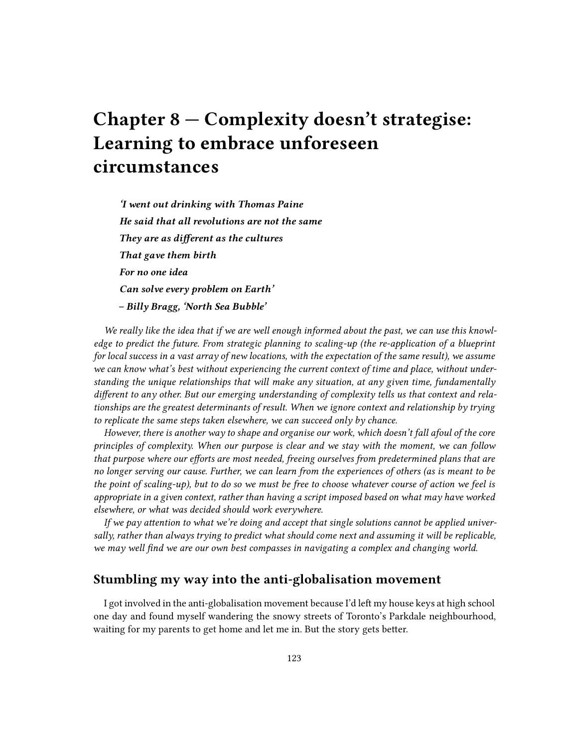# Chapter 8 — Complexity doesn't strategise: Learning to embrace unforeseen circumstances

> ***'I went out drinking with Thomas Paine***
>
> ***He said that all revolutions are not the same***
>
> ***They are as different as the cultures***
>
> ***That gave them birth***
>
> ***For no one idea***
>
> ***Can solve every problem on Earth'***
>
> ***– Billy Bragg, 'North Sea Bubble'***

*We really like the idea that if we are well enough informed about the past, we can use this knowledge to predict the future. From strategic planning to scaling-up (the re-application of a blueprint for local success in a vast array of new locations, with the expectation of the same result), we assume we can know what's best without experiencing the current context of time and place, without understanding the unique relationships that will make any situation, at any given time, fundamentally different to any other. But our emerging understanding of complexity tells us that context and relationships are the greatest determinants of result. When we ignore context and relationship by trying to replicate the same steps taken elsewhere, we can succeed only by chance.*

*However, there is another way to shape and organise our work, which doesn't fall afoul of the core principles of complexity. When our purpose is clear and we stay with the moment, we can follow that purpose where our efforts are most needed, freeing ourselves from predetermined plans that are no longer serving our cause. Further, we can learn from the experiences of others (as is meant to be the point of scaling-up), but to do so we must be free to choose whatever course of action we feel is appropriate in a given context, rather than having a script imposed based on what may have worked elsewhere, or what was decided should work everywhere.*

*If we pay attention to what we're doing and accept that single solutions cannot be applied universally, rather than always trying to predict what should come next and assuming it will be replicable, we may well find we are our own best compasses in navigating a complex and changing world.*

## Stumbling my way into the anti-globalisation movement

I got involved in the anti-globalisation movement because I'd left my house keys at high school one day and found myself wandering the snowy streets of Toronto's Parkdale neighbourhood, waiting for my parents to get home and let me in. But the story gets better.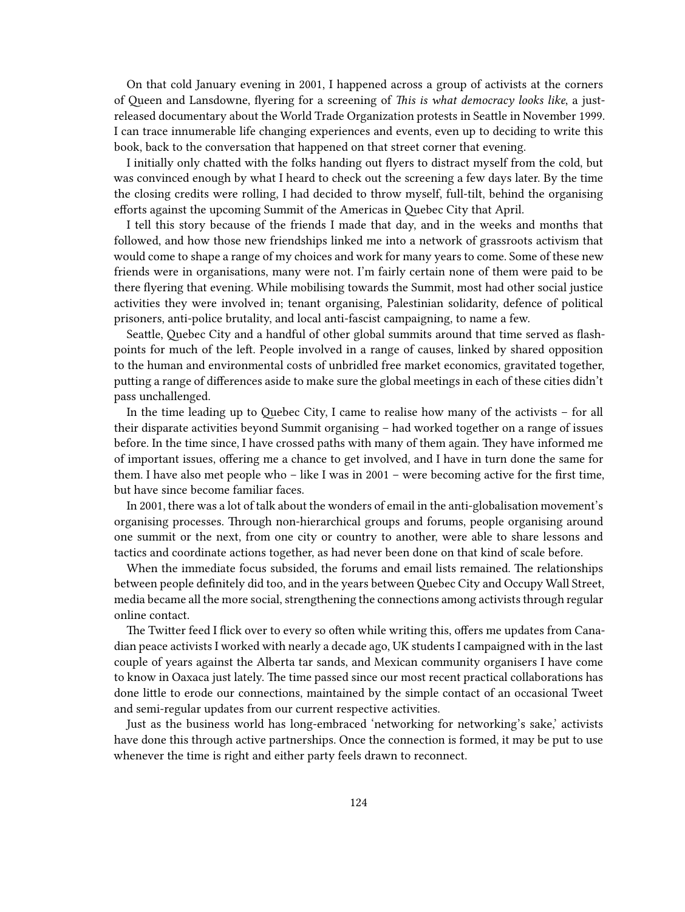On that cold January evening in 2001, I happened across a group of activists at the corners of Queen and Lansdowne, flyering for a screening of *This is what democracy looks like*, a just-released documentary about the World Trade Organization protests in Seattle in November 1999. I can trace innumerable life changing experiences and events, even up to deciding to write this book, back to the conversation that happened on that street corner that evening.

I initially only chatted with the folks handing out flyers to distract myself from the cold, but was convinced enough by what I heard to check out the screening a few days later. By the time the closing credits were rolling, I had decided to throw myself, full-tilt, behind the organising efforts against the upcoming Summit of the Americas in Quebec City that April.

I tell this story because of the friends I made that day, and in the weeks and months that followed, and how those new friendships linked me into a network of grassroots activism that would come to shape a range of my choices and work for many years to come. Some of these new friends were in organisations, many were not. I'm fairly certain none of them were paid to be there flyering that evening. While mobilising towards the Summit, most had other social justice activities they were involved in; tenant organising, Palestinian solidarity, defence of political prisoners, anti-police brutality, and local anti-fascist campaigning, to name a few.

Seattle, Quebec City and a handful of other global summits around that time served as flash-points for much of the left. People involved in a range of causes, linked by shared opposition to the human and environmental costs of unbridled free market economics, gravitated together, putting a range of differences aside to make sure the global meetings in each of these cities didn't pass unchallenged.

In the time leading up to Quebec City, I came to realise how many of the activists – for all their disparate activities beyond Summit organising – had worked together on a range of issues before. In the time since, I have crossed paths with many of them again. They have informed me of important issues, offering me a chance to get involved, and I have in turn done the same for them. I have also met people who – like I was in 2001 – were becoming active for the first time, but have since become familiar faces.

In 2001, there was a lot of talk about the wonders of email in the anti-globalisation movement's organising processes. Through non-hierarchical groups and forums, people organising around one summit or the next, from one city or country to another, were able to share lessons and tactics and coordinate actions together, as had never been done on that kind of scale before.

When the immediate focus subsided, the forums and email lists remained. The relationships between people definitely did too, and in the years between Quebec City and Occupy Wall Street, media became all the more social, strengthening the connections among activists through regular online contact.

The Twitter feed I flick over to every so often while writing this, offers me updates from Canadian peace activists I worked with nearly a decade ago, UK students I campaigned with in the last couple of years against the Alberta tar sands, and Mexican community organisers I have come to know in Oaxaca just lately. The time passed since our most recent practical collaborations has done little to erode our connections, maintained by the simple contact of an occasional Tweet and semi-regular updates from our current respective activities.

Just as the business world has long-embraced 'networking for networking's sake,' activists have done this through active partnerships. Once the connection is formed, it may be put to use whenever the time is right and either party feels drawn to reconnect.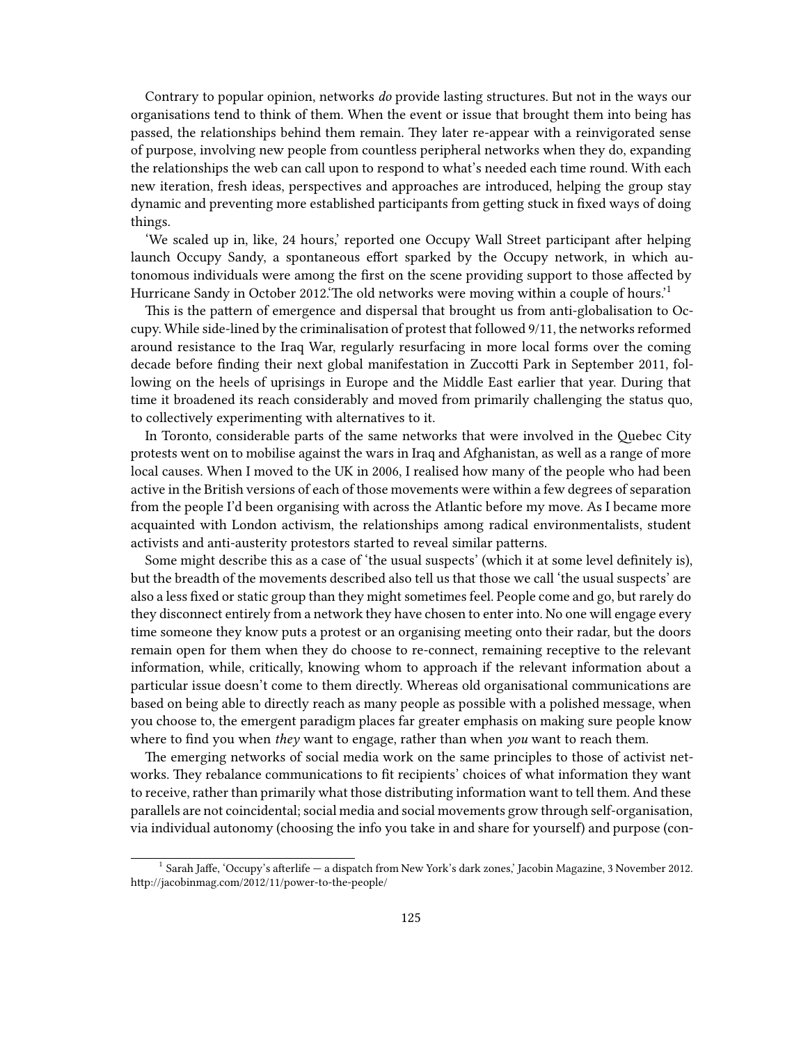Contrary to popular opinion, networks *do* provide lasting structures. But not in the ways our organisations tend to think of them. When the event or issue that brought them into being has passed, the relationships behind them remain. They later re-appear with a reinvigorated sense of purpose, involving new people from countless peripheral networks when they do, expanding the relationships the web can call upon to respond to what's needed each time round. With each new iteration, fresh ideas, perspectives and approaches are introduced, helping the group stay dynamic and preventing more established participants from getting stuck in fixed ways of doing things.

'We scaled up in, like, 24 hours,' reported one Occupy Wall Street participant after helping launch Occupy Sandy, a spontaneous effort sparked by the Occupy network, in which autonomous individuals were among the first on the scene providing support to those affected by Hurricane Sandy in October 2012.'The old networks were moving within a couple of hours.'[1]

This is the pattern of emergence and dispersal that brought us from anti-globalisation to Occupy. While side-lined by the criminalisation of protest that followed 9/11, the networks reformed around resistance to the Iraq War, regularly resurfacing in more local forms over the coming decade before finding their next global manifestation in Zuccotti Park in September 2011, following on the heels of uprisings in Europe and the Middle East earlier that year. During that time it broadened its reach considerably and moved from primarily challenging the status quo, to collectively experimenting with alternatives to it.

In Toronto, considerable parts of the same networks that were involved in the Quebec City protests went on to mobilise against the wars in Iraq and Afghanistan, as well as a range of more local causes. When I moved to the UK in 2006, I realised how many of the people who had been active in the British versions of each of those movements were within a few degrees of separation from the people I'd been organising with across the Atlantic before my move. As I became more acquainted with London activism, the relationships among radical environmentalists, student activists and anti-austerity protestors started to reveal similar patterns.

Some might describe this as a case of 'the usual suspects' (which it at some level definitely is), but the breadth of the movements described also tell us that those we call 'the usual suspects' are also a less fixed or static group than they might sometimes feel. People come and go, but rarely do they disconnect entirely from a network they have chosen to enter into. No one will engage every time someone they know puts a protest or an organising meeting onto their radar, but the doors remain open for them when they do choose to re-connect, remaining receptive to the relevant information, while, critically, knowing whom to approach if the relevant information about a particular issue doesn't come to them directly. Whereas old organisational communications are based on being able to directly reach as many people as possible with a polished message, when you choose to, the emergent paradigm places far greater emphasis on making sure people know where to find you when *they* want to engage, rather than when *you* want to reach them.

The emerging networks of social media work on the same principles to those of activist networks. They rebalance communications to fit recipients' choices of what information they want to receive, rather than primarily what those distributing information want to tell them. And these parallels are not coincidental; social media and social movements grow through self-organisation, via individual autonomy (choosing the info you take in and share for yourself) and purpose (con-

---

[1] Sarah Jaffe, 'Occupy's afterlife — a dispatch from New York's dark zones,' Jacobin Magazine, 3 November 2012. http://jacobinmag.com/2012/11/power-to-the-people/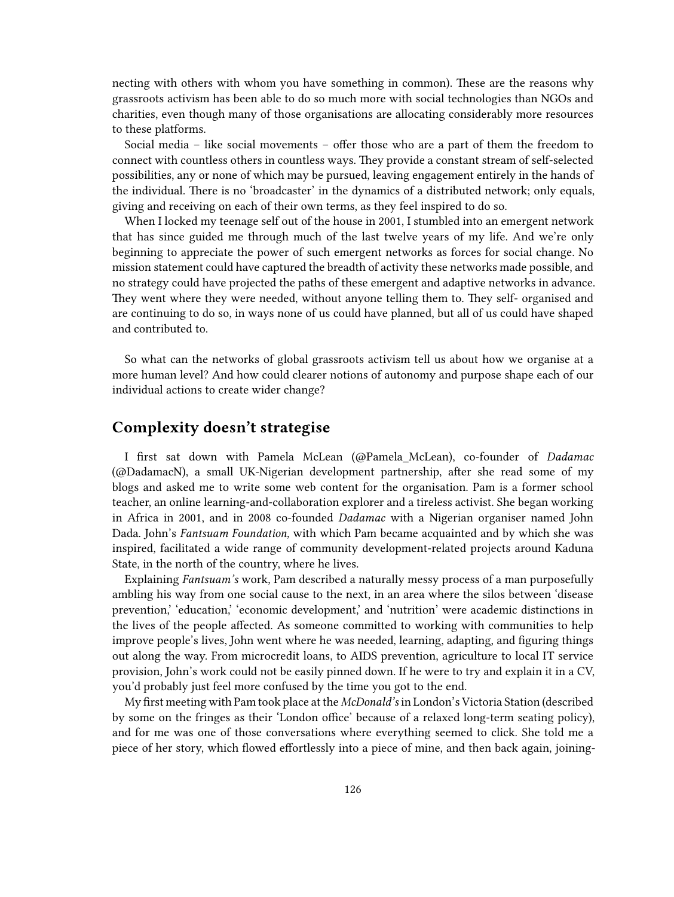necting with others with whom you have something in common). These are the reasons why grassroots activism has been able to do so much more with social technologies than NGOs and charities, even though many of those organisations are allocating considerably more resources to these platforms.

Social media – like social movements – offer those who are a part of them the freedom to connect with countless others in countless ways. They provide a constant stream of self-selected possibilities, any or none of which may be pursued, leaving engagement entirely in the hands of the individual. There is no 'broadcaster' in the dynamics of a distributed network; only equals, giving and receiving on each of their own terms, as they feel inspired to do so.

When I locked my teenage self out of the house in 2001, I stumbled into an emergent network that has since guided me through much of the last twelve years of my life. And we're only beginning to appreciate the power of such emergent networks as forces for social change. No mission statement could have captured the breadth of activity these networks made possible, and no strategy could have projected the paths of these emergent and adaptive networks in advance. They went where they were needed, without anyone telling them to. They self- organised and are continuing to do so, in ways none of us could have planned, but all of us could have shaped and contributed to.

So what can the networks of global grassroots activism tell us about how we organise at a more human level? And how could clearer notions of autonomy and purpose shape each of our individual actions to create wider change?

## Complexity doesn't strategise

I first sat down with Pamela McLean (@Pamela_McLean), co-founder of *Dadamac* (@DadamacN), a small UK-Nigerian development partnership, after she read some of my blogs and asked me to write some web content for the organisation. Pam is a former school teacher, an online learning-and-collaboration explorer and a tireless activist. She began working in Africa in 2001, and in 2008 co-founded *Dadamac* with a Nigerian organiser named John Dada. John's *Fantsuam Foundation*, with which Pam became acquainted and by which she was inspired, facilitated a wide range of community development-related projects around Kaduna State, in the north of the country, where he lives.

Explaining *Fantsuam's* work, Pam described a naturally messy process of a man purposefully ambling his way from one social cause to the next, in an area where the silos between 'disease prevention,' 'education,' 'economic development,' and 'nutrition' were academic distinctions in the lives of the people affected. As someone committed to working with communities to help improve people's lives, John went where he was needed, learning, adapting, and figuring things out along the way. From microcredit loans, to AIDS prevention, agriculture to local IT service provision, John's work could not be easily pinned down. If he were to try and explain it in a CV, you'd probably just feel more confused by the time you got to the end.

My first meeting with Pam took place at the *McDonald's* in London's Victoria Station (described by some on the fringes as their 'London office' because of a relaxed long-term seating policy), and for me was one of those conversations where everything seemed to click. She told me a piece of her story, which flowed effortlessly into a piece of mine, and then back again, joining-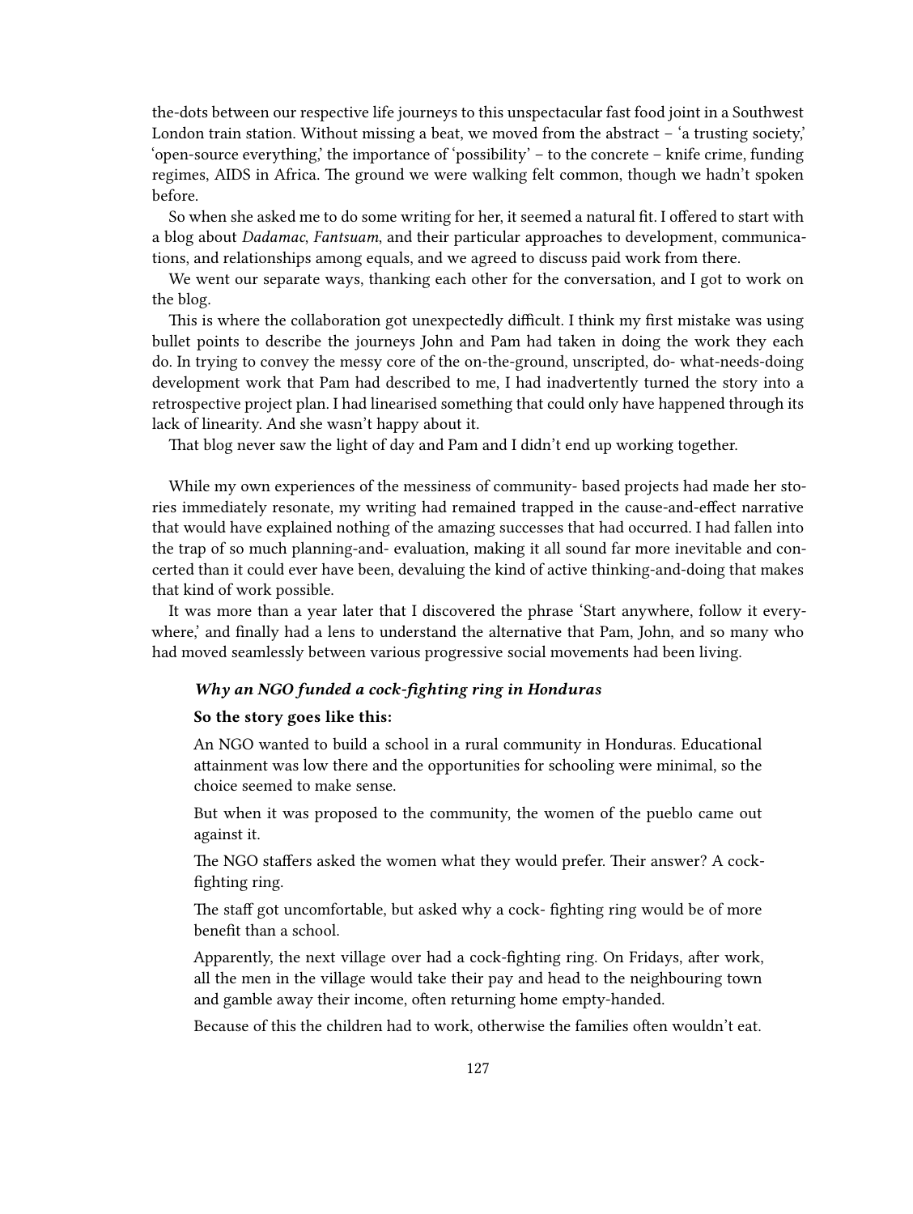the-dots between our respective life journeys to this unspectacular fast food joint in a Southwest London train station. Without missing a beat, we moved from the abstract – 'a trusting society,' 'open-source everything,' the importance of 'possibility' – to the concrete – knife crime, funding regimes, AIDS in Africa. The ground we were walking felt common, though we hadn't spoken before.

So when she asked me to do some writing for her, it seemed a natural fit. I offered to start with a blog about *Dadamac*, *Fantsuam*, and their particular approaches to development, communications, and relationships among equals, and we agreed to discuss paid work from there.

We went our separate ways, thanking each other for the conversation, and I got to work on the blog.

This is where the collaboration got unexpectedly difficult. I think my first mistake was using bullet points to describe the journeys John and Pam had taken in doing the work they each do. In trying to convey the messy core of the on-the-ground, unscripted, do- what-needs-doing development work that Pam had described to me, I had inadvertently turned the story into a retrospective project plan. I had linearised something that could only have happened through its lack of linearity. And she wasn't happy about it.

That blog never saw the light of day and Pam and I didn't end up working together.

While my own experiences of the messiness of community- based projects had made her stories immediately resonate, my writing had remained trapped in the cause-and-effect narrative that would have explained nothing of the amazing successes that had occurred. I had fallen into the trap of so much planning-and- evaluation, making it all sound far more inevitable and concerted than it could ever have been, devaluing the kind of active thinking-and-doing that makes that kind of work possible.

It was more than a year later that I discovered the phrase 'Start anywhere, follow it everywhere,' and finally had a lens to understand the alternative that Pam, John, and so many who had moved seamlessly between various progressive social movements had been living.

> ***Why an NGO funded a cock-fighting ring in Honduras***
>
> **So the story goes like this:**
>
> An NGO wanted to build a school in a rural community in Honduras. Educational attainment was low there and the opportunities for schooling were minimal, so the choice seemed to make sense.
>
> But when it was proposed to the community, the women of the pueblo came out against it.
>
> The NGO staffers asked the women what they would prefer. Their answer? A cock-fighting ring.
>
> The staff got uncomfortable, but asked why a cock- fighting ring would be of more benefit than a school.
>
> Apparently, the next village over had a cock-fighting ring. On Fridays, after work, all the men in the village would take their pay and head to the neighbouring town and gamble away their income, often returning home empty-handed.
>
> Because of this the children had to work, otherwise the families often wouldn't eat.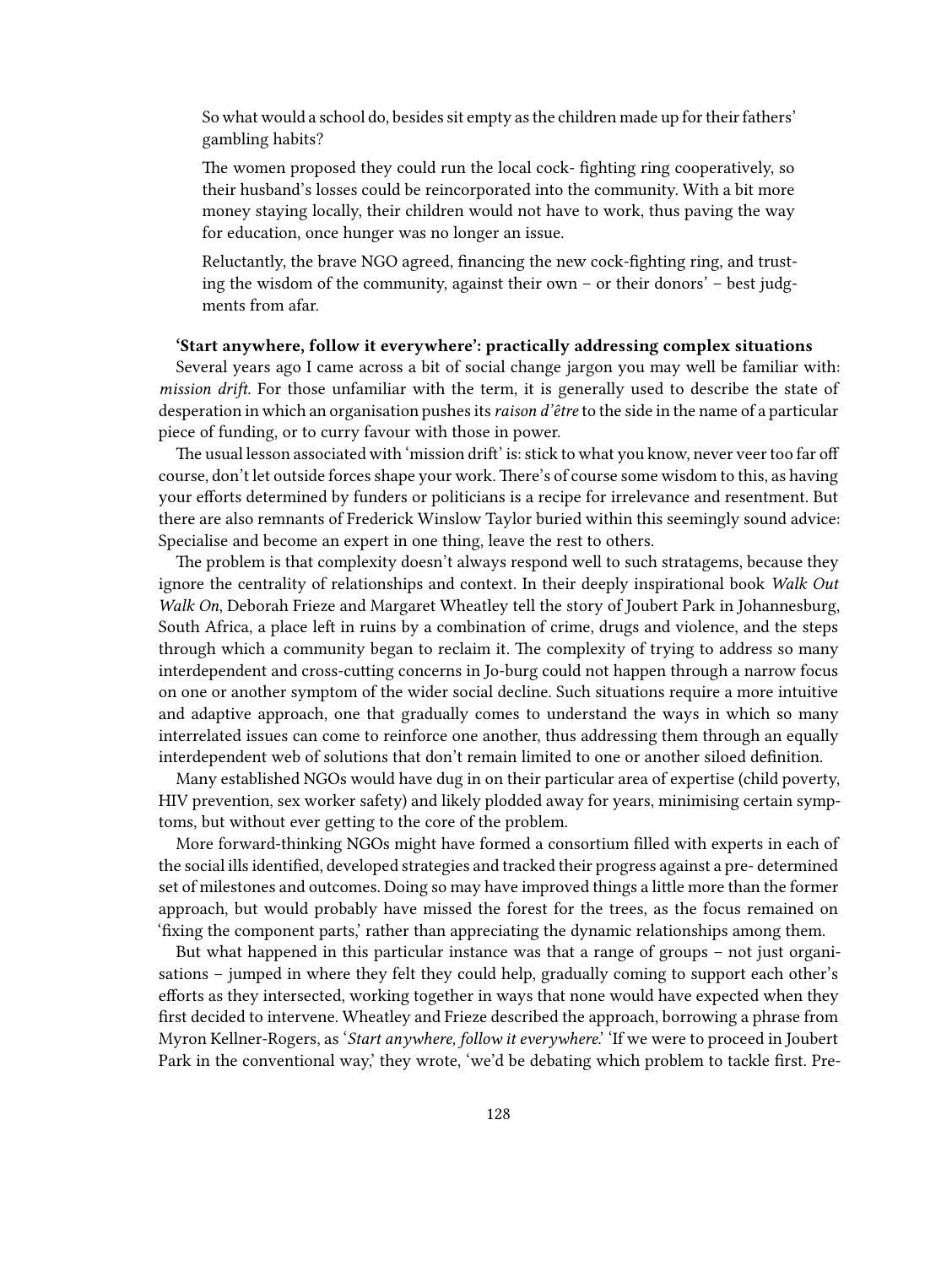> So what would a school do, besides sit empty as the children made up for their fathers' gambling habits?
>
> The women proposed they could run the local cock- fighting ring cooperatively, so their husband's losses could be reincorporated into the community. With a bit more money staying locally, their children would not have to work, thus paving the way for education, once hunger was no longer an issue.
>
> Reluctantly, the brave NGO agreed, financing the new cock-fighting ring, and trusting the wisdom of the community, against their own – or their donors' – best judgments from afar.

**'Start anywhere, follow it everywhere': practically addressing complex situations**

Several years ago I came across a bit of social change jargon you may well be familiar with: *mission drift.* For those unfamiliar with the term, it is generally used to describe the state of desperation in which an organisation pushes its *raison d'être* to the side in the name of a particular piece of funding, or to curry favour with those in power.

The usual lesson associated with 'mission drift' is: stick to what you know, never veer too far off course, don't let outside forces shape your work. There's of course some wisdom to this, as having your efforts determined by funders or politicians is a recipe for irrelevance and resentment. But there are also remnants of Frederick Winslow Taylor buried within this seemingly sound advice: Specialise and become an expert in one thing, leave the rest to others.

The problem is that complexity doesn't always respond well to such stratagems, because they ignore the centrality of relationships and context. In their deeply inspirational book *Walk Out Walk On*, Deborah Frieze and Margaret Wheatley tell the story of Joubert Park in Johannesburg, South Africa, a place left in ruins by a combination of crime, drugs and violence, and the steps through which a community began to reclaim it. The complexity of trying to address so many interdependent and cross-cutting concerns in Jo-burg could not happen through a narrow focus on one or another symptom of the wider social decline. Such situations require a more intuitive and adaptive approach, one that gradually comes to understand the ways in which so many interrelated issues can come to reinforce one another, thus addressing them through an equally interdependent web of solutions that don't remain limited to one or another siloed definition.

Many established NGOs would have dug in on their particular area of expertise (child poverty, HIV prevention, sex worker safety) and likely plodded away for years, minimising certain symptoms, but without ever getting to the core of the problem.

More forward-thinking NGOs might have formed a consortium filled with experts in each of the social ills identified, developed strategies and tracked their progress against a pre- determined set of milestones and outcomes. Doing so may have improved things a little more than the former approach, but would probably have missed the forest for the trees, as the focus remained on 'fixing the component parts,' rather than appreciating the dynamic relationships among them.

But what happened in this particular instance was that a range of groups – not just organisations – jumped in where they felt they could help, gradually coming to support each other's efforts as they intersected, working together in ways that none would have expected when they first decided to intervene. Wheatley and Frieze described the approach, borrowing a phrase from Myron Kellner-Rogers, as '*Start anywhere, follow it everywhere*.' 'If we were to proceed in Joubert Park in the conventional way,' they wrote, 'we'd be debating which problem to tackle first. Pre-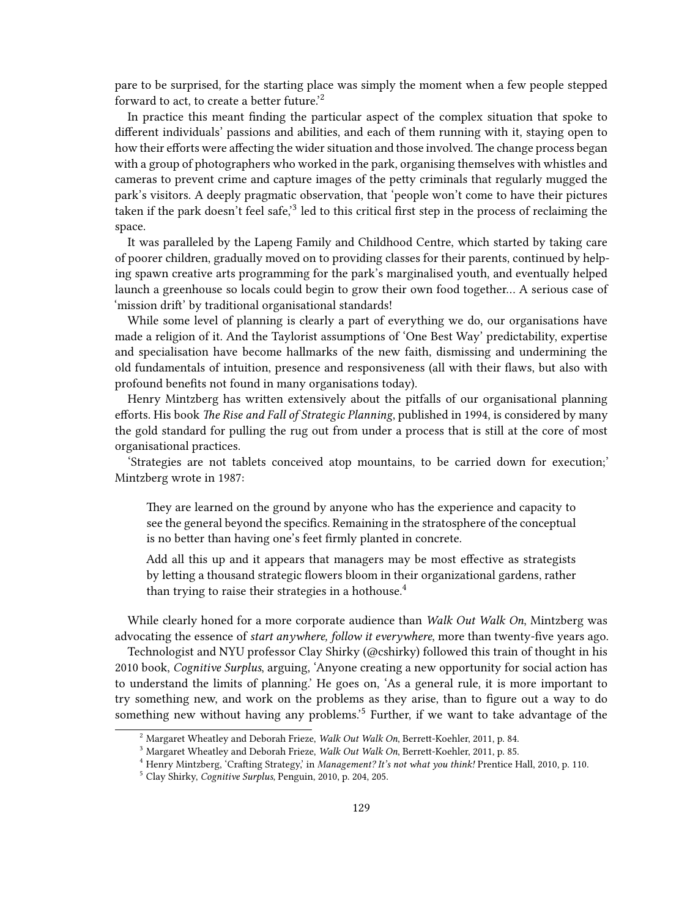pare to be surprised, for the starting place was simply the moment when a few people stepped forward to act, to create a better future.'[2]

In practice this meant finding the particular aspect of the complex situation that spoke to different individuals' passions and abilities, and each of them running with it, staying open to how their efforts were affecting the wider situation and those involved. The change process began with a group of photographers who worked in the park, organising themselves with whistles and cameras to prevent crime and capture images of the petty criminals that regularly mugged the park's visitors. A deeply pragmatic observation, that 'people won't come to have their pictures taken if the park doesn't feel safe,'[3] led to this critical first step in the process of reclaiming the space.

It was paralleled by the Lapeng Family and Childhood Centre, which started by taking care of poorer children, gradually moved on to providing classes for their parents, continued by helping spawn creative arts programming for the park's marginalised youth, and eventually helped launch a greenhouse so locals could begin to grow their own food together… A serious case of 'mission drift' by traditional organisational standards!

While some level of planning is clearly a part of everything we do, our organisations have made a religion of it. And the Taylorist assumptions of 'One Best Way' predictability, expertise and specialisation have become hallmarks of the new faith, dismissing and undermining the old fundamentals of intuition, presence and responsiveness (all with their flaws, but also with profound benefits not found in many organisations today).

Henry Mintzberg has written extensively about the pitfalls of our organisational planning efforts. His book *The Rise and Fall of Strategic Planning*, published in 1994, is considered by many the gold standard for pulling the rug out from under a process that is still at the core of most organisational practices.

'Strategies are not tablets conceived atop mountains, to be carried down for execution;' Mintzberg wrote in 1987:

> They are learned on the ground by anyone who has the experience and capacity to see the general beyond the specifics. Remaining in the stratosphere of the conceptual is no better than having one's feet firmly planted in concrete.
>
> Add all this up and it appears that managers may be most effective as strategists by letting a thousand strategic flowers bloom in their organizational gardens, rather than trying to raise their strategies in a hothouse.[4]

While clearly honed for a more corporate audience than *Walk Out Walk On*, Mintzberg was advocating the essence of *start anywhere, follow it everywhere*, more than twenty-five years ago.

Technologist and NYU professor Clay Shirky (@cshirky) followed this train of thought in his 2010 book, *Cognitive Surplus*, arguing, 'Anyone creating a new opportunity for social action has to understand the limits of planning.' He goes on, 'As a general rule, it is more important to try something new, and work on the problems as they arise, than to figure out a way to do something new without having any problems.'[5] Further, if we want to take advantage of the

---

[2] Margaret Wheatley and Deborah Frieze, *Walk Out Walk On*, Berrett-Koehler, 2011, p. 84.

[3] Margaret Wheatley and Deborah Frieze, *Walk Out Walk On*, Berrett-Koehler, 2011, p. 85.

[4] Henry Mintzberg, 'Crafting Strategy,' in *Management? It's not what you think!* Prentice Hall, 2010, p. 110.

[5] Clay Shirky, *Cognitive Surplus*, Penguin, 2010, p. 204, 205.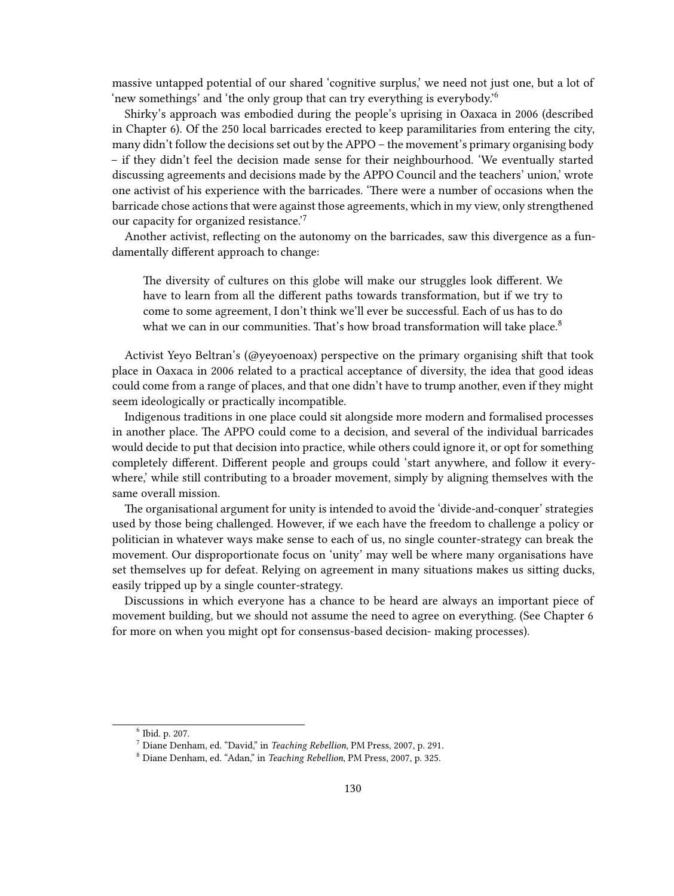massive untapped potential of our shared 'cognitive surplus,' we need not just one, but a lot of 'new somethings' and 'the only group that can try everything is everybody.'[6]

Shirky's approach was embodied during the people's uprising in Oaxaca in 2006 (described in Chapter 6). Of the 250 local barricades erected to keep paramilitaries from entering the city, many didn't follow the decisions set out by the APPO – the movement's primary organising body – if they didn't feel the decision made sense for their neighbourhood. 'We eventually started discussing agreements and decisions made by the APPO Council and the teachers' union,' wrote one activist of his experience with the barricades. 'There were a number of occasions when the barricade chose actions that were against those agreements, which in my view, only strengthened our capacity for organized resistance.'[7]

Another activist, reflecting on the autonomy on the barricades, saw this divergence as a fundamentally different approach to change:

> The diversity of cultures on this globe will make our struggles look different. We have to learn from all the different paths towards transformation, but if we try to come to some agreement, I don't think we'll ever be successful. Each of us has to do what we can in our communities. That's how broad transformation will take place.[8]

Activist Yeyo Beltran's (@yeyoenoax) perspective on the primary organising shift that took place in Oaxaca in 2006 related to a practical acceptance of diversity, the idea that good ideas could come from a range of places, and that one didn't have to trump another, even if they might seem ideologically or practically incompatible.

Indigenous traditions in one place could sit alongside more modern and formalised processes in another place. The APPO could come to a decision, and several of the individual barricades would decide to put that decision into practice, while others could ignore it, or opt for something completely different. Different people and groups could 'start anywhere, and follow it everywhere,' while still contributing to a broader movement, simply by aligning themselves with the same overall mission.

The organisational argument for unity is intended to avoid the 'divide-and-conquer' strategies used by those being challenged. However, if we each have the freedom to challenge a policy or politician in whatever ways make sense to each of us, no single counter-strategy can break the movement. Our disproportionate focus on 'unity' may well be where many organisations have set themselves up for defeat. Relying on agreement in many situations makes us sitting ducks, easily tripped up by a single counter-strategy.

Discussions in which everyone has a chance to be heard are always an important piece of movement building, but we should not assume the need to agree on everything. (See Chapter 6 for more on when you might opt for consensus-based decision- making processes).

---

[6] Ibid. p. 207.

[7] Diane Denham, ed. "David," in *Teaching Rebellion*, PM Press, 2007, p. 291.

[8] Diane Denham, ed. "Adan," in *Teaching Rebellion*, PM Press, 2007, p. 325.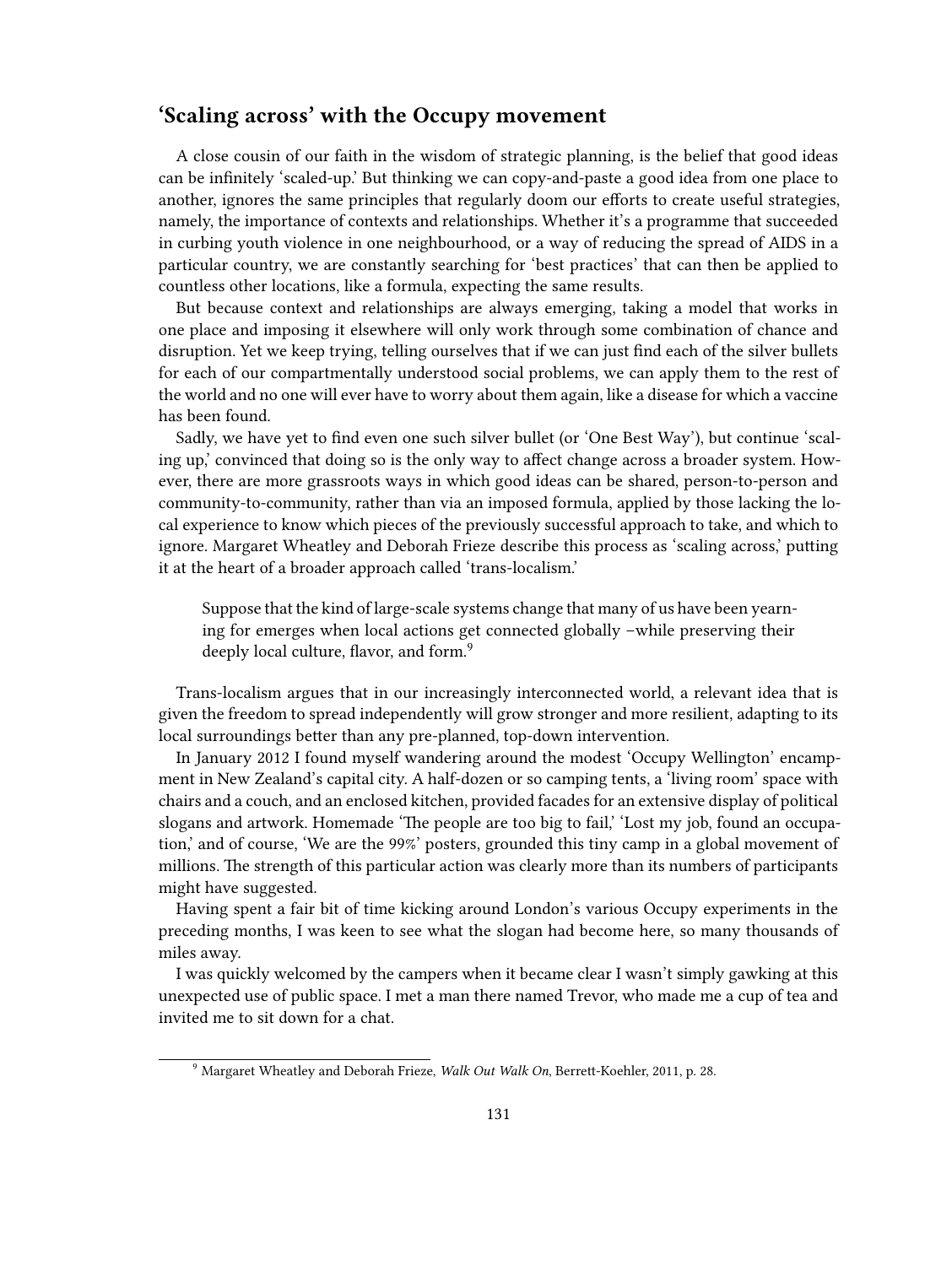## 'Scaling across' with the Occupy movement

A close cousin of our faith in the wisdom of strategic planning, is the belief that good ideas can be infinitely 'scaled-up.' But thinking we can copy-and-paste a good idea from one place to another, ignores the same principles that regularly doom our efforts to create useful strategies, namely, the importance of contexts and relationships. Whether it's a programme that succeeded in curbing youth violence in one neighbourhood, or a way of reducing the spread of AIDS in a particular country, we are constantly searching for 'best practices' that can then be applied to countless other locations, like a formula, expecting the same results.

But because context and relationships are always emerging, taking a model that works in one place and imposing it elsewhere will only work through some combination of chance and disruption. Yet we keep trying, telling ourselves that if we can just find each of the silver bullets for each of our compartmentally understood social problems, we can apply them to the rest of the world and no one will ever have to worry about them again, like a disease for which a vaccine has been found.

Sadly, we have yet to find even one such silver bullet (or 'One Best Way'), but continue 'scaling up,' convinced that doing so is the only way to affect change across a broader system. However, there are more grassroots ways in which good ideas can be shared, person-to-person and community-to-community, rather than via an imposed formula, applied by those lacking the local experience to know which pieces of the previously successful approach to take, and which to ignore. Margaret Wheatley and Deborah Frieze describe this process as 'scaling across,' putting it at the heart of a broader approach called 'trans-localism.'

> Suppose that the kind of large-scale systems change that many of us have been yearning for emerges when local actions get connected globally –while preserving their deeply local culture, flavor, and form.[9]

Trans-localism argues that in our increasingly interconnected world, a relevant idea that is given the freedom to spread independently will grow stronger and more resilient, adapting to its local surroundings better than any pre-planned, top-down intervention.

In January 2012 I found myself wandering around the modest 'Occupy Wellington' encampment in New Zealand's capital city. A half-dozen or so camping tents, a 'living room' space with chairs and a couch, and an enclosed kitchen, provided facades for an extensive display of political slogans and artwork. Homemade 'The people are too big to fail,' 'Lost my job, found an occupation,' and of course, 'We are the 99%' posters, grounded this tiny camp in a global movement of millions. The strength of this particular action was clearly more than its numbers of participants might have suggested.

Having spent a fair bit of time kicking around London's various Occupy experiments in the preceding months, I was keen to see what the slogan had become here, so many thousands of miles away.

I was quickly welcomed by the campers when it became clear I wasn't simply gawking at this unexpected use of public space. I met a man there named Trevor, who made me a cup of tea and invited me to sit down for a chat.

---

[9] Margaret Wheatley and Deborah Frieze, *Walk Out Walk On*, Berrett-Koehler, 2011, p. 28.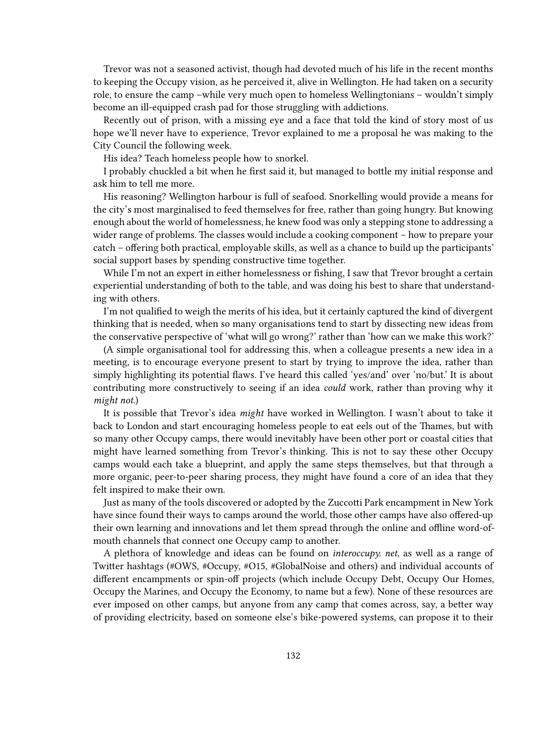Trevor was not a seasoned activist, though had devoted much of his life in the recent months to keeping the Occupy vision, as he perceived it, alive in Wellington. He had taken on a security role, to ensure the camp –while very much open to homeless Wellingtonians – wouldn't simply become an ill-equipped crash pad for those struggling with addictions.

Recently out of prison, with a missing eye and a face that told the kind of story most of us hope we'll never have to experience, Trevor explained to me a proposal he was making to the City Council the following week.

His idea? Teach homeless people how to snorkel.

I probably chuckled a bit when he first said it, but managed to bottle my initial response and ask him to tell me more.

His reasoning? Wellington harbour is full of seafood. Snorkelling would provide a means for the city's most marginalised to feed themselves for free, rather than going hungry. But knowing enough about the world of homelessness, he knew food was only a stepping stone to addressing a wider range of problems. The classes would include a cooking component – how to prepare your catch – offering both practical, employable skills, as well as a chance to build up the participants' social support bases by spending constructive time together.

While I'm not an expert in either homelessness or fishing, I saw that Trevor brought a certain experiential understanding of both to the table, and was doing his best to share that understanding with others.

I'm not qualified to weigh the merits of his idea, but it certainly captured the kind of divergent thinking that is needed, when so many organisations tend to start by dissecting new ideas from the conservative perspective of 'what will go wrong?' rather than 'how can we make this work?'

(A simple organisational tool for addressing this, when a colleague presents a new idea in a meeting, is to encourage everyone present to start by trying to improve the idea, rather than simply highlighting its potential flaws. I've heard this called 'yes/and' over 'no/but.' It is about contributing more constructively to seeing if an idea *could* work, rather than proving why it *might not*.)

It is possible that Trevor's idea *might* have worked in Wellington. I wasn't about to take it back to London and start encouraging homeless people to eat eels out of the Thames, but with so many other Occupy camps, there would inevitably have been other port or coastal cities that might have learned something from Trevor's thinking. This is not to say these other Occupy camps would each take a blueprint, and apply the same steps themselves, but that through a more organic, peer-to-peer sharing process, they might have found a core of an idea that they felt inspired to make their own.

Just as many of the tools discovered or adopted by the Zuccotti Park encampment in New York have since found their ways to camps around the world, those other camps have also offered-up their own learning and innovations and let them spread through the online and offline word-of-mouth channels that connect one Occupy camp to another.

A plethora of knowledge and ideas can be found on *interoccupy. net*, as well as a range of Twitter hashtags (#OWS, #Occupy, #O15, #GlobalNoise and others) and individual accounts of different encampments or spin-off projects (which include Occupy Debt, Occupy Our Homes, Occupy the Marines, and Occupy the Economy, to name but a few). None of these resources are ever imposed on other camps, but anyone from any camp that comes across, say, a better way of providing electricity, based on someone else's bike-powered systems, can propose it to their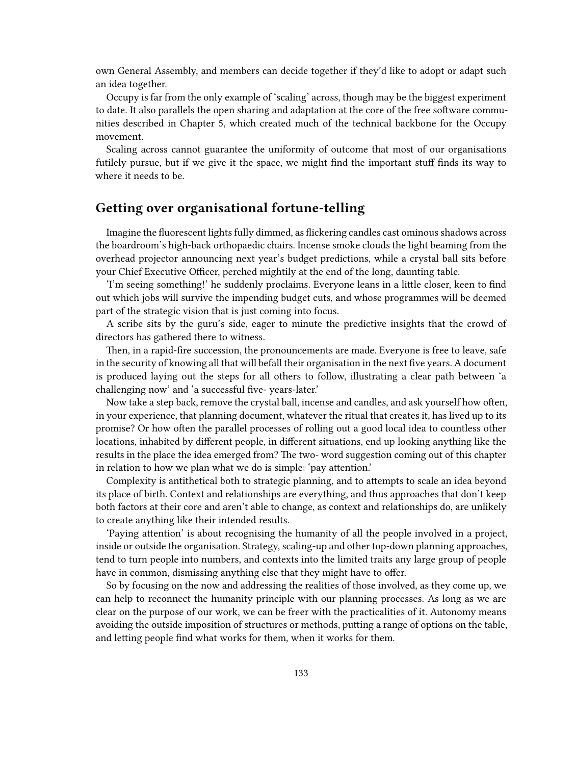own General Assembly, and members can decide together if they'd like to adopt or adapt such an idea together.

Occupy is far from the only example of 'scaling' across, though may be the biggest experiment to date. It also parallels the open sharing and adaptation at the core of the free software communities described in Chapter 5, which created much of the technical backbone for the Occupy movement.

Scaling across cannot guarantee the uniformity of outcome that most of our organisations futilely pursue, but if we give it the space, we might find the important stuff finds its way to where it needs to be.

## Getting over organisational fortune-telling

Imagine the fluorescent lights fully dimmed, as flickering candles cast ominous shadows across the boardroom's high-back orthopaedic chairs. Incense smoke clouds the light beaming from the overhead projector announcing next year's budget predictions, while a crystal ball sits before your Chief Executive Officer, perched mightily at the end of the long, daunting table.

'I'm seeing something!' he suddenly proclaims. Everyone leans in a little closer, keen to find out which jobs will survive the impending budget cuts, and whose programmes will be deemed part of the strategic vision that is just coming into focus.

A scribe sits by the guru's side, eager to minute the predictive insights that the crowd of directors has gathered there to witness.

Then, in a rapid-fire succession, the pronouncements are made. Everyone is free to leave, safe in the security of knowing all that will befall their organisation in the next five years. A document is produced laying out the steps for all others to follow, illustrating a clear path between 'a challenging now' and 'a successful five- years-later.'

Now take a step back, remove the crystal ball, incense and candles, and ask yourself how often, in your experience, that planning document, whatever the ritual that creates it, has lived up to its promise? Or how often the parallel processes of rolling out a good local idea to countless other locations, inhabited by different people, in different situations, end up looking anything like the results in the place the idea emerged from? The two- word suggestion coming out of this chapter in relation to how we plan what we do is simple: 'pay attention.'

Complexity is antithetical both to strategic planning, and to attempts to scale an idea beyond its place of birth. Context and relationships are everything, and thus approaches that don't keep both factors at their core and aren't able to change, as context and relationships do, are unlikely to create anything like their intended results.

'Paying attention' is about recognising the humanity of all the people involved in a project, inside or outside the organisation. Strategy, scaling-up and other top-down planning approaches, tend to turn people into numbers, and contexts into the limited traits any large group of people have in common, dismissing anything else that they might have to offer.

So by focusing on the now and addressing the realities of those involved, as they come up, we can help to reconnect the humanity principle with our planning processes. As long as we are clear on the purpose of our work, we can be freer with the practicalities of it. Autonomy means avoiding the outside imposition of structures or methods, putting a range of options on the table, and letting people find what works for them, when it works for them.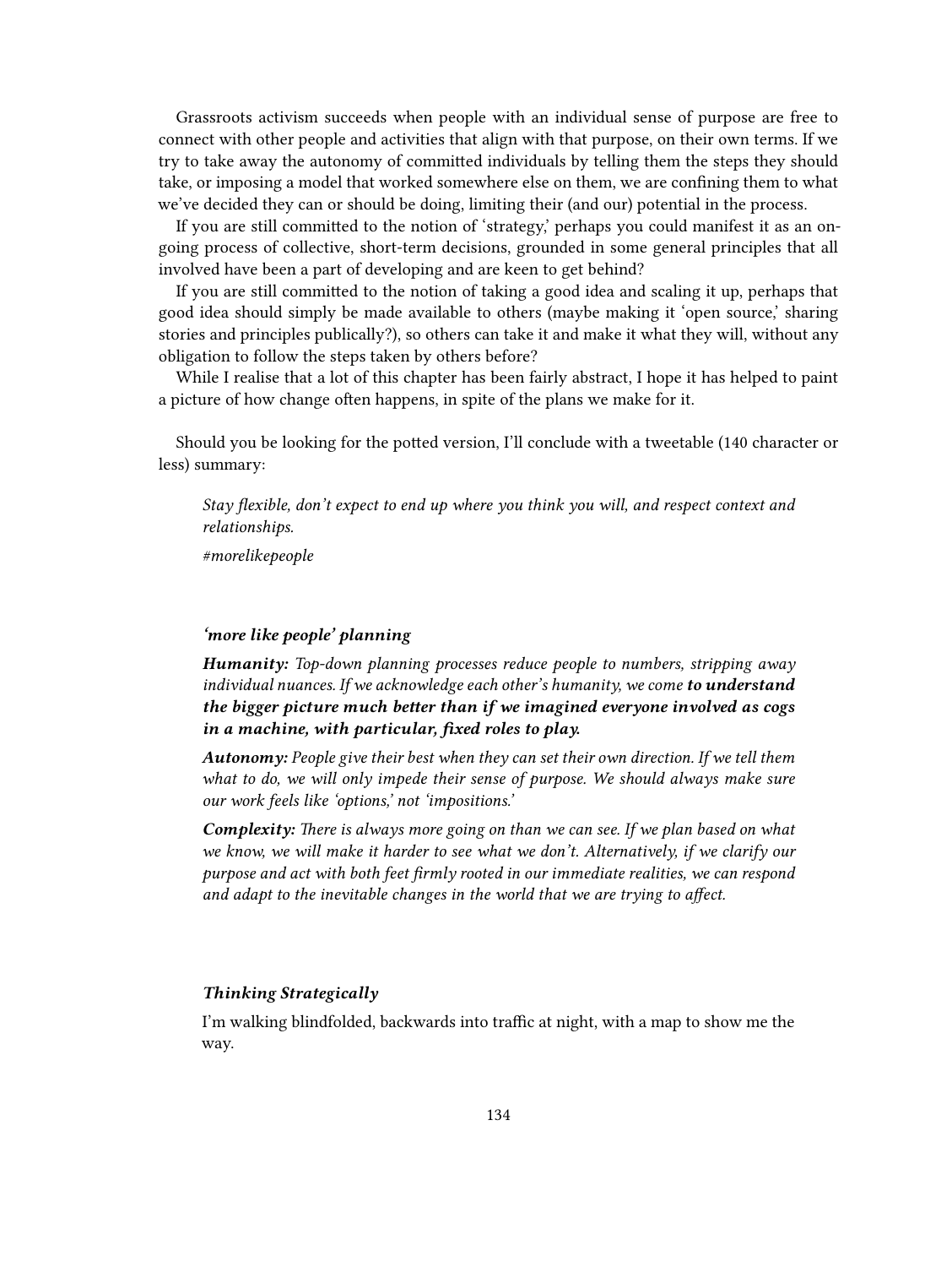Grassroots activism succeeds when people with an individual sense of purpose are free to connect with other people and activities that align with that purpose, on their own terms. If we try to take away the autonomy of committed individuals by telling them the steps they should take, or imposing a model that worked somewhere else on them, we are confining them to what we've decided they can or should be doing, limiting their (and our) potential in the process.

If you are still committed to the notion of 'strategy,' perhaps you could manifest it as an on-going process of collective, short-term decisions, grounded in some general principles that all involved have been a part of developing and are keen to get behind?

If you are still committed to the notion of taking a good idea and scaling it up, perhaps that good idea should simply be made available to others (maybe making it 'open source,' sharing stories and principles publically?), so others can take it and make it what they will, without any obligation to follow the steps taken by others before?

While I realise that a lot of this chapter has been fairly abstract, I hope it has helped to paint a picture of how change often happens, in spite of the plans we make for it.

Should you be looking for the potted version, I'll conclude with a tweetable (140 character or less) summary:

> *Stay flexible, don't expect to end up where you think you will, and respect context and relationships.*
>
> *#morelikepeople*

> ***'more like people' planning***
>
> ***Humanity:*** *Top-down planning processes reduce people to numbers, stripping away individual nuances. If we acknowledge each other's humanity, we come* ***to understand the bigger picture much better than if we imagined everyone involved as cogs in a machine, with particular, fixed roles to play.***
>
> ***Autonomy:*** *People give their best when they can set their own direction. If we tell them what to do, we will only impede their sense of purpose. We should always make sure our work feels like 'options,' not 'impositions.'*
>
> ***Complexity:*** *There is always more going on than we can see. If we plan based on what we know, we will make it harder to see what we don't. Alternatively, if we clarify our purpose and act with both feet firmly rooted in our immediate realities, we can respond and adapt to the inevitable changes in the world that we are trying to affect.*

> ***Thinking Strategically***
>
> I'm walking blindfolded, backwards into traffic at night, with a map to show me the way.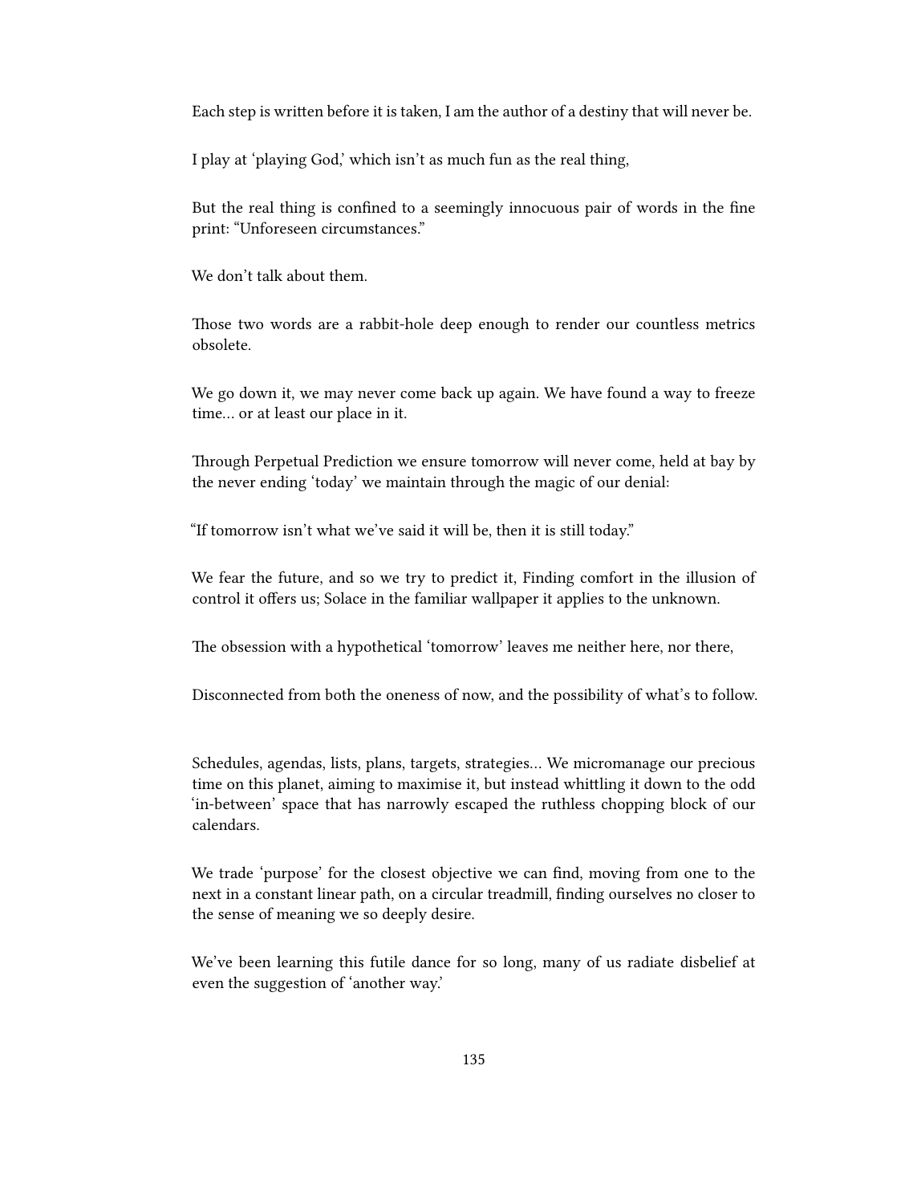Each step is written before it is taken, I am the author of a destiny that will never be.

I play at 'playing God,' which isn't as much fun as the real thing,

But the real thing is confined to a seemingly innocuous pair of words in the fine print: "Unforeseen circumstances."

We don't talk about them.

Those two words are a rabbit-hole deep enough to render our countless metrics obsolete.

We go down it, we may never come back up again. We have found a way to freeze time… or at least our place in it.

Through Perpetual Prediction we ensure tomorrow will never come, held at bay by the never ending 'today' we maintain through the magic of our denial:

"If tomorrow isn't what we've said it will be, then it is still today."

We fear the future, and so we try to predict it, Finding comfort in the illusion of control it offers us; Solace in the familiar wallpaper it applies to the unknown.

The obsession with a hypothetical 'tomorrow' leaves me neither here, nor there,

Disconnected from both the oneness of now, and the possibility of what's to follow.

Schedules, agendas, lists, plans, targets, strategies… We micromanage our precious time on this planet, aiming to maximise it, but instead whittling it down to the odd 'in-between' space that has narrowly escaped the ruthless chopping block of our calendars.

We trade 'purpose' for the closest objective we can find, moving from one to the next in a constant linear path, on a circular treadmill, finding ourselves no closer to the sense of meaning we so deeply desire.

We've been learning this futile dance for so long, many of us radiate disbelief at even the suggestion of 'another way.'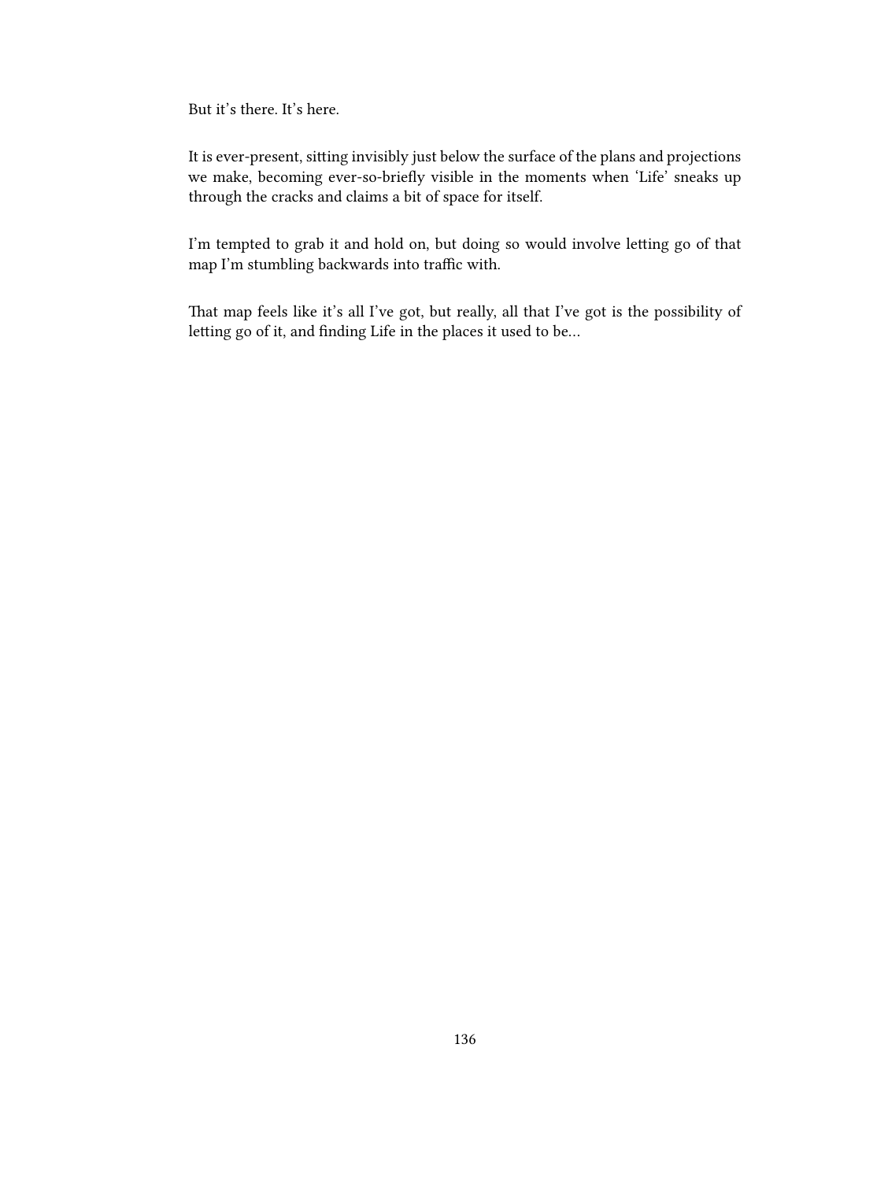But it's there. It's here.

It is ever-present, sitting invisibly just below the surface of the plans and projections we make, becoming ever-so-briefly visible in the moments when 'Life' sneaks up through the cracks and claims a bit of space for itself.

I'm tempted to grab it and hold on, but doing so would involve letting go of that map I'm stumbling backwards into traffic with.

That map feels like it's all I've got, but really, all that I've got is the possibility of letting go of it, and finding Life in the places it used to be…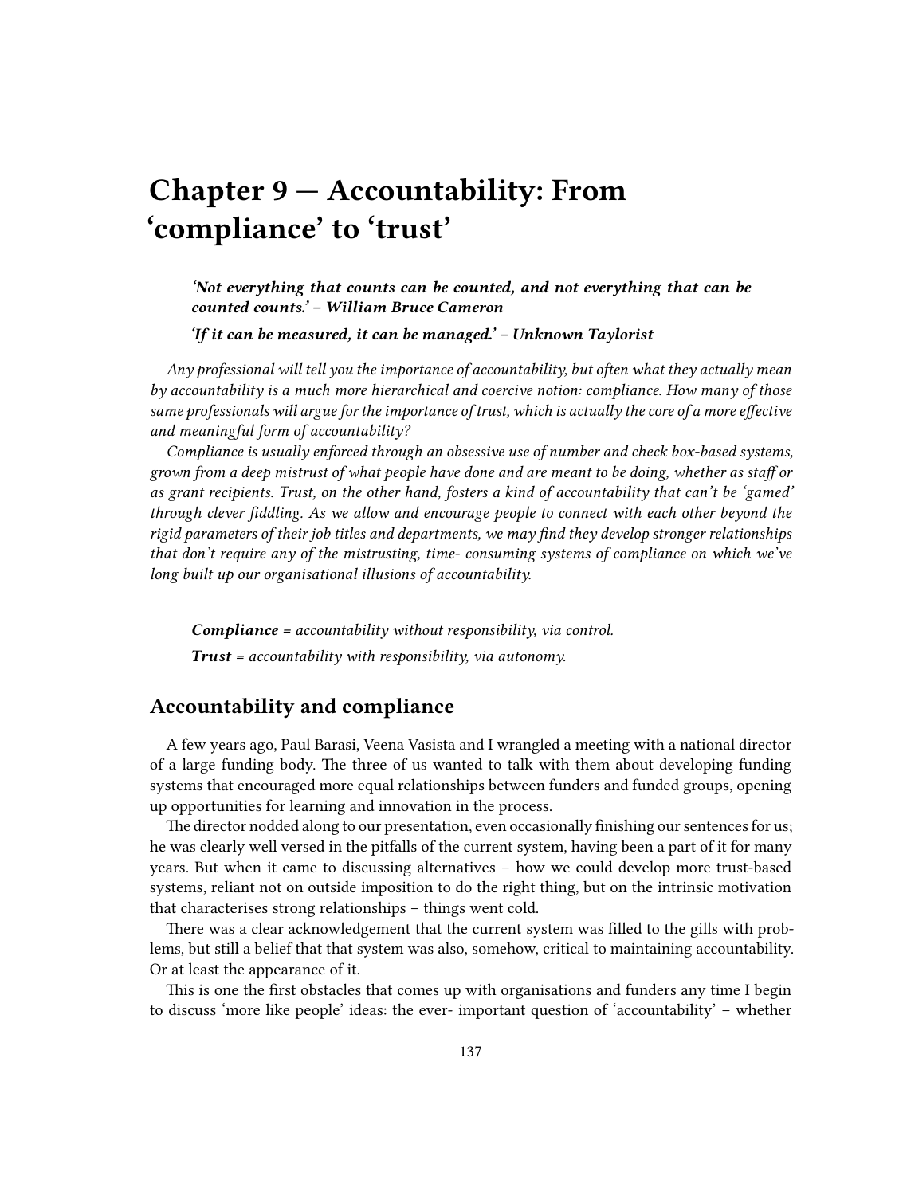# Chapter 9 — Accountability: From 'compliance' to 'trust'

> ***'Not everything that counts can be counted, and not everything that can be counted counts.' – William Bruce Cameron***
>
> ***'If it can be measured, it can be managed.' – Unknown Taylorist***

*Any professional will tell you the importance of accountability, but often what they actually mean by accountability is a much more hierarchical and coercive notion: compliance. How many of those same professionals will argue for the importance of trust, which is actually the core of a more effective and meaningful form of accountability?*

*Compliance is usually enforced through an obsessive use of number and check box-based systems, grown from a deep mistrust of what people have done and are meant to be doing, whether as staff or as grant recipients. Trust, on the other hand, fosters a kind of accountability that can't be 'gamed' through clever fiddling. As we allow and encourage people to connect with each other beyond the rigid parameters of their job titles and departments, we may find they develop stronger relationships that don't require any of the mistrusting, time- consuming systems of compliance on which we've long built up our organisational illusions of accountability.*

> ***Compliance*** *= accountability without responsibility, via control.*
>
> ***Trust*** *= accountability with responsibility, via autonomy.*

## Accountability and compliance

A few years ago, Paul Barasi, Veena Vasista and I wrangled a meeting with a national director of a large funding body. The three of us wanted to talk with them about developing funding systems that encouraged more equal relationships between funders and funded groups, opening up opportunities for learning and innovation in the process.

The director nodded along to our presentation, even occasionally finishing our sentences for us; he was clearly well versed in the pitfalls of the current system, having been a part of it for many years. But when it came to discussing alternatives – how we could develop more trust-based systems, reliant not on outside imposition to do the right thing, but on the intrinsic motivation that characterises strong relationships – things went cold.

There was a clear acknowledgement that the current system was filled to the gills with problems, but still a belief that that system was also, somehow, critical to maintaining accountability. Or at least the appearance of it.

This is one the first obstacles that comes up with organisations and funders any time I begin to discuss 'more like people' ideas: the ever- important question of 'accountability' – whether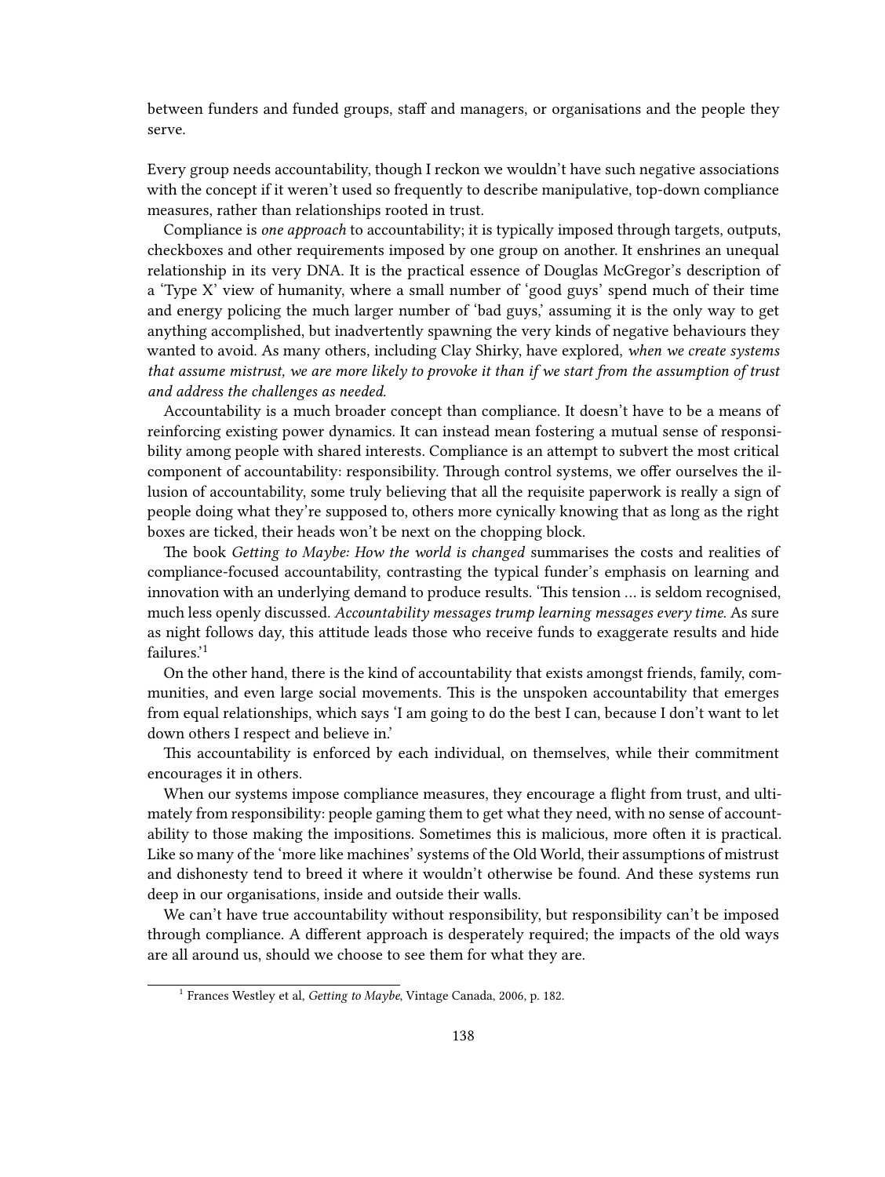between funders and funded groups, staff and managers, or organisations and the people they serve.

Every group needs accountability, though I reckon we wouldn't have such negative associations with the concept if it weren't used so frequently to describe manipulative, top-down compliance measures, rather than relationships rooted in trust.

Compliance is *one approach* to accountability; it is typically imposed through targets, outputs, checkboxes and other requirements imposed by one group on another. It enshrines an unequal relationship in its very DNA. It is the practical essence of Douglas McGregor's description of a 'Type X' view of humanity, where a small number of 'good guys' spend much of their time and energy policing the much larger number of 'bad guys,' assuming it is the only way to get anything accomplished, but inadvertently spawning the very kinds of negative behaviours they wanted to avoid. As many others, including Clay Shirky, have explored, *when we create systems that assume mistrust, we are more likely to provoke it than if we start from the assumption of trust and address the challenges as needed.*

Accountability is a much broader concept than compliance. It doesn't have to be a means of reinforcing existing power dynamics. It can instead mean fostering a mutual sense of responsibility among people with shared interests. Compliance is an attempt to subvert the most critical component of accountability: responsibility. Through control systems, we offer ourselves the illusion of accountability, some truly believing that all the requisite paperwork is really a sign of people doing what they're supposed to, others more cynically knowing that as long as the right boxes are ticked, their heads won't be next on the chopping block.

The book *Getting to Maybe: How the world is changed* summarises the costs and realities of compliance-focused accountability, contrasting the typical funder's emphasis on learning and innovation with an underlying demand to produce results. 'This tension … is seldom recognised, much less openly discussed. *Accountability messages trump learning messages every time.* As sure as night follows day, this attitude leads those who receive funds to exaggerate results and hide failures.'[1]

On the other hand, there is the kind of accountability that exists amongst friends, family, communities, and even large social movements. This is the unspoken accountability that emerges from equal relationships, which says 'I am going to do the best I can, because I don't want to let down others I respect and believe in.'

This accountability is enforced by each individual, on themselves, while their commitment encourages it in others.

When our systems impose compliance measures, they encourage a flight from trust, and ultimately from responsibility: people gaming them to get what they need, with no sense of accountability to those making the impositions. Sometimes this is malicious, more often it is practical. Like so many of the 'more like machines' systems of the Old World, their assumptions of mistrust and dishonesty tend to breed it where it wouldn't otherwise be found. And these systems run deep in our organisations, inside and outside their walls.

We can't have true accountability without responsibility, but responsibility can't be imposed through compliance. A different approach is desperately required; the impacts of the old ways are all around us, should we choose to see them for what they are.

[1] Frances Westley et al, *Getting to Maybe*, Vintage Canada, 2006, p. 182.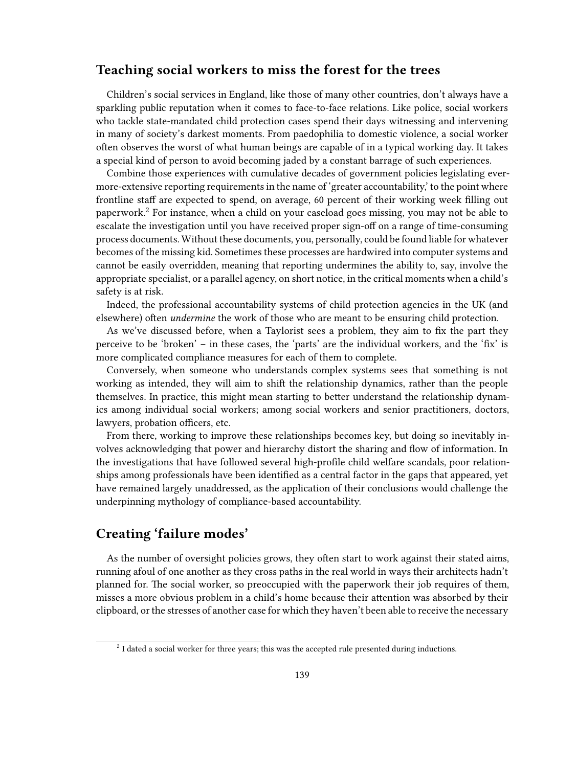## Teaching social workers to miss the forest for the trees

Children's social services in England, like those of many other countries, don't always have a sparkling public reputation when it comes to face-to-face relations. Like police, social workers who tackle state-mandated child protection cases spend their days witnessing and intervening in many of society's darkest moments. From paedophilia to domestic violence, a social worker often observes the worst of what human beings are capable of in a typical working day. It takes a special kind of person to avoid becoming jaded by a constant barrage of such experiences.

Combine those experiences with cumulative decades of government policies legislating ever-more-extensive reporting requirements in the name of 'greater accountability,' to the point where frontline staff are expected to spend, on average, 60 percent of their working week filling out paperwork.[2] For instance, when a child on your caseload goes missing, you may not be able to escalate the investigation until you have received proper sign-off on a range of time-consuming process documents. Without these documents, you, personally, could be found liable for whatever becomes of the missing kid. Sometimes these processes are hardwired into computer systems and cannot be easily overridden, meaning that reporting undermines the ability to, say, involve the appropriate specialist, or a parallel agency, on short notice, in the critical moments when a child's safety is at risk.

Indeed, the professional accountability systems of child protection agencies in the UK (and elsewhere) often *undermine* the work of those who are meant to be ensuring child protection.

As we've discussed before, when a Taylorist sees a problem, they aim to fix the part they perceive to be 'broken' – in these cases, the 'parts' are the individual workers, and the 'fix' is more complicated compliance measures for each of them to complete.

Conversely, when someone who understands complex systems sees that something is not working as intended, they will aim to shift the relationship dynamics, rather than the people themselves. In practice, this might mean starting to better understand the relationship dynamics among individual social workers; among social workers and senior practitioners, doctors, lawyers, probation officers, etc.

From there, working to improve these relationships becomes key, but doing so inevitably involves acknowledging that power and hierarchy distort the sharing and flow of information. In the investigations that have followed several high-profile child welfare scandals, poor relationships among professionals have been identified as a central factor in the gaps that appeared, yet have remained largely unaddressed, as the application of their conclusions would challenge the underpinning mythology of compliance-based accountability.

## Creating 'failure modes'

As the number of oversight policies grows, they often start to work against their stated aims, running afoul of one another as they cross paths in the real world in ways their architects hadn't planned for. The social worker, so preoccupied with the paperwork their job requires of them, misses a more obvious problem in a child's home because their attention was absorbed by their clipboard, or the stresses of another case for which they haven't been able to receive the necessary

[2] I dated a social worker for three years; this was the accepted rule presented during inductions.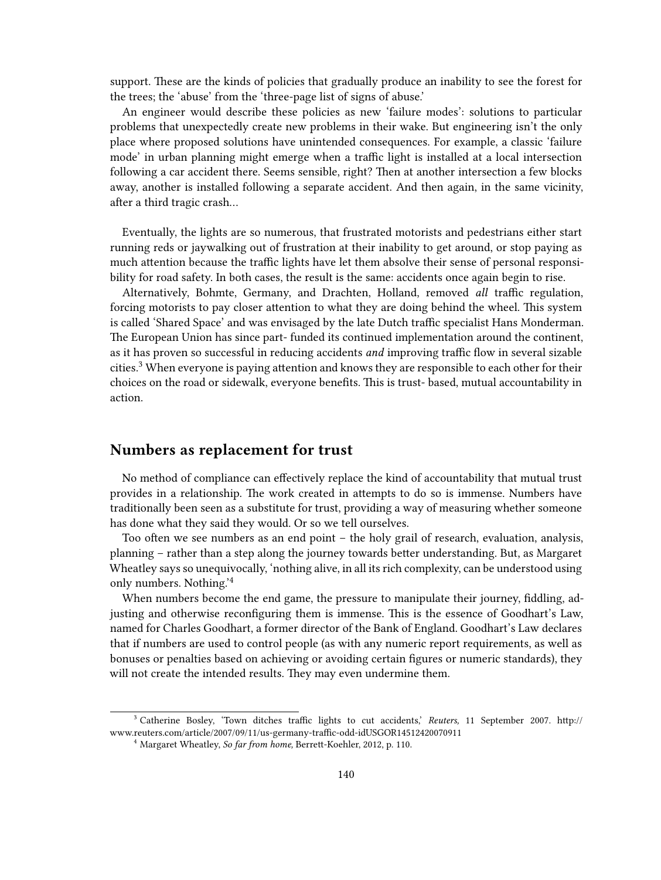support. These are the kinds of policies that gradually produce an inability to see the forest for the trees; the 'abuse' from the 'three-page list of signs of abuse.'

An engineer would describe these policies as new 'failure modes': solutions to particular problems that unexpectedly create new problems in their wake. But engineering isn't the only place where proposed solutions have unintended consequences. For example, a classic 'failure mode' in urban planning might emerge when a traffic light is installed at a local intersection following a car accident there. Seems sensible, right? Then at another intersection a few blocks away, another is installed following a separate accident. And then again, in the same vicinity, after a third tragic crash…

Eventually, the lights are so numerous, that frustrated motorists and pedestrians either start running reds or jaywalking out of frustration at their inability to get around, or stop paying as much attention because the traffic lights have let them absolve their sense of personal responsibility for road safety. In both cases, the result is the same: accidents once again begin to rise.

Alternatively, Bohmte, Germany, and Drachten, Holland, removed *all* traffic regulation, forcing motorists to pay closer attention to what they are doing behind the wheel. This system is called 'Shared Space' and was envisaged by the late Dutch traffic specialist Hans Monderman. The European Union has since part- funded its continued implementation around the continent, as it has proven so successful in reducing accidents *and* improving traffic flow in several sizable cities.[3] When everyone is paying attention and knows they are responsible to each other for their choices on the road or sidewalk, everyone benefits. This is trust- based, mutual accountability in action.

## Numbers as replacement for trust

No method of compliance can effectively replace the kind of accountability that mutual trust provides in a relationship. The work created in attempts to do so is immense. Numbers have traditionally been seen as a substitute for trust, providing a way of measuring whether someone has done what they said they would. Or so we tell ourselves.

Too often we see numbers as an end point – the holy grail of research, evaluation, analysis, planning – rather than a step along the journey towards better understanding. But, as Margaret Wheatley says so unequivocally, 'nothing alive, in all its rich complexity, can be understood using only numbers. Nothing.'[4]

When numbers become the end game, the pressure to manipulate their journey, fiddling, adjusting and otherwise reconfiguring them is immense. This is the essence of Goodhart's Law, named for Charles Goodhart, a former director of the Bank of England. Goodhart's Law declares that if numbers are used to control people (as with any numeric report requirements, as well as bonuses or penalties based on achieving or avoiding certain figures or numeric standards), they will not create the intended results. They may even undermine them.

---

[3] Catherine Bosley, 'Town ditches traffic lights to cut accidents,' *Reuters,* 11 September 2007. http://www.reuters.com/article/2007/09/11/us-germany-traffic-odd-idUSGOR14512420070911

[4] Margaret Wheatley, *So far from home,* Berrett-Koehler, 2012, p. 110.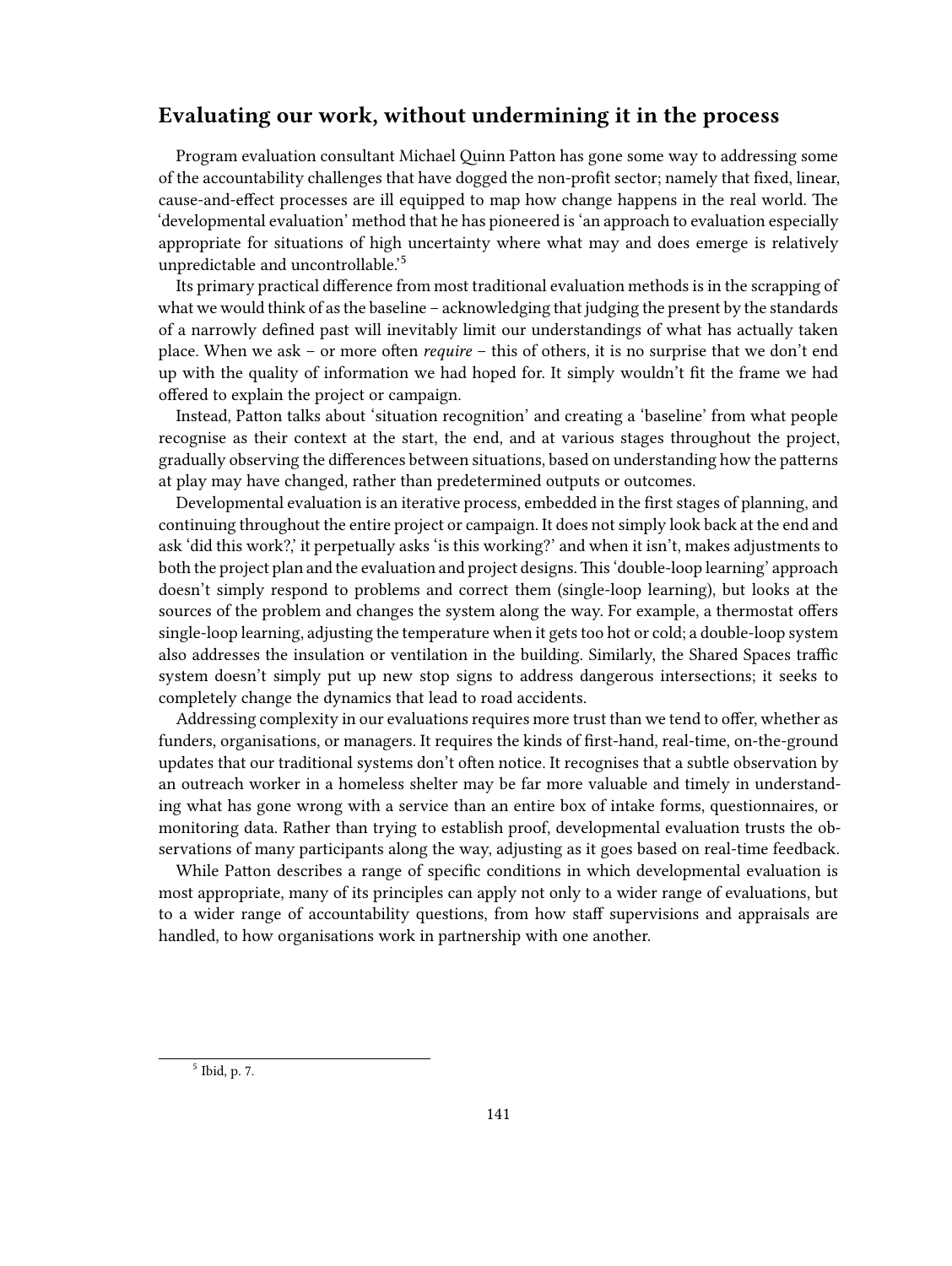## Evaluating our work, without undermining it in the process

Program evaluation consultant Michael Quinn Patton has gone some way to addressing some of the accountability challenges that have dogged the non-profit sector; namely that fixed, linear, cause-and-effect processes are ill equipped to map how change happens in the real world. The 'developmental evaluation' method that he has pioneered is 'an approach to evaluation especially appropriate for situations of high uncertainty where what may and does emerge is relatively unpredictable and uncontrollable.'[5]

Its primary practical difference from most traditional evaluation methods is in the scrapping of what we would think of as the baseline – acknowledging that judging the present by the standards of a narrowly defined past will inevitably limit our understandings of what has actually taken place. When we ask – or more often *require* – this of others, it is no surprise that we don't end up with the quality of information we had hoped for. It simply wouldn't fit the frame we had offered to explain the project or campaign.

Instead, Patton talks about 'situation recognition' and creating a 'baseline' from what people recognise as their context at the start, the end, and at various stages throughout the project, gradually observing the differences between situations, based on understanding how the patterns at play may have changed, rather than predetermined outputs or outcomes.

Developmental evaluation is an iterative process, embedded in the first stages of planning, and continuing throughout the entire project or campaign. It does not simply look back at the end and ask 'did this work?,' it perpetually asks 'is this working?' and when it isn't, makes adjustments to both the project plan and the evaluation and project designs. This 'double-loop learning' approach doesn't simply respond to problems and correct them (single-loop learning), but looks at the sources of the problem and changes the system along the way. For example, a thermostat offers single-loop learning, adjusting the temperature when it gets too hot or cold; a double-loop system also addresses the insulation or ventilation in the building. Similarly, the Shared Spaces traffic system doesn't simply put up new stop signs to address dangerous intersections; it seeks to completely change the dynamics that lead to road accidents.

Addressing complexity in our evaluations requires more trust than we tend to offer, whether as funders, organisations, or managers. It requires the kinds of first-hand, real-time, on-the-ground updates that our traditional systems don't often notice. It recognises that a subtle observation by an outreach worker in a homeless shelter may be far more valuable and timely in understanding what has gone wrong with a service than an entire box of intake forms, questionnaires, or monitoring data. Rather than trying to establish proof, developmental evaluation trusts the observations of many participants along the way, adjusting as it goes based on real-time feedback.

While Patton describes a range of specific conditions in which developmental evaluation is most appropriate, many of its principles can apply not only to a wider range of evaluations, but to a wider range of accountability questions, from how staff supervisions and appraisals are handled, to how organisations work in partnership with one another.

[5] Ibid, p. 7.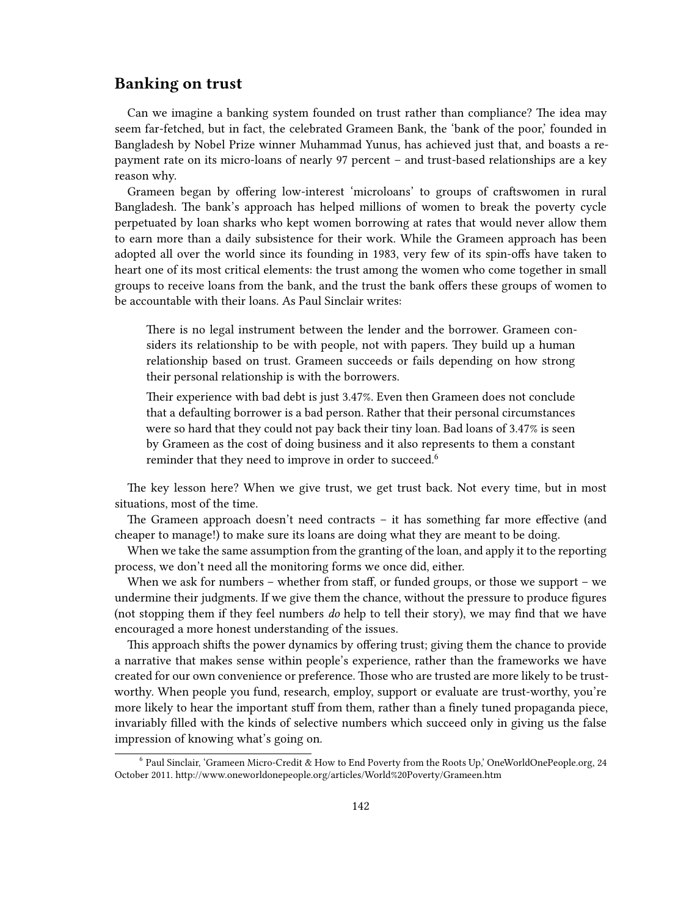## Banking on trust

Can we imagine a banking system founded on trust rather than compliance? The idea may seem far-fetched, but in fact, the celebrated Grameen Bank, the 'bank of the poor,' founded in Bangladesh by Nobel Prize winner Muhammad Yunus, has achieved just that, and boasts a repayment rate on its micro-loans of nearly 97 percent – and trust-based relationships are a key reason why.

Grameen began by offering low-interest 'microloans' to groups of craftswomen in rural Bangladesh. The bank's approach has helped millions of women to break the poverty cycle perpetuated by loan sharks who kept women borrowing at rates that would never allow them to earn more than a daily subsistence for their work. While the Grameen approach has been adopted all over the world since its founding in 1983, very few of its spin-offs have taken to heart one of its most critical elements: the trust among the women who come together in small groups to receive loans from the bank, and the trust the bank offers these groups of women to be accountable with their loans. As Paul Sinclair writes:

> There is no legal instrument between the lender and the borrower. Grameen considers its relationship to be with people, not with papers. They build up a human relationship based on trust. Grameen succeeds or fails depending on how strong their personal relationship is with the borrowers.
>
> Their experience with bad debt is just 3.47%. Even then Grameen does not conclude that a defaulting borrower is a bad person. Rather that their personal circumstances were so hard that they could not pay back their tiny loan. Bad loans of 3.47% is seen by Grameen as the cost of doing business and it also represents to them a constant reminder that they need to improve in order to succeed.[6]

The key lesson here? When we give trust, we get trust back. Not every time, but in most situations, most of the time.

The Grameen approach doesn't need contracts – it has something far more effective (and cheaper to manage!) to make sure its loans are doing what they are meant to be doing.

When we take the same assumption from the granting of the loan, and apply it to the reporting process, we don't need all the monitoring forms we once did, either.

When we ask for numbers – whether from staff, or funded groups, or those we support – we undermine their judgments. If we give them the chance, without the pressure to produce figures (not stopping them if they feel numbers *do* help to tell their story), we may find that we have encouraged a more honest understanding of the issues.

This approach shifts the power dynamics by offering trust; giving them the chance to provide a narrative that makes sense within people's experience, rather than the frameworks we have created for our own convenience or preference. Those who are trusted are more likely to be trust-worthy. When people you fund, research, employ, support or evaluate are trust-worthy, you're more likely to hear the important stuff from them, rather than a finely tuned propaganda piece, invariably filled with the kinds of selective numbers which succeed only in giving us the false impression of knowing what's going on.

---

[6] Paul Sinclair, 'Grameen Micro-Credit & How to End Poverty from the Roots Up,' OneWorldOnePeople.org, 24 October 2011. http://www.oneworldonepeople.org/articles/World%20Poverty/Grameen.htm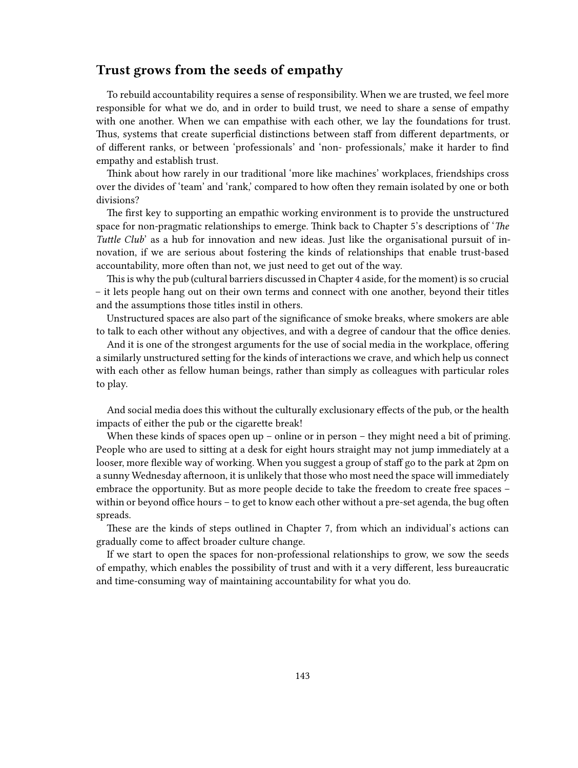## Trust grows from the seeds of empathy

To rebuild accountability requires a sense of responsibility. When we are trusted, we feel more responsible for what we do, and in order to build trust, we need to share a sense of empathy with one another. When we can empathise with each other, we lay the foundations for trust. Thus, systems that create superficial distinctions between staff from different departments, or of different ranks, or between 'professionals' and 'non- professionals,' make it harder to find empathy and establish trust.

Think about how rarely in our traditional 'more like machines' workplaces, friendships cross over the divides of 'team' and 'rank,' compared to how often they remain isolated by one or both divisions?

The first key to supporting an empathic working environment is to provide the unstructured space for non-pragmatic relationships to emerge. Think back to Chapter 5's descriptions of '*The Tuttle Club*' as a hub for innovation and new ideas. Just like the organisational pursuit of innovation, if we are serious about fostering the kinds of relationships that enable trust-based accountability, more often than not, we just need to get out of the way.

This is why the pub (cultural barriers discussed in Chapter 4 aside, for the moment) is so crucial – it lets people hang out on their own terms and connect with one another, beyond their titles and the assumptions those titles instil in others.

Unstructured spaces are also part of the significance of smoke breaks, where smokers are able to talk to each other without any objectives, and with a degree of candour that the office denies.

And it is one of the strongest arguments for the use of social media in the workplace, offering a similarly unstructured setting for the kinds of interactions we crave, and which help us connect with each other as fellow human beings, rather than simply as colleagues with particular roles to play.

And social media does this without the culturally exclusionary effects of the pub, or the health impacts of either the pub or the cigarette break!

When these kinds of spaces open up – online or in person – they might need a bit of priming. People who are used to sitting at a desk for eight hours straight may not jump immediately at a looser, more flexible way of working. When you suggest a group of staff go to the park at 2pm on a sunny Wednesday afternoon, it is unlikely that those who most need the space will immediately embrace the opportunity. But as more people decide to take the freedom to create free spaces – within or beyond office hours – to get to know each other without a pre-set agenda, the bug often spreads.

These are the kinds of steps outlined in Chapter 7, from which an individual's actions can gradually come to affect broader culture change.

If we start to open the spaces for non-professional relationships to grow, we sow the seeds of empathy, which enables the possibility of trust and with it a very different, less bureaucratic and time-consuming way of maintaining accountability for what you do.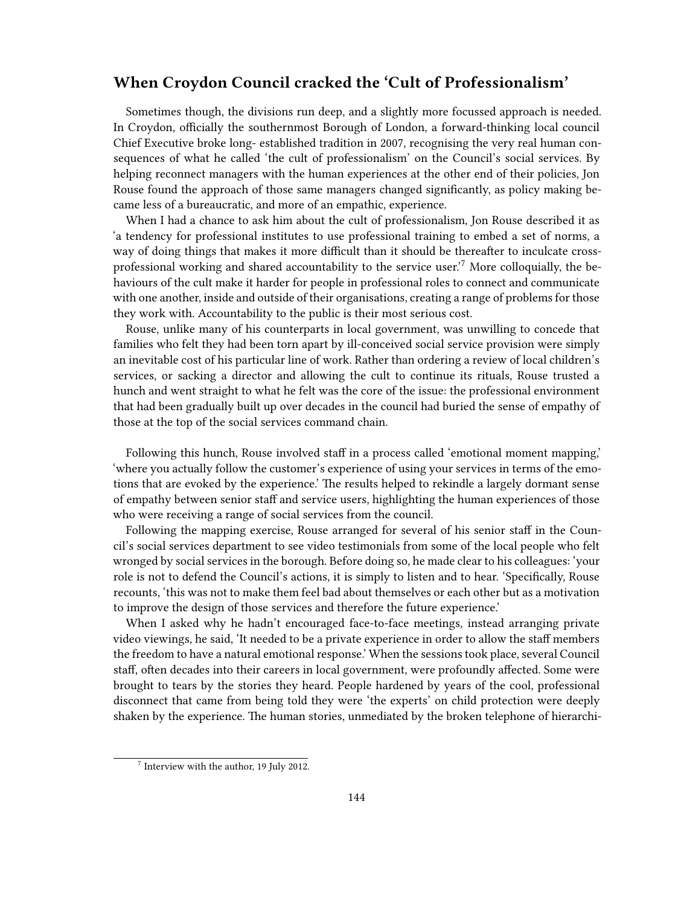## When Croydon Council cracked the 'Cult of Professionalism'

Sometimes though, the divisions run deep, and a slightly more focussed approach is needed. In Croydon, officially the southernmost Borough of London, a forward-thinking local council Chief Executive broke long- established tradition in 2007, recognising the very real human consequences of what he called 'the cult of professionalism' on the Council's social services. By helping reconnect managers with the human experiences at the other end of their policies, Jon Rouse found the approach of those same managers changed significantly, as policy making became less of a bureaucratic, and more of an empathic, experience.

When I had a chance to ask him about the cult of professionalism, Jon Rouse described it as 'a tendency for professional institutes to use professional training to embed a set of norms, a way of doing things that makes it more difficult than it should be thereafter to inculcate cross-professional working and shared accountability to the service user.'[7] More colloquially, the behaviours of the cult make it harder for people in professional roles to connect and communicate with one another, inside and outside of their organisations, creating a range of problems for those they work with. Accountability to the public is their most serious cost.

Rouse, unlike many of his counterparts in local government, was unwilling to concede that families who felt they had been torn apart by ill-conceived social service provision were simply an inevitable cost of his particular line of work. Rather than ordering a review of local children's services, or sacking a director and allowing the cult to continue its rituals, Rouse trusted a hunch and went straight to what he felt was the core of the issue: the professional environment that had been gradually built up over decades in the council had buried the sense of empathy of those at the top of the social services command chain.

Following this hunch, Rouse involved staff in a process called 'emotional moment mapping,' 'where you actually follow the customer's experience of using your services in terms of the emotions that are evoked by the experience.' The results helped to rekindle a largely dormant sense of empathy between senior staff and service users, highlighting the human experiences of those who were receiving a range of social services from the council.

Following the mapping exercise, Rouse arranged for several of his senior staff in the Council's social services department to see video testimonials from some of the local people who felt wronged by social services in the borough. Before doing so, he made clear to his colleagues: 'your role is not to defend the Council's actions, it is simply to listen and to hear. 'Specifically, Rouse recounts, 'this was not to make them feel bad about themselves or each other but as a motivation to improve the design of those services and therefore the future experience.'

When I asked why he hadn't encouraged face-to-face meetings, instead arranging private video viewings, he said, 'It needed to be a private experience in order to allow the staff members the freedom to have a natural emotional response.' When the sessions took place, several Council staff, often decades into their careers in local government, were profoundly affected. Some were brought to tears by the stories they heard. People hardened by years of the cool, professional disconnect that came from being told they were 'the experts' on child protection were deeply shaken by the experience. The human stories, unmediated by the broken telephone of hierarchi-

[7] Interview with the author, 19 July 2012.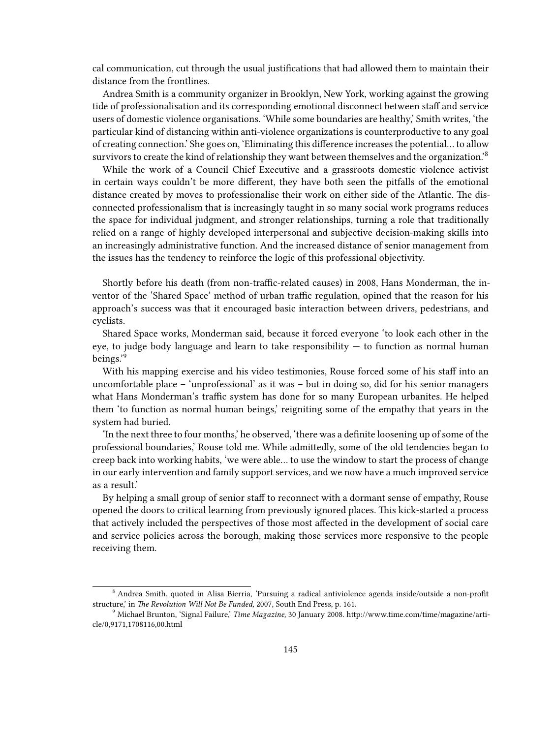cal communication, cut through the usual justifications that had allowed them to maintain their distance from the frontlines.

Andrea Smith is a community organizer in Brooklyn, New York, working against the growing tide of professionalisation and its corresponding emotional disconnect between staff and service users of domestic violence organisations. 'While some boundaries are healthy,' Smith writes, 'the particular kind of distancing within anti-violence organizations is counterproductive to any goal of creating connection.' She goes on, 'Eliminating this difference increases the potential… to allow survivors to create the kind of relationship they want between themselves and the organization.'[8]

While the work of a Council Chief Executive and a grassroots domestic violence activist in certain ways couldn't be more different, they have both seen the pitfalls of the emotional distance created by moves to professionalise their work on either side of the Atlantic. The disconnected professionalism that is increasingly taught in so many social work programs reduces the space for individual judgment, and stronger relationships, turning a role that traditionally relied on a range of highly developed interpersonal and subjective decision-making skills into an increasingly administrative function. And the increased distance of senior management from the issues has the tendency to reinforce the logic of this professional objectivity.

Shortly before his death (from non-traffic-related causes) in 2008, Hans Monderman, the inventor of the 'Shared Space' method of urban traffic regulation, opined that the reason for his approach's success was that it encouraged basic interaction between drivers, pedestrians, and cyclists.

Shared Space works, Monderman said, because it forced everyone 'to look each other in the eye, to judge body language and learn to take responsibility — to function as normal human beings.'[9]

With his mapping exercise and his video testimonies, Rouse forced some of his staff into an uncomfortable place – 'unprofessional' as it was – but in doing so, did for his senior managers what Hans Monderman's traffic system has done for so many European urbanites. He helped them 'to function as normal human beings,' reigniting some of the empathy that years in the system had buried.

'In the next three to four months,' he observed, 'there was a definite loosening up of some of the professional boundaries,' Rouse told me. While admittedly, some of the old tendencies began to creep back into working habits, 'we were able… to use the window to start the process of change in our early intervention and family support services, and we now have a much improved service as a result.'

By helping a small group of senior staff to reconnect with a dormant sense of empathy, Rouse opened the doors to critical learning from previously ignored places. This kick-started a process that actively included the perspectives of those most affected in the development of social care and service policies across the borough, making those services more responsive to the people receiving them.

---

[8] Andrea Smith, quoted in Alisa Bierria, 'Pursuing a radical antiviolence agenda inside/outside a non-profit structure,' in *The Revolution Will Not Be Funded*, 2007, South End Press, p. 161.

[9] Michael Brunton, 'Signal Failure,' *Time Magazine*, 30 January 2008. http://www.time.com/time/magazine/article/0,9171,1708116,00.html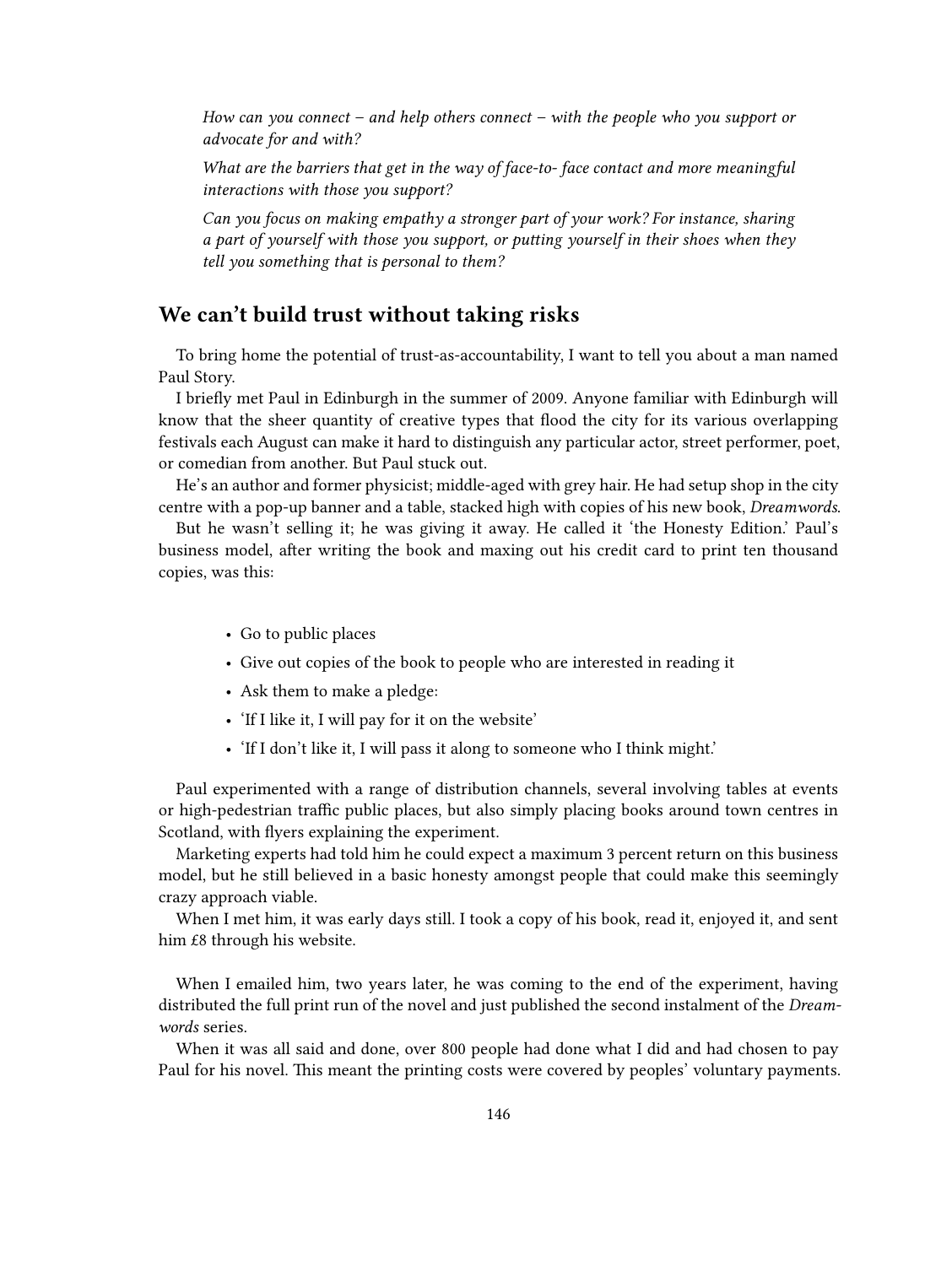*How can you connect – and help others connect – with the people who you support or advocate for and with?*

*What are the barriers that get in the way of face-to- face contact and more meaningful interactions with those you support?*

*Can you focus on making empathy a stronger part of your work? For instance, sharing a part of yourself with those you support, or putting yourself in their shoes when they tell you something that is personal to them?*

## We can't build trust without taking risks

To bring home the potential of trust-as-accountability, I want to tell you about a man named Paul Story.

I briefly met Paul in Edinburgh in the summer of 2009. Anyone familiar with Edinburgh will know that the sheer quantity of creative types that flood the city for its various overlapping festivals each August can make it hard to distinguish any particular actor, street performer, poet, or comedian from another. But Paul stuck out.

He's an author and former physicist; middle-aged with grey hair. He had setup shop in the city centre with a pop-up banner and a table, stacked high with copies of his new book, *Dreamwords*.

But he wasn't selling it; he was giving it away. He called it 'the Honesty Edition.' Paul's business model, after writing the book and maxing out his credit card to print ten thousand copies, was this:

- Go to public places
- Give out copies of the book to people who are interested in reading it
- Ask them to make a pledge:
- 'If I like it, I will pay for it on the website'
- 'If I don't like it, I will pass it along to someone who I think might.'

Paul experimented with a range of distribution channels, several involving tables at events or high-pedestrian traffic public places, but also simply placing books around town centres in Scotland, with flyers explaining the experiment.

Marketing experts had told him he could expect a maximum 3 percent return on this business model, but he still believed in a basic honesty amongst people that could make this seemingly crazy approach viable.

When I met him, it was early days still. I took a copy of his book, read it, enjoyed it, and sent him £8 through his website.

When I emailed him, two years later, he was coming to the end of the experiment, having distributed the full print run of the novel and just published the second instalment of the *Dreamwords* series.

When it was all said and done, over 800 people had done what I did and had chosen to pay Paul for his novel. This meant the printing costs were covered by peoples' voluntary payments.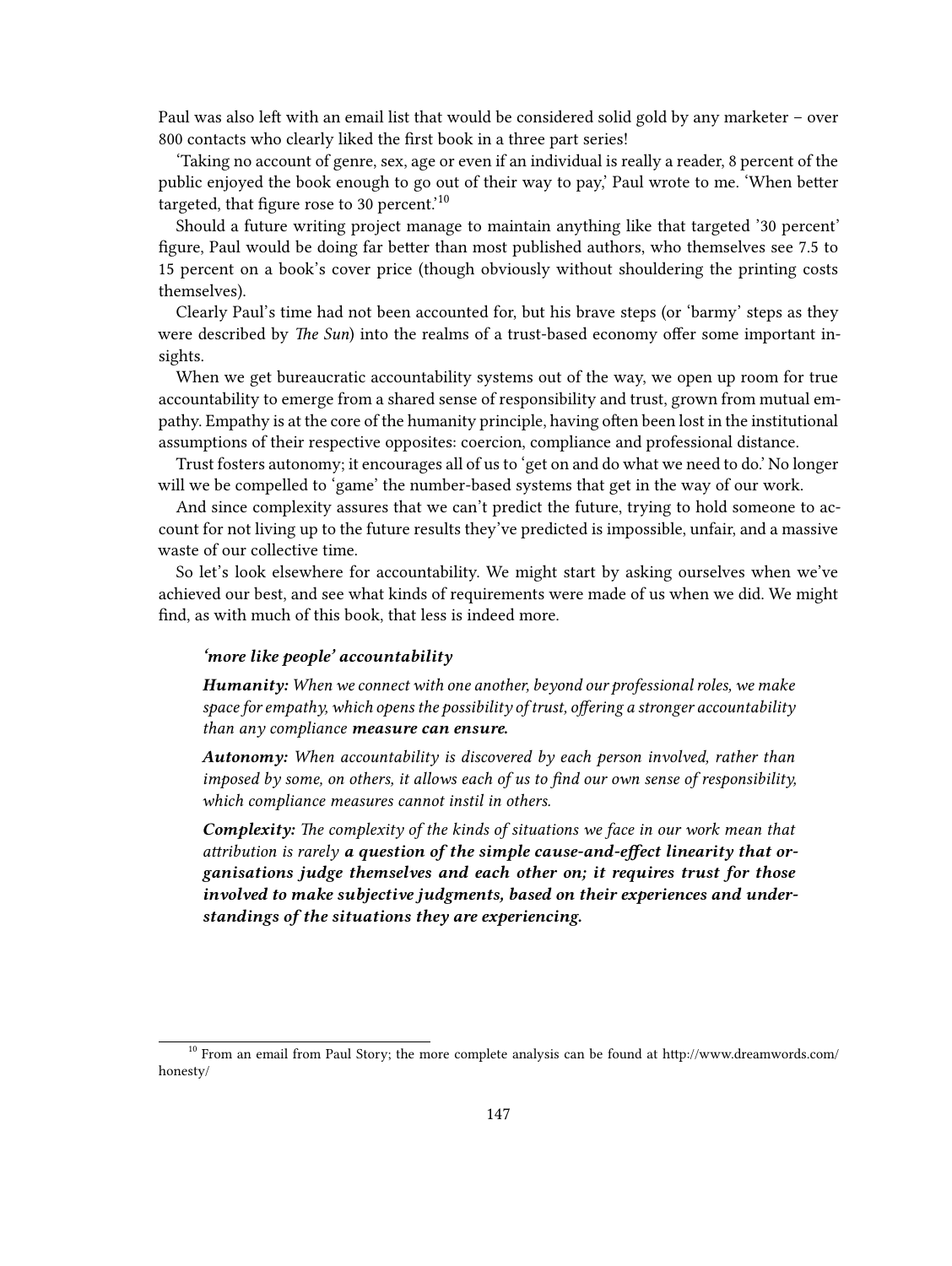Paul was also left with an email list that would be considered solid gold by any marketer – over 800 contacts who clearly liked the first book in a three part series!

'Taking no account of genre, sex, age or even if an individual is really a reader, 8 percent of the public enjoyed the book enough to go out of their way to pay,' Paul wrote to me. 'When better targeted, that figure rose to 30 percent.'[10]

Should a future writing project manage to maintain anything like that targeted '30 percent' figure, Paul would be doing far better than most published authors, who themselves see 7.5 to 15 percent on a book's cover price (though obviously without shouldering the printing costs themselves).

Clearly Paul's time had not been accounted for, but his brave steps (or 'barmy' steps as they were described by *The Sun*) into the realms of a trust-based economy offer some important insights.

When we get bureaucratic accountability systems out of the way, we open up room for true accountability to emerge from a shared sense of responsibility and trust, grown from mutual empathy. Empathy is at the core of the humanity principle, having often been lost in the institutional assumptions of their respective opposites: coercion, compliance and professional distance.

Trust fosters autonomy; it encourages all of us to 'get on and do what we need to do.' No longer will we be compelled to 'game' the number-based systems that get in the way of our work.

And since complexity assures that we can't predict the future, trying to hold someone to account for not living up to the future results they've predicted is impossible, unfair, and a massive waste of our collective time.

So let's look elsewhere for accountability. We might start by asking ourselves when we've achieved our best, and see what kinds of requirements were made of us when we did. We might find, as with much of this book, that less is indeed more.

> ***'more like people' accountability***
>
> ***Humanity:*** *When we connect with one another, beyond our professional roles, we make space for empathy, which opens the possibility of trust, offering a stronger accountability than any compliance* ***measure can ensure.***
>
> ***Autonomy:*** *When accountability is discovered by each person involved, rather than imposed by some, on others, it allows each of us to find our own sense of responsibility, which compliance measures cannot instil in others.*
>
> ***Complexity:*** *The complexity of the kinds of situations we face in our work mean that attribution is rarely* ***a question of the simple cause-and-effect linearity that organisations judge themselves and each other on; it requires trust for those involved to make subjective judgments, based on their experiences and understandings of the situations they are experiencing.***

[10] From an email from Paul Story; the more complete analysis can be found at http://www.dreamwords.com/honesty/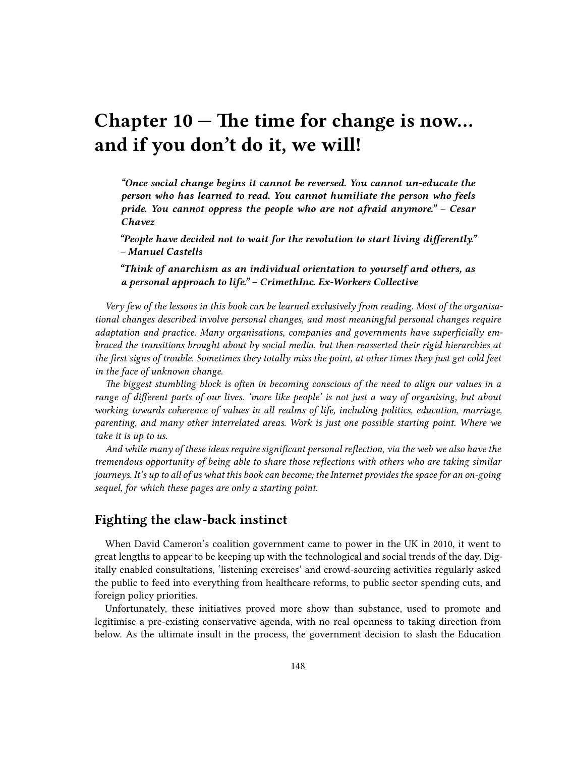# Chapter 10 — The time for change is now... and if you don't do it, we will!

> ***"Once social change begins it cannot be reversed. You cannot un-educate the person who has learned to read. You cannot humiliate the person who feels pride. You cannot oppress the people who are not afraid anymore." – Cesar Chavez***
>
> ***"People have decided not to wait for the revolution to start living differently." – Manuel Castells***
>
> ***"Think of anarchism as an individual orientation to yourself and others, as a personal approach to life." – CrimethInc. Ex-Workers Collective***

*Very few of the lessons in this book can be learned exclusively from reading. Most of the organisational changes described involve personal changes, and most meaningful personal changes require adaptation and practice. Many organisations, companies and governments have superficially embraced the transitions brought about by social media, but then reasserted their rigid hierarchies at the first signs of trouble. Sometimes they totally miss the point, at other times they just get cold feet in the face of unknown change.*

*The biggest stumbling block is often in becoming conscious of the need to align our values in a range of different parts of our lives. 'more like people' is not just a way of organising, but about working towards coherence of values in all realms of life, including politics, education, marriage, parenting, and many other interrelated areas. Work is just one possible starting point. Where we take it is up to us.*

*And while many of these ideas require significant personal reflection, via the web we also have the tremendous opportunity of being able to share those reflections with others who are taking similar journeys. It's up to all of us what this book can become; the Internet provides the space for an on-going sequel, for which these pages are only a starting point.*

## Fighting the claw-back instinct

When David Cameron's coalition government came to power in the UK in 2010, it went to great lengths to appear to be keeping up with the technological and social trends of the day. Digitally enabled consultations, 'listening exercises' and crowd-sourcing activities regularly asked the public to feed into everything from healthcare reforms, to public sector spending cuts, and foreign policy priorities.

Unfortunately, these initiatives proved more show than substance, used to promote and legitimise a pre-existing conservative agenda, with no real openness to taking direction from below. As the ultimate insult in the process, the government decision to slash the Education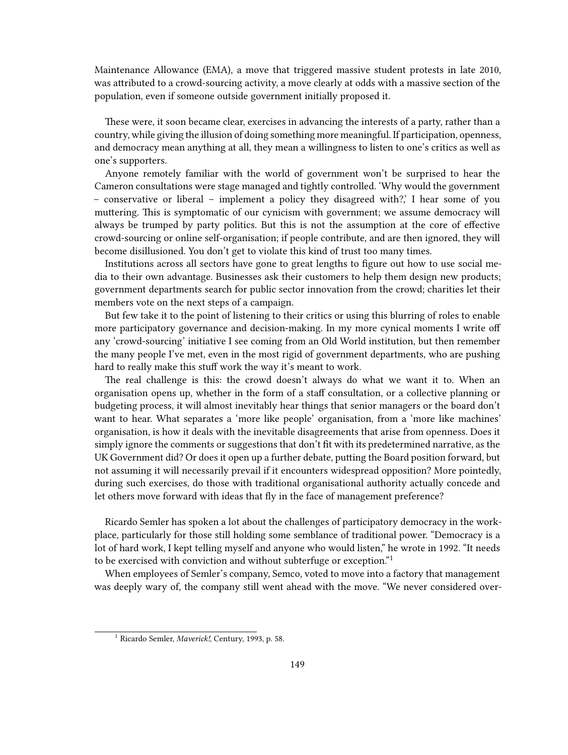Maintenance Allowance (EMA), a move that triggered massive student protests in late 2010, was attributed to a crowd-sourcing activity, a move clearly at odds with a massive section of the population, even if someone outside government initially proposed it.

These were, it soon became clear, exercises in advancing the interests of a party, rather than a country, while giving the illusion of doing something more meaningful. If participation, openness, and democracy mean anything at all, they mean a willingness to listen to one's critics as well as one's supporters.

Anyone remotely familiar with the world of government won't be surprised to hear the Cameron consultations were stage managed and tightly controlled. 'Why would the government – conservative or liberal – implement a policy they disagreed with?,' I hear some of you muttering. This is symptomatic of our cynicism with government; we assume democracy will always be trumped by party politics. But this is not the assumption at the core of effective crowd-sourcing or online self-organisation; if people contribute, and are then ignored, they will become disillusioned. You don't get to violate this kind of trust too many times.

Institutions across all sectors have gone to great lengths to figure out how to use social media to their own advantage. Businesses ask their customers to help them design new products; government departments search for public sector innovation from the crowd; charities let their members vote on the next steps of a campaign.

But few take it to the point of listening to their critics or using this blurring of roles to enable more participatory governance and decision-making. In my more cynical moments I write off any 'crowd-sourcing' initiative I see coming from an Old World institution, but then remember the many people I've met, even in the most rigid of government departments, who are pushing hard to really make this stuff work the way it's meant to work.

The real challenge is this: the crowd doesn't always do what we want it to. When an organisation opens up, whether in the form of a staff consultation, or a collective planning or budgeting process, it will almost inevitably hear things that senior managers or the board don't want to hear. What separates a 'more like people' organisation, from a 'more like machines' organisation, is how it deals with the inevitable disagreements that arise from openness. Does it simply ignore the comments or suggestions that don't fit with its predetermined narrative, as the UK Government did? Or does it open up a further debate, putting the Board position forward, but not assuming it will necessarily prevail if it encounters widespread opposition? More pointedly, during such exercises, do those with traditional organisational authority actually concede and let others move forward with ideas that fly in the face of management preference?

Ricardo Semler has spoken a lot about the challenges of participatory democracy in the workplace, particularly for those still holding some semblance of traditional power. "Democracy is a lot of hard work, I kept telling myself and anyone who would listen," he wrote in 1992. "It needs to be exercised with conviction and without subterfuge or exception."[1]

When employees of Semler's company, Semco, voted to move into a factory that management was deeply wary of, the company still went ahead with the move. "We never considered over-

[1] Ricardo Semler, *Maverick!*, Century, 1993, p. 58.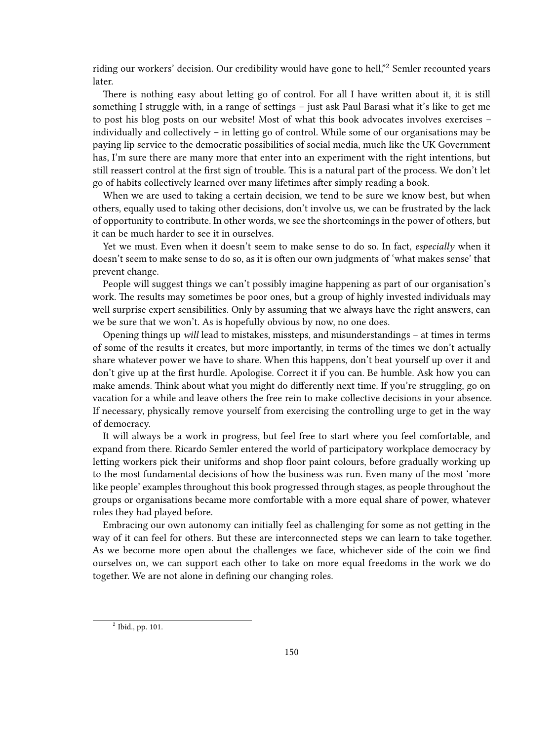riding our workers' decision. Our credibility would have gone to hell,"[2] Semler recounted years later.

There is nothing easy about letting go of control. For all I have written about it, it is still something I struggle with, in a range of settings – just ask Paul Barasi what it's like to get me to post his blog posts on our website! Most of what this book advocates involves exercises – individually and collectively – in letting go of control. While some of our organisations may be paying lip service to the democratic possibilities of social media, much like the UK Government has, I'm sure there are many more that enter into an experiment with the right intentions, but still reassert control at the first sign of trouble. This is a natural part of the process. We don't let go of habits collectively learned over many lifetimes after simply reading a book.

When we are used to taking a certain decision, we tend to be sure we know best, but when others, equally used to taking other decisions, don't involve us, we can be frustrated by the lack of opportunity to contribute. In other words, we see the shortcomings in the power of others, but it can be much harder to see it in ourselves.

Yet we must. Even when it doesn't seem to make sense to do so. In fact, *especially* when it doesn't seem to make sense to do so, as it is often our own judgments of 'what makes sense' that prevent change.

People will suggest things we can't possibly imagine happening as part of our organisation's work. The results may sometimes be poor ones, but a group of highly invested individuals may well surprise expert sensibilities. Only by assuming that we always have the right answers, can we be sure that we won't. As is hopefully obvious by now, no one does.

Opening things up *will* lead to mistakes, missteps, and misunderstandings – at times in terms of some of the results it creates, but more importantly, in terms of the times we don't actually share whatever power we have to share. When this happens, don't beat yourself up over it and don't give up at the first hurdle. Apologise. Correct it if you can. Be humble. Ask how you can make amends. Think about what you might do differently next time. If you're struggling, go on vacation for a while and leave others the free rein to make collective decisions in your absence. If necessary, physically remove yourself from exercising the controlling urge to get in the way of democracy.

It will always be a work in progress, but feel free to start where you feel comfortable, and expand from there. Ricardo Semler entered the world of participatory workplace democracy by letting workers pick their uniforms and shop floor paint colours, before gradually working up to the most fundamental decisions of how the business was run. Even many of the most 'more like people' examples throughout this book progressed through stages, as people throughout the groups or organisations became more comfortable with a more equal share of power, whatever roles they had played before.

Embracing our own autonomy can initially feel as challenging for some as not getting in the way of it can feel for others. But these are interconnected steps we can learn to take together. As we become more open about the challenges we face, whichever side of the coin we find ourselves on, we can support each other to take on more equal freedoms in the work we do together. We are not alone in defining our changing roles.

---

[2] Ibid., pp. 101.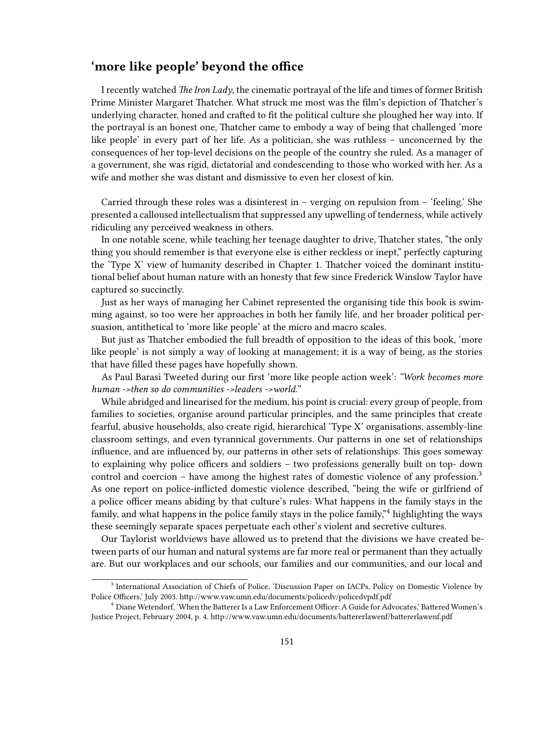## 'more like people' beyond the office

I recently watched *The Iron Lady*, the cinematic portrayal of the life and times of former British Prime Minister Margaret Thatcher. What struck me most was the film's depiction of Thatcher's underlying character, honed and crafted to fit the political culture she ploughed her way into. If the portrayal is an honest one, Thatcher came to embody a way of being that challenged 'more like people' in every part of her life. As a politician, she was ruthless – unconcerned by the consequences of her top-level decisions on the people of the country she ruled. As a manager of a government, she was rigid, dictatorial and condescending to those who worked with her. As a wife and mother she was distant and dismissive to even her closest of kin.

Carried through these roles was a disinterest in – verging on repulsion from – 'feeling.' She presented a calloused intellectualism that suppressed any upwelling of tenderness, while actively ridiculing any perceived weakness in others.

In one notable scene, while teaching her teenage daughter to drive, Thatcher states, "the only thing you should remember is that everyone else is either reckless or inept," perfectly capturing the 'Type X' view of humanity described in Chapter 1. Thatcher voiced the dominant institutional belief about human nature with an honesty that few since Frederick Winslow Taylor have captured so succinctly.

Just as her ways of managing her Cabinet represented the organising tide this book is swimming against, so too were her approaches in both her family life, and her broader political persuasion, antithetical to 'more like people' at the micro and macro scales.

But just as Thatcher embodied the full breadth of opposition to the ideas of this book, 'more like people' is not simply a way of looking at management; it is a way of being, as the stories that have filled these pages have hopefully shown.

As Paul Barasi Tweeted during our first 'more like people action week': *"Work becomes more human ->then so do communities ->leaders ->world."*

While abridged and linearised for the medium, his point is crucial: every group of people, from families to societies, organise around particular principles, and the same principles that create fearful, abusive households, also create rigid, hierarchical 'Type X' organisations, assembly-line classroom settings, and even tyrannical governments. Our patterns in one set of relationships influence, and are influenced by, our patterns in other sets of relationships. This goes someway to explaining why police officers and soldiers – two professions generally built on top- down control and coercion – have among the highest rates of domestic violence of any profession.[3] As one report on police-inflicted domestic violence described, "being the wife or girlfriend of a police officer means abiding by that culture's rules: What happens in the family stays in the family, and what happens in the police family stays in the police family,"[4] highlighting the ways these seemingly separate spaces perpetuate each other's violent and secretive cultures.

Our Taylorist worldviews have allowed us to pretend that the divisions we have created between parts of our human and natural systems are far more real or permanent than they actually are. But our workplaces and our schools, our families and our communities, and our local and

[3] International Association of Chiefs of Police, 'Discussion Paper on IACPs, Policy on Domestic Violence by Police Officers,' July 2003. http://www.vaw.umn.edu/documents/policedv/policedvpdf.pdf

[4] Diane Wetendorf, 'When the Batterer Is a Law Enforcement Officer: A Guide for Advocates,' Battered Women's Justice Project, February 2004, p. 4. http://www.vaw.umn.edu/documents/battererlawenf/battererlawenf.pdf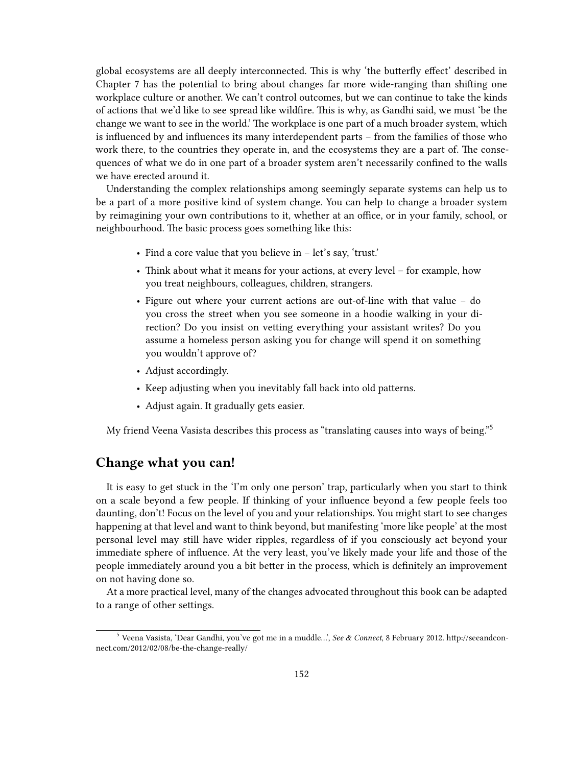global ecosystems are all deeply interconnected. This is why 'the butterfly effect' described in Chapter 7 has the potential to bring about changes far more wide-ranging than shifting one workplace culture or another. We can't control outcomes, but we can continue to take the kinds of actions that we'd like to see spread like wildfire. This is why, as Gandhi said, we must 'be the change we want to see in the world.' The workplace is one part of a much broader system, which is influenced by and influences its many interdependent parts – from the families of those who work there, to the countries they operate in, and the ecosystems they are a part of. The consequences of what we do in one part of a broader system aren't necessarily confined to the walls we have erected around it.

Understanding the complex relationships among seemingly separate systems can help us to be a part of a more positive kind of system change. You can help to change a broader system by reimagining your own contributions to it, whether at an office, or in your family, school, or neighbourhood. The basic process goes something like this:

- Find a core value that you believe in – let's say, 'trust.'
- Think about what it means for your actions, at every level – for example, how you treat neighbours, colleagues, children, strangers.
- Figure out where your current actions are out-of-line with that value – do you cross the street when you see someone in a hoodie walking in your direction? Do you insist on vetting everything your assistant writes? Do you assume a homeless person asking you for change will spend it on something you wouldn't approve of?
- Adjust accordingly.
- Keep adjusting when you inevitably fall back into old patterns.
- Adjust again. It gradually gets easier.

My friend Veena Vasista describes this process as "translating causes into ways of being."[5]

## Change what you can!

It is easy to get stuck in the 'I'm only one person' trap, particularly when you start to think on a scale beyond a few people. If thinking of your influence beyond a few people feels too daunting, don't! Focus on the level of you and your relationships. You might start to see changes happening at that level and want to think beyond, but manifesting 'more like people' at the most personal level may still have wider ripples, regardless of if you consciously act beyond your immediate sphere of influence. At the very least, you've likely made your life and those of the people immediately around you a bit better in the process, which is definitely an improvement on not having done so.

At a more practical level, many of the changes advocated throughout this book can be adapted to a range of other settings.

[5] Veena Vasista, 'Dear Gandhi, you've got me in a muddle…', *See & Connect*, 8 February 2012. http://seeandconnect.com/2012/02/08/be-the-change-really/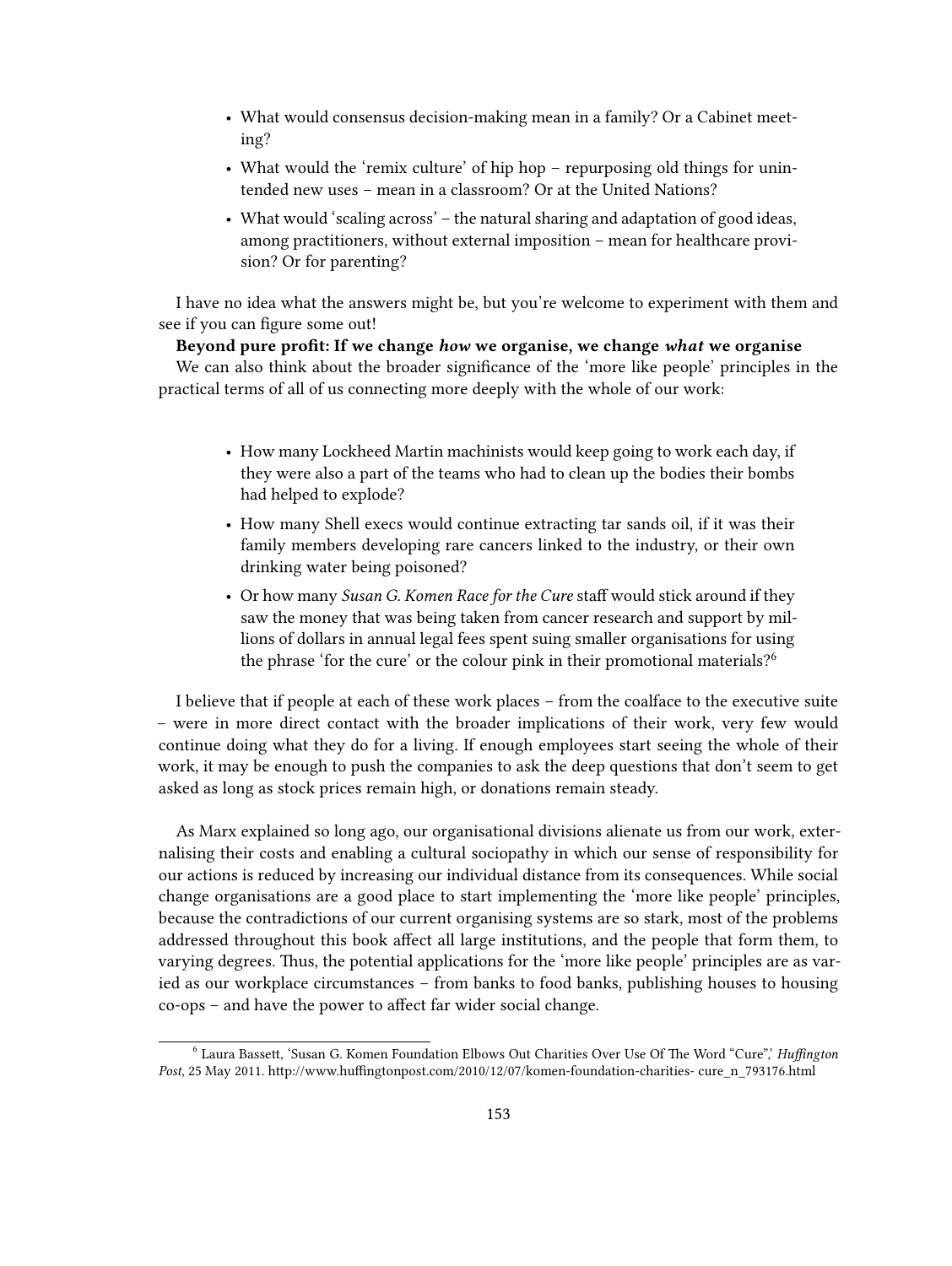- What would consensus decision-making mean in a family? Or a Cabinet meeting?
- What would the 'remix culture' of hip hop – repurposing old things for unintended new uses – mean in a classroom? Or at the United Nations?
- What would 'scaling across' – the natural sharing and adaptation of good ideas, among practitioners, without external imposition – mean for healthcare provision? Or for parenting?

I have no idea what the answers might be, but you're welcome to experiment with them and see if you can figure some out!

**Beyond pure profit: If we change *how* we organise, we change *what* we organise**

We can also think about the broader significance of the 'more like people' principles in the practical terms of all of us connecting more deeply with the whole of our work:

- How many Lockheed Martin machinists would keep going to work each day, if they were also a part of the teams who had to clean up the bodies their bombs had helped to explode?
- How many Shell execs would continue extracting tar sands oil, if it was their family members developing rare cancers linked to the industry, or their own drinking water being poisoned?
- Or how many *Susan G. Komen Race for the Cure* staff would stick around if they saw the money that was being taken from cancer research and support by millions of dollars in annual legal fees spent suing smaller organisations for using the phrase 'for the cure' or the colour pink in their promotional materials?[6]

I believe that if people at each of these work places – from the coalface to the executive suite – were in more direct contact with the broader implications of their work, very few would continue doing what they do for a living. If enough employees start seeing the whole of their work, it may be enough to push the companies to ask the deep questions that don't seem to get asked as long as stock prices remain high, or donations remain steady.

As Marx explained so long ago, our organisational divisions alienate us from our work, externalising their costs and enabling a cultural sociopathy in which our sense of responsibility for our actions is reduced by increasing our individual distance from its consequences. While social change organisations are a good place to start implementing the 'more like people' principles, because the contradictions of our current organising systems are so stark, most of the problems addressed throughout this book affect all large institutions, and the people that form them, to varying degrees. Thus, the potential applications for the 'more like people' principles are as varied as our workplace circumstances – from banks to food banks, publishing houses to housing co-ops – and have the power to affect far wider social change.

[6] Laura Bassett, 'Susan G. Komen Foundation Elbows Out Charities Over Use Of The Word "Cure",' *Huffington Post*, 25 May 2011. http://www.huffingtonpost.com/2010/12/07/komen-foundation-charities- cure_n_793176.html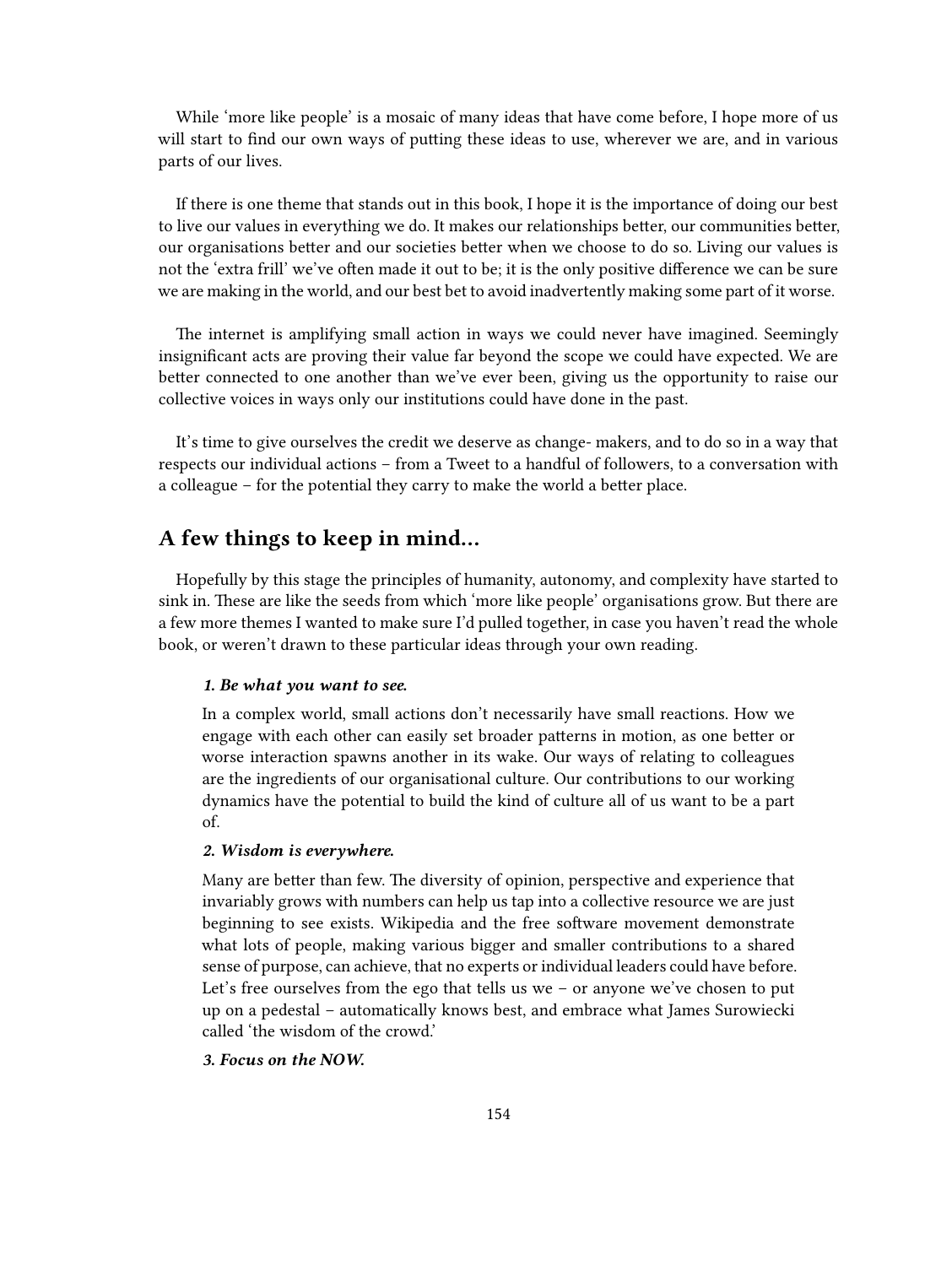While 'more like people' is a mosaic of many ideas that have come before, I hope more of us will start to find our own ways of putting these ideas to use, wherever we are, and in various parts of our lives.

If there is one theme that stands out in this book, I hope it is the importance of doing our best to live our values in everything we do. It makes our relationships better, our communities better, our organisations better and our societies better when we choose to do so. Living our values is not the 'extra frill' we've often made it out to be; it is the only positive difference we can be sure we are making in the world, and our best bet to avoid inadvertently making some part of it worse.

The internet is amplifying small action in ways we could never have imagined. Seemingly insignificant acts are proving their value far beyond the scope we could have expected. We are better connected to one another than we've ever been, giving us the opportunity to raise our collective voices in ways only our institutions could have done in the past.

It's time to give ourselves the credit we deserve as change- makers, and to do so in a way that respects our individual actions – from a Tweet to a handful of followers, to a conversation with a colleague – for the potential they carry to make the world a better place.

## A few things to keep in mind...

Hopefully by this stage the principles of humanity, autonomy, and complexity have started to sink in. These are like the seeds from which 'more like people' organisations grow. But there are a few more themes I wanted to make sure I'd pulled together, in case you haven't read the whole book, or weren't drawn to these particular ideas through your own reading.

> ***1. Be what you want to see.***
>
> In a complex world, small actions don't necessarily have small reactions. How we engage with each other can easily set broader patterns in motion, as one better or worse interaction spawns another in its wake. Our ways of relating to colleagues are the ingredients of our organisational culture. Our contributions to our working dynamics have the potential to build the kind of culture all of us want to be a part of.
>
> ***2. Wisdom is everywhere.***
>
> Many are better than few. The diversity of opinion, perspective and experience that invariably grows with numbers can help us tap into a collective resource we are just beginning to see exists. Wikipedia and the free software movement demonstrate what lots of people, making various bigger and smaller contributions to a shared sense of purpose, can achieve, that no experts or individual leaders could have before. Let's free ourselves from the ego that tells us we – or anyone we've chosen to put up on a pedestal – automatically knows best, and embrace what James Surowiecki called 'the wisdom of the crowd.'
>
> ***3. Focus on the NOW.***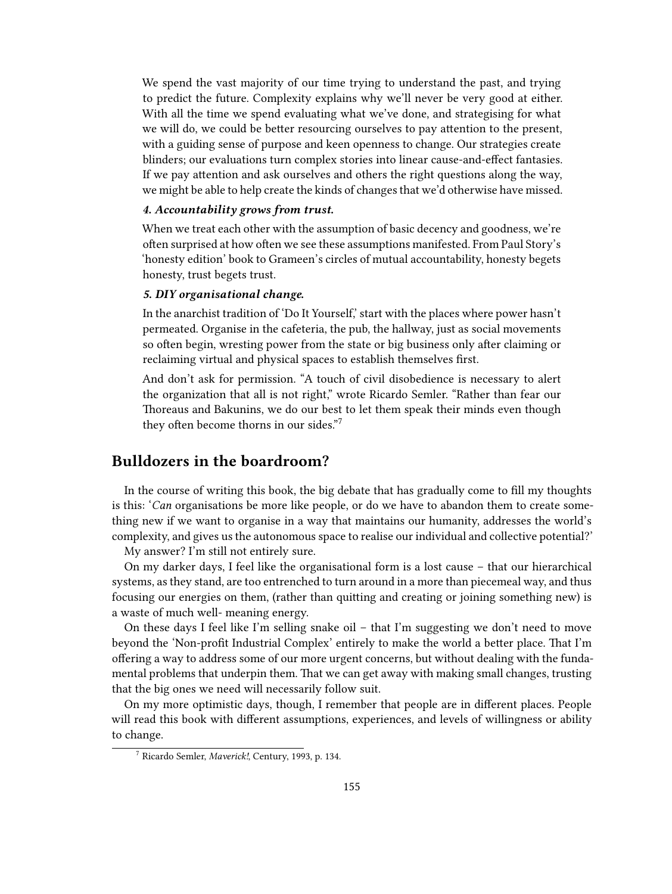We spend the vast majority of our time trying to understand the past, and trying to predict the future. Complexity explains why we'll never be very good at either. With all the time we spend evaluating what we've done, and strategising for what we will do, we could be better resourcing ourselves to pay attention to the present, with a guiding sense of purpose and keen openness to change. Our strategies create blinders; our evaluations turn complex stories into linear cause-and-effect fantasies. If we pay attention and ask ourselves and others the right questions along the way, we might be able to help create the kinds of changes that we'd otherwise have missed.

***4. Accountability grows from trust.***

When we treat each other with the assumption of basic decency and goodness, we're often surprised at how often we see these assumptions manifested. From Paul Story's 'honesty edition' book to Grameen's circles of mutual accountability, honesty begets honesty, trust begets trust.

***5. DIY organisational change.***

In the anarchist tradition of 'Do It Yourself,' start with the places where power hasn't permeated. Organise in the cafeteria, the pub, the hallway, just as social movements so often begin, wresting power from the state or big business only after claiming or reclaiming virtual and physical spaces to establish themselves first.

And don't ask for permission. "A touch of civil disobedience is necessary to alert the organization that all is not right," wrote Ricardo Semler. "Rather than fear our Thoreaus and Bakunins, we do our best to let them speak their minds even though they often become thorns in our sides."[7]

## Bulldozers in the boardroom?

In the course of writing this book, the big debate that has gradually come to fill my thoughts is this: '*Can* organisations be more like people, or do we have to abandon them to create something new if we want to organise in a way that maintains our humanity, addresses the world's complexity, and gives us the autonomous space to realise our individual and collective potential?'

My answer? I'm still not entirely sure.

On my darker days, I feel like the organisational form is a lost cause – that our hierarchical systems, as they stand, are too entrenched to turn around in a more than piecemeal way, and thus focusing our energies on them, (rather than quitting and creating or joining something new) is a waste of much well- meaning energy.

On these days I feel like I'm selling snake oil – that I'm suggesting we don't need to move beyond the 'Non-profit Industrial Complex' entirely to make the world a better place. That I'm offering a way to address some of our more urgent concerns, but without dealing with the fundamental problems that underpin them. That we can get away with making small changes, trusting that the big ones we need will necessarily follow suit.

On my more optimistic days, though, I remember that people are in different places. People will read this book with different assumptions, experiences, and levels of willingness or ability to change.

[7] Ricardo Semler, *Maverick!*, Century, 1993, p. 134.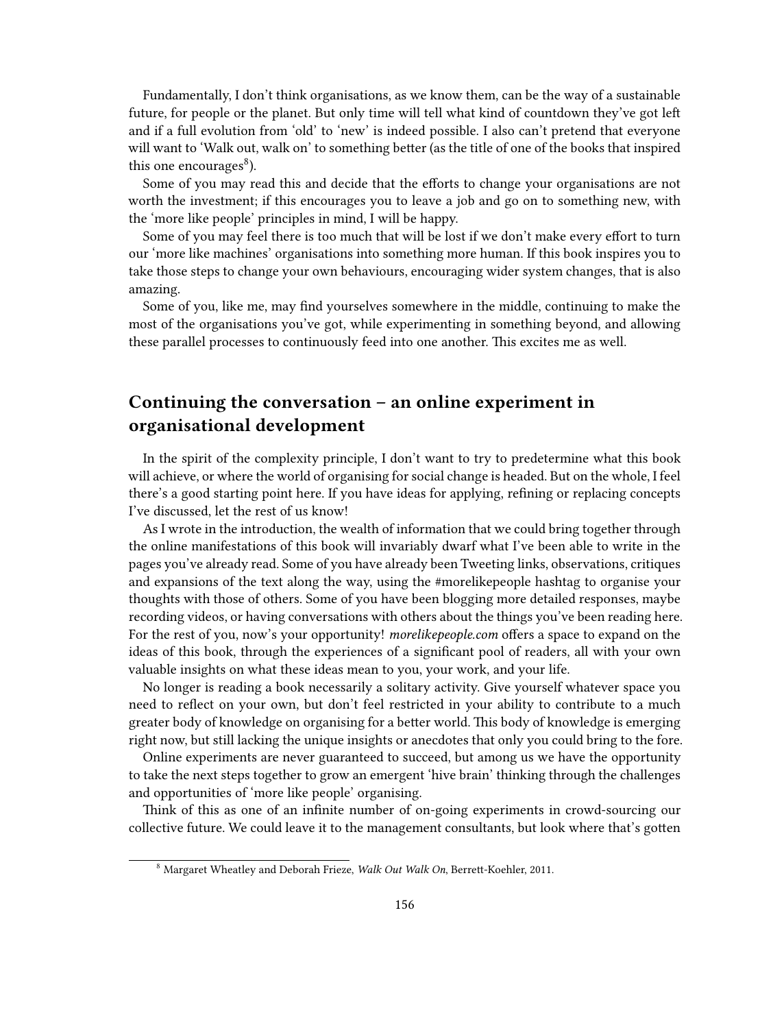Fundamentally, I don't think organisations, as we know them, can be the way of a sustainable future, for people or the planet. But only time will tell what kind of countdown they've got left and if a full evolution from 'old' to 'new' is indeed possible. I also can't pretend that everyone will want to 'Walk out, walk on' to something better (as the title of one of the books that inspired this one encourages[8]).

Some of you may read this and decide that the efforts to change your organisations are not worth the investment; if this encourages you to leave a job and go on to something new, with the 'more like people' principles in mind, I will be happy.

Some of you may feel there is too much that will be lost if we don't make every effort to turn our 'more like machines' organisations into something more human. If this book inspires you to take those steps to change your own behaviours, encouraging wider system changes, that is also amazing.

Some of you, like me, may find yourselves somewhere in the middle, continuing to make the most of the organisations you've got, while experimenting in something beyond, and allowing these parallel processes to continuously feed into one another. This excites me as well.

## Continuing the conversation – an online experiment in organisational development

In the spirit of the complexity principle, I don't want to try to predetermine what this book will achieve, or where the world of organising for social change is headed. But on the whole, I feel there's a good starting point here. If you have ideas for applying, refining or replacing concepts I've discussed, let the rest of us know!

As I wrote in the introduction, the wealth of information that we could bring together through the online manifestations of this book will invariably dwarf what I've been able to write in the pages you've already read. Some of you have already been Tweeting links, observations, critiques and expansions of the text along the way, using the #morelikepeople hashtag to organise your thoughts with those of others. Some of you have been blogging more detailed responses, maybe recording videos, or having conversations with others about the things you've been reading here. For the rest of you, now's your opportunity! *morelikepeople.com* offers a space to expand on the ideas of this book, through the experiences of a significant pool of readers, all with your own valuable insights on what these ideas mean to you, your work, and your life.

No longer is reading a book necessarily a solitary activity. Give yourself whatever space you need to reflect on your own, but don't feel restricted in your ability to contribute to a much greater body of knowledge on organising for a better world. This body of knowledge is emerging right now, but still lacking the unique insights or anecdotes that only you could bring to the fore.

Online experiments are never guaranteed to succeed, but among us we have the opportunity to take the next steps together to grow an emergent 'hive brain' thinking through the challenges and opportunities of 'more like people' organising.

Think of this as one of an infinite number of on-going experiments in crowd-sourcing our collective future. We could leave it to the management consultants, but look where that's gotten

[8] Margaret Wheatley and Deborah Frieze, *Walk Out Walk On*, Berrett-Koehler, 2011.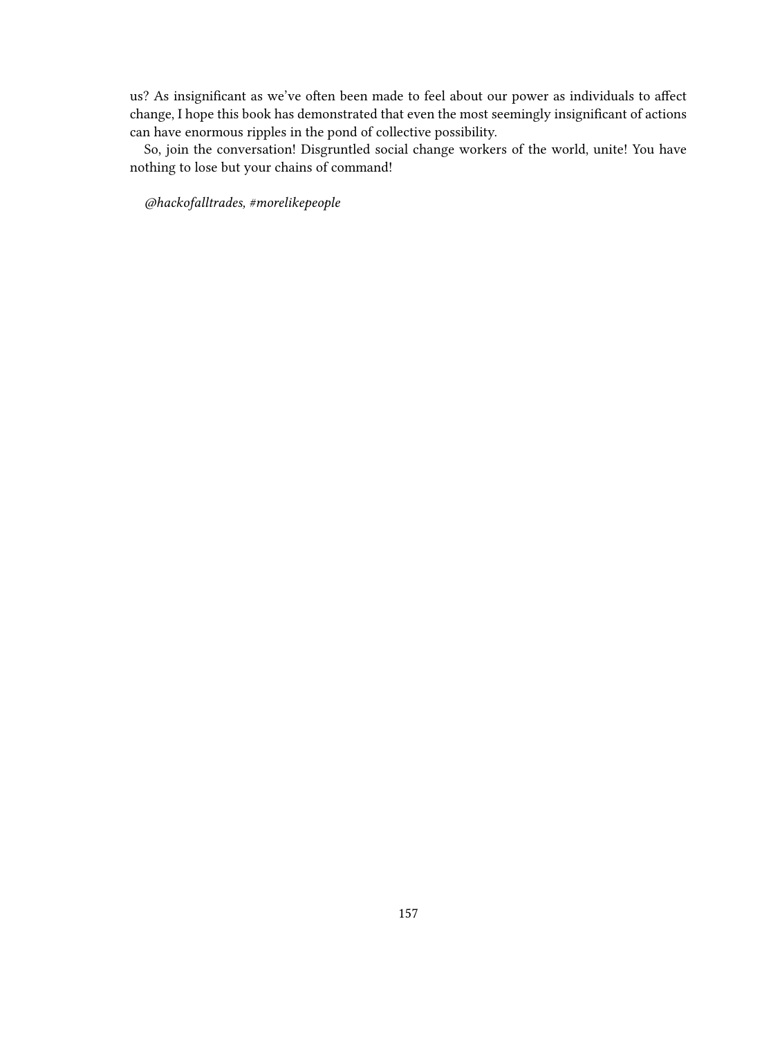us? As insignificant as we've often been made to feel about our power as individuals to affect change, I hope this book has demonstrated that even the most seemingly insignificant of actions can have enormous ripples in the pond of collective possibility.

So, join the conversation! Disgruntled social change workers of the world, unite! You have nothing to lose but your chains of command!

*@hackofalltrades, #morelikepeople*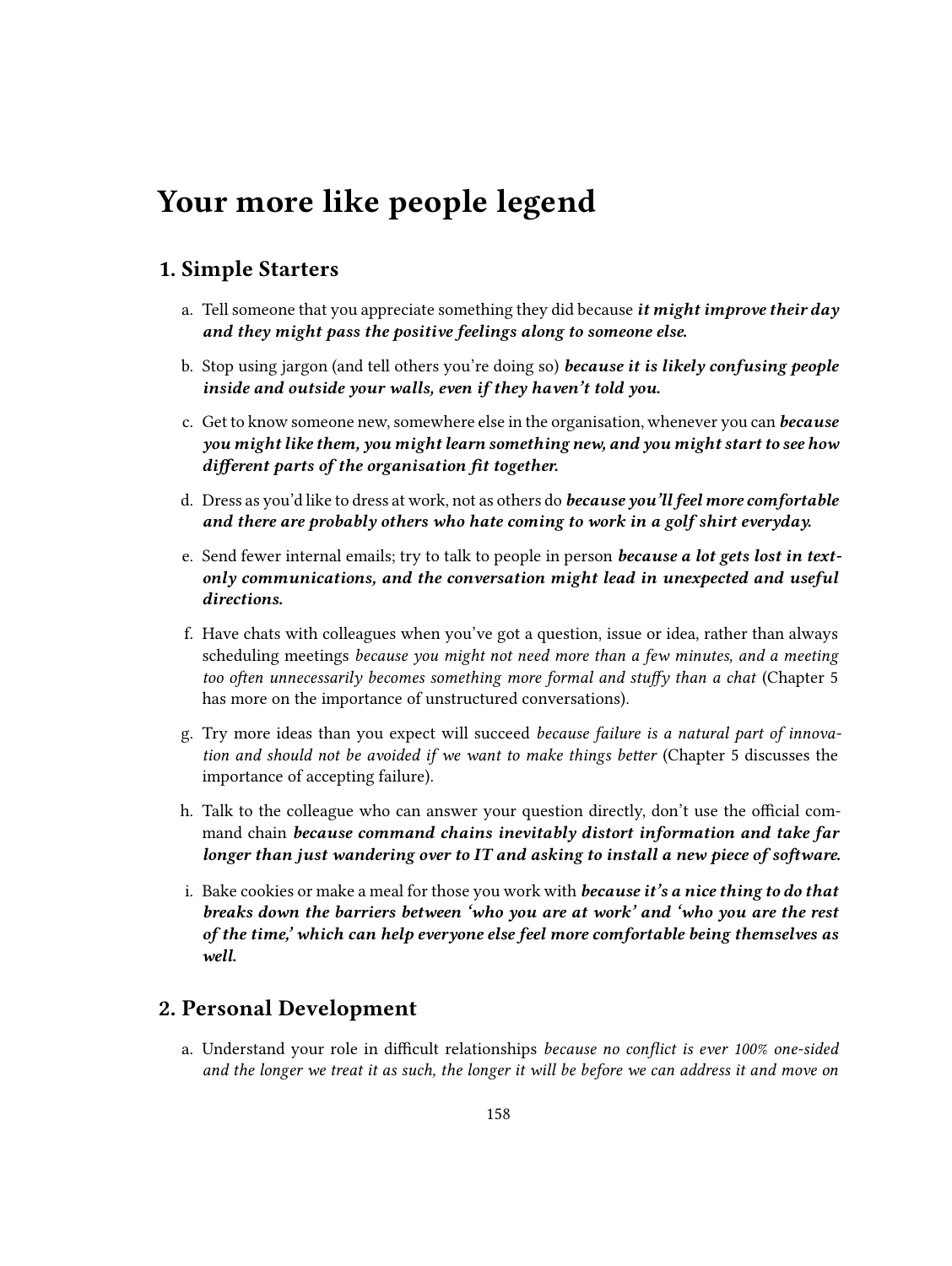# Your more like people legend

## 1. Simple Starters

a. Tell someone that you appreciate something they did because ***it might improve their day and they might pass the positive feelings along to someone else.***

b. Stop using jargon (and tell others you're doing so) ***because it is likely confusing people inside and outside your walls, even if they haven't told you.***

c. Get to know someone new, somewhere else in the organisation, whenever you can ***because you might like them, you might learn something new, and you might start to see how different parts of the organisation fit together.***

d. Dress as you'd like to dress at work, not as others do ***because you'll feel more comfortable and there are probably others who hate coming to work in a golf shirt everyday.***

e. Send fewer internal emails; try to talk to people in person ***because a lot gets lost in text-only communications, and the conversation might lead in unexpected and useful directions.***

f. Have chats with colleagues when you've got a question, issue or idea, rather than always scheduling meetings *because you might not need more than a few minutes, and a meeting too often unnecessarily becomes something more formal and stuffy than a chat* (Chapter 5 has more on the importance of unstructured conversations).

g. Try more ideas than you expect will succeed *because failure is a natural part of innovation and should not be avoided if we want to make things better* (Chapter 5 discusses the importance of accepting failure).

h. Talk to the colleague who can answer your question directly, don't use the official command chain ***because command chains inevitably distort information and take far longer than just wandering over to IT and asking to install a new piece of software.***

i. Bake cookies or make a meal for those you work with ***because it's a nice thing to do that breaks down the barriers between 'who you are at work' and 'who you are the rest of the time,' which can help everyone else feel more comfortable being themselves as well.***

## 2. Personal Development

a. Understand your role in difficult relationships *because no conflict is ever 100% one-sided and the longer we treat it as such, the longer it will be before we can address it and move on*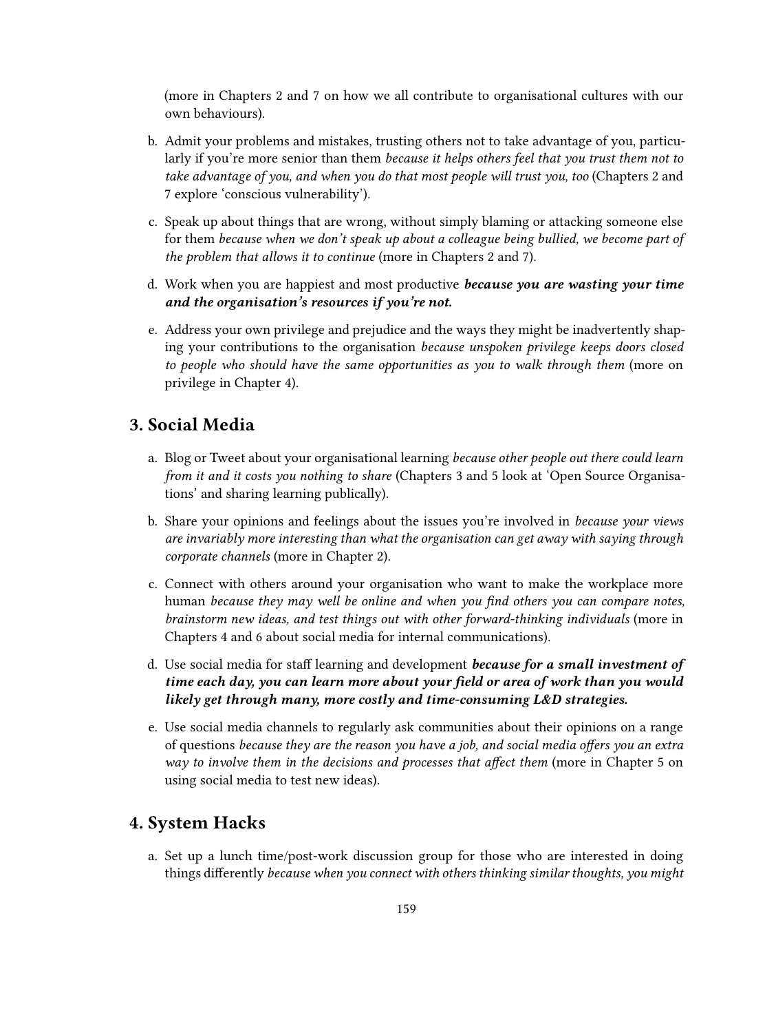(more in Chapters 2 and 7 on how we all contribute to organisational cultures with our own behaviours).

b. Admit your problems and mistakes, trusting others not to take advantage of you, particularly if you're more senior than them *because it helps others feel that you trust them not to take advantage of you, and when you do that most people will trust you, too* (Chapters 2 and 7 explore 'conscious vulnerability').

c. Speak up about things that are wrong, without simply blaming or attacking someone else for them *because when we don't speak up about a colleague being bullied, we become part of the problem that allows it to continue* (more in Chapters 2 and 7).

d. Work when you are happiest and most productive ***because you are wasting your time and the organisation's resources if you're not.***

e. Address your own privilege and prejudice and the ways they might be inadvertently shaping your contributions to the organisation *because unspoken privilege keeps doors closed to people who should have the same opportunities as you to walk through them* (more on privilege in Chapter 4).

## 3. Social Media

a. Blog or Tweet about your organisational learning *because other people out there could learn from it and it costs you nothing to share* (Chapters 3 and 5 look at 'Open Source Organisations' and sharing learning publically).

b. Share your opinions and feelings about the issues you're involved in *because your views are invariably more interesting than what the organisation can get away with saying through corporate channels* (more in Chapter 2).

c. Connect with others around your organisation who want to make the workplace more human *because they may well be online and when you find others you can compare notes, brainstorm new ideas, and test things out with other forward-thinking individuals* (more in Chapters 4 and 6 about social media for internal communications).

d. Use social media for staff learning and development ***because for a small investment of time each day, you can learn more about your field or area of work than you would likely get through many, more costly and time-consuming L&D strategies.***

e. Use social media channels to regularly ask communities about their opinions on a range of questions *because they are the reason you have a job, and social media offers you an extra way to involve them in the decisions and processes that affect them* (more in Chapter 5 on using social media to test new ideas).

## 4. System Hacks

a. Set up a lunch time/post-work discussion group for those who are interested in doing things differently *because when you connect with others thinking similar thoughts, you might*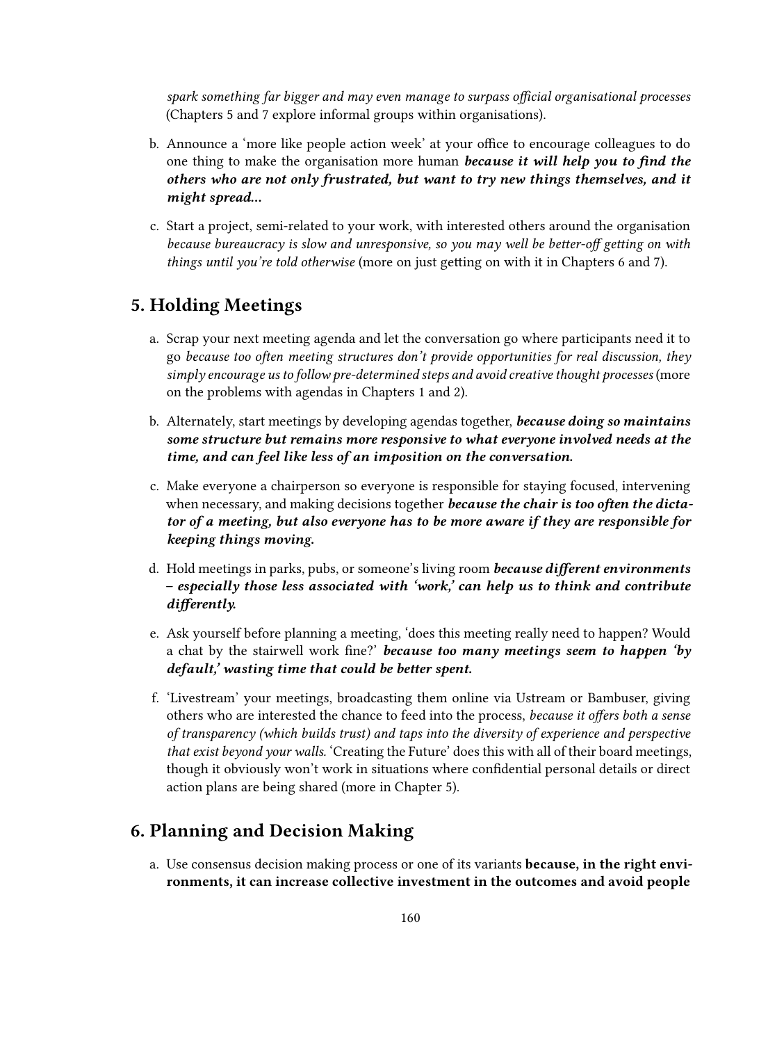*spark something far bigger and may even manage to surpass official organisational processes* (Chapters 5 and 7 explore informal groups within organisations).

b. Announce a 'more like people action week' at your office to encourage colleagues to do one thing to make the organisation more human ***because it will help you to find the others who are not only frustrated, but want to try new things themselves, and it might spread…***

c. Start a project, semi-related to your work, with interested others around the organisation *because bureaucracy is slow and unresponsive, so you may well be better-off getting on with things until you're told otherwise* (more on just getting on with it in Chapters 6 and 7).

## 5. Holding Meetings

a. Scrap your next meeting agenda and let the conversation go where participants need it to go *because too often meeting structures don't provide opportunities for real discussion, they simply encourage us to follow pre-determined steps and avoid creative thought processes* (more on the problems with agendas in Chapters 1 and 2).

b. Alternately, start meetings by developing agendas together, ***because doing so maintains some structure but remains more responsive to what everyone involved needs at the time, and can feel like less of an imposition on the conversation.***

c. Make everyone a chairperson so everyone is responsible for staying focused, intervening when necessary, and making decisions together ***because the chair is too often the dictator of a meeting, but also everyone has to be more aware if they are responsible for keeping things moving.***

d. Hold meetings in parks, pubs, or someone's living room ***because different environments – especially those less associated with 'work,' can help us to think and contribute differently.***

e. Ask yourself before planning a meeting, 'does this meeting really need to happen? Would a chat by the stairwell work fine?' ***because too many meetings seem to happen 'by default,' wasting time that could be better spent.***

f. 'Livestream' your meetings, broadcasting them online via Ustream or Bambuser, giving others who are interested the chance to feed into the process, *because it offers both a sense of transparency (which builds trust) and taps into the diversity of experience and perspective that exist beyond your walls.* 'Creating the Future' does this with all of their board meetings, though it obviously won't work in situations where confidential personal details or direct action plans are being shared (more in Chapter 5).

## 6. Planning and Decision Making

a. Use consensus decision making process or one of its variants **because, in the right environments, it can increase collective investment in the outcomes and avoid people**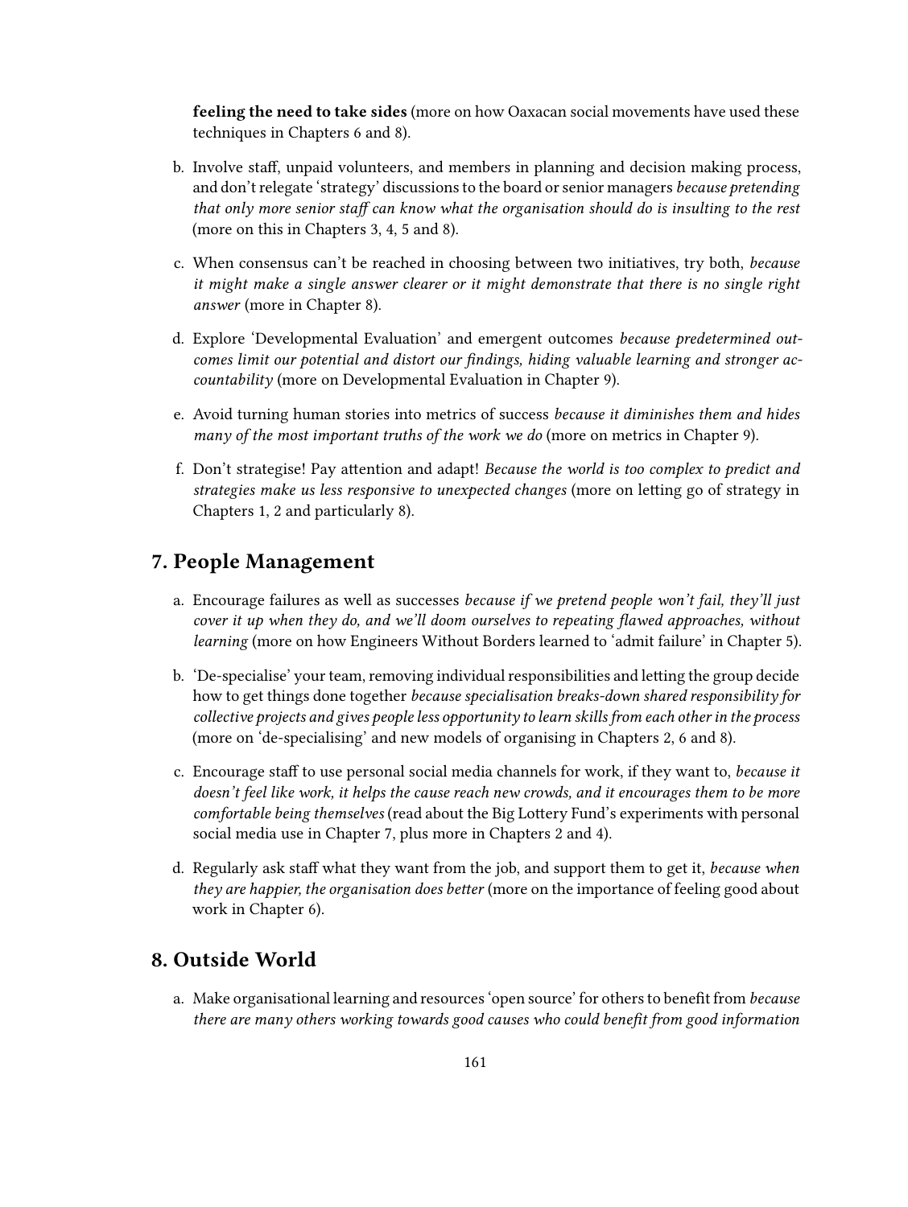**feeling the need to take sides** (more on how Oaxacan social movements have used these techniques in Chapters 6 and 8).

b. Involve staff, unpaid volunteers, and members in planning and decision making process, and don't relegate 'strategy' discussions to the board or senior managers *because pretending that only more senior staff can know what the organisation should do is insulting to the rest* (more on this in Chapters 3, 4, 5 and 8).

c. When consensus can't be reached in choosing between two initiatives, try both, *because it might make a single answer clearer or it might demonstrate that there is no single right answer* (more in Chapter 8).

d. Explore 'Developmental Evaluation' and emergent outcomes *because predetermined outcomes limit our potential and distort our findings, hiding valuable learning and stronger accountability* (more on Developmental Evaluation in Chapter 9).

e. Avoid turning human stories into metrics of success *because it diminishes them and hides many of the most important truths of the work we do* (more on metrics in Chapter 9).

f. Don't strategise! Pay attention and adapt! *Because the world is too complex to predict and strategies make us less responsive to unexpected changes* (more on letting go of strategy in Chapters 1, 2 and particularly 8).

## 7. People Management

a. Encourage failures as well as successes *because if we pretend people won't fail, they'll just cover it up when they do, and we'll doom ourselves to repeating flawed approaches, without learning* (more on how Engineers Without Borders learned to 'admit failure' in Chapter 5).

b. 'De-specialise' your team, removing individual responsibilities and letting the group decide how to get things done together *because specialisation breaks-down shared responsibility for collective projects and gives people less opportunity to learn skills from each other in the process* (more on 'de-specialising' and new models of organising in Chapters 2, 6 and 8).

c. Encourage staff to use personal social media channels for work, if they want to, *because it doesn't feel like work, it helps the cause reach new crowds, and it encourages them to be more comfortable being themselves* (read about the Big Lottery Fund's experiments with personal social media use in Chapter 7, plus more in Chapters 2 and 4).

d. Regularly ask staff what they want from the job, and support them to get it, *because when they are happier, the organisation does better* (more on the importance of feeling good about work in Chapter 6).

## 8. Outside World

a. Make organisational learning and resources 'open source' for others to benefit from *because there are many others working towards good causes who could benefit from good information*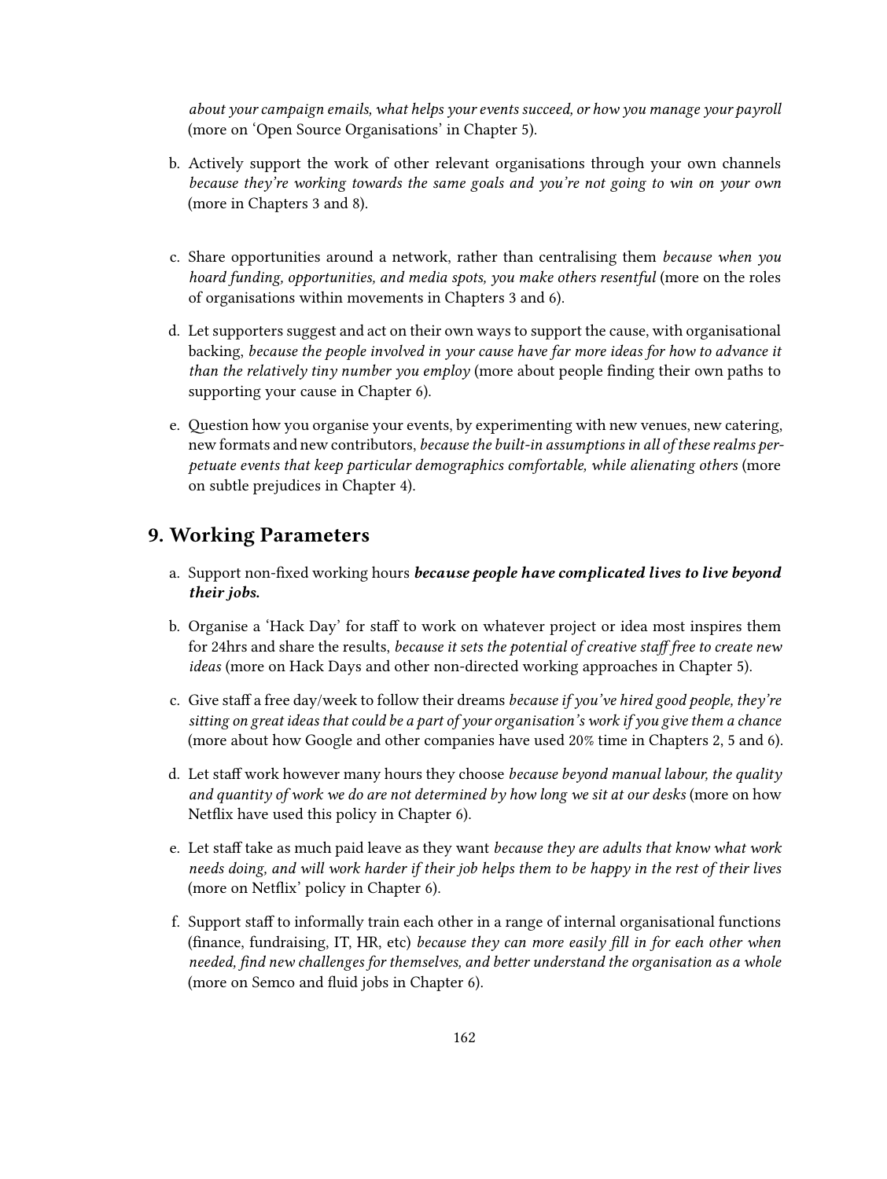*about your campaign emails, what helps your events succeed, or how you manage your payroll* (more on 'Open Source Organisations' in Chapter 5).

b. Actively support the work of other relevant organisations through your own channels *because they're working towards the same goals and you're not going to win on your own* (more in Chapters 3 and 8).

c. Share opportunities around a network, rather than centralising them *because when you hoard funding, opportunities, and media spots, you make others resentful* (more on the roles of organisations within movements in Chapters 3 and 6).

d. Let supporters suggest and act on their own ways to support the cause, with organisational backing, *because the people involved in your cause have far more ideas for how to advance it than the relatively tiny number you employ* (more about people finding their own paths to supporting your cause in Chapter 6).

e. Question how you organise your events, by experimenting with new venues, new catering, new formats and new contributors, *because the built-in assumptions in all of these realms perpetuate events that keep particular demographics comfortable, while alienating others* (more on subtle prejudices in Chapter 4).

## 9. Working Parameters

a. Support non-fixed working hours ***because people have complicated lives to live beyond their jobs.***

b. Organise a 'Hack Day' for staff to work on whatever project or idea most inspires them for 24hrs and share the results, *because it sets the potential of creative staff free to create new ideas* (more on Hack Days and other non-directed working approaches in Chapter 5).

c. Give staff a free day/week to follow their dreams *because if you've hired good people, they're sitting on great ideas that could be a part of your organisation's work if you give them a chance* (more about how Google and other companies have used 20% time in Chapters 2, 5 and 6).

d. Let staff work however many hours they choose *because beyond manual labour, the quality and quantity of work we do are not determined by how long we sit at our desks* (more on how Netflix have used this policy in Chapter 6).

e. Let staff take as much paid leave as they want *because they are adults that know what work needs doing, and will work harder if their job helps them to be happy in the rest of their lives* (more on Netflix' policy in Chapter 6).

f. Support staff to informally train each other in a range of internal organisational functions (finance, fundraising, IT, HR, etc) *because they can more easily fill in for each other when needed, find new challenges for themselves, and better understand the organisation as a whole* (more on Semco and fluid jobs in Chapter 6).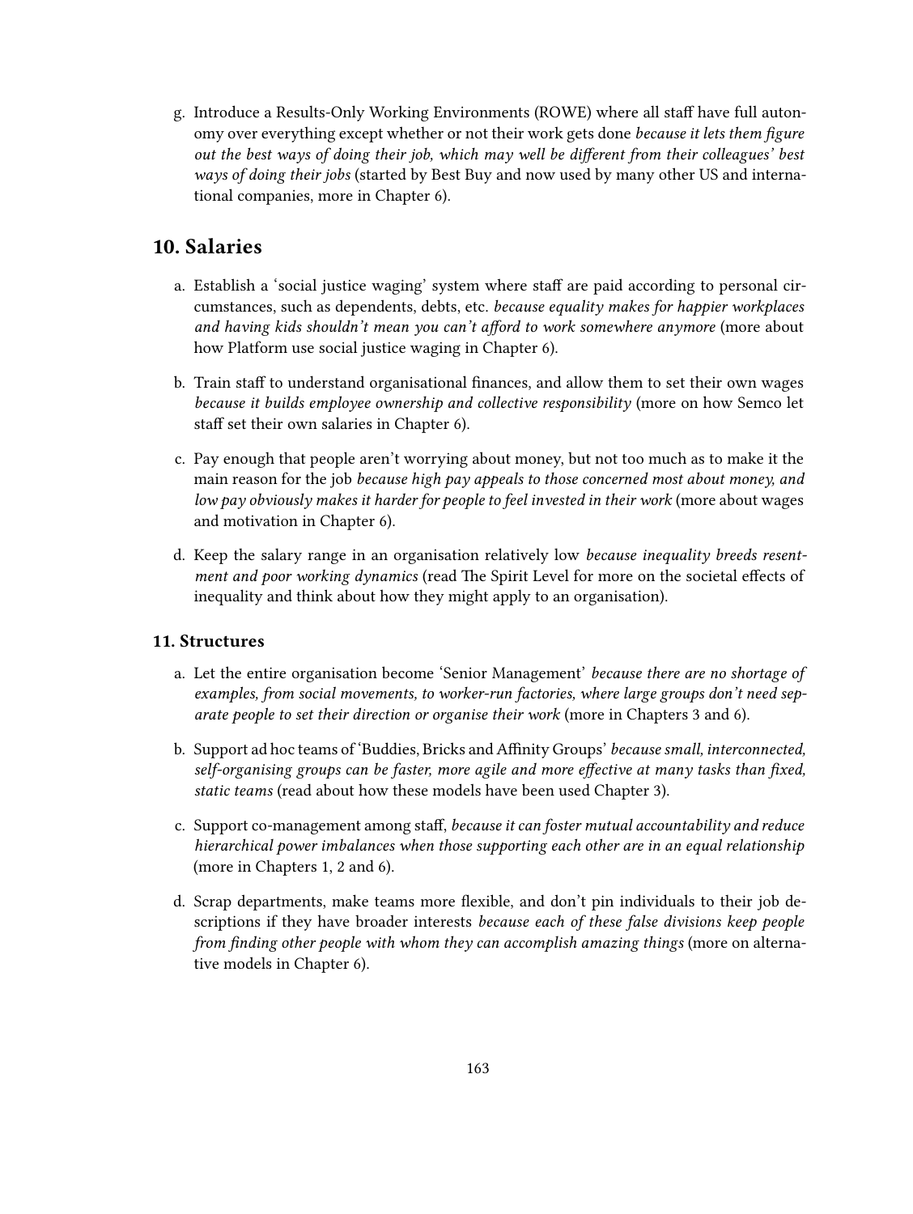g. Introduce a Results-Only Working Environments (ROWE) where all staff have full autonomy over everything except whether or not their work gets done *because it lets them figure out the best ways of doing their job, which may well be different from their colleagues' best ways of doing their jobs* (started by Best Buy and now used by many other US and international companies, more in Chapter 6).

## 10. Salaries

a. Establish a 'social justice waging' system where staff are paid according to personal circumstances, such as dependents, debts, etc. *because equality makes for happier workplaces and having kids shouldn't mean you can't afford to work somewhere anymore* (more about how Platform use social justice waging in Chapter 6).

b. Train staff to understand organisational finances, and allow them to set their own wages *because it builds employee ownership and collective responsibility* (more on how Semco let staff set their own salaries in Chapter 6).

c. Pay enough that people aren't worrying about money, but not too much as to make it the main reason for the job *because high pay appeals to those concerned most about money, and low pay obviously makes it harder for people to feel invested in their work* (more about wages and motivation in Chapter 6).

d. Keep the salary range in an organisation relatively low *because inequality breeds resentment and poor working dynamics* (read The Spirit Level for more on the societal effects of inequality and think about how they might apply to an organisation).

### 11. Structures

a. Let the entire organisation become 'Senior Management' *because there are no shortage of examples, from social movements, to worker-run factories, where large groups don't need separate people to set their direction or organise their work* (more in Chapters 3 and 6).

b. Support ad hoc teams of 'Buddies, Bricks and Affinity Groups' *because small, interconnected, self-organising groups can be faster, more agile and more effective at many tasks than fixed, static teams* (read about how these models have been used Chapter 3).

c. Support co-management among staff, *because it can foster mutual accountability and reduce hierarchical power imbalances when those supporting each other are in an equal relationship* (more in Chapters 1, 2 and 6).

d. Scrap departments, make teams more flexible, and don't pin individuals to their job descriptions if they have broader interests *because each of these false divisions keep people from finding other people with whom they can accomplish amazing things* (more on alternative models in Chapter 6).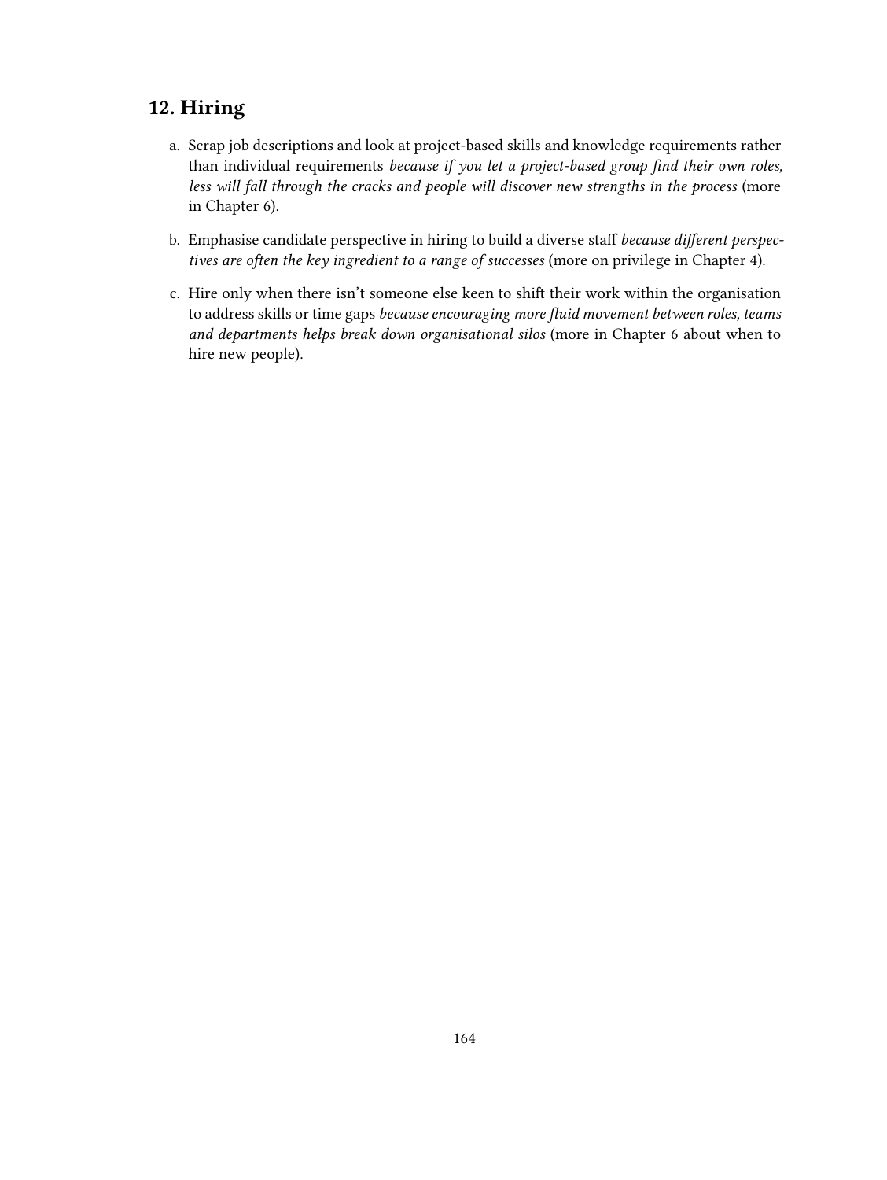## 12. Hiring

a. Scrap job descriptions and look at project-based skills and knowledge requirements rather than individual requirements *because if you let a project-based group find their own roles, less will fall through the cracks and people will discover new strengths in the process* (more in Chapter 6).

b. Emphasise candidate perspective in hiring to build a diverse staff *because different perspectives are often the key ingredient to a range of successes* (more on privilege in Chapter 4).

c. Hire only when there isn't someone else keen to shift their work within the organisation to address skills or time gaps *because encouraging more fluid movement between roles, teams and departments helps break down organisational silos* (more in Chapter 6 about when to hire new people).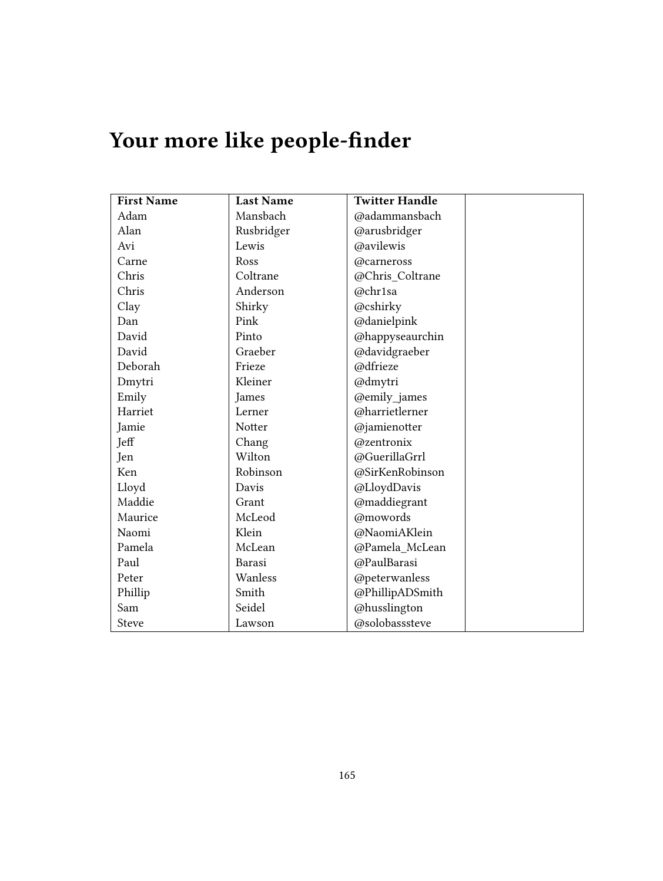# Your more like people-finder

| First Name | Last Name | Twitter Handle | |
|---|---|---|---|
| Adam | Mansbach | @adammansbach | |
| Alan | Rusbridger | @arusbridger | |
| Avi | Lewis | @avilewis | |
| Carne | Ross | @carneross | |
| Chris | Coltrane | @Chris_Coltrane | |
| Chris | Anderson | @chr1sa | |
| Clay | Shirky | @cshirky | |
| Dan | Pink | @danielpink | |
| David | Pinto | @happyseaurchin | |
| David | Graeber | @davidgraeber | |
| Deborah | Frieze | @dfrieze | |
| Dmytri | Kleiner | @dmytri | |
| Emily | James | @emily_james | |
| Harriet | Lerner | @harrietlerner | |
| Jamie | Notter | @jamienotter | |
| Jeff | Chang | @zentronix | |
| Jen | Wilton | @GuerillaGrrl | |
| Ken | Robinson | @SirKenRobinson | |
| Lloyd | Davis | @LloydDavis | |
| Maddie | Grant | @maddiegrant | |
| Maurice | McLeod | @mowords | |
| Naomi | Klein | @NaomiAKlein | |
| Pamela | McLean | @Pamela_McLean | |
| Paul | Barasi | @PaulBarasi | |
| Peter | Wanless | @peterwanless | |
| Phillip | Smith | @PhillipADSmith | |
| Sam | Seidel | @husslington | |
| Steve | Lawson | @solobasssteve | |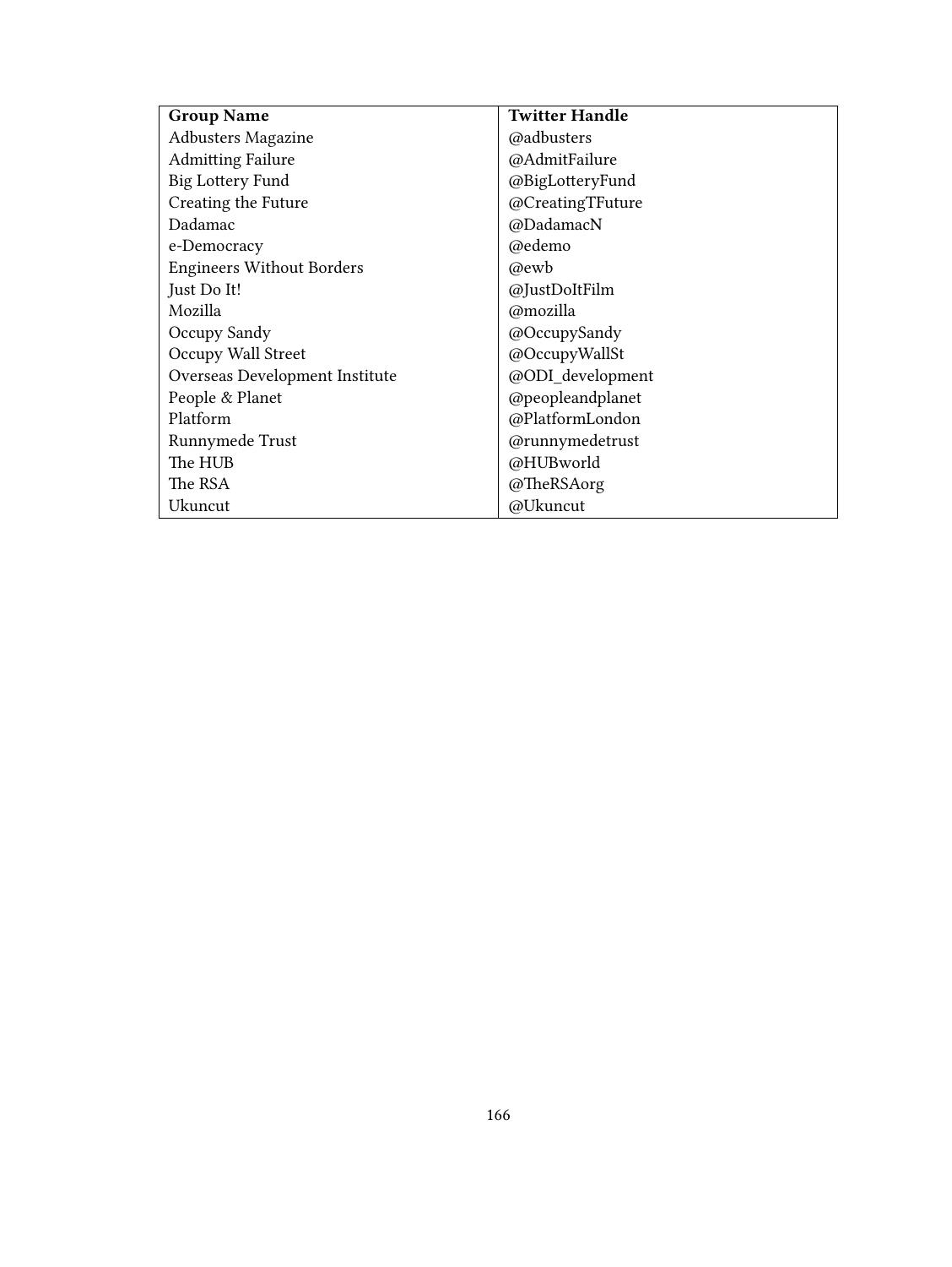| Group Name | Twitter Handle |
| --- | --- |
| Adbusters Magazine | @adbusters |
| Admitting Failure | @AdmitFailure |
| Big Lottery Fund | @BigLotteryFund |
| Creating the Future | @CreatingTFuture |
| Dadamac | @DadamacN |
| e-Democracy | @edemo |
| Engineers Without Borders | @ewb |
| Just Do It! | @JustDoItFilm |
| Mozilla | @mozilla |
| Occupy Sandy | @OccupySandy |
| Occupy Wall Street | @OccupyWallSt |
| Overseas Development Institute | @ODI_development |
| People & Planet | @peopleandplanet |
| Platform | @PlatformLondon |
| Runnymede Trust | @runnymedetrust |
| The HUB | @HUBworld |
| The RSA | @TheRSAorg |
| Ukuncut | @Ukuncut |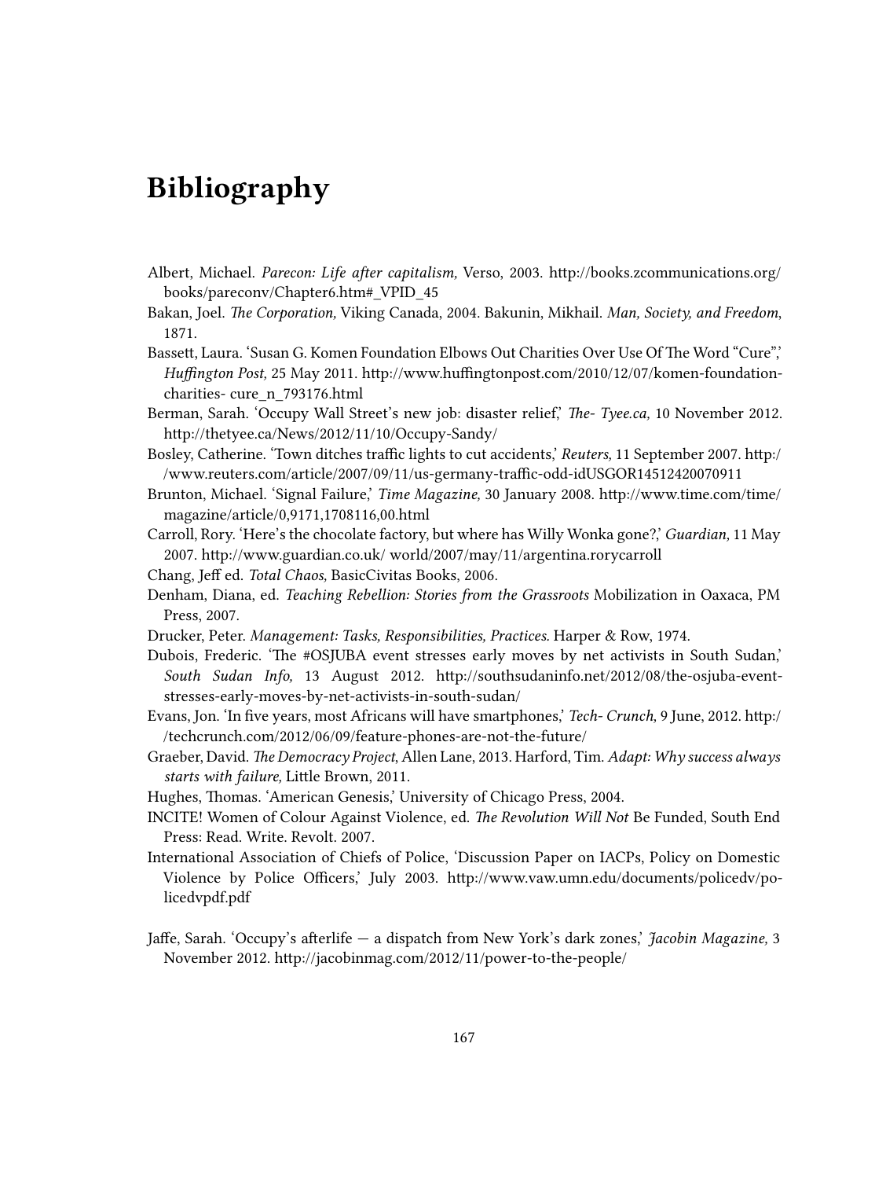# Bibliography

Albert, Michael. *Parecon: Life after capitalism,* Verso, 2003. http://books.zcommunications.org/books/pareconv/Chapter6.htm#_VPID_45

Bakan, Joel. *The Corporation,* Viking Canada, 2004. Bakunin, Mikhail. *Man, Society, and Freedom*, 1871.

Bassett, Laura. 'Susan G. Komen Foundation Elbows Out Charities Over Use Of The Word "Cure",' *Huffington Post,* 25 May 2011. http://www.huffingtonpost.com/2010/12/07/komen-foundation-charities- cure_n_793176.html

Berman, Sarah. 'Occupy Wall Street's new job: disaster relief,' *The- Tyee.ca,* 10 November 2012. http://thetyee.ca/News/2012/11/10/Occupy-Sandy/

Bosley, Catherine. 'Town ditches traffic lights to cut accidents,' *Reuters,* 11 September 2007. http://www.reuters.com/article/2007/09/11/us-germany-traffic-odd-idUSGOR14512420070911

Brunton, Michael. 'Signal Failure,' *Time Magazine,* 30 January 2008. http://www.time.com/time/magazine/article/0,9171,1708116,00.html

Carroll, Rory. 'Here's the chocolate factory, but where has Willy Wonka gone?,' *Guardian,* 11 May 2007. http://www.guardian.co.uk/ world/2007/may/11/argentina.rorycarroll

Chang, Jeff ed. *Total Chaos,* BasicCivitas Books, 2006.

Denham, Diana, ed. *Teaching Rebellion: Stories from the Grassroots* Mobilization in Oaxaca, PM Press, 2007.

Drucker, Peter. *Management: Tasks, Responsibilities, Practices.* Harper & Row, 1974.

Dubois, Frederic. 'The #OSJUBA event stresses early moves by net activists in South Sudan,' *South Sudan Info,* 13 August 2012. http://southsudaninfo.net/2012/08/the-osjuba-event-stresses-early-moves-by-net-activists-in-south-sudan/

Evans, Jon. 'In five years, most Africans will have smartphones,' *Tech- Crunch,* 9 June, 2012. http://techcrunch.com/2012/06/09/feature-phones-are-not-the-future/

Graeber, David. *The Democracy Project*, Allen Lane, 2013. Harford, Tim. *Adapt: Why success always starts with failure,* Little Brown, 2011.

Hughes, Thomas. 'American Genesis,' University of Chicago Press, 2004.

INCITE! Women of Colour Against Violence, ed. *The Revolution Will Not* Be Funded, South End Press: Read. Write. Revolt. 2007.

International Association of Chiefs of Police, 'Discussion Paper on IACPs, Policy on Domestic Violence by Police Officers,' July 2003. http://www.vaw.umn.edu/documents/policedv/policedvpdf.pdf

Jaffe, Sarah. 'Occupy's afterlife — a dispatch from New York's dark zones,' *Jacobin Magazine,* 3 November 2012. http://jacobinmag.com/2012/11/power-to-the-people/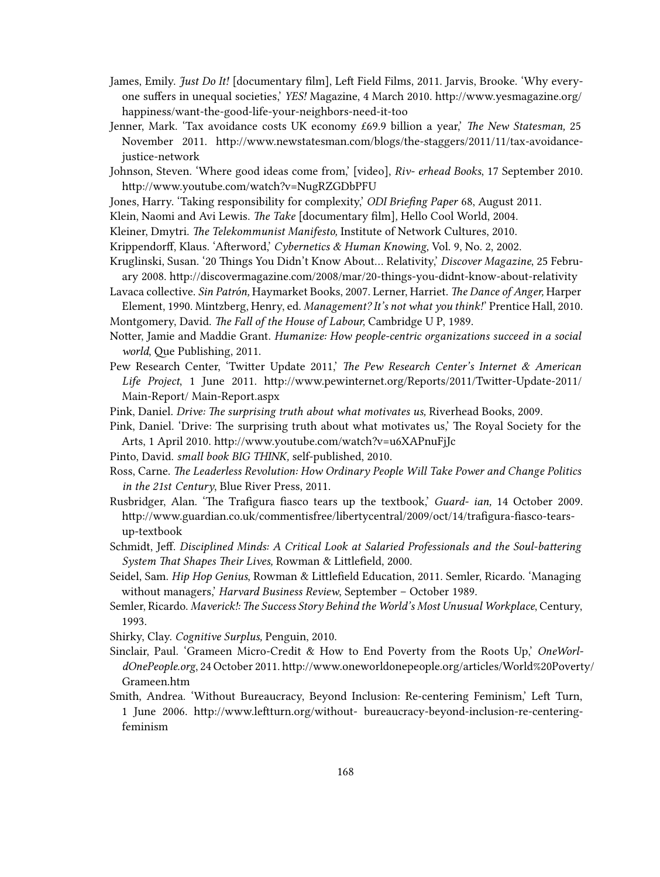James, Emily. *Just Do It!* [documentary film], Left Field Films, 2011. Jarvis, Brooke. 'Why everyone suffers in unequal societies,' *YES!* Magazine, 4 March 2010. http://www.yesmagazine.org/happiness/want-the-good-life-your-neighbors-need-it-too

Jenner, Mark. 'Tax avoidance costs UK economy £69.9 billion a year,' *The New Statesman,* 25 November 2011. http://www.newstatesman.com/blogs/the-staggers/2011/11/tax-avoidance-justice-network

Johnson, Steven. 'Where good ideas come from,' [video], *Riv- erhead Books*, 17 September 2010. http://www.youtube.com/watch?v=NugRZGDbPFU

Jones, Harry. 'Taking responsibility for complexity,' *ODI Briefing Paper* 68, August 2011.

Klein, Naomi and Avi Lewis. *The Take* [documentary film], Hello Cool World, 2004.

Kleiner, Dmytri. *The Telekommunist Manifesto,* Institute of Network Cultures, 2010.

Krippendorff, Klaus. 'Afterword,' *Cybernetics & Human Knowing,* Vol. 9, No. 2, 2002.

Kruglinski, Susan. '20 Things You Didn't Know About… Relativity,' *Discover Magazine*, 25 February 2008. http://discovermagazine.com/2008/mar/20-things-you-didnt-know-about-relativity

Lavaca collective. *Sin Patrón,* Haymarket Books, 2007. Lerner, Harriet. *The Dance of Anger,* Harper Element, 1990. Mintzberg, Henry, ed. *Management? It's not what you think!*' Prentice Hall, 2010.

Montgomery, David. *The Fall of the House of Labour,* Cambridge U P, 1989.

Notter, Jamie and Maddie Grant. *Humanize: How people-centric organizations succeed in a social world*, Que Publishing, 2011.

Pew Research Center, 'Twitter Update 2011,' *The Pew Research Center's Internet & American Life Project*, 1 June 2011. http://www.pewinternet.org/Reports/2011/Twitter-Update-2011/Main-Report/ Main-Report.aspx

Pink, Daniel. *Drive: The surprising truth about what motivates us,* Riverhead Books, 2009.

Pink, Daniel. 'Drive: The surprising truth about what motivates us,' The Royal Society for the Arts, 1 April 2010. http://www.youtube.com/watch?v=u6XAPnuFjJc

Pinto, David. *small book BIG THINK,* self-published, 2010.

Ross, Carne. *The Leaderless Revolution: How Ordinary People Will Take Power and Change Politics in the 21st Century*, Blue River Press, 2011.

Rusbridger, Alan. 'The Trafigura fiasco tears up the textbook,' *Guard- ian,* 14 October 2009. http://www.guardian.co.uk/commentisfree/libertycentral/2009/oct/14/trafigura-fiasco-tears-up-textbook

Schmidt, Jeff. *Disciplined Minds: A Critical Look at Salaried Professionals and the Soul-battering System That Shapes Their Lives,* Rowman & Littlefield, 2000.

Seidel, Sam. *Hip Hop Genius*, Rowman & Littlefield Education, 2011. Semler, Ricardo. 'Managing without managers,' *Harvard Business Review*, September – October 1989.

Semler, Ricardo. *Maverick!: The Success Story Behind the World's Most Unusual Workplace*, Century, 1993.

Shirky, Clay. *Cognitive Surplus,* Penguin, 2010.

Sinclair, Paul. 'Grameen Micro-Credit & How to End Poverty from the Roots Up,' *OneWorldOnePeople.org*, 24 October 2011. http://www.oneworldonepeople.org/articles/World%20Poverty/Grameen.htm

Smith, Andrea. 'Without Bureaucracy, Beyond Inclusion: Re-centering Feminism,' Left Turn, 1 June 2006. http://www.leftturn.org/without- bureaucracy-beyond-inclusion-re-centering-feminism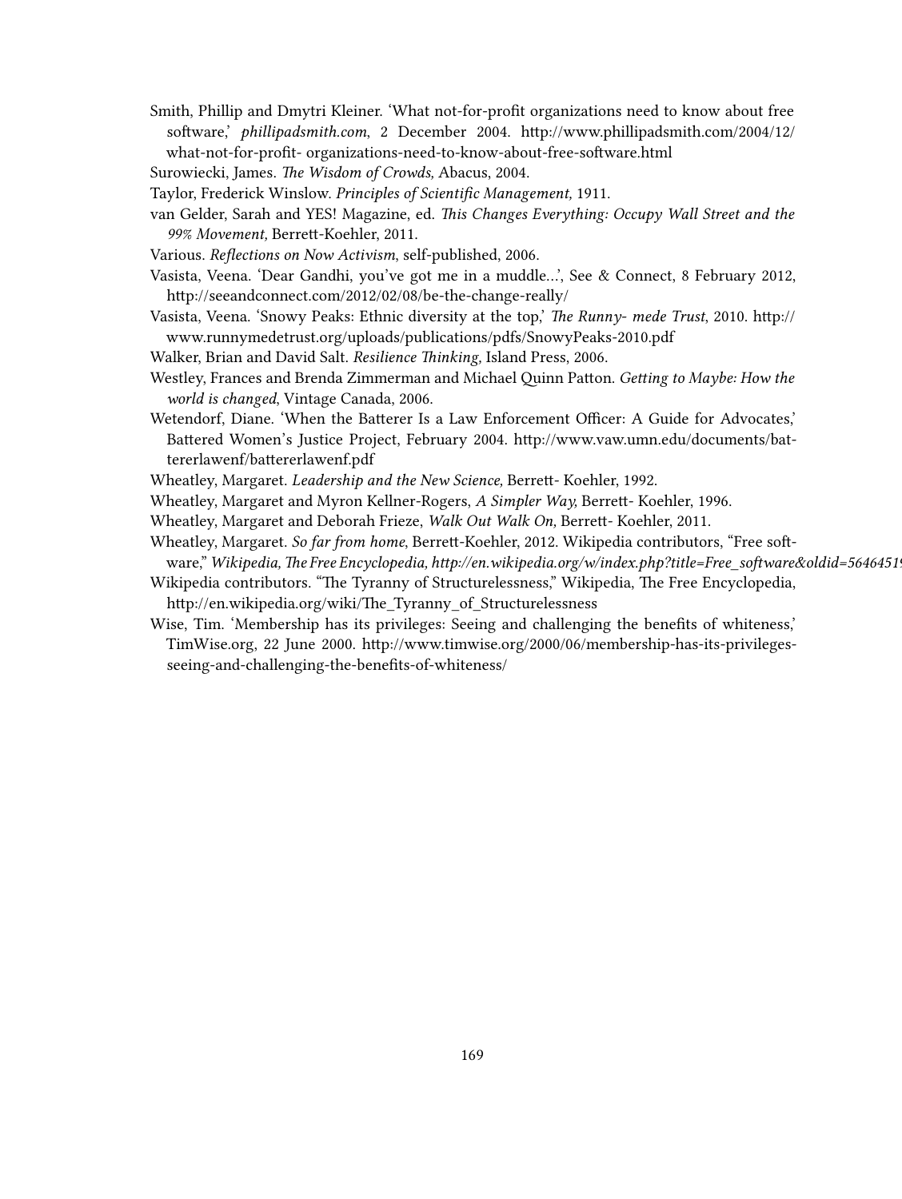Smith, Phillip and Dmytri Kleiner. 'What not-for-profit organizations need to know about free software,' *phillipadsmith.com*, 2 December 2004. http://www.phillipadsmith.com/2004/12/what-not-for-profit- organizations-need-to-know-about-free-software.html

Surowiecki, James. *The Wisdom of Crowds,* Abacus, 2004.

Taylor, Frederick Winslow. *Principles of Scientific Management,* 1911.

van Gelder, Sarah and YES! Magazine, ed. *This Changes Everything: Occupy Wall Street and the 99% Movement,* Berrett-Koehler, 2011.

Various. *Reflections on Now Activism*, self-published, 2006.

Vasista, Veena. 'Dear Gandhi, you've got me in a muddle…', See & Connect, 8 February 2012, http://seeandconnect.com/2012/02/08/be-the-change-really/

Vasista, Veena. 'Snowy Peaks: Ethnic diversity at the top,' *The Runny- mede Trust*, 2010. http://www.runnymedetrust.org/uploads/publications/pdfs/SnowyPeaks-2010.pdf

Walker, Brian and David Salt. *Resilience Thinking*, Island Press, 2006.

Westley, Frances and Brenda Zimmerman and Michael Quinn Patton. *Getting to Maybe: How the world is changed*, Vintage Canada, 2006.

Wetendorf, Diane. 'When the Batterer Is a Law Enforcement Officer: A Guide for Advocates,' Battered Women's Justice Project, February 2004. http://www.vaw.umn.edu/documents/battererlawenf/battererlawenf.pdf

Wheatley, Margaret. *Leadership and the New Science,* Berrett- Koehler, 1992.

Wheatley, Margaret and Myron Kellner-Rogers, *A Simpler Way,* Berrett- Koehler, 1996.

Wheatley, Margaret and Deborah Frieze, *Walk Out Walk On,* Berrett- Koehler, 2011.

Wheatley, Margaret. *So far from home*, Berrett-Koehler, 2012. Wikipedia contributors, "Free software," *Wikipedia, The Free Encyclopedia, http://en.wikipedia.org/w/index.php?title=Free_software&oldid=5646451*

Wikipedia contributors. "The Tyranny of Structurelessness," Wikipedia, The Free Encyclopedia, http://en.wikipedia.org/wiki/The_Tyranny_of_Structurelessness

Wise, Tim. 'Membership has its privileges: Seeing and challenging the benefits of whiteness,' TimWise.org, 22 June 2000. http://www.timwise.org/2000/06/membership-has-its-privileges-seeing-and-challenging-the-benefits-of-whiteness/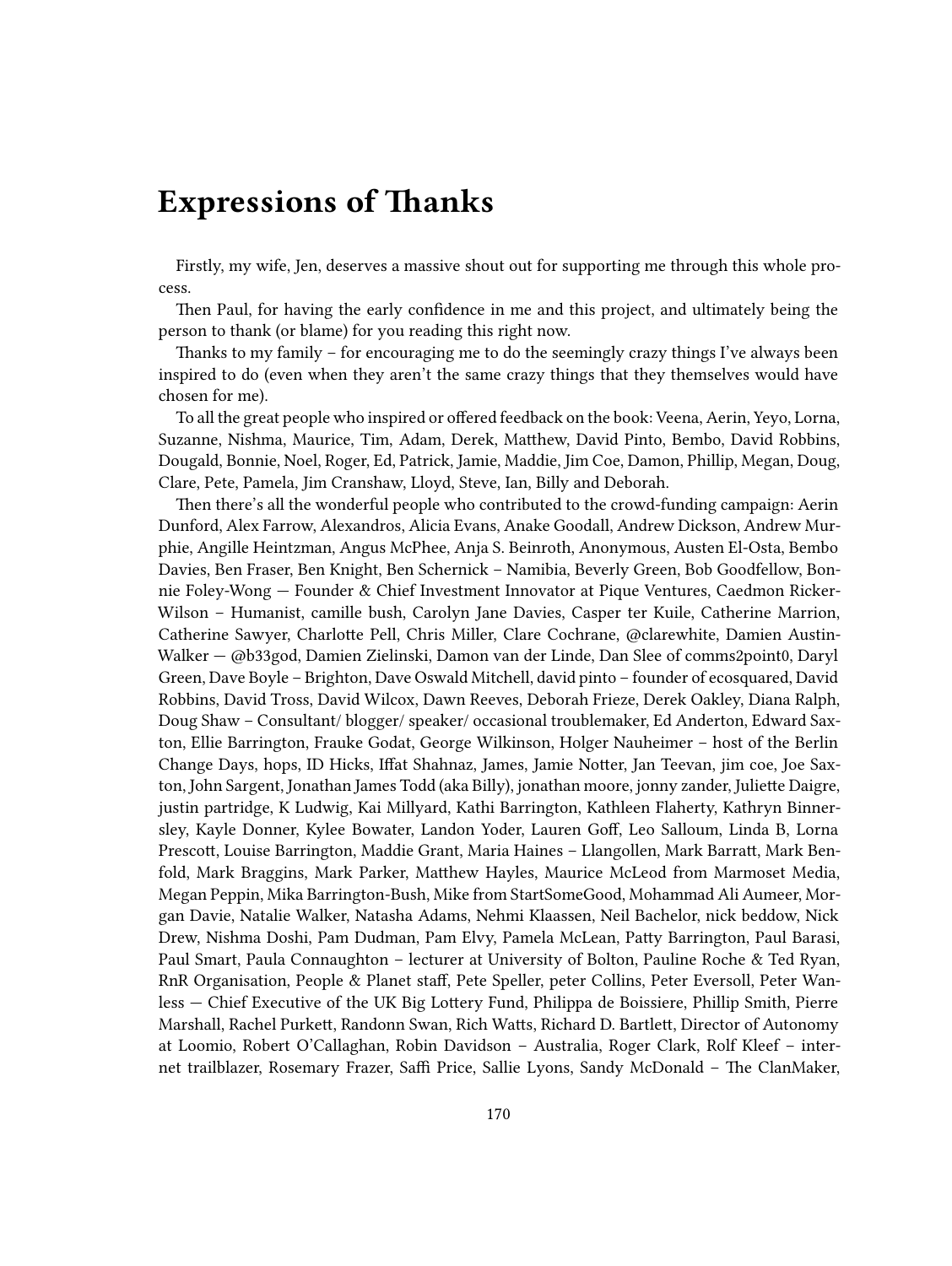# Expressions of Thanks

Firstly, my wife, Jen, deserves a massive shout out for supporting me through this whole process.

Then Paul, for having the early confidence in me and this project, and ultimately being the person to thank (or blame) for you reading this right now.

Thanks to my family – for encouraging me to do the seemingly crazy things I've always been inspired to do (even when they aren't the same crazy things that they themselves would have chosen for me).

To all the great people who inspired or offered feedback on the book: Veena, Aerin, Yeyo, Lorna, Suzanne, Nishma, Maurice, Tim, Adam, Derek, Matthew, David Pinto, Bembo, David Robbins, Dougald, Bonnie, Noel, Roger, Ed, Patrick, Jamie, Maddie, Jim Coe, Damon, Phillip, Megan, Doug, Clare, Pete, Pamela, Jim Cranshaw, Lloyd, Steve, Ian, Billy and Deborah.

Then there's all the wonderful people who contributed to the crowd-funding campaign: Aerin Dunford, Alex Farrow, Alexandros, Alicia Evans, Anake Goodall, Andrew Dickson, Andrew Murphie, Angille Heintzman, Angus McPhee, Anja S. Beinroth, Anonymous, Austen El-Osta, Bembo Davies, Ben Fraser, Ben Knight, Ben Schernick – Namibia, Beverly Green, Bob Goodfellow, Bonnie Foley-Wong — Founder & Chief Investment Innovator at Pique Ventures, Caedmon Ricker-Wilson – Humanist, camille bush, Carolyn Jane Davies, Casper ter Kuile, Catherine Marrion, Catherine Sawyer, Charlotte Pell, Chris Miller, Clare Cochrane, @clarewhite, Damien Austin-Walker — @b33god, Damien Zielinski, Damon van der Linde, Dan Slee of comms2point0, Daryl Green, Dave Boyle – Brighton, Dave Oswald Mitchell, david pinto – founder of ecosquared, David Robbins, David Tross, David Wilcox, Dawn Reeves, Deborah Frieze, Derek Oakley, Diana Ralph, Doug Shaw – Consultant/ blogger/ speaker/ occasional troublemaker, Ed Anderton, Edward Saxton, Ellie Barrington, Frauke Godat, George Wilkinson, Holger Nauheimer – host of the Berlin Change Days, hops, ID Hicks, Iffat Shahnaz, James, Jamie Notter, Jan Teevan, jim coe, Joe Saxton, John Sargent, Jonathan James Todd (aka Billy), jonathan moore, jonny zander, Juliette Daigre, justin partridge, K Ludwig, Kai Millyard, Kathi Barrington, Kathleen Flaherty, Kathryn Binnersley, Kayle Donner, Kylee Bowater, Landon Yoder, Lauren Goff, Leo Salloum, Linda B, Lorna Prescott, Louise Barrington, Maddie Grant, Maria Haines – Llangollen, Mark Barratt, Mark Benfold, Mark Braggins, Mark Parker, Matthew Hayles, Maurice McLeod from Marmoset Media, Megan Peppin, Mika Barrington-Bush, Mike from StartSomeGood, Mohammad Ali Aumeer, Morgan Davie, Natalie Walker, Natasha Adams, Nehmi Klaassen, Neil Bachelor, nick beddow, Nick Drew, Nishma Doshi, Pam Dudman, Pam Elvy, Pamela McLean, Patty Barrington, Paul Barasi, Paul Smart, Paula Connaughton – lecturer at University of Bolton, Pauline Roche & Ted Ryan, RnR Organisation, People & Planet staff, Pete Speller, peter Collins, Peter Eversoll, Peter Wanless — Chief Executive of the UK Big Lottery Fund, Philippa de Boissiere, Phillip Smith, Pierre Marshall, Rachel Purkett, Randonn Swan, Rich Watts, Richard D. Bartlett, Director of Autonomy at Loomio, Robert O'Callaghan, Robin Davidson – Australia, Roger Clark, Rolf Kleef – internet trailblazer, Rosemary Frazer, Saffi Price, Sallie Lyons, Sandy McDonald – The ClanMaker,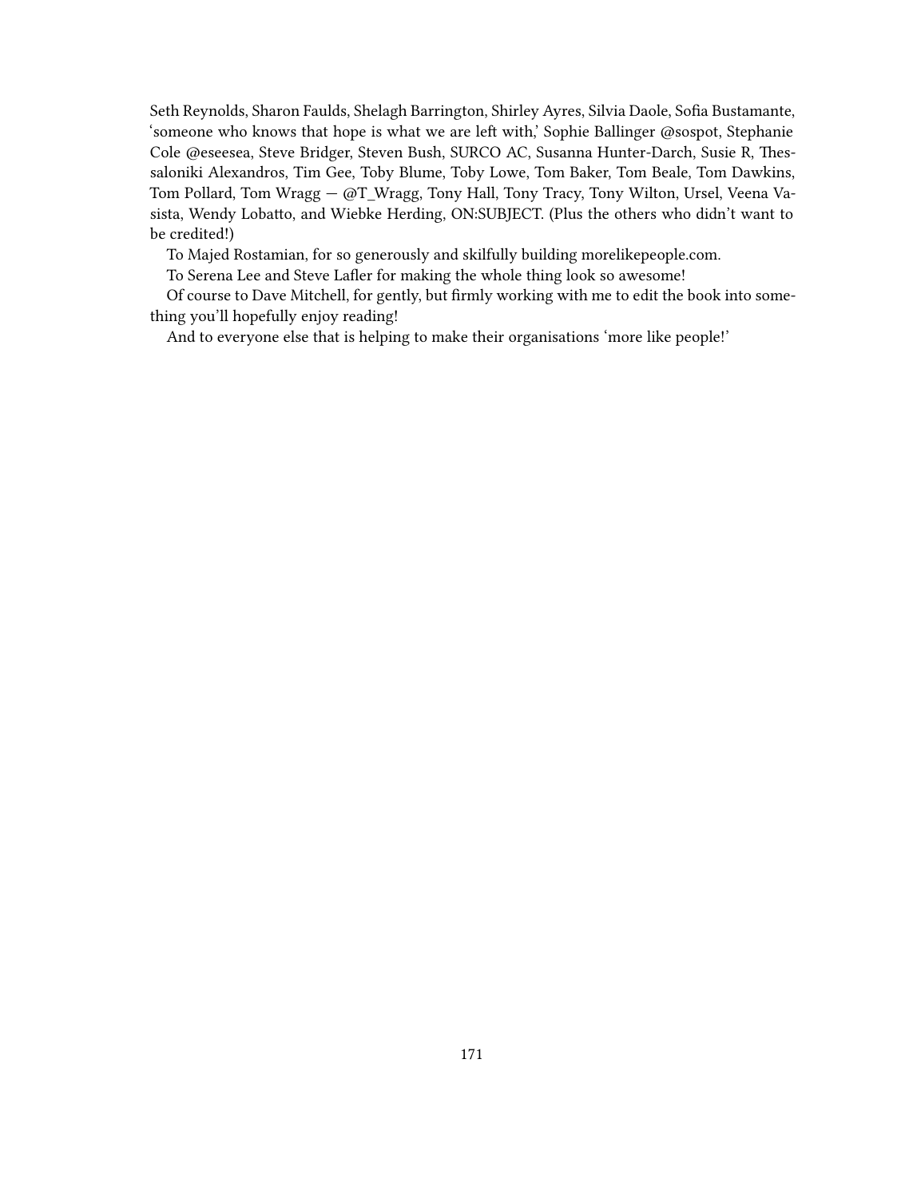Seth Reynolds, Sharon Faulds, Shelagh Barrington, Shirley Ayres, Silvia Daole, Sofia Bustamante, 'someone who knows that hope is what we are left with,' Sophie Ballinger @sospot, Stephanie Cole @eseesea, Steve Bridger, Steven Bush, SURCO AC, Susanna Hunter-Darch, Susie R, Thessaloniki Alexandros, Tim Gee, Toby Blume, Toby Lowe, Tom Baker, Tom Beale, Tom Dawkins, Tom Pollard, Tom Wragg — @T_Wragg, Tony Hall, Tony Tracy, Tony Wilton, Ursel, Veena Vasista, Wendy Lobatto, and Wiebke Herding, ON:SUBJECT. (Plus the others who didn't want to be credited!)

To Majed Rostamian, for so generously and skilfully building morelikepeople.com.

To Serena Lee and Steve Lafler for making the whole thing look so awesome!

Of course to Dave Mitchell, for gently, but firmly working with me to edit the book into something you'll hopefully enjoy reading!

And to everyone else that is helping to make their organisations 'more like people!'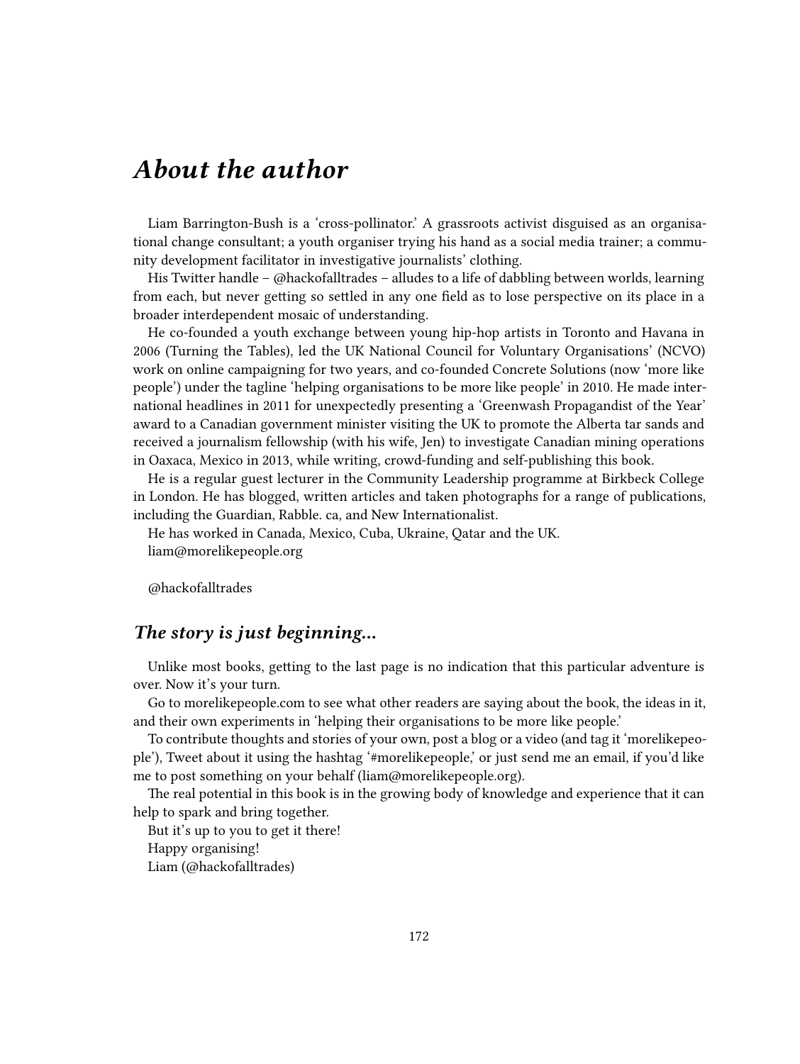# *About the author*

Liam Barrington-Bush is a 'cross-pollinator.' A grassroots activist disguised as an organisational change consultant; a youth organiser trying his hand as a social media trainer; a community development facilitator in investigative journalists' clothing.

His Twitter handle – @hackofalltrades – alludes to a life of dabbling between worlds, learning from each, but never getting so settled in any one field as to lose perspective on its place in a broader interdependent mosaic of understanding.

He co-founded a youth exchange between young hip-hop artists in Toronto and Havana in 2006 (Turning the Tables), led the UK National Council for Voluntary Organisations' (NCVO) work on online campaigning for two years, and co-founded Concrete Solutions (now 'more like people') under the tagline 'helping organisations to be more like people' in 2010. He made international headlines in 2011 for unexpectedly presenting a 'Greenwash Propagandist of the Year' award to a Canadian government minister visiting the UK to promote the Alberta tar sands and received a journalism fellowship (with his wife, Jen) to investigate Canadian mining operations in Oaxaca, Mexico in 2013, while writing, crowd-funding and self-publishing this book.

He is a regular guest lecturer in the Community Leadership programme at Birkbeck College in London. He has blogged, written articles and taken photographs for a range of publications, including the Guardian, Rabble. ca, and New Internationalist.

He has worked in Canada, Mexico, Cuba, Ukraine, Qatar and the UK.

liam@morelikepeople.org

@hackofalltrades

## *The story is just beginning...*

Unlike most books, getting to the last page is no indication that this particular adventure is over. Now it's your turn.

Go to morelikepeople.com to see what other readers are saying about the book, the ideas in it, and their own experiments in 'helping their organisations to be more like people.'

To contribute thoughts and stories of your own, post a blog or a video (and tag it 'morelikepeople'), Tweet about it using the hashtag '#morelikepeople,' or just send me an email, if you'd like me to post something on your behalf (liam@morelikepeople.org).

The real potential in this book is in the growing body of knowledge and experience that it can help to spark and bring together.

But it's up to you to get it there!

Happy organising!

Liam (@hackofalltrades)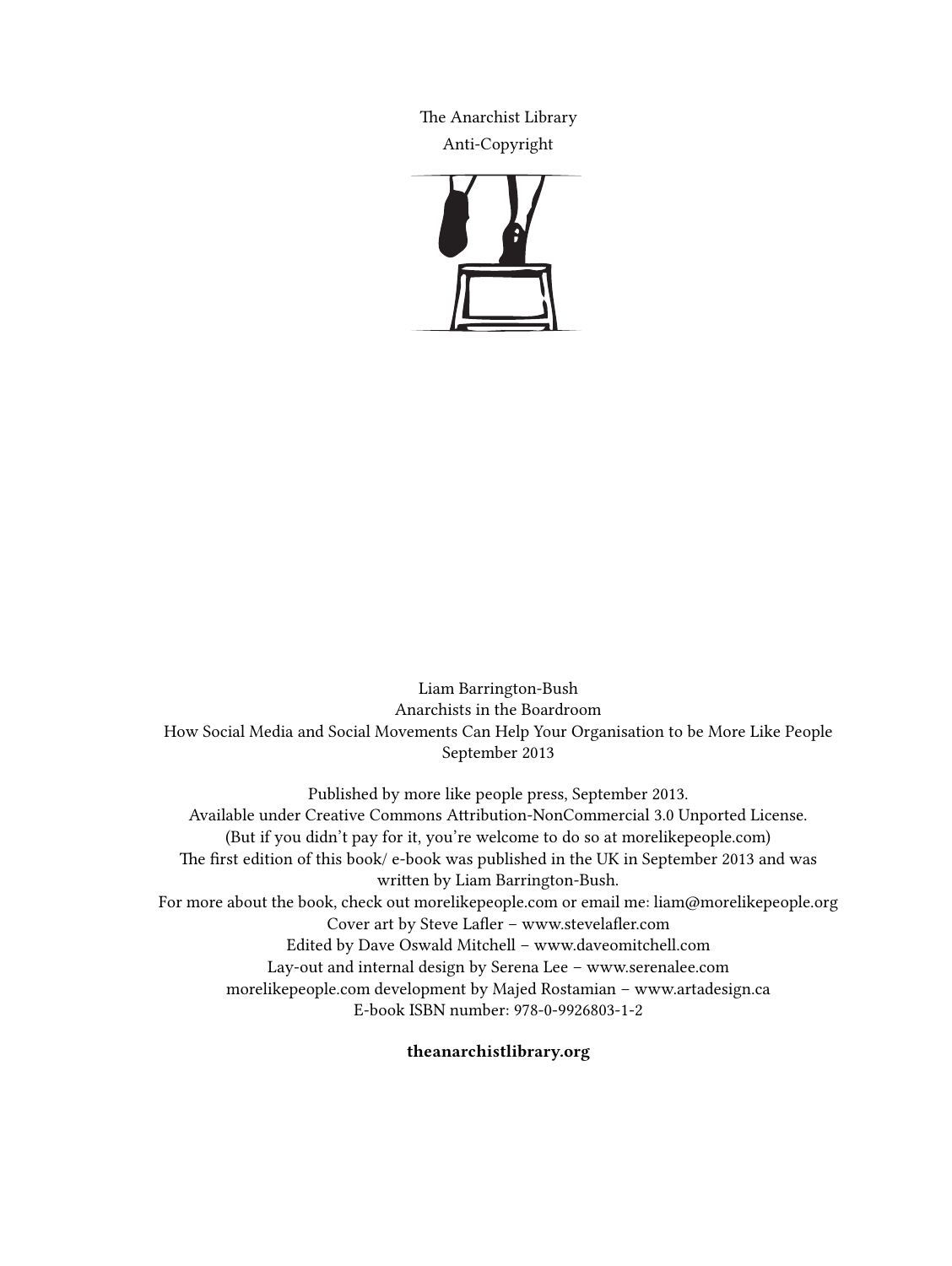The Anarchist Library
Anti-Copyright

Liam Barrington-Bush
Anarchists in the Boardroom
How Social Media and Social Movements Can Help Your Organisation to be More Like People
September 2013

Published by more like people press, September 2013.
Available under Creative Commons Attribution-NonCommercial 3.0 Unported License.
(But if you didn't pay for it, you're welcome to do so at morelikepeople.com)
The first edition of this book/ e-book was published in the UK in September 2013 and was written by Liam Barrington-Bush.
For more about the book, check out morelikepeople.com or email me: liam@morelikepeople.org
Cover art by Steve Lafler – www.stevelafler.com
Edited by Dave Oswald Mitchell – www.daveomitchell.com
Lay-out and internal design by Serena Lee – www.serenalee.com
morelikepeople.com development by Majed Rostamian – www.artadesign.ca
E-book ISBN number: 978-0-9926803-1-2

**theanarchistlibrary.org**